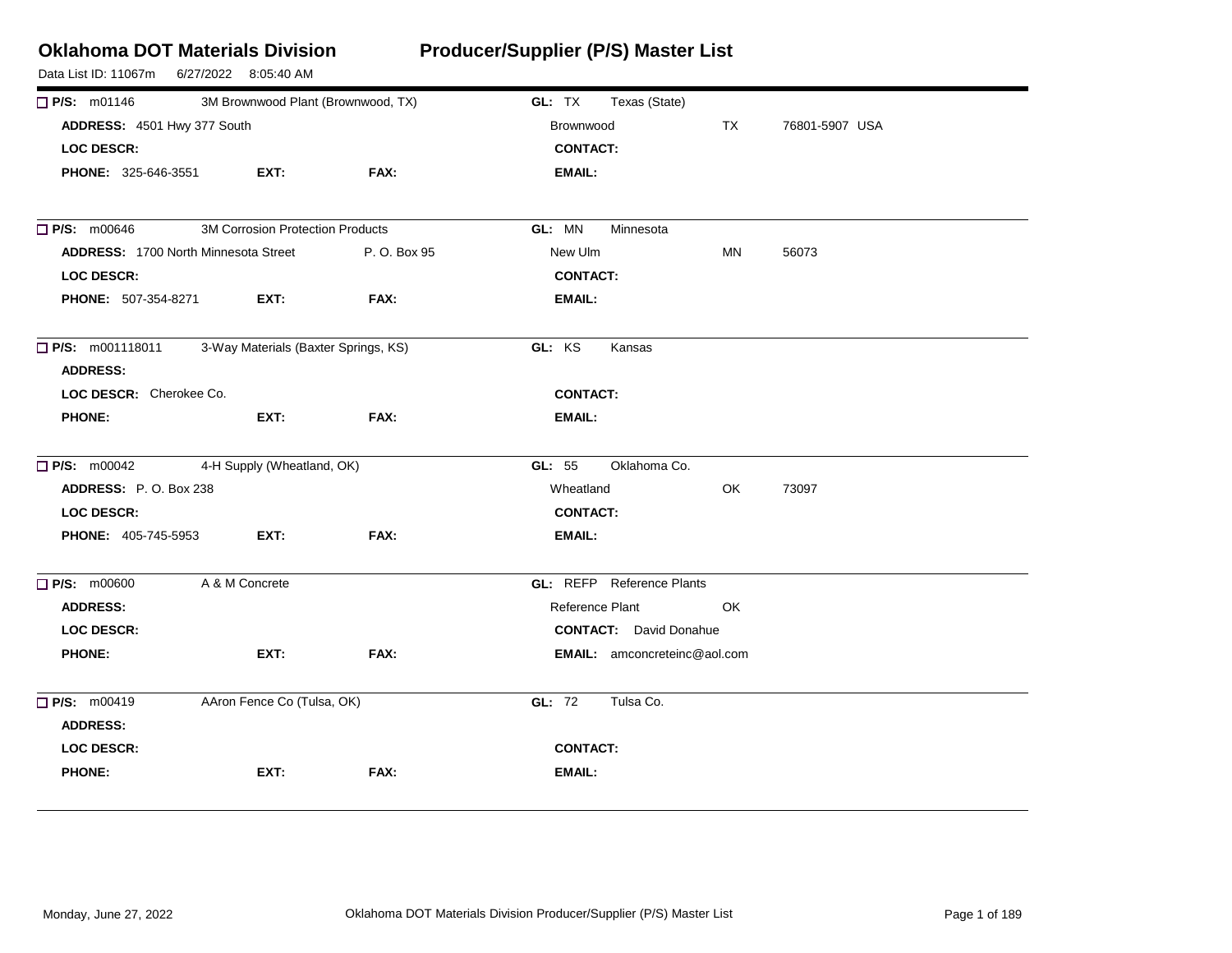# Oklahoma DOT Materials Division

## Producer/Supplier (P/S) Master List

Data List ID: 11067m 6/27/2022 8:05:40 AM

---

**P/S:** m01146 3M Brownwood Plant (Brownwood, TX) **GL:** TX Texas (State)

**ADDRESS:** 4501 Hwy 377 South — Brownwood TX 76801-5907 USA

**LOC DESCR:** **CONTACT:**

**PHONE:** 325-646-3551 **EXT:** **FAX:** **EMAIL:**

---

**P/S:** m00646 3M Corrosion Protection Products **GL:** MN Minnesota

**ADDRESS:** 1700 North Minnesota Street P. O. Box 95 — New Ulm MN 56073

**LOC DESCR:** **CONTACT:**

**PHONE:** 507-354-8271 **EXT:** **FAX:** **EMAIL:**

---

**P/S:** m001118011 3-Way Materials (Baxter Springs, KS) **GL:** KS Kansas

**ADDRESS:**

**LOC DESCR:** Cherokee Co. **CONTACT:**

**PHONE:** **EXT:** **FAX:** **EMAIL:**

---

**P/S:** m00042 4-H Supply (Wheatland, OK) **GL:** 55 Oklahoma Co.

**ADDRESS:** P. O. Box 238 — Wheatland OK 73097

**LOC DESCR:** **CONTACT:**

**PHONE:** 405-745-5953 **EXT:** **FAX:** **EMAIL:**

---

**P/S:** m00600 A & M Concrete **GL:** REFP Reference Plants

**ADDRESS:** — Reference Plant OK

**LOC DESCR:** **CONTACT:** David Donahue

**PHONE:** **EXT:** **FAX:** **EMAIL:** amconcreteinc@aol.com

---

**P/S:** m00419 AAron Fence Co (Tulsa, OK) **GL:** 72 Tulsa Co.

**ADDRESS:**

**LOC DESCR:** **CONTACT:**

**PHONE:** **EXT:** **FAX:** **EMAIL:**

---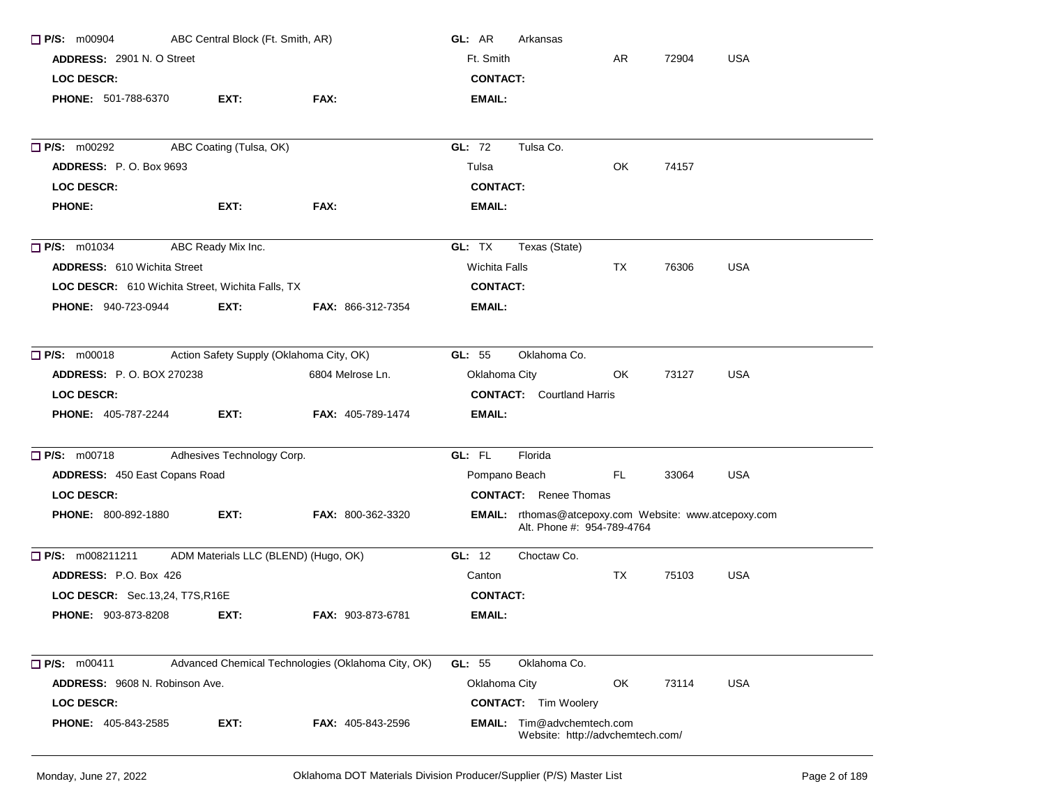☐ **P/S:** m00904 ABC Central Block (Ft. Smith, AR) **GL:** AR Arkansas

**ADDRESS:** 2901 N. O Street Ft. Smith AR 72904 USA

**LOC DESCR:** **CONTACT:**

**PHONE:** 501-788-6370 **EXT:** **FAX:** **EMAIL:**

---

☐ **P/S:** m00292 ABC Coating (Tulsa, OK) **GL:** 72 Tulsa Co.

**ADDRESS:** P. O. Box 9693 Tulsa OK 74157

**LOC DESCR:** **CONTACT:**

**PHONE:** **EXT:** **FAX:** **EMAIL:**

---

☐ **P/S:** m01034 ABC Ready Mix Inc. **GL:** TX Texas (State)

**ADDRESS:** 610 Wichita Street Wichita Falls TX 76306 USA

**LOC DESCR:** 610 Wichita Street, Wichita Falls, TX **CONTACT:**

**PHONE:** 940-723-0944 **EXT:** **FAX:** 866-312-7354 **EMAIL:**

---

☐ **P/S:** m00018 Action Safety Supply (Oklahoma City, OK) **GL:** 55 Oklahoma Co.

**ADDRESS:** P. O. BOX 270238 6804 Melrose Ln. Oklahoma City OK 73127 USA

**LOC DESCR:** **CONTACT:** Courtland Harris

**PHONE:** 405-787-2244 **EXT:** **FAX:** 405-789-1474 **EMAIL:**

---

☐ **P/S:** m00718 Adhesives Technology Corp. **GL:** FL Florida

**ADDRESS:** 450 East Copans Road Pompano Beach FL 33064 USA

**LOC DESCR:** **CONTACT:** Renee Thomas

**PHONE:** 800-892-1880 **EXT:** **FAX:** 800-362-3320 **EMAIL:** rthomas@atcepoxy.com Website: www.atcepoxy.com Alt. Phone #: 954-789-4764

---

☐ **P/S:** m008211211 ADM Materials LLC (BLEND) (Hugo, OK) **GL:** 12 Choctaw Co.

**ADDRESS:** P.O. Box 426 Canton TX 75103 USA

**LOC DESCR:** Sec.13,24, T7S,R16E **CONTACT:**

**PHONE:** 903-873-8208 **EXT:** **FAX:** 903-873-6781 **EMAIL:**

---

☐ **P/S:** m00411 Advanced Chemical Technologies (Oklahoma City, OK) **GL:** 55 Oklahoma Co.

**ADDRESS:** 9608 N. Robinson Ave. Oklahoma City OK 73114 USA

**LOC DESCR:** **CONTACT:** Tim Woolery

**PHONE:** 405-843-2585 **EXT:** **FAX:** 405-843-2596 **EMAIL:** Tim@advchemtech.com Website: http://advchemtech.com/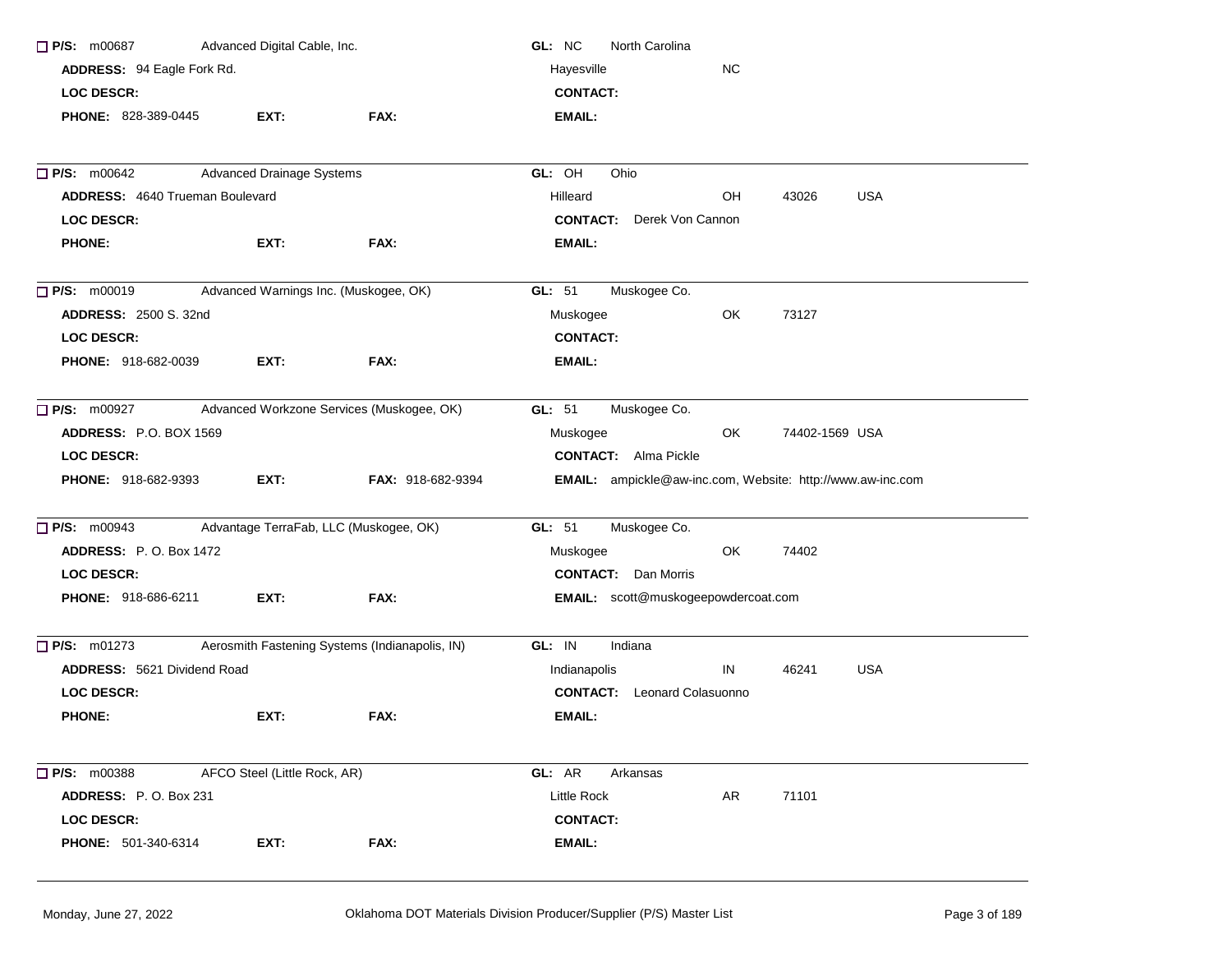☐ **P/S:** m00687 Advanced Digital Cable, Inc.
**GL:** NC North Carolina
**ADDRESS:** 94 Eagle Fork Rd.
Hayesville NC
**LOC DESCR:**
**CONTACT:**
**PHONE:** 828-389-0445 **EXT:** **FAX:**
**EMAIL:**

---

☐ **P/S:** m00642 Advanced Drainage Systems
**GL:** OH Ohio
**ADDRESS:** 4640 Trueman Boulevard
Hilleard OH 43026 USA
**LOC DESCR:**
**CONTACT:** Derek Von Cannon
**PHONE:** **EXT:** **FAX:**
**EMAIL:**

---

☐ **P/S:** m00019 Advanced Warnings Inc. (Muskogee, OK)
**GL:** 51 Muskogee Co.
**ADDRESS:** 2500 S. 32nd
Muskogee OK 73127
**LOC DESCR:**
**CONTACT:**
**PHONE:** 918-682-0039 **EXT:** **FAX:**
**EMAIL:**

---

☐ **P/S:** m00927 Advanced Workzone Services (Muskogee, OK)
**GL:** 51 Muskogee Co.
**ADDRESS:** P.O. BOX 1569
Muskogee OK 74402-1569 USA
**LOC DESCR:**
**CONTACT:** Alma Pickle
**PHONE:** 918-682-9393 **EXT:** **FAX:** 918-682-9394
**EMAIL:** ampickle@aw-inc.com, Website: http://www.aw-inc.com

---

☐ **P/S:** m00943 Advantage TerraFab, LLC (Muskogee, OK)
**GL:** 51 Muskogee Co.
**ADDRESS:** P. O. Box 1472
Muskogee OK 74402
**LOC DESCR:**
**CONTACT:** Dan Morris
**PHONE:** 918-686-6211 **EXT:** **FAX:**
**EMAIL:** scott@muskogeepowdercoat.com

---

☐ **P/S:** m01273 Aerosmith Fastening Systems (Indianapolis, IN)
**GL:** IN Indiana
**ADDRESS:** 5621 Dividend Road
Indianapolis IN 46241 USA
**LOC DESCR:**
**CONTACT:** Leonard Colasuonno
**PHONE:** **EXT:** **FAX:**
**EMAIL:**

---

☐ **P/S:** m00388 AFCO Steel (Little Rock, AR)
**GL:** AR Arkansas
**ADDRESS:** P. O. Box 231
Little Rock AR 71101
**LOC DESCR:**
**CONTACT:**
**PHONE:** 501-340-6314 **EXT:** **FAX:**
**EMAIL:**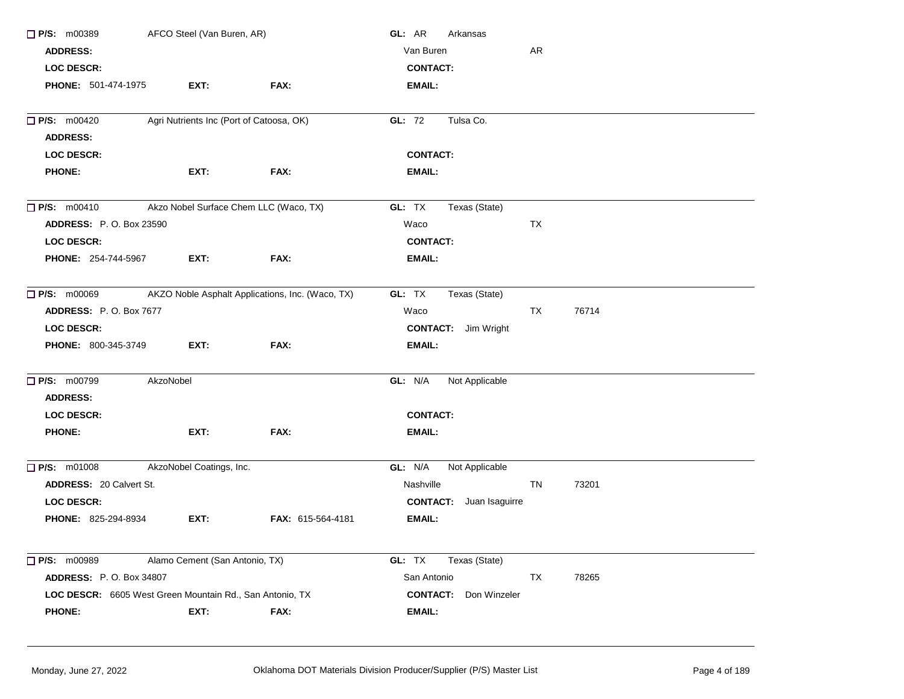☐ **P/S:** m00389 AFCO Steel (Van Buren, AR) **GL:** AR Arkansas

**ADDRESS:** Van Buren AR

**LOC DESCR:** **CONTACT:**

**PHONE:** 501-474-1975 **EXT:** **FAX:** **EMAIL:**

---

☐ **P/S:** m00420 Agri Nutrients Inc (Port of Catoosa, OK) **GL:** 72 Tulsa Co.

**ADDRESS:**

**LOC DESCR:** **CONTACT:**

**PHONE:** **EXT:** **FAX:** **EMAIL:**

---

☐ **P/S:** m00410 Akzo Nobel Surface Chem LLC (Waco, TX) **GL:** TX Texas (State)

**ADDRESS:** P. O. Box 23590 Waco TX

**LOC DESCR:** **CONTACT:**

**PHONE:** 254-744-5967 **EXT:** **FAX:** **EMAIL:**

---

☐ **P/S:** m00069 AKZO Noble Asphalt Applications, Inc. (Waco, TX) **GL:** TX Texas (State)

**ADDRESS:** P. O. Box 7677 Waco TX 76714

**LOC DESCR:** **CONTACT:** Jim Wright

**PHONE:** 800-345-3749 **EXT:** **FAX:** **EMAIL:**

---

☐ **P/S:** m00799 AkzoNobel **GL:** N/A Not Applicable

**ADDRESS:**

**LOC DESCR:** **CONTACT:**

**PHONE:** **EXT:** **FAX:** **EMAIL:**

---

☐ **P/S:** m01008 AkzoNobel Coatings, Inc. **GL:** N/A Not Applicable

**ADDRESS:** 20 Calvert St. Nashville TN 73201

**LOC DESCR:** **CONTACT:** Juan Isaguirre

**PHONE:** 825-294-8934 **EXT:** **FAX:** 615-564-4181 **EMAIL:**

---

☐ **P/S:** m00989 Alamo Cement (San Antonio, TX) **GL:** TX Texas (State)

**ADDRESS:** P. O. Box 34807 San Antonio TX 78265

**LOC DESCR:** 6605 West Green Mountain Rd., San Antonio, TX **CONTACT:** Don Winzeler

**PHONE:** **EXT:** **FAX:** **EMAIL:**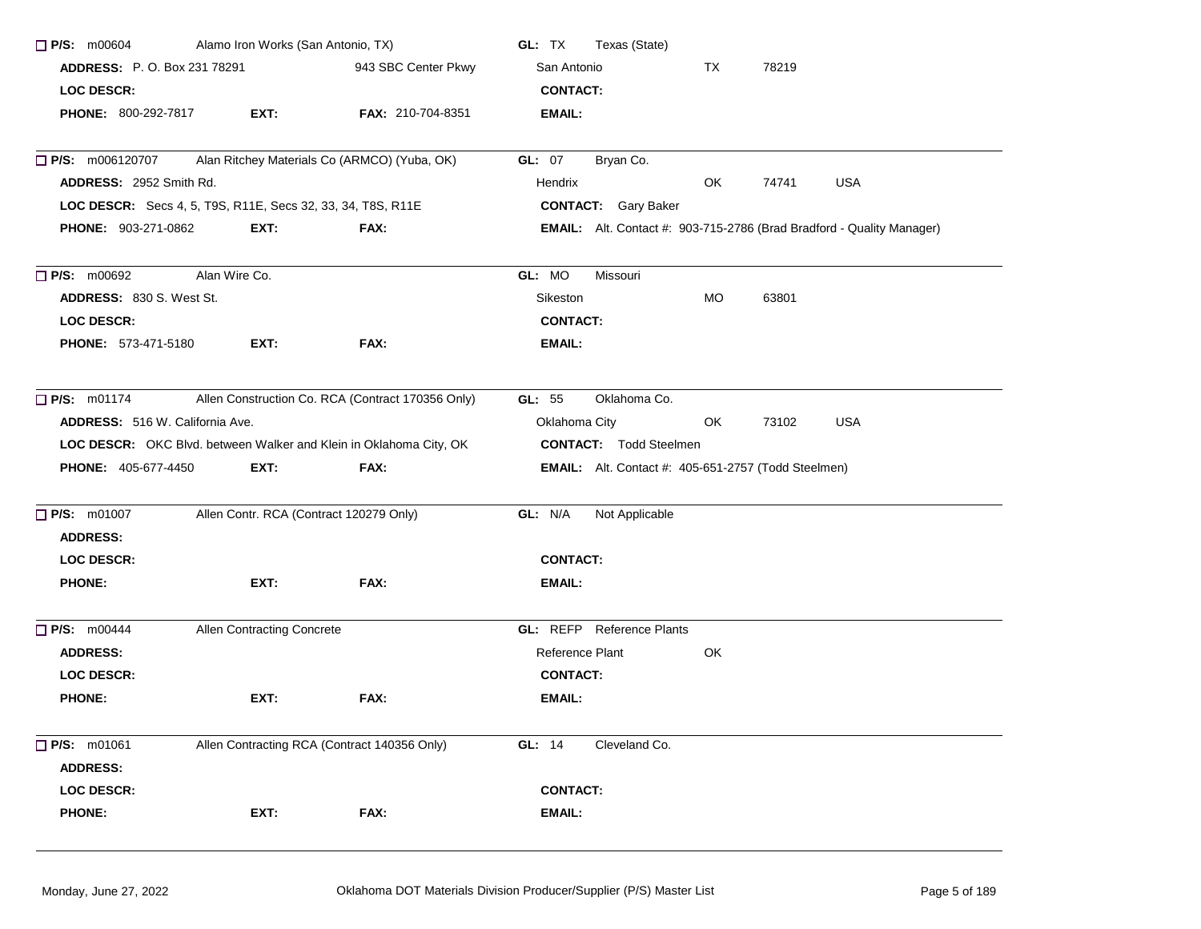☐ **P/S:** m00604 Alamo Iron Works (San Antonio, TX) **GL:** TX Texas (State)

**ADDRESS:** P. O. Box 231 78291 943 SBC Center Pkwy San Antonio TX 78219

**LOC DESCR:**

**CONTACT:**

**PHONE:** 800-292-7817 **EXT:** **FAX:** 210-704-8351

**EMAIL:**

---

☐ **P/S:** m006120707 Alan Ritchey Materials Co (ARMCO) (Yuba, OK) **GL:** 07 Bryan Co.

**ADDRESS:** 2952 Smith Rd. Hendrix OK 74741 USA

**LOC DESCR:** Secs 4, 5, T9S, R11E, Secs 32, 33, 34, T8S, R11E

**CONTACT:** Gary Baker

**PHONE:** 903-271-0862 **EXT:** **FAX:**

**EMAIL:** Alt. Contact #: 903-715-2786 (Brad Bradford - Quality Manager)

---

☐ **P/S:** m00692 Alan Wire Co. **GL:** MO Missouri

**ADDRESS:** 830 S. West St. Sikeston MO 63801

**LOC DESCR:**

**CONTACT:**

**PHONE:** 573-471-5180 **EXT:** **FAX:**

**EMAIL:**

---

☐ **P/S:** m01174 Allen Construction Co. RCA (Contract 170356 Only) **GL:** 55 Oklahoma Co.

**ADDRESS:** 516 W. California Ave. Oklahoma City OK 73102 USA

**LOC DESCR:** OKC Blvd. between Walker and Klein in Oklahoma City, OK

**CONTACT:** Todd Steelmen

**PHONE:** 405-677-4450 **EXT:** **FAX:**

**EMAIL:** Alt. Contact #: 405-651-2757 (Todd Steelmen)

---

☐ **P/S:** m01007 Allen Contr. RCA (Contract 120279 Only) **GL:** N/A Not Applicable

**ADDRESS:**

**LOC DESCR:**

**CONTACT:**

**PHONE:** **EXT:** **FAX:**

**EMAIL:**

---

☐ **P/S:** m00444 Allen Contracting Concrete **GL:** REFP Reference Plants

**ADDRESS:** Reference Plant OK

**LOC DESCR:**

**CONTACT:**

**PHONE:** **EXT:** **FAX:**

**EMAIL:**

---

☐ **P/S:** m01061 Allen Contracting RCA (Contract 140356 Only) **GL:** 14 Cleveland Co.

**ADDRESS:**

**LOC DESCR:**

**CONTACT:**

**PHONE:** **EXT:** **FAX:**

**EMAIL:**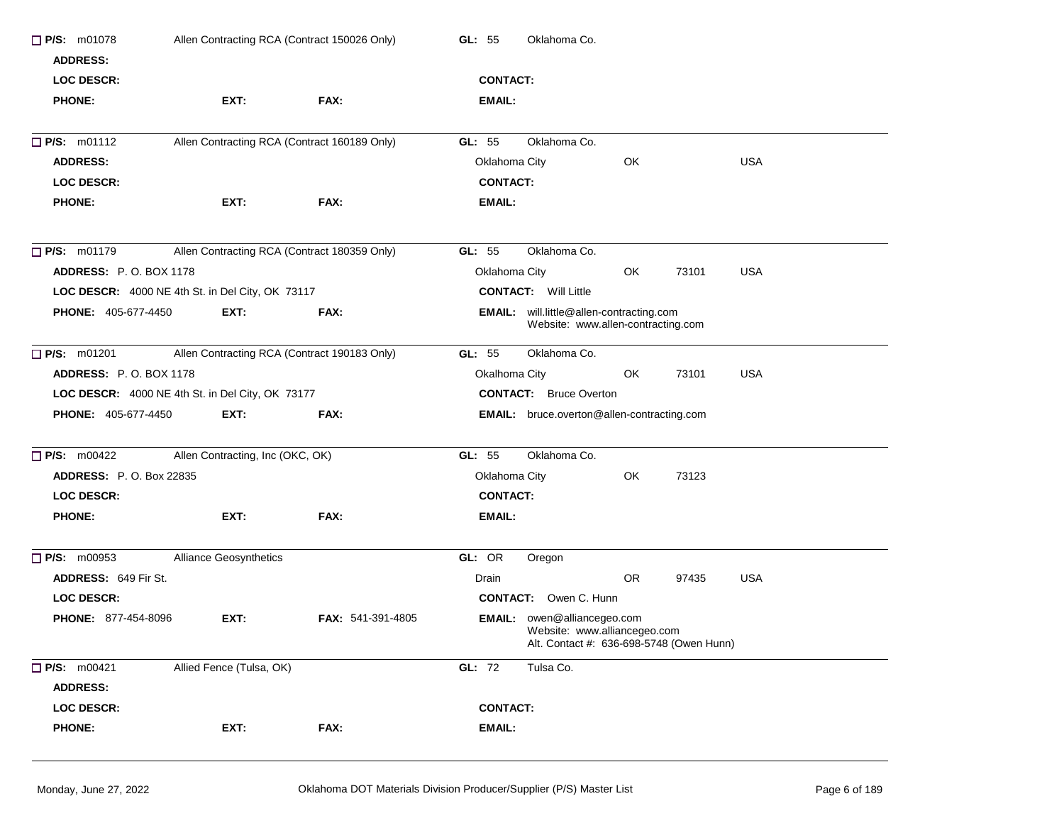☐ **P/S:** m01078 &nbsp; Allen Contracting RCA (Contract 150026 Only) &nbsp; **GL:** 55 &nbsp; Oklahoma Co.

**ADDRESS:**

**LOC DESCR:** &nbsp; **CONTACT:**

**PHONE:** &nbsp; **EXT:** &nbsp; **FAX:** &nbsp; **EMAIL:**

---

☐ **P/S:** m01112 &nbsp; Allen Contracting RCA (Contract 160189 Only) &nbsp; **GL:** 55 &nbsp; Oklahoma Co.

**ADDRESS:** &nbsp; Oklahoma City &nbsp; OK &nbsp; USA

**LOC DESCR:** &nbsp; **CONTACT:**

**PHONE:** &nbsp; **EXT:** &nbsp; **FAX:** &nbsp; **EMAIL:**

---

☐ **P/S:** m01179 &nbsp; Allen Contracting RCA (Contract 180359 Only) &nbsp; **GL:** 55 &nbsp; Oklahoma Co.

**ADDRESS:** P. O. BOX 1178 &nbsp; Oklahoma City &nbsp; OK &nbsp; 73101 &nbsp; USA

**LOC DESCR:** 4000 NE 4th St. in Del City, OK 73117 &nbsp; **CONTACT:** Will Little

**PHONE:** 405-677-4450 &nbsp; **EXT:** &nbsp; **FAX:** &nbsp; **EMAIL:** will.little@allen-contracting.com
Website: www.allen-contracting.com

---

☐ **P/S:** m01201 &nbsp; Allen Contracting RCA (Contract 190183 Only) &nbsp; **GL:** 55 &nbsp; Oklahoma Co.

**ADDRESS:** P. O. BOX 1178 &nbsp; Okalhoma City &nbsp; OK &nbsp; 73101 &nbsp; USA

**LOC DESCR:** 4000 NE 4th St. in Del City, OK 73177 &nbsp; **CONTACT:** Bruce Overton

**PHONE:** 405-677-4450 &nbsp; **EXT:** &nbsp; **FAX:** &nbsp; **EMAIL:** bruce.overton@allen-contracting.com

---

☐ **P/S:** m00422 &nbsp; Allen Contracting, Inc (OKC, OK) &nbsp; **GL:** 55 &nbsp; Oklahoma Co.

**ADDRESS:** P. O. Box 22835 &nbsp; Oklahoma City &nbsp; OK &nbsp; 73123

**LOC DESCR:** &nbsp; **CONTACT:**

**PHONE:** &nbsp; **EXT:** &nbsp; **FAX:** &nbsp; **EMAIL:**

---

☐ **P/S:** m00953 &nbsp; Alliance Geosynthetics &nbsp; **GL:** OR &nbsp; Oregon

**ADDRESS:** 649 Fir St. &nbsp; Drain &nbsp; OR &nbsp; 97435 &nbsp; USA

**LOC DESCR:** &nbsp; **CONTACT:** Owen C. Hunn

**PHONE:** 877-454-8096 &nbsp; **EXT:** &nbsp; **FAX:** 541-391-4805 &nbsp; **EMAIL:** owen@alliancegeo.com
Website: www.alliancegeo.com
Alt. Contact #: 636-698-5748 (Owen Hunn)

---

☐ **P/S:** m00421 &nbsp; Allied Fence (Tulsa, OK) &nbsp; **GL:** 72 &nbsp; Tulsa Co.

**ADDRESS:**

**LOC DESCR:** &nbsp; **CONTACT:**

**PHONE:** &nbsp; **EXT:** &nbsp; **FAX:** &nbsp; **EMAIL:**

---

Monday, June 27, 2022 &nbsp; Oklahoma DOT Materials Division Producer/Supplier (P/S) Master List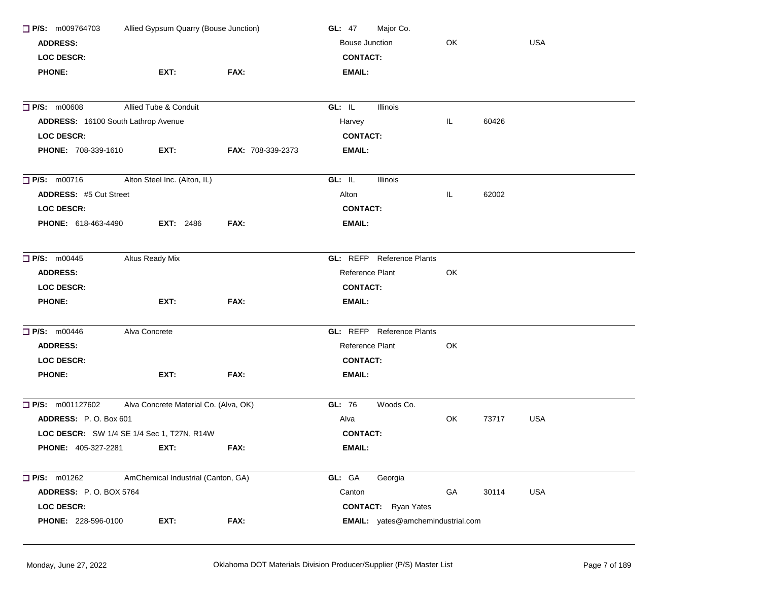☐ **P/S:** m009764703 Allied Gypsum Quarry (Bouse Junction) **GL:** 47 Major Co.
**ADDRESS:** Bouse Junction OK USA
**LOC DESCR:** **CONTACT:**
**PHONE:** **EXT:** **FAX:** **EMAIL:**

---

☐ **P/S:** m00608 Allied Tube & Conduit **GL:** IL Illinois
**ADDRESS:** 16100 South Lathrop Avenue Harvey IL 60426
**LOC DESCR:** **CONTACT:**
**PHONE:** 708-339-1610 **EXT:** **FAX:** 708-339-2373 **EMAIL:**

---

☐ **P/S:** m00716 Alton Steel Inc. (Alton, IL) **GL:** IL Illinois
**ADDRESS:** #5 Cut Street Alton IL 62002
**LOC DESCR:** **CONTACT:**
**PHONE:** 618-463-4490 **EXT:** 2486 **FAX:** **EMAIL:**

---

☐ **P/S:** m00445 Altus Ready Mix **GL:** REFP Reference Plants
**ADDRESS:** Reference Plant OK
**LOC DESCR:** **CONTACT:**
**PHONE:** **EXT:** **FAX:** **EMAIL:**

---

☐ **P/S:** m00446 Alva Concrete **GL:** REFP Reference Plants
**ADDRESS:** Reference Plant OK
**LOC DESCR:** **CONTACT:**
**PHONE:** **EXT:** **FAX:** **EMAIL:**

---

☐ **P/S:** m001127602 Alva Concrete Material Co. (Alva, OK) **GL:** 76 Woods Co.
**ADDRESS:** P. O. Box 601 Alva OK 73717 USA
**LOC DESCR:** SW 1/4 SE 1/4 Sec 1, T27N, R14W **CONTACT:**
**PHONE:** 405-327-2281 **EXT:** **FAX:** **EMAIL:**

---

☐ **P/S:** m01262 AmChemical Industrial (Canton, GA) **GL:** GA Georgia
**ADDRESS:** P. O. BOX 5764 Canton GA 30114 USA
**LOC DESCR:** **CONTACT:** Ryan Yates
**PHONE:** 228-596-0100 **EXT:** **FAX:** **EMAIL:** yates@amchemindustrial.com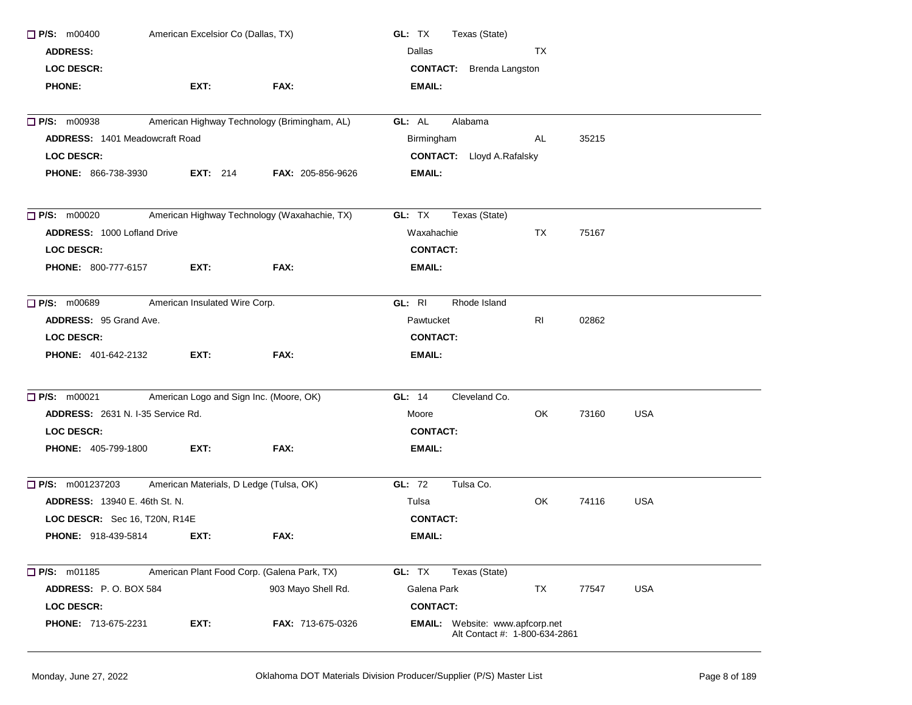☐ **P/S:** m00400 American Excelsior Co (Dallas, TX) **GL:** TX Texas (State)
**ADDRESS:** Dallas TX
**LOC DESCR:** **CONTACT:** Brenda Langston
**PHONE:** **EXT:** **FAX:** **EMAIL:**

---

☐ **P/S:** m00938 American Highway Technology (Brimingham, AL) **GL:** AL Alabama
**ADDRESS:** 1401 Meadowcraft Road Birmingham AL 35215
**LOC DESCR:** **CONTACT:** Lloyd A.Rafalsky
**PHONE:** 866-738-3930 **EXT:** 214 **FAX:** 205-856-9626 **EMAIL:**

---

☐ **P/S:** m00020 American Highway Technology (Waxahachie, TX) **GL:** TX Texas (State)
**ADDRESS:** 1000 Lofland Drive Waxahachie TX 75167
**LOC DESCR:** **CONTACT:**
**PHONE:** 800-777-6157 **EXT:** **FAX:** **EMAIL:**

---

☐ **P/S:** m00689 American Insulated Wire Corp. **GL:** RI Rhode Island
**ADDRESS:** 95 Grand Ave. Pawtucket RI 02862
**LOC DESCR:** **CONTACT:**
**PHONE:** 401-642-2132 **EXT:** **FAX:** **EMAIL:**

---

☐ **P/S:** m00021 American Logo and Sign Inc. (Moore, OK) **GL:** 14 Cleveland Co.
**ADDRESS:** 2631 N. I-35 Service Rd. Moore OK 73160 USA
**LOC DESCR:** **CONTACT:**
**PHONE:** 405-799-1800 **EXT:** **FAX:** **EMAIL:**

---

☐ **P/S:** m001237203 American Materials, D Ledge (Tulsa, OK) **GL:** 72 Tulsa Co.
**ADDRESS:** 13940 E. 46th St. N. Tulsa OK 74116 USA
**LOC DESCR:** Sec 16, T20N, R14E **CONTACT:**
**PHONE:** 918-439-5814 **EXT:** **FAX:** **EMAIL:**

---

☐ **P/S:** m01185 American Plant Food Corp. (Galena Park, TX) **GL:** TX Texas (State)
**ADDRESS:** P. O. BOX 584 903 Mayo Shell Rd. Galena Park TX 77547 USA
**LOC DESCR:** **CONTACT:**
**PHONE:** 713-675-2231 **EXT:** **FAX:** 713-675-0326 **EMAIL:** Website: www.apfcorp.net
Alt Contact #: 1-800-634-2861

---

Monday, June 27, 2022 Oklahoma DOT Materials Division Producer/Supplier (P/S) Master List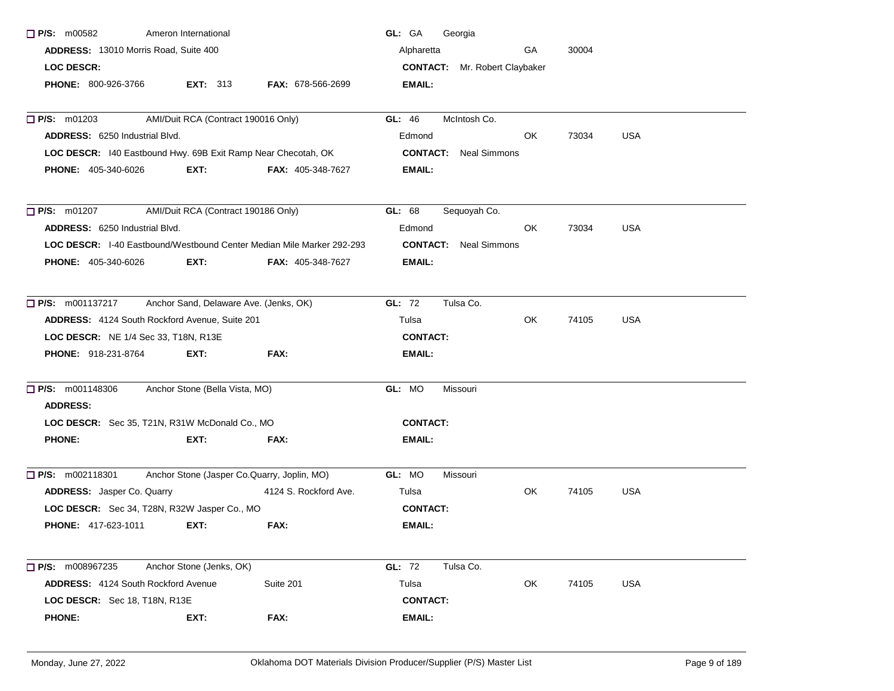☐ **P/S:** m00582 Ameron International
**GL:** GA Georgia
**ADDRESS:** 13010 Morris Road, Suite 400
Alpharetta GA 30004
**LOC DESCR:**
**CONTACT:** Mr. Robert Claybaker
**PHONE:** 800-926-3766 **EXT:** 313 **FAX:** 678-566-2699
**EMAIL:**

---

☐ **P/S:** m01203 AMI/Duit RCA (Contract 190016 Only)
**GL:** 46 McIntosh Co.
**ADDRESS:** 6250 Industrial Blvd.
Edmond OK 73034 USA
**LOC DESCR:** I40 Eastbound Hwy. 69B Exit Ramp Near Checotah, OK
**CONTACT:** Neal Simmons
**PHONE:** 405-340-6026 **EXT:** **FAX:** 405-348-7627
**EMAIL:**

---

☐ **P/S:** m01207 AMI/Duit RCA (Contract 190186 Only)
**GL:** 68 Sequoyah Co.
**ADDRESS:** 6250 Industrial Blvd.
Edmond OK 73034 USA
**LOC DESCR:** I-40 Eastbound/Westbound Center Median Mile Marker 292-293
**CONTACT:** Neal Simmons
**PHONE:** 405-340-6026 **EXT:** **FAX:** 405-348-7627
**EMAIL:**

---

☐ **P/S:** m001137217 Anchor Sand, Delaware Ave. (Jenks, OK)
**GL:** 72 Tulsa Co.
**ADDRESS:** 4124 South Rockford Avenue, Suite 201
Tulsa OK 74105 USA
**LOC DESCR:** NE 1/4 Sec 33, T18N, R13E
**CONTACT:**
**PHONE:** 918-231-8764 **EXT:** **FAX:**
**EMAIL:**

---

☐ **P/S:** m001148306 Anchor Stone (Bella Vista, MO)
**GL:** MO Missouri
**ADDRESS:**
**LOC DESCR:** Sec 35, T21N, R31W McDonald Co., MO
**CONTACT:**
**PHONE:** **EXT:** **FAX:**
**EMAIL:**

---

☐ **P/S:** m002118301 Anchor Stone (Jasper Co.Quarry, Joplin, MO)
**GL:** MO Missouri
**ADDRESS:** Jasper Co. Quarry 4124 S. Rockford Ave.
Tulsa OK 74105 USA
**LOC DESCR:** Sec 34, T28N, R32W Jasper Co., MO
**CONTACT:**
**PHONE:** 417-623-1011 **EXT:** **FAX:**
**EMAIL:**

---

☐ **P/S:** m008967235 Anchor Stone (Jenks, OK)
**GL:** 72 Tulsa Co.
**ADDRESS:** 4124 South Rockford Avenue Suite 201
Tulsa OK 74105 USA
**LOC DESCR:** Sec 18, T18N, R13E
**CONTACT:**
**PHONE:** **EXT:** **FAX:**
**EMAIL:**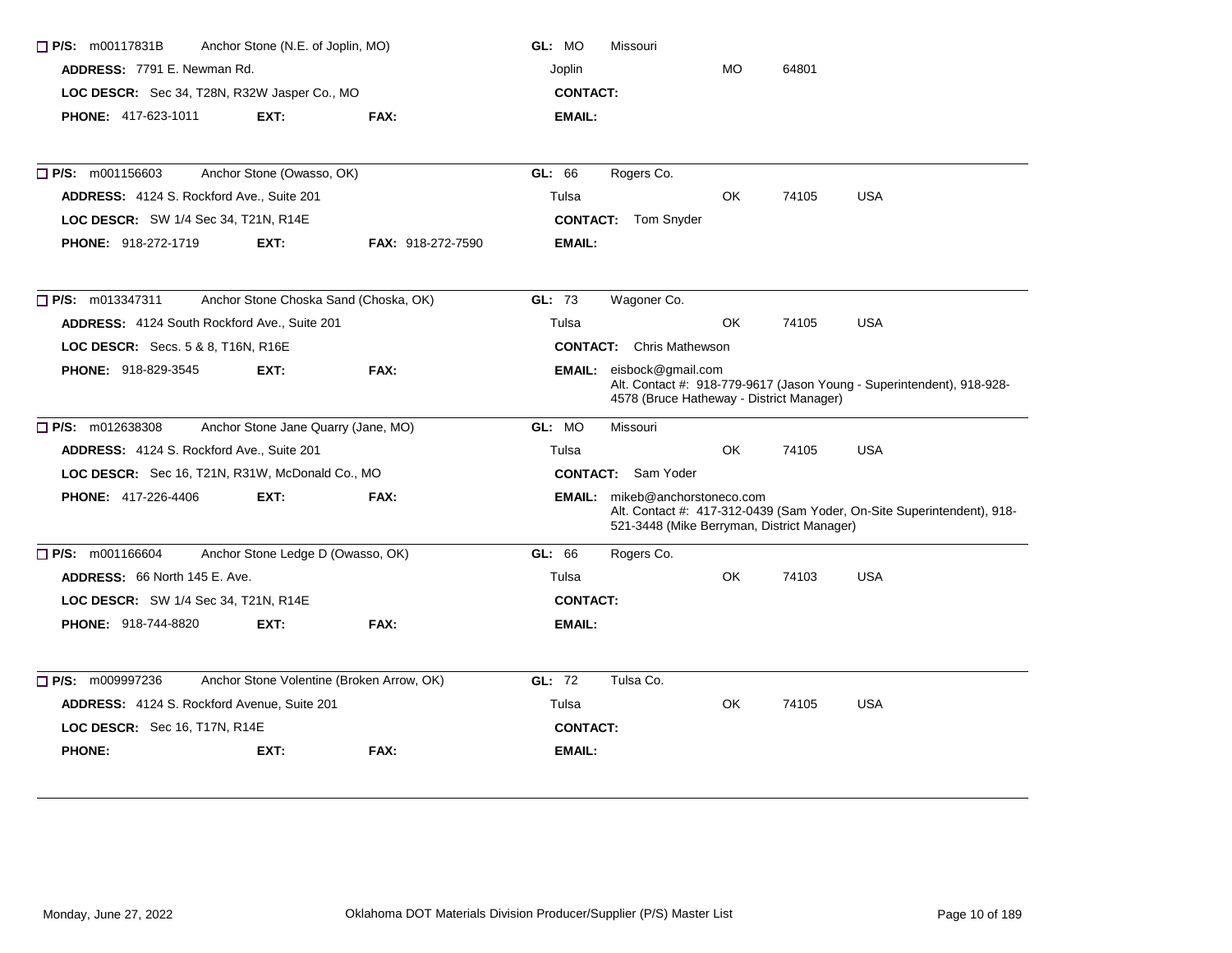☐ **P/S:** m00117831B   Anchor Stone (N.E. of Joplin, MO)   **GL:** MO   Missouri

**ADDRESS:** 7791 E. Newman Rd.   Joplin   MO   64801

**LOC DESCR:** Sec 34, T28N, R32W Jasper Co., MO   **CONTACT:**

**PHONE:** 417-623-1011   **EXT:**   **FAX:**   **EMAIL:**

---

☐ **P/S:** m001156603   Anchor Stone (Owasso, OK)   **GL:** 66   Rogers Co.

**ADDRESS:** 4124 S. Rockford Ave., Suite 201   Tulsa   OK   74105   USA

**LOC DESCR:** SW 1/4 Sec 34, T21N, R14E   **CONTACT:** Tom Snyder

**PHONE:** 918-272-1719   **EXT:**   **FAX:** 918-272-7590   **EMAIL:**

---

☐ **P/S:** m013347311   Anchor Stone Choska Sand (Choska, OK)   **GL:** 73   Wagoner Co.

**ADDRESS:** 4124 South Rockford Ave., Suite 201   Tulsa   OK   74105   USA

**LOC DESCR:** Secs. 5 & 8, T16N, R16E   **CONTACT:** Chris Mathewson

**PHONE:** 918-829-3545   **EXT:**   **FAX:**   **EMAIL:** eisbock@gmail.com
Alt. Contact #: 918-779-9617 (Jason Young - Superintendent), 918-928-4578 (Bruce Hatheway - District Manager)

---

☐ **P/S:** m012638308   Anchor Stone Jane Quarry (Jane, MO)   **GL:** MO   Missouri

**ADDRESS:** 4124 S. Rockford Ave., Suite 201   Tulsa   OK   74105   USA

**LOC DESCR:** Sec 16, T21N, R31W, McDonald Co., MO   **CONTACT:** Sam Yoder

**PHONE:** 417-226-4406   **EXT:**   **FAX:**   **EMAIL:** mikeb@anchorstoneco.com
Alt. Contact #: 417-312-0439 (Sam Yoder, On-Site Superintendent), 918-521-3448 (Mike Berryman, District Manager)

---

☐ **P/S:** m001166604   Anchor Stone Ledge D (Owasso, OK)   **GL:** 66   Rogers Co.

**ADDRESS:** 66 North 145 E. Ave.   Tulsa   OK   74103   USA

**LOC DESCR:** SW 1/4 Sec 34, T21N, R14E   **CONTACT:**

**PHONE:** 918-744-8820   **EXT:**   **FAX:**   **EMAIL:**

---

☐ **P/S:** m009997236   Anchor Stone Volentine (Broken Arrow, OK)   **GL:** 72   Tulsa Co.

**ADDRESS:** 4124 S. Rockford Avenue, Suite 201   Tulsa   OK   74105   USA

**LOC DESCR:** Sec 16, T17N, R14E   **CONTACT:**

**PHONE:**   **EXT:**   **FAX:**   **EMAIL:**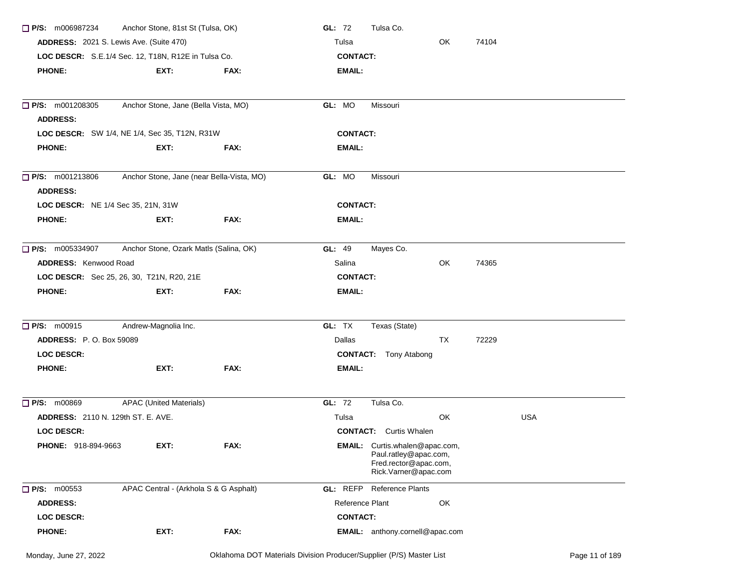☐ **P/S:** m006987234 Anchor Stone, 81st St (Tulsa, OK) **GL:** 72 Tulsa Co.

**ADDRESS:** 2021 S. Lewis Ave. (Suite 470) Tulsa OK 74104

**LOC DESCR:** S.E.1/4 Sec. 12, T18N, R12E in Tulsa Co. **CONTACT:**

**PHONE:** **EXT:** **FAX:** **EMAIL:**

---

☐ **P/S:** m001208305 Anchor Stone, Jane (Bella Vista, MO) **GL:** MO Missouri

**ADDRESS:**

**LOC DESCR:** SW 1/4, NE 1/4, Sec 35, T12N, R31W **CONTACT:**

**PHONE:** **EXT:** **FAX:** **EMAIL:**

---

☐ **P/S:** m001213806 Anchor Stone, Jane (near Bella-Vista, MO) **GL:** MO Missouri

**ADDRESS:**

**LOC DESCR:** NE 1/4 Sec 35, 21N, 31W **CONTACT:**

**PHONE:** **EXT:** **FAX:** **EMAIL:**

---

☐ **P/S:** m005334907 Anchor Stone, Ozark Matls (Salina, OK) **GL:** 49 Mayes Co.

**ADDRESS:** Kenwood Road Salina OK 74365

**LOC DESCR:** Sec 25, 26, 30, T21N, R20, 21E **CONTACT:**

**PHONE:** **EXT:** **FAX:** **EMAIL:**

---

☐ **P/S:** m00915 Andrew-Magnolia Inc. **GL:** TX Texas (State)

**ADDRESS:** P. O. Box 59089 Dallas TX 72229

**LOC DESCR:** **CONTACT:** Tony Atabong

**PHONE:** **EXT:** **FAX:** **EMAIL:**

---

☐ **P/S:** m00869 APAC (United Materials) **GL:** 72 Tulsa Co.

**ADDRESS:** 2110 N. 129th ST. E. AVE. Tulsa OK USA

**LOC DESCR:** **CONTACT:** Curtis Whalen

**PHONE:** 918-894-9663 **EXT:** **FAX:** **EMAIL:** Curtis.whalen@apac.com, Paul.ratley@apac.com, Fred.rector@apac.com, Rick.Varner@apac.com

---

☐ **P/S:** m00553 APAC Central - (Arkhola S & G Asphalt) **GL:** REFP Reference Plants

**ADDRESS:** Reference Plant OK

**LOC DESCR:** **CONTACT:**

**PHONE:** **EXT:** **FAX:** **EMAIL:** anthony.cornell@apac.com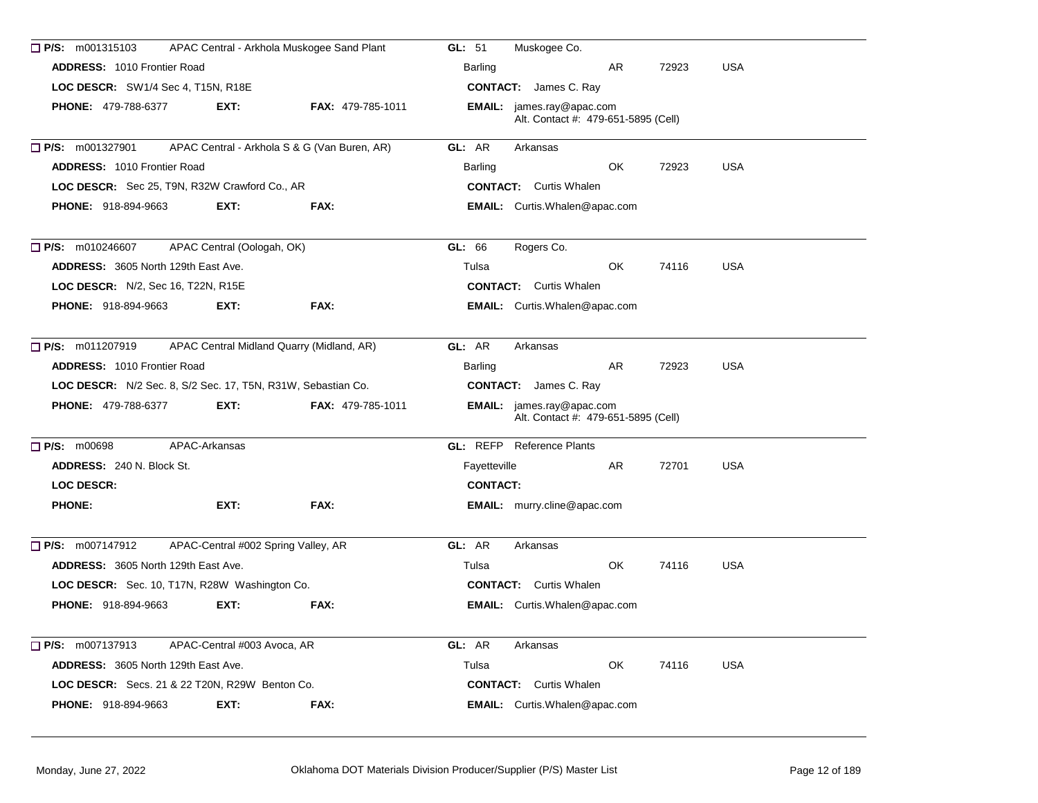☐ **P/S:** m001315103 APAC Central - Arkhola Muskogee Sand Plant **GL:** 51 Muskogee Co.
**ADDRESS:** 1010 Frontier Road Barling AR 72923 USA
**LOC DESCR:** SW1/4 Sec 4, T15N, R18E **CONTACT:** James C. Ray
**PHONE:** 479-788-6377 **EXT:** **FAX:** 479-785-1011 **EMAIL:** james.ray@apac.com
Alt. Contact #: 479-651-5895 (Cell)

---

☐ **P/S:** m001327901 APAC Central - Arkhola S & G (Van Buren, AR) **GL:** AR Arkansas
**ADDRESS:** 1010 Frontier Road Barling OK 72923 USA
**LOC DESCR:** Sec 25, T9N, R32W Crawford Co., AR **CONTACT:** Curtis Whalen
**PHONE:** 918-894-9663 **EXT:** **FAX:** **EMAIL:** Curtis.Whalen@apac.com

---

☐ **P/S:** m010246607 APAC Central (Oologah, OK) **GL:** 66 Rogers Co.
**ADDRESS:** 3605 North 129th East Ave. Tulsa OK 74116 USA
**LOC DESCR:** N/2, Sec 16, T22N, R15E **CONTACT:** Curtis Whalen
**PHONE:** 918-894-9663 **EXT:** **FAX:** **EMAIL:** Curtis.Whalen@apac.com

---

☐ **P/S:** m011207919 APAC Central Midland Quarry (Midland, AR) **GL:** AR Arkansas
**ADDRESS:** 1010 Frontier Road Barling AR 72923 USA
**LOC DESCR:** N/2 Sec. 8, S/2 Sec. 17, T5N, R31W, Sebastian Co. **CONTACT:** James C. Ray
**PHONE:** 479-788-6377 **EXT:** **FAX:** 479-785-1011 **EMAIL:** james.ray@apac.com
Alt. Contact #: 479-651-5895 (Cell)

---

☐ **P/S:** m00698 APAC-Arkansas **GL:** REFP Reference Plants
**ADDRESS:** 240 N. Block St. Fayetteville AR 72701 USA
**LOC DESCR:** **CONTACT:**
**PHONE:** **EXT:** **FAX:** **EMAIL:** murry.cline@apac.com

---

☐ **P/S:** m007147912 APAC-Central #002 Spring Valley, AR **GL:** AR Arkansas
**ADDRESS:** 3605 North 129th East Ave. Tulsa OK 74116 USA
**LOC DESCR:** Sec. 10, T17N, R28W Washington Co. **CONTACT:** Curtis Whalen
**PHONE:** 918-894-9663 **EXT:** **FAX:** **EMAIL:** Curtis.Whalen@apac.com

---

☐ **P/S:** m007137913 APAC-Central #003 Avoca, AR **GL:** AR Arkansas
**ADDRESS:** 3605 North 129th East Ave. Tulsa OK 74116 USA
**LOC DESCR:** Secs. 21 & 22 T20N, R29W Benton Co. **CONTACT:** Curtis Whalen
**PHONE:** 918-894-9663 **EXT:** **FAX:** **EMAIL:** Curtis.Whalen@apac.com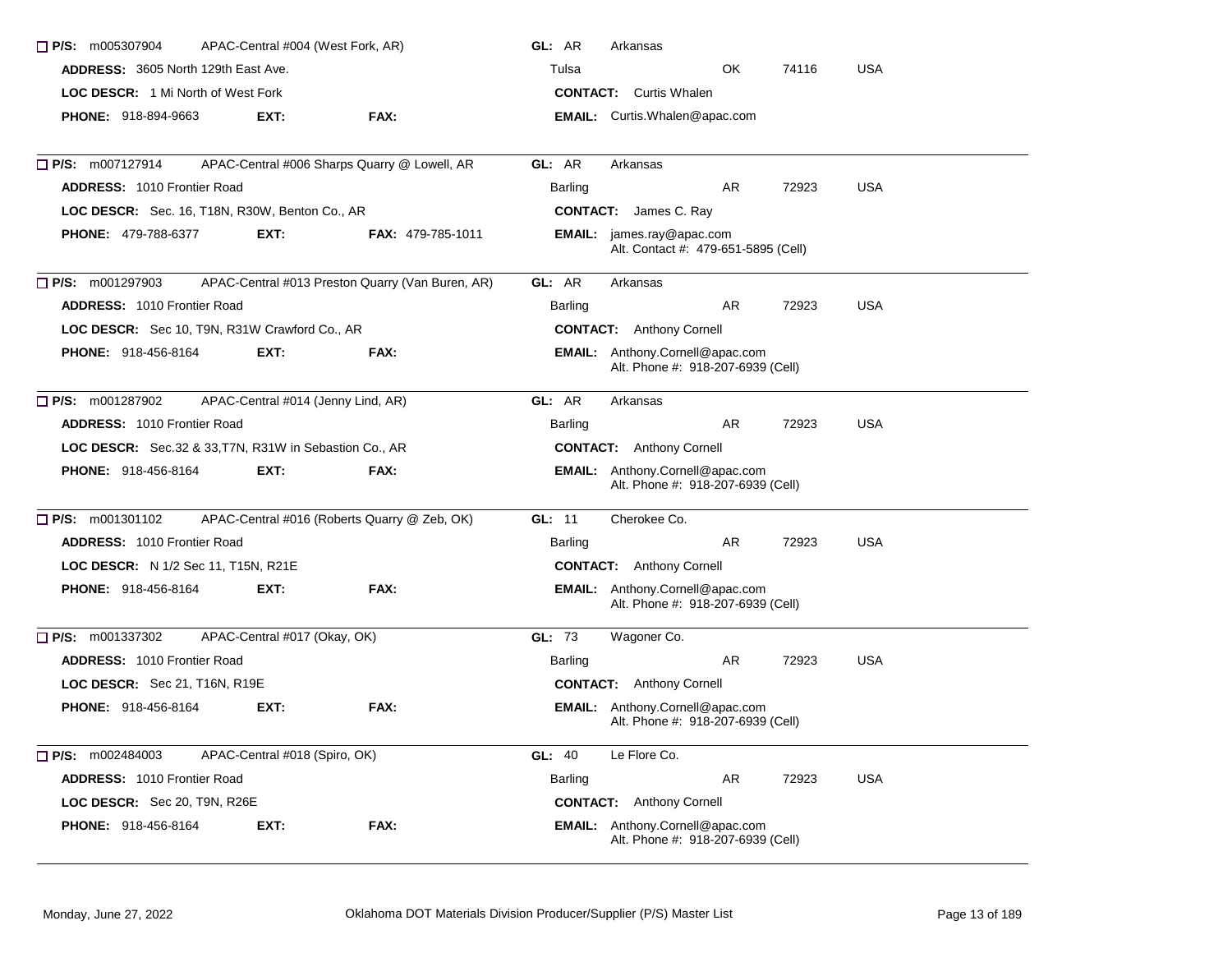☐ **P/S:** m005307904 APAC-Central #004 (West Fork, AR) **GL:** AR Arkansas
**ADDRESS:** 3605 North 129th East Ave. Tulsa OK 74116 USA
**LOC DESCR:** 1 Mi North of West Fork **CONTACT:** Curtis Whalen
**PHONE:** 918-894-9663 **EXT:** **FAX:** **EMAIL:** Curtis.Whalen@apac.com

---

☐ **P/S:** m007127914 APAC-Central #006 Sharps Quarry @ Lowell, AR **GL:** AR Arkansas
**ADDRESS:** 1010 Frontier Road Barling AR 72923 USA
**LOC DESCR:** Sec. 16, T18N, R30W, Benton Co., AR **CONTACT:** James C. Ray
**PHONE:** 479-788-6377 **EXT:** **FAX:** 479-785-1011 **EMAIL:** james.ray@apac.com
Alt. Contact #: 479-651-5895 (Cell)

---

☐ **P/S:** m001297903 APAC-Central #013 Preston Quarry (Van Buren, AR) **GL:** AR Arkansas
**ADDRESS:** 1010 Frontier Road Barling AR 72923 USA
**LOC DESCR:** Sec 10, T9N, R31W Crawford Co., AR **CONTACT:** Anthony Cornell
**PHONE:** 918-456-8164 **EXT:** **FAX:** **EMAIL:** Anthony.Cornell@apac.com
Alt. Phone #: 918-207-6939 (Cell)

---

☐ **P/S:** m001287902 APAC-Central #014 (Jenny Lind, AR) **GL:** AR Arkansas
**ADDRESS:** 1010 Frontier Road Barling AR 72923 USA
**LOC DESCR:** Sec.32 & 33,T7N, R31W in Sebastion Co., AR **CONTACT:** Anthony Cornell
**PHONE:** 918-456-8164 **EXT:** **FAX:** **EMAIL:** Anthony.Cornell@apac.com
Alt. Phone #: 918-207-6939 (Cell)

---

☐ **P/S:** m001301102 APAC-Central #016 (Roberts Quarry @ Zeb, OK) **GL:** 11 Cherokee Co.
**ADDRESS:** 1010 Frontier Road Barling AR 72923 USA
**LOC DESCR:** N 1/2 Sec 11, T15N, R21E **CONTACT:** Anthony Cornell
**PHONE:** 918-456-8164 **EXT:** **FAX:** **EMAIL:** Anthony.Cornell@apac.com
Alt. Phone #: 918-207-6939 (Cell)

---

☐ **P/S:** m001337302 APAC-Central #017 (Okay, OK) **GL:** 73 Wagoner Co.
**ADDRESS:** 1010 Frontier Road Barling AR 72923 USA
**LOC DESCR:** Sec 21, T16N, R19E **CONTACT:** Anthony Cornell
**PHONE:** 918-456-8164 **EXT:** **FAX:** **EMAIL:** Anthony.Cornell@apac.com
Alt. Phone #: 918-207-6939 (Cell)

---

☐ **P/S:** m002484003 APAC-Central #018 (Spiro, OK) **GL:** 40 Le Flore Co.
**ADDRESS:** 1010 Frontier Road Barling AR 72923 USA
**LOC DESCR:** Sec 20, T9N, R26E **CONTACT:** Anthony Cornell
**PHONE:** 918-456-8164 **EXT:** **FAX:** **EMAIL:** Anthony.Cornell@apac.com
Alt. Phone #: 918-207-6939 (Cell)

---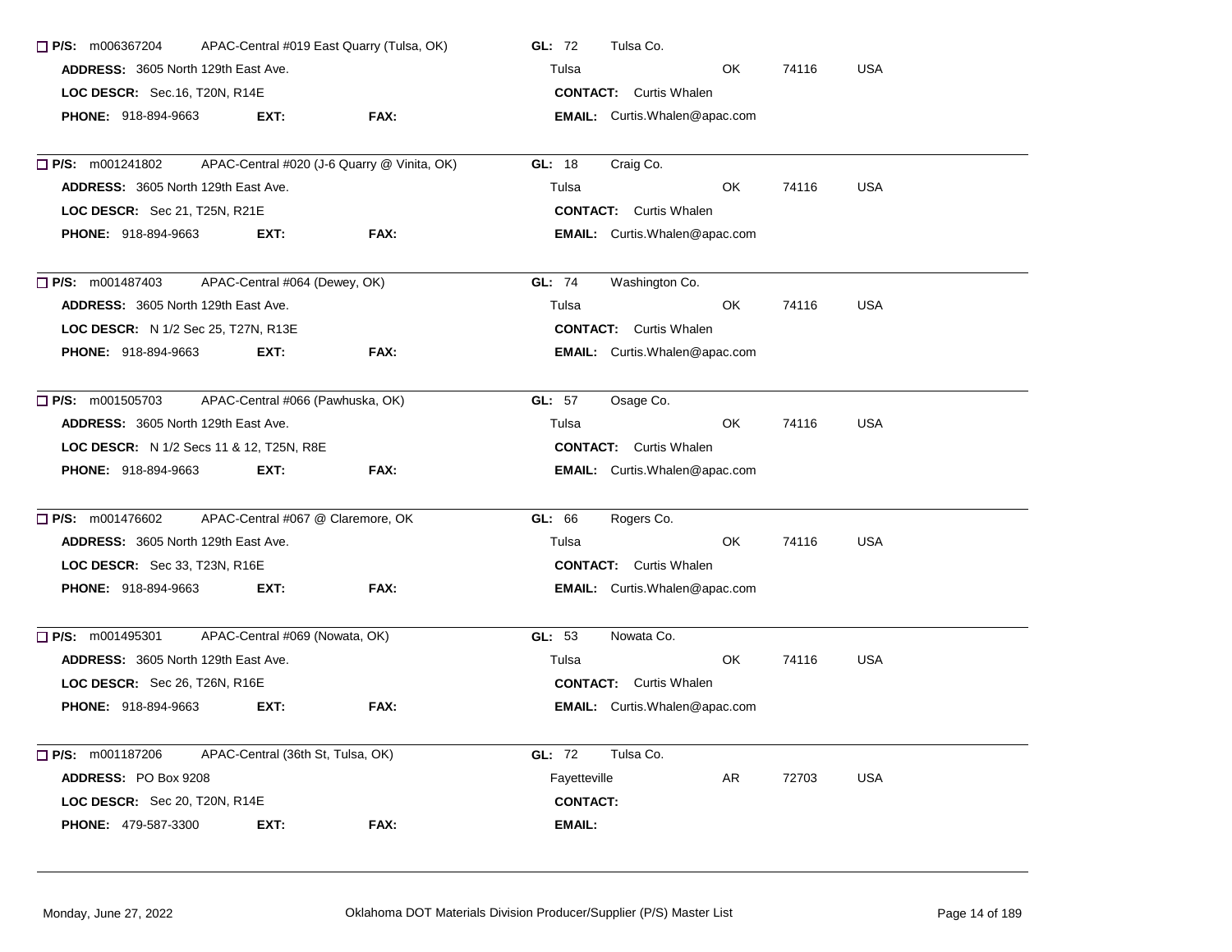☐ **P/S:** m006367204 APAC-Central #019 East Quarry (Tulsa, OK) **GL:** 72 Tulsa Co.
**ADDRESS:** 3605 North 129th East Ave. Tulsa OK 74116 USA
**LOC DESCR:** Sec.16, T20N, R14E **CONTACT:** Curtis Whalen
**PHONE:** 918-894-9663 **EXT:** **FAX:** **EMAIL:** Curtis.Whalen@apac.com

---

☐ **P/S:** m001241802 APAC-Central #020 (J-6 Quarry @ Vinita, OK) **GL:** 18 Craig Co.
**ADDRESS:** 3605 North 129th East Ave. Tulsa OK 74116 USA
**LOC DESCR:** Sec 21, T25N, R21E **CONTACT:** Curtis Whalen
**PHONE:** 918-894-9663 **EXT:** **FAX:** **EMAIL:** Curtis.Whalen@apac.com

---

☐ **P/S:** m001487403 APAC-Central #064 (Dewey, OK) **GL:** 74 Washington Co.
**ADDRESS:** 3605 North 129th East Ave. Tulsa OK 74116 USA
**LOC DESCR:** N 1/2 Sec 25, T27N, R13E **CONTACT:** Curtis Whalen
**PHONE:** 918-894-9663 **EXT:** **FAX:** **EMAIL:** Curtis.Whalen@apac.com

---

☐ **P/S:** m001505703 APAC-Central #066 (Pawhuska, OK) **GL:** 57 Osage Co.
**ADDRESS:** 3605 North 129th East Ave. Tulsa OK 74116 USA
**LOC DESCR:** N 1/2 Secs 11 & 12, T25N, R8E **CONTACT:** Curtis Whalen
**PHONE:** 918-894-9663 **EXT:** **FAX:** **EMAIL:** Curtis.Whalen@apac.com

---

☐ **P/S:** m001476602 APAC-Central #067 @ Claremore, OK **GL:** 66 Rogers Co.
**ADDRESS:** 3605 North 129th East Ave. Tulsa OK 74116 USA
**LOC DESCR:** Sec 33, T23N, R16E **CONTACT:** Curtis Whalen
**PHONE:** 918-894-9663 **EXT:** **FAX:** **EMAIL:** Curtis.Whalen@apac.com

---

☐ **P/S:** m001495301 APAC-Central #069 (Nowata, OK) **GL:** 53 Nowata Co.
**ADDRESS:** 3605 North 129th East Ave. Tulsa OK 74116 USA
**LOC DESCR:** Sec 26, T26N, R16E **CONTACT:** Curtis Whalen
**PHONE:** 918-894-9663 **EXT:** **FAX:** **EMAIL:** Curtis.Whalen@apac.com

---

☐ **P/S:** m001187206 APAC-Central (36th St, Tulsa, OK) **GL:** 72 Tulsa Co.
**ADDRESS:** PO Box 9208 Fayetteville AR 72703 USA
**LOC DESCR:** Sec 20, T20N, R14E **CONTACT:**
**PHONE:** 479-587-3300 **EXT:** **FAX:** **EMAIL:**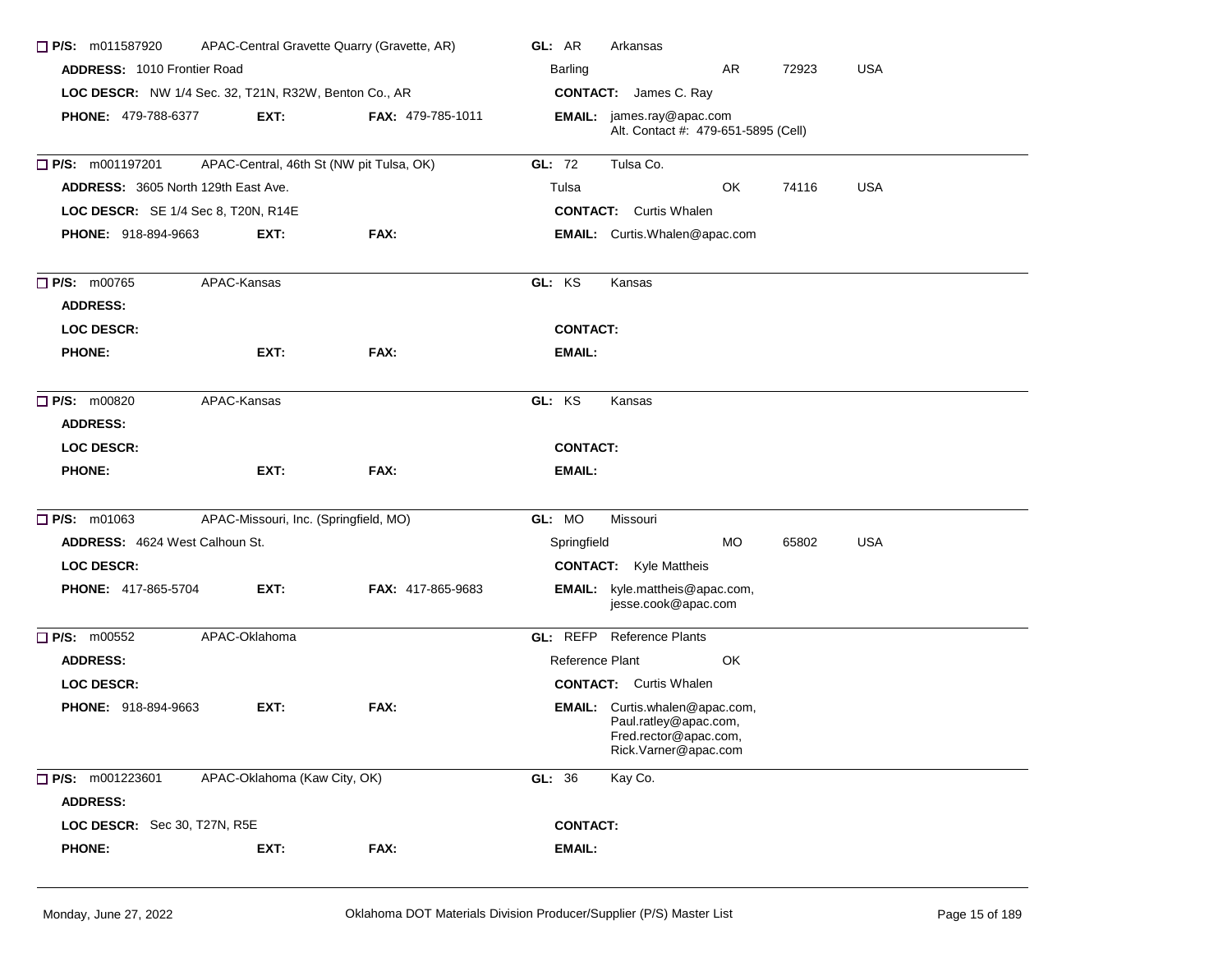☐ **P/S:** m011587920 APAC-Central Gravette Quarry (Gravette, AR) **GL:** AR Arkansas

**ADDRESS:** 1010 Frontier Road Barling AR 72923 USA

**LOC DESCR:** NW 1/4 Sec. 32, T21N, R32W, Benton Co., AR **CONTACT:** James C. Ray

**PHONE:** 479-788-6377 **EXT:** **FAX:** 479-785-1011 **EMAIL:** james.ray@apac.com
Alt. Contact #: 479-651-5895 (Cell)

---

☐ **P/S:** m001197201 APAC-Central, 46th St (NW pit Tulsa, OK) **GL:** 72 Tulsa Co.

**ADDRESS:** 3605 North 129th East Ave. Tulsa OK 74116 USA

**LOC DESCR:** SE 1/4 Sec 8, T20N, R14E **CONTACT:** Curtis Whalen

**PHONE:** 918-894-9663 **EXT:** **FAX:** **EMAIL:** Curtis.Whalen@apac.com

---

☐ **P/S:** m00765 APAC-Kansas **GL:** KS Kansas

**ADDRESS:**

**LOC DESCR:** **CONTACT:**

**PHONE:** **EXT:** **FAX:** **EMAIL:**

---

☐ **P/S:** m00820 APAC-Kansas **GL:** KS Kansas

**ADDRESS:**

**LOC DESCR:** **CONTACT:**

**PHONE:** **EXT:** **FAX:** **EMAIL:**

---

☐ **P/S:** m01063 APAC-Missouri, Inc. (Springfield, MO) **GL:** MO Missouri

**ADDRESS:** 4624 West Calhoun St. Springfield MO 65802 USA

**LOC DESCR:** **CONTACT:** Kyle Mattheis

**PHONE:** 417-865-5704 **EXT:** **FAX:** 417-865-9683 **EMAIL:** kyle.mattheis@apac.com, jesse.cook@apac.com

---

☐ **P/S:** m00552 APAC-Oklahoma **GL:** REFP Reference Plants

**ADDRESS:** Reference Plant OK

**LOC DESCR:** **CONTACT:** Curtis Whalen

**PHONE:** 918-894-9663 **EXT:** **FAX:** **EMAIL:** Curtis.whalen@apac.com, Paul.ratley@apac.com, Fred.rector@apac.com, Rick.Varner@apac.com

---

☐ **P/S:** m001223601 APAC-Oklahoma (Kaw City, OK) **GL:** 36 Kay Co.

**ADDRESS:**

**LOC DESCR:** Sec 30, T27N, R5E **CONTACT:**

**PHONE:** **EXT:** **FAX:** **EMAIL:**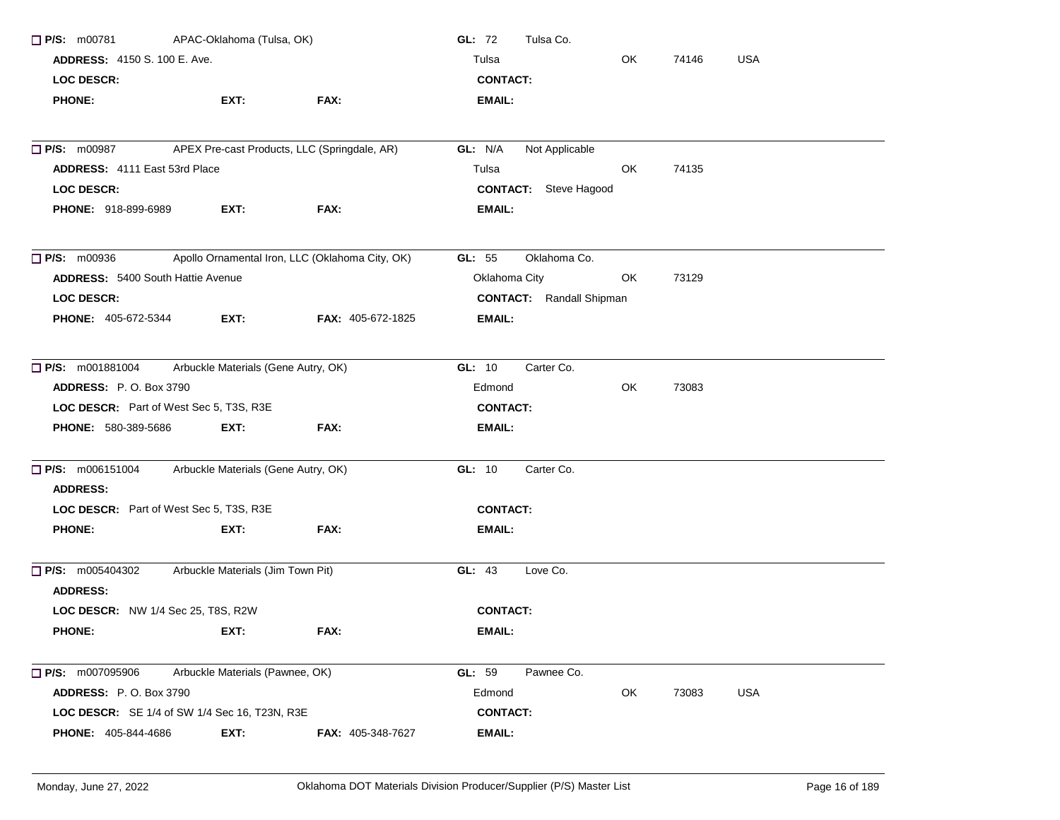☐ **P/S:** m00781 APAC-Oklahoma (Tulsa, OK) **GL:** 72 Tulsa Co.

**ADDRESS:** 4150 S. 100 E. Ave. Tulsa OK 74146 USA

**LOC DESCR:** **CONTACT:**

**PHONE:** **EXT:** **FAX:** **EMAIL:**

---

☐ **P/S:** m00987 APEX Pre-cast Products, LLC (Springdale, AR) **GL:** N/A Not Applicable

**ADDRESS:** 4111 East 53rd Place Tulsa OK 74135

**LOC DESCR:** **CONTACT:** Steve Hagood

**PHONE:** 918-899-6989 **EXT:** **FAX:** **EMAIL:**

---

☐ **P/S:** m00936 Apollo Ornamental Iron, LLC (Oklahoma City, OK) **GL:** 55 Oklahoma Co.

**ADDRESS:** 5400 South Hattie Avenue Oklahoma City OK 73129

**LOC DESCR:** **CONTACT:** Randall Shipman

**PHONE:** 405-672-5344 **EXT:** **FAX:** 405-672-1825 **EMAIL:**

---

☐ **P/S:** m001881004 Arbuckle Materials (Gene Autry, OK) **GL:** 10 Carter Co.

**ADDRESS:** P. O. Box 3790 Edmond OK 73083

**LOC DESCR:** Part of West Sec 5, T3S, R3E **CONTACT:**

**PHONE:** 580-389-5686 **EXT:** **FAX:** **EMAIL:**

---

☐ **P/S:** m006151004 Arbuckle Materials (Gene Autry, OK) **GL:** 10 Carter Co.

**ADDRESS:**

**LOC DESCR:** Part of West Sec 5, T3S, R3E **CONTACT:**

**PHONE:** **EXT:** **FAX:** **EMAIL:**

---

☐ **P/S:** m005404302 Arbuckle Materials (Jim Town Pit) **GL:** 43 Love Co.

**ADDRESS:**

**LOC DESCR:** NW 1/4 Sec 25, T8S, R2W **CONTACT:**

**PHONE:** **EXT:** **FAX:** **EMAIL:**

---

☐ **P/S:** m007095906 Arbuckle Materials (Pawnee, OK) **GL:** 59 Pawnee Co.

**ADDRESS:** P. O. Box 3790 Edmond OK 73083 USA

**LOC DESCR:** SE 1/4 of SW 1/4 Sec 16, T23N, R3E **CONTACT:**

**PHONE:** 405-844-4686 **EXT:** **FAX:** 405-348-7627 **EMAIL:**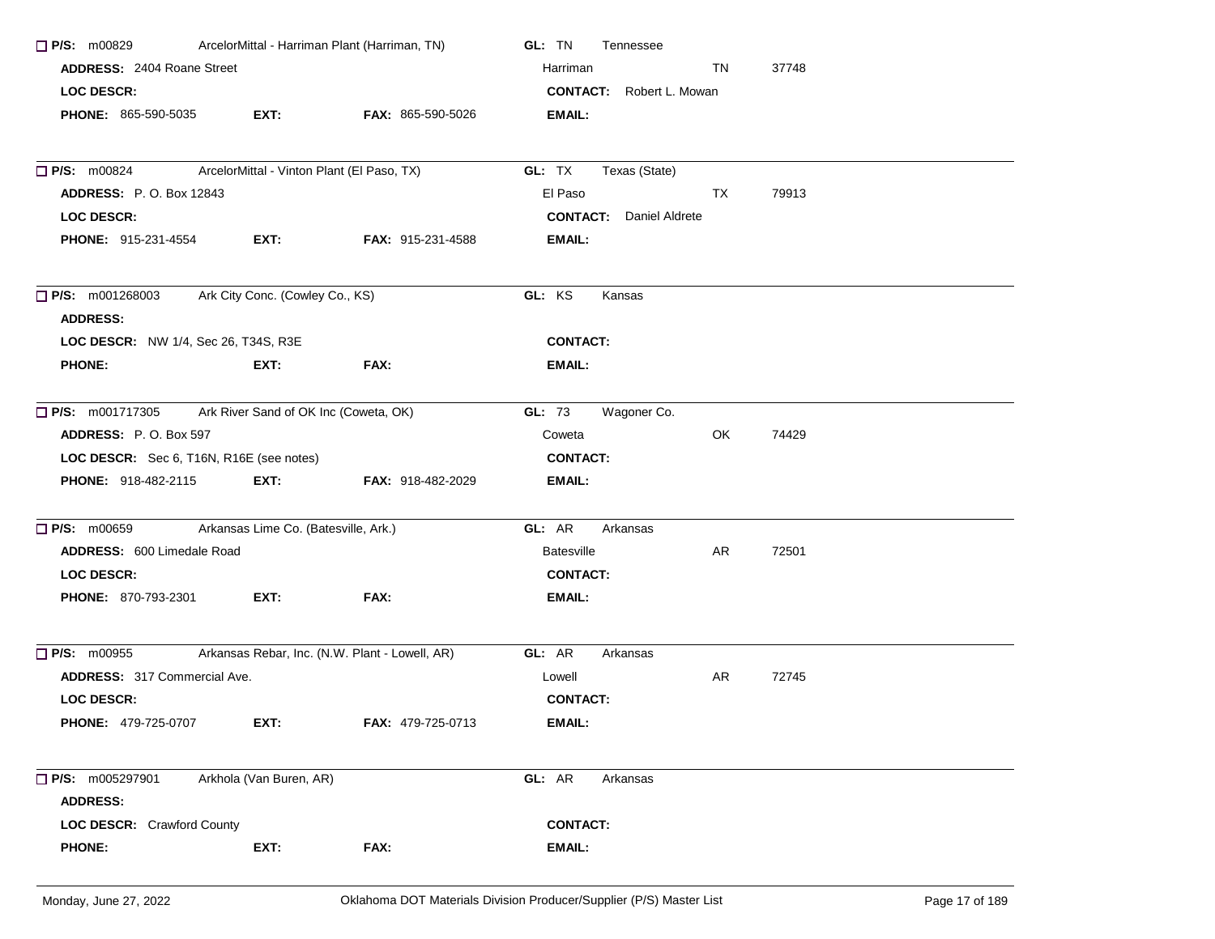**P/S:** m00829 ArcelorMittal - Harriman Plant (Harriman, TN) **GL:** TN Tennessee

**ADDRESS:** 2404 Roane Street Harriman TN 37748

**LOC DESCR:** **CONTACT:** Robert L. Mowan

**PHONE:** 865-590-5035 **EXT:** **FAX:** 865-590-5026 **EMAIL:**

---

**P/S:** m00824 ArcelorMittal - Vinton Plant (El Paso, TX) **GL:** TX Texas (State)

**ADDRESS:** P. O. Box 12843 El Paso TX 79913

**LOC DESCR:** **CONTACT:** Daniel Aldrete

**PHONE:** 915-231-4554 **EXT:** **FAX:** 915-231-4588 **EMAIL:**

---

**P/S:** m001268003 Ark City Conc. (Cowley Co., KS) **GL:** KS Kansas

**ADDRESS:**

**LOC DESCR:** NW 1/4, Sec 26, T34S, R3E **CONTACT:**

**PHONE:** **EXT:** **FAX:** **EMAIL:**

---

**P/S:** m001717305 Ark River Sand of OK Inc (Coweta, OK) **GL:** 73 Wagoner Co.

**ADDRESS:** P. O. Box 597 Coweta OK 74429

**LOC DESCR:** Sec 6, T16N, R16E (see notes) **CONTACT:**

**PHONE:** 918-482-2115 **EXT:** **FAX:** 918-482-2029 **EMAIL:**

---

**P/S:** m00659 Arkansas Lime Co. (Batesville, Ark.) **GL:** AR Arkansas

**ADDRESS:** 600 Limedale Road Batesville AR 72501

**LOC DESCR:** **CONTACT:**

**PHONE:** 870-793-2301 **EXT:** **FAX:** **EMAIL:**

---

**P/S:** m00955 Arkansas Rebar, Inc. (N.W. Plant - Lowell, AR) **GL:** AR Arkansas

**ADDRESS:** 317 Commercial Ave. Lowell AR 72745

**LOC DESCR:** **CONTACT:**

**PHONE:** 479-725-0707 **EXT:** **FAX:** 479-725-0713 **EMAIL:**

---

**P/S:** m005297901 Arkhola (Van Buren, AR) **GL:** AR Arkansas

**ADDRESS:**

**LOC DESCR:** Crawford County **CONTACT:**

**PHONE:** **EXT:** **FAX:** **EMAIL:**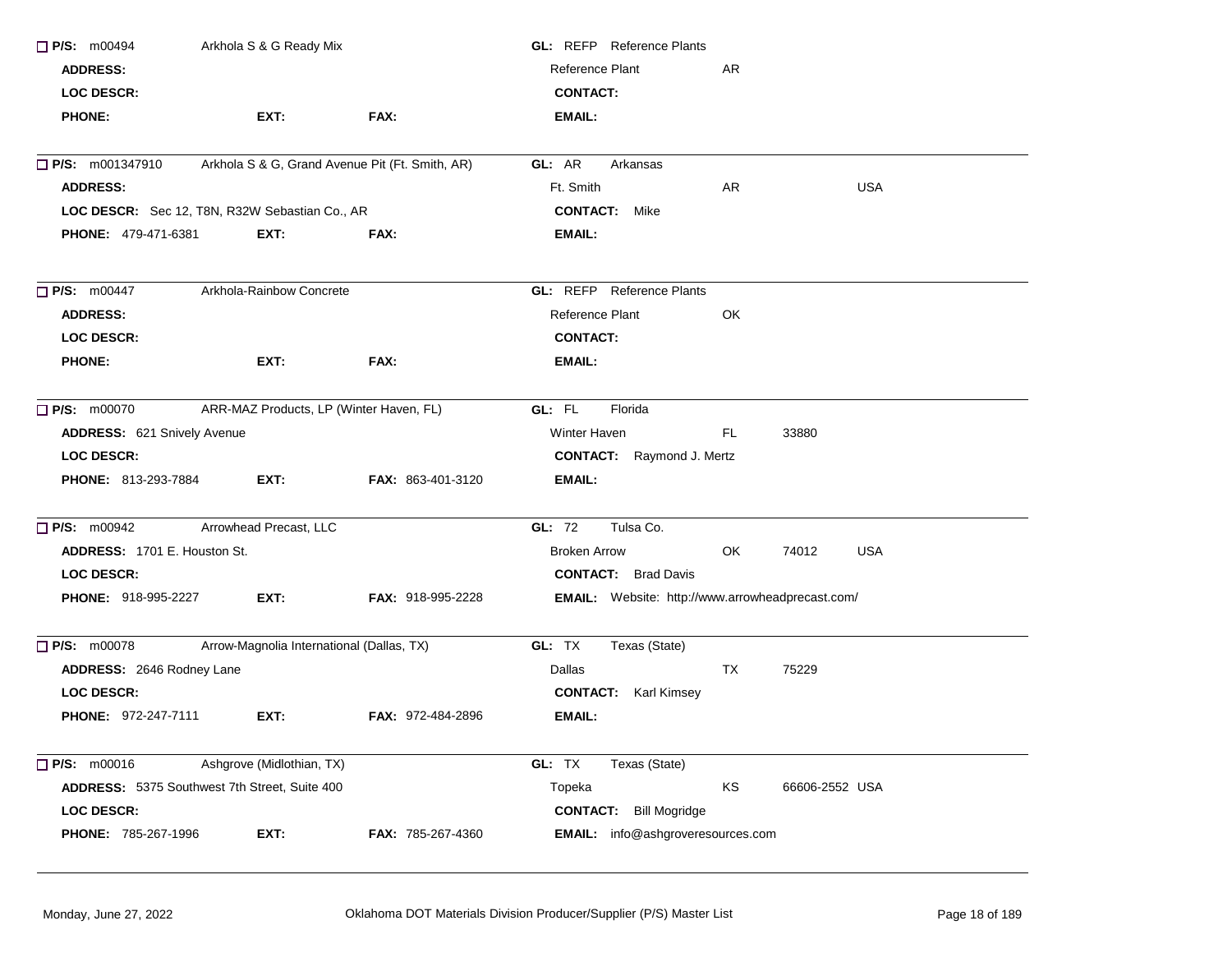**P/S:** m00494 Arkhola S & G Ready Mix
**GL:** REFP Reference Plants
**ADDRESS:**
Reference Plant AR
**LOC DESCR:**
**CONTACT:**
**PHONE:** **EXT:** **FAX:**
**EMAIL:**

---

**P/S:** m001347910 Arkhola S & G, Grand Avenue Pit (Ft. Smith, AR)
**GL:** AR Arkansas
**ADDRESS:**
Ft. Smith AR USA
**LOC DESCR:** Sec 12, T8N, R32W Sebastian Co., AR
**CONTACT:** Mike
**PHONE:** 479-471-6381 **EXT:** **FAX:**
**EMAIL:**

---

**P/S:** m00447 Arkhola-Rainbow Concrete
**GL:** REFP Reference Plants
**ADDRESS:**
Reference Plant OK
**LOC DESCR:**
**CONTACT:**
**PHONE:** **EXT:** **FAX:**
**EMAIL:**

---

**P/S:** m00070 ARR-MAZ Products, LP (Winter Haven, FL)
**GL:** FL Florida
**ADDRESS:** 621 Snively Avenue
Winter Haven FL 33880
**LOC DESCR:**
**CONTACT:** Raymond J. Mertz
**PHONE:** 813-293-7884 **EXT:** **FAX:** 863-401-3120
**EMAIL:**

---

**P/S:** m00942 Arrowhead Precast, LLC
**GL:** 72 Tulsa Co.
**ADDRESS:** 1701 E. Houston St.
Broken Arrow OK 74012 USA
**LOC DESCR:**
**CONTACT:** Brad Davis
**PHONE:** 918-995-2227 **EXT:** **FAX:** 918-995-2228
**EMAIL:** Website: http://www.arrowheadprecast.com/

---

**P/S:** m00078 Arrow-Magnolia International (Dallas, TX)
**GL:** TX Texas (State)
**ADDRESS:** 2646 Rodney Lane
Dallas TX 75229
**LOC DESCR:**
**CONTACT:** Karl Kimsey
**PHONE:** 972-247-7111 **EXT:** **FAX:** 972-484-2896
**EMAIL:**

---

**P/S:** m00016 Ashgrove (Midlothian, TX)
**GL:** TX Texas (State)
**ADDRESS:** 5375 Southwest 7th Street, Suite 400
Topeka KS 66606-2552 USA
**LOC DESCR:**
**CONTACT:** Bill Mogridge
**PHONE:** 785-267-1996 **EXT:** **FAX:** 785-267-4360
**EMAIL:** info@ashgroveresources.com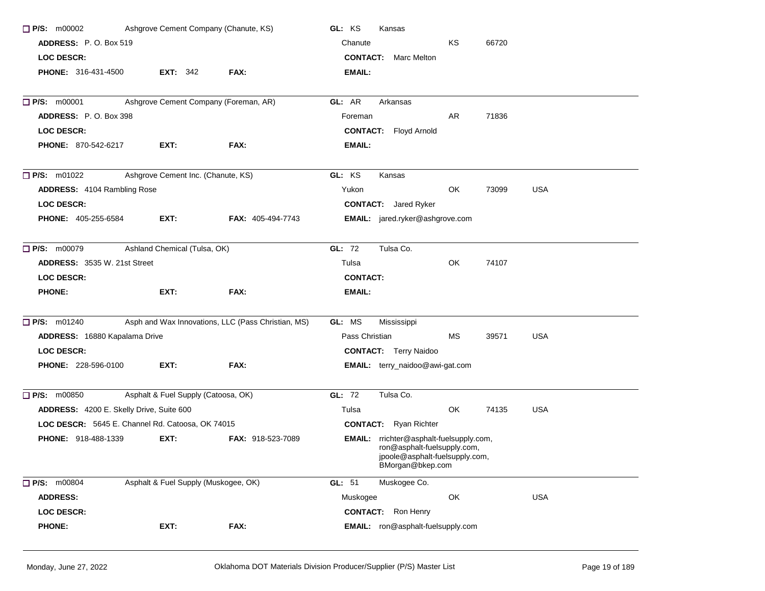☐ **P/S:** m00002 Ashgrove Cement Company (Chanute, KS) **GL:** KS Kansas

**ADDRESS:** P. O. Box 519 Chanute KS 66720

**LOC DESCR:** **CONTACT:** Marc Melton

**PHONE:** 316-431-4500 **EXT:** 342 **FAX:** **EMAIL:**

---

☐ **P/S:** m00001 Ashgrove Cement Company (Foreman, AR) **GL:** AR Arkansas

**ADDRESS:** P. O. Box 398 Foreman AR 71836

**LOC DESCR:** **CONTACT:** Floyd Arnold

**PHONE:** 870-542-6217 **EXT:** **FAX:** **EMAIL:**

---

☐ **P/S:** m01022 Ashgrove Cement Inc. (Chanute, KS) **GL:** KS Kansas

**ADDRESS:** 4104 Rambling Rose Yukon OK 73099 USA

**LOC DESCR:** **CONTACT:** Jared Ryker

**PHONE:** 405-255-6584 **EXT:** **FAX:** 405-494-7743 **EMAIL:** jared.ryker@ashgrove.com

---

☐ **P/S:** m00079 Ashland Chemical (Tulsa, OK) **GL:** 72 Tulsa Co.

**ADDRESS:** 3535 W. 21st Street Tulsa OK 74107

**LOC DESCR:** **CONTACT:**

**PHONE:** **EXT:** **FAX:** **EMAIL:**

---

☐ **P/S:** m01240 Asph and Wax Innovations, LLC (Pass Christian, MS) **GL:** MS Mississippi

**ADDRESS:** 16880 Kapalama Drive Pass Christian MS 39571 USA

**LOC DESCR:** **CONTACT:** Terry Naidoo

**PHONE:** 228-596-0100 **EXT:** **FAX:** **EMAIL:** terry_naidoo@awi-gat.com

---

☐ **P/S:** m00850 Asphalt & Fuel Supply (Catoosa, OK) **GL:** 72 Tulsa Co.

**ADDRESS:** 4200 E. Skelly Drive, Suite 600 Tulsa OK 74135 USA

**LOC DESCR:** 5645 E. Channel Rd. Catoosa, OK 74015 **CONTACT:** Ryan Richter

**PHONE:** 918-488-1339 **EXT:** **FAX:** 918-523-7089 **EMAIL:** rrichter@asphalt-fuelsupply.com, ron@asphalt-fuelsupply.com, jpoole@asphalt-fuelsupply.com, BMorgan@bkep.com

---

☐ **P/S:** m00804 Asphalt & Fuel Supply (Muskogee, OK) **GL:** 51 Muskogee Co.

**ADDRESS:** Muskogee OK USA

**LOC DESCR:** **CONTACT:** Ron Henry

**PHONE:** **EXT:** **FAX:** **EMAIL:** ron@asphalt-fuelsupply.com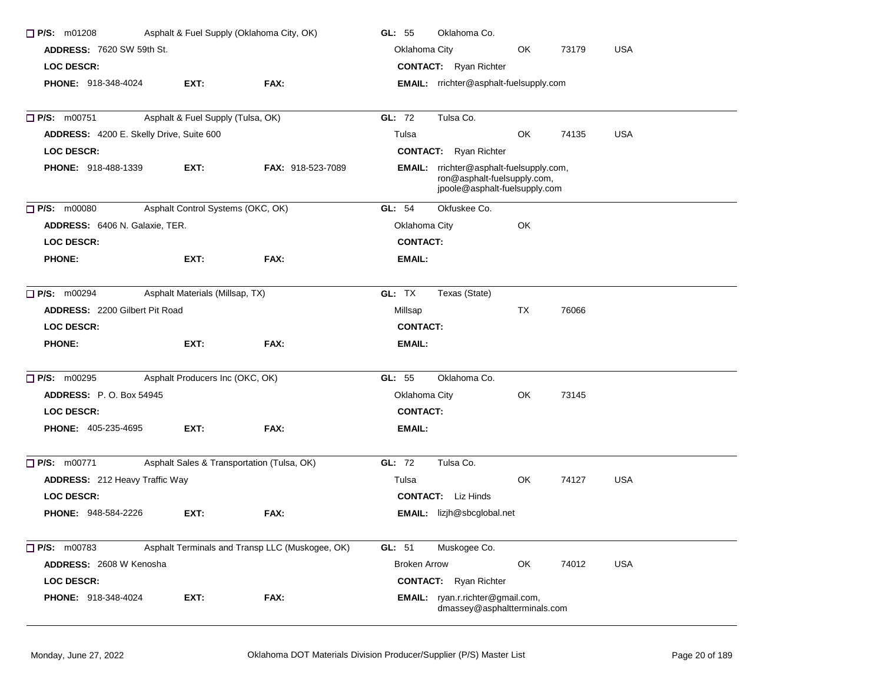☐ **P/S:** m01208 Asphalt & Fuel Supply (Oklahoma City, OK) **GL:** 55 Oklahoma Co.

**ADDRESS:** 7620 SW 59th St. Oklahoma City OK 73179 USA

**LOC DESCR:** **CONTACT:** Ryan Richter

**PHONE:** 918-348-4024 **EXT:** **FAX:** **EMAIL:** rrichter@asphalt-fuelsupply.com

---

☐ **P/S:** m00751 Asphalt & Fuel Supply (Tulsa, OK) **GL:** 72 Tulsa Co.

**ADDRESS:** 4200 E. Skelly Drive, Suite 600 Tulsa OK 74135 USA

**LOC DESCR:** **CONTACT:** Ryan Richter

**PHONE:** 918-488-1339 **EXT:** **FAX:** 918-523-7089 **EMAIL:** rrichter@asphalt-fuelsupply.com, ron@asphalt-fuelsupply.com, jpoole@asphalt-fuelsupply.com

---

☐ **P/S:** m00080 Asphalt Control Systems (OKC, OK) **GL:** 54 Okfuskee Co.

**ADDRESS:** 6406 N. Galaxie, TER. Oklahoma City OK

**LOC DESCR:** **CONTACT:**

**PHONE:** **EXT:** **FAX:** **EMAIL:**

---

☐ **P/S:** m00294 Asphalt Materials (Millsap, TX) **GL:** TX Texas (State)

**ADDRESS:** 2200 Gilbert Pit Road Millsap TX 76066

**LOC DESCR:** **CONTACT:**

**PHONE:** **EXT:** **FAX:** **EMAIL:**

---

☐ **P/S:** m00295 Asphalt Producers Inc (OKC, OK) **GL:** 55 Oklahoma Co.

**ADDRESS:** P. O. Box 54945 Oklahoma City OK 73145

**LOC DESCR:** **CONTACT:**

**PHONE:** 405-235-4695 **EXT:** **FAX:** **EMAIL:**

---

☐ **P/S:** m00771 Asphalt Sales & Transportation (Tulsa, OK) **GL:** 72 Tulsa Co.

**ADDRESS:** 212 Heavy Traffic Way Tulsa OK 74127 USA

**LOC DESCR:** **CONTACT:** Liz Hinds

**PHONE:** 948-584-2226 **EXT:** **FAX:** **EMAIL:** lizjh@sbcglobal.net

---

☐ **P/S:** m00783 Asphalt Terminals and Transp LLC (Muskogee, OK) **GL:** 51 Muskogee Co.

**ADDRESS:** 2608 W Kenosha Broken Arrow OK 74012 USA

**LOC DESCR:** **CONTACT:** Ryan Richter

**PHONE:** 918-348-4024 **EXT:** **FAX:** **EMAIL:** ryan.r.richter@gmail.com, dmassey@asphaltterminals.com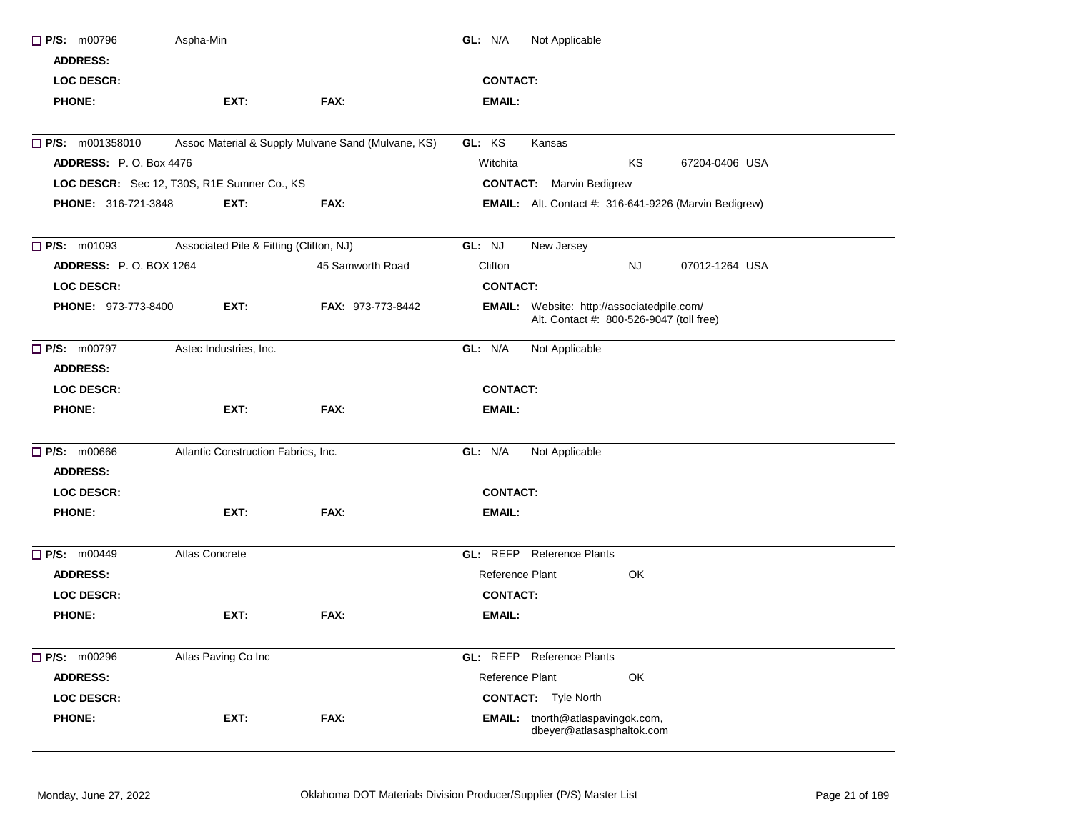☐ **P/S:** m00796 Aspha-Min
**GL:** N/A Not Applicable
**ADDRESS:**
**LOC DESCR:**
**CONTACT:**
**PHONE:** **EXT:** **FAX:**
**EMAIL:**

---

☐ **P/S:** m001358010 Assoc Material & Supply Mulvane Sand (Mulvane, KS)
**GL:** KS Kansas
**ADDRESS:** P. O. Box 4476
Witchita KS 67204-0406 USA
**LOC DESCR:** Sec 12, T30S, R1E Sumner Co., KS
**CONTACT:** Marvin Bedigrew
**PHONE:** 316-721-3848 **EXT:** **FAX:**
**EMAIL:** Alt. Contact #: 316-641-9226 (Marvin Bedigrew)

---

☐ **P/S:** m01093 Associated Pile & Fitting (Clifton, NJ)
**GL:** NJ New Jersey
**ADDRESS:** P. O. BOX 1264 45 Samworth Road
Clifton NJ 07012-1264 USA
**LOC DESCR:**
**CONTACT:**
**PHONE:** 973-773-8400 **EXT:** **FAX:** 973-773-8442
**EMAIL:** Website: http://associatedpile.com/
Alt. Contact #: 800-526-9047 (toll free)

---

☐ **P/S:** m00797 Astec Industries, Inc.
**GL:** N/A Not Applicable
**ADDRESS:**
**LOC DESCR:**
**CONTACT:**
**PHONE:** **EXT:** **FAX:**
**EMAIL:**

---

☐ **P/S:** m00666 Atlantic Construction Fabrics, Inc.
**GL:** N/A Not Applicable
**ADDRESS:**
**LOC DESCR:**
**CONTACT:**
**PHONE:** **EXT:** **FAX:**
**EMAIL:**

---

☐ **P/S:** m00449 Atlas Concrete
**GL:** REFP Reference Plants
**ADDRESS:**
Reference Plant OK
**LOC DESCR:**
**CONTACT:**
**PHONE:** **EXT:** **FAX:**
**EMAIL:**

---

☐ **P/S:** m00296 Atlas Paving Co Inc
**GL:** REFP Reference Plants
**ADDRESS:**
Reference Plant OK
**LOC DESCR:**
**CONTACT:** Tyle North
**PHONE:** **EXT:** **FAX:**
**EMAIL:** tnorth@atlaspavingok.com,
dbeyer@atlasasphaltok.com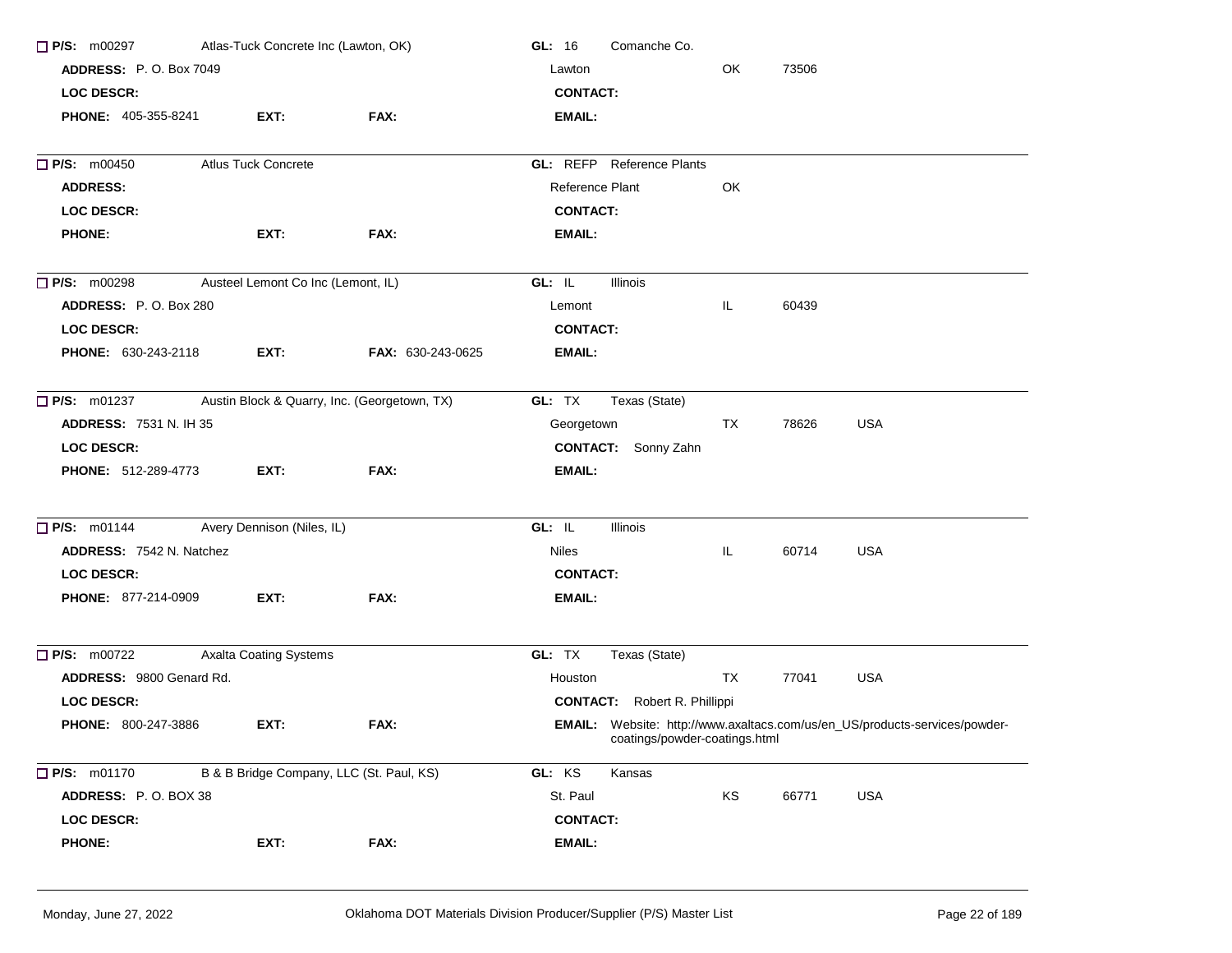☐ **P/S:** m00297 Atlas-Tuck Concrete Inc (Lawton, OK) **GL:** 16 Comanche Co.

**ADDRESS:** P. O. Box 7049 Lawton OK 73506

**LOC DESCR:** **CONTACT:**

**PHONE:** 405-355-8241 **EXT:** **FAX:** **EMAIL:**

---

☐ **P/S:** m00450 Atlus Tuck Concrete **GL:** REFP Reference Plants

**ADDRESS:** Reference Plant OK

**LOC DESCR:** **CONTACT:**

**PHONE:** **EXT:** **FAX:** **EMAIL:**

---

☐ **P/S:** m00298 Austeel Lemont Co Inc (Lemont, IL) **GL:** IL Illinois

**ADDRESS:** P. O. Box 280 Lemont IL 60439

**LOC DESCR:** **CONTACT:**

**PHONE:** 630-243-2118 **EXT:** **FAX:** 630-243-0625 **EMAIL:**

---

☐ **P/S:** m01237 Austin Block & Quarry, Inc. (Georgetown, TX) **GL:** TX Texas (State)

**ADDRESS:** 7531 N. IH 35 Georgetown TX 78626 USA

**LOC DESCR:** **CONTACT:** Sonny Zahn

**PHONE:** 512-289-4773 **EXT:** **FAX:** **EMAIL:**

---

☐ **P/S:** m01144 Avery Dennison (Niles, IL) **GL:** IL Illinois

**ADDRESS:** 7542 N. Natchez Niles IL 60714 USA

**LOC DESCR:** **CONTACT:**

**PHONE:** 877-214-0909 **EXT:** **FAX:** **EMAIL:**

---

☐ **P/S:** m00722 Axalta Coating Systems **GL:** TX Texas (State)

**ADDRESS:** 9800 Genard Rd. Houston TX 77041 USA

**LOC DESCR:** **CONTACT:** Robert R. Phillippi

**PHONE:** 800-247-3886 **EXT:** **FAX:** **EMAIL:** Website: http://www.axaltacs.com/us/en_US/products-services/powder-coatings/powder-coatings.html

---

☐ **P/S:** m01170 B & B Bridge Company, LLC (St. Paul, KS) **GL:** KS Kansas

**ADDRESS:** P. O. BOX 38 St. Paul KS 66771 USA

**LOC DESCR:** **CONTACT:**

**PHONE:** **EXT:** **FAX:** **EMAIL:**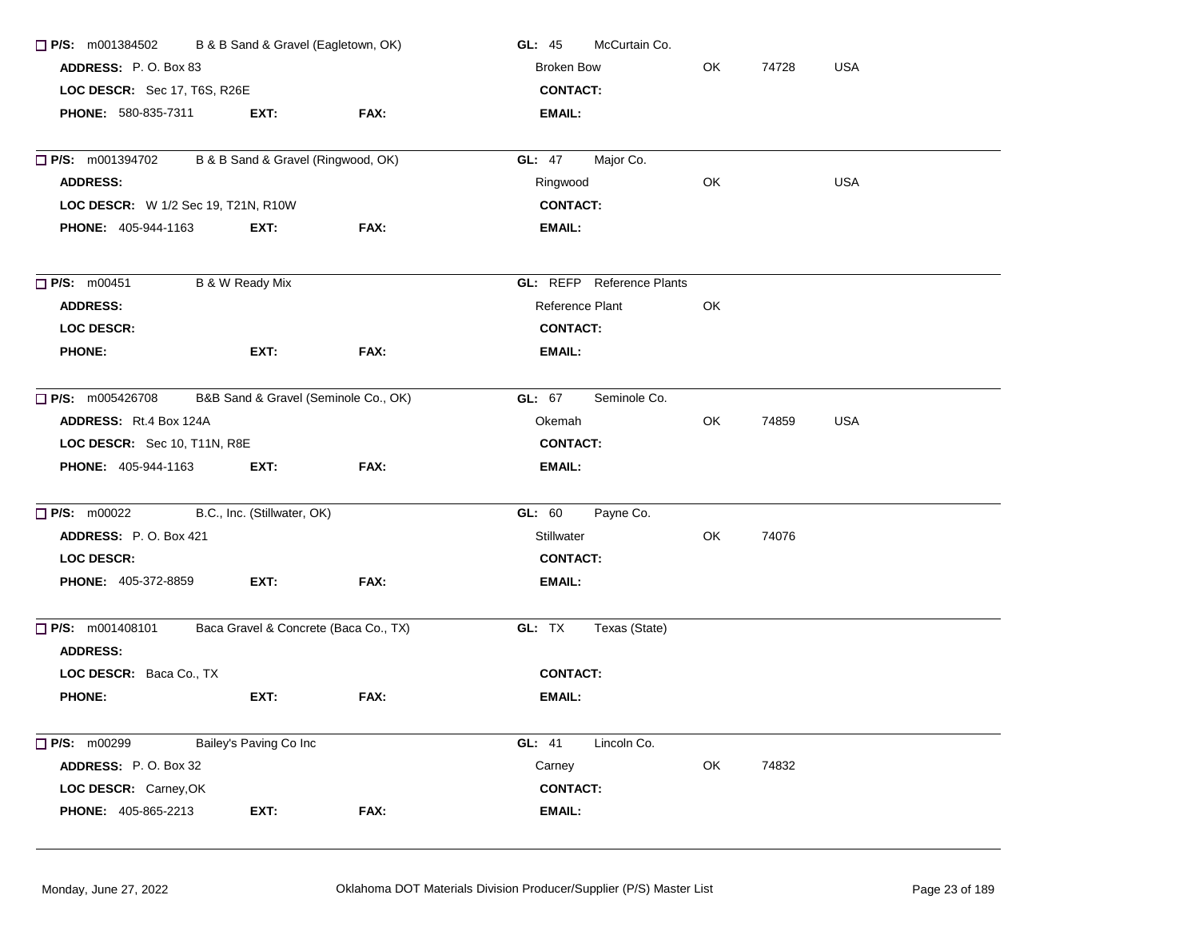**P/S:** m001384502 B & B Sand & Gravel (Eagletown, OK) **GL:** 45 McCurtain Co.

**ADDRESS:** P. O. Box 83 Broken Bow OK 74728 USA

**LOC DESCR:** Sec 17, T6S, R26E **CONTACT:**

**PHONE:** 580-835-7311 **EXT:** **FAX:** **EMAIL:**

---

**P/S:** m001394702 B & B Sand & Gravel (Ringwood, OK) **GL:** 47 Major Co.

**ADDRESS:** Ringwood OK USA

**LOC DESCR:** W 1/2 Sec 19, T21N, R10W **CONTACT:**

**PHONE:** 405-944-1163 **EXT:** **FAX:** **EMAIL:**

---

**P/S:** m00451 B & W Ready Mix **GL:** REFP Reference Plants

**ADDRESS:** Reference Plant OK

**LOC DESCR:** **CONTACT:**

**PHONE:** **EXT:** **FAX:** **EMAIL:**

---

**P/S:** m005426708 B&B Sand & Gravel (Seminole Co., OK) **GL:** 67 Seminole Co.

**ADDRESS:** Rt.4 Box 124A Okemah OK 74859 USA

**LOC DESCR:** Sec 10, T11N, R8E **CONTACT:**

**PHONE:** 405-944-1163 **EXT:** **FAX:** **EMAIL:**

---

**P/S:** m00022 B.C., Inc. (Stillwater, OK) **GL:** 60 Payne Co.

**ADDRESS:** P. O. Box 421 Stillwater OK 74076

**LOC DESCR:** **CONTACT:**

**PHONE:** 405-372-8859 **EXT:** **FAX:** **EMAIL:**

---

**P/S:** m001408101 Baca Gravel & Concrete (Baca Co., TX) **GL:** TX Texas (State)

**ADDRESS:**

**LOC DESCR:** Baca Co., TX **CONTACT:**

**PHONE:** **EXT:** **FAX:** **EMAIL:**

---

**P/S:** m00299 Bailey's Paving Co Inc **GL:** 41 Lincoln Co.

**ADDRESS:** P. O. Box 32 Carney OK 74832

**LOC DESCR:** Carney,OK **CONTACT:**

**PHONE:** 405-865-2213 **EXT:** **FAX:** **EMAIL:**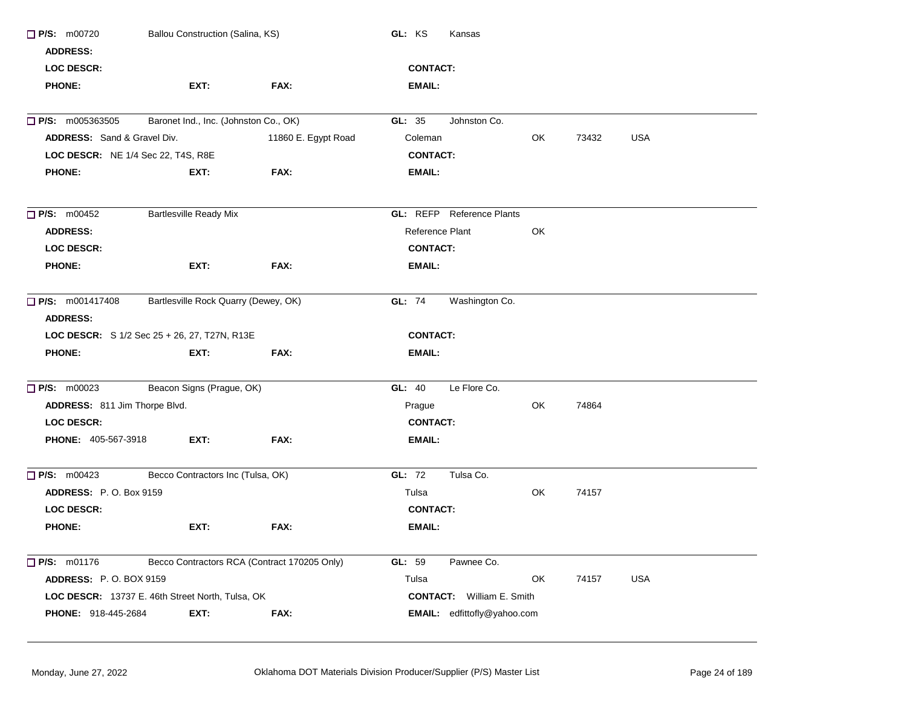☐ **P/S:** m00720 Ballou Construction (Salina, KS) **GL:** KS Kansas

**ADDRESS:**

**LOC DESCR:** **CONTACT:**

**PHONE:** **EXT:** **FAX:** **EMAIL:**

---

☐ **P/S:** m005363505 Baronet Ind., Inc. (Johnston Co., OK) **GL:** 35 Johnston Co.

**ADDRESS:** Sand & Gravel Div. 11860 E. Egypt Road Coleman OK 73432 USA

**LOC DESCR:** NE 1/4 Sec 22, T4S, R8E **CONTACT:**

**PHONE:** **EXT:** **FAX:** **EMAIL:**

---

☐ **P/S:** m00452 Bartlesville Ready Mix **GL:** REFP Reference Plants

**ADDRESS:** Reference Plant OK

**LOC DESCR:** **CONTACT:**

**PHONE:** **EXT:** **FAX:** **EMAIL:**

---

☐ **P/S:** m001417408 Bartlesville Rock Quarry (Dewey, OK) **GL:** 74 Washington Co.

**ADDRESS:**

**LOC DESCR:** S 1/2 Sec 25 + 26, 27, T27N, R13E **CONTACT:**

**PHONE:** **EXT:** **FAX:** **EMAIL:**

---

☐ **P/S:** m00023 Beacon Signs (Prague, OK) **GL:** 40 Le Flore Co.

**ADDRESS:** 811 Jim Thorpe Blvd. Prague OK 74864

**LOC DESCR:** **CONTACT:**

**PHONE:** 405-567-3918 **EXT:** **FAX:** **EMAIL:**

---

☐ **P/S:** m00423 Becco Contractors Inc (Tulsa, OK) **GL:** 72 Tulsa Co.

**ADDRESS:** P. O. Box 9159 Tulsa OK 74157

**LOC DESCR:** **CONTACT:**

**PHONE:** **EXT:** **FAX:** **EMAIL:**

---

☐ **P/S:** m01176 Becco Contractors RCA (Contract 170205 Only) **GL:** 59 Pawnee Co.

**ADDRESS:** P. O. BOX 9159 Tulsa OK 74157 USA

**LOC DESCR:** 13737 E. 46th Street North, Tulsa, OK **CONTACT:** William E. Smith

**PHONE:** 918-445-2684 **EXT:** **FAX:** **EMAIL:** edfittofly@yahoo.com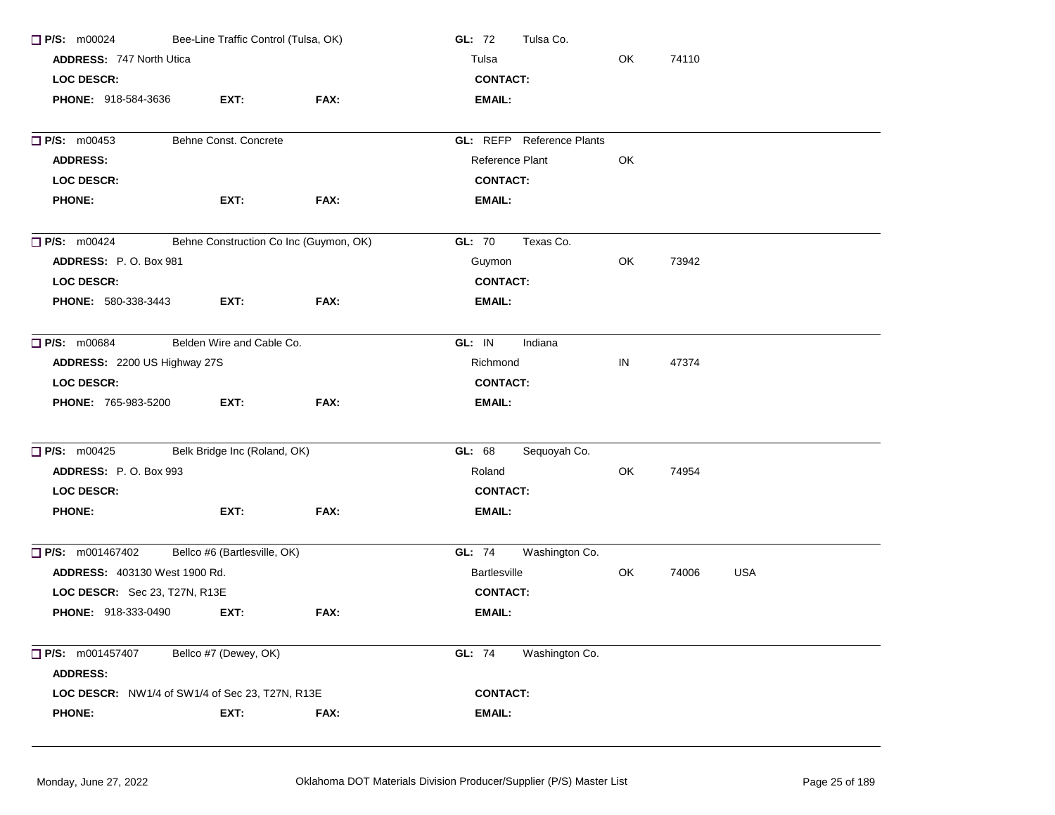☐ **P/S:** m00024 Bee-Line Traffic Control (Tulsa, OK) **GL:** 72 Tulsa Co.

**ADDRESS:** 747 North Utica Tulsa OK 74110

**LOC DESCR:** **CONTACT:**

**PHONE:** 918-584-3636 **EXT:** **FAX:** **EMAIL:**

---

☐ **P/S:** m00453 Behne Const. Concrete **GL:** REFP Reference Plants

**ADDRESS:** Reference Plant OK

**LOC DESCR:** **CONTACT:**

**PHONE:** **EXT:** **FAX:** **EMAIL:**

---

☐ **P/S:** m00424 Behne Construction Co Inc (Guymon, OK) **GL:** 70 Texas Co.

**ADDRESS:** P. O. Box 981 Guymon OK 73942

**LOC DESCR:** **CONTACT:**

**PHONE:** 580-338-3443 **EXT:** **FAX:** **EMAIL:**

---

☐ **P/S:** m00684 Belden Wire and Cable Co. **GL:** IN Indiana

**ADDRESS:** 2200 US Highway 27S Richmond IN 47374

**LOC DESCR:** **CONTACT:**

**PHONE:** 765-983-5200 **EXT:** **FAX:** **EMAIL:**

---

☐ **P/S:** m00425 Belk Bridge Inc (Roland, OK) **GL:** 68 Sequoyah Co.

**ADDRESS:** P. O. Box 993 Roland OK 74954

**LOC DESCR:** **CONTACT:**

**PHONE:** **EXT:** **FAX:** **EMAIL:**

---

☐ **P/S:** m001467402 Bellco #6 (Bartlesville, OK) **GL:** 74 Washington Co.

**ADDRESS:** 403130 West 1900 Rd. Bartlesville OK 74006 USA

**LOC DESCR:** Sec 23, T27N, R13E **CONTACT:**

**PHONE:** 918-333-0490 **EXT:** **FAX:** **EMAIL:**

---

☐ **P/S:** m001457407 Bellco #7 (Dewey, OK) **GL:** 74 Washington Co.

**ADDRESS:**

**LOC DESCR:** NW1/4 of SW1/4 of Sec 23, T27N, R13E **CONTACT:**

**PHONE:** **EXT:** **FAX:** **EMAIL:**

---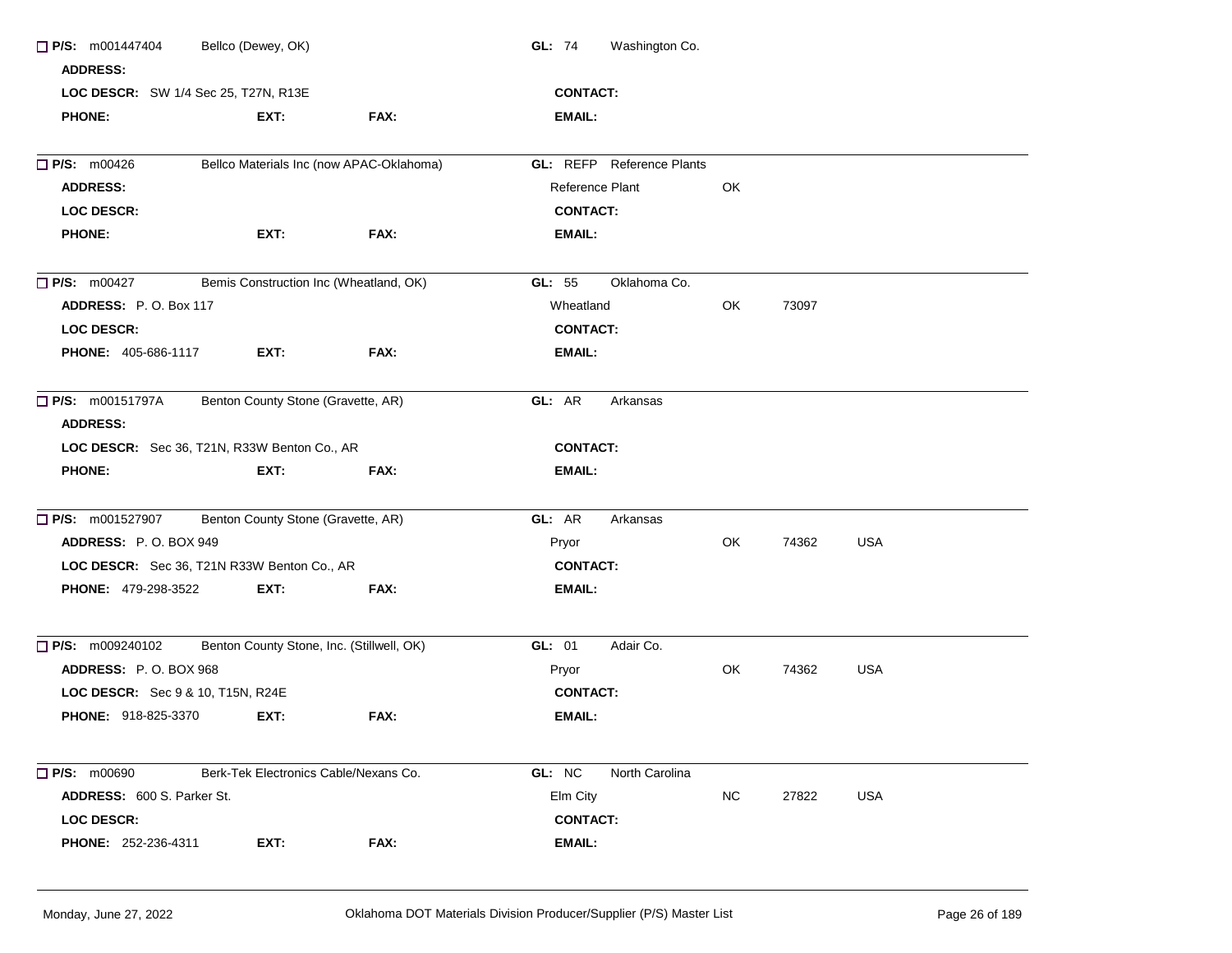☐ **P/S:** m001447404 Bellco (Dewey, OK) **GL:** 74 Washington Co.

**ADDRESS:**

**LOC DESCR:** SW 1/4 Sec 25, T27N, R13E **CONTACT:**

**PHONE:** **EXT:** **FAX:** **EMAIL:**

---

☐ **P/S:** m00426 Bellco Materials Inc (now APAC-Oklahoma) **GL:** REFP Reference Plants

**ADDRESS:** Reference Plant OK

**LOC DESCR:** **CONTACT:**

**PHONE:** **EXT:** **FAX:** **EMAIL:**

---

☐ **P/S:** m00427 Bemis Construction Inc (Wheatland, OK) **GL:** 55 Oklahoma Co.

**ADDRESS:** P. O. Box 117 Wheatland OK 73097

**LOC DESCR:** **CONTACT:**

**PHONE:** 405-686-1117 **EXT:** **FAX:** **EMAIL:**

---

☐ **P/S:** m00151797A Benton County Stone (Gravette, AR) **GL:** AR Arkansas

**ADDRESS:**

**LOC DESCR:** Sec 36, T21N, R33W Benton Co., AR **CONTACT:**

**PHONE:** **EXT:** **FAX:** **EMAIL:**

---

☐ **P/S:** m001527907 Benton County Stone (Gravette, AR) **GL:** AR Arkansas

**ADDRESS:** P. O. BOX 949 Pryor OK 74362 USA

**LOC DESCR:** Sec 36, T21N R33W Benton Co., AR **CONTACT:**

**PHONE:** 479-298-3522 **EXT:** **FAX:** **EMAIL:**

---

☐ **P/S:** m009240102 Benton County Stone, Inc. (Stillwell, OK) **GL:** 01 Adair Co.

**ADDRESS:** P. O. BOX 968 Pryor OK 74362 USA

**LOC DESCR:** Sec 9 & 10, T15N, R24E **CONTACT:**

**PHONE:** 918-825-3370 **EXT:** **FAX:** **EMAIL:**

---

☐ **P/S:** m00690 Berk-Tek Electronics Cable/Nexans Co. **GL:** NC North Carolina

**ADDRESS:** 600 S. Parker St. Elm City NC 27822 USA

**LOC DESCR:** **CONTACT:**

**PHONE:** 252-236-4311 **EXT:** **FAX:** **EMAIL:**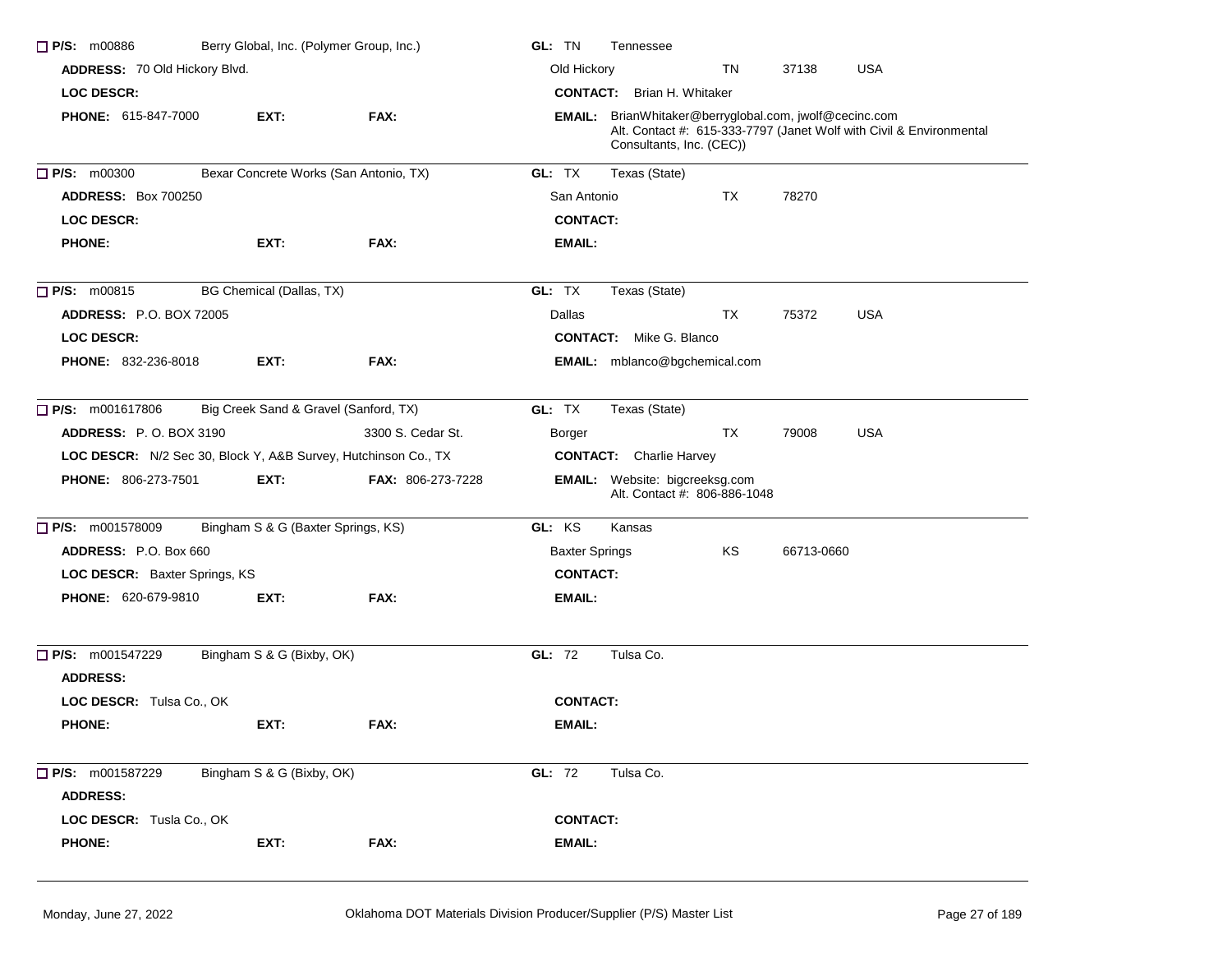☐ **P/S:** m00886 Berry Global, Inc. (Polymer Group, Inc.) **GL:** TN Tennessee

**ADDRESS:** 70 Old Hickory Blvd. Old Hickory TN 37138 USA

**LOC DESCR:**

**CONTACT:** Brian H. Whitaker

**PHONE:** 615-847-7000 **EXT:** **FAX:**

**EMAIL:** BrianWhitaker@berryglobal.com, jwolf@cecinc.com
Alt. Contact #: 615-333-7797 (Janet Wolf with Civil & Environmental Consultants, Inc. (CEC))

---

☐ **P/S:** m00300 Bexar Concrete Works (San Antonio, TX) **GL:** TX Texas (State)

**ADDRESS:** Box 700250 San Antonio TX 78270

**LOC DESCR:**

**CONTACT:**

**PHONE:** **EXT:** **FAX:**

**EMAIL:**

---

☐ **P/S:** m00815 BG Chemical (Dallas, TX) **GL:** TX Texas (State)

**ADDRESS:** P.O. BOX 72005 Dallas TX 75372 USA

**LOC DESCR:**

**CONTACT:** Mike G. Blanco

**PHONE:** 832-236-8018 **EXT:** **FAX:**

**EMAIL:** mblanco@bgchemical.com

---

☐ **P/S:** m001617806 Big Creek Sand & Gravel (Sanford, TX) **GL:** TX Texas (State)

**ADDRESS:** P. O. BOX 3190 3300 S. Cedar St. Borger TX 79008 USA

**LOC DESCR:** N/2 Sec 30, Block Y, A&B Survey, Hutchinson Co., TX

**CONTACT:** Charlie Harvey

**PHONE:** 806-273-7501 **EXT:** **FAX:** 806-273-7228

**EMAIL:** Website: bigcreeksg.com
Alt. Contact #: 806-886-1048

---

☐ **P/S:** m001578009 Bingham S & G (Baxter Springs, KS) **GL:** KS Kansas

**ADDRESS:** P.O. Box 660 Baxter Springs KS 66713-0660

**LOC DESCR:** Baxter Springs, KS

**CONTACT:**

**PHONE:** 620-679-9810 **EXT:** **FAX:**

**EMAIL:**

---

☐ **P/S:** m001547229 Bingham S & G (Bixby, OK) **GL:** 72 Tulsa Co.

**ADDRESS:**

**LOC DESCR:** Tulsa Co., OK

**CONTACT:**

**PHONE:** **EXT:** **FAX:**

**EMAIL:**

---

☐ **P/S:** m001587229 Bingham S & G (Bixby, OK) **GL:** 72 Tulsa Co.

**ADDRESS:**

**LOC DESCR:** Tusla Co., OK

**CONTACT:**

**PHONE:** **EXT:** **FAX:**

**EMAIL:**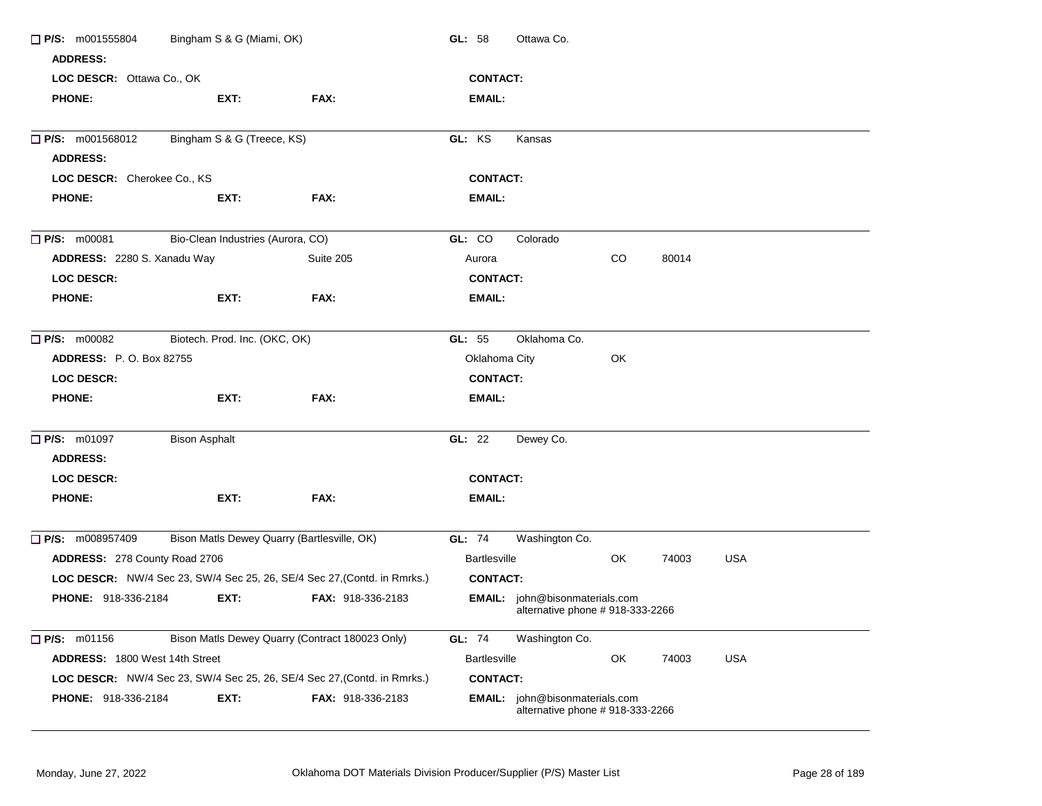☐ **P/S:** m001555804 Bingham S & G (Miami, OK) **GL:** 58 Ottawa Co.

**ADDRESS:**

**LOC DESCR:** Ottawa Co., OK **CONTACT:**

**PHONE:** **EXT:** **FAX:** **EMAIL:**

---

☐ **P/S:** m001568012 Bingham S & G (Treece, KS) **GL:** KS Kansas

**ADDRESS:**

**LOC DESCR:** Cherokee Co., KS **CONTACT:**

**PHONE:** **EXT:** **FAX:** **EMAIL:**

---

☐ **P/S:** m00081 Bio-Clean Industries (Aurora, CO) **GL:** CO Colorado

**ADDRESS:** 2280 S. Xanadu Way Suite 205 Aurora CO 80014

**LOC DESCR:** **CONTACT:**

**PHONE:** **EXT:** **FAX:** **EMAIL:**

---

☐ **P/S:** m00082 Biotech. Prod. Inc. (OKC, OK) **GL:** 55 Oklahoma Co.

**ADDRESS:** P. O. Box 82755 Oklahoma City OK

**LOC DESCR:** **CONTACT:**

**PHONE:** **EXT:** **FAX:** **EMAIL:**

---

☐ **P/S:** m01097 Bison Asphalt **GL:** 22 Dewey Co.

**ADDRESS:**

**LOC DESCR:** **CONTACT:**

**PHONE:** **EXT:** **FAX:** **EMAIL:**

---

☐ **P/S:** m008957409 Bison Matls Dewey Quarry (Bartlesville, OK) **GL:** 74 Washington Co.

**ADDRESS:** 278 County Road 2706 Bartlesville OK 74003 USA

**LOC DESCR:** NW/4 Sec 23, SW/4 Sec 25, 26, SE/4 Sec 27,(Contd. in Rmrks.) **CONTACT:**

**PHONE:** 918-336-2184 **EXT:** **FAX:** 918-336-2183 **EMAIL:** john@bisonmaterials.com
alternative phone # 918-333-2266

---

☐ **P/S:** m01156 Bison Matls Dewey Quarry (Contract 180023 Only) **GL:** 74 Washington Co.

**ADDRESS:** 1800 West 14th Street Bartlesville OK 74003 USA

**LOC DESCR:** NW/4 Sec 23, SW/4 Sec 25, 26, SE/4 Sec 27,(Contd. in Rmrks.) **CONTACT:**

**PHONE:** 918-336-2184 **EXT:** **FAX:** 918-336-2183 **EMAIL:** john@bisonmaterials.com
alternative phone # 918-333-2266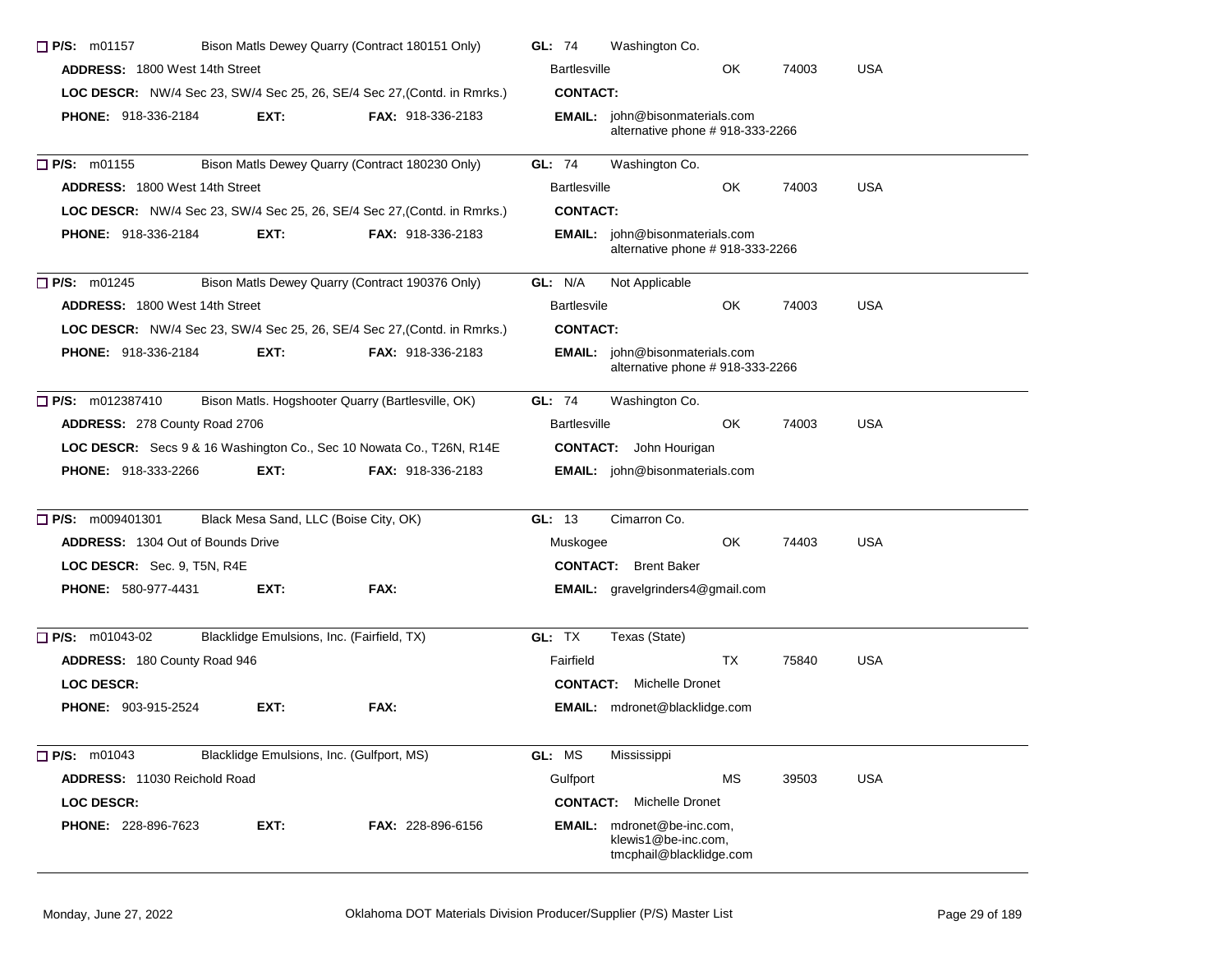☐ **P/S:** m01157 Bison Matls Dewey Quarry (Contract 180151 Only) **GL:** 74 Washington Co.

**ADDRESS:** 1800 West 14th Street Bartlesville OK 74003 USA

**LOC DESCR:** NW/4 Sec 23, SW/4 Sec 25, 26, SE/4 Sec 27,(Contd. in Rmrks.) **CONTACT:**

**PHONE:** 918-336-2184 **EXT:** **FAX:** 918-336-2183 **EMAIL:** john@bisonmaterials.com alternative phone # 918-333-2266

---

☐ **P/S:** m01155 Bison Matls Dewey Quarry (Contract 180230 Only) **GL:** 74 Washington Co.

**ADDRESS:** 1800 West 14th Street Bartlesville OK 74003 USA

**LOC DESCR:** NW/4 Sec 23, SW/4 Sec 25, 26, SE/4 Sec 27,(Contd. in Rmrks.) **CONTACT:**

**PHONE:** 918-336-2184 **EXT:** **FAX:** 918-336-2183 **EMAIL:** john@bisonmaterials.com alternative phone # 918-333-2266

---

☐ **P/S:** m01245 Bison Matls Dewey Quarry (Contract 190376 Only) **GL:** N/A Not Applicable

**ADDRESS:** 1800 West 14th Street Bartlesvile OK 74003 USA

**LOC DESCR:** NW/4 Sec 23, SW/4 Sec 25, 26, SE/4 Sec 27,(Contd. in Rmrks.) **CONTACT:**

**PHONE:** 918-336-2184 **EXT:** **FAX:** 918-336-2183 **EMAIL:** john@bisonmaterials.com alternative phone # 918-333-2266

---

☐ **P/S:** m012387410 Bison Matls. Hogshooter Quarry (Bartlesville, OK) **GL:** 74 Washington Co.

**ADDRESS:** 278 County Road 2706 Bartlesville OK 74003 USA

**LOC DESCR:** Secs 9 & 16 Washington Co., Sec 10 Nowata Co., T26N, R14E **CONTACT:** John Hourigan

**PHONE:** 918-333-2266 **EXT:** **FAX:** 918-336-2183 **EMAIL:** john@bisonmaterials.com

---

☐ **P/S:** m009401301 Black Mesa Sand, LLC (Boise City, OK) **GL:** 13 Cimarron Co.

**ADDRESS:** 1304 Out of Bounds Drive Muskogee OK 74403 USA

**LOC DESCR:** Sec. 9, T5N, R4E **CONTACT:** Brent Baker

**PHONE:** 580-977-4431 **EXT:** **FAX:** **EMAIL:** gravelgrinders4@gmail.com

---

☐ **P/S:** m01043-02 Blacklidge Emulsions, Inc. (Fairfield, TX) **GL:** TX Texas (State)

**ADDRESS:** 180 County Road 946 Fairfield TX 75840 USA

**LOC DESCR:** **CONTACT:** Michelle Dronet

**PHONE:** 903-915-2524 **EXT:** **FAX:** **EMAIL:** mdronet@blacklidge.com

---

☐ **P/S:** m01043 Blacklidge Emulsions, Inc. (Gulfport, MS) **GL:** MS Mississippi

**ADDRESS:** 11030 Reichold Road Gulfport MS 39503 USA

**LOC DESCR:** **CONTACT:** Michelle Dronet

**PHONE:** 228-896-7623 **EXT:** **FAX:** 228-896-6156 **EMAIL:** mdronet@be-inc.com, klewis1@be-inc.com, tmcphail@blacklidge.com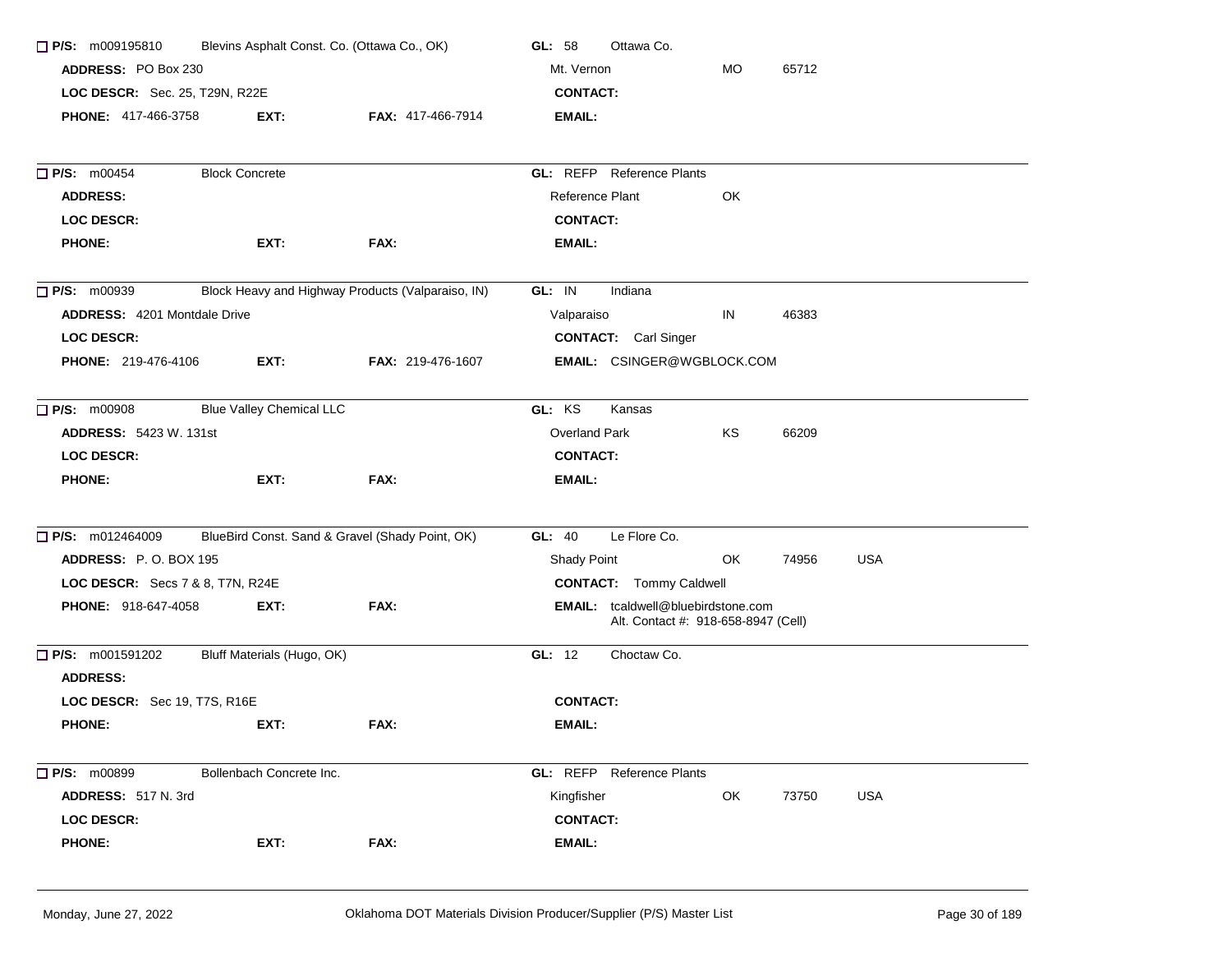☐ **P/S:** m009195810 Blevins Asphalt Const. Co. (Ottawa Co., OK) **GL:** 58 Ottawa Co.
**ADDRESS:** PO Box 230 Mt. Vernon MO 65712
**LOC DESCR:** Sec. 25, T29N, R22E **CONTACT:**
**PHONE:** 417-466-3758 **EXT:** **FAX:** 417-466-7914 **EMAIL:**

---

☐ **P/S:** m00454 Block Concrete **GL:** REFP Reference Plants
**ADDRESS:** Reference Plant OK
**LOC DESCR:** **CONTACT:**
**PHONE:** **EXT:** **FAX:** **EMAIL:**

---

☐ **P/S:** m00939 Block Heavy and Highway Products (Valparaiso, IN) **GL:** IN Indiana
**ADDRESS:** 4201 Montdale Drive Valparaiso IN 46383
**LOC DESCR:** **CONTACT:** Carl Singer
**PHONE:** 219-476-4106 **EXT:** **FAX:** 219-476-1607 **EMAIL:** CSINGER@WGBLOCK.COM

---

☐ **P/S:** m00908 Blue Valley Chemical LLC **GL:** KS Kansas
**ADDRESS:** 5423 W. 131st Overland Park KS 66209
**LOC DESCR:** **CONTACT:**
**PHONE:** **EXT:** **FAX:** **EMAIL:**

---

☐ **P/S:** m012464009 BlueBird Const. Sand & Gravel (Shady Point, OK) **GL:** 40 Le Flore Co.
**ADDRESS:** P. O. BOX 195 Shady Point OK 74956 USA
**LOC DESCR:** Secs 7 & 8, T7N, R24E **CONTACT:** Tommy Caldwell
**PHONE:** 918-647-4058 **EXT:** **FAX:** **EMAIL:** tcaldwell@bluebirdstone.com
Alt. Contact #: 918-658-8947 (Cell)

---

☐ **P/S:** m001591202 Bluff Materials (Hugo, OK) **GL:** 12 Choctaw Co.
**ADDRESS:**
**LOC DESCR:** Sec 19, T7S, R16E **CONTACT:**
**PHONE:** **EXT:** **FAX:** **EMAIL:**

---

☐ **P/S:** m00899 Bollenbach Concrete Inc. **GL:** REFP Reference Plants
**ADDRESS:** 517 N. 3rd Kingfisher OK 73750 USA
**LOC DESCR:** **CONTACT:**
**PHONE:** **EXT:** **FAX:** **EMAIL:**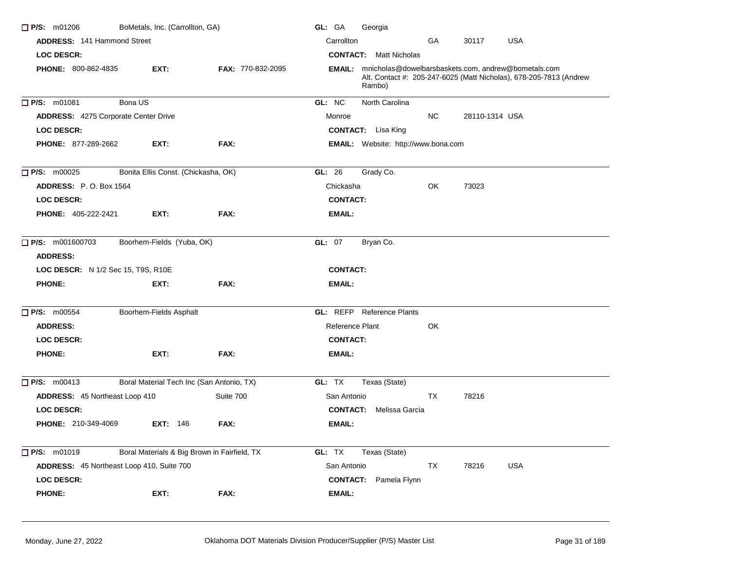☐ **P/S:** m01206 BoMetals, Inc. (Carrollton, GA) **GL:** GA Georgia

**ADDRESS:** 141 Hammond Street Carrollton GA 30117 USA

**LOC DESCR:** **CONTACT:** Matt Nicholas

**PHONE:** 800-862-4835 **EXT:** **FAX:** 770-832-2095 **EMAIL:** mnicholas@dowelbarsbaskets.com, andrew@bometals.com
Alt. Contact #: 205-247-6025 (Matt Nicholas), 678-205-7813 (Andrew Rambo)

---

☐ **P/S:** m01081 Bona US **GL:** NC North Carolina

**ADDRESS:** 4275 Corporate Center Drive Monroe NC 28110-1314 USA

**LOC DESCR:** **CONTACT:** Lisa King

**PHONE:** 877-289-2662 **EXT:** **FAX:** **EMAIL:** Website: http://www.bona.com

---

☐ **P/S:** m00025 Bonita Ellis Const. (Chickasha, OK) **GL:** 26 Grady Co.

**ADDRESS:** P. O. Box 1564 Chickasha OK 73023

**LOC DESCR:** **CONTACT:**

**PHONE:** 405-222-2421 **EXT:** **FAX:** **EMAIL:**

---

☐ **P/S:** m001600703 Boorhem-Fields (Yuba, OK) **GL:** 07 Bryan Co.

**ADDRESS:**

**LOC DESCR:** N 1/2 Sec 15, T9S, R10E **CONTACT:**

**PHONE:** **EXT:** **FAX:** **EMAIL:**

---

☐ **P/S:** m00554 Boorhem-Fields Asphalt **GL:** REFP Reference Plants

**ADDRESS:** Reference Plant OK

**LOC DESCR:** **CONTACT:**

**PHONE:** **EXT:** **FAX:** **EMAIL:**

---

☐ **P/S:** m00413 Boral Material Tech Inc (San Antonio, TX) **GL:** TX Texas (State)

**ADDRESS:** 45 Northeast Loop 410 Suite 700 San Antonio TX 78216

**LOC DESCR:** **CONTACT:** Melissa Garcia

**PHONE:** 210-349-4069 **EXT:** 146 **FAX:** **EMAIL:**

---

☐ **P/S:** m01019 Boral Materials & Big Brown in Fairfield, TX **GL:** TX Texas (State)

**ADDRESS:** 45 Northeast Loop 410, Suite 700 San Antonio TX 78216 USA

**LOC DESCR:** **CONTACT:** Pamela Flynn

**PHONE:** **EXT:** **FAX:** **EMAIL:**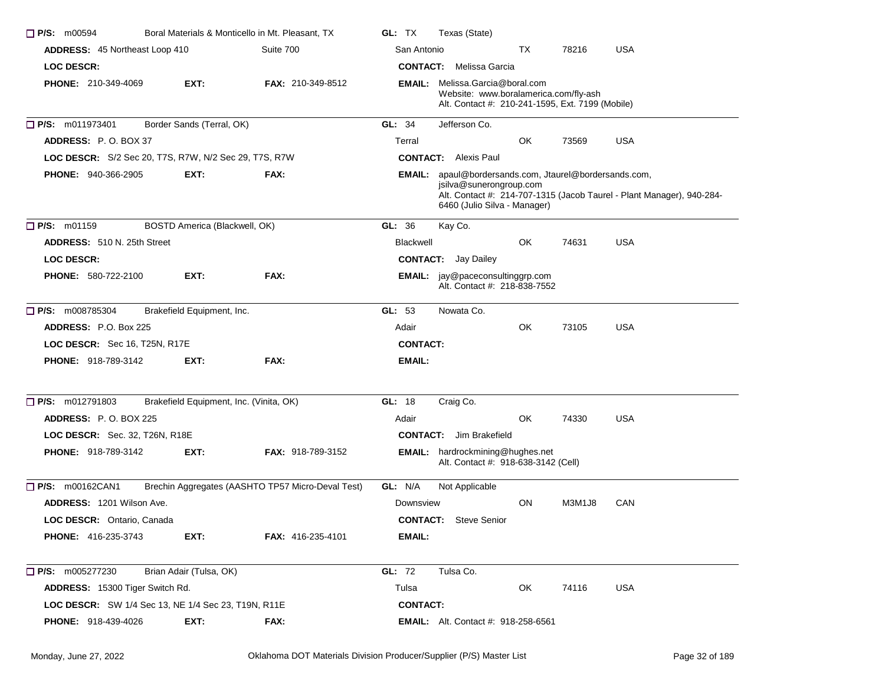**P/S:** m00594 Boral Materials & Monticello in Mt. Pleasant, TX **GL:** TX Texas (State)

**ADDRESS:** 45 Northeast Loop 410 Suite 700 San Antonio TX 78216 USA

**LOC DESCR:**

**CONTACT:** Melissa Garcia

**PHONE:** 210-349-4069 **EXT:** **FAX:** 210-349-8512

**EMAIL:** Melissa.Garcia@boral.com
Website: www.boralamerica.com/fly-ash
Alt. Contact #: 210-241-1595, Ext. 7199 (Mobile)

---

**P/S:** m011973401 Border Sands (Terral, OK) **GL:** 34 Jefferson Co.

**ADDRESS:** P. O. BOX 37 Terral OK 73569 USA

**LOC DESCR:** S/2 Sec 20, T7S, R7W, N/2 Sec 29, T7S, R7W

**CONTACT:** Alexis Paul

**PHONE:** 940-366-2905 **EXT:** **FAX:**

**EMAIL:** apaul@bordersands.com, Jtaurel@bordersands.com, jsilva@sunerongroup.com
Alt. Contact #: 214-707-1315 (Jacob Taurel - Plant Manager), 940-284-6460 (Julio Silva - Manager)

---

**P/S:** m01159 BOSTD America (Blackwell, OK) **GL:** 36 Kay Co.

**ADDRESS:** 510 N. 25th Street Blackwell OK 74631 USA

**LOC DESCR:**

**CONTACT:** Jay Dailey

**PHONE:** 580-722-2100 **EXT:** **FAX:**

**EMAIL:** jay@paceconsultinggrp.com
Alt. Contact #: 218-838-7552

---

**P/S:** m008785304 Brakefield Equipment, Inc. **GL:** 53 Nowata Co.

**ADDRESS:** P.O. Box 225 Adair OK 73105 USA

**LOC DESCR:** Sec 16, T25N, R17E

**CONTACT:**

**PHONE:** 918-789-3142 **EXT:** **FAX:**

**EMAIL:**

---

**P/S:** m012791803 Brakefield Equipment, Inc. (Vinita, OK) **GL:** 18 Craig Co.

**ADDRESS:** P. O. BOX 225 Adair OK 74330 USA

**LOC DESCR:** Sec. 32, T26N, R18E

**CONTACT:** Jim Brakefield

**PHONE:** 918-789-3142 **EXT:** **FAX:** 918-789-3152

**EMAIL:** hardrockmining@hughes.net
Alt. Contact #: 918-638-3142 (Cell)

---

**P/S:** m00162CAN1 Brechin Aggregates (AASHTO TP57 Micro-Deval Test) **GL:** N/A Not Applicable

**ADDRESS:** 1201 Wilson Ave. Downsview ON M3M1J8 CAN

**LOC DESCR:** Ontario, Canada

**CONTACT:** Steve Senior

**PHONE:** 416-235-3743 **EXT:** **FAX:** 416-235-4101

**EMAIL:**

---

**P/S:** m005277230 Brian Adair (Tulsa, OK) **GL:** 72 Tulsa Co.

**ADDRESS:** 15300 Tiger Switch Rd. Tulsa OK 74116 USA

**LOC DESCR:** SW 1/4 Sec 13, NE 1/4 Sec 23, T19N, R11E

**CONTACT:**

**PHONE:** 918-439-4026 **EXT:** **FAX:**

**EMAIL:** Alt. Contact #: 918-258-6561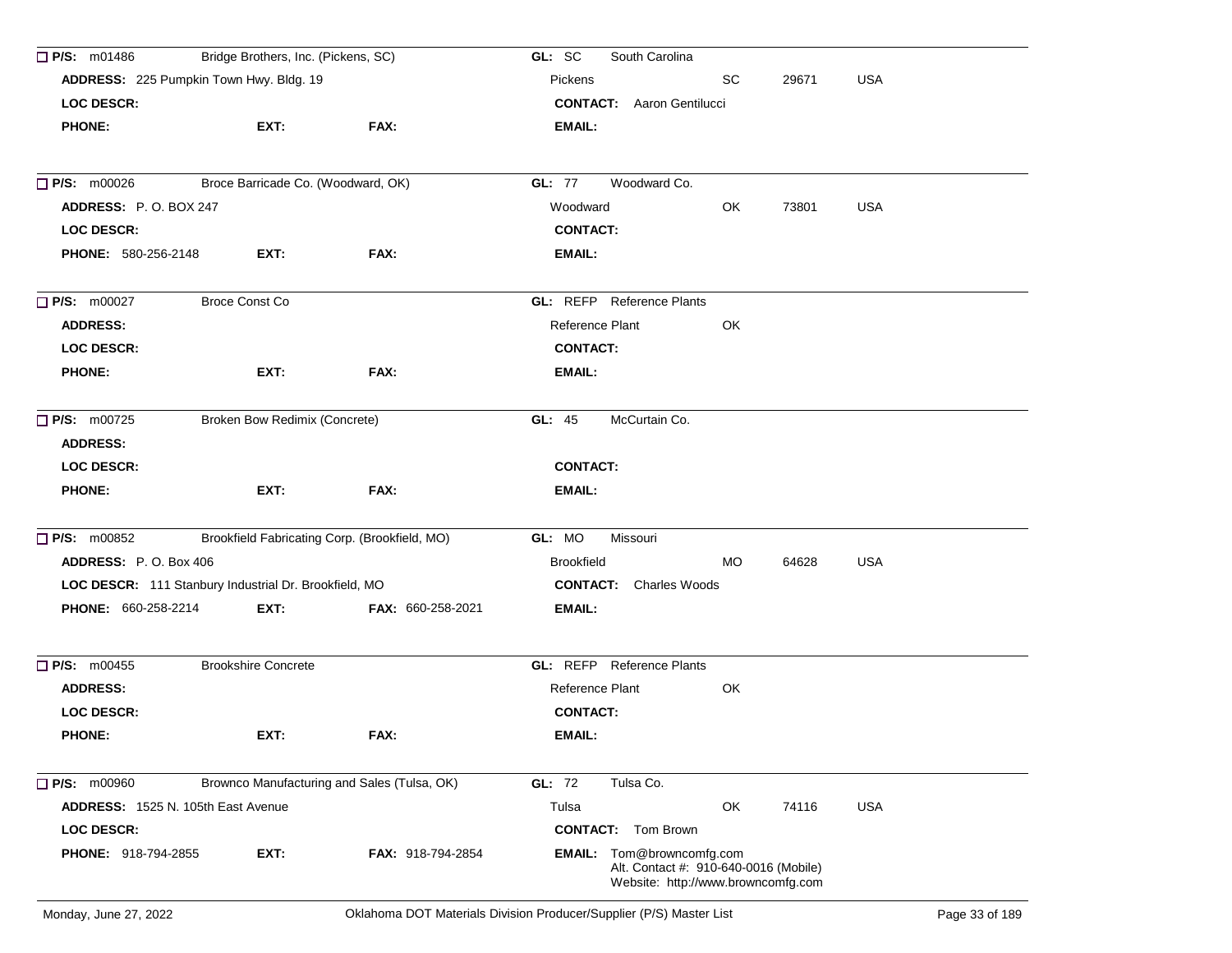☐ **P/S:** m01486 Bridge Brothers, Inc. (Pickens, SC) **GL:** SC South Carolina

**ADDRESS:** 225 Pumpkin Town Hwy. Bldg. 19 Pickens SC 29671 USA

**LOC DESCR:** **CONTACT:** Aaron Gentilucci

**PHONE:** **EXT:** **FAX:** **EMAIL:**

---

☐ **P/S:** m00026 Broce Barricade Co. (Woodward, OK) **GL:** 77 Woodward Co.

**ADDRESS:** P. O. BOX 247 Woodward OK 73801 USA

**LOC DESCR:** **CONTACT:**

**PHONE:** 580-256-2148 **EXT:** **FAX:** **EMAIL:**

---

☐ **P/S:** m00027 Broce Const Co **GL:** REFP Reference Plants

**ADDRESS:** Reference Plant OK

**LOC DESCR:** **CONTACT:**

**PHONE:** **EXT:** **FAX:** **EMAIL:**

---

☐ **P/S:** m00725 Broken Bow Redimix (Concrete) **GL:** 45 McCurtain Co.

**ADDRESS:**

**LOC DESCR:** **CONTACT:**

**PHONE:** **EXT:** **FAX:** **EMAIL:**

---

☐ **P/S:** m00852 Brookfield Fabricating Corp. (Brookfield, MO) **GL:** MO Missouri

**ADDRESS:** P. O. Box 406 Brookfield MO 64628 USA

**LOC DESCR:** 111 Stanbury Industrial Dr. Brookfield, MO **CONTACT:** Charles Woods

**PHONE:** 660-258-2214 **EXT:** **FAX:** 660-258-2021 **EMAIL:**

---

☐ **P/S:** m00455 Brookshire Concrete **GL:** REFP Reference Plants

**ADDRESS:** Reference Plant OK

**LOC DESCR:** **CONTACT:**

**PHONE:** **EXT:** **FAX:** **EMAIL:**

---

☐ **P/S:** m00960 Brownco Manufacturing and Sales (Tulsa, OK) **GL:** 72 Tulsa Co.

**ADDRESS:** 1525 N. 105th East Avenue Tulsa OK 74116 USA

**LOC DESCR:** **CONTACT:** Tom Brown

**PHONE:** 918-794-2855 **EXT:** **FAX:** 918-794-2854 **EMAIL:** Tom@browncomfg.com
Alt. Contact #: 910-640-0016 (Mobile)
Website: http://www.browncomfg.com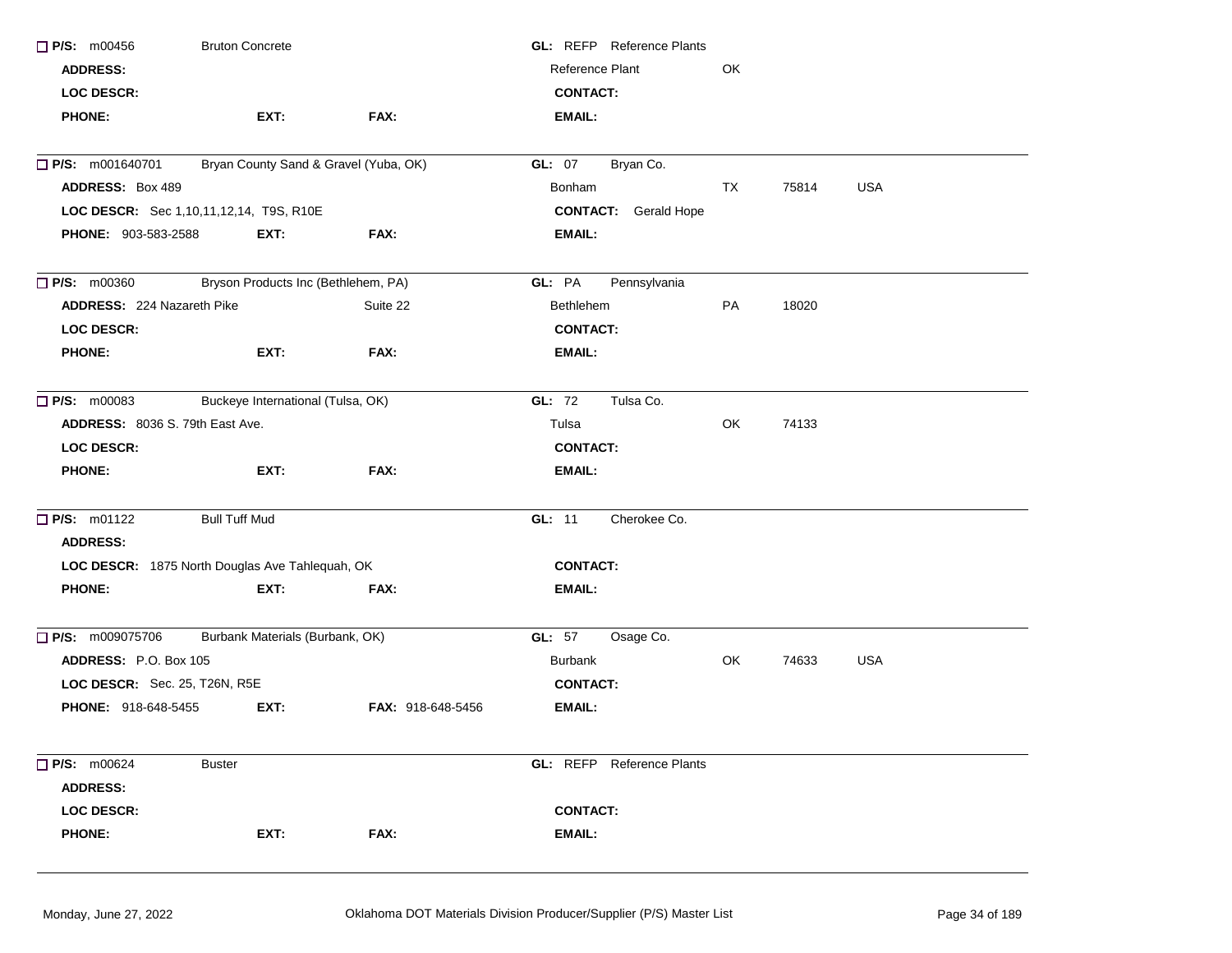**P/S:** m00456 Bruton Concrete **GL:** REFP Reference Plants

**ADDRESS:** Reference Plant OK

**LOC DESCR:** **CONTACT:**

**PHONE:** **EXT:** **FAX:** **EMAIL:**

---

**P/S:** m001640701 Bryan County Sand & Gravel (Yuba, OK) **GL:** 07 Bryan Co.

**ADDRESS:** Box 489 Bonham TX 75814 USA

**LOC DESCR:** Sec 1,10,11,12,14, T9S, R10E **CONTACT:** Gerald Hope

**PHONE:** 903-583-2588 **EXT:** **FAX:** **EMAIL:**

---

**P/S:** m00360 Bryson Products Inc (Bethlehem, PA) **GL:** PA Pennsylvania

**ADDRESS:** 224 Nazareth Pike Suite 22 Bethlehem PA 18020

**LOC DESCR:** **CONTACT:**

**PHONE:** **EXT:** **FAX:** **EMAIL:**

---

**P/S:** m00083 Buckeye International (Tulsa, OK) **GL:** 72 Tulsa Co.

**ADDRESS:** 8036 S. 79th East Ave. Tulsa OK 74133

**LOC DESCR:** **CONTACT:**

**PHONE:** **EXT:** **FAX:** **EMAIL:**

---

**P/S:** m01122 Bull Tuff Mud **GL:** 11 Cherokee Co.

**ADDRESS:**

**LOC DESCR:** 1875 North Douglas Ave Tahlequah, OK **CONTACT:**

**PHONE:** **EXT:** **FAX:** **EMAIL:**

---

**P/S:** m009075706 Burbank Materials (Burbank, OK) **GL:** 57 Osage Co.

**ADDRESS:** P.O. Box 105 Burbank OK 74633 USA

**LOC DESCR:** Sec. 25, T26N, R5E **CONTACT:**

**PHONE:** 918-648-5455 **EXT:** **FAX:** 918-648-5456 **EMAIL:**

---

**P/S:** m00624 Buster **GL:** REFP Reference Plants

**ADDRESS:**

**LOC DESCR:** **CONTACT:**

**PHONE:** **EXT:** **FAX:** **EMAIL:**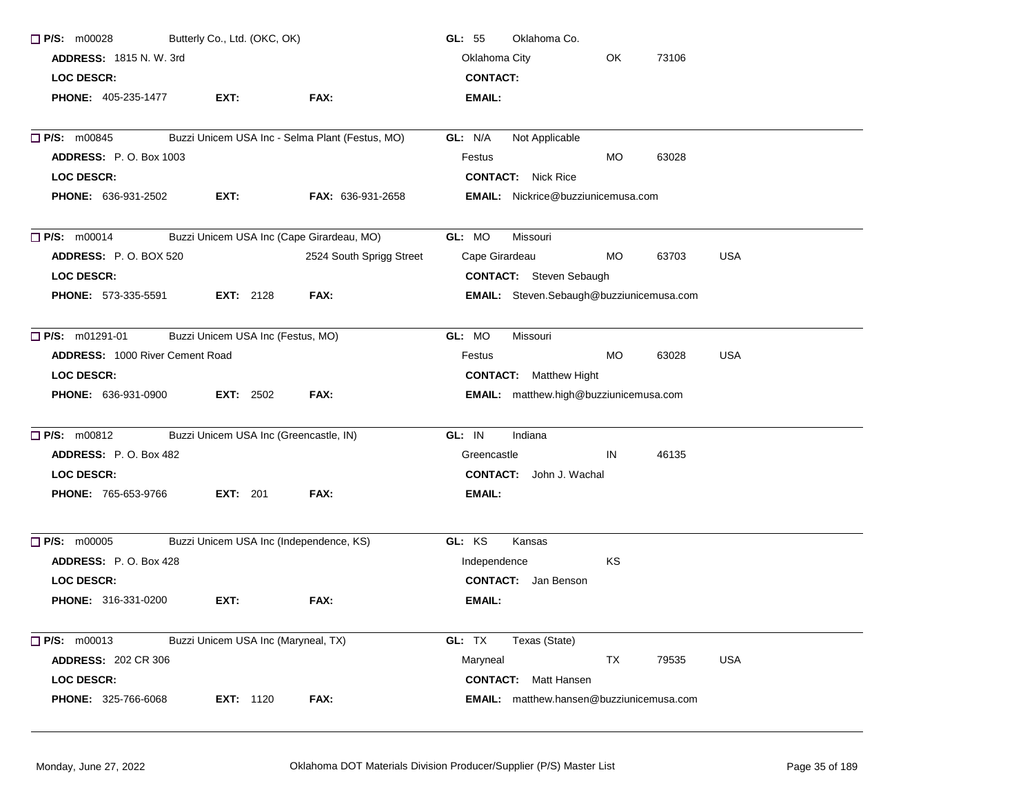☐ **P/S:** m00028 Butterly Co., Ltd. (OKC, OK) **GL:** 55 Oklahoma Co.
**ADDRESS:** 1815 N. W. 3rd Oklahoma City OK 73106
**LOC DESCR:** **CONTACT:**
**PHONE:** 405-235-1477 **EXT:** **FAX:** **EMAIL:**

---

☐ **P/S:** m00845 Buzzi Unicem USA Inc - Selma Plant (Festus, MO) **GL:** N/A Not Applicable
**ADDRESS:** P. O. Box 1003 Festus MO 63028
**LOC DESCR:** **CONTACT:** Nick Rice
**PHONE:** 636-931-2502 **EXT:** **FAX:** 636-931-2658 **EMAIL:** Nickrice@buzziunicemusa.com

---

☐ **P/S:** m00014 Buzzi Unicem USA Inc (Cape Girardeau, MO) **GL:** MO Missouri
**ADDRESS:** P. O. BOX 520 2524 South Sprigg Street Cape Girardeau MO 63703 USA
**LOC DESCR:** **CONTACT:** Steven Sebaugh
**PHONE:** 573-335-5591 **EXT:** 2128 **FAX:** **EMAIL:** Steven.Sebaugh@buzziunicemusa.com

---

☐ **P/S:** m01291-01 Buzzi Unicem USA Inc (Festus, MO) **GL:** MO Missouri
**ADDRESS:** 1000 River Cement Road Festus MO 63028 USA
**LOC DESCR:** **CONTACT:** Matthew Hight
**PHONE:** 636-931-0900 **EXT:** 2502 **FAX:** **EMAIL:** matthew.high@buzziunicemusa.com

---

☐ **P/S:** m00812 Buzzi Unicem USA Inc (Greencastle, IN) **GL:** IN Indiana
**ADDRESS:** P. O. Box 482 Greencastle IN 46135
**LOC DESCR:** **CONTACT:** John J. Wachal
**PHONE:** 765-653-9766 **EXT:** 201 **FAX:** **EMAIL:**

---

☐ **P/S:** m00005 Buzzi Unicem USA Inc (Independence, KS) **GL:** KS Kansas
**ADDRESS:** P. O. Box 428 Independence KS
**LOC DESCR:** **CONTACT:** Jan Benson
**PHONE:** 316-331-0200 **EXT:** **FAX:** **EMAIL:**

---

☐ **P/S:** m00013 Buzzi Unicem USA Inc (Maryneal, TX) **GL:** TX Texas (State)
**ADDRESS:** 202 CR 306 Maryneal TX 79535 USA
**LOC DESCR:** **CONTACT:** Matt Hansen
**PHONE:** 325-766-6068 **EXT:** 1120 **FAX:** **EMAIL:** matthew.hansen@buzziunicemusa.com

---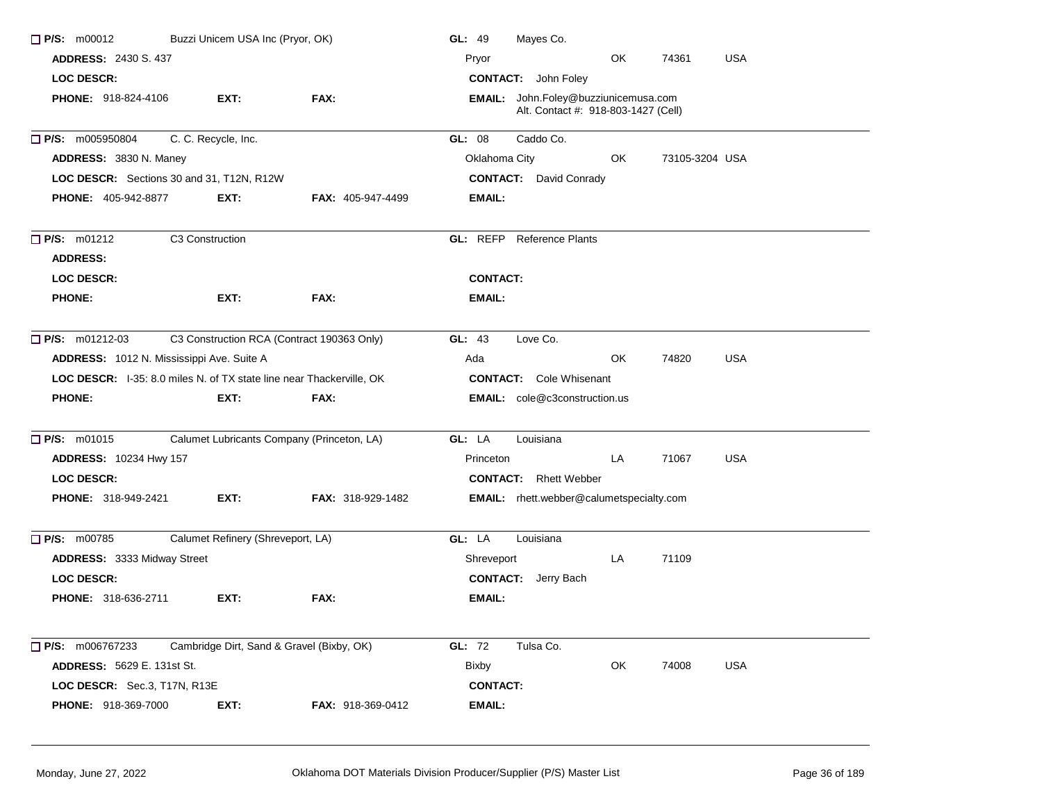☐ **P/S:** m00012 Buzzi Unicem USA Inc (Pryor, OK) **GL:** 49 Mayes Co.
**ADDRESS:** 2430 S. 437 Pryor OK 74361 USA
**LOC DESCR:** **CONTACT:** John Foley
**PHONE:** 918-824-4106 **EXT:** **FAX:** **EMAIL:** John.Foley@buzziunicemusa.com
Alt. Contact #: 918-803-1427 (Cell)

---

☐ **P/S:** m005950804 C. C. Recycle, Inc. **GL:** 08 Caddo Co.
**ADDRESS:** 3830 N. Maney Oklahoma City OK 73105-3204 USA
**LOC DESCR:** Sections 30 and 31, T12N, R12W **CONTACT:** David Conrady
**PHONE:** 405-942-8877 **EXT:** **FAX:** 405-947-4499 **EMAIL:**

---

☐ **P/S:** m01212 C3 Construction **GL:** REFP Reference Plants
**ADDRESS:**
**LOC DESCR:** **CONTACT:**
**PHONE:** **EXT:** **FAX:** **EMAIL:**

---

☐ **P/S:** m01212-03 C3 Construction RCA (Contract 190363 Only) **GL:** 43 Love Co.
**ADDRESS:** 1012 N. Mississippi Ave. Suite A Ada OK 74820 USA
**LOC DESCR:** I-35: 8.0 miles N. of TX state line near Thackerville, OK **CONTACT:** Cole Whisenant
**PHONE:** **EXT:** **FAX:** **EMAIL:** cole@c3construction.us

---

☐ **P/S:** m01015 Calumet Lubricants Company (Princeton, LA) **GL:** LA Louisiana
**ADDRESS:** 10234 Hwy 157 Princeton LA 71067 USA
**LOC DESCR:** **CONTACT:** Rhett Webber
**PHONE:** 318-949-2421 **EXT:** **FAX:** 318-929-1482 **EMAIL:** rhett.webber@calumetspecialty.com

---

☐ **P/S:** m00785 Calumet Refinery (Shreveport, LA) **GL:** LA Louisiana
**ADDRESS:** 3333 Midway Street Shreveport LA 71109
**LOC DESCR:** **CONTACT:** Jerry Bach
**PHONE:** 318-636-2711 **EXT:** **FAX:** **EMAIL:**

---

☐ **P/S:** m006767233 Cambridge Dirt, Sand & Gravel (Bixby, OK) **GL:** 72 Tulsa Co.
**ADDRESS:** 5629 E. 131st St. Bixby OK 74008 USA
**LOC DESCR:** Sec.3, T17N, R13E **CONTACT:**
**PHONE:** 918-369-7000 **EXT:** **FAX:** 918-369-0412 **EMAIL:**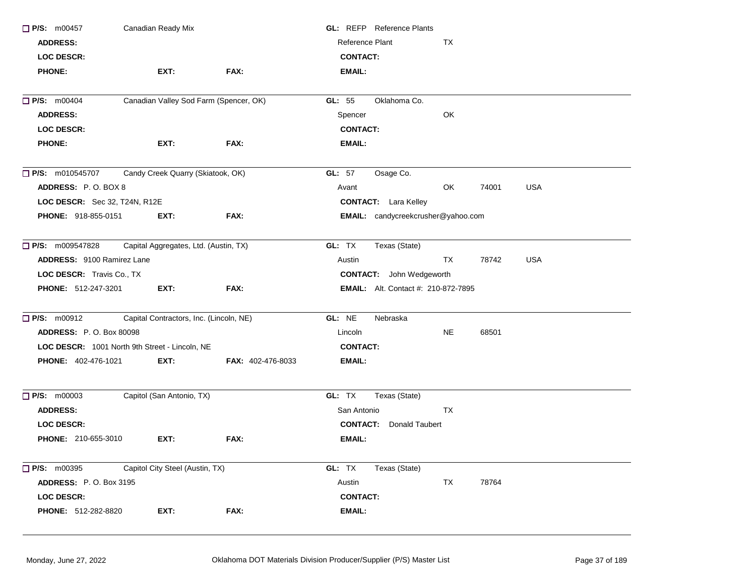☐ **P/S:** m00457 Canadian Ready Mix
**GL:** REFP Reference Plants
**ADDRESS:**
Reference Plant TX
**LOC DESCR:**
**CONTACT:**
**PHONE:** **EXT:** **FAX:**
**EMAIL:**

---

☐ **P/S:** m00404 Canadian Valley Sod Farm (Spencer, OK)
**GL:** 55 Oklahoma Co.
**ADDRESS:**
Spencer OK
**LOC DESCR:**
**CONTACT:**
**PHONE:** **EXT:** **FAX:**
**EMAIL:**

---

☐ **P/S:** m010545707 Candy Creek Quarry (Skiatook, OK)
**GL:** 57 Osage Co.
**ADDRESS:** P. O. BOX 8
Avant OK 74001 USA
**LOC DESCR:** Sec 32, T24N, R12E
**CONTACT:** Lara Kelley
**PHONE:** 918-855-0151 **EXT:** **FAX:**
**EMAIL:** candycreekcrusher@yahoo.com

---

☐ **P/S:** m009547828 Capital Aggregates, Ltd. (Austin, TX)
**GL:** TX Texas (State)
**ADDRESS:** 9100 Ramirez Lane
Austin TX 78742 USA
**LOC DESCR:** Travis Co., TX
**CONTACT:** John Wedgeworth
**PHONE:** 512-247-3201 **EXT:** **FAX:**
**EMAIL:** Alt. Contact #: 210-872-7895

---

☐ **P/S:** m00912 Capital Contractors, Inc. (Lincoln, NE)
**GL:** NE Nebraska
**ADDRESS:** P. O. Box 80098
Lincoln NE 68501
**LOC DESCR:** 1001 North 9th Street - Lincoln, NE
**CONTACT:**
**PHONE:** 402-476-1021 **EXT:** **FAX:** 402-476-8033
**EMAIL:**

---

☐ **P/S:** m00003 Capitol (San Antonio, TX)
**GL:** TX Texas (State)
**ADDRESS:**
San Antonio TX
**LOC DESCR:**
**CONTACT:** Donald Taubert
**PHONE:** 210-655-3010 **EXT:** **FAX:**
**EMAIL:**

---

☐ **P/S:** m00395 Capitol City Steel (Austin, TX)
**GL:** TX Texas (State)
**ADDRESS:** P. O. Box 3195
Austin TX 78764
**LOC DESCR:**
**CONTACT:**
**PHONE:** 512-282-8820 **EXT:** **FAX:**
**EMAIL:**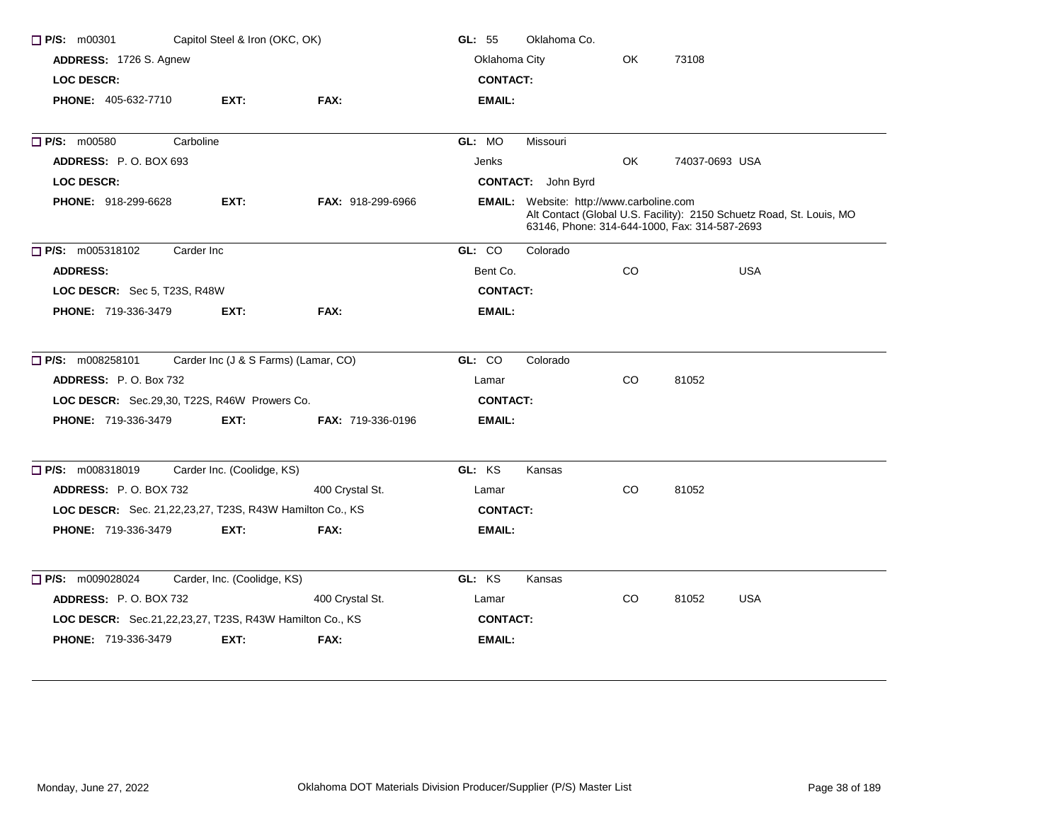**P/S:** m00301 Capitol Steel & Iron (OKC, OK)
**GL:** 55 Oklahoma Co.
**ADDRESS:** 1726 S. Agnew
Oklahoma City OK 73108
**LOC DESCR:**
**CONTACT:**
**PHONE:** 405-632-7710 **EXT:** **FAX:**
**EMAIL:**

---

**P/S:** m00580 Carboline
**GL:** MO Missouri
**ADDRESS:** P. O. BOX 693
Jenks OK 74037-0693 USA
**LOC DESCR:**
**CONTACT:** John Byrd
**PHONE:** 918-299-6628 **EXT:** **FAX:** 918-299-6966
**EMAIL:** Website: http://www.carboline.com
Alt Contact (Global U.S. Facility): 2150 Schuetz Road, St. Louis, MO 63146, Phone: 314-644-1000, Fax: 314-587-2693

---

**P/S:** m005318102 Carder Inc
**GL:** CO Colorado
**ADDRESS:**
Bent Co. CO USA
**LOC DESCR:** Sec 5, T23S, R48W
**CONTACT:**
**PHONE:** 719-336-3479 **EXT:** **FAX:**
**EMAIL:**

---

**P/S:** m008258101 Carder Inc (J & S Farms) (Lamar, CO)
**GL:** CO Colorado
**ADDRESS:** P. O. Box 732
Lamar CO 81052
**LOC DESCR:** Sec.29,30, T22S, R46W Prowers Co.
**CONTACT:**
**PHONE:** 719-336-3479 **EXT:** **FAX:** 719-336-0196
**EMAIL:**

---

**P/S:** m008318019 Carder Inc. (Coolidge, KS)
**GL:** KS Kansas
**ADDRESS:** P. O. BOX 732 400 Crystal St.
Lamar CO 81052
**LOC DESCR:** Sec. 21,22,23,27, T23S, R43W Hamilton Co., KS
**CONTACT:**
**PHONE:** 719-336-3479 **EXT:** **FAX:**
**EMAIL:**

---

**P/S:** m009028024 Carder, Inc. (Coolidge, KS)
**GL:** KS Kansas
**ADDRESS:** P. O. BOX 732 400 Crystal St.
Lamar CO 81052 USA
**LOC DESCR:** Sec.21,22,23,27, T23S, R43W Hamilton Co., KS
**CONTACT:**
**PHONE:** 719-336-3479 **EXT:** **FAX:**
**EMAIL:**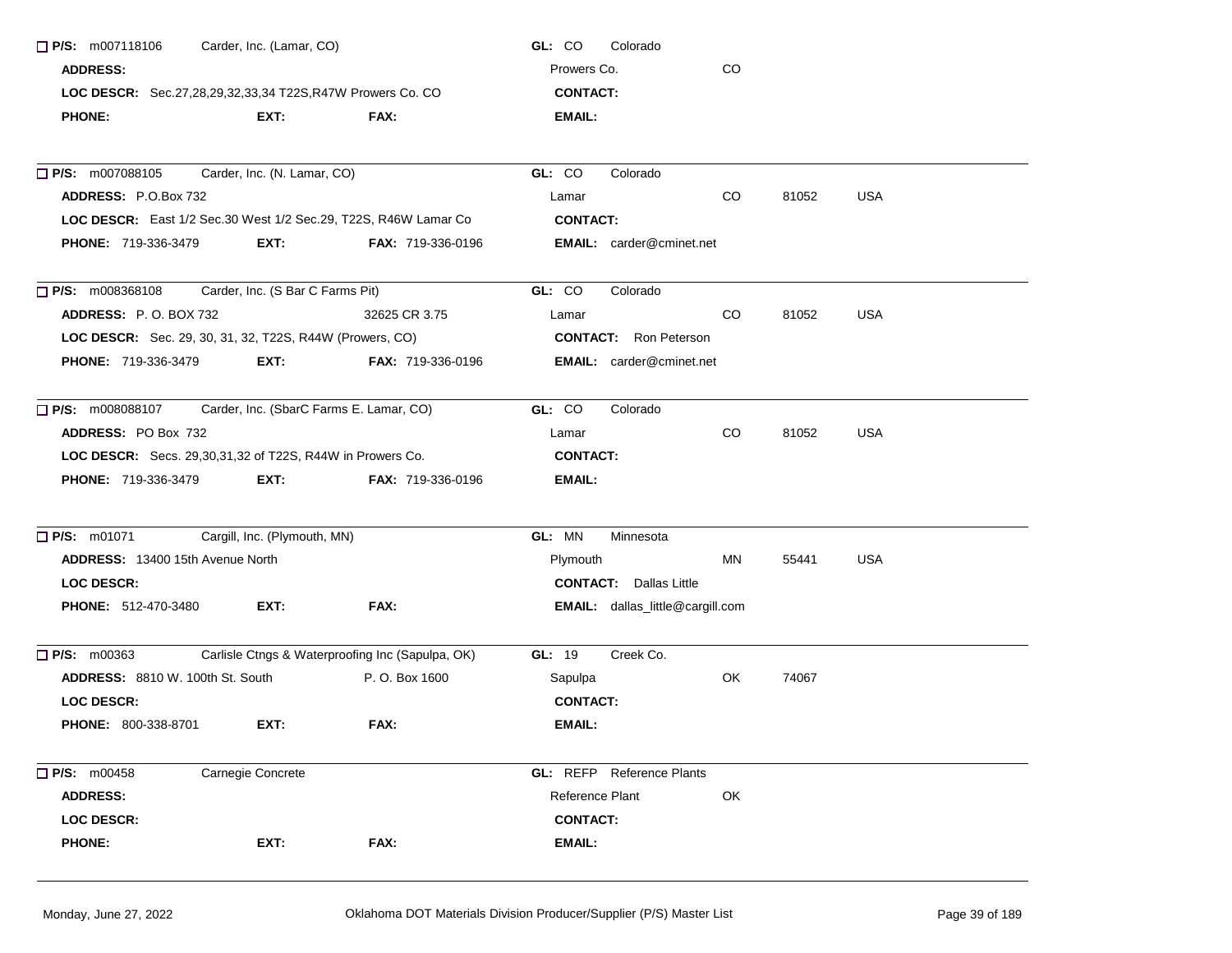☐ **P/S:** m007118106 Carder, Inc. (Lamar, CO) **GL:** CO Colorado
**ADDRESS:** Prowers Co. CO
**LOC DESCR:** Sec.27,28,29,32,33,34 T22S,R47W Prowers Co. CO **CONTACT:**
**PHONE:** **EXT:** **FAX:** **EMAIL:**

---

☐ **P/S:** m007088105 Carder, Inc. (N. Lamar, CO) **GL:** CO Colorado
**ADDRESS:** P.O.Box 732 Lamar CO 81052 USA
**LOC DESCR:** East 1/2 Sec.30 West 1/2 Sec.29, T22S, R46W Lamar Co **CONTACT:**
**PHONE:** 719-336-3479 **EXT:** **FAX:** 719-336-0196 **EMAIL:** carder@cminet.net

---

☐ **P/S:** m008368108 Carder, Inc. (S Bar C Farms Pit) **GL:** CO Colorado
**ADDRESS:** P. O. BOX 732 32625 CR 3.75 Lamar CO 81052 USA
**LOC DESCR:** Sec. 29, 30, 31, 32, T22S, R44W (Prowers, CO) **CONTACT:** Ron Peterson
**PHONE:** 719-336-3479 **EXT:** **FAX:** 719-336-0196 **EMAIL:** carder@cminet.net

---

☐ **P/S:** m008088107 Carder, Inc. (SbarC Farms E. Lamar, CO) **GL:** CO Colorado
**ADDRESS:** PO Box 732 Lamar CO 81052 USA
**LOC DESCR:** Secs. 29,30,31,32 of T22S, R44W in Prowers Co. **CONTACT:**
**PHONE:** 719-336-3479 **EXT:** **FAX:** 719-336-0196 **EMAIL:**

---

☐ **P/S:** m01071 Cargill, Inc. (Plymouth, MN) **GL:** MN Minnesota
**ADDRESS:** 13400 15th Avenue North Plymouth MN 55441 USA
**LOC DESCR:** **CONTACT:** Dallas Little
**PHONE:** 512-470-3480 **EXT:** **FAX:** **EMAIL:** dallas_little@cargill.com

---

☐ **P/S:** m00363 Carlisle Ctngs & Waterproofing Inc (Sapulpa, OK) **GL:** 19 Creek Co.
**ADDRESS:** 8810 W. 100th St. South P. O. Box 1600 Sapulpa OK 74067
**LOC DESCR:** **CONTACT:**
**PHONE:** 800-338-8701 **EXT:** **FAX:** **EMAIL:**

---

☐ **P/S:** m00458 Carnegie Concrete **GL:** REFP Reference Plants
**ADDRESS:** Reference Plant OK
**LOC DESCR:** **CONTACT:**
**PHONE:** **EXT:** **FAX:** **EMAIL:**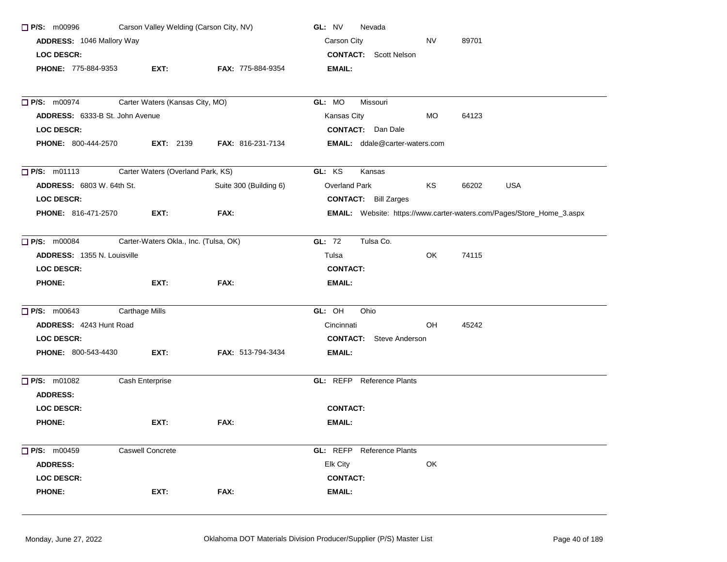☐ **P/S:** m00996 Carson Valley Welding (Carson City, NV) **GL:** NV Nevada
**ADDRESS:** 1046 Mallory Way Carson City NV 89701
**LOC DESCR:** **CONTACT:** Scott Nelson
**PHONE:** 775-884-9353 **EXT:** **FAX:** 775-884-9354 **EMAIL:**

---

☐ **P/S:** m00974 Carter Waters (Kansas City, MO) **GL:** MO Missouri
**ADDRESS:** 6333-B St. John Avenue Kansas City MO 64123
**LOC DESCR:** **CONTACT:** Dan Dale
**PHONE:** 800-444-2570 **EXT:** 2139 **FAX:** 816-231-7134 **EMAIL:** ddale@carter-waters.com

---

☐ **P/S:** m01113 Carter Waters (Overland Park, KS) **GL:** KS Kansas
**ADDRESS:** 6803 W. 64th St. Suite 300 (Building 6) Overland Park KS 66202 USA
**LOC DESCR:** **CONTACT:** Bill Zarges
**PHONE:** 816-471-2570 **EXT:** **FAX:** **EMAIL:** Website: https://www.carter-waters.com/Pages/Store_Home_3.aspx

---

☐ **P/S:** m00084 Carter-Waters Okla., Inc. (Tulsa, OK) **GL:** 72 Tulsa Co.
**ADDRESS:** 1355 N. Louisville Tulsa OK 74115
**LOC DESCR:** **CONTACT:**
**PHONE:** **EXT:** **FAX:** **EMAIL:**

---

☐ **P/S:** m00643 Carthage Mills **GL:** OH Ohio
**ADDRESS:** 4243 Hunt Road Cincinnati OH 45242
**LOC DESCR:** **CONTACT:** Steve Anderson
**PHONE:** 800-543-4430 **EXT:** **FAX:** 513-794-3434 **EMAIL:**

---

☐ **P/S:** m01082 Cash Enterprise **GL:** REFP Reference Plants
**ADDRESS:**
**LOC DESCR:** **CONTACT:**
**PHONE:** **EXT:** **FAX:** **EMAIL:**

---

☐ **P/S:** m00459 Caswell Concrete **GL:** REFP Reference Plants
**ADDRESS:** Elk City OK
**LOC DESCR:** **CONTACT:**
**PHONE:** **EXT:** **FAX:** **EMAIL:**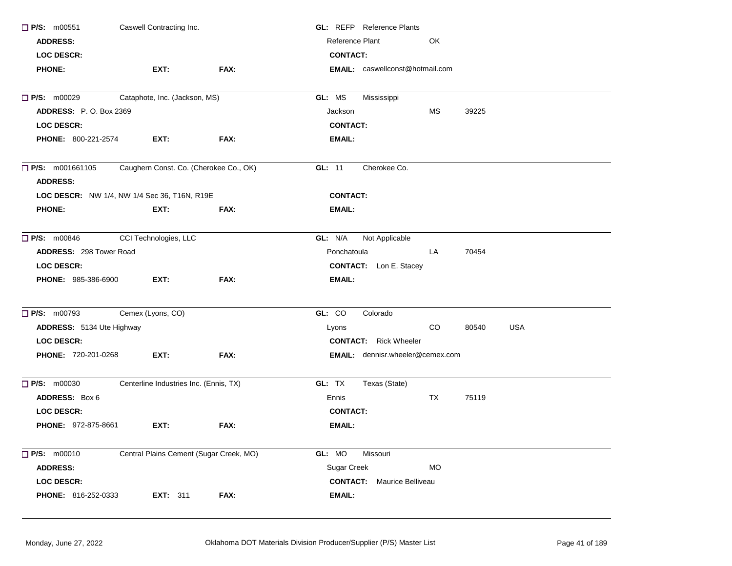☐ **P/S:** m00551 Caswell Contracting Inc.
**GL:** REFP Reference Plants
**ADDRESS:**
Reference Plant OK
**LOC DESCR:**
**CONTACT:**
**PHONE:** **EXT:** **FAX:**
**EMAIL:** caswellconst@hotmail.com

---

☐ **P/S:** m00029 Cataphote, Inc. (Jackson, MS)
**GL:** MS Mississippi
**ADDRESS:** P. O. Box 2369
Jackson MS 39225
**LOC DESCR:**
**CONTACT:**
**PHONE:** 800-221-2574 **EXT:** **FAX:**
**EMAIL:**

---

☐ **P/S:** m001661105 Caughern Const. Co. (Cherokee Co., OK)
**GL:** 11 Cherokee Co.
**ADDRESS:**
**LOC DESCR:** NW 1/4, NW 1/4 Sec 36, T16N, R19E
**CONTACT:**
**PHONE:** **EXT:** **FAX:**
**EMAIL:**

---

☐ **P/S:** m00846 CCI Technologies, LLC
**GL:** N/A Not Applicable
**ADDRESS:** 298 Tower Road
Ponchatoula LA 70454
**LOC DESCR:**
**CONTACT:** Lon E. Stacey
**PHONE:** 985-386-6900 **EXT:** **FAX:**
**EMAIL:**

---

☐ **P/S:** m00793 Cemex (Lyons, CO)
**GL:** CO Colorado
**ADDRESS:** 5134 Ute Highway
Lyons CO 80540 USA
**LOC DESCR:**
**CONTACT:** Rick Wheeler
**PHONE:** 720-201-0268 **EXT:** **FAX:**
**EMAIL:** dennisr.wheeler@cemex.com

---

☐ **P/S:** m00030 Centerline Industries Inc. (Ennis, TX)
**GL:** TX Texas (State)
**ADDRESS:** Box 6
Ennis TX 75119
**LOC DESCR:**
**CONTACT:**
**PHONE:** 972-875-8661 **EXT:** **FAX:**
**EMAIL:**

---

☐ **P/S:** m00010 Central Plains Cement (Sugar Creek, MO)
**GL:** MO Missouri
**ADDRESS:**
Sugar Creek MO
**LOC DESCR:**
**CONTACT:** Maurice Belliveau
**PHONE:** 816-252-0333 **EXT:** 311 **FAX:**
**EMAIL:**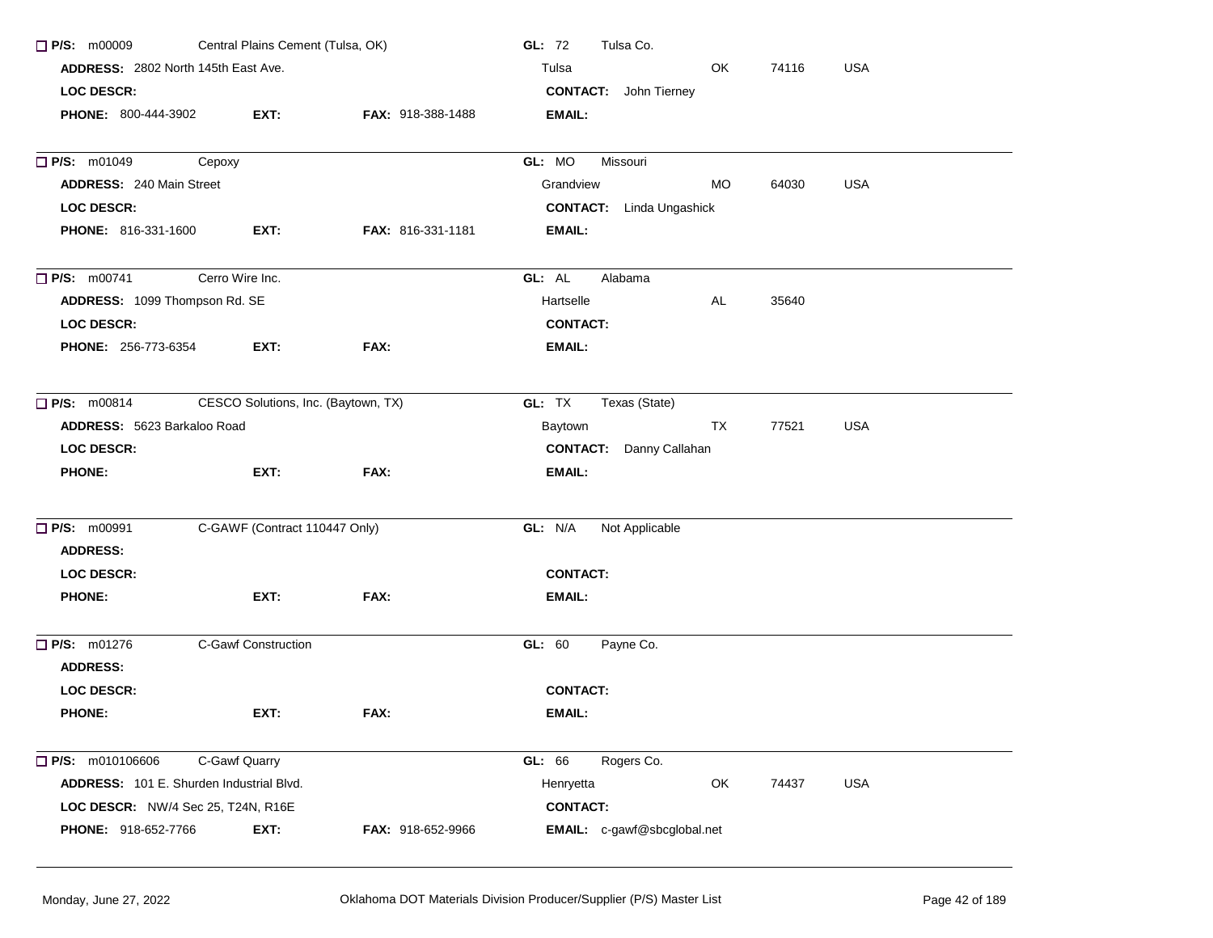☐ **P/S:** m00009 Central Plains Cement (Tulsa, OK) **GL:** 72 Tulsa Co.
**ADDRESS:** 2802 North 145th East Ave. Tulsa OK 74116 USA
**LOC DESCR:** **CONTACT:** John Tierney
**PHONE:** 800-444-3902 **EXT:** **FAX:** 918-388-1488 **EMAIL:**

---

☐ **P/S:** m01049 Cepoxy **GL:** MO Missouri
**ADDRESS:** 240 Main Street Grandview MO 64030 USA
**LOC DESCR:** **CONTACT:** Linda Ungashick
**PHONE:** 816-331-1600 **EXT:** **FAX:** 816-331-1181 **EMAIL:**

---

☐ **P/S:** m00741 Cerro Wire Inc. **GL:** AL Alabama
**ADDRESS:** 1099 Thompson Rd. SE Hartselle AL 35640
**LOC DESCR:** **CONTACT:**
**PHONE:** 256-773-6354 **EXT:** **FAX:** **EMAIL:**

---

☐ **P/S:** m00814 CESCO Solutions, Inc. (Baytown, TX) **GL:** TX Texas (State)
**ADDRESS:** 5623 Barkaloo Road Baytown TX 77521 USA
**LOC DESCR:** **CONTACT:** Danny Callahan
**PHONE:** **EXT:** **FAX:** **EMAIL:**

---

☐ **P/S:** m00991 C-GAWF (Contract 110447 Only) **GL:** N/A Not Applicable
**ADDRESS:**
**LOC DESCR:** **CONTACT:**
**PHONE:** **EXT:** **FAX:** **EMAIL:**

---

☐ **P/S:** m01276 C-Gawf Construction **GL:** 60 Payne Co.
**ADDRESS:**
**LOC DESCR:** **CONTACT:**
**PHONE:** **EXT:** **FAX:** **EMAIL:**

---

☐ **P/S:** m010106606 C-Gawf Quarry **GL:** 66 Rogers Co.
**ADDRESS:** 101 E. Shurden Industrial Blvd. Henryetta OK 74437 USA
**LOC DESCR:** NW/4 Sec 25, T24N, R16E **CONTACT:**
**PHONE:** 918-652-7766 **EXT:** **FAX:** 918-652-9966 **EMAIL:** c-gawf@sbcglobal.net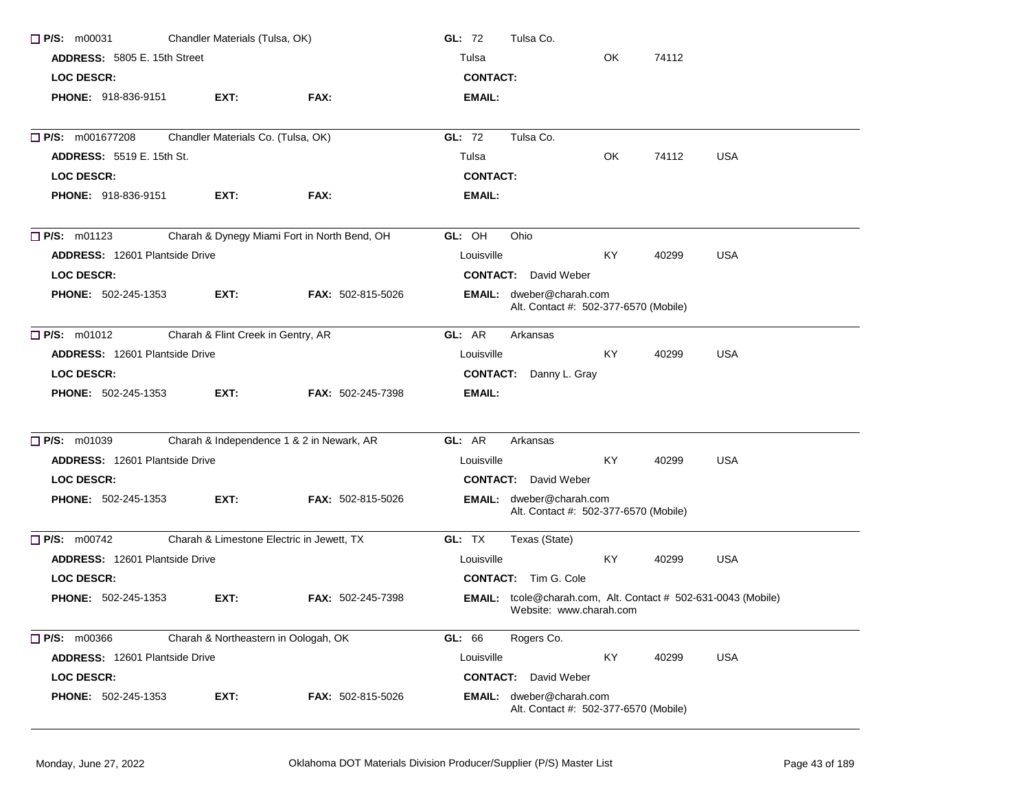☐ **P/S:** m00031 Chandler Materials (Tulsa, OK) **GL:** 72 Tulsa Co.
**ADDRESS:** 5805 E. 15th Street Tulsa OK 74112
**LOC DESCR:** **CONTACT:**
**PHONE:** 918-836-9151 **EXT:** **FAX:** **EMAIL:**

---

☐ **P/S:** m001677208 Chandler Materials Co. (Tulsa, OK) **GL:** 72 Tulsa Co.
**ADDRESS:** 5519 E. 15th St. Tulsa OK 74112 USA
**LOC DESCR:** **CONTACT:**
**PHONE:** 918-836-9151 **EXT:** **FAX:** **EMAIL:**

---

☐ **P/S:** m01123 Charah & Dynegy Miami Fort in North Bend, OH **GL:** OH Ohio
**ADDRESS:** 12601 Plantside Drive Louisville KY 40299 USA
**LOC DESCR:** **CONTACT:** David Weber
**PHONE:** 502-245-1353 **EXT:** **FAX:** 502-815-5026 **EMAIL:** dweber@charah.com
Alt. Contact #: 502-377-6570 (Mobile)

---

☐ **P/S:** m01012 Charah & Flint Creek in Gentry, AR **GL:** AR Arkansas
**ADDRESS:** 12601 Plantside Drive Louisville KY 40299 USA
**LOC DESCR:** **CONTACT:** Danny L. Gray
**PHONE:** 502-245-1353 **EXT:** **FAX:** 502-245-7398 **EMAIL:**

---

☐ **P/S:** m01039 Charah & Independence 1 & 2 in Newark, AR **GL:** AR Arkansas
**ADDRESS:** 12601 Plantside Drive Louisville KY 40299 USA
**LOC DESCR:** **CONTACT:** David Weber
**PHONE:** 502-245-1353 **EXT:** **FAX:** 502-815-5026 **EMAIL:** dweber@charah.com
Alt. Contact #: 502-377-6570 (Mobile)

---

☐ **P/S:** m00742 Charah & Limestone Electric in Jewett, TX **GL:** TX Texas (State)
**ADDRESS:** 12601 Plantside Drive Louisville KY 40299 USA
**LOC DESCR:** **CONTACT:** Tim G. Cole
**PHONE:** 502-245-1353 **EXT:** **FAX:** 502-245-7398 **EMAIL:** tcole@charah.com, Alt. Contact # 502-631-0043 (Mobile)
Website: www.charah.com

---

☐ **P/S:** m00366 Charah & Northeastern in Oologah, OK **GL:** 66 Rogers Co.
**ADDRESS:** 12601 Plantside Drive Louisville KY 40299 USA
**LOC DESCR:** **CONTACT:** David Weber
**PHONE:** 502-245-1353 **EXT:** **FAX:** 502-815-5026 **EMAIL:** dweber@charah.com
Alt. Contact #: 502-377-6570 (Mobile)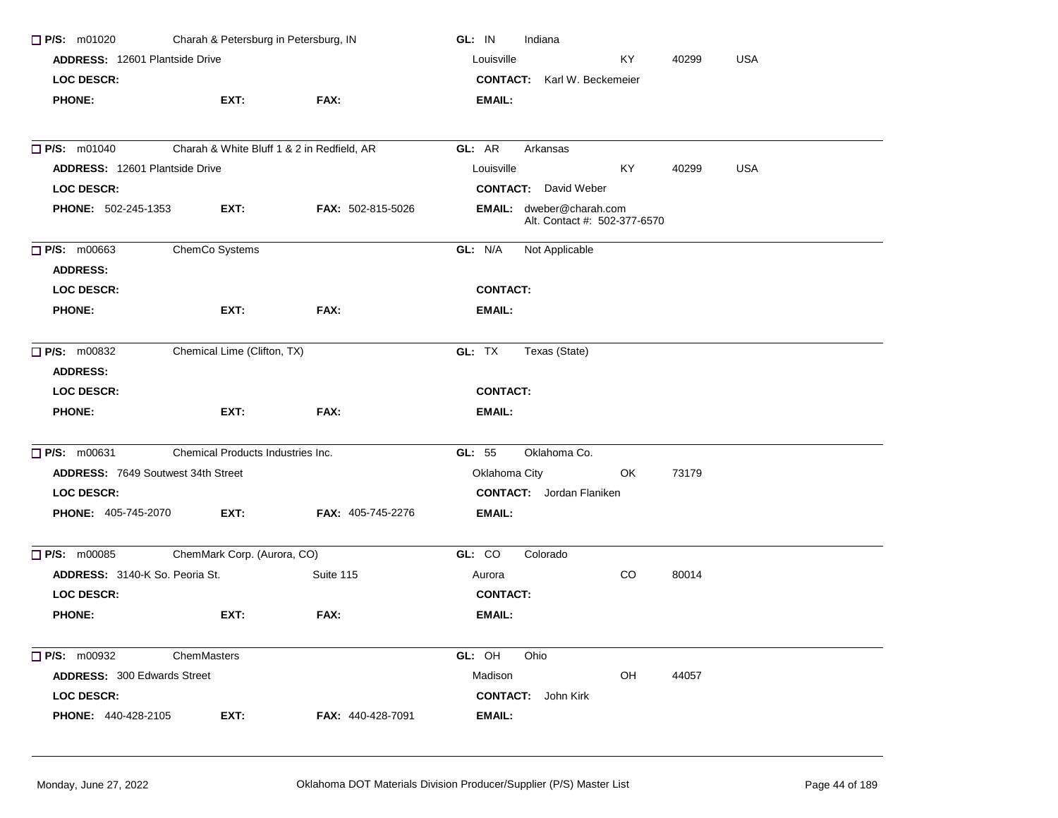☐ **P/S:** m01020 Charah & Petersburg in Petersburg, IN **GL:** IN Indiana

**ADDRESS:** 12601 Plantside Drive Louisville KY 40299 USA

**LOC DESCR:** **CONTACT:** Karl W. Beckemeier

**PHONE:** **EXT:** **FAX:** **EMAIL:**

---

☐ **P/S:** m01040 Charah & White Bluff 1 & 2 in Redfield, AR **GL:** AR Arkansas

**ADDRESS:** 12601 Plantside Drive Louisville KY 40299 USA

**LOC DESCR:** **CONTACT:** David Weber

**PHONE:** 502-245-1353 **EXT:** **FAX:** 502-815-5026 **EMAIL:** dweber@charah.com
Alt. Contact #: 502-377-6570

---

☐ **P/S:** m00663 ChemCo Systems **GL:** N/A Not Applicable

**ADDRESS:**

**LOC DESCR:** **CONTACT:**

**PHONE:** **EXT:** **FAX:** **EMAIL:**

---

☐ **P/S:** m00832 Chemical Lime (Clifton, TX) **GL:** TX Texas (State)

**ADDRESS:**

**LOC DESCR:** **CONTACT:**

**PHONE:** **EXT:** **FAX:** **EMAIL:**

---

☐ **P/S:** m00631 Chemical Products Industries Inc. **GL:** 55 Oklahoma Co.

**ADDRESS:** 7649 Soutwest 34th Street Oklahoma City OK 73179

**LOC DESCR:** **CONTACT:** Jordan Flaniken

**PHONE:** 405-745-2070 **EXT:** **FAX:** 405-745-2276 **EMAIL:**

---

☐ **P/S:** m00085 ChemMark Corp. (Aurora, CO) **GL:** CO Colorado

**ADDRESS:** 3140-K So. Peoria St. Suite 115 Aurora CO 80014

**LOC DESCR:** **CONTACT:**

**PHONE:** **EXT:** **FAX:** **EMAIL:**

---

☐ **P/S:** m00932 ChemMasters **GL:** OH Ohio

**ADDRESS:** 300 Edwards Street Madison OH 44057

**LOC DESCR:** **CONTACT:** John Kirk

**PHONE:** 440-428-2105 **EXT:** **FAX:** 440-428-7091 **EMAIL:**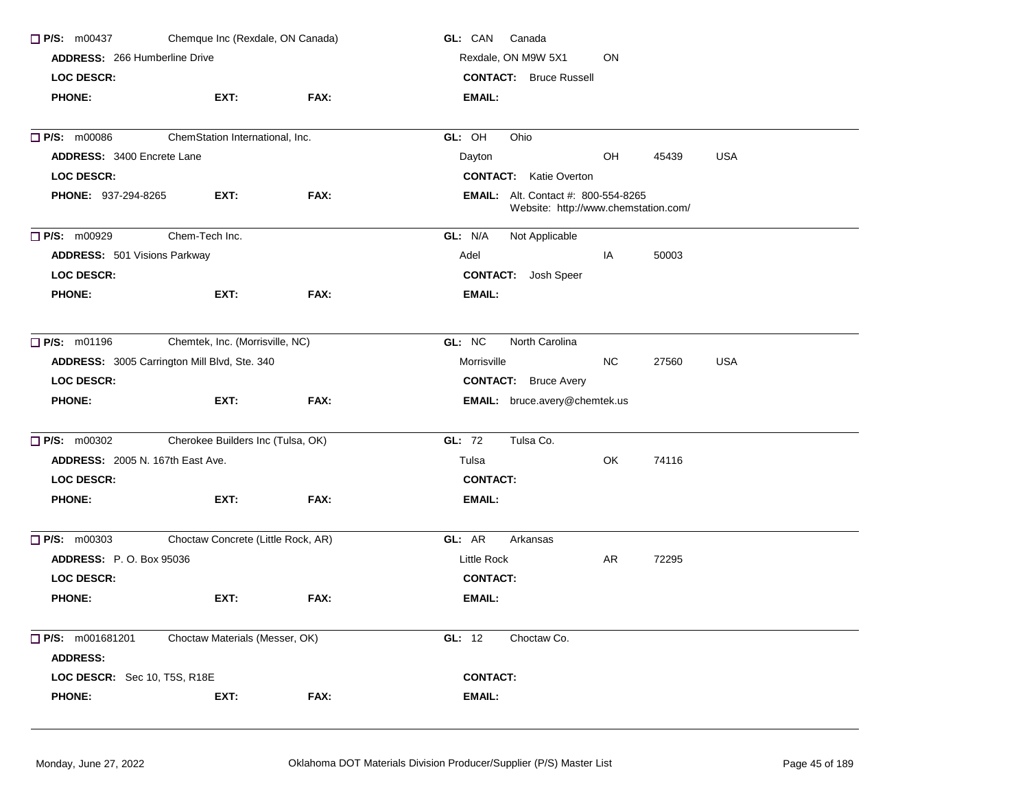☐ **P/S:** m00437 Chemque Inc (Rexdale, ON Canada) **GL:** CAN Canada
**ADDRESS:** 266 Humberline Drive Rexdale, ON M9W 5X1 ON
**LOC DESCR:** **CONTACT:** Bruce Russell
**PHONE:** **EXT:** **FAX:** **EMAIL:**

---

☐ **P/S:** m00086 ChemStation International, Inc. **GL:** OH Ohio
**ADDRESS:** 3400 Encrete Lane Dayton OH 45439 USA
**LOC DESCR:** **CONTACT:** Katie Overton
**PHONE:** 937-294-8265 **EXT:** **FAX:** **EMAIL:** Alt. Contact #: 800-554-8265
Website: http://www.chemstation.com/

---

☐ **P/S:** m00929 Chem-Tech Inc. **GL:** N/A Not Applicable
**ADDRESS:** 501 Visions Parkway Adel IA 50003
**LOC DESCR:** **CONTACT:** Josh Speer
**PHONE:** **EXT:** **FAX:** **EMAIL:**

---

☐ **P/S:** m01196 Chemtek, Inc. (Morrisville, NC) **GL:** NC North Carolina
**ADDRESS:** 3005 Carrington Mill Blvd, Ste. 340 Morrisville NC 27560 USA
**LOC DESCR:** **CONTACT:** Bruce Avery
**PHONE:** **EXT:** **FAX:** **EMAIL:** bruce.avery@chemtek.us

---

☐ **P/S:** m00302 Cherokee Builders Inc (Tulsa, OK) **GL:** 72 Tulsa Co.
**ADDRESS:** 2005 N. 167th East Ave. Tulsa OK 74116
**LOC DESCR:** **CONTACT:**
**PHONE:** **EXT:** **FAX:** **EMAIL:**

---

☐ **P/S:** m00303 Choctaw Concrete (Little Rock, AR) **GL:** AR Arkansas
**ADDRESS:** P. O. Box 95036 Little Rock AR 72295
**LOC DESCR:** **CONTACT:**
**PHONE:** **EXT:** **FAX:** **EMAIL:**

---

☐ **P/S:** m001681201 Choctaw Materials (Messer, OK) **GL:** 12 Choctaw Co.
**ADDRESS:**
**LOC DESCR:** Sec 10, T5S, R18E **CONTACT:**
**PHONE:** **EXT:** **FAX:** **EMAIL:**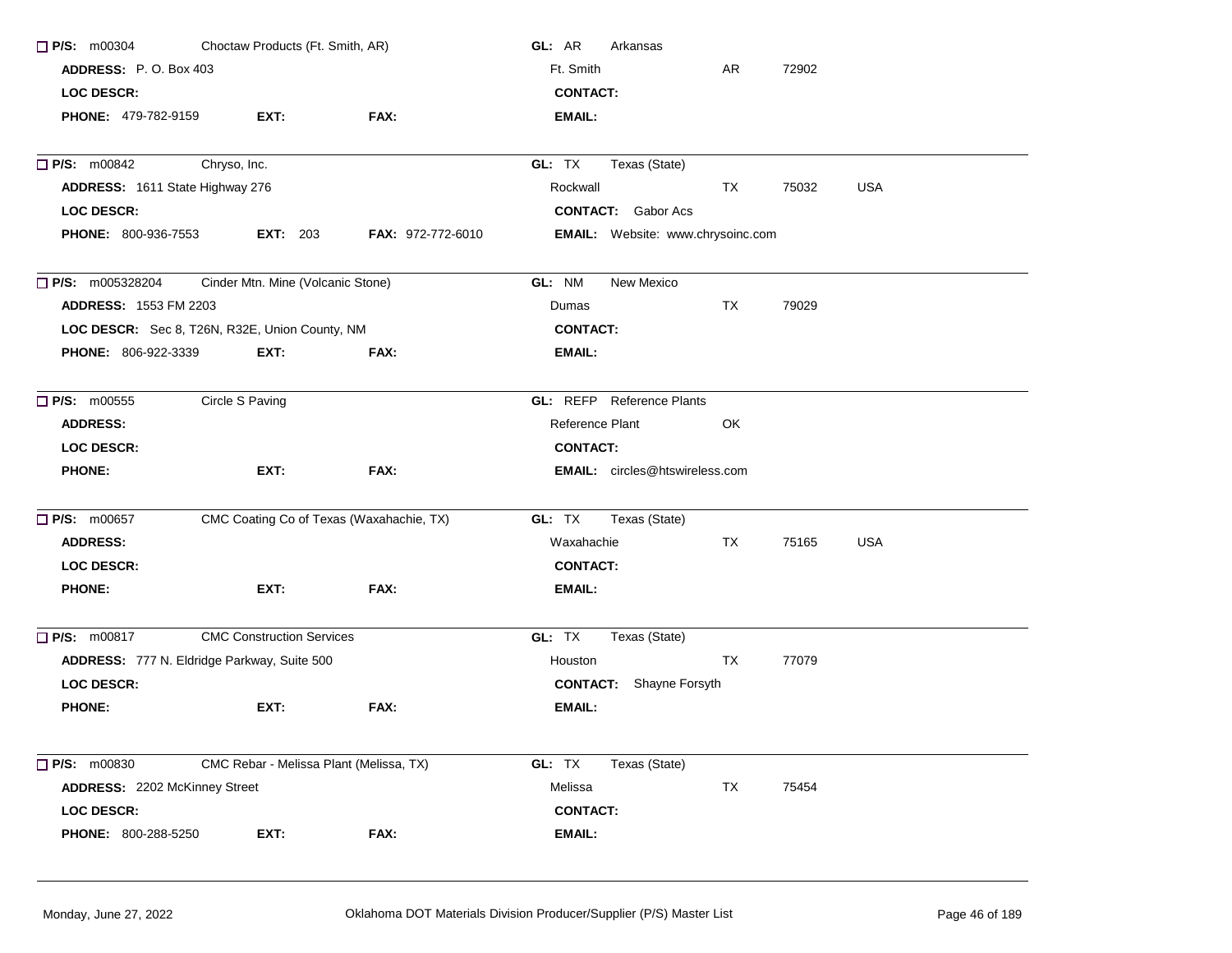☐ **P/S:** m00304 Choctaw Products (Ft. Smith, AR) **GL:** AR Arkansas
**ADDRESS:** P. O. Box 403 Ft. Smith AR 72902
**LOC DESCR:** **CONTACT:**
**PHONE:** 479-782-9159 **EXT:** **FAX:** **EMAIL:**

---

☐ **P/S:** m00842 Chryso, Inc. **GL:** TX Texas (State)
**ADDRESS:** 1611 State Highway 276 Rockwall TX 75032 USA
**LOC DESCR:** **CONTACT:** Gabor Acs
**PHONE:** 800-936-7553 **EXT:** 203 **FAX:** 972-772-6010 **EMAIL:** Website: www.chrysoinc.com

---

☐ **P/S:** m005328204 Cinder Mtn. Mine (Volcanic Stone) **GL:** NM New Mexico
**ADDRESS:** 1553 FM 2203 Dumas TX 79029
**LOC DESCR:** Sec 8, T26N, R32E, Union County, NM **CONTACT:**
**PHONE:** 806-922-3339 **EXT:** **FAX:** **EMAIL:**

---

☐ **P/S:** m00555 Circle S Paving **GL:** REFP Reference Plants
**ADDRESS:** Reference Plant OK
**LOC DESCR:** **CONTACT:**
**PHONE:** **EXT:** **FAX:** **EMAIL:** circles@htswireless.com

---

☐ **P/S:** m00657 CMC Coating Co of Texas (Waxahachie, TX) **GL:** TX Texas (State)
**ADDRESS:** Waxahachie TX 75165 USA
**LOC DESCR:** **CONTACT:**
**PHONE:** **EXT:** **FAX:** **EMAIL:**

---

☐ **P/S:** m00817 CMC Construction Services **GL:** TX Texas (State)
**ADDRESS:** 777 N. Eldridge Parkway, Suite 500 Houston TX 77079
**LOC DESCR:** **CONTACT:** Shayne Forsyth
**PHONE:** **EXT:** **FAX:** **EMAIL:**

---

☐ **P/S:** m00830 CMC Rebar - Melissa Plant (Melissa, TX) **GL:** TX Texas (State)
**ADDRESS:** 2202 McKinney Street Melissa TX 75454
**LOC DESCR:** **CONTACT:**
**PHONE:** 800-288-5250 **EXT:** **FAX:** **EMAIL:**

---

Monday, June 27, 2022 Oklahoma DOT Materials Division Producer/Supplier (P/S) Master List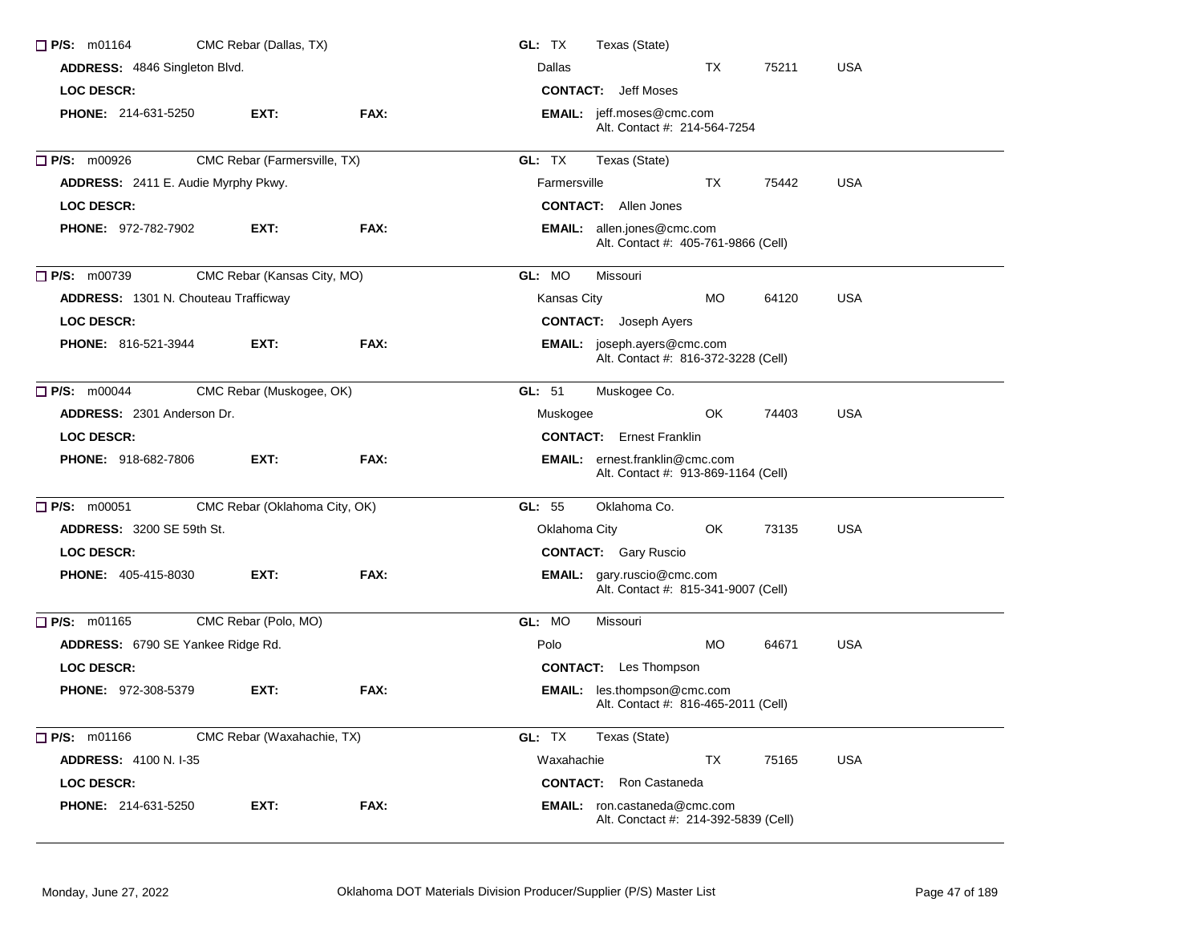☐ **P/S:** m01164 CMC Rebar (Dallas, TX) **GL:** TX Texas (State)
**ADDRESS:** 4846 Singleton Blvd. Dallas TX 75211 USA
**LOC DESCR:** **CONTACT:** Jeff Moses
**PHONE:** 214-631-5250 **EXT:** **FAX:** **EMAIL:** jeff.moses@cmc.com
Alt. Contact #: 214-564-7254

---

☐ **P/S:** m00926 CMC Rebar (Farmersville, TX) **GL:** TX Texas (State)
**ADDRESS:** 2411 E. Audie Myrphy Pkwy. Farmersville TX 75442 USA
**LOC DESCR:** **CONTACT:** Allen Jones
**PHONE:** 972-782-7902 **EXT:** **FAX:** **EMAIL:** allen.jones@cmc.com
Alt. Contact #: 405-761-9866 (Cell)

---

☐ **P/S:** m00739 CMC Rebar (Kansas City, MO) **GL:** MO Missouri
**ADDRESS:** 1301 N. Chouteau Trafficway Kansas City MO 64120 USA
**LOC DESCR:** **CONTACT:** Joseph Ayers
**PHONE:** 816-521-3944 **EXT:** **FAX:** **EMAIL:** joseph.ayers@cmc.com
Alt. Contact #: 816-372-3228 (Cell)

---

☐ **P/S:** m00044 CMC Rebar (Muskogee, OK) **GL:** 51 Muskogee Co.
**ADDRESS:** 2301 Anderson Dr. Muskogee OK 74403 USA
**LOC DESCR:** **CONTACT:** Ernest Franklin
**PHONE:** 918-682-7806 **EXT:** **FAX:** **EMAIL:** ernest.franklin@cmc.com
Alt. Contact #: 913-869-1164 (Cell)

---

☐ **P/S:** m00051 CMC Rebar (Oklahoma City, OK) **GL:** 55 Oklahoma Co.
**ADDRESS:** 3200 SE 59th St. Oklahoma City OK 73135 USA
**LOC DESCR:** **CONTACT:** Gary Ruscio
**PHONE:** 405-415-8030 **EXT:** **FAX:** **EMAIL:** gary.ruscio@cmc.com
Alt. Contact #: 815-341-9007 (Cell)

---

☐ **P/S:** m01165 CMC Rebar (Polo, MO) **GL:** MO Missouri
**ADDRESS:** 6790 SE Yankee Ridge Rd. Polo MO 64671 USA
**LOC DESCR:** **CONTACT:** Les Thompson
**PHONE:** 972-308-5379 **EXT:** **FAX:** **EMAIL:** les.thompson@cmc.com
Alt. Contact #: 816-465-2011 (Cell)

---

☐ **P/S:** m01166 CMC Rebar (Waxahachie, TX) **GL:** TX Texas (State)
**ADDRESS:** 4100 N. I-35 Waxahachie TX 75165 USA
**LOC DESCR:** **CONTACT:** Ron Castaneda
**PHONE:** 214-631-5250 **EXT:** **FAX:** **EMAIL:** ron.castaneda@cmc.com
Alt. Conctact #: 214-392-5839 (Cell)

---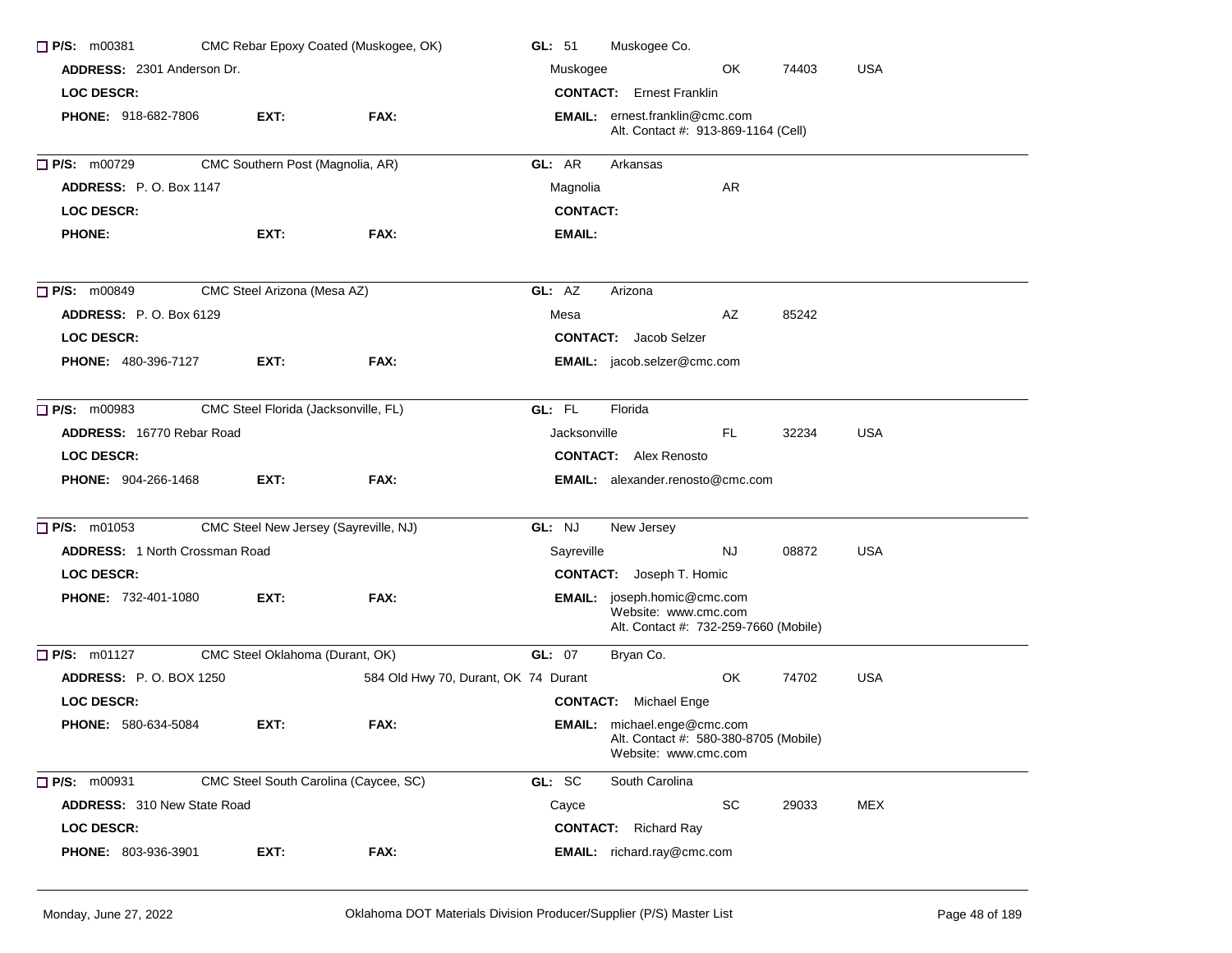☐ **P/S:** m00381 CMC Rebar Epoxy Coated (Muskogee, OK) **GL:** 51 Muskogee Co.

**ADDRESS:** 2301 Anderson Dr. Muskogee OK 74403 USA

**LOC DESCR:** **CONTACT:** Ernest Franklin

**PHONE:** 918-682-7806 **EXT:** **FAX:** **EMAIL:** ernest.franklin@cmc.com
Alt. Contact #: 913-869-1164 (Cell)

---

☐ **P/S:** m00729 CMC Southern Post (Magnolia, AR) **GL:** AR Arkansas

**ADDRESS:** P. O. Box 1147 Magnolia AR

**LOC DESCR:** **CONTACT:**

**PHONE:** **EXT:** **FAX:** **EMAIL:**

---

☐ **P/S:** m00849 CMC Steel Arizona (Mesa AZ) **GL:** AZ Arizona

**ADDRESS:** P. O. Box 6129 Mesa AZ 85242

**LOC DESCR:** **CONTACT:** Jacob Selzer

**PHONE:** 480-396-7127 **EXT:** **FAX:** **EMAIL:** jacob.selzer@cmc.com

---

☐ **P/S:** m00983 CMC Steel Florida (Jacksonville, FL) **GL:** FL Florida

**ADDRESS:** 16770 Rebar Road Jacksonville FL 32234 USA

**LOC DESCR:** **CONTACT:** Alex Renosto

**PHONE:** 904-266-1468 **EXT:** **FAX:** **EMAIL:** alexander.renosto@cmc.com

---

☐ **P/S:** m01053 CMC Steel New Jersey (Sayreville, NJ) **GL:** NJ New Jersey

**ADDRESS:** 1 North Crossman Road Sayreville NJ 08872 USA

**LOC DESCR:** **CONTACT:** Joseph T. Homic

**PHONE:** 732-401-1080 **EXT:** **FAX:** **EMAIL:** joseph.homic@cmc.com
Website: www.cmc.com
Alt. Contact #: 732-259-7660 (Mobile)

---

☐ **P/S:** m01127 CMC Steel Oklahoma (Durant, OK) **GL:** 07 Bryan Co.

**ADDRESS:** P. O. BOX 1250 584 Old Hwy 70, Durant, OK 74 Durant OK 74702 USA

**LOC DESCR:** **CONTACT:** Michael Enge

**PHONE:** 580-634-5084 **EXT:** **FAX:** **EMAIL:** michael.enge@cmc.com
Alt. Contact #: 580-380-8705 (Mobile)
Website: www.cmc.com

---

☐ **P/S:** m00931 CMC Steel South Carolina (Caycee, SC) **GL:** SC South Carolina

**ADDRESS:** 310 New State Road Cayce SC 29033 MEX

**LOC DESCR:** **CONTACT:** Richard Ray

**PHONE:** 803-936-3901 **EXT:** **FAX:** **EMAIL:** richard.ray@cmc.com

---

Monday, June 27, 2022 — Oklahoma DOT Materials Division Producer/Supplier (P/S) Master List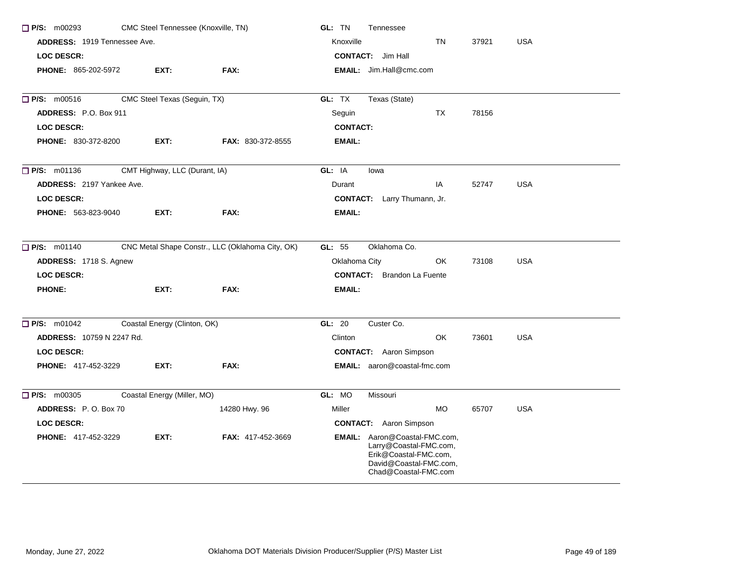☐ **P/S:** m00293 CMC Steel Tennessee (Knoxville, TN) **GL:** TN Tennessee

**ADDRESS:** 1919 Tennessee Ave. Knoxville TN 37921 USA

**LOC DESCR:** **CONTACT:** Jim Hall

**PHONE:** 865-202-5972 **EXT:** **FAX:** **EMAIL:** Jim.Hall@cmc.com

---

☐ **P/S:** m00516 CMC Steel Texas (Seguin, TX) **GL:** TX Texas (State)

**ADDRESS:** P.O. Box 911 Seguin TX 78156

**LOC DESCR:** **CONTACT:**

**PHONE:** 830-372-8200 **EXT:** **FAX:** 830-372-8555 **EMAIL:**

---

☐ **P/S:** m01136 CMT Highway, LLC (Durant, IA) **GL:** IA Iowa

**ADDRESS:** 2197 Yankee Ave. Durant IA 52747 USA

**LOC DESCR:** **CONTACT:** Larry Thumann, Jr.

**PHONE:** 563-823-9040 **EXT:** **FAX:** **EMAIL:**

---

☐ **P/S:** m01140 CNC Metal Shape Constr., LLC (Oklahoma City, OK) **GL:** 55 Oklahoma Co.

**ADDRESS:** 1718 S. Agnew Oklahoma City OK 73108 USA

**LOC DESCR:** **CONTACT:** Brandon La Fuente

**PHONE:** **EXT:** **FAX:** **EMAIL:**

---

☐ **P/S:** m01042 Coastal Energy (Clinton, OK) **GL:** 20 Custer Co.

**ADDRESS:** 10759 N 2247 Rd. Clinton OK 73601 USA

**LOC DESCR:** **CONTACT:** Aaron Simpson

**PHONE:** 417-452-3229 **EXT:** **FAX:** **EMAIL:** aaron@coastal-fmc.com

---

☐ **P/S:** m00305 Coastal Energy (Miller, MO) **GL:** MO Missouri

**ADDRESS:** P. O. Box 70 14280 Hwy. 96 Miller MO 65707 USA

**LOC DESCR:** **CONTACT:** Aaron Simpson

**PHONE:** 417-452-3229 **EXT:** **FAX:** 417-452-3669 **EMAIL:** Aaron@Coastal-FMC.com, Larry@Coastal-FMC.com, Erik@Coastal-FMC.com, David@Coastal-FMC.com, Chad@Coastal-FMC.com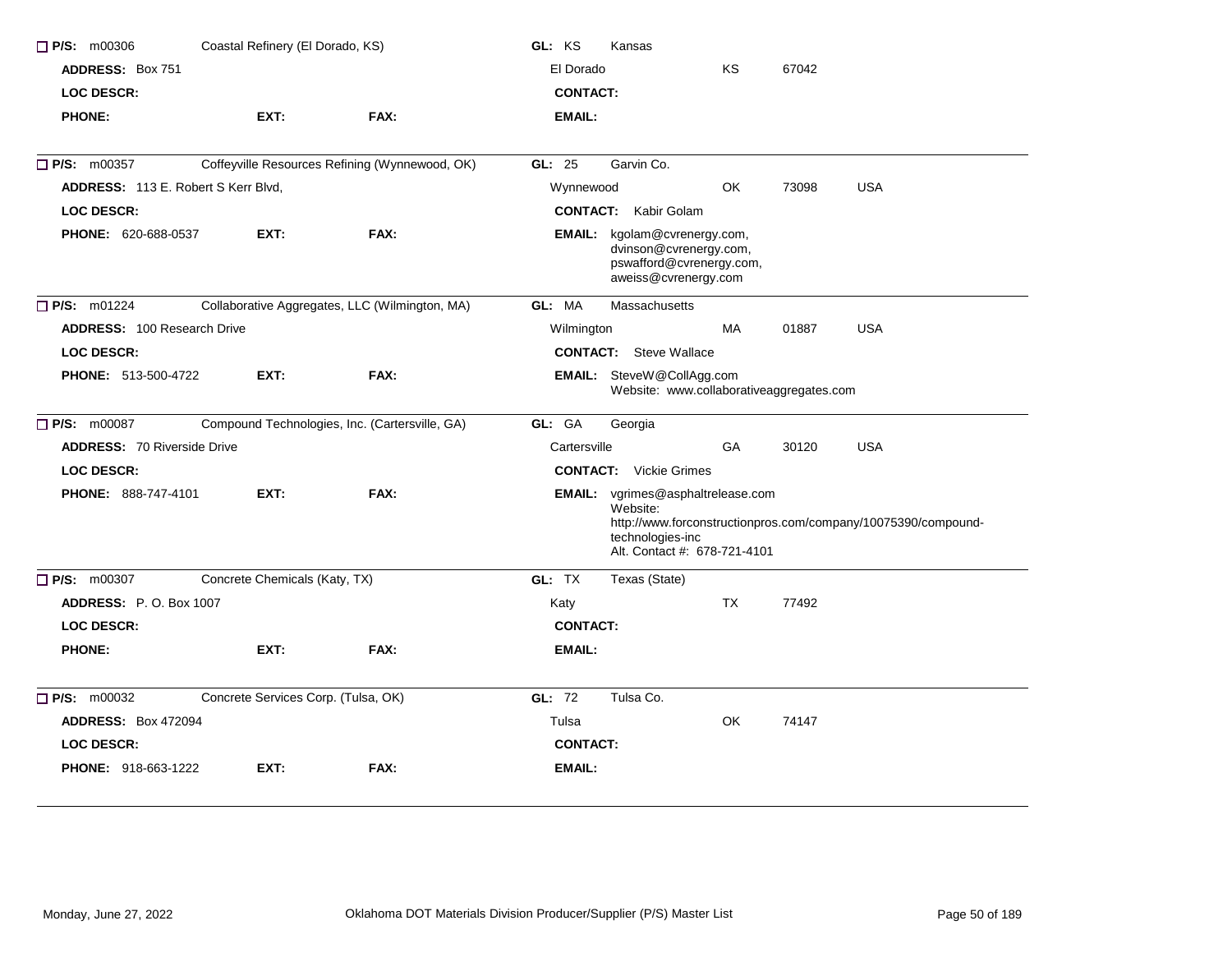☐ **P/S:** m00306 Coastal Refinery (El Dorado, KS) **GL:** KS Kansas

**ADDRESS:** Box 751 El Dorado KS 67042

**LOC DESCR:** **CONTACT:**

**PHONE:** **EXT:** **FAX:** **EMAIL:**

---

☐ **P/S:** m00357 Coffeyville Resources Refining (Wynnewood, OK) **GL:** 25 Garvin Co.

**ADDRESS:** 113 E. Robert S Kerr Blvd, Wynnewood OK 73098 USA

**LOC DESCR:** **CONTACT:** Kabir Golam

**PHONE:** 620-688-0537 **EXT:** **FAX:** **EMAIL:** kgolam@cvrenergy.com, dvinson@cvrenergy.com, pswafford@cvrenergy.com, aweiss@cvrenergy.com

---

☐ **P/S:** m01224 Collaborative Aggregates, LLC (Wilmington, MA) **GL:** MA Massachusetts

**ADDRESS:** 100 Research Drive Wilmington MA 01887 USA

**LOC DESCR:** **CONTACT:** Steve Wallace

**PHONE:** 513-500-4722 **EXT:** **FAX:** **EMAIL:** SteveW@CollAgg.com
Website: www.collaborativeaggregates.com

---

☐ **P/S:** m00087 Compound Technologies, Inc. (Cartersville, GA) **GL:** GA Georgia

**ADDRESS:** 70 Riverside Drive Cartersville GA 30120 USA

**LOC DESCR:** **CONTACT:** Vickie Grimes

**PHONE:** 888-747-4101 **EXT:** **FAX:** **EMAIL:** vgrimes@asphaltrelease.com
Website:
http://www.forconstructionpros.com/company/10075390/compound-technologies-inc
Alt. Contact #: 678-721-4101

---

☐ **P/S:** m00307 Concrete Chemicals (Katy, TX) **GL:** TX Texas (State)

**ADDRESS:** P. O. Box 1007 Katy TX 77492

**LOC DESCR:** **CONTACT:**

**PHONE:** **EXT:** **FAX:** **EMAIL:**

---

☐ **P/S:** m00032 Concrete Services Corp. (Tulsa, OK) **GL:** 72 Tulsa Co.

**ADDRESS:** Box 472094 Tulsa OK 74147

**LOC DESCR:** **CONTACT:**

**PHONE:** 918-663-1222 **EXT:** **FAX:** **EMAIL:**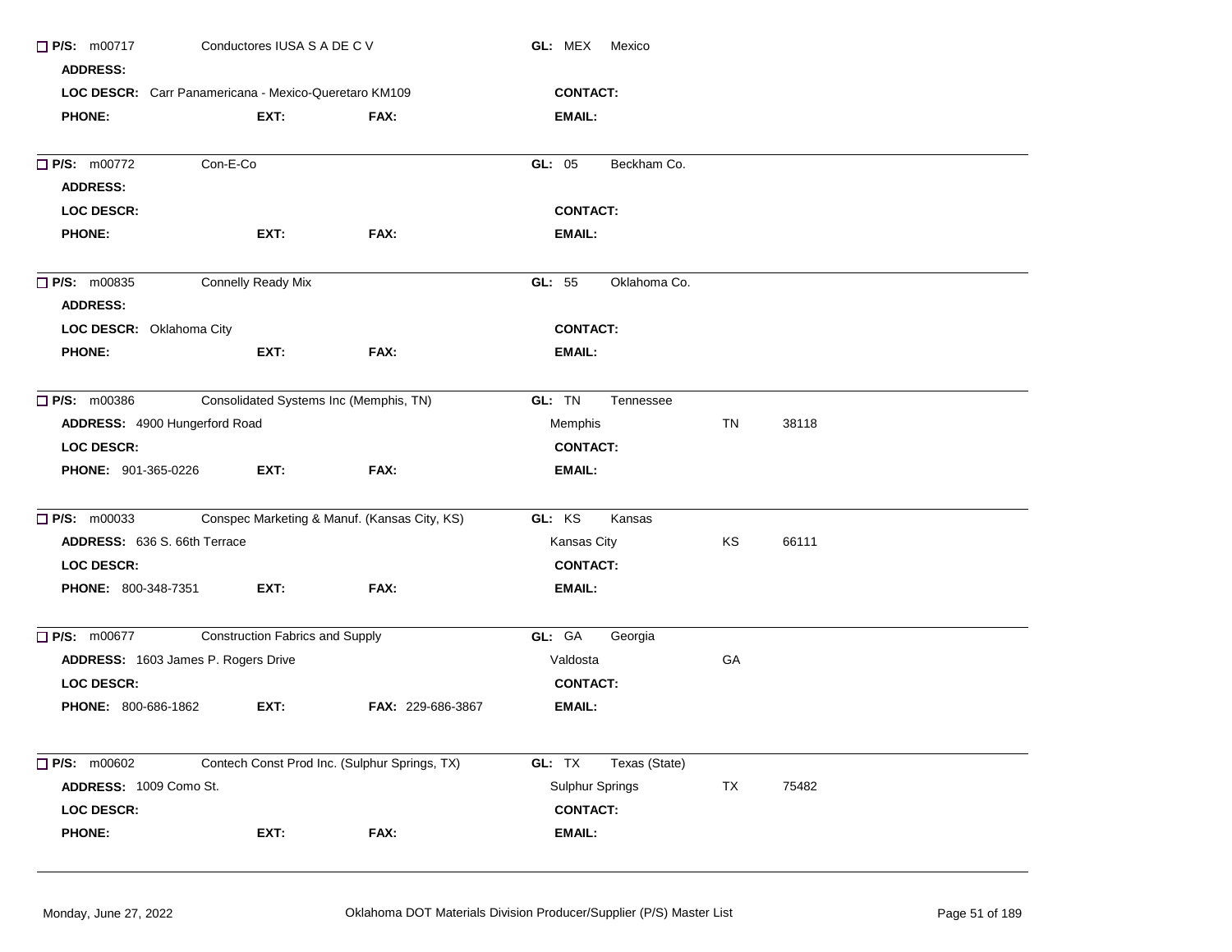☐ **P/S:** m00717 Conductores IUSA S A DE C V **GL:** MEX Mexico

**ADDRESS:**

**LOC DESCR:** Carr Panamericana - Mexico-Queretaro KM109 **CONTACT:**

**PHONE:** **EXT:** **FAX:** **EMAIL:**

---

☐ **P/S:** m00772 Con-E-Co **GL:** 05 Beckham Co.

**ADDRESS:**

**LOC DESCR:** **CONTACT:**

**PHONE:** **EXT:** **FAX:** **EMAIL:**

---

☐ **P/S:** m00835 Connelly Ready Mix **GL:** 55 Oklahoma Co.

**ADDRESS:**

**LOC DESCR:** Oklahoma City **CONTACT:**

**PHONE:** **EXT:** **FAX:** **EMAIL:**

---

☐ **P/S:** m00386 Consolidated Systems Inc (Memphis, TN) **GL:** TN Tennessee

**ADDRESS:** 4900 Hungerford Road Memphis TN 38118

**LOC DESCR:** **CONTACT:**

**PHONE:** 901-365-0226 **EXT:** **FAX:** **EMAIL:**

---

☐ **P/S:** m00033 Conspec Marketing & Manuf. (Kansas City, KS) **GL:** KS Kansas

**ADDRESS:** 636 S. 66th Terrace Kansas City KS 66111

**LOC DESCR:** **CONTACT:**

**PHONE:** 800-348-7351 **EXT:** **FAX:** **EMAIL:**

---

☐ **P/S:** m00677 Construction Fabrics and Supply **GL:** GA Georgia

**ADDRESS:** 1603 James P. Rogers Drive Valdosta GA

**LOC DESCR:** **CONTACT:**

**PHONE:** 800-686-1862 **EXT:** **FAX:** 229-686-3867 **EMAIL:**

---

☐ **P/S:** m00602 Contech Const Prod Inc. (Sulphur Springs, TX) **GL:** TX Texas (State)

**ADDRESS:** 1009 Como St. Sulphur Springs TX 75482

**LOC DESCR:** **CONTACT:**

**PHONE:** **EXT:** **FAX:** **EMAIL:**

---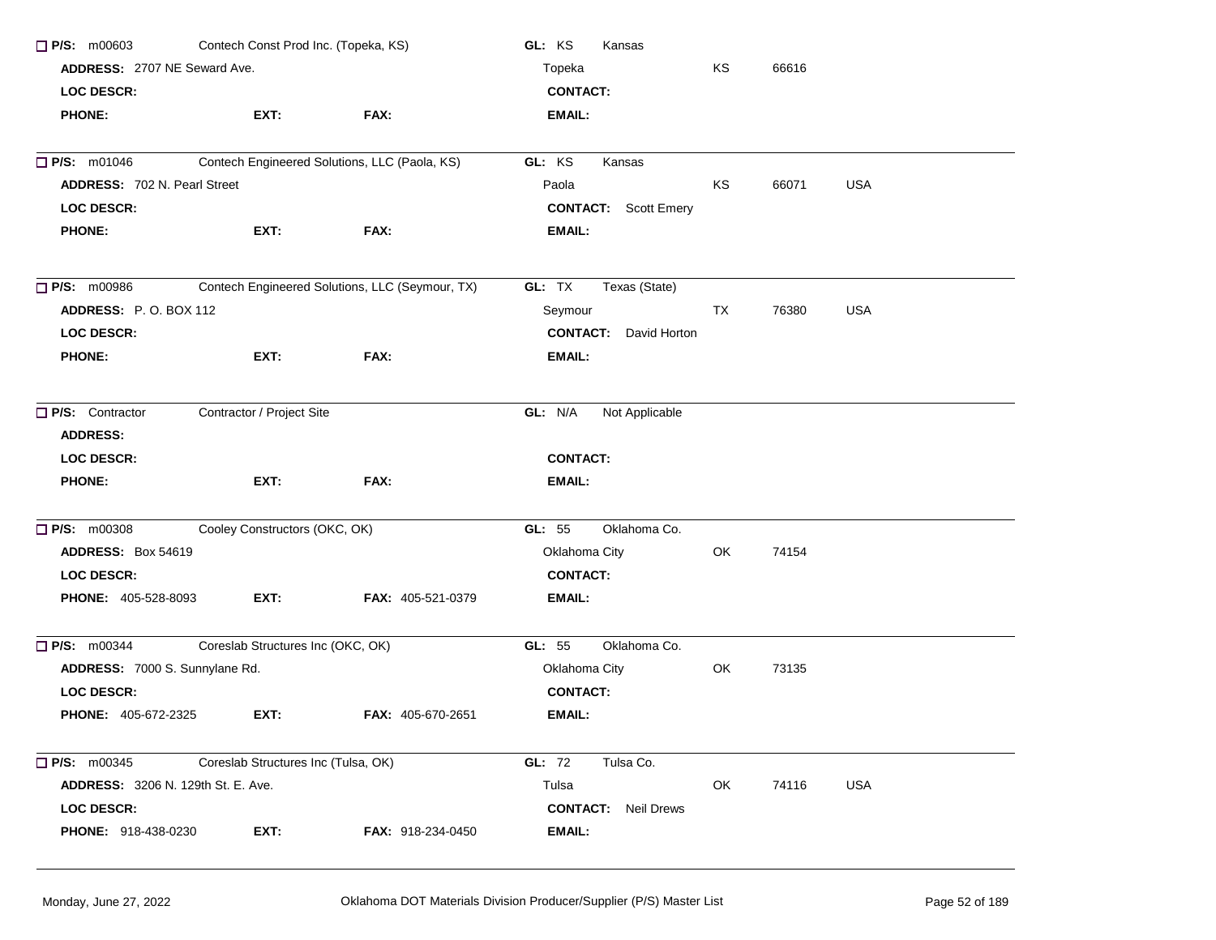☐ **P/S:** m00603 Contech Const Prod Inc. (Topeka, KS) **GL:** KS Kansas

**ADDRESS:** 2707 NE Seward Ave. Topeka KS 66616

**LOC DESCR:** **CONTACT:**

**PHONE:** **EXT:** **FAX:** **EMAIL:**

---

☐ **P/S:** m01046 Contech Engineered Solutions, LLC (Paola, KS) **GL:** KS Kansas

**ADDRESS:** 702 N. Pearl Street Paola KS 66071 USA

**LOC DESCR:** **CONTACT:** Scott Emery

**PHONE:** **EXT:** **FAX:** **EMAIL:**

---

☐ **P/S:** m00986 Contech Engineered Solutions, LLC (Seymour, TX) **GL:** TX Texas (State)

**ADDRESS:** P. O. BOX 112 Seymour TX 76380 USA

**LOC DESCR:** **CONTACT:** David Horton

**PHONE:** **EXT:** **FAX:** **EMAIL:**

---

☐ **P/S:** Contractor Contractor / Project Site **GL:** N/A Not Applicable

**ADDRESS:**

**LOC DESCR:** **CONTACT:**

**PHONE:** **EXT:** **FAX:** **EMAIL:**

---

☐ **P/S:** m00308 Cooley Constructors (OKC, OK) **GL:** 55 Oklahoma Co.

**ADDRESS:** Box 54619 Oklahoma City OK 74154

**LOC DESCR:** **CONTACT:**

**PHONE:** 405-528-8093 **EXT:** **FAX:** 405-521-0379 **EMAIL:**

---

☐ **P/S:** m00344 Coreslab Structures Inc (OKC, OK) **GL:** 55 Oklahoma Co.

**ADDRESS:** 7000 S. Sunnylane Rd. Oklahoma City OK 73135

**LOC DESCR:** **CONTACT:**

**PHONE:** 405-672-2325 **EXT:** **FAX:** 405-670-2651 **EMAIL:**

---

☐ **P/S:** m00345 Coreslab Structures Inc (Tulsa, OK) **GL:** 72 Tulsa Co.

**ADDRESS:** 3206 N. 129th St. E. Ave. Tulsa OK 74116 USA

**LOC DESCR:** **CONTACT:** Neil Drews

**PHONE:** 918-438-0230 **EXT:** **FAX:** 918-234-0450 **EMAIL:**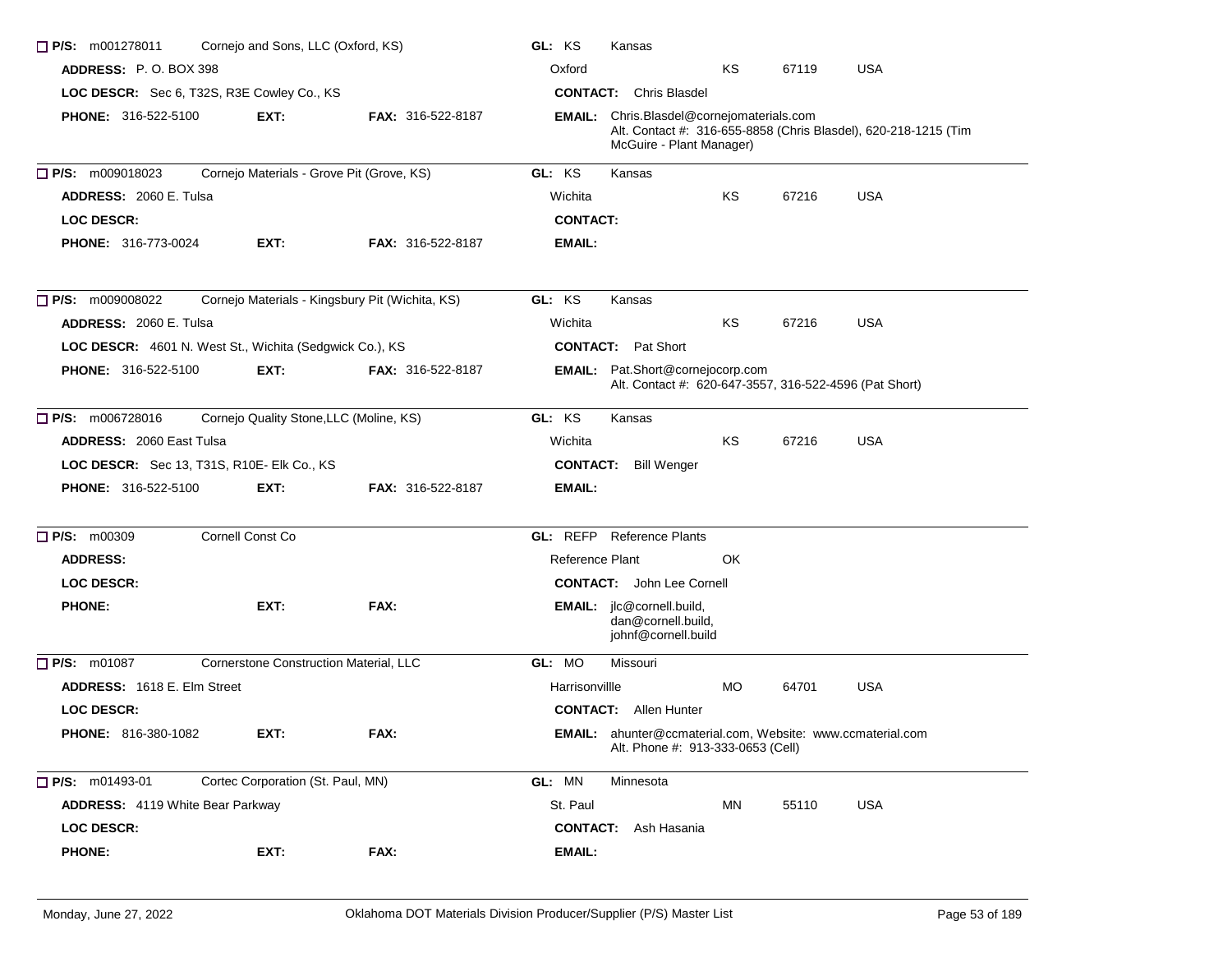☐ **P/S:** m001278011 Cornejo and Sons, LLC (Oxford, KS) **GL:** KS Kansas

**ADDRESS:** P. O. BOX 398 Oxford KS 67119 USA

**LOC DESCR:** Sec 6, T32S, R3E Cowley Co., KS **CONTACT:** Chris Blasdel

**PHONE:** 316-522-5100 **EXT:** **FAX:** 316-522-8187 **EMAIL:** Chris.Blasdel@cornejomaterials.com
Alt. Contact #: 316-655-8858 (Chris Blasdel), 620-218-1215 (Tim McGuire - Plant Manager)

---

☐ **P/S:** m009018023 Cornejo Materials - Grove Pit (Grove, KS) **GL:** KS Kansas

**ADDRESS:** 2060 E. Tulsa Wichita KS 67216 USA

**LOC DESCR:** **CONTACT:**

**PHONE:** 316-773-0024 **EXT:** **FAX:** 316-522-8187 **EMAIL:**

---

☐ **P/S:** m009008022 Cornejo Materials - Kingsbury Pit (Wichita, KS) **GL:** KS Kansas

**ADDRESS:** 2060 E. Tulsa Wichita KS 67216 USA

**LOC DESCR:** 4601 N. West St., Wichita (Sedgwick Co.), KS **CONTACT:** Pat Short

**PHONE:** 316-522-5100 **EXT:** **FAX:** 316-522-8187 **EMAIL:** Pat.Short@cornejocorp.com
Alt. Contact #: 620-647-3557, 316-522-4596 (Pat Short)

---

☐ **P/S:** m006728016 Cornejo Quality Stone,LLC (Moline, KS) **GL:** KS Kansas

**ADDRESS:** 2060 East Tulsa Wichita KS 67216 USA

**LOC DESCR:** Sec 13, T31S, R10E- Elk Co., KS **CONTACT:** Bill Wenger

**PHONE:** 316-522-5100 **EXT:** **FAX:** 316-522-8187 **EMAIL:**

---

☐ **P/S:** m00309 Cornell Const Co **GL:** REFP Reference Plants

**ADDRESS:** Reference Plant OK

**LOC DESCR:** **CONTACT:** John Lee Cornell

**PHONE:** **EXT:** **FAX:** **EMAIL:** jlc@cornell.build, dan@cornell.build, johnf@cornell.build

---

☐ **P/S:** m01087 Cornerstone Construction Material, LLC **GL:** MO Missouri

**ADDRESS:** 1618 E. Elm Street Harrisonvillle MO 64701 USA

**LOC DESCR:** **CONTACT:** Allen Hunter

**PHONE:** 816-380-1082 **EXT:** **FAX:** **EMAIL:** ahunter@ccmaterial.com, Website: www.ccmaterial.com
Alt. Phone #: 913-333-0653 (Cell)

---

☐ **P/S:** m01493-01 Cortec Corporation (St. Paul, MN) **GL:** MN Minnesota

**ADDRESS:** 4119 White Bear Parkway St. Paul MN 55110 USA

**LOC DESCR:** **CONTACT:** Ash Hasania

**PHONE:** **EXT:** **FAX:** **EMAIL:**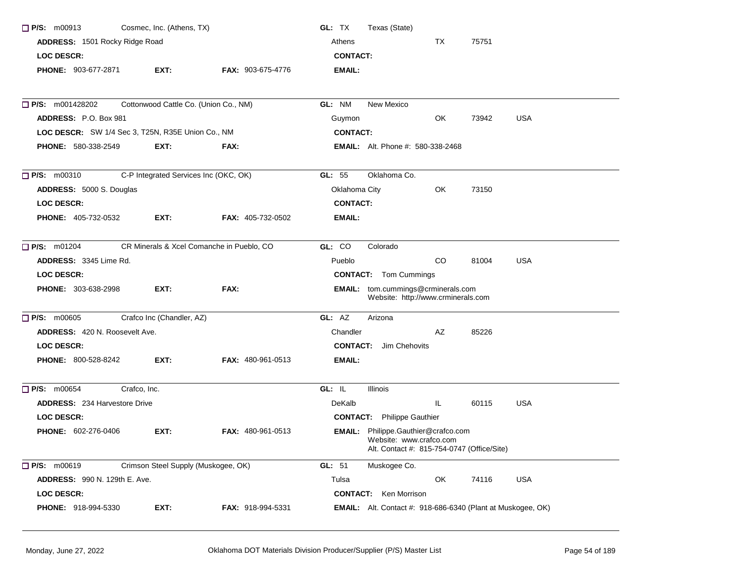☐ **P/S:** m00913 Cosmec, Inc. (Athens, TX) **GL:** TX Texas (State)
**ADDRESS:** 1501 Rocky Ridge Road Athens TX 75751
**LOC DESCR:**
**CONTACT:**
**PHONE:** 903-677-2871 **EXT:** **FAX:** 903-675-4776
**EMAIL:**

---

☐ **P/S:** m001428202 Cottonwood Cattle Co. (Union Co., NM) **GL:** NM New Mexico
**ADDRESS:** P.O. Box 981 Guymon OK 73942 USA
**LOC DESCR:** SW 1/4 Sec 3, T25N, R35E Union Co., NM
**CONTACT:**
**PHONE:** 580-338-2549 **EXT:** **FAX:**
**EMAIL:** Alt. Phone #: 580-338-2468

---

☐ **P/S:** m00310 C-P Integrated Services Inc (OKC, OK) **GL:** 55 Oklahoma Co.
**ADDRESS:** 5000 S. Douglas Oklahoma City OK 73150
**LOC DESCR:**
**CONTACT:**
**PHONE:** 405-732-0532 **EXT:** **FAX:** 405-732-0502
**EMAIL:**

---

☐ **P/S:** m01204 CR Minerals & Xcel Comanche in Pueblo, CO **GL:** CO Colorado
**ADDRESS:** 3345 Lime Rd. Pueblo CO 81004 USA
**LOC DESCR:**
**CONTACT:** Tom Cummings
**PHONE:** 303-638-2998 **EXT:** **FAX:**
**EMAIL:** tom.cummings@crminerals.com
Website: http://www.crminerals.com

---

☐ **P/S:** m00605 Crafco Inc (Chandler, AZ) **GL:** AZ Arizona
**ADDRESS:** 420 N. Roosevelt Ave. Chandler AZ 85226
**LOC DESCR:**
**CONTACT:** Jim Chehovits
**PHONE:** 800-528-8242 **EXT:** **FAX:** 480-961-0513
**EMAIL:**

---

☐ **P/S:** m00654 Crafco, Inc. **GL:** IL Illinois
**ADDRESS:** 234 Harvestore Drive DeKalb IL 60115 USA
**LOC DESCR:**
**CONTACT:** Philippe Gauthier
**PHONE:** 602-276-0406 **EXT:** **FAX:** 480-961-0513
**EMAIL:** Philippe.Gauthier@crafco.com
Website: www.crafco.com
Alt. Contact #: 815-754-0747 (Office/Site)

---

☐ **P/S:** m00619 Crimson Steel Supply (Muskogee, OK) **GL:** 51 Muskogee Co.
**ADDRESS:** 990 N. 129th E. Ave. Tulsa OK 74116 USA
**LOC DESCR:**
**CONTACT:** Ken Morrison
**PHONE:** 918-994-5330 **EXT:** **FAX:** 918-994-5331
**EMAIL:** Alt. Contact #: 918-686-6340 (Plant at Muskogee, OK)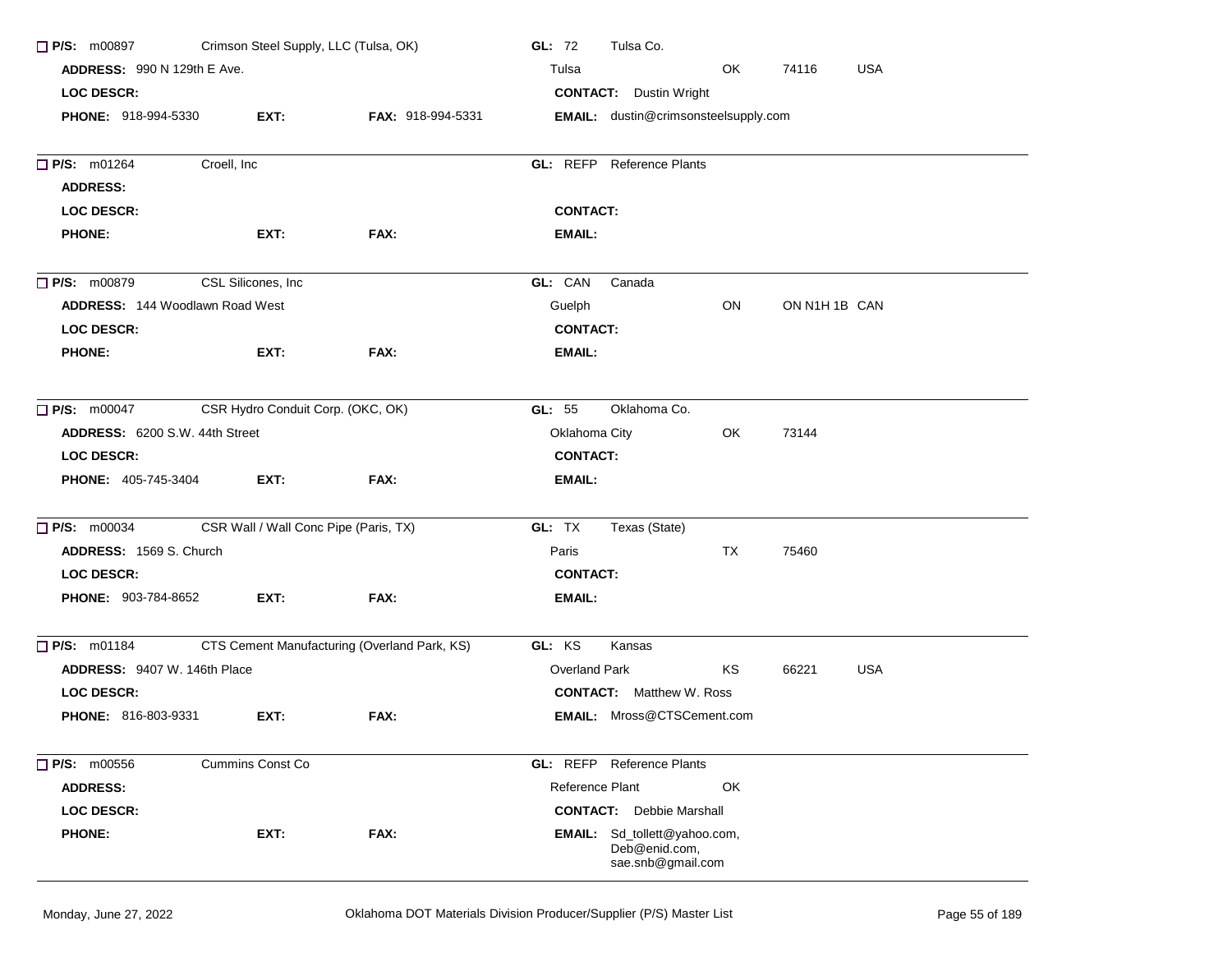☐ **P/S:** m00897 Crimson Steel Supply, LLC (Tulsa, OK) **GL:** 72 Tulsa Co.
**ADDRESS:** 990 N 129th E Ave. Tulsa OK 74116 USA
**LOC DESCR:** **CONTACT:** Dustin Wright
**PHONE:** 918-994-5330 **EXT:** **FAX:** 918-994-5331 **EMAIL:** dustin@crimsonsteelsupply.com

---

☐ **P/S:** m01264 Croell, Inc **GL:** REFP Reference Plants
**ADDRESS:**
**LOC DESCR:** **CONTACT:**
**PHONE:** **EXT:** **FAX:** **EMAIL:**

---

☐ **P/S:** m00879 CSL Silicones, Inc **GL:** CAN Canada
**ADDRESS:** 144 Woodlawn Road West Guelph ON ON N1H 1B CAN
**LOC DESCR:** **CONTACT:**
**PHONE:** **EXT:** **FAX:** **EMAIL:**

---

☐ **P/S:** m00047 CSR Hydro Conduit Corp. (OKC, OK) **GL:** 55 Oklahoma Co.
**ADDRESS:** 6200 S.W. 44th Street Oklahoma City OK 73144
**LOC DESCR:** **CONTACT:**
**PHONE:** 405-745-3404 **EXT:** **FAX:** **EMAIL:**

---

☐ **P/S:** m00034 CSR Wall / Wall Conc Pipe (Paris, TX) **GL:** TX Texas (State)
**ADDRESS:** 1569 S. Church Paris TX 75460
**LOC DESCR:** **CONTACT:**
**PHONE:** 903-784-8652 **EXT:** **FAX:** **EMAIL:**

---

☐ **P/S:** m01184 CTS Cement Manufacturing (Overland Park, KS) **GL:** KS Kansas
**ADDRESS:** 9407 W. 146th Place Overland Park KS 66221 USA
**LOC DESCR:** **CONTACT:** Matthew W. Ross
**PHONE:** 816-803-9331 **EXT:** **FAX:** **EMAIL:** Mross@CTSCement.com

---

☐ **P/S:** m00556 Cummins Const Co **GL:** REFP Reference Plants
**ADDRESS:** Reference Plant OK
**LOC DESCR:** **CONTACT:** Debbie Marshall
**PHONE:** **EXT:** **FAX:** **EMAIL:** Sd_tollett@yahoo.com, Deb@enid.com, sae.snb@gmail.com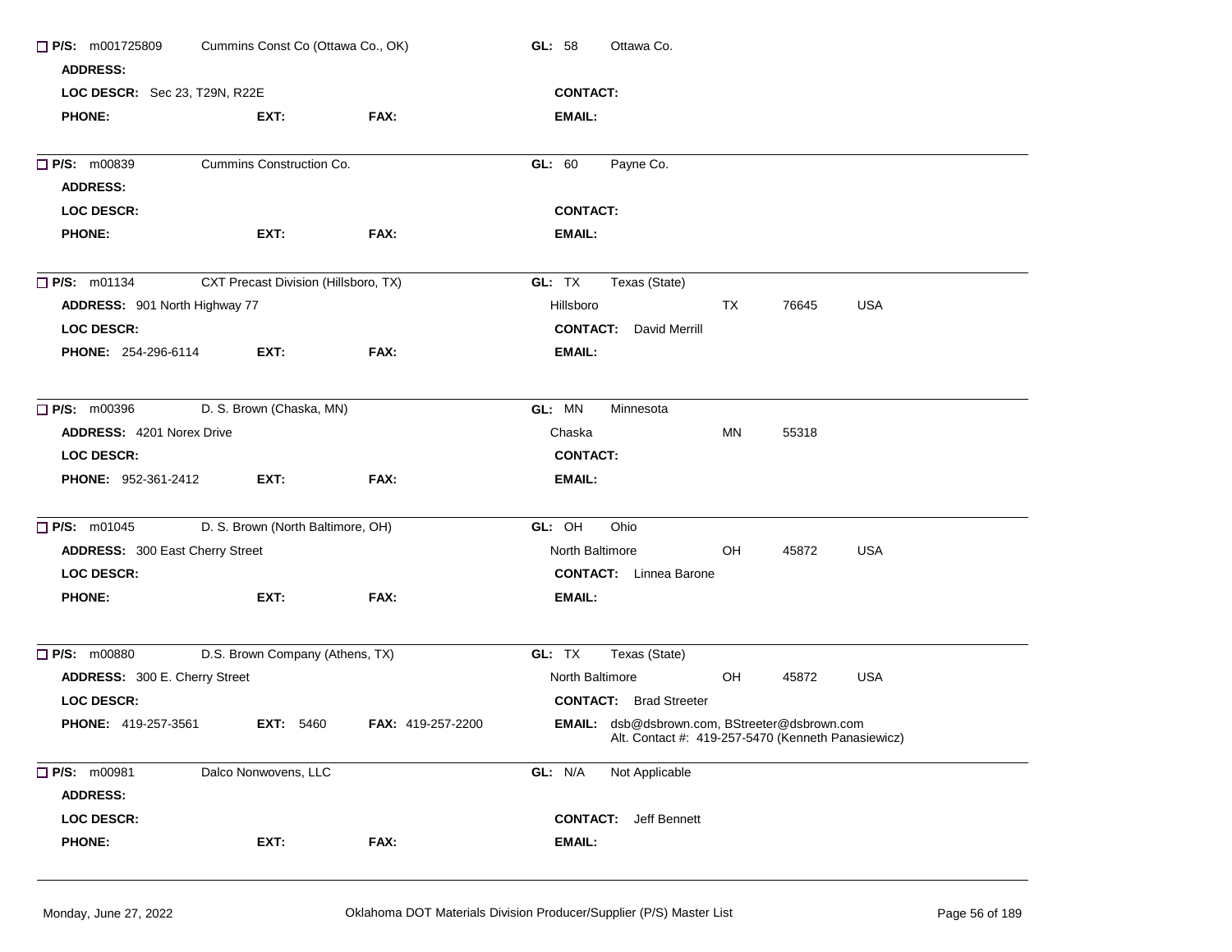☐ **P/S:** m001725809 Cummins Const Co (Ottawa Co., OK) **GL:** 58 Ottawa Co.

**ADDRESS:**

**LOC DESCR:** Sec 23, T29N, R22E **CONTACT:**

**PHONE:** **EXT:** **FAX:** **EMAIL:**

---

☐ **P/S:** m00839 Cummins Construction Co. **GL:** 60 Payne Co.

**ADDRESS:**

**LOC DESCR:** **CONTACT:**

**PHONE:** **EXT:** **FAX:** **EMAIL:**

---

☐ **P/S:** m01134 CXT Precast Division (Hillsboro, TX) **GL:** TX Texas (State)

**ADDRESS:** 901 North Highway 77 Hillsboro TX 76645 USA

**LOC DESCR:** **CONTACT:** David Merrill

**PHONE:** 254-296-6114 **EXT:** **FAX:** **EMAIL:**

---

☐ **P/S:** m00396 D. S. Brown (Chaska, MN) **GL:** MN Minnesota

**ADDRESS:** 4201 Norex Drive Chaska MN 55318

**LOC DESCR:** **CONTACT:**

**PHONE:** 952-361-2412 **EXT:** **FAX:** **EMAIL:**

---

☐ **P/S:** m01045 D. S. Brown (North Baltimore, OH) **GL:** OH Ohio

**ADDRESS:** 300 East Cherry Street North Baltimore OH 45872 USA

**LOC DESCR:** **CONTACT:** Linnea Barone

**PHONE:** **EXT:** **FAX:** **EMAIL:**

---

☐ **P/S:** m00880 D.S. Brown Company (Athens, TX) **GL:** TX Texas (State)

**ADDRESS:** 300 E. Cherry Street North Baltimore OH 45872 USA

**LOC DESCR:** **CONTACT:** Brad Streeter

**PHONE:** 419-257-3561 **EXT:** 5460 **FAX:** 419-257-2200 **EMAIL:** dsb@dsbrown.com, BStreeter@dsbrown.com
Alt. Contact #: 419-257-5470 (Kenneth Panasiewicz)

---

☐ **P/S:** m00981 Dalco Nonwovens, LLC **GL:** N/A Not Applicable

**ADDRESS:**

**LOC DESCR:** **CONTACT:** Jeff Bennett

**PHONE:** **EXT:** **FAX:** **EMAIL:**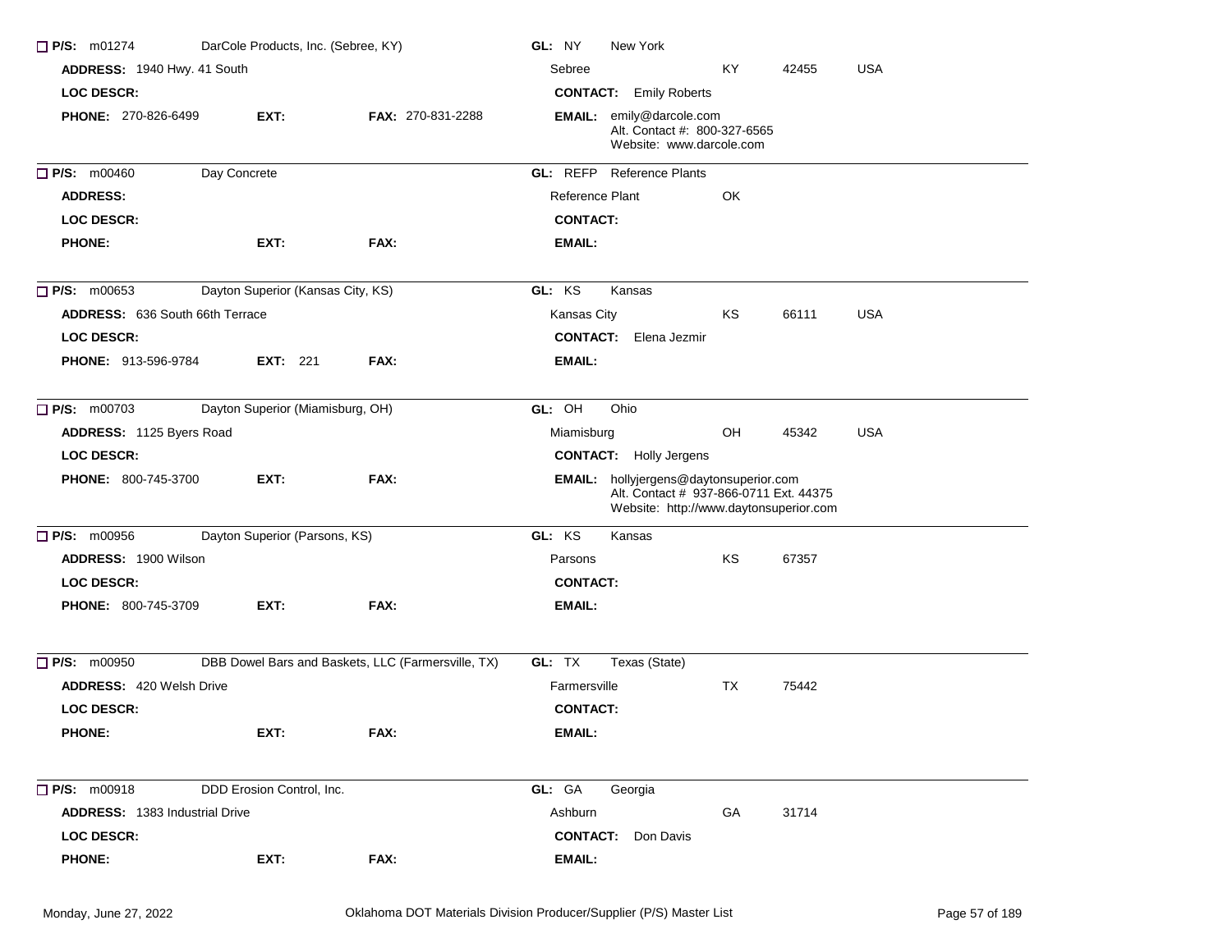**P/S:** m01274 DarCole Products, Inc. (Sebree, KY) **GL:** NY New York

**ADDRESS:** 1940 Hwy. 41 South — Sebree KY 42455 USA

**LOC DESCR:** **CONTACT:** Emily Roberts

**PHONE:** 270-826-6499 **EXT:** **FAX:** 270-831-2288 **EMAIL:** emily@darcole.com
Alt. Contact #: 800-327-6565
Website: www.darcole.com

---

**P/S:** m00460 Day Concrete **GL:** REFP Reference Plants

**ADDRESS:** — Reference Plant OK

**LOC DESCR:** **CONTACT:**

**PHONE:** **EXT:** **FAX:** **EMAIL:**

---

**P/S:** m00653 Dayton Superior (Kansas City, KS) **GL:** KS Kansas

**ADDRESS:** 636 South 66th Terrace — Kansas City KS 66111 USA

**LOC DESCR:** **CONTACT:** Elena Jezmir

**PHONE:** 913-596-9784 **EXT:** 221 **FAX:** **EMAIL:**

---

**P/S:** m00703 Dayton Superior (Miamisburg, OH) **GL:** OH Ohio

**ADDRESS:** 1125 Byers Road — Miamisburg OH 45342 USA

**LOC DESCR:** **CONTACT:** Holly Jergens

**PHONE:** 800-745-3700 **EXT:** **FAX:** **EMAIL:** hollyjergens@daytonsuperior.com
Alt. Contact # 937-866-0711 Ext. 44375
Website: http://www.daytonsuperior.com

---

**P/S:** m00956 Dayton Superior (Parsons, KS) **GL:** KS Kansas

**ADDRESS:** 1900 Wilson — Parsons KS 67357

**LOC DESCR:** **CONTACT:**

**PHONE:** 800-745-3709 **EXT:** **FAX:** **EMAIL:**

---

**P/S:** m00950 DBB Dowel Bars and Baskets, LLC (Farmersville, TX) **GL:** TX Texas (State)

**ADDRESS:** 420 Welsh Drive — Farmersville TX 75442

**LOC DESCR:** **CONTACT:**

**PHONE:** **EXT:** **FAX:** **EMAIL:**

---

**P/S:** m00918 DDD Erosion Control, Inc. **GL:** GA Georgia

**ADDRESS:** 1383 Industrial Drive — Ashburn GA 31714

**LOC DESCR:** **CONTACT:** Don Davis

**PHONE:** **EXT:** **FAX:** **EMAIL:**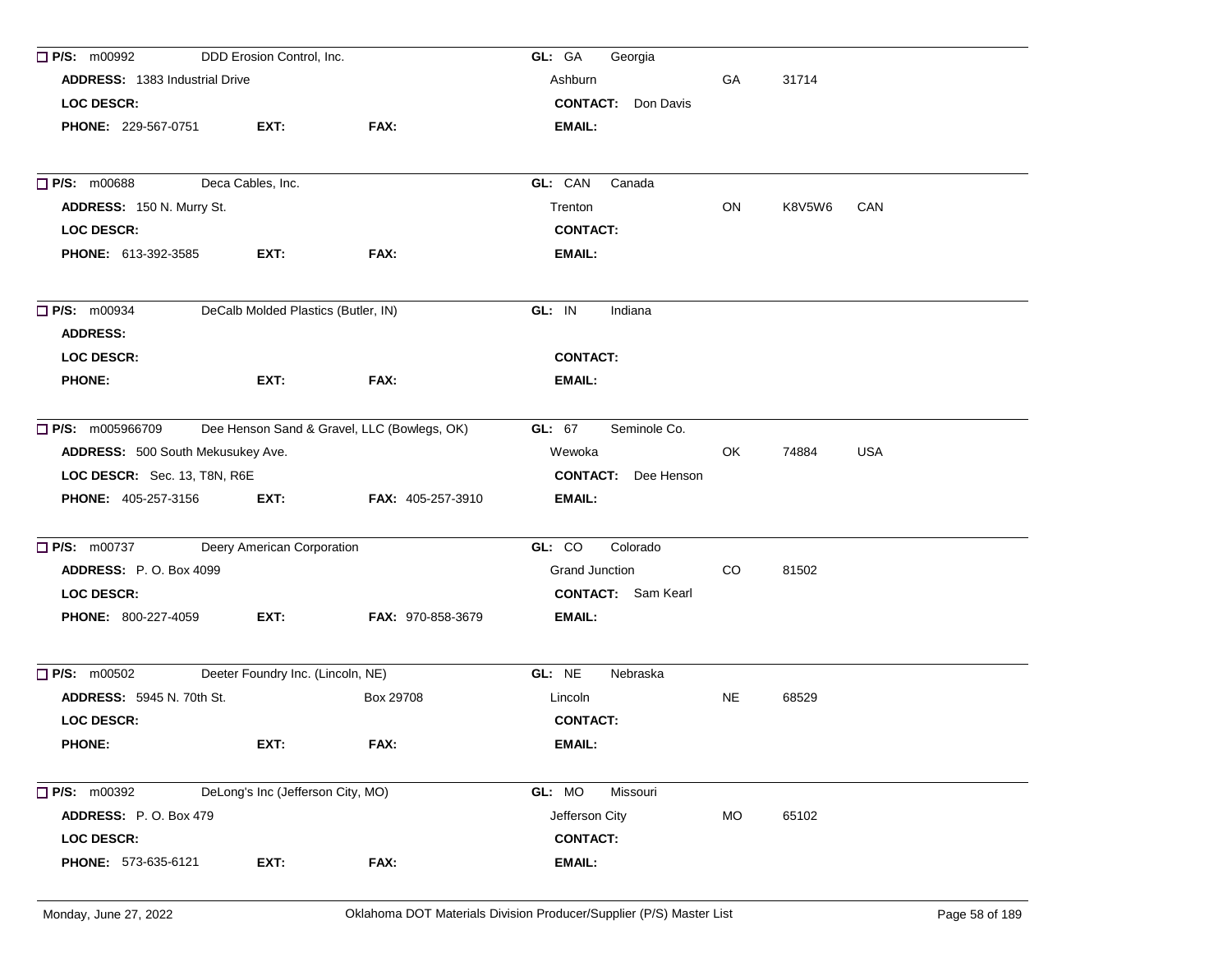☐ **P/S:** m00992 DDD Erosion Control, Inc. **GL:** GA Georgia
**ADDRESS:** 1383 Industrial Drive Ashburn GA 31714
**LOC DESCR:** **CONTACT:** Don Davis
**PHONE:** 229-567-0751 **EXT:** **FAX:** **EMAIL:**

---

☐ **P/S:** m00688 Deca Cables, Inc. **GL:** CAN Canada
**ADDRESS:** 150 N. Murry St. Trenton ON K8V5W6 CAN
**LOC DESCR:** **CONTACT:**
**PHONE:** 613-392-3585 **EXT:** **FAX:** **EMAIL:**

---

☐ **P/S:** m00934 DeCalb Molded Plastics (Butler, IN) **GL:** IN Indiana
**ADDRESS:**
**LOC DESCR:** **CONTACT:**
**PHONE:** **EXT:** **FAX:** **EMAIL:**

---

☐ **P/S:** m005966709 Dee Henson Sand & Gravel, LLC (Bowlegs, OK) **GL:** 67 Seminole Co.
**ADDRESS:** 500 South Mekusukey Ave. Wewoka OK 74884 USA
**LOC DESCR:** Sec. 13, T8N, R6E **CONTACT:** Dee Henson
**PHONE:** 405-257-3156 **EXT:** **FAX:** 405-257-3910 **EMAIL:**

---

☐ **P/S:** m00737 Deery American Corporation **GL:** CO Colorado
**ADDRESS:** P. O. Box 4099 Grand Junction CO 81502
**LOC DESCR:** **CONTACT:** Sam Kearl
**PHONE:** 800-227-4059 **EXT:** **FAX:** 970-858-3679 **EMAIL:**

---

☐ **P/S:** m00502 Deeter Foundry Inc. (Lincoln, NE) **GL:** NE Nebraska
**ADDRESS:** 5945 N. 70th St. Box 29708 Lincoln NE 68529
**LOC DESCR:** **CONTACT:**
**PHONE:** **EXT:** **FAX:** **EMAIL:**

---

☐ **P/S:** m00392 DeLong's Inc (Jefferson City, MO) **GL:** MO Missouri
**ADDRESS:** P. O. Box 479 Jefferson City MO 65102
**LOC DESCR:** **CONTACT:**
**PHONE:** 573-635-6121 **EXT:** **FAX:** **EMAIL:**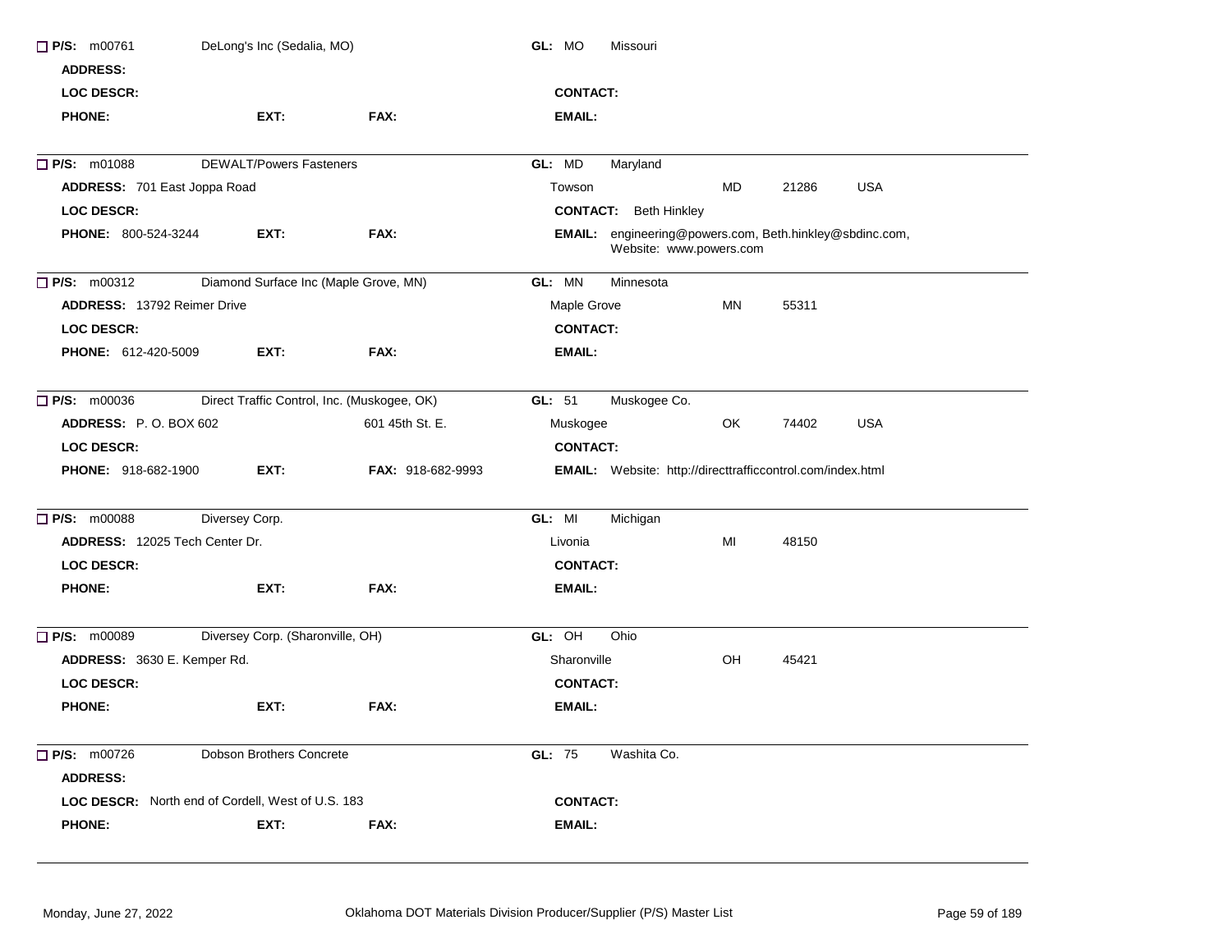☐ **P/S:** m00761 DeLong's Inc (Sedalia, MO) **GL:** MO Missouri

**ADDRESS:**

**LOC DESCR:** **CONTACT:**

**PHONE:** **EXT:** **FAX:** **EMAIL:**

---

☐ **P/S:** m01088 DEWALT/Powers Fasteners **GL:** MD Maryland

**ADDRESS:** 701 East Joppa Road Towson MD 21286 USA

**LOC DESCR:** **CONTACT:** Beth Hinkley

**PHONE:** 800-524-3244 **EXT:** **FAX:** **EMAIL:** engineering@powers.com, Beth.hinkley@sbdinc.com, Website: www.powers.com

---

☐ **P/S:** m00312 Diamond Surface Inc (Maple Grove, MN) **GL:** MN Minnesota

**ADDRESS:** 13792 Reimer Drive Maple Grove MN 55311

**LOC DESCR:** **CONTACT:**

**PHONE:** 612-420-5009 **EXT:** **FAX:** **EMAIL:**

---

☐ **P/S:** m00036 Direct Traffic Control, Inc. (Muskogee, OK) **GL:** 51 Muskogee Co.

**ADDRESS:** P. O. BOX 602 601 45th St. E. Muskogee OK 74402 USA

**LOC DESCR:** **CONTACT:**

**PHONE:** 918-682-1900 **EXT:** **FAX:** 918-682-9993 **EMAIL:** Website: http://directtrafficcontrol.com/index.html

---

☐ **P/S:** m00088 Diversey Corp. **GL:** MI Michigan

**ADDRESS:** 12025 Tech Center Dr. Livonia MI 48150

**LOC DESCR:** **CONTACT:**

**PHONE:** **EXT:** **FAX:** **EMAIL:**

---

☐ **P/S:** m00089 Diversey Corp. (Sharonville, OH) **GL:** OH Ohio

**ADDRESS:** 3630 E. Kemper Rd. Sharonville OH 45421

**LOC DESCR:** **CONTACT:**

**PHONE:** **EXT:** **FAX:** **EMAIL:**

---

☐ **P/S:** m00726 Dobson Brothers Concrete **GL:** 75 Washita Co.

**ADDRESS:**

**LOC DESCR:** North end of Cordell, West of U.S. 183 **CONTACT:**

**PHONE:** **EXT:** **FAX:** **EMAIL:**

---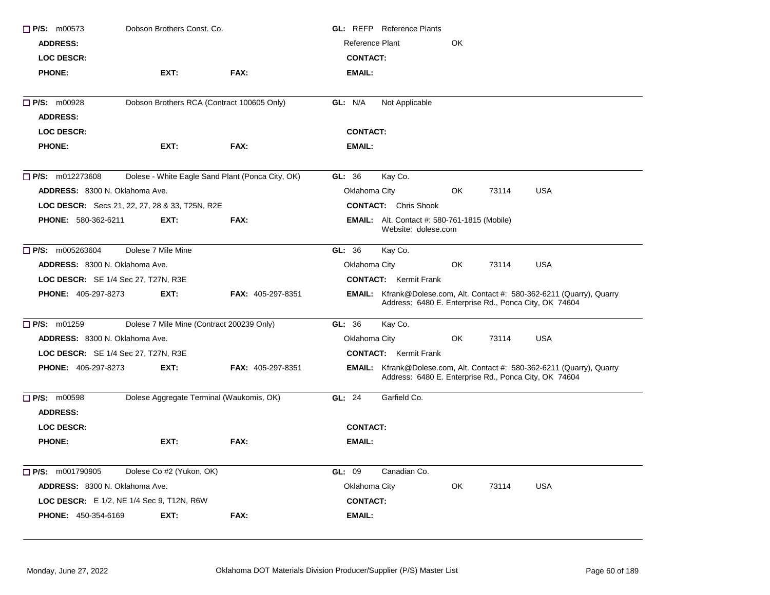**P/S:** m00573 Dobson Brothers Const. Co. **GL:** REFP Reference Plants

**ADDRESS:** Reference Plant OK

**LOC DESCR:** **CONTACT:**

**PHONE:** **EXT:** **FAX:** **EMAIL:**

---

**P/S:** m00928 Dobson Brothers RCA (Contract 100605 Only) **GL:** N/A Not Applicable

**ADDRESS:**

**LOC DESCR:** **CONTACT:**

**PHONE:** **EXT:** **FAX:** **EMAIL:**

---

**P/S:** m012273608 Dolese - White Eagle Sand Plant (Ponca City, OK) **GL:** 36 Kay Co.

**ADDRESS:** 8300 N. Oklahoma Ave. Oklahoma City OK 73114 USA

**LOC DESCR:** Secs 21, 22, 27, 28 & 33, T25N, R2E **CONTACT:** Chris Shook

**PHONE:** 580-362-6211 **EXT:** **FAX:** **EMAIL:** Alt. Contact #: 580-761-1815 (Mobile) Website: dolese.com

---

**P/S:** m005263604 Dolese 7 Mile Mine **GL:** 36 Kay Co.

**ADDRESS:** 8300 N. Oklahoma Ave. Oklahoma City OK 73114 USA

**LOC DESCR:** SE 1/4 Sec 27, T27N, R3E **CONTACT:** Kermit Frank

**PHONE:** 405-297-8273 **EXT:** **FAX:** 405-297-8351 **EMAIL:** Kfrank@Dolese.com, Alt. Contact #: 580-362-6211 (Quarry), Quarry Address: 6480 E. Enterprise Rd., Ponca City, OK 74604

---

**P/S:** m01259 Dolese 7 Mile Mine (Contract 200239 Only) **GL:** 36 Kay Co.

**ADDRESS:** 8300 N. Oklahoma Ave. Oklahoma City OK 73114 USA

**LOC DESCR:** SE 1/4 Sec 27, T27N, R3E **CONTACT:** Kermit Frank

**PHONE:** 405-297-8273 **EXT:** **FAX:** 405-297-8351 **EMAIL:** Kfrank@Dolese.com, Alt. Contact #: 580-362-6211 (Quarry), Quarry Address: 6480 E. Enterprise Rd., Ponca City, OK 74604

---

**P/S:** m00598 Dolese Aggregate Terminal (Waukomis, OK) **GL:** 24 Garfield Co.

**ADDRESS:**

**LOC DESCR:** **CONTACT:**

**PHONE:** **EXT:** **FAX:** **EMAIL:**

---

**P/S:** m001790905 Dolese Co #2 (Yukon, OK) **GL:** 09 Canadian Co.

**ADDRESS:** 8300 N. Oklahoma Ave. Oklahoma City OK 73114 USA

**LOC DESCR:** E 1/2, NE 1/4 Sec 9, T12N, R6W **CONTACT:**

**PHONE:** 450-354-6169 **EXT:** **FAX:** **EMAIL:**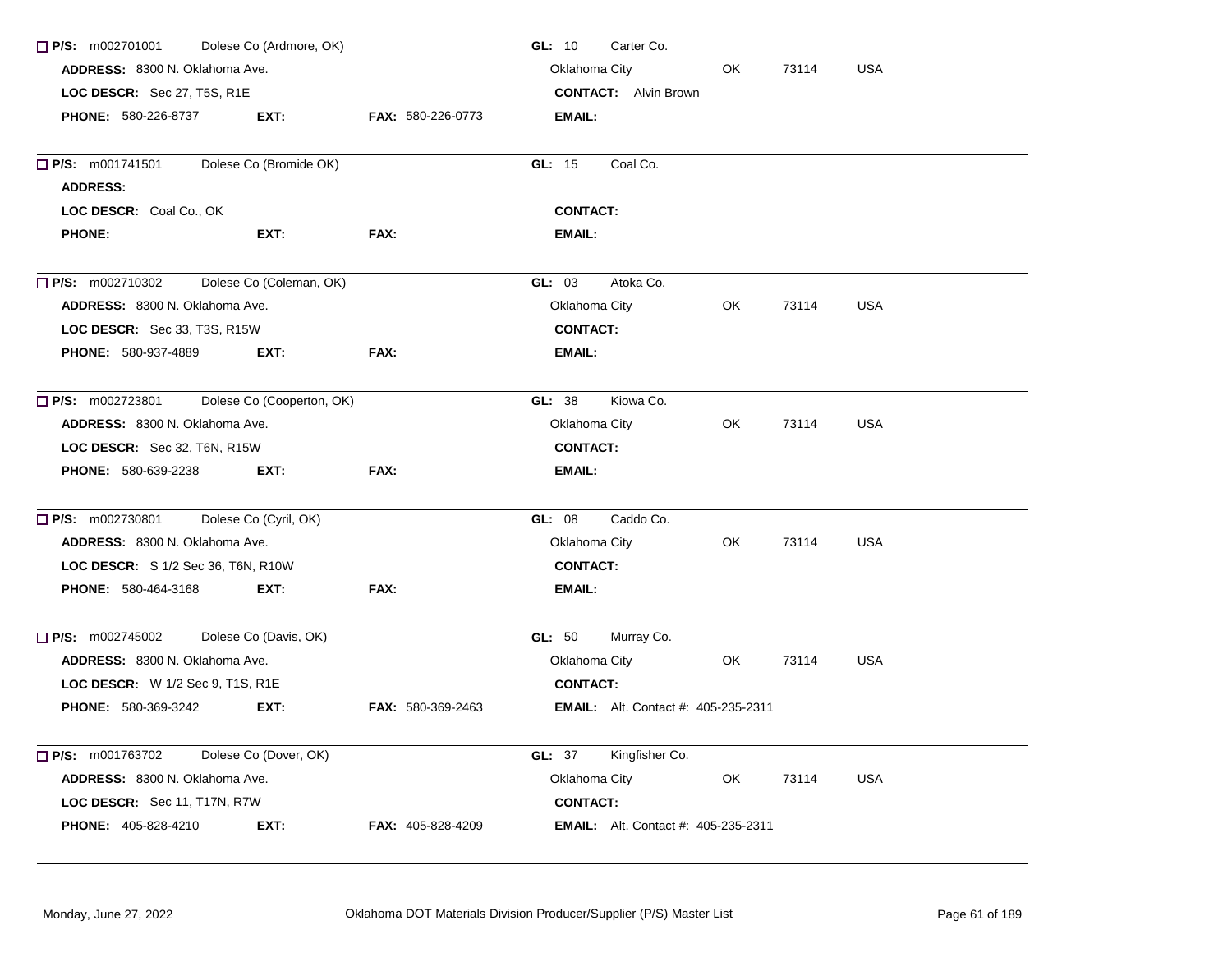☐ **P/S:** m002701001 Dolese Co (Ardmore, OK) **GL:** 10 Carter Co.
**ADDRESS:** 8300 N. Oklahoma Ave. Oklahoma City OK 73114 USA
**LOC DESCR:** Sec 27, T5S, R1E **CONTACT:** Alvin Brown
**PHONE:** 580-226-8737 **EXT:** **FAX:** 580-226-0773 **EMAIL:**

---

☐ **P/S:** m001741501 Dolese Co (Bromide OK) **GL:** 15 Coal Co.
**ADDRESS:**
**LOC DESCR:** Coal Co., OK **CONTACT:**
**PHONE:** **EXT:** **FAX:** **EMAIL:**

---

☐ **P/S:** m002710302 Dolese Co (Coleman, OK) **GL:** 03 Atoka Co.
**ADDRESS:** 8300 N. Oklahoma Ave. Oklahoma City OK 73114 USA
**LOC DESCR:** Sec 33, T3S, R15W **CONTACT:**
**PHONE:** 580-937-4889 **EXT:** **FAX:** **EMAIL:**

---

☐ **P/S:** m002723801 Dolese Co (Cooperton, OK) **GL:** 38 Kiowa Co.
**ADDRESS:** 8300 N. Oklahoma Ave. Oklahoma City OK 73114 USA
**LOC DESCR:** Sec 32, T6N, R15W **CONTACT:**
**PHONE:** 580-639-2238 **EXT:** **FAX:** **EMAIL:**

---

☐ **P/S:** m002730801 Dolese Co (Cyril, OK) **GL:** 08 Caddo Co.
**ADDRESS:** 8300 N. Oklahoma Ave. Oklahoma City OK 73114 USA
**LOC DESCR:** S 1/2 Sec 36, T6N, R10W **CONTACT:**
**PHONE:** 580-464-3168 **EXT:** **FAX:** **EMAIL:**

---

☐ **P/S:** m002745002 Dolese Co (Davis, OK) **GL:** 50 Murray Co.
**ADDRESS:** 8300 N. Oklahoma Ave. Oklahoma City OK 73114 USA
**LOC DESCR:** W 1/2 Sec 9, T1S, R1E **CONTACT:**
**PHONE:** 580-369-3242 **EXT:** **FAX:** 580-369-2463 **EMAIL:** Alt. Contact #: 405-235-2311

---

☐ **P/S:** m001763702 Dolese Co (Dover, OK) **GL:** 37 Kingfisher Co.
**ADDRESS:** 8300 N. Oklahoma Ave. Oklahoma City OK 73114 USA
**LOC DESCR:** Sec 11, T17N, R7W **CONTACT:**
**PHONE:** 405-828-4210 **EXT:** **FAX:** 405-828-4209 **EMAIL:** Alt. Contact #: 405-235-2311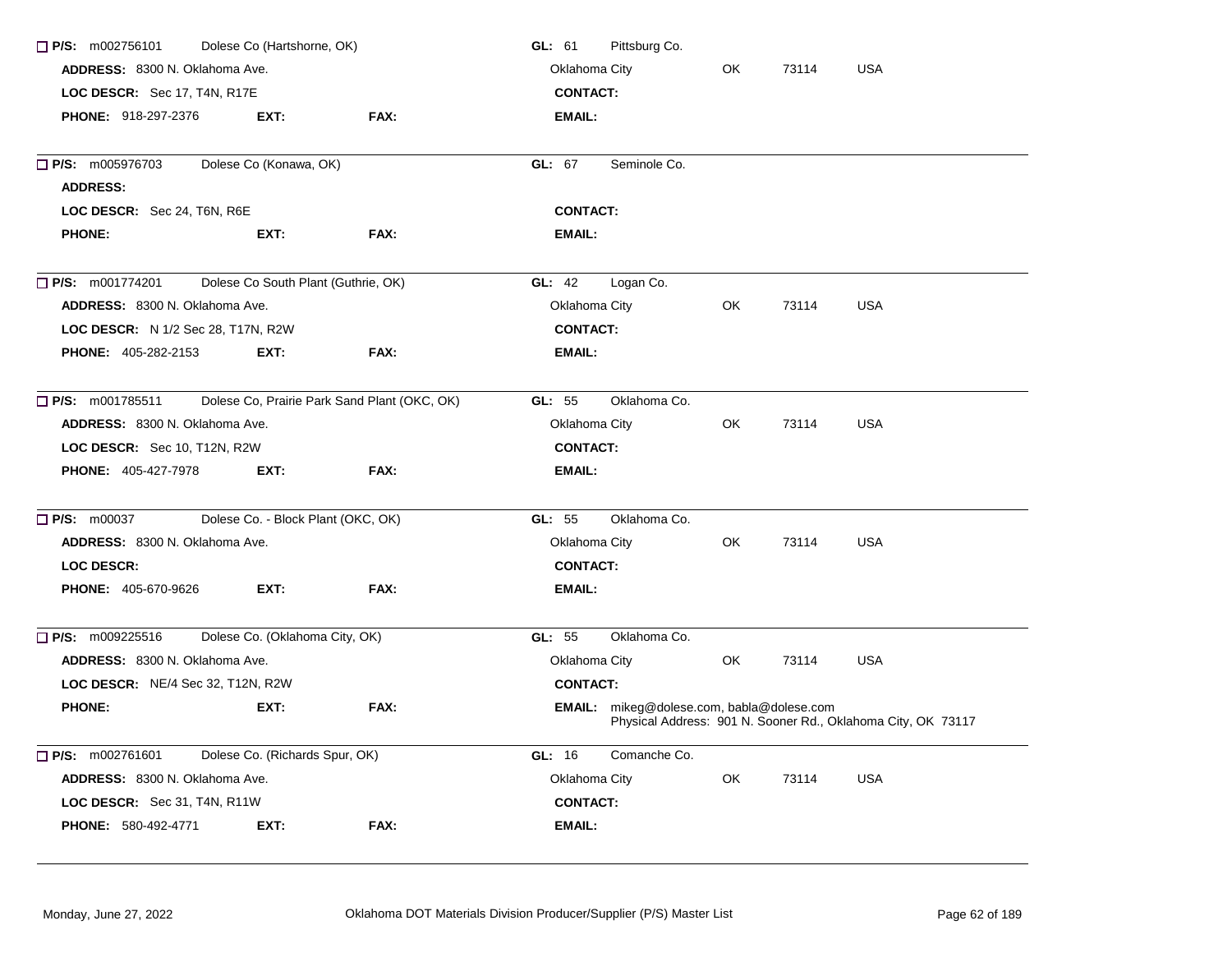☐ **P/S:** m002756101 Dolese Co (Hartshorne, OK) **GL:** 61 Pittsburg Co.

**ADDRESS:** 8300 N. Oklahoma Ave. Oklahoma City OK 73114 USA

**LOC DESCR:** Sec 17, T4N, R17E **CONTACT:**

**PHONE:** 918-297-2376 **EXT:** **FAX:** **EMAIL:**

---

☐ **P/S:** m005976703 Dolese Co (Konawa, OK) **GL:** 67 Seminole Co.

**ADDRESS:**

**LOC DESCR:** Sec 24, T6N, R6E **CONTACT:**

**PHONE:** **EXT:** **FAX:** **EMAIL:**

---

☐ **P/S:** m001774201 Dolese Co South Plant (Guthrie, OK) **GL:** 42 Logan Co.

**ADDRESS:** 8300 N. Oklahoma Ave. Oklahoma City OK 73114 USA

**LOC DESCR:** N 1/2 Sec 28, T17N, R2W **CONTACT:**

**PHONE:** 405-282-2153 **EXT:** **FAX:** **EMAIL:**

---

☐ **P/S:** m001785511 Dolese Co, Prairie Park Sand Plant (OKC, OK) **GL:** 55 Oklahoma Co.

**ADDRESS:** 8300 N. Oklahoma Ave. Oklahoma City OK 73114 USA

**LOC DESCR:** Sec 10, T12N, R2W **CONTACT:**

**PHONE:** 405-427-7978 **EXT:** **FAX:** **EMAIL:**

---

☐ **P/S:** m00037 Dolese Co. - Block Plant (OKC, OK) **GL:** 55 Oklahoma Co.

**ADDRESS:** 8300 N. Oklahoma Ave. Oklahoma City OK 73114 USA

**LOC DESCR:** **CONTACT:**

**PHONE:** 405-670-9626 **EXT:** **FAX:** **EMAIL:**

---

☐ **P/S:** m009225516 Dolese Co. (Oklahoma City, OK) **GL:** 55 Oklahoma Co.

**ADDRESS:** 8300 N. Oklahoma Ave. Oklahoma City OK 73114 USA

**LOC DESCR:** NE/4 Sec 32, T12N, R2W **CONTACT:**

**PHONE:** **EXT:** **FAX:** **EMAIL:** mikeg@dolese.com, babla@dolese.com
Physical Address: 901 N. Sooner Rd., Oklahoma City, OK 73117

---

☐ **P/S:** m002761601 Dolese Co. (Richards Spur, OK) **GL:** 16 Comanche Co.

**ADDRESS:** 8300 N. Oklahoma Ave. Oklahoma City OK 73114 USA

**LOC DESCR:** Sec 31, T4N, R11W **CONTACT:**

**PHONE:** 580-492-4771 **EXT:** **FAX:** **EMAIL:**

---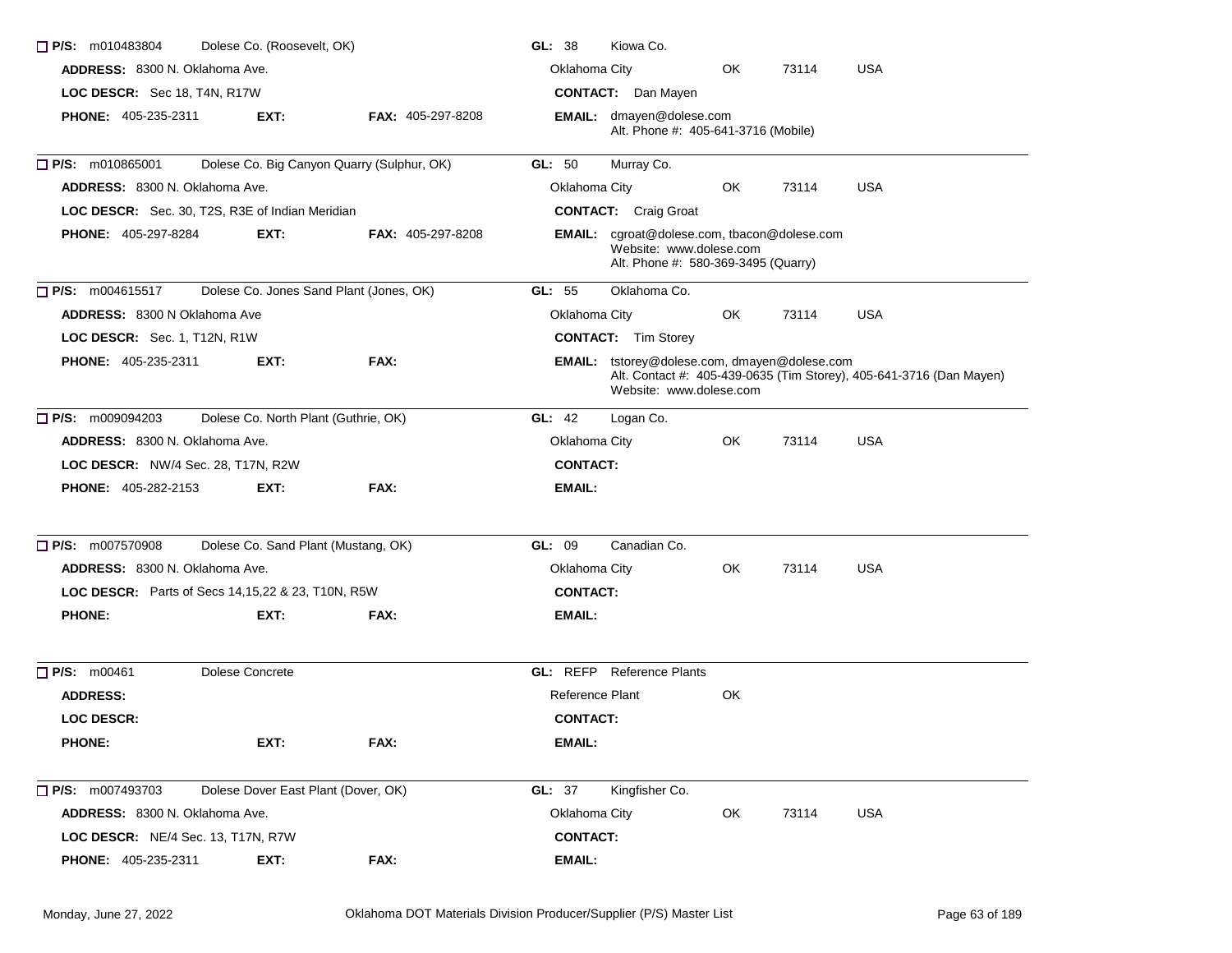☐ **P/S:** m010483804 Dolese Co. (Roosevelt, OK) **GL:** 38 Kiowa Co.
**ADDRESS:** 8300 N. Oklahoma Ave. Oklahoma City OK 73114 USA
**LOC DESCR:** Sec 18, T4N, R17W **CONTACT:** Dan Mayen
**PHONE:** 405-235-2311 **EXT:** **FAX:** 405-297-8208 **EMAIL:** dmayen@dolese.com
Alt. Phone #: 405-641-3716 (Mobile)

---

☐ **P/S:** m010865001 Dolese Co. Big Canyon Quarry (Sulphur, OK) **GL:** 50 Murray Co.
**ADDRESS:** 8300 N. Oklahoma Ave. Oklahoma City OK 73114 USA
**LOC DESCR:** Sec. 30, T2S, R3E of Indian Meridian **CONTACT:** Craig Groat
**PHONE:** 405-297-8284 **EXT:** **FAX:** 405-297-8208 **EMAIL:** cgroat@dolese.com, tbacon@dolese.com
Website: www.dolese.com
Alt. Phone #: 580-369-3495 (Quarry)

---

☐ **P/S:** m004615517 Dolese Co. Jones Sand Plant (Jones, OK) **GL:** 55 Oklahoma Co.
**ADDRESS:** 8300 N Oklahoma Ave Oklahoma City OK 73114 USA
**LOC DESCR:** Sec. 1, T12N, R1W **CONTACT:** Tim Storey
**PHONE:** 405-235-2311 **EXT:** **FAX:** **EMAIL:** tstorey@dolese.com, dmayen@dolese.com
Alt. Contact #: 405-439-0635 (Tim Storey), 405-641-3716 (Dan Mayen)
Website: www.dolese.com

---

☐ **P/S:** m009094203 Dolese Co. North Plant (Guthrie, OK) **GL:** 42 Logan Co.
**ADDRESS:** 8300 N. Oklahoma Ave. Oklahoma City OK 73114 USA
**LOC DESCR:** NW/4 Sec. 28, T17N, R2W **CONTACT:**
**PHONE:** 405-282-2153 **EXT:** **FAX:** **EMAIL:**

---

☐ **P/S:** m007570908 Dolese Co. Sand Plant (Mustang, OK) **GL:** 09 Canadian Co.
**ADDRESS:** 8300 N. Oklahoma Ave. Oklahoma City OK 73114 USA
**LOC DESCR:** Parts of Secs 14,15,22 & 23, T10N, R5W **CONTACT:**
**PHONE:** **EXT:** **FAX:** **EMAIL:**

---

☐ **P/S:** m00461 Dolese Concrete **GL:** REFP Reference Plants
**ADDRESS:** Reference Plant OK
**LOC DESCR:** **CONTACT:**
**PHONE:** **EXT:** **FAX:** **EMAIL:**

---

☐ **P/S:** m007493703 Dolese Dover East Plant (Dover, OK) **GL:** 37 Kingfisher Co.
**ADDRESS:** 8300 N. Oklahoma Ave. Oklahoma City OK 73114 USA
**LOC DESCR:** NE/4 Sec. 13, T17N, R7W **CONTACT:**
**PHONE:** 405-235-2311 **EXT:** **FAX:** **EMAIL:**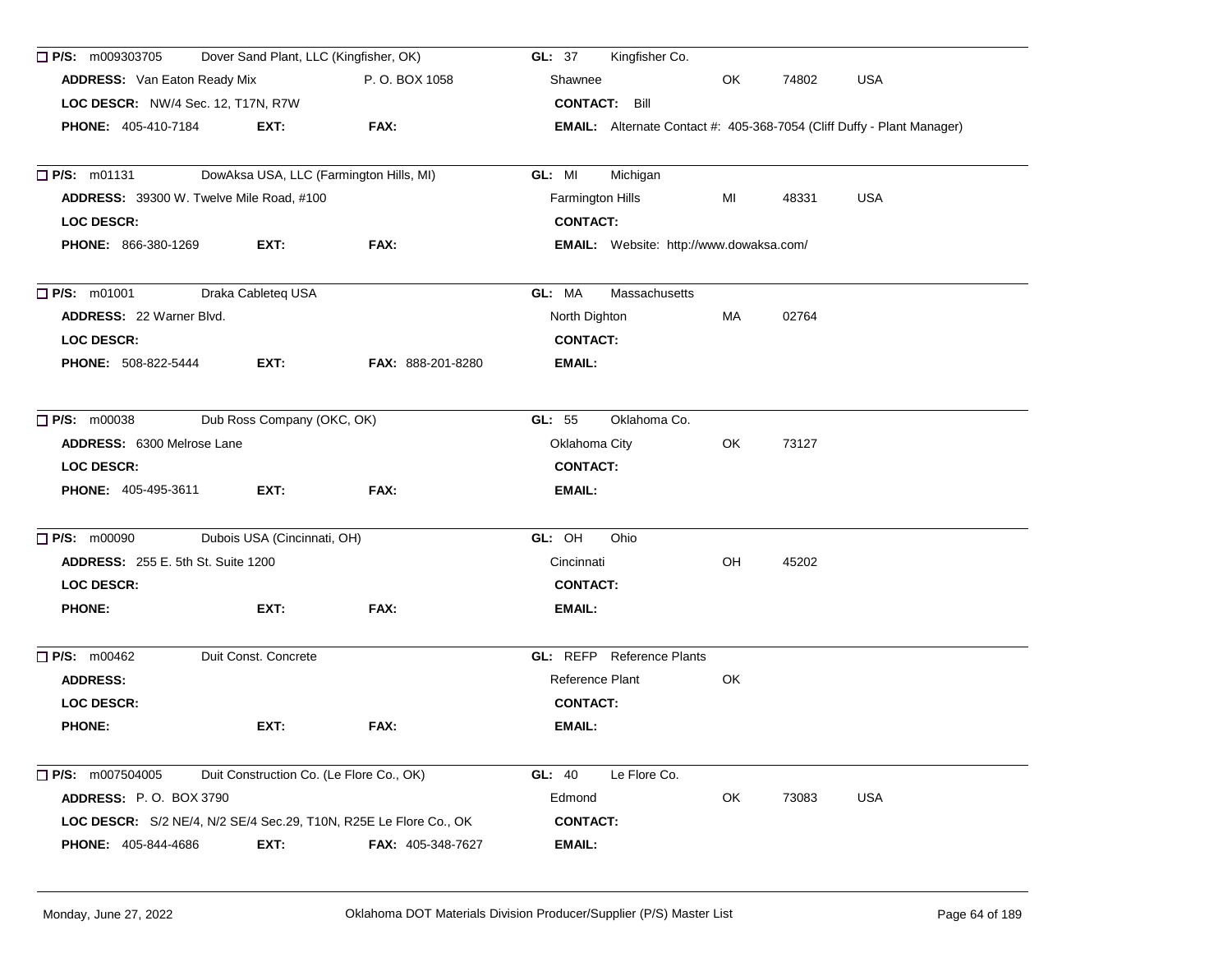☐ **P/S:** m009303705 Dover Sand Plant, LLC (Kingfisher, OK) **GL:** 37 Kingfisher Co.
**ADDRESS:** Van Eaton Ready Mix P. O. BOX 1058 Shawnee OK 74802 USA
**LOC DESCR:** NW/4 Sec. 12, T17N, R7W **CONTACT:** Bill
**PHONE:** 405-410-7184 **EXT:** **FAX:** **EMAIL:** Alternate Contact #: 405-368-7054 (Cliff Duffy - Plant Manager)

---

☐ **P/S:** m01131 DowAksa USA, LLC (Farmington Hills, MI) **GL:** MI Michigan
**ADDRESS:** 39300 W. Twelve Mile Road, #100 Farmington Hills MI 48331 USA
**LOC DESCR:** **CONTACT:**
**PHONE:** 866-380-1269 **EXT:** **FAX:** **EMAIL:** Website: http://www.dowaksa.com/

---

☐ **P/S:** m01001 Draka Cableteq USA **GL:** MA Massachusetts
**ADDRESS:** 22 Warner Blvd. North Dighton MA 02764
**LOC DESCR:** **CONTACT:**
**PHONE:** 508-822-5444 **EXT:** **FAX:** 888-201-8280 **EMAIL:**

---

☐ **P/S:** m00038 Dub Ross Company (OKC, OK) **GL:** 55 Oklahoma Co.
**ADDRESS:** 6300 Melrose Lane Oklahoma City OK 73127
**LOC DESCR:** **CONTACT:**
**PHONE:** 405-495-3611 **EXT:** **FAX:** **EMAIL:**

---

☐ **P/S:** m00090 Dubois USA (Cincinnati, OH) **GL:** OH Ohio
**ADDRESS:** 255 E. 5th St. Suite 1200 Cincinnati OH 45202
**LOC DESCR:** **CONTACT:**
**PHONE:** **EXT:** **FAX:** **EMAIL:**

---

☐ **P/S:** m00462 Duit Const. Concrete **GL:** REFP Reference Plants
**ADDRESS:** Reference Plant OK
**LOC DESCR:** **CONTACT:**
**PHONE:** **EXT:** **FAX:** **EMAIL:**

---

☐ **P/S:** m007504005 Duit Construction Co. (Le Flore Co., OK) **GL:** 40 Le Flore Co.
**ADDRESS:** P. O. BOX 3790 Edmond OK 73083 USA
**LOC DESCR:** S/2 NE/4, N/2 SE/4 Sec.29, T10N, R25E Le Flore Co., OK **CONTACT:**
**PHONE:** 405-844-4686 **EXT:** **FAX:** 405-348-7627 **EMAIL:**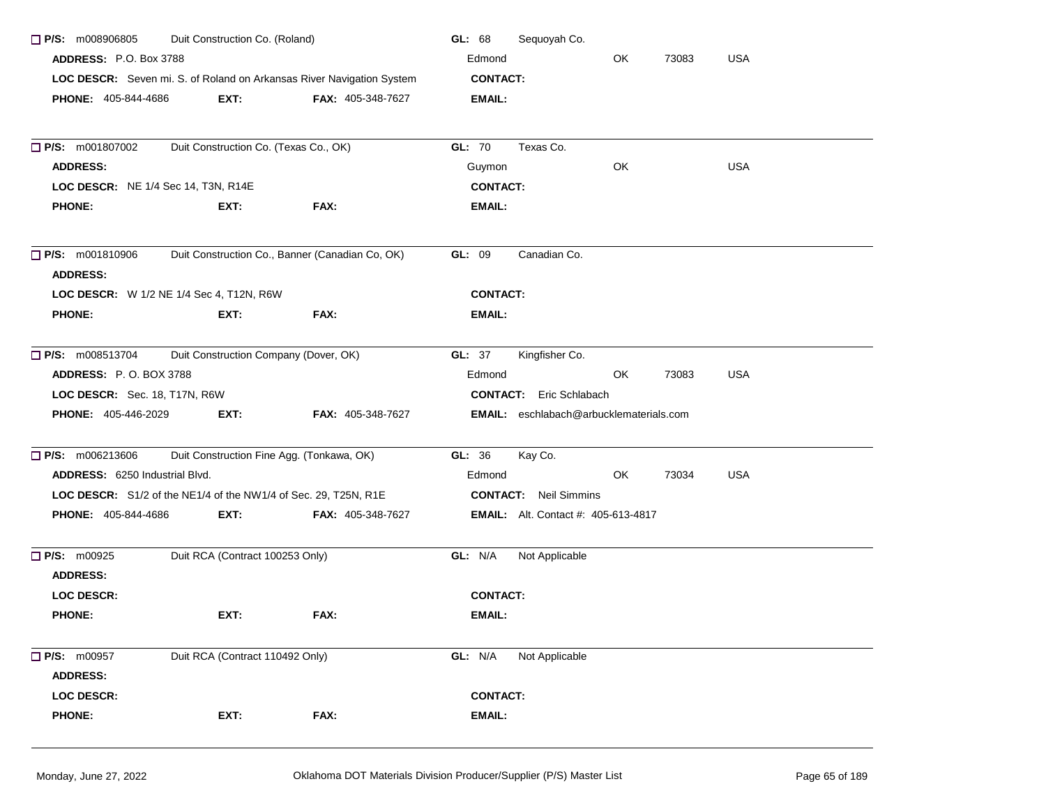☐ **P/S:** m008906805 Duit Construction Co. (Roland) **GL:** 68 Sequoyah Co.

**ADDRESS:** P.O. Box 3788 Edmond OK 73083 USA

**LOC DESCR:** Seven mi. S. of Roland on Arkansas River Navigation System **CONTACT:**

**PHONE:** 405-844-4686 **EXT:** **FAX:** 405-348-7627 **EMAIL:**

---

☐ **P/S:** m001807002 Duit Construction Co. (Texas Co., OK) **GL:** 70 Texas Co.

**ADDRESS:** Guymon OK USA

**LOC DESCR:** NE 1/4 Sec 14, T3N, R14E **CONTACT:**

**PHONE:** **EXT:** **FAX:** **EMAIL:**

---

☐ **P/S:** m001810906 Duit Construction Co., Banner (Canadian Co, OK) **GL:** 09 Canadian Co.

**ADDRESS:**

**LOC DESCR:** W 1/2 NE 1/4 Sec 4, T12N, R6W **CONTACT:**

**PHONE:** **EXT:** **FAX:** **EMAIL:**

---

☐ **P/S:** m008513704 Duit Construction Company (Dover, OK) **GL:** 37 Kingfisher Co.

**ADDRESS:** P. O. BOX 3788 Edmond OK 73083 USA

**LOC DESCR:** Sec. 18, T17N, R6W **CONTACT:** Eric Schlabach

**PHONE:** 405-446-2029 **EXT:** **FAX:** 405-348-7627 **EMAIL:** eschlabach@arbucklematerials.com

---

☐ **P/S:** m006213606 Duit Construction Fine Agg. (Tonkawa, OK) **GL:** 36 Kay Co.

**ADDRESS:** 6250 Industrial Blvd. Edmond OK 73034 USA

**LOC DESCR:** S1/2 of the NE1/4 of the NW1/4 of Sec. 29, T25N, R1E **CONTACT:** Neil Simmins

**PHONE:** 405-844-4686 **EXT:** **FAX:** 405-348-7627 **EMAIL:** Alt. Contact #: 405-613-4817

---

☐ **P/S:** m00925 Duit RCA (Contract 100253 Only) **GL:** N/A Not Applicable

**ADDRESS:**

**LOC DESCR:** **CONTACT:**

**PHONE:** **EXT:** **FAX:** **EMAIL:**

---

☐ **P/S:** m00957 Duit RCA (Contract 110492 Only) **GL:** N/A Not Applicable

**ADDRESS:**

**LOC DESCR:** **CONTACT:**

**PHONE:** **EXT:** **FAX:** **EMAIL:**

---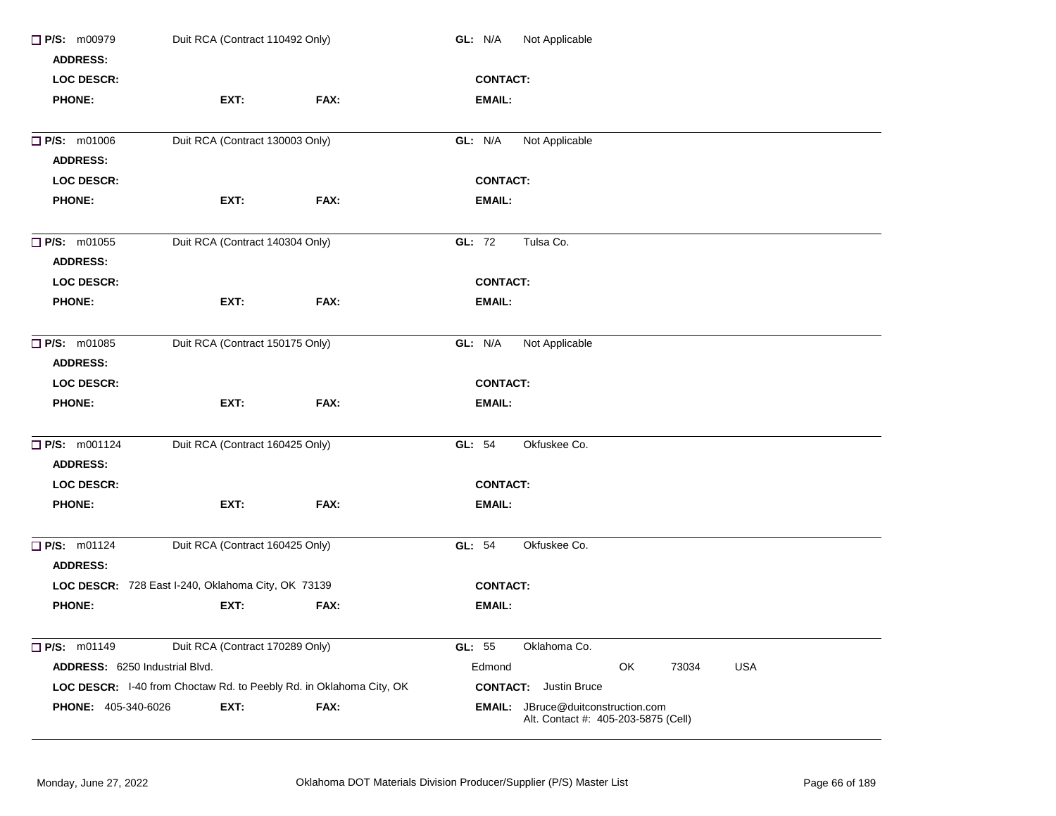☐ **P/S:** m00979 Duit RCA (Contract 110492 Only) **GL:** N/A Not Applicable

**ADDRESS:**

**LOC DESCR:** **CONTACT:**

**PHONE:** **EXT:** **FAX:** **EMAIL:**

---

☐ **P/S:** m01006 Duit RCA (Contract 130003 Only) **GL:** N/A Not Applicable

**ADDRESS:**

**LOC DESCR:** **CONTACT:**

**PHONE:** **EXT:** **FAX:** **EMAIL:**

---

☐ **P/S:** m01055 Duit RCA (Contract 140304 Only) **GL:** 72 Tulsa Co.

**ADDRESS:**

**LOC DESCR:** **CONTACT:**

**PHONE:** **EXT:** **FAX:** **EMAIL:**

---

☐ **P/S:** m01085 Duit RCA (Contract 150175 Only) **GL:** N/A Not Applicable

**ADDRESS:**

**LOC DESCR:** **CONTACT:**

**PHONE:** **EXT:** **FAX:** **EMAIL:**

---

☐ **P/S:** m001124 Duit RCA (Contract 160425 Only) **GL:** 54 Okfuskee Co.

**ADDRESS:**

**LOC DESCR:** **CONTACT:**

**PHONE:** **EXT:** **FAX:** **EMAIL:**

---

☐ **P/S:** m01124 Duit RCA (Contract 160425 Only) **GL:** 54 Okfuskee Co.

**ADDRESS:**

**LOC DESCR:** 728 East I-240, Oklahoma City, OK 73139 **CONTACT:**

**PHONE:** **EXT:** **FAX:** **EMAIL:**

---

☐ **P/S:** m01149 Duit RCA (Contract 170289 Only) **GL:** 55 Oklahoma Co.

**ADDRESS:** 6250 Industrial Blvd. Edmond OK 73034 USA

**LOC DESCR:** I-40 from Choctaw Rd. to Peebly Rd. in Oklahoma City, OK **CONTACT:** Justin Bruce

**PHONE:** 405-340-6026 **EXT:** **FAX:** **EMAIL:** JBruce@duitconstruction.com
Alt. Contact #: 405-203-5875 (Cell)

---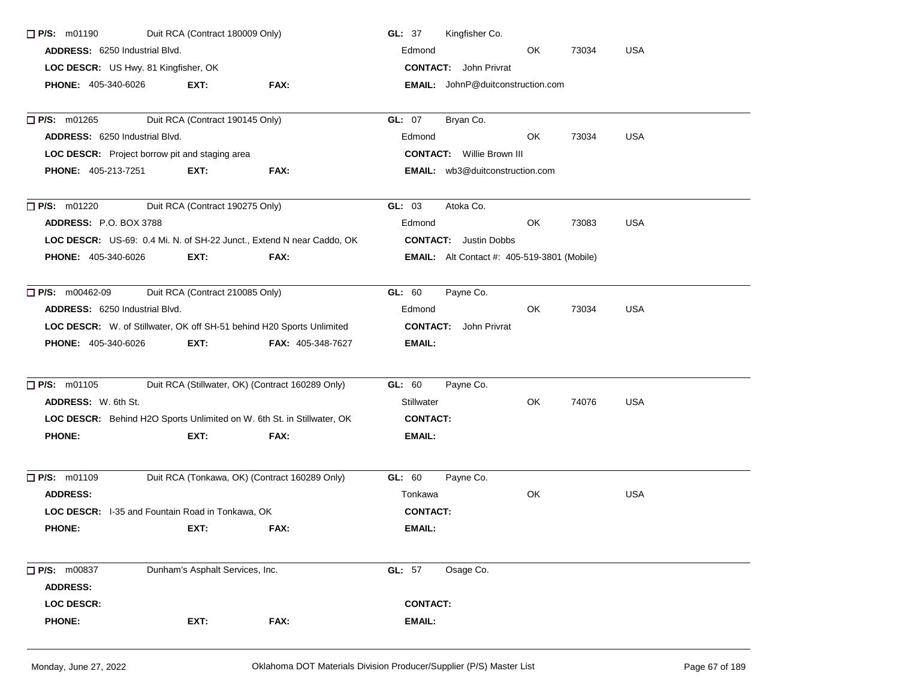☐ **P/S:** m01190 Duit RCA (Contract 180009 Only) **GL:** 37 Kingfisher Co.
**ADDRESS:** 6250 Industrial Blvd. Edmond OK 73034 USA
**LOC DESCR:** US Hwy. 81 Kingfisher, OK **CONTACT:** John Privrat
**PHONE:** 405-340-6026 **EXT:** **FAX:** **EMAIL:** JohnP@duitconstruction.com

---

☐ **P/S:** m01265 Duit RCA (Contract 190145 Only) **GL:** 07 Bryan Co.
**ADDRESS:** 6250 Industrial Blvd. Edmond OK 73034 USA
**LOC DESCR:** Project borrow pit and staging area **CONTACT:** Willie Brown III
**PHONE:** 405-213-7251 **EXT:** **FAX:** **EMAIL:** wb3@duitconstruction.com

---

☐ **P/S:** m01220 Duit RCA (Contract 190275 Only) **GL:** 03 Atoka Co.
**ADDRESS:** P.O. BOX 3788 Edmond OK 73083 USA
**LOC DESCR:** US-69: 0.4 Mi. N. of SH-22 Junct., Extend N near Caddo, OK **CONTACT:** Justin Dobbs
**PHONE:** 405-340-6026 **EXT:** **FAX:** **EMAIL:** Alt Contact #: 405-519-3801 (Mobile)

---

☐ **P/S:** m00462-09 Duit RCA (Contract 210085 Only) **GL:** 60 Payne Co.
**ADDRESS:** 6250 Industrial Blvd. Edmond OK 73034 USA
**LOC DESCR:** W. of Stillwater, OK off SH-51 behind H20 Sports Unlimited **CONTACT:** John Privrat
**PHONE:** 405-340-6026 **EXT:** **FAX:** 405-348-7627 **EMAIL:**

---

☐ **P/S:** m01105 Duit RCA (Stillwater, OK) (Contract 160289 Only) **GL:** 60 Payne Co.
**ADDRESS:** W. 6th St. Stillwater OK 74076 USA
**LOC DESCR:** Behind H2O Sports Unlimited on W. 6th St. in Stillwater, OK **CONTACT:**
**PHONE:** **EXT:** **FAX:** **EMAIL:**

---

☐ **P/S:** m01109 Duit RCA (Tonkawa, OK) (Contract 160289 Only) **GL:** 60 Payne Co.
**ADDRESS:** Tonkawa OK USA
**LOC DESCR:** I-35 and Fountain Road in Tonkawa, OK **CONTACT:**
**PHONE:** **EXT:** **FAX:** **EMAIL:**

---

☐ **P/S:** m00837 Dunham's Asphalt Services, Inc. **GL:** 57 Osage Co.
**ADDRESS:**
**LOC DESCR:** **CONTACT:**
**PHONE:** **EXT:** **FAX:** **EMAIL:**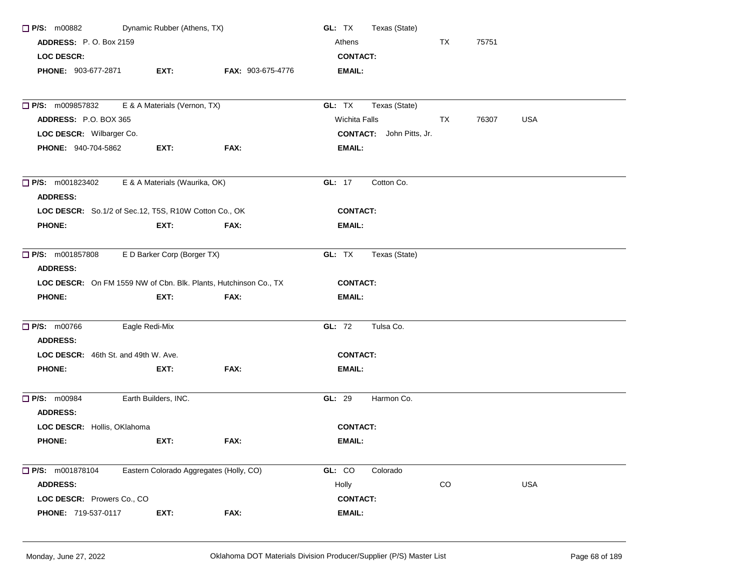☐ **P/S:** m00882 Dynamic Rubber (Athens, TX) **GL:** TX Texas (State)
**ADDRESS:** P. O. Box 2159 Athens TX 75751
**LOC DESCR:** **CONTACT:**
**PHONE:** 903-677-2871 **EXT:** **FAX:** 903-675-4776 **EMAIL:**

---

☐ **P/S:** m009857832 E & A Materials (Vernon, TX) **GL:** TX Texas (State)
**ADDRESS:** P.O. BOX 365 Wichita Falls TX 76307 USA
**LOC DESCR:** Wilbarger Co. **CONTACT:** John Pitts, Jr.
**PHONE:** 940-704-5862 **EXT:** **FAX:** **EMAIL:**

---

☐ **P/S:** m001823402 E & A Materials (Waurika, OK) **GL:** 17 Cotton Co.
**ADDRESS:**
**LOC DESCR:** So.1/2 of Sec.12, T5S, R10W Cotton Co., OK **CONTACT:**
**PHONE:** **EXT:** **FAX:** **EMAIL:**

---

☐ **P/S:** m001857808 E D Barker Corp (Borger TX) **GL:** TX Texas (State)
**ADDRESS:**
**LOC DESCR:** On FM 1559 NW of Cbn. Blk. Plants, Hutchinson Co., TX **CONTACT:**
**PHONE:** **EXT:** **FAX:** **EMAIL:**

---

☐ **P/S:** m00766 Eagle Redi-Mix **GL:** 72 Tulsa Co.
**ADDRESS:**
**LOC DESCR:** 46th St. and 49th W. Ave. **CONTACT:**
**PHONE:** **EXT:** **FAX:** **EMAIL:**

---

☐ **P/S:** m00984 Earth Builders, INC. **GL:** 29 Harmon Co.
**ADDRESS:**
**LOC DESCR:** Hollis, OKlahoma **CONTACT:**
**PHONE:** **EXT:** **FAX:** **EMAIL:**

---

☐ **P/S:** m001878104 Eastern Colorado Aggregates (Holly, CO) **GL:** CO Colorado
**ADDRESS:** Holly CO USA
**LOC DESCR:** Prowers Co., CO **CONTACT:**
**PHONE:** 719-537-0117 **EXT:** **FAX:** **EMAIL:**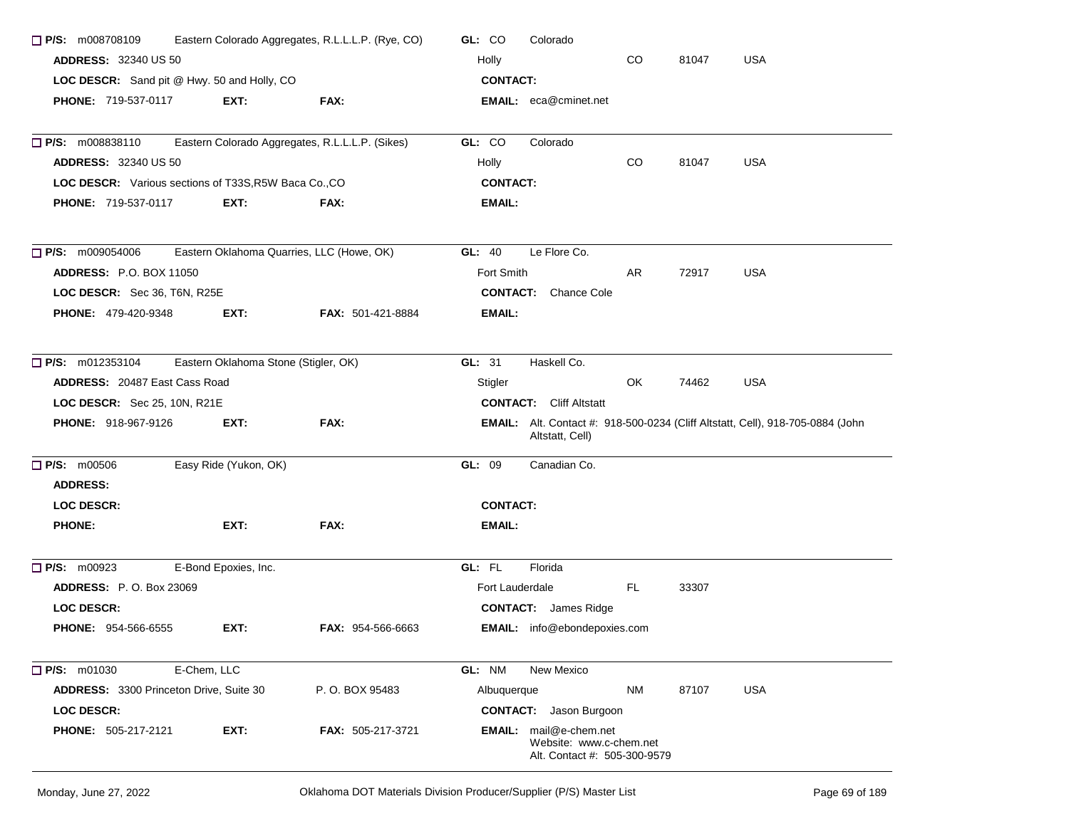☐ **P/S:** m008708109 Eastern Colorado Aggregates, R.L.L.L.P. (Rye, CO) **GL:** CO Colorado
**ADDRESS:** 32340 US 50 Holly CO 81047 USA
**LOC DESCR:** Sand pit @ Hwy. 50 and Holly, CO **CONTACT:**
**PHONE:** 719-537-0117 **EXT:** **FAX:** **EMAIL:** eca@cminet.net

---

☐ **P/S:** m008838110 Eastern Colorado Aggregates, R.L.L.L.P. (Sikes) **GL:** CO Colorado
**ADDRESS:** 32340 US 50 Holly CO 81047 USA
**LOC DESCR:** Various sections of T33S,R5W Baca Co.,CO **CONTACT:**
**PHONE:** 719-537-0117 **EXT:** **FAX:** **EMAIL:**

---

☐ **P/S:** m009054006 Eastern Oklahoma Quarries, LLC (Howe, OK) **GL:** 40 Le Flore Co.
**ADDRESS:** P.O. BOX 11050 Fort Smith AR 72917 USA
**LOC DESCR:** Sec 36, T6N, R25E **CONTACT:** Chance Cole
**PHONE:** 479-420-9348 **EXT:** **FAX:** 501-421-8884 **EMAIL:**

---

☐ **P/S:** m012353104 Eastern Oklahoma Stone (Stigler, OK) **GL:** 31 Haskell Co.
**ADDRESS:** 20487 East Cass Road Stigler OK 74462 USA
**LOC DESCR:** Sec 25, 10N, R21E **CONTACT:** Cliff Altstatt
**PHONE:** 918-967-9126 **EXT:** **FAX:** **EMAIL:** Alt. Contact #: 918-500-0234 (Cliff Altstatt, Cell), 918-705-0884 (John Altstatt, Cell)

---

☐ **P/S:** m00506 Easy Ride (Yukon, OK) **GL:** 09 Canadian Co.
**ADDRESS:**
**LOC DESCR:** **CONTACT:**
**PHONE:** **EXT:** **FAX:** **EMAIL:**

---

☐ **P/S:** m00923 E-Bond Epoxies, Inc. **GL:** FL Florida
**ADDRESS:** P. O. Box 23069 Fort Lauderdale FL 33307
**LOC DESCR:** **CONTACT:** James Ridge
**PHONE:** 954-566-6555 **EXT:** **FAX:** 954-566-6663 **EMAIL:** info@ebondepoxies.com

---

☐ **P/S:** m01030 E-Chem, LLC **GL:** NM New Mexico
**ADDRESS:** 3300 Princeton Drive, Suite 30 P. O. BOX 95483 Albuquerque NM 87107 USA
**LOC DESCR:** **CONTACT:** Jason Burgoon
**PHONE:** 505-217-2121 **EXT:** **FAX:** 505-217-3721 **EMAIL:** mail@e-chem.net
Website: www.c-chem.net
Alt. Contact #: 505-300-9579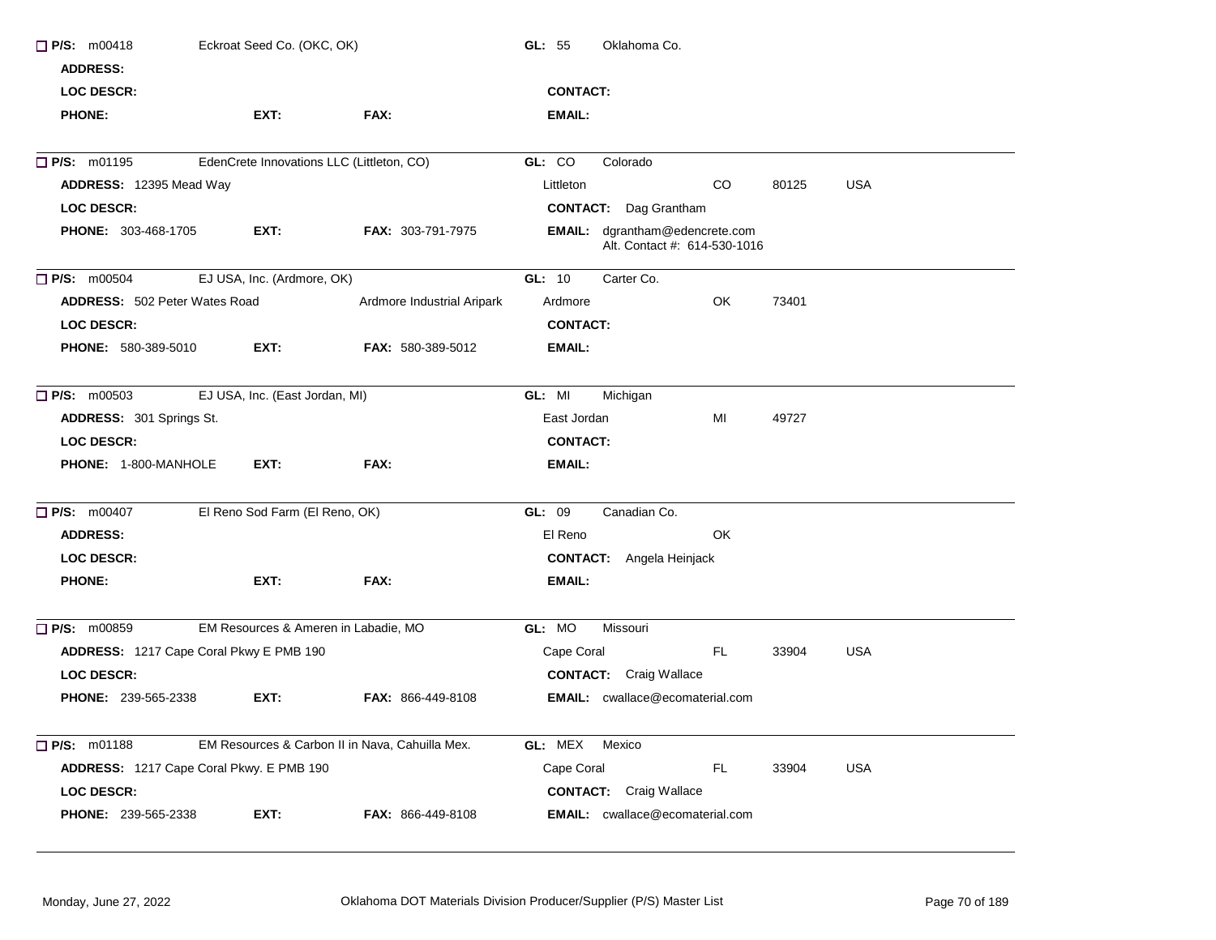**P/S:** m00418 Eckroat Seed Co. (OKC, OK) **GL:** 55 Oklahoma Co.

**ADDRESS:**

**LOC DESCR:** **CONTACT:**

**PHONE:** **EXT:** **FAX:** **EMAIL:**

---

**P/S:** m01195 EdenCrete Innovations LLC (Littleton, CO) **GL:** CO Colorado

**ADDRESS:** 12395 Mead Way Littleton CO 80125 USA

**LOC DESCR:** **CONTACT:** Dag Grantham

**PHONE:** 303-468-1705 **EXT:** **FAX:** 303-791-7975 **EMAIL:** dgrantham@edencrete.com
Alt. Contact #: 614-530-1016

---

**P/S:** m00504 EJ USA, Inc. (Ardmore, OK) **GL:** 10 Carter Co.

**ADDRESS:** 502 Peter Wates Road Ardmore Industrial Aripark Ardmore OK 73401

**LOC DESCR:** **CONTACT:**

**PHONE:** 580-389-5010 **EXT:** **FAX:** 580-389-5012 **EMAIL:**

---

**P/S:** m00503 EJ USA, Inc. (East Jordan, MI) **GL:** MI Michigan

**ADDRESS:** 301 Springs St. East Jordan MI 49727

**LOC DESCR:** **CONTACT:**

**PHONE:** 1-800-MANHOLE **EXT:** **FAX:** **EMAIL:**

---

**P/S:** m00407 El Reno Sod Farm (El Reno, OK) **GL:** 09 Canadian Co.

**ADDRESS:** El Reno OK

**LOC DESCR:** **CONTACT:** Angela Heinjack

**PHONE:** **EXT:** **FAX:** **EMAIL:**

---

**P/S:** m00859 EM Resources & Ameren in Labadie, MO **GL:** MO Missouri

**ADDRESS:** 1217 Cape Coral Pkwy E PMB 190 Cape Coral FL 33904 USA

**LOC DESCR:** **CONTACT:** Craig Wallace

**PHONE:** 239-565-2338 **EXT:** **FAX:** 866-449-8108 **EMAIL:** cwallace@ecomaterial.com

---

**P/S:** m01188 EM Resources & Carbon II in Nava, Cahuilla Mex. **GL:** MEX Mexico

**ADDRESS:** 1217 Cape Coral Pkwy. E PMB 190 Cape Coral FL 33904 USA

**LOC DESCR:** **CONTACT:** Craig Wallace

**PHONE:** 239-565-2338 **EXT:** **FAX:** 866-449-8108 **EMAIL:** cwallace@ecomaterial.com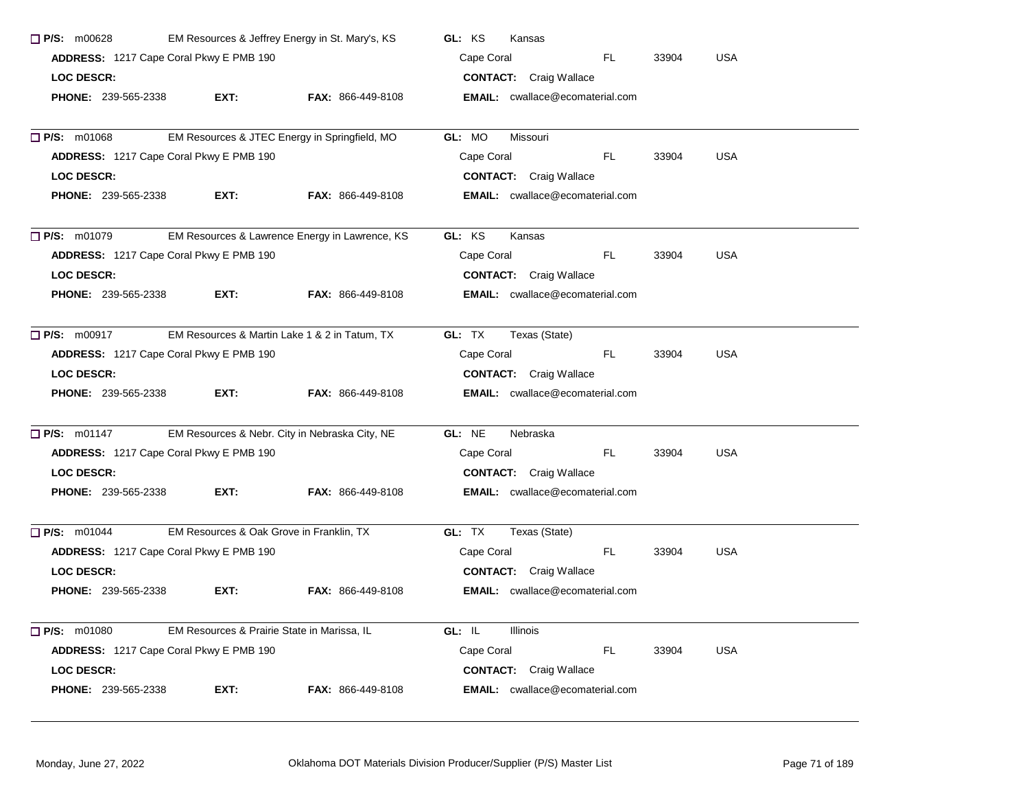☐ **P/S:** m00628 EM Resources & Jeffrey Energy in St. Mary's, KS **GL:** KS Kansas
**ADDRESS:** 1217 Cape Coral Pkwy E PMB 190 Cape Coral FL 33904 USA
**LOC DESCR:** **CONTACT:** Craig Wallace
**PHONE:** 239-565-2338 **EXT:** **FAX:** 866-449-8108 **EMAIL:** cwallace@ecomaterial.com

---

☐ **P/S:** m01068 EM Resources & JTEC Energy in Springfield, MO **GL:** MO Missouri
**ADDRESS:** 1217 Cape Coral Pkwy E PMB 190 Cape Coral FL 33904 USA
**LOC DESCR:** **CONTACT:** Craig Wallace
**PHONE:** 239-565-2338 **EXT:** **FAX:** 866-449-8108 **EMAIL:** cwallace@ecomaterial.com

---

☐ **P/S:** m01079 EM Resources & Lawrence Energy in Lawrence, KS **GL:** KS Kansas
**ADDRESS:** 1217 Cape Coral Pkwy E PMB 190 Cape Coral FL 33904 USA
**LOC DESCR:** **CONTACT:** Craig Wallace
**PHONE:** 239-565-2338 **EXT:** **FAX:** 866-449-8108 **EMAIL:** cwallace@ecomaterial.com

---

☐ **P/S:** m00917 EM Resources & Martin Lake 1 & 2 in Tatum, TX **GL:** TX Texas (State)
**ADDRESS:** 1217 Cape Coral Pkwy E PMB 190 Cape Coral FL 33904 USA
**LOC DESCR:** **CONTACT:** Craig Wallace
**PHONE:** 239-565-2338 **EXT:** **FAX:** 866-449-8108 **EMAIL:** cwallace@ecomaterial.com

---

☐ **P/S:** m01147 EM Resources & Nebr. City in Nebraska City, NE **GL:** NE Nebraska
**ADDRESS:** 1217 Cape Coral Pkwy E PMB 190 Cape Coral FL 33904 USA
**LOC DESCR:** **CONTACT:** Craig Wallace
**PHONE:** 239-565-2338 **EXT:** **FAX:** 866-449-8108 **EMAIL:** cwallace@ecomaterial.com

---

☐ **P/S:** m01044 EM Resources & Oak Grove in Franklin, TX **GL:** TX Texas (State)
**ADDRESS:** 1217 Cape Coral Pkwy E PMB 190 Cape Coral FL 33904 USA
**LOC DESCR:** **CONTACT:** Craig Wallace
**PHONE:** 239-565-2338 **EXT:** **FAX:** 866-449-8108 **EMAIL:** cwallace@ecomaterial.com

---

☐ **P/S:** m01080 EM Resources & Prairie State in Marissa, IL **GL:** IL Illinois
**ADDRESS:** 1217 Cape Coral Pkwy E PMB 190 Cape Coral FL 33904 USA
**LOC DESCR:** **CONTACT:** Craig Wallace
**PHONE:** 239-565-2338 **EXT:** **FAX:** 866-449-8108 **EMAIL:** cwallace@ecomaterial.com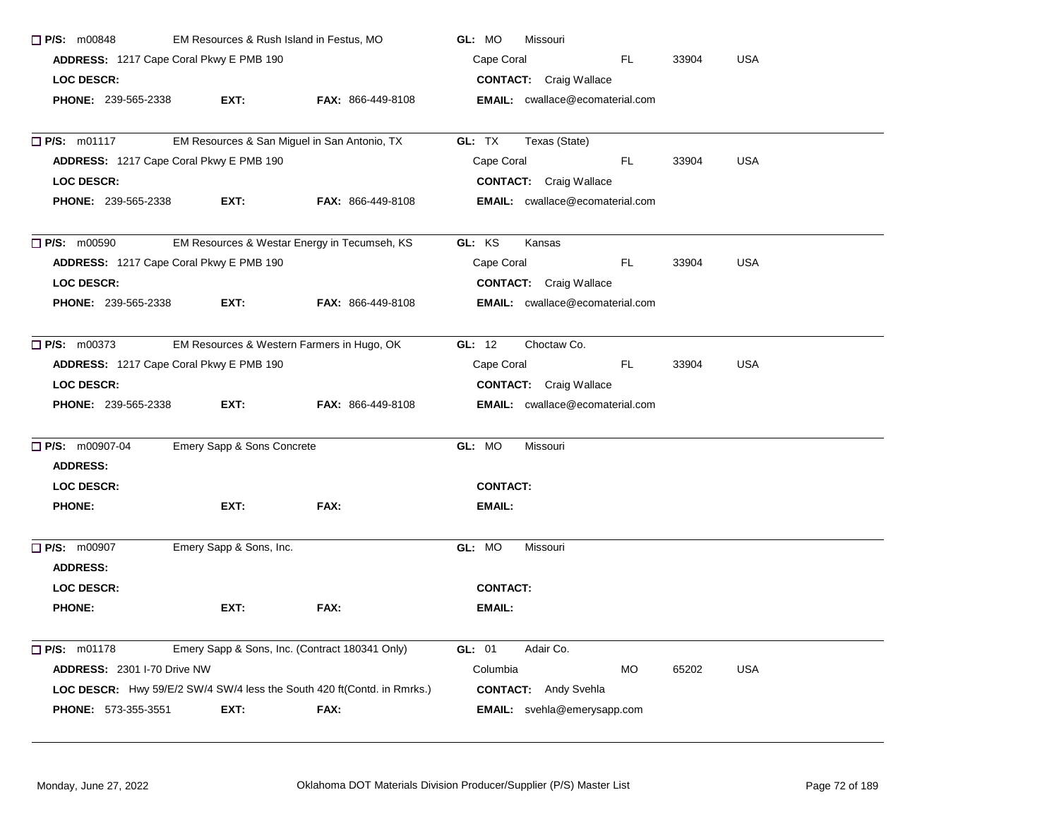☐ **P/S:** m00848 EM Resources & Rush Island in Festus, MO **GL:** MO Missouri
**ADDRESS:** 1217 Cape Coral Pkwy E PMB 190 Cape Coral FL 33904 USA
**LOC DESCR:** **CONTACT:** Craig Wallace
**PHONE:** 239-565-2338 **EXT:** **FAX:** 866-449-8108 **EMAIL:** cwallace@ecomaterial.com

---

☐ **P/S:** m01117 EM Resources & San Miguel in San Antonio, TX **GL:** TX Texas (State)
**ADDRESS:** 1217 Cape Coral Pkwy E PMB 190 Cape Coral FL 33904 USA
**LOC DESCR:** **CONTACT:** Craig Wallace
**PHONE:** 239-565-2338 **EXT:** **FAX:** 866-449-8108 **EMAIL:** cwallace@ecomaterial.com

---

☐ **P/S:** m00590 EM Resources & Westar Energy in Tecumseh, KS **GL:** KS Kansas
**ADDRESS:** 1217 Cape Coral Pkwy E PMB 190 Cape Coral FL 33904 USA
**LOC DESCR:** **CONTACT:** Craig Wallace
**PHONE:** 239-565-2338 **EXT:** **FAX:** 866-449-8108 **EMAIL:** cwallace@ecomaterial.com

---

☐ **P/S:** m00373 EM Resources & Western Farmers in Hugo, OK **GL:** 12 Choctaw Co.
**ADDRESS:** 1217 Cape Coral Pkwy E PMB 190 Cape Coral FL 33904 USA
**LOC DESCR:** **CONTACT:** Craig Wallace
**PHONE:** 239-565-2338 **EXT:** **FAX:** 866-449-8108 **EMAIL:** cwallace@ecomaterial.com

---

☐ **P/S:** m00907-04 Emery Sapp & Sons Concrete **GL:** MO Missouri
**ADDRESS:**
**LOC DESCR:** **CONTACT:**
**PHONE:** **EXT:** **FAX:** **EMAIL:**

---

☐ **P/S:** m00907 Emery Sapp & Sons, Inc. **GL:** MO Missouri
**ADDRESS:**
**LOC DESCR:** **CONTACT:**
**PHONE:** **EXT:** **FAX:** **EMAIL:**

---

☐ **P/S:** m01178 Emery Sapp & Sons, Inc. (Contract 180341 Only) **GL:** 01 Adair Co.
**ADDRESS:** 2301 I-70 Drive NW Columbia MO 65202 USA
**LOC DESCR:** Hwy 59/E/2 SW/4 SW/4 less the South 420 ft(Contd. in Rmrks.) **CONTACT:** Andy Svehla
**PHONE:** 573-355-3551 **EXT:** **FAX:** **EMAIL:** svehla@emerysapp.com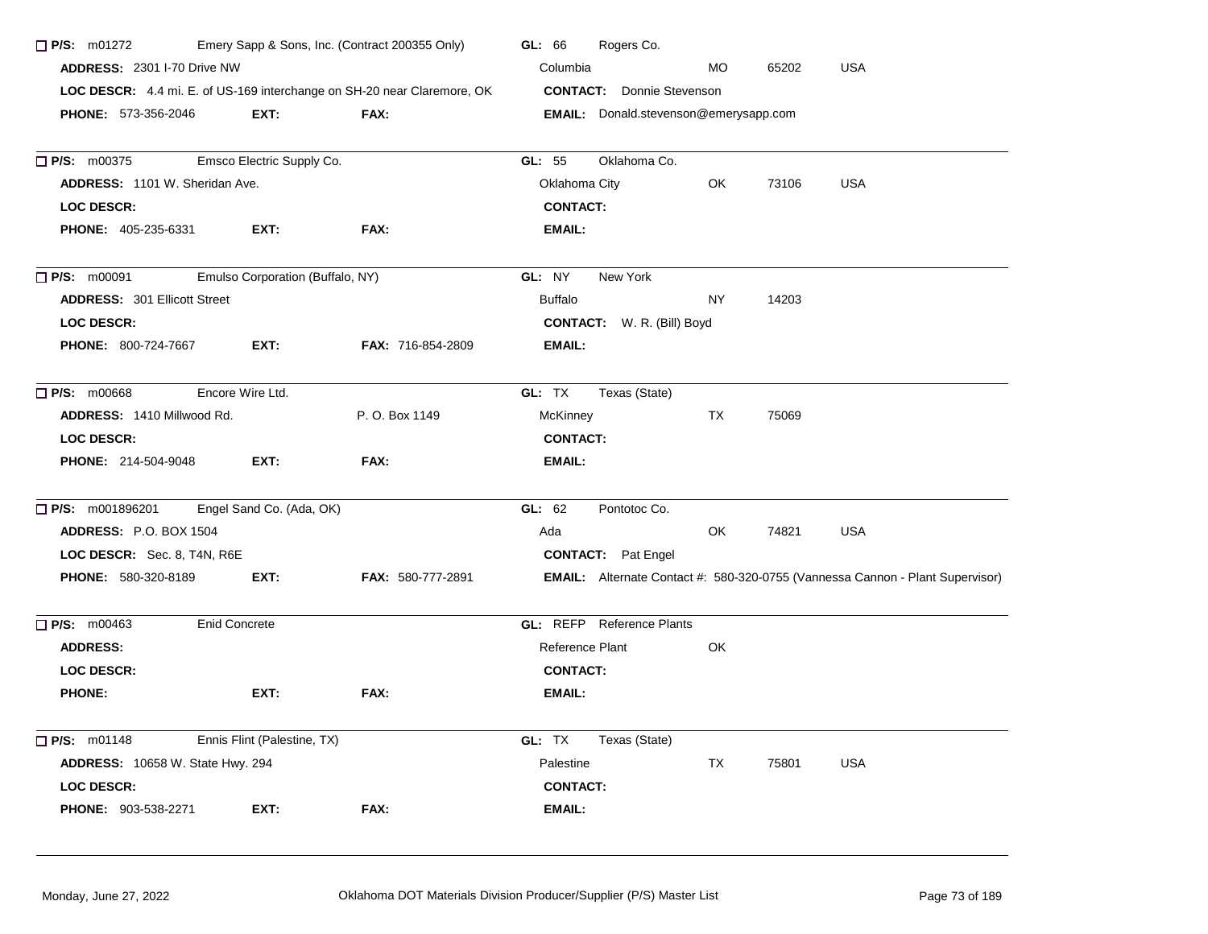☐ **P/S:** m01272 Emery Sapp & Sons, Inc. (Contract 200355 Only) **GL:** 66 Rogers Co.
**ADDRESS:** 2301 I-70 Drive NW | Columbia MO 65202 USA
**LOC DESCR:** 4.4 mi. E. of US-169 interchange on SH-20 near Claremore, OK | **CONTACT:** Donnie Stevenson
**PHONE:** 573-356-2046 **EXT:** **FAX:** | **EMAIL:** Donald.stevenson@emerysapp.com

---

☐ **P/S:** m00375 Emsco Electric Supply Co. **GL:** 55 Oklahoma Co.
**ADDRESS:** 1101 W. Sheridan Ave. | Oklahoma City OK 73106 USA
**LOC DESCR:** | **CONTACT:**
**PHONE:** 405-235-6331 **EXT:** **FAX:** | **EMAIL:**

---

☐ **P/S:** m00091 Emulso Corporation (Buffalo, NY) **GL:** NY New York
**ADDRESS:** 301 Ellicott Street | Buffalo NY 14203
**LOC DESCR:** | **CONTACT:** W. R. (Bill) Boyd
**PHONE:** 800-724-7667 **EXT:** **FAX:** 716-854-2809 | **EMAIL:**

---

☐ **P/S:** m00668 Encore Wire Ltd. **GL:** TX Texas (State)
**ADDRESS:** 1410 Millwood Rd. P. O. Box 1149 | McKinney TX 75069
**LOC DESCR:** | **CONTACT:**
**PHONE:** 214-504-9048 **EXT:** **FAX:** | **EMAIL:**

---

☐ **P/S:** m001896201 Engel Sand Co. (Ada, OK) **GL:** 62 Pontotoc Co.
**ADDRESS:** P.O. BOX 1504 | Ada OK 74821 USA
**LOC DESCR:** Sec. 8, T4N, R6E | **CONTACT:** Pat Engel
**PHONE:** 580-320-8189 **EXT:** **FAX:** 580-777-2891 | **EMAIL:** Alternate Contact #: 580-320-0755 (Vannessa Cannon - Plant Supervisor)

---

☐ **P/S:** m00463 Enid Concrete **GL:** REFP Reference Plants
**ADDRESS:** | Reference Plant OK
**LOC DESCR:** | **CONTACT:**
**PHONE:** **EXT:** **FAX:** | **EMAIL:**

---

☐ **P/S:** m01148 Ennis Flint (Palestine, TX) **GL:** TX Texas (State)
**ADDRESS:** 10658 W. State Hwy. 294 | Palestine TX 75801 USA
**LOC DESCR:** | **CONTACT:**
**PHONE:** 903-538-2271 **EXT:** **FAX:** | **EMAIL:**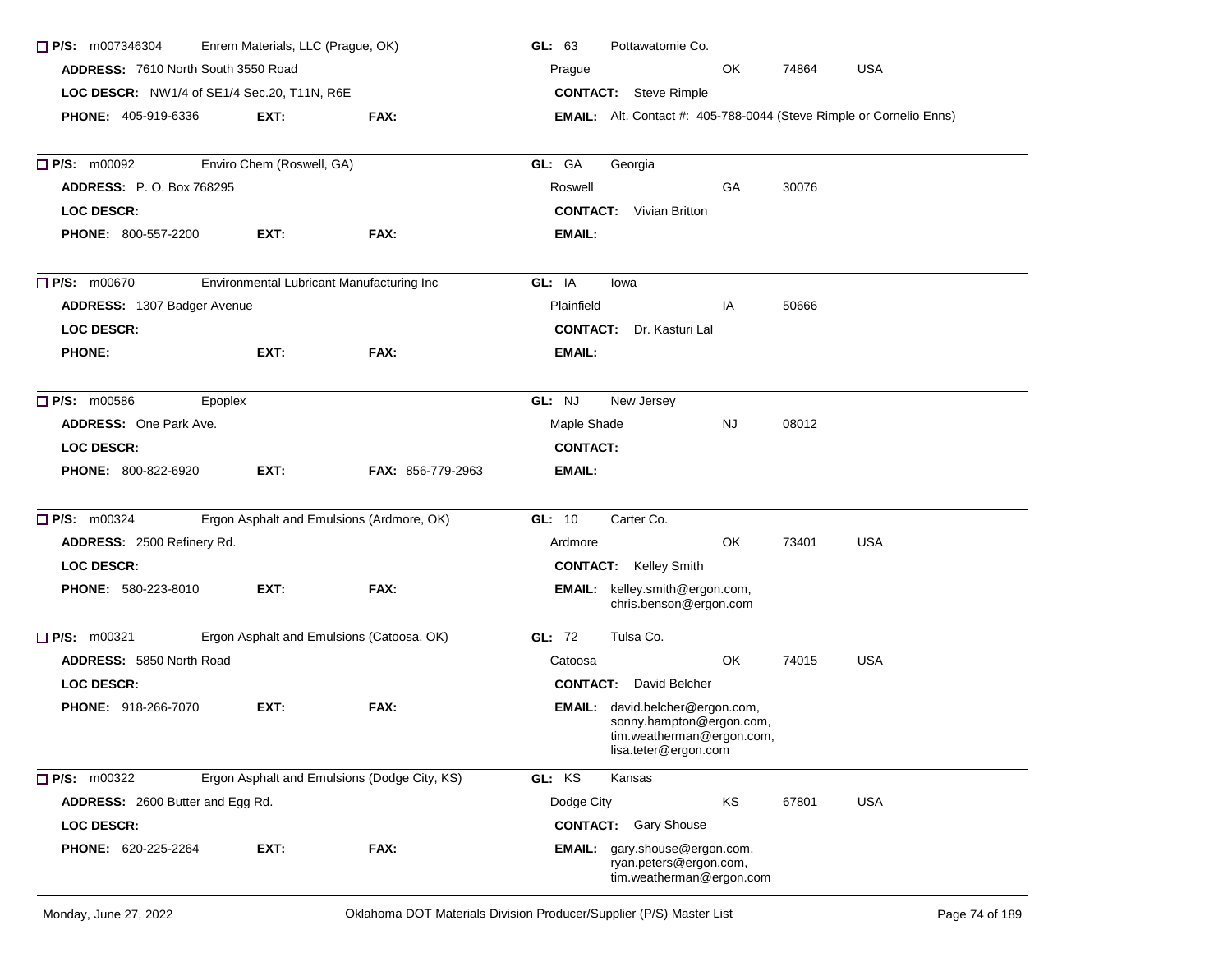**P/S:** m007346304 Enrem Materials, LLC (Prague, OK) **GL:** 63 Pottawatomie Co.
**ADDRESS:** 7610 North South 3550 Road Prague OK 74864 USA
**LOC DESCR:** NW1/4 of SE1/4 Sec.20, T11N, R6E **CONTACT:** Steve Rimple
**PHONE:** 405-919-6336 **EXT:** **FAX:** **EMAIL:** Alt. Contact #: 405-788-0044 (Steve Rimple or Cornelio Enns)

---

**P/S:** m00092 Enviro Chem (Roswell, GA) **GL:** GA Georgia
**ADDRESS:** P. O. Box 768295 Roswell GA 30076
**LOC DESCR:** **CONTACT:** Vivian Britton
**PHONE:** 800-557-2200 **EXT:** **FAX:** **EMAIL:**

---

**P/S:** m00670 Environmental Lubricant Manufacturing Inc **GL:** IA Iowa
**ADDRESS:** 1307 Badger Avenue Plainfield IA 50666
**LOC DESCR:** **CONTACT:** Dr. Kasturi Lal
**PHONE:** **EXT:** **FAX:** **EMAIL:**

---

**P/S:** m00586 Epoplex **GL:** NJ New Jersey
**ADDRESS:** One Park Ave. Maple Shade NJ 08012
**LOC DESCR:** **CONTACT:**
**PHONE:** 800-822-6920 **EXT:** **FAX:** 856-779-2963 **EMAIL:**

---

**P/S:** m00324 Ergon Asphalt and Emulsions (Ardmore, OK) **GL:** 10 Carter Co.
**ADDRESS:** 2500 Refinery Rd. Ardmore OK 73401 USA
**LOC DESCR:** **CONTACT:** Kelley Smith
**PHONE:** 580-223-8010 **EXT:** **FAX:** **EMAIL:** kelley.smith@ergon.com, chris.benson@ergon.com

---

**P/S:** m00321 Ergon Asphalt and Emulsions (Catoosa, OK) **GL:** 72 Tulsa Co.
**ADDRESS:** 5850 North Road Catoosa OK 74015 USA
**LOC DESCR:** **CONTACT:** David Belcher
**PHONE:** 918-266-7070 **EXT:** **FAX:** **EMAIL:** david.belcher@ergon.com, sonny.hampton@ergon.com, tim.weatherman@ergon.com, lisa.teter@ergon.com

---

**P/S:** m00322 Ergon Asphalt and Emulsions (Dodge City, KS) **GL:** KS Kansas
**ADDRESS:** 2600 Butter and Egg Rd. Dodge City KS 67801 USA
**LOC DESCR:** **CONTACT:** Gary Shouse
**PHONE:** 620-225-2264 **EXT:** **FAX:** **EMAIL:** gary.shouse@ergon.com, ryan.peters@ergon.com, tim.weatherman@ergon.com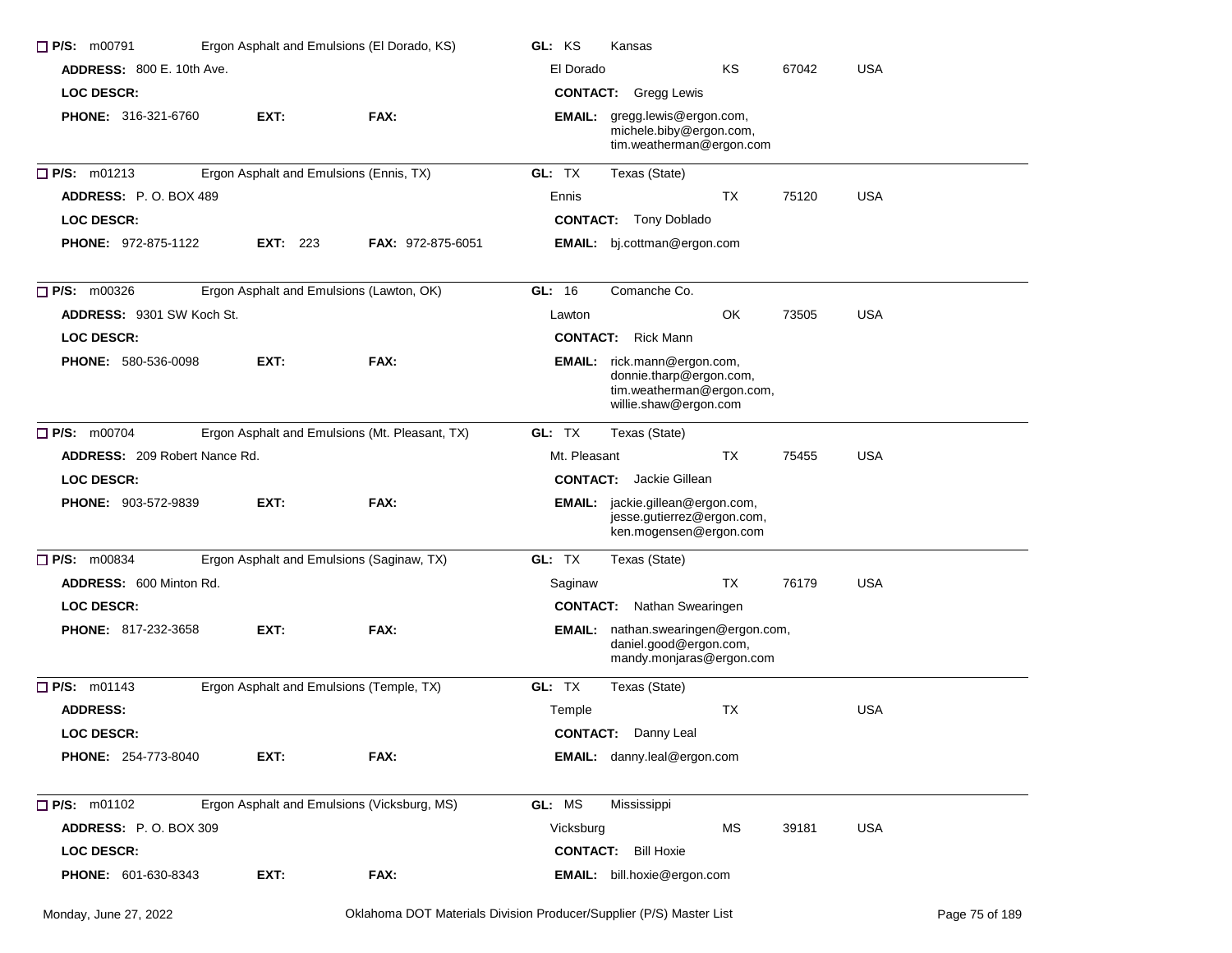☐ **P/S:** m00791 Ergon Asphalt and Emulsions (El Dorado, KS) **GL:** KS Kansas

**ADDRESS:** 800 E. 10th Ave. El Dorado KS 67042 USA

**LOC DESCR:** **CONTACT:** Gregg Lewis

**PHONE:** 316-321-6760 **EXT:** **FAX:** **EMAIL:** gregg.lewis@ergon.com, michele.biby@ergon.com, tim.weatherman@ergon.com

---

☐ **P/S:** m01213 Ergon Asphalt and Emulsions (Ennis, TX) **GL:** TX Texas (State)

**ADDRESS:** P. O. BOX 489 Ennis TX 75120 USA

**LOC DESCR:** **CONTACT:** Tony Doblado

**PHONE:** 972-875-1122 **EXT:** 223 **FAX:** 972-875-6051 **EMAIL:** bj.cottman@ergon.com

---

☐ **P/S:** m00326 Ergon Asphalt and Emulsions (Lawton, OK) **GL:** 16 Comanche Co.

**ADDRESS:** 9301 SW Koch St. Lawton OK 73505 USA

**LOC DESCR:** **CONTACT:** Rick Mann

**PHONE:** 580-536-0098 **EXT:** **FAX:** **EMAIL:** rick.mann@ergon.com, donnie.tharp@ergon.com, tim.weatherman@ergon.com, willie.shaw@ergon.com

---

☐ **P/S:** m00704 Ergon Asphalt and Emulsions (Mt. Pleasant, TX) **GL:** TX Texas (State)

**ADDRESS:** 209 Robert Nance Rd. Mt. Pleasant TX 75455 USA

**LOC DESCR:** **CONTACT:** Jackie Gillean

**PHONE:** 903-572-9839 **EXT:** **FAX:** **EMAIL:** jackie.gillean@ergon.com, jesse.gutierrez@ergon.com, ken.mogensen@ergon.com

---

☐ **P/S:** m00834 Ergon Asphalt and Emulsions (Saginaw, TX) **GL:** TX Texas (State)

**ADDRESS:** 600 Minton Rd. Saginaw TX 76179 USA

**LOC DESCR:** **CONTACT:** Nathan Swearingen

**PHONE:** 817-232-3658 **EXT:** **FAX:** **EMAIL:** nathan.swearingen@ergon.com, daniel.good@ergon.com, mandy.monjaras@ergon.com

---

☐ **P/S:** m01143 Ergon Asphalt and Emulsions (Temple, TX) **GL:** TX Texas (State)

**ADDRESS:** Temple TX USA

**LOC DESCR:** **CONTACT:** Danny Leal

**PHONE:** 254-773-8040 **EXT:** **FAX:** **EMAIL:** danny.leal@ergon.com

---

☐ **P/S:** m01102 Ergon Asphalt and Emulsions (Vicksburg, MS) **GL:** MS Mississippi

**ADDRESS:** P. O. BOX 309 Vicksburg MS 39181 USA

**LOC DESCR:** **CONTACT:** Bill Hoxie

**PHONE:** 601-630-8343 **EXT:** **FAX:** **EMAIL:** bill.hoxie@ergon.com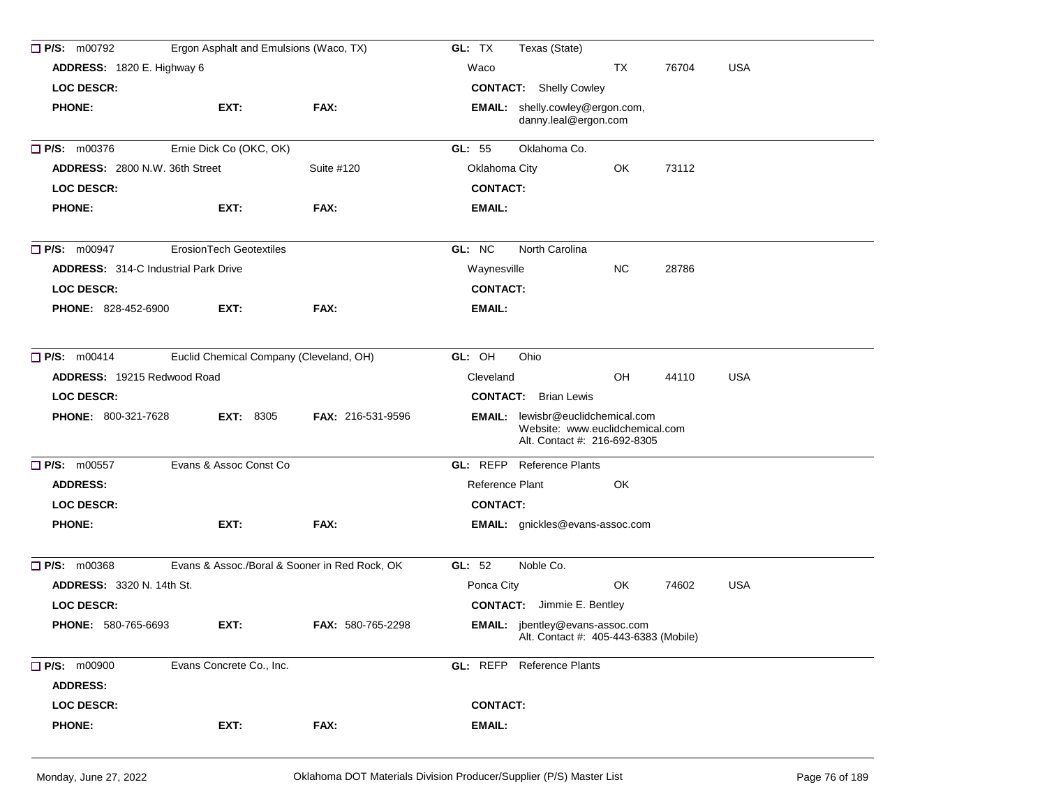**P/S:** m00792 Ergon Asphalt and Emulsions (Waco, TX) **GL:** TX Texas (State)

**ADDRESS:** 1820 E. Highway 6 — Waco TX 76704 USA

**LOC DESCR:** — **CONTACT:** Shelly Cowley

**PHONE:** **EXT:** **FAX:** **EMAIL:** shelly.cowley@ergon.com, danny.leal@ergon.com

---

**P/S:** m00376 Ernie Dick Co (OKC, OK) **GL:** 55 Oklahoma Co.

**ADDRESS:** 2800 N.W. 36th Street Suite #120 — Oklahoma City OK 73112

**LOC DESCR:** — **CONTACT:**

**PHONE:** **EXT:** **FAX:** **EMAIL:**

---

**P/S:** m00947 ErosionTech Geotextiles **GL:** NC North Carolina

**ADDRESS:** 314-C Industrial Park Drive — Waynesville NC 28786

**LOC DESCR:** — **CONTACT:**

**PHONE:** 828-452-6900 **EXT:** **FAX:** **EMAIL:**

---

**P/S:** m00414 Euclid Chemical Company (Cleveland, OH) **GL:** OH Ohio

**ADDRESS:** 19215 Redwood Road — Cleveland OH 44110 USA

**LOC DESCR:** — **CONTACT:** Brian Lewis

**PHONE:** 800-321-7628 **EXT:** 8305 **FAX:** 216-531-9596 **EMAIL:** lewisbr@euclidchemical.com
Website: www.euclidchemical.com
Alt. Contact #: 216-692-8305

---

**P/S:** m00557 Evans & Assoc Const Co **GL:** REFP Reference Plants

**ADDRESS:** — Reference Plant OK

**LOC DESCR:** — **CONTACT:**

**PHONE:** **EXT:** **FAX:** **EMAIL:** gnickles@evans-assoc.com

---

**P/S:** m00368 Evans & Assoc./Boral & Sooner in Red Rock, OK **GL:** 52 Noble Co.

**ADDRESS:** 3320 N. 14th St. — Ponca City OK 74602 USA

**LOC DESCR:** — **CONTACT:** Jimmie E. Bentley

**PHONE:** 580-765-6693 **EXT:** **FAX:** 580-765-2298 **EMAIL:** jbentley@evans-assoc.com
Alt. Contact #: 405-443-6383 (Mobile)

---

**P/S:** m00900 Evans Concrete Co., Inc. **GL:** REFP Reference Plants

**ADDRESS:**

**LOC DESCR:** — **CONTACT:**

**PHONE:** **EXT:** **FAX:** **EMAIL:**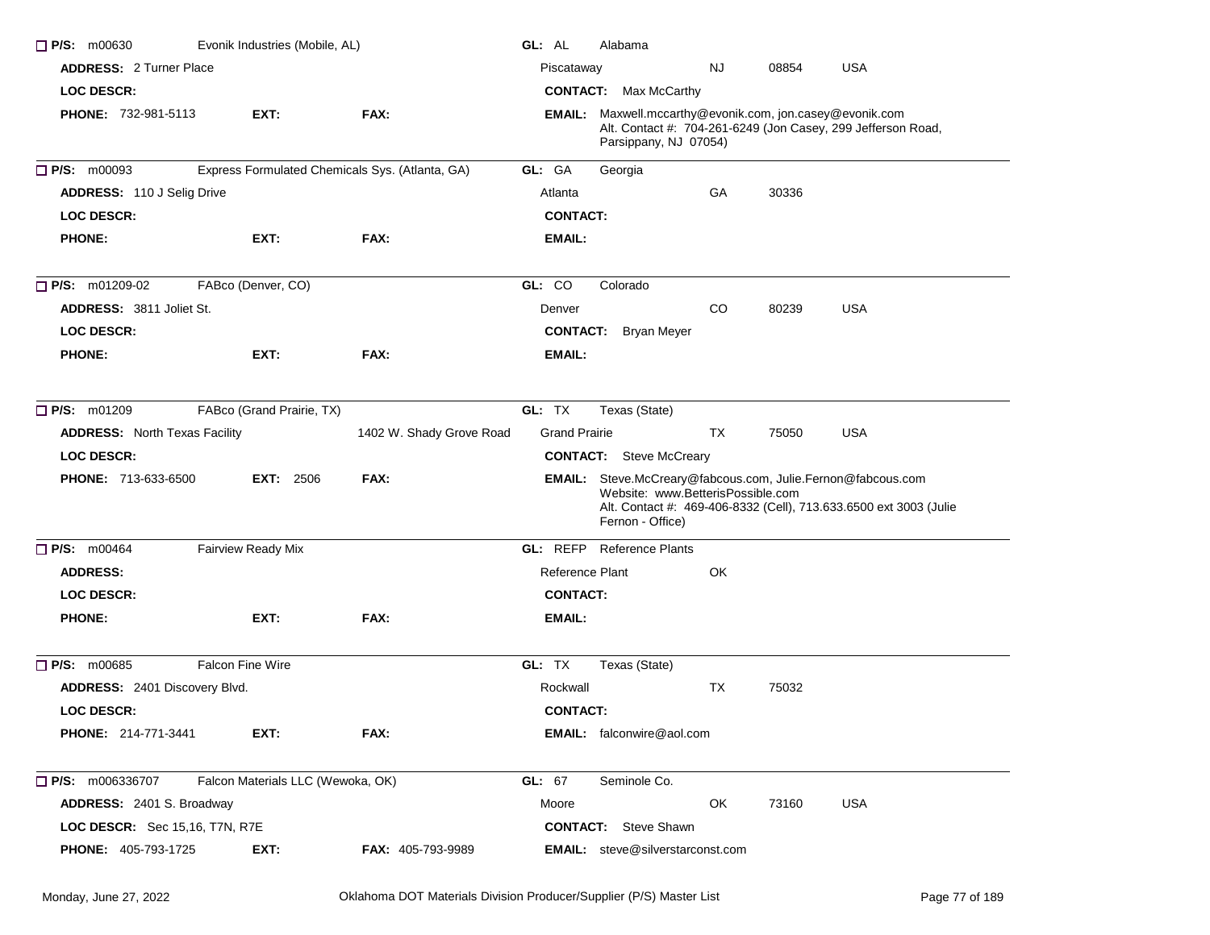**P/S:** m00630 Evonik Industries (Mobile, AL)
**GL:** AL Alabama
**ADDRESS:** 2 Turner Place
Piscataway NJ 08854 USA
**LOC DESCR:**
**CONTACT:** Max McCarthy
**PHONE:** 732-981-5113 **EXT:** **FAX:**
**EMAIL:** Maxwell.mccarthy@evonik.com, jon.casey@evonik.com
Alt. Contact #: 704-261-6249 (Jon Casey, 299 Jefferson Road, Parsippany, NJ 07054)

---

**P/S:** m00093 Express Formulated Chemicals Sys. (Atlanta, GA)
**GL:** GA Georgia
**ADDRESS:** 110 J Selig Drive
Atlanta GA 30336
**LOC DESCR:**
**CONTACT:**
**PHONE:** **EXT:** **FAX:**
**EMAIL:**

---

**P/S:** m01209-02 FABco (Denver, CO)
**GL:** CO Colorado
**ADDRESS:** 3811 Joliet St.
Denver CO 80239 USA
**LOC DESCR:**
**CONTACT:** Bryan Meyer
**PHONE:** **EXT:** **FAX:**
**EMAIL:**

---

**P/S:** m01209 FABco (Grand Prairie, TX)
**GL:** TX Texas (State)
**ADDRESS:** North Texas Facility 1402 W. Shady Grove Road
Grand Prairie TX 75050 USA
**LOC DESCR:**
**CONTACT:** Steve McCreary
**PHONE:** 713-633-6500 **EXT:** 2506 **FAX:**
**EMAIL:** Steve.McCreary@fabcous.com, Julie.Fernon@fabcous.com
Website: www.BetterisPossible.com
Alt. Contact #: 469-406-8332 (Cell), 713.633.6500 ext 3003 (Julie Fernon - Office)

---

**P/S:** m00464 Fairview Ready Mix
**GL:** REFP Reference Plants
**ADDRESS:**
Reference Plant OK
**LOC DESCR:**
**CONTACT:**
**PHONE:** **EXT:** **FAX:**
**EMAIL:**

---

**P/S:** m00685 Falcon Fine Wire
**GL:** TX Texas (State)
**ADDRESS:** 2401 Discovery Blvd.
Rockwall TX 75032
**LOC DESCR:**
**CONTACT:**
**PHONE:** 214-771-3441 **EXT:** **FAX:**
**EMAIL:** falconwire@aol.com

---

**P/S:** m006336707 Falcon Materials LLC (Wewoka, OK)
**GL:** 67 Seminole Co.
**ADDRESS:** 2401 S. Broadway
Moore OK 73160 USA
**LOC DESCR:** Sec 15,16, T7N, R7E
**CONTACT:** Steve Shawn
**PHONE:** 405-793-1725 **EXT:** **FAX:** 405-793-9989
**EMAIL:** steve@silverstarconst.com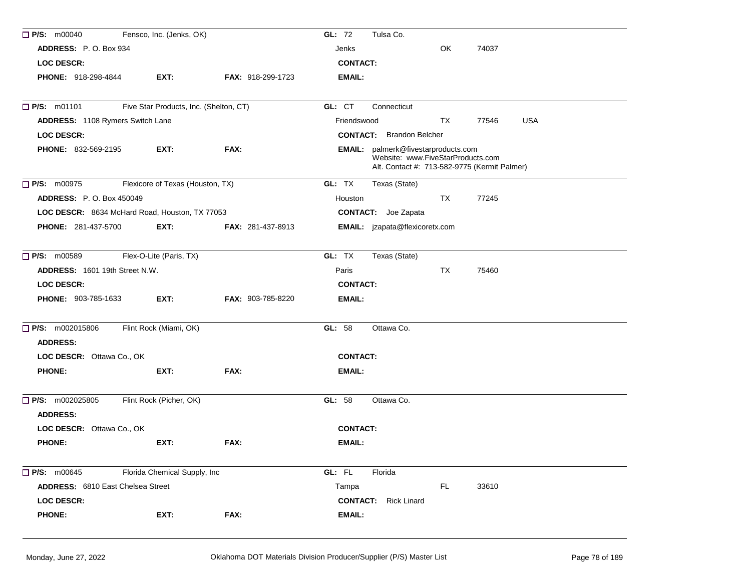☐ **P/S:** m00040 Fensco, Inc. (Jenks, OK) **GL:** 72 Tulsa Co.

**ADDRESS:** P. O. Box 934 Jenks OK 74037

**LOC DESCR:** **CONTACT:**

**PHONE:** 918-298-4844 **EXT:** **FAX:** 918-299-1723 **EMAIL:**

---

☐ **P/S:** m01101 Five Star Products, Inc. (Shelton, CT) **GL:** CT Connecticut

**ADDRESS:** 1108 Rymers Switch Lane Friendswood TX 77546 USA

**LOC DESCR:** **CONTACT:** Brandon Belcher

**PHONE:** 832-569-2195 **EXT:** **FAX:** **EMAIL:** palmerk@fivestarproducts.com
Website: www.FiveStarProducts.com
Alt. Contact #: 713-582-9775 (Kermit Palmer)

---

☐ **P/S:** m00975 Flexicore of Texas (Houston, TX) **GL:** TX Texas (State)

**ADDRESS:** P. O. Box 450049 Houston TX 77245

**LOC DESCR:** 8634 McHard Road, Houston, TX 77053 **CONTACT:** Joe Zapata

**PHONE:** 281-437-5700 **EXT:** **FAX:** 281-437-8913 **EMAIL:** jzapata@flexicoretx.com

---

☐ **P/S:** m00589 Flex-O-Lite (Paris, TX) **GL:** TX Texas (State)

**ADDRESS:** 1601 19th Street N.W. Paris TX 75460

**LOC DESCR:** **CONTACT:**

**PHONE:** 903-785-1633 **EXT:** **FAX:** 903-785-8220 **EMAIL:**

---

☐ **P/S:** m002015806 Flint Rock (Miami, OK) **GL:** 58 Ottawa Co.

**ADDRESS:**

**LOC DESCR:** Ottawa Co., OK **CONTACT:**

**PHONE:** **EXT:** **FAX:** **EMAIL:**

---

☐ **P/S:** m002025805 Flint Rock (Picher, OK) **GL:** 58 Ottawa Co.

**ADDRESS:**

**LOC DESCR:** Ottawa Co., OK **CONTACT:**

**PHONE:** **EXT:** **FAX:** **EMAIL:**

---

☐ **P/S:** m00645 Florida Chemical Supply, Inc **GL:** FL Florida

**ADDRESS:** 6810 East Chelsea Street Tampa FL 33610

**LOC DESCR:** **CONTACT:** Rick Linard

**PHONE:** **EXT:** **FAX:** **EMAIL:**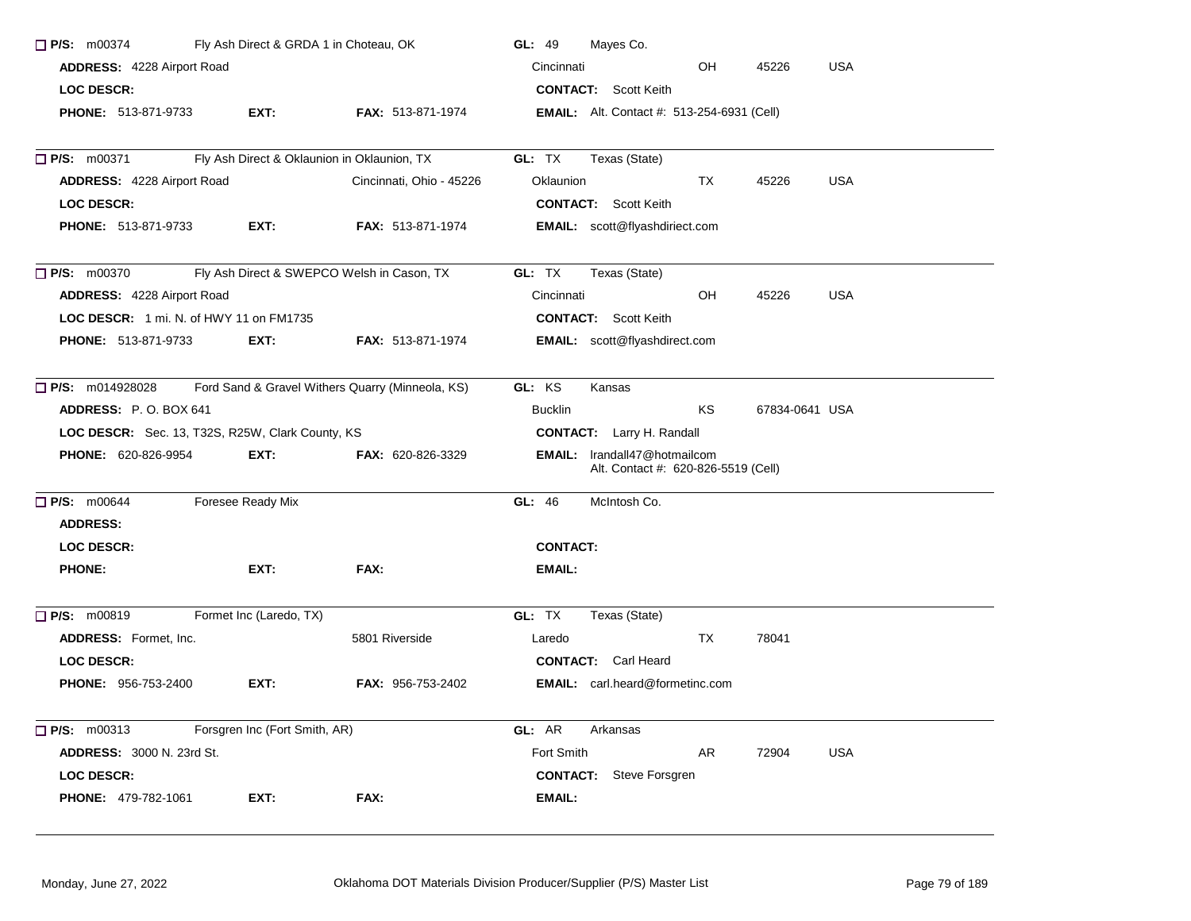☐ **P/S:** m00374 Fly Ash Direct & GRDA 1 in Choteau, OK **GL:** 49 Mayes Co.

**ADDRESS:** 4228 Airport Road — Cincinnati OH 45226 USA

**LOC DESCR:**

**CONTACT:** Scott Keith

**PHONE:** 513-871-9733 **EXT:** **FAX:** 513-871-1974

**EMAIL:** Alt. Contact #: 513-254-6931 (Cell)

---

☐ **P/S:** m00371 Fly Ash Direct & Oklaunion in Oklaunion, TX **GL:** TX Texas (State)

**ADDRESS:** 4228 Airport Road Cincinnati, Ohio - 45226 — Oklaunion TX 45226 USA

**LOC DESCR:**

**CONTACT:** Scott Keith

**PHONE:** 513-871-9733 **EXT:** **FAX:** 513-871-1974

**EMAIL:** scott@flyashdiriect.com

---

☐ **P/S:** m00370 Fly Ash Direct & SWEPCO Welsh in Cason, TX **GL:** TX Texas (State)

**ADDRESS:** 4228 Airport Road — Cincinnati OH 45226 USA

**LOC DESCR:** 1 mi. N. of HWY 11 on FM1735

**CONTACT:** Scott Keith

**PHONE:** 513-871-9733 **EXT:** **FAX:** 513-871-1974

**EMAIL:** scott@flyashdirect.com

---

☐ **P/S:** m014928028 Ford Sand & Gravel Withers Quarry (Minneola, KS) **GL:** KS Kansas

**ADDRESS:** P. O. BOX 641 — Bucklin KS 67834-0641 USA

**LOC DESCR:** Sec. 13, T32S, R25W, Clark County, KS

**CONTACT:** Larry H. Randall

**PHONE:** 620-826-9954 **EXT:** **FAX:** 620-826-3329

**EMAIL:** lrandall47@hotmailcom
Alt. Contact #: 620-826-5519 (Cell)

---

☐ **P/S:** m00644 Foresee Ready Mix **GL:** 46 McIntosh Co.

**ADDRESS:**

**LOC DESCR:**

**CONTACT:**

**PHONE:** **EXT:** **FAX:**

**EMAIL:**

---

☐ **P/S:** m00819 Formet Inc (Laredo, TX) **GL:** TX Texas (State)

**ADDRESS:** Formet, Inc. 5801 Riverside — Laredo TX 78041

**LOC DESCR:**

**CONTACT:** Carl Heard

**PHONE:** 956-753-2400 **EXT:** **FAX:** 956-753-2402

**EMAIL:** carl.heard@formetinc.com

---

☐ **P/S:** m00313 Forsgren Inc (Fort Smith, AR) **GL:** AR Arkansas

**ADDRESS:** 3000 N. 23rd St. — Fort Smith AR 72904 USA

**LOC DESCR:**

**CONTACT:** Steve Forsgren

**PHONE:** 479-782-1061 **EXT:** **FAX:**

**EMAIL:**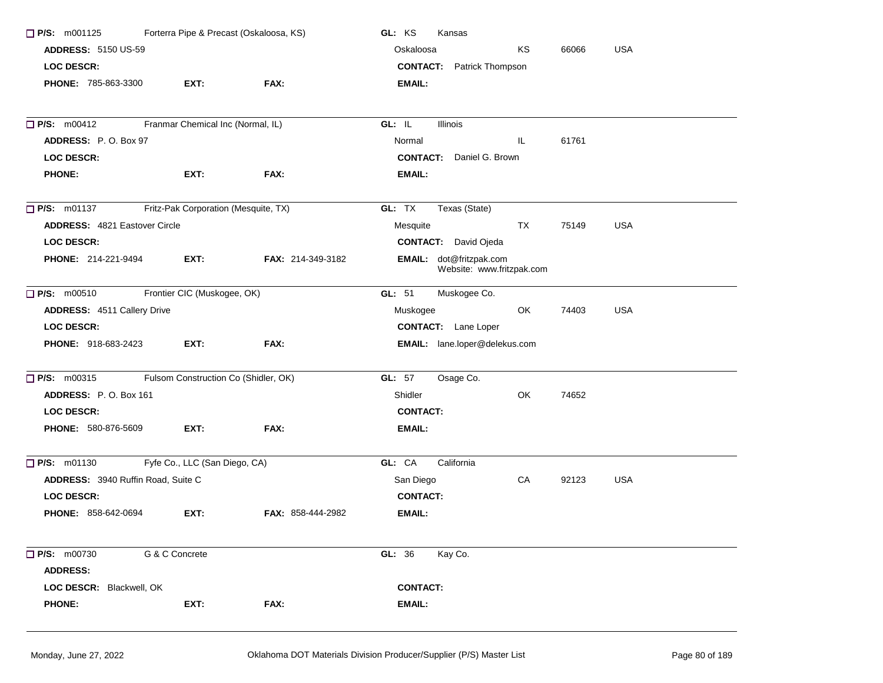**P/S:** m001125 Forterra Pipe & Precast (Oskaloosa, KS) **GL:** KS Kansas

**ADDRESS:** 5150 US-59 Oskaloosa KS 66066 USA

**LOC DESCR:** **CONTACT:** Patrick Thompson

**PHONE:** 785-863-3300 **EXT:** **FAX:** **EMAIL:**

---

**P/S:** m00412 Franmar Chemical Inc (Normal, IL) **GL:** IL Illinois

**ADDRESS:** P. O. Box 97 Normal IL 61761

**LOC DESCR:** **CONTACT:** Daniel G. Brown

**PHONE:** **EXT:** **FAX:** **EMAIL:**

---

**P/S:** m01137 Fritz-Pak Corporation (Mesquite, TX) **GL:** TX Texas (State)

**ADDRESS:** 4821 Eastover Circle Mesquite TX 75149 USA

**LOC DESCR:** **CONTACT:** David Ojeda

**PHONE:** 214-221-9494 **EXT:** **FAX:** 214-349-3182 **EMAIL:** dot@fritzpak.com
Website: www.fritzpak.com

---

**P/S:** m00510 Frontier CIC (Muskogee, OK) **GL:** 51 Muskogee Co.

**ADDRESS:** 4511 Callery Drive Muskogee OK 74403 USA

**LOC DESCR:** **CONTACT:** Lane Loper

**PHONE:** 918-683-2423 **EXT:** **FAX:** **EMAIL:** lane.loper@delekus.com

---

**P/S:** m00315 Fulsom Construction Co (Shidler, OK) **GL:** 57 Osage Co.

**ADDRESS:** P. O. Box 161 Shidler OK 74652

**LOC DESCR:** **CONTACT:**

**PHONE:** 580-876-5609 **EXT:** **FAX:** **EMAIL:**

---

**P/S:** m01130 Fyfe Co., LLC (San Diego, CA) **GL:** CA California

**ADDRESS:** 3940 Ruffin Road, Suite C San Diego CA 92123 USA

**LOC DESCR:** **CONTACT:**

**PHONE:** 858-642-0694 **EXT:** **FAX:** 858-444-2982 **EMAIL:**

---

**P/S:** m00730 G & C Concrete **GL:** 36 Kay Co.

**ADDRESS:**

**LOC DESCR:** Blackwell, OK **CONTACT:**

**PHONE:** **EXT:** **FAX:** **EMAIL:**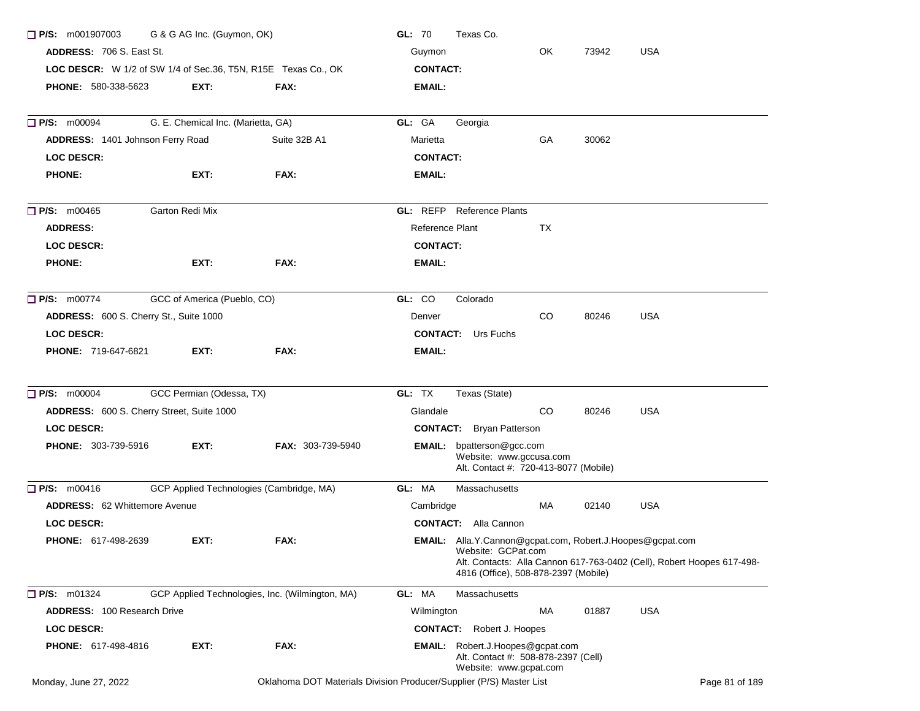**P/S:** m001907003 G & G AG Inc. (Guymon, OK) **GL:** 70 Texas Co.

**ADDRESS:** 706 S. East St. Guymon OK 73942 USA

**LOC DESCR:** W 1/2 of SW 1/4 of Sec.36, T5N, R15E Texas Co., OK **CONTACT:**

**PHONE:** 580-338-5623 **EXT:** **FAX:** **EMAIL:**

---

**P/S:** m00094 G. E. Chemical Inc. (Marietta, GA) **GL:** GA Georgia

**ADDRESS:** 1401 Johnson Ferry Road Suite 32B A1 Marietta GA 30062

**LOC DESCR:** **CONTACT:**

**PHONE:** **EXT:** **FAX:** **EMAIL:**

---

**P/S:** m00465 Garton Redi Mix **GL:** REFP Reference Plants

**ADDRESS:** Reference Plant TX

**LOC DESCR:** **CONTACT:**

**PHONE:** **EXT:** **FAX:** **EMAIL:**

---

**P/S:** m00774 GCC of America (Pueblo, CO) **GL:** CO Colorado

**ADDRESS:** 600 S. Cherry St., Suite 1000 Denver CO 80246 USA

**LOC DESCR:** **CONTACT:** Urs Fuchs

**PHONE:** 719-647-6821 **EXT:** **FAX:** **EMAIL:**

---

**P/S:** m00004 GCC Permian (Odessa, TX) **GL:** TX Texas (State)

**ADDRESS:** 600 S. Cherry Street, Suite 1000 Glandale CO 80246 USA

**LOC DESCR:** **CONTACT:** Bryan Patterson

**PHONE:** 303-739-5916 **EXT:** **FAX:** 303-739-5940 **EMAIL:** bpatterson@gcc.com
Website: www.gccusa.com
Alt. Contact #: 720-413-8077 (Mobile)

---

**P/S:** m00416 GCP Applied Technologies (Cambridge, MA) **GL:** MA Massachusetts

**ADDRESS:** 62 Whittemore Avenue Cambridge MA 02140 USA

**LOC DESCR:** **CONTACT:** Alla Cannon

**PHONE:** 617-498-2639 **EXT:** **FAX:** **EMAIL:** Alla.Y.Cannon@gcpat.com, Robert.J.Hoopes@gcpat.com
Website: GCPat.com
Alt. Contacts: Alla Cannon 617-763-0402 (Cell), Robert Hoopes 617-498-4816 (Office), 508-878-2397 (Mobile)

---

**P/S:** m01324 GCP Applied Technologies, Inc. (Wilmington, MA) **GL:** MA Massachusetts

**ADDRESS:** 100 Research Drive Wilmington MA 01887 USA

**LOC DESCR:** **CONTACT:** Robert J. Hoopes

**PHONE:** 617-498-4816 **EXT:** **FAX:** **EMAIL:** Robert.J.Hoopes@gcpat.com
Alt. Contact #: 508-878-2397 (Cell)
Website: www.gcpat.com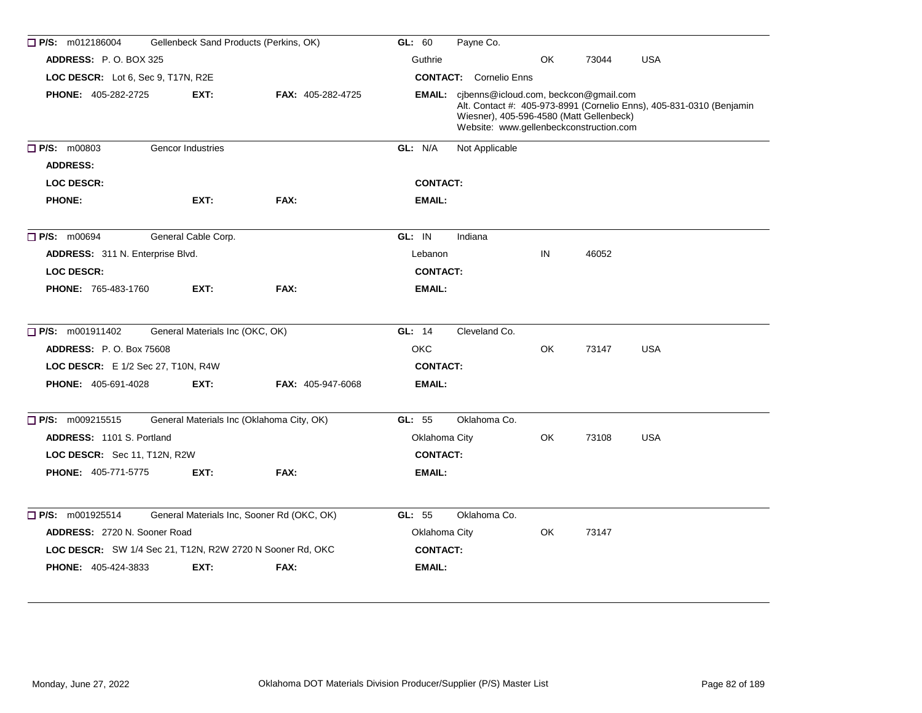☐ **P/S:** m012186004 Gellenbeck Sand Products (Perkins, OK) **GL:** 60 Payne Co.

**ADDRESS:** P. O. BOX 325 Guthrie OK 73044 USA

**LOC DESCR:** Lot 6, Sec 9, T17N, R2E **CONTACT:** Cornelio Enns

**PHONE:** 405-282-2725 **EXT:** **FAX:** 405-282-4725 **EMAIL:** cjbenns@icloud.com, beckcon@gmail.com
Alt. Contact #: 405-973-8991 (Cornelio Enns), 405-831-0310 (Benjamin Wiesner), 405-596-4580 (Matt Gellenbeck)
Website: www.gellenbeckconstruction.com

---

☐ **P/S:** m00803 Gencor Industries **GL:** N/A Not Applicable

**ADDRESS:**

**LOC DESCR:** **CONTACT:**

**PHONE:** **EXT:** **FAX:** **EMAIL:**

---

☐ **P/S:** m00694 General Cable Corp. **GL:** IN Indiana

**ADDRESS:** 311 N. Enterprise Blvd. Lebanon IN 46052

**LOC DESCR:** **CONTACT:**

**PHONE:** 765-483-1760 **EXT:** **FAX:** **EMAIL:**

---

☐ **P/S:** m001911402 General Materials Inc (OKC, OK) **GL:** 14 Cleveland Co.

**ADDRESS:** P. O. Box 75608 OKC OK 73147 USA

**LOC DESCR:** E 1/2 Sec 27, T10N, R4W **CONTACT:**

**PHONE:** 405-691-4028 **EXT:** **FAX:** 405-947-6068 **EMAIL:**

---

☐ **P/S:** m009215515 General Materials Inc (Oklahoma City, OK) **GL:** 55 Oklahoma Co.

**ADDRESS:** 1101 S. Portland Oklahoma City OK 73108 USA

**LOC DESCR:** Sec 11, T12N, R2W **CONTACT:**

**PHONE:** 405-771-5775 **EXT:** **FAX:** **EMAIL:**

---

☐ **P/S:** m001925514 General Materials Inc, Sooner Rd (OKC, OK) **GL:** 55 Oklahoma Co.

**ADDRESS:** 2720 N. Sooner Road Oklahoma City OK 73147

**LOC DESCR:** SW 1/4 Sec 21, T12N, R2W 2720 N Sooner Rd, OKC **CONTACT:**

**PHONE:** 405-424-3833 **EXT:** **FAX:** **EMAIL:**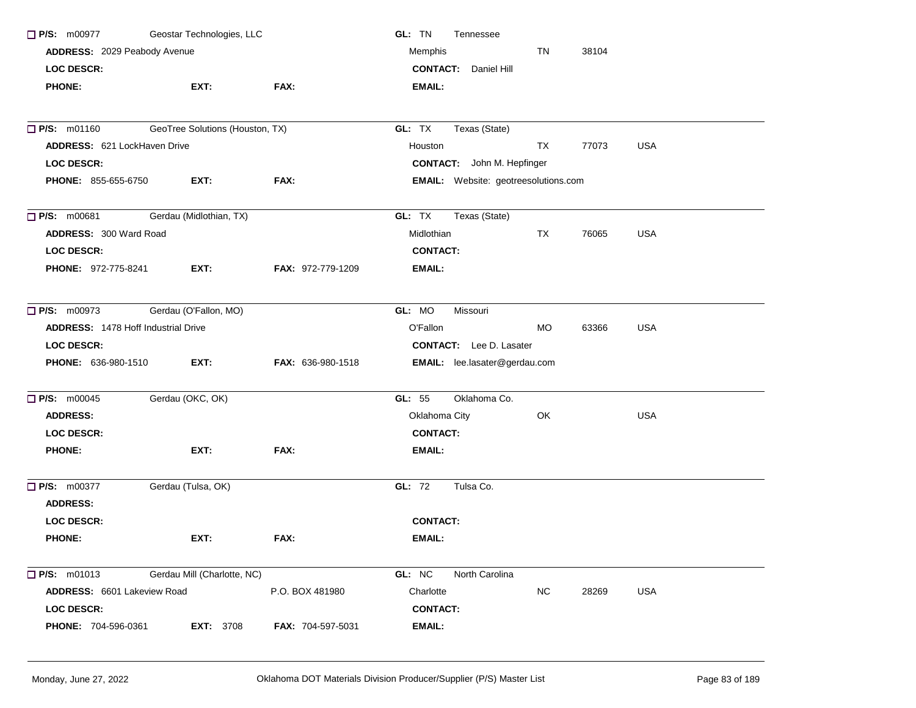☐ **P/S:** m00977 Geostar Technologies, LLC **GL:** TN Tennessee
**ADDRESS:** 2029 Peabody Avenue Memphis TN 38104
**LOC DESCR:** **CONTACT:** Daniel Hill
**PHONE:** **EXT:** **FAX:** **EMAIL:**

---

☐ **P/S:** m01160 GeoTree Solutions (Houston, TX) **GL:** TX Texas (State)
**ADDRESS:** 621 LockHaven Drive Houston TX 77073 USA
**LOC DESCR:** **CONTACT:** John M. Hepfinger
**PHONE:** 855-655-6750 **EXT:** **FAX:** **EMAIL:** Website: geotreesolutions.com

---

☐ **P/S:** m00681 Gerdau (Midlothian, TX) **GL:** TX Texas (State)
**ADDRESS:** 300 Ward Road Midlothian TX 76065 USA
**LOC DESCR:** **CONTACT:**
**PHONE:** 972-775-8241 **EXT:** **FAX:** 972-779-1209 **EMAIL:**

---

☐ **P/S:** m00973 Gerdau (O'Fallon, MO) **GL:** MO Missouri
**ADDRESS:** 1478 Hoff Industrial Drive O'Fallon MO 63366 USA
**LOC DESCR:** **CONTACT:** Lee D. Lasater
**PHONE:** 636-980-1510 **EXT:** **FAX:** 636-980-1518 **EMAIL:** lee.lasater@gerdau.com

---

☐ **P/S:** m00045 Gerdau (OKC, OK) **GL:** 55 Oklahoma Co.
**ADDRESS:** Oklahoma City OK USA
**LOC DESCR:** **CONTACT:**
**PHONE:** **EXT:** **FAX:** **EMAIL:**

---

☐ **P/S:** m00377 Gerdau (Tulsa, OK) **GL:** 72 Tulsa Co.
**ADDRESS:**
**LOC DESCR:** **CONTACT:**
**PHONE:** **EXT:** **FAX:** **EMAIL:**

---

☐ **P/S:** m01013 Gerdau Mill (Charlotte, NC) **GL:** NC North Carolina
**ADDRESS:** 6601 Lakeview Road P.O. BOX 481980 Charlotte NC 28269 USA
**LOC DESCR:** **CONTACT:**
**PHONE:** 704-596-0361 **EXT:** 3708 **FAX:** 704-597-5031 **EMAIL:**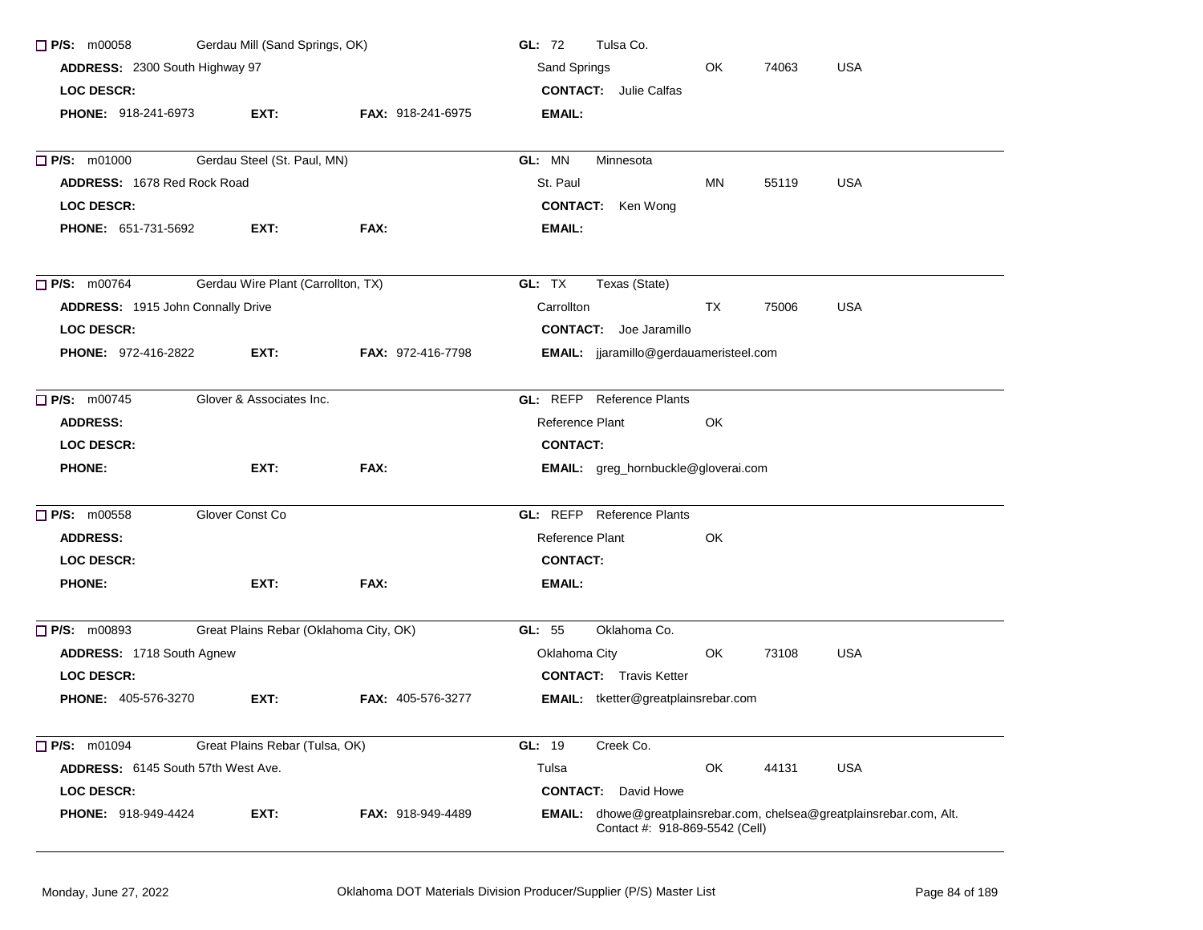☐ **P/S:** m00058 Gerdau Mill (Sand Springs, OK) **GL:** 72 Tulsa Co.

**ADDRESS:** 2300 South Highway 97 Sand Springs OK 74063 USA

**LOC DESCR:** **CONTACT:** Julie Calfas

**PHONE:** 918-241-6973 **EXT:** **FAX:** 918-241-6975 **EMAIL:**

---

☐ **P/S:** m01000 Gerdau Steel (St. Paul, MN) **GL:** MN Minnesota

**ADDRESS:** 1678 Red Rock Road St. Paul MN 55119 USA

**LOC DESCR:** **CONTACT:** Ken Wong

**PHONE:** 651-731-5692 **EXT:** **FAX:** **EMAIL:**

---

☐ **P/S:** m00764 Gerdau Wire Plant (Carrollton, TX) **GL:** TX Texas (State)

**ADDRESS:** 1915 John Connally Drive Carrollton TX 75006 USA

**LOC DESCR:** **CONTACT:** Joe Jaramillo

**PHONE:** 972-416-2822 **EXT:** **FAX:** 972-416-7798 **EMAIL:** jjaramillo@gerdauameristeel.com

---

☐ **P/S:** m00745 Glover & Associates Inc. **GL:** REFP Reference Plants

**ADDRESS:** Reference Plant OK

**LOC DESCR:** **CONTACT:**

**PHONE:** **EXT:** **FAX:** **EMAIL:** greg_hornbuckle@gloverai.com

---

☐ **P/S:** m00558 Glover Const Co **GL:** REFP Reference Plants

**ADDRESS:** Reference Plant OK

**LOC DESCR:** **CONTACT:**

**PHONE:** **EXT:** **FAX:** **EMAIL:**

---

☐ **P/S:** m00893 Great Plains Rebar (Oklahoma City, OK) **GL:** 55 Oklahoma Co.

**ADDRESS:** 1718 South Agnew Oklahoma City OK 73108 USA

**LOC DESCR:** **CONTACT:** Travis Ketter

**PHONE:** 405-576-3270 **EXT:** **FAX:** 405-576-3277 **EMAIL:** tketter@greatplainsrebar.com

---

☐ **P/S:** m01094 Great Plains Rebar (Tulsa, OK) **GL:** 19 Creek Co.

**ADDRESS:** 6145 South 57th West Ave. Tulsa OK 44131 USA

**LOC DESCR:** **CONTACT:** David Howe

**PHONE:** 918-949-4424 **EXT:** **FAX:** 918-949-4489 **EMAIL:** dhowe@greatplainsrebar.com, chelsea@greatplainsrebar.com, Alt. Contact #: 918-869-5542 (Cell)

---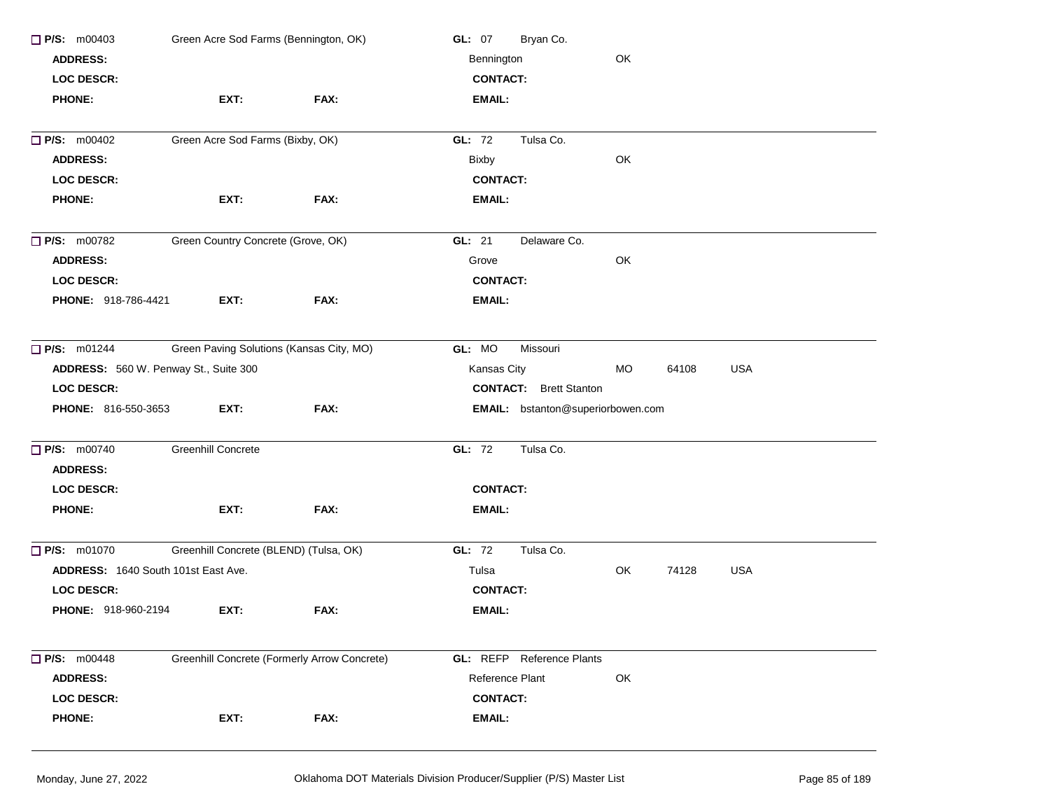☐ **P/S:** m00403 Green Acre Sod Farms (Bennington, OK) **GL:** 07 Bryan Co.
**ADDRESS:** Bennington OK
**LOC DESCR:** **CONTACT:**
**PHONE:** **EXT:** **FAX:** **EMAIL:**

---

☐ **P/S:** m00402 Green Acre Sod Farms (Bixby, OK) **GL:** 72 Tulsa Co.
**ADDRESS:** Bixby OK
**LOC DESCR:** **CONTACT:**
**PHONE:** **EXT:** **FAX:** **EMAIL:**

---

☐ **P/S:** m00782 Green Country Concrete (Grove, OK) **GL:** 21 Delaware Co.
**ADDRESS:** Grove OK
**LOC DESCR:** **CONTACT:**
**PHONE:** 918-786-4421 **EXT:** **FAX:** **EMAIL:**

---

☐ **P/S:** m01244 Green Paving Solutions (Kansas City, MO) **GL:** MO Missouri
**ADDRESS:** 560 W. Penway St., Suite 300 Kansas City MO 64108 USA
**LOC DESCR:** **CONTACT:** Brett Stanton
**PHONE:** 816-550-3653 **EXT:** **FAX:** **EMAIL:** bstanton@superiorbowen.com

---

☐ **P/S:** m00740 Greenhill Concrete **GL:** 72 Tulsa Co.
**ADDRESS:**
**LOC DESCR:** **CONTACT:**
**PHONE:** **EXT:** **FAX:** **EMAIL:**

---

☐ **P/S:** m01070 Greenhill Concrete (BLEND) (Tulsa, OK) **GL:** 72 Tulsa Co.
**ADDRESS:** 1640 South 101st East Ave. Tulsa OK 74128 USA
**LOC DESCR:** **CONTACT:**
**PHONE:** 918-960-2194 **EXT:** **FAX:** **EMAIL:**

---

☐ **P/S:** m00448 Greenhill Concrete (Formerly Arrow Concrete) **GL:** REFP Reference Plants
**ADDRESS:** Reference Plant OK
**LOC DESCR:** **CONTACT:**
**PHONE:** **EXT:** **FAX:** **EMAIL:**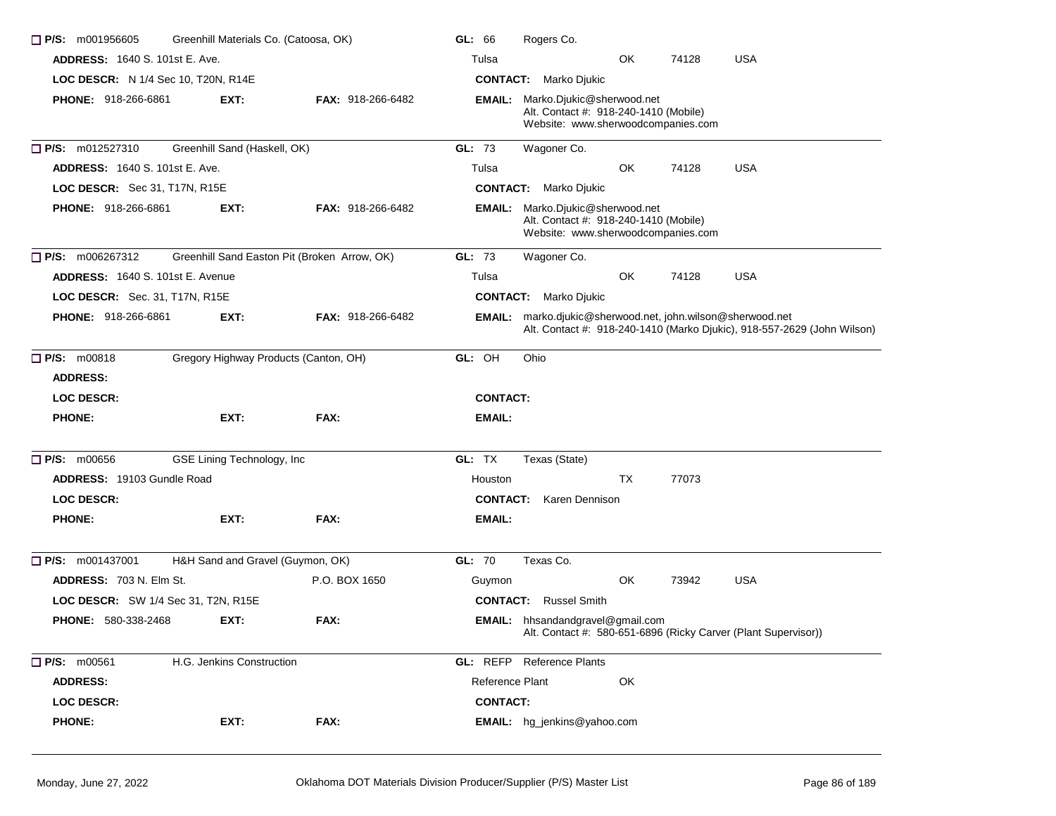☐ **P/S:** m001956605 Greenhill Materials Co. (Catoosa, OK) **GL:** 66 Rogers Co.

**ADDRESS:** 1640 S. 101st E. Ave. Tulsa OK 74128 USA

**LOC DESCR:** N 1/4 Sec 10, T20N, R14E **CONTACT:** Marko Djukic

**PHONE:** 918-266-6861 **EXT:** **FAX:** 918-266-6482 **EMAIL:** Marko.Djukic@sherwood.net
Alt. Contact #: 918-240-1410 (Mobile)
Website: www.sherwoodcompanies.com

---

☐ **P/S:** m012527310 Greenhill Sand (Haskell, OK) **GL:** 73 Wagoner Co.

**ADDRESS:** 1640 S. 101st E. Ave. Tulsa OK 74128 USA

**LOC DESCR:** Sec 31, T17N, R15E **CONTACT:** Marko Djukic

**PHONE:** 918-266-6861 **EXT:** **FAX:** 918-266-6482 **EMAIL:** Marko.Djukic@sherwood.net
Alt. Contact #: 918-240-1410 (Mobile)
Website: www.sherwoodcompanies.com

---

☐ **P/S:** m006267312 Greenhill Sand Easton Pit (Broken Arrow, OK) **GL:** 73 Wagoner Co.

**ADDRESS:** 1640 S. 101st E. Avenue Tulsa OK 74128 USA

**LOC DESCR:** Sec. 31, T17N, R15E **CONTACT:** Marko Djukic

**PHONE:** 918-266-6861 **EXT:** **FAX:** 918-266-6482 **EMAIL:** marko.djukic@sherwood.net, john.wilson@sherwood.net
Alt. Contact #: 918-240-1410 (Marko Djukic), 918-557-2629 (John Wilson)

---

☐ **P/S:** m00818 Gregory Highway Products (Canton, OH) **GL:** OH Ohio

**ADDRESS:**

**LOC DESCR:** **CONTACT:**

**PHONE:** **EXT:** **FAX:** **EMAIL:**

---

☐ **P/S:** m00656 GSE Lining Technology, Inc **GL:** TX Texas (State)

**ADDRESS:** 19103 Gundle Road Houston TX 77073

**LOC DESCR:** **CONTACT:** Karen Dennison

**PHONE:** **EXT:** **FAX:** **EMAIL:**

---

☐ **P/S:** m001437001 H&H Sand and Gravel (Guymon, OK) **GL:** 70 Texas Co.

**ADDRESS:** 703 N. Elm St. P.O. BOX 1650 Guymon OK 73942 USA

**LOC DESCR:** SW 1/4 Sec 31, T2N, R15E **CONTACT:** Russel Smith

**PHONE:** 580-338-2468 **EXT:** **FAX:** **EMAIL:** hhsandandgravel@gmail.com
Alt. Contact #: 580-651-6896 (Ricky Carver (Plant Supervisor))

---

☐ **P/S:** m00561 H.G. Jenkins Construction **GL:** REFP Reference Plants

**ADDRESS:** Reference Plant OK

**LOC DESCR:** **CONTACT:**

**PHONE:** **EXT:** **FAX:** **EMAIL:** hg_jenkins@yahoo.com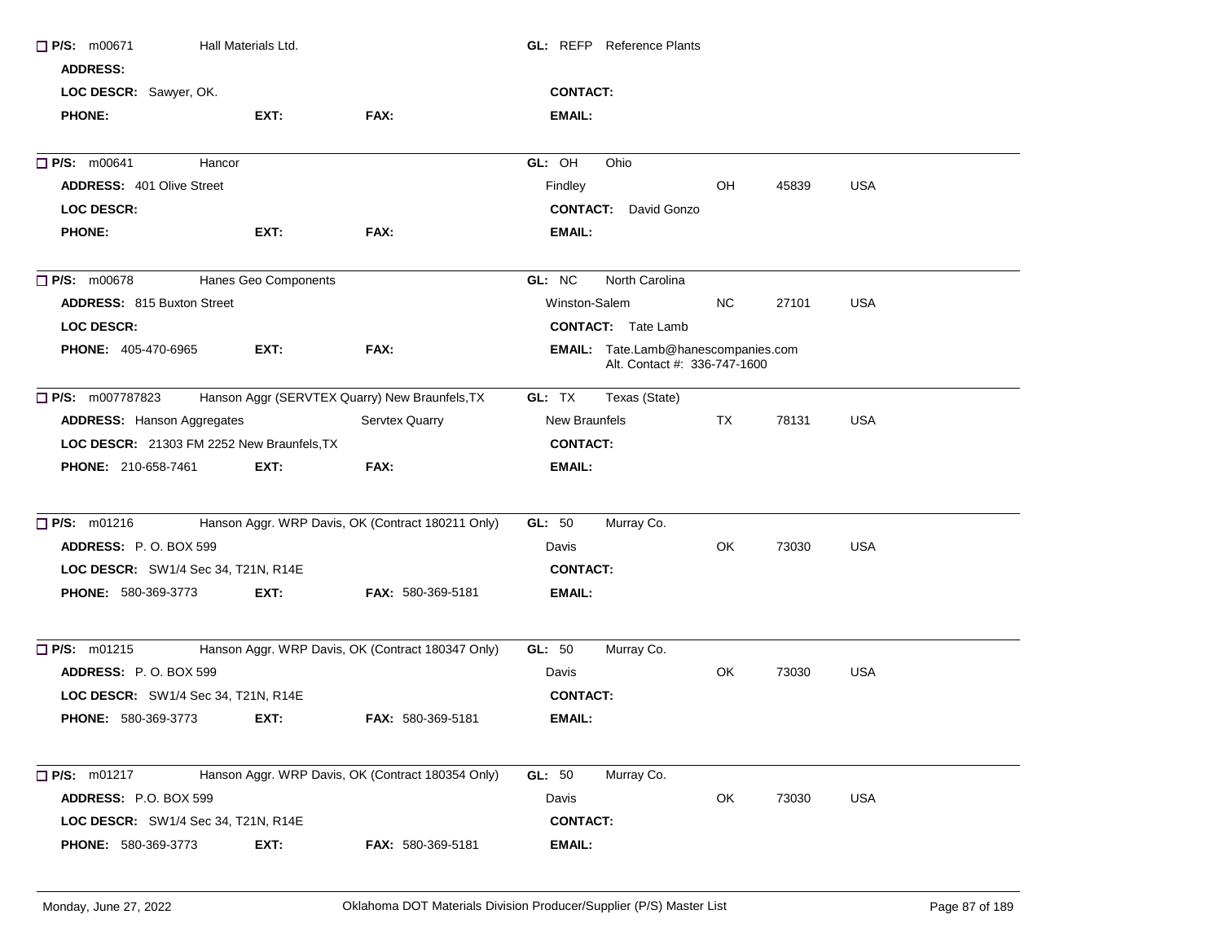☐ **P/S:** m00671 Hall Materials Ltd. **GL:** REFP Reference Plants
**ADDRESS:**
**LOC DESCR:** Sawyer, OK. **CONTACT:**
**PHONE:** **EXT:** **FAX:** **EMAIL:**

---

☐ **P/S:** m00641 Hancor **GL:** OH Ohio
**ADDRESS:** 401 Olive Street Findley OH 45839 USA
**LOC DESCR:** **CONTACT:** David Gonzo
**PHONE:** **EXT:** **FAX:** **EMAIL:**

---

☐ **P/S:** m00678 Hanes Geo Components **GL:** NC North Carolina
**ADDRESS:** 815 Buxton Street Winston-Salem NC 27101 USA
**LOC DESCR:** **CONTACT:** Tate Lamb
**PHONE:** 405-470-6965 **EXT:** **FAX:** **EMAIL:** Tate.Lamb@hanescompanies.com
Alt. Contact #: 336-747-1600

---

☐ **P/S:** m007787823 Hanson Aggr (SERVTEX Quarry) New Braunfels,TX **GL:** TX Texas (State)
**ADDRESS:** Hanson Aggregates Servtex Quarry New Braunfels TX 78131 USA
**LOC DESCR:** 21303 FM 2252 New Braunfels,TX **CONTACT:**
**PHONE:** 210-658-7461 **EXT:** **FAX:** **EMAIL:**

---

☐ **P/S:** m01216 Hanson Aggr. WRP Davis, OK (Contract 180211 Only) **GL:** 50 Murray Co.
**ADDRESS:** P. O. BOX 599 Davis OK 73030 USA
**LOC DESCR:** SW1/4 Sec 34, T21N, R14E **CONTACT:**
**PHONE:** 580-369-3773 **EXT:** **FAX:** 580-369-5181 **EMAIL:**

---

☐ **P/S:** m01215 Hanson Aggr. WRP Davis, OK (Contract 180347 Only) **GL:** 50 Murray Co.
**ADDRESS:** P. O. BOX 599 Davis OK 73030 USA
**LOC DESCR:** SW1/4 Sec 34, T21N, R14E **CONTACT:**
**PHONE:** 580-369-3773 **EXT:** **FAX:** 580-369-5181 **EMAIL:**

---

☐ **P/S:** m01217 Hanson Aggr. WRP Davis, OK (Contract 180354 Only) **GL:** 50 Murray Co.
**ADDRESS:** P.O. BOX 599 Davis OK 73030 USA
**LOC DESCR:** SW1/4 Sec 34, T21N, R14E **CONTACT:**
**PHONE:** 580-369-3773 **EXT:** **FAX:** 580-369-5181 **EMAIL:**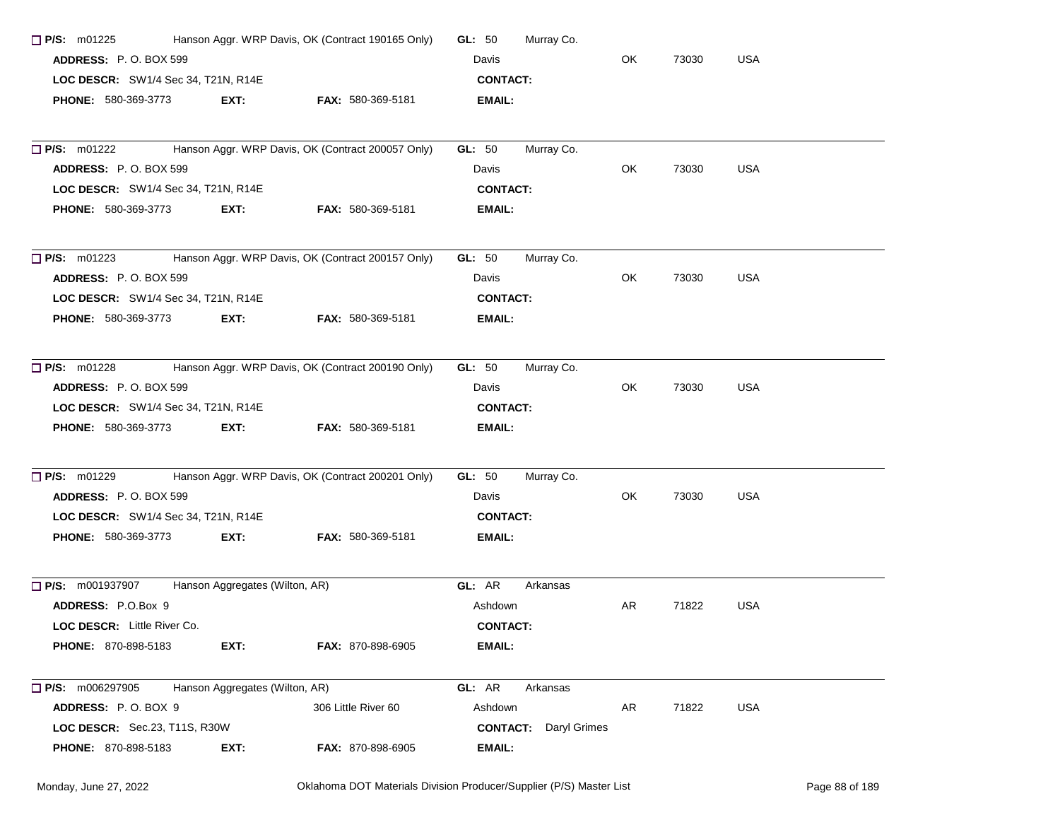- [ ] **P/S:** m01225 Hanson Aggr. WRP Davis, OK (Contract 190165 Only) **GL:** 50 Murray Co.
  **ADDRESS:** P. O. BOX 599 Davis OK 73030 USA
  **LOC DESCR:** SW1/4 Sec 34, T21N, R14E **CONTACT:**
  **PHONE:** 580-369-3773 **EXT:** **FAX:** 580-369-5181 **EMAIL:**

---

- [ ] **P/S:** m01222 Hanson Aggr. WRP Davis, OK (Contract 200057 Only) **GL:** 50 Murray Co.
  **ADDRESS:** P. O. BOX 599 Davis OK 73030 USA
  **LOC DESCR:** SW1/4 Sec 34, T21N, R14E **CONTACT:**
  **PHONE:** 580-369-3773 **EXT:** **FAX:** 580-369-5181 **EMAIL:**

---

- [ ] **P/S:** m01223 Hanson Aggr. WRP Davis, OK (Contract 200157 Only) **GL:** 50 Murray Co.
  **ADDRESS:** P. O. BOX 599 Davis OK 73030 USA
  **LOC DESCR:** SW1/4 Sec 34, T21N, R14E **CONTACT:**
  **PHONE:** 580-369-3773 **EXT:** **FAX:** 580-369-5181 **EMAIL:**

---

- [ ] **P/S:** m01228 Hanson Aggr. WRP Davis, OK (Contract 200190 Only) **GL:** 50 Murray Co.
  **ADDRESS:** P. O. BOX 599 Davis OK 73030 USA
  **LOC DESCR:** SW1/4 Sec 34, T21N, R14E **CONTACT:**
  **PHONE:** 580-369-3773 **EXT:** **FAX:** 580-369-5181 **EMAIL:**

---

- [ ] **P/S:** m01229 Hanson Aggr. WRP Davis, OK (Contract 200201 Only) **GL:** 50 Murray Co.
  **ADDRESS:** P. O. BOX 599 Davis OK 73030 USA
  **LOC DESCR:** SW1/4 Sec 34, T21N, R14E **CONTACT:**
  **PHONE:** 580-369-3773 **EXT:** **FAX:** 580-369-5181 **EMAIL:**

---

- [ ] **P/S:** m001937907 Hanson Aggregates (Wilton, AR) **GL:** AR Arkansas
  **ADDRESS:** P.O.Box 9 Ashdown AR 71822 USA
  **LOC DESCR:** Little River Co. **CONTACT:**
  **PHONE:** 870-898-5183 **EXT:** **FAX:** 870-898-6905 **EMAIL:**

---

- [ ] **P/S:** m006297905 Hanson Aggregates (Wilton, AR) **GL:** AR Arkansas
  **ADDRESS:** P. O. BOX 9 306 Little River 60 Ashdown AR 71822 USA
  **LOC DESCR:** Sec.23, T11S, R30W **CONTACT:** Daryl Grimes
  **PHONE:** 870-898-5183 **EXT:** **FAX:** 870-898-6905 **EMAIL:**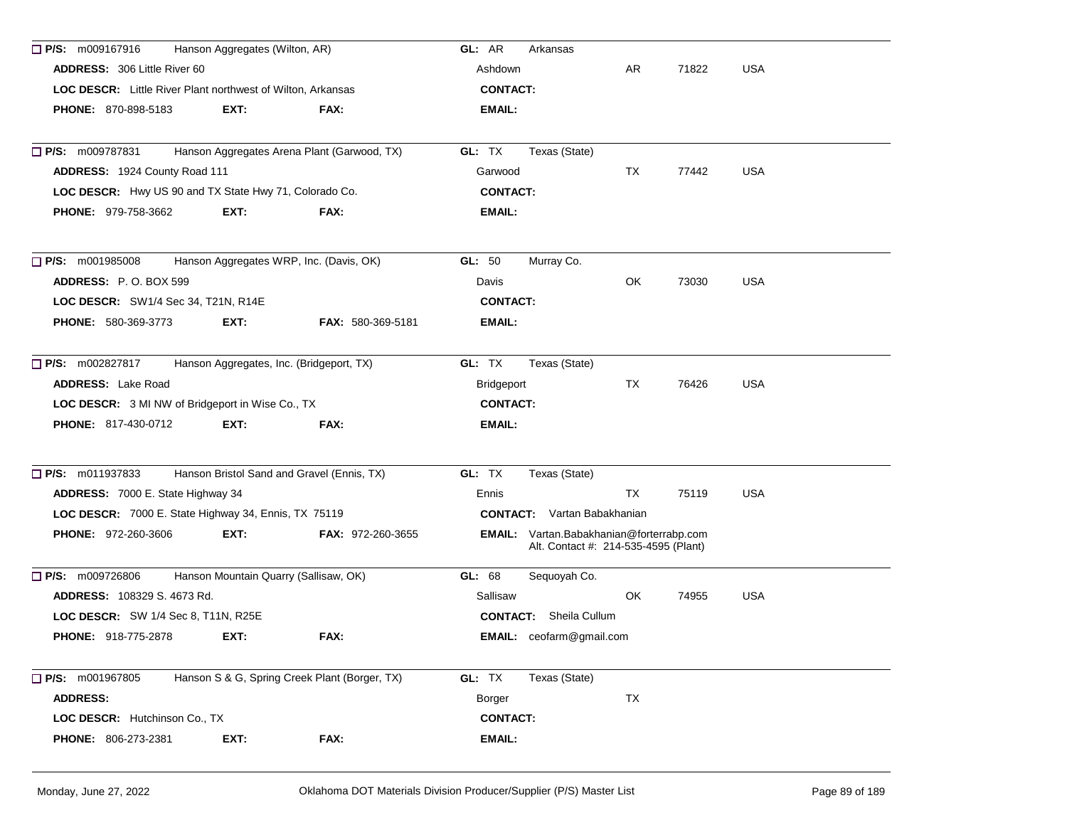- [ ] **P/S:** m009167916 Hanson Aggregates (Wilton, AR) **GL:** AR Arkansas

**ADDRESS:** 306 Little River 60 — Ashdown AR 71822 USA

**LOC DESCR:** Little River Plant northwest of Wilton, Arkansas **CONTACT:**

**PHONE:** 870-898-5183 **EXT:** **FAX:** **EMAIL:**

---

- [ ] **P/S:** m009787831 Hanson Aggregates Arena Plant (Garwood, TX) **GL:** TX Texas (State)

**ADDRESS:** 1924 County Road 111 — Garwood TX 77442 USA

**LOC DESCR:** Hwy US 90 and TX State Hwy 71, Colorado Co. **CONTACT:**

**PHONE:** 979-758-3662 **EXT:** **FAX:** **EMAIL:**

---

- [ ] **P/S:** m001985008 Hanson Aggregates WRP, Inc. (Davis, OK) **GL:** 50 Murray Co.

**ADDRESS:** P. O. BOX 599 — Davis OK 73030 USA

**LOC DESCR:** SW1/4 Sec 34, T21N, R14E **CONTACT:**

**PHONE:** 580-369-3773 **EXT:** **FAX:** 580-369-5181 **EMAIL:**

---

- [ ] **P/S:** m002827817 Hanson Aggregates, Inc. (Bridgeport, TX) **GL:** TX Texas (State)

**ADDRESS:** Lake Road — Bridgeport TX 76426 USA

**LOC DESCR:** 3 MI NW of Bridgeport in Wise Co., TX **CONTACT:**

**PHONE:** 817-430-0712 **EXT:** **FAX:** **EMAIL:**

---

- [ ] **P/S:** m011937833 Hanson Bristol Sand and Gravel (Ennis, TX) **GL:** TX Texas (State)

**ADDRESS:** 7000 E. State Highway 34 — Ennis TX 75119 USA

**LOC DESCR:** 7000 E. State Highway 34, Ennis, TX 75119 **CONTACT:** Vartan Babakhanian

**PHONE:** 972-260-3606 **EXT:** **FAX:** 972-260-3655 **EMAIL:** Vartan.Babakhanian@forterrabp.com
Alt. Contact #: 214-535-4595 (Plant)

---

- [ ] **P/S:** m009726806 Hanson Mountain Quarry (Sallisaw, OK) **GL:** 68 Sequoyah Co.

**ADDRESS:** 108329 S. 4673 Rd. — Sallisaw OK 74955 USA

**LOC DESCR:** SW 1/4 Sec 8, T11N, R25E **CONTACT:** Sheila Cullum

**PHONE:** 918-775-2878 **EXT:** **FAX:** **EMAIL:** ceofarm@gmail.com

---

- [ ] **P/S:** m001967805 Hanson S & G, Spring Creek Plant (Borger, TX) **GL:** TX Texas (State)

**ADDRESS:** — Borger TX

**LOC DESCR:** Hutchinson Co., TX **CONTACT:**

**PHONE:** 806-273-2381 **EXT:** **FAX:** **EMAIL:**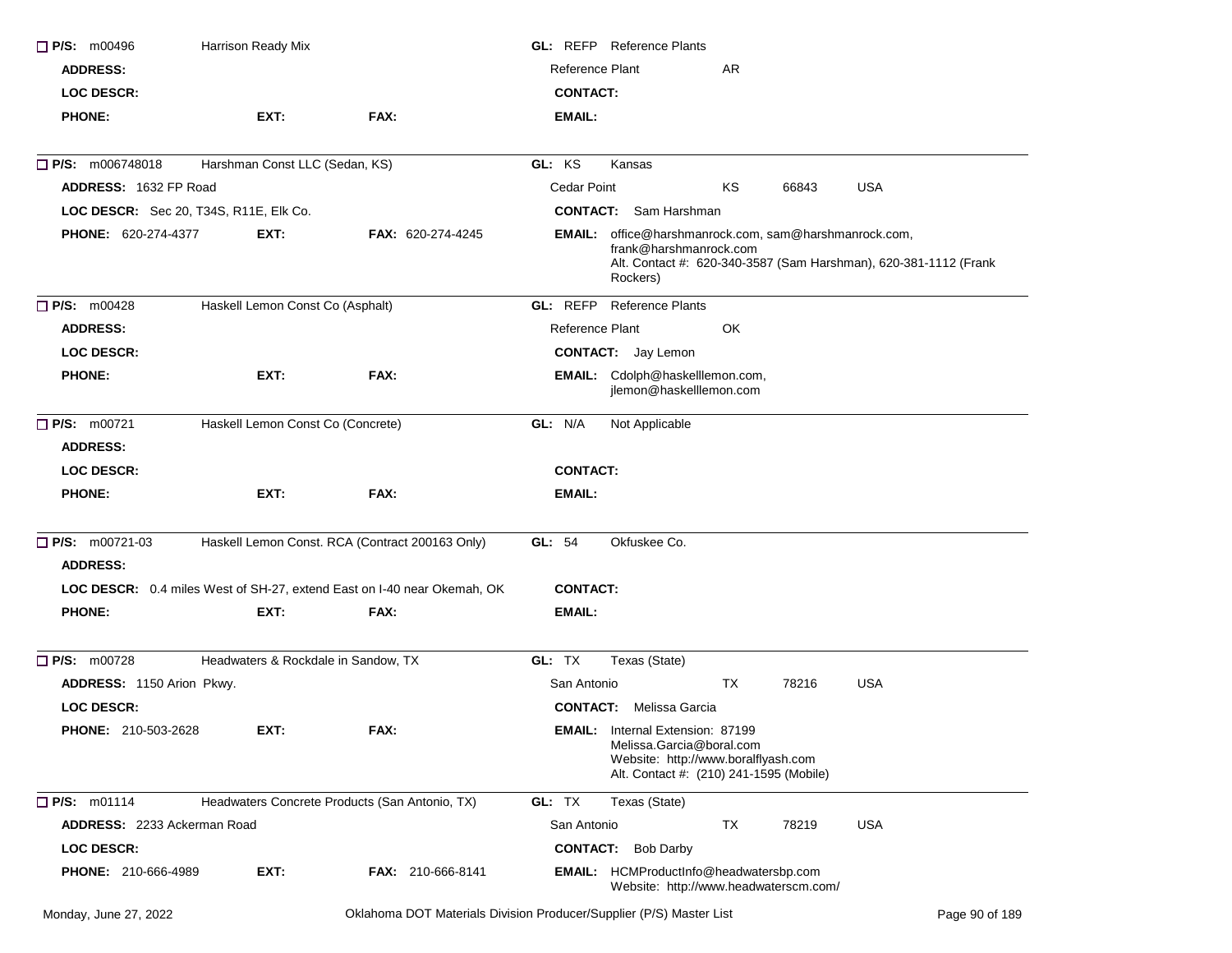**P/S:** m00496 Harrison Ready Mix
**GL:** REFP Reference Plants
**ADDRESS:**
Reference Plant AR
**LOC DESCR:**
**CONTACT:**
**PHONE:** **EXT:** **FAX:**
**EMAIL:**

---

**P/S:** m006748018 Harshman Const LLC (Sedan, KS)
**GL:** KS Kansas
**ADDRESS:** 1632 FP Road
Cedar Point KS 66843 USA
**LOC DESCR:** Sec 20, T34S, R11E, Elk Co.
**CONTACT:** Sam Harshman
**PHONE:** 620-274-4377 **EXT:** **FAX:** 620-274-4245
**EMAIL:** office@harshmanrock.com, sam@harshmanrock.com, frank@harshmanrock.com
Alt. Contact #: 620-340-3587 (Sam Harshman), 620-381-1112 (Frank Rockers)

---

**P/S:** m00428 Haskell Lemon Const Co (Asphalt)
**GL:** REFP Reference Plants
**ADDRESS:**
Reference Plant OK
**LOC DESCR:**
**CONTACT:** Jay Lemon
**PHONE:** **EXT:** **FAX:**
**EMAIL:** Cdolph@haskelllemon.com, jlemon@haskelllemon.com

---

**P/S:** m00721 Haskell Lemon Const Co (Concrete)
**GL:** N/A Not Applicable
**ADDRESS:**
**LOC DESCR:**
**CONTACT:**
**PHONE:** **EXT:** **FAX:**
**EMAIL:**

---

**P/S:** m00721-03 Haskell Lemon Const. RCA (Contract 200163 Only)
**GL:** 54 Okfuskee Co.
**ADDRESS:**
**LOC DESCR:** 0.4 miles West of SH-27, extend East on I-40 near Okemah, OK
**CONTACT:**
**PHONE:** **EXT:** **FAX:**
**EMAIL:**

---

**P/S:** m00728 Headwaters & Rockdale in Sandow, TX
**GL:** TX Texas (State)
**ADDRESS:** 1150 Arion Pkwy.
San Antonio TX 78216 USA
**LOC DESCR:**
**CONTACT:** Melissa Garcia
**PHONE:** 210-503-2628 **EXT:** **FAX:**
**EMAIL:** Internal Extension: 87199
Melissa.Garcia@boral.com
Website: http://www.boralflyash.com
Alt. Contact #: (210) 241-1595 (Mobile)

---

**P/S:** m01114 Headwaters Concrete Products (San Antonio, TX)
**GL:** TX Texas (State)
**ADDRESS:** 2233 Ackerman Road
San Antonio TX 78219 USA
**LOC DESCR:**
**CONTACT:** Bob Darby
**PHONE:** 210-666-4989 **EXT:** **FAX:** 210-666-8141
**EMAIL:** HCMProductInfo@headwatersbp.com
Website: http://www.headwaterscm.com/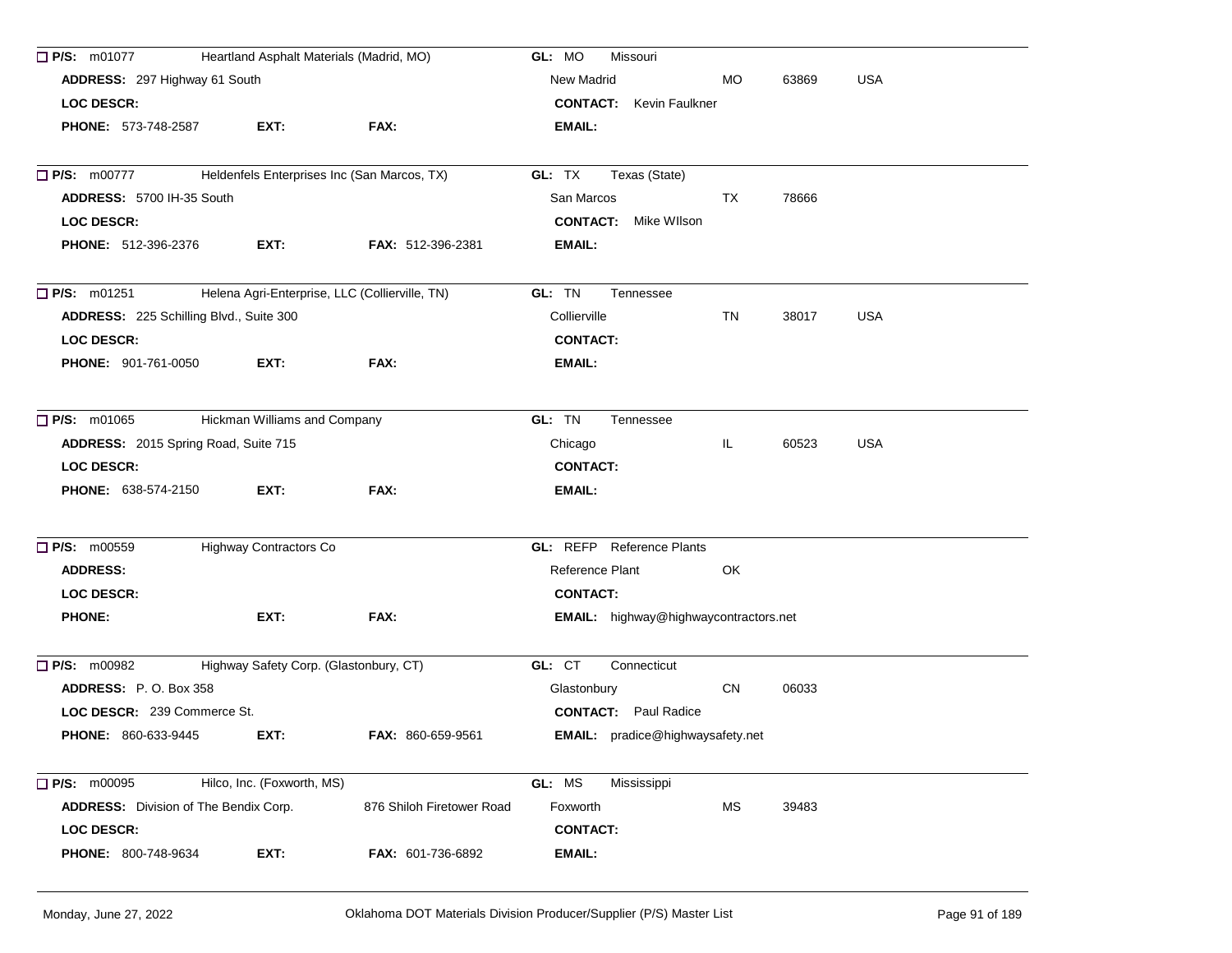☐ **P/S:** m01077 Heartland Asphalt Materials (Madrid, MO) **GL:** MO Missouri

**ADDRESS:** 297 Highway 61 South — New Madrid MO 63869 USA

**LOC DESCR:** **CONTACT:** Kevin Faulkner

**PHONE:** 573-748-2587 **EXT:** **FAX:** **EMAIL:**

---

☐ **P/S:** m00777 Heldenfels Enterprises Inc (San Marcos, TX) **GL:** TX Texas (State)

**ADDRESS:** 5700 IH-35 South — San Marcos TX 78666

**LOC DESCR:** **CONTACT:** Mike WIlson

**PHONE:** 512-396-2376 **EXT:** **FAX:** 512-396-2381 **EMAIL:**

---

☐ **P/S:** m01251 Helena Agri-Enterprise, LLC (Collierville, TN) **GL:** TN Tennessee

**ADDRESS:** 225 Schilling Blvd., Suite 300 — Collierville TN 38017 USA

**LOC DESCR:** **CONTACT:**

**PHONE:** 901-761-0050 **EXT:** **FAX:** **EMAIL:**

---

☐ **P/S:** m01065 Hickman Williams and Company **GL:** TN Tennessee

**ADDRESS:** 2015 Spring Road, Suite 715 — Chicago IL 60523 USA

**LOC DESCR:** **CONTACT:**

**PHONE:** 638-574-2150 **EXT:** **FAX:** **EMAIL:**

---

☐ **P/S:** m00559 Highway Contractors Co **GL:** REFP Reference Plants

**ADDRESS:** — Reference Plant OK

**LOC DESCR:** **CONTACT:**

**PHONE:** **EXT:** **FAX:** **EMAIL:** highway@highwaycontractors.net

---

☐ **P/S:** m00982 Highway Safety Corp. (Glastonbury, CT) **GL:** CT Connecticut

**ADDRESS:** P. O. Box 358 — Glastonbury CN 06033

**LOC DESCR:** 239 Commerce St. **CONTACT:** Paul Radice

**PHONE:** 860-633-9445 **EXT:** **FAX:** 860-659-9561 **EMAIL:** pradice@highwaysafety.net

---

☐ **P/S:** m00095 Hilco, Inc. (Foxworth, MS) **GL:** MS Mississippi

**ADDRESS:** Division of The Bendix Corp. 876 Shiloh Firetower Road — Foxworth MS 39483

**LOC DESCR:** **CONTACT:**

**PHONE:** 800-748-9634 **EXT:** **FAX:** 601-736-6892 **EMAIL:**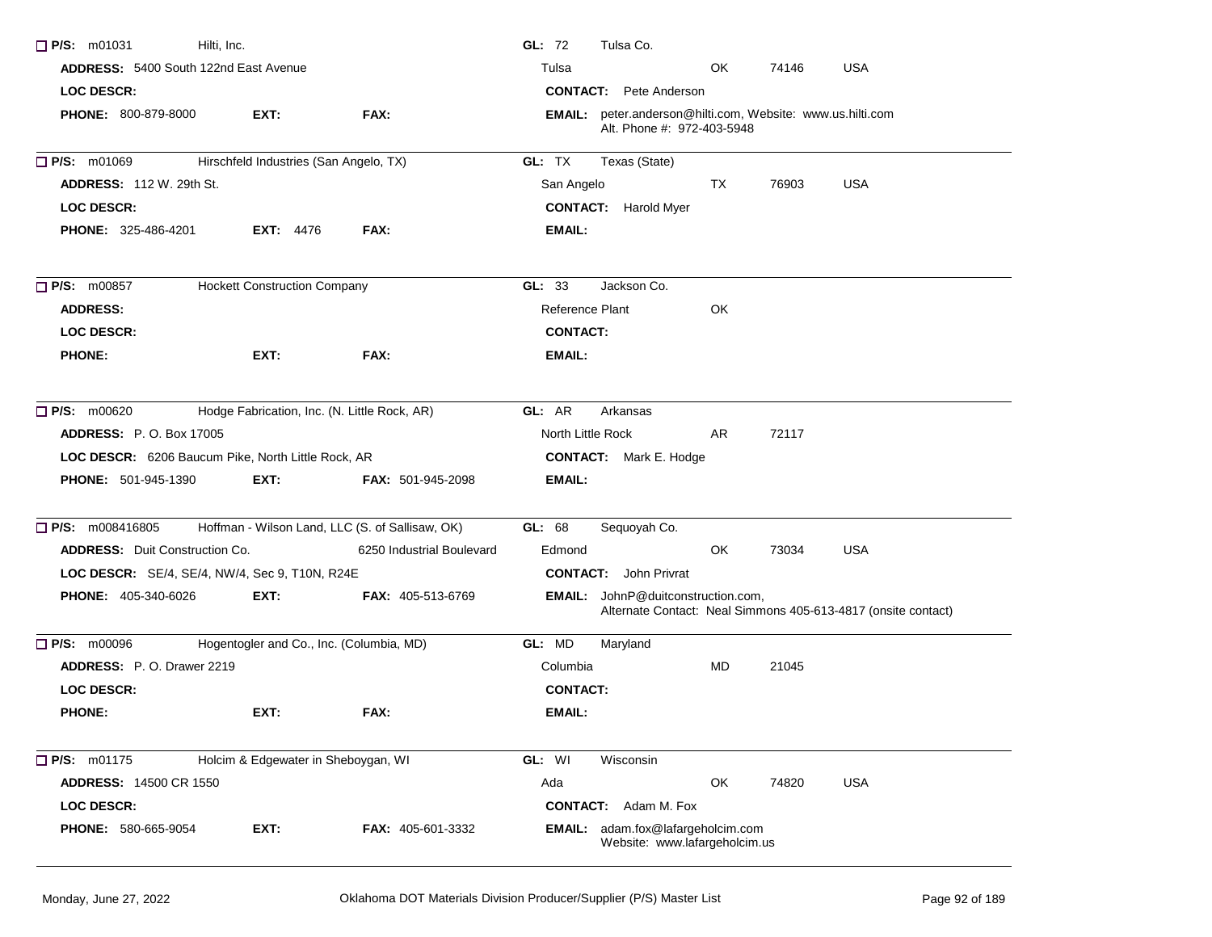☐ **P/S:** m01031 Hilti, Inc. **GL:** 72 Tulsa Co.

**ADDRESS:** 5400 South 122nd East Avenue Tulsa OK 74146 USA

**LOC DESCR:** **CONTACT:** Pete Anderson

**PHONE:** 800-879-8000 **EXT:** **FAX:** **EMAIL:** peter.anderson@hilti.com, Website: www.us.hilti.com
Alt. Phone #: 972-403-5948

---

☐ **P/S:** m01069 Hirschfeld Industries (San Angelo, TX) **GL:** TX Texas (State)

**ADDRESS:** 112 W. 29th St. San Angelo TX 76903 USA

**LOC DESCR:** **CONTACT:** Harold Myer

**PHONE:** 325-486-4201 **EXT:** 4476 **FAX:** **EMAIL:**

---

☐ **P/S:** m00857 Hockett Construction Company **GL:** 33 Jackson Co.

**ADDRESS:** Reference Plant OK

**LOC DESCR:** **CONTACT:**

**PHONE:** **EXT:** **FAX:** **EMAIL:**

---

☐ **P/S:** m00620 Hodge Fabrication, Inc. (N. Little Rock, AR) **GL:** AR Arkansas

**ADDRESS:** P. O. Box 17005 North Little Rock AR 72117

**LOC DESCR:** 6206 Baucum Pike, North Little Rock, AR **CONTACT:** Mark E. Hodge

**PHONE:** 501-945-1390 **EXT:** **FAX:** 501-945-2098 **EMAIL:**

---

☐ **P/S:** m008416805 Hoffman - Wilson Land, LLC (S. of Sallisaw, OK) **GL:** 68 Sequoyah Co.

**ADDRESS:** Duit Construction Co. 6250 Industrial Boulevard Edmond OK 73034 USA

**LOC DESCR:** SE/4, SE/4, NW/4, Sec 9, T10N, R24E **CONTACT:** John Privrat

**PHONE:** 405-340-6026 **EXT:** **FAX:** 405-513-6769 **EMAIL:** JohnP@duitconstruction.com,
Alternate Contact: Neal Simmons 405-613-4817 (onsite contact)

---

☐ **P/S:** m00096 Hogentogler and Co., Inc. (Columbia, MD) **GL:** MD Maryland

**ADDRESS:** P. O. Drawer 2219 Columbia MD 21045

**LOC DESCR:** **CONTACT:**

**PHONE:** **EXT:** **FAX:** **EMAIL:**

---

☐ **P/S:** m01175 Holcim & Edgewater in Sheboygan, WI **GL:** WI Wisconsin

**ADDRESS:** 14500 CR 1550 Ada OK 74820 USA

**LOC DESCR:** **CONTACT:** Adam M. Fox

**PHONE:** 580-665-9054 **EXT:** **FAX:** 405-601-3332 **EMAIL:** adam.fox@lafargeholcim.com
Website: www.lafargeholcim.us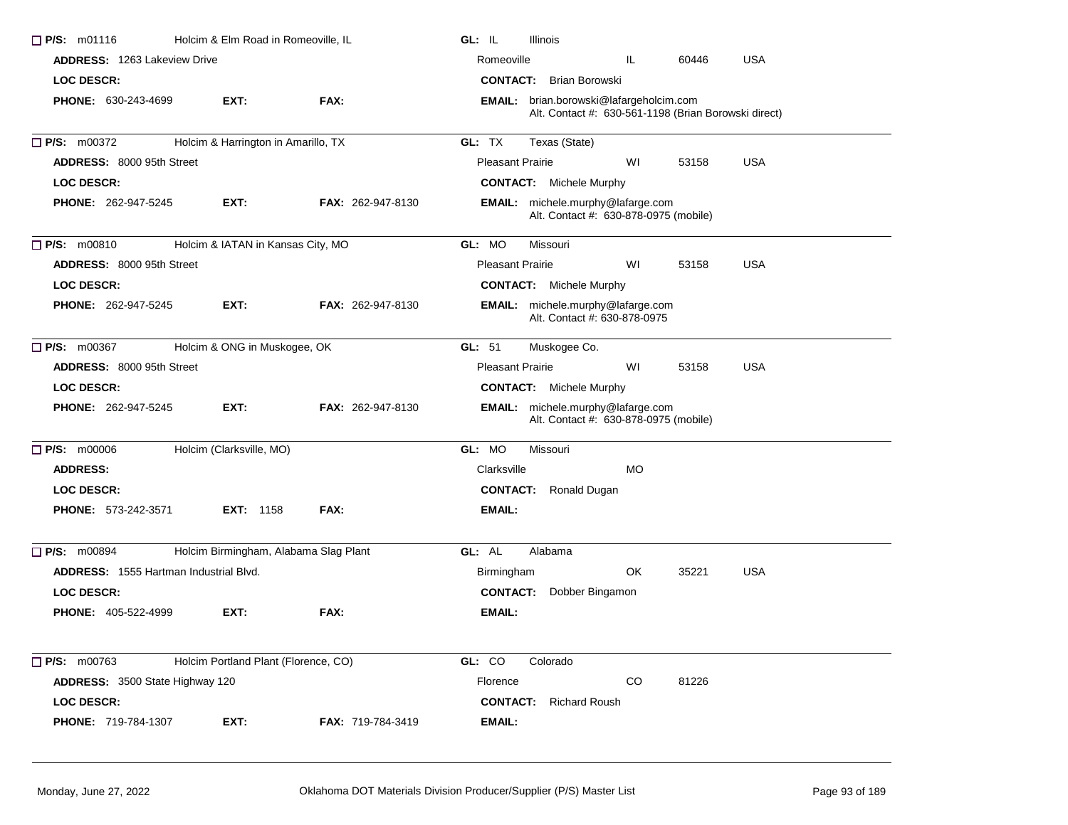☐ **P/S:** m01116 Holcim & Elm Road in Romeoville, IL **GL:** IL Illinois

**ADDRESS:** 1263 Lakeview Drive Romeoville IL 60446 USA

**LOC DESCR:** **CONTACT:** Brian Borowski

**PHONE:** 630-243-4699 **EXT:** **FAX:** **EMAIL:** brian.borowski@lafargeholcim.com
Alt. Contact #: 630-561-1198 (Brian Borowski direct)

---

☐ **P/S:** m00372 Holcim & Harrington in Amarillo, TX **GL:** TX Texas (State)

**ADDRESS:** 8000 95th Street Pleasant Prairie WI 53158 USA

**LOC DESCR:** **CONTACT:** Michele Murphy

**PHONE:** 262-947-5245 **EXT:** **FAX:** 262-947-8130 **EMAIL:** michele.murphy@lafarge.com
Alt. Contact #: 630-878-0975 (mobile)

---

☐ **P/S:** m00810 Holcim & IATAN in Kansas City, MO **GL:** MO Missouri

**ADDRESS:** 8000 95th Street Pleasant Prairie WI 53158 USA

**LOC DESCR:** **CONTACT:** Michele Murphy

**PHONE:** 262-947-5245 **EXT:** **FAX:** 262-947-8130 **EMAIL:** michele.murphy@lafarge.com
Alt. Contact #: 630-878-0975

---

☐ **P/S:** m00367 Holcim & ONG in Muskogee, OK **GL:** 51 Muskogee Co.

**ADDRESS:** 8000 95th Street Pleasant Prairie WI 53158 USA

**LOC DESCR:** **CONTACT:** Michele Murphy

**PHONE:** 262-947-5245 **EXT:** **FAX:** 262-947-8130 **EMAIL:** michele.murphy@lafarge.com
Alt. Contact #: 630-878-0975 (mobile)

---

☐ **P/S:** m00006 Holcim (Clarksville, MO) **GL:** MO Missouri

**ADDRESS:** Clarksville MO

**LOC DESCR:** **CONTACT:** Ronald Dugan

**PHONE:** 573-242-3571 **EXT:** 1158 **FAX:** **EMAIL:**

---

☐ **P/S:** m00894 Holcim Birmingham, Alabama Slag Plant **GL:** AL Alabama

**ADDRESS:** 1555 Hartman Industrial Blvd. Birmingham OK 35221 USA

**LOC DESCR:** **CONTACT:** Dobber Bingamon

**PHONE:** 405-522-4999 **EXT:** **FAX:** **EMAIL:**

---

☐ **P/S:** m00763 Holcim Portland Plant (Florence, CO) **GL:** CO Colorado

**ADDRESS:** 3500 State Highway 120 Florence CO 81226

**LOC DESCR:** **CONTACT:** Richard Roush

**PHONE:** 719-784-1307 **EXT:** **FAX:** 719-784-3419 **EMAIL:**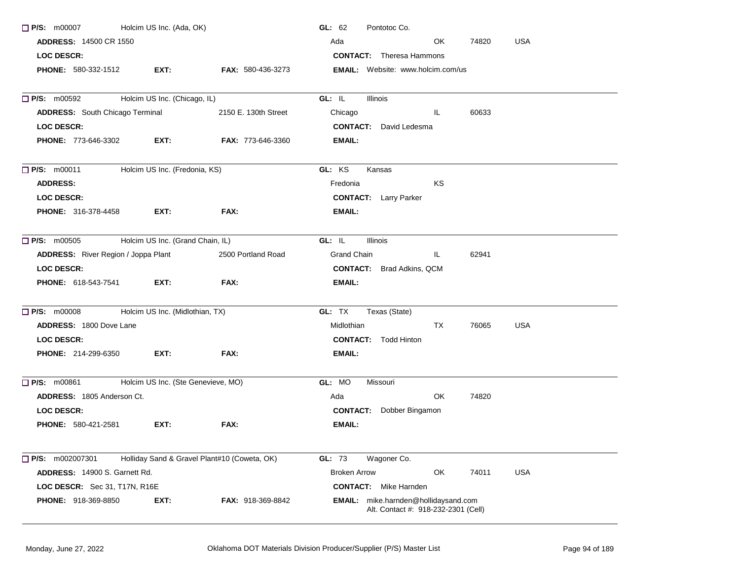☐ **P/S:** m00007 Holcim US Inc. (Ada, OK) **GL:** 62 Pontotoc Co.
**ADDRESS:** 14500 CR 1550 Ada OK 74820 USA
**LOC DESCR:** **CONTACT:** Theresa Hammons
**PHONE:** 580-332-1512 **EXT:** **FAX:** 580-436-3273 **EMAIL:** Website: www.holcim.com/us

---

☐ **P/S:** m00592 Holcim US Inc. (Chicago, IL) **GL:** IL Illinois
**ADDRESS:** South Chicago Terminal 2150 E. 130th Street Chicago IL 60633
**LOC DESCR:** **CONTACT:** David Ledesma
**PHONE:** 773-646-3302 **EXT:** **FAX:** 773-646-3360 **EMAIL:**

---

☐ **P/S:** m00011 Holcim US Inc. (Fredonia, KS) **GL:** KS Kansas
**ADDRESS:** Fredonia KS
**LOC DESCR:** **CONTACT:** Larry Parker
**PHONE:** 316-378-4458 **EXT:** **FAX:** **EMAIL:**

---

☐ **P/S:** m00505 Holcim US Inc. (Grand Chain, IL) **GL:** IL Illinois
**ADDRESS:** River Region / Joppa Plant 2500 Portland Road Grand Chain IL 62941
**LOC DESCR:** **CONTACT:** Brad Adkins, QCM
**PHONE:** 618-543-7541 **EXT:** **FAX:** **EMAIL:**

---

☐ **P/S:** m00008 Holcim US Inc. (Midlothian, TX) **GL:** TX Texas (State)
**ADDRESS:** 1800 Dove Lane Midlothian TX 76065 USA
**LOC DESCR:** **CONTACT:** Todd Hinton
**PHONE:** 214-299-6350 **EXT:** **FAX:** **EMAIL:**

---

☐ **P/S:** m00861 Holcim US Inc. (Ste Genevieve, MO) **GL:** MO Missouri
**ADDRESS:** 1805 Anderson Ct. Ada OK 74820
**LOC DESCR:** **CONTACT:** Dobber Bingamon
**PHONE:** 580-421-2581 **EXT:** **FAX:** **EMAIL:**

---

☐ **P/S:** m002007301 Holliday Sand & Gravel Plant#10 (Coweta, OK) **GL:** 73 Wagoner Co.
**ADDRESS:** 14900 S. Garnett Rd. Broken Arrow OK 74011 USA
**LOC DESCR:** Sec 31, T17N, R16E **CONTACT:** Mike Harnden
**PHONE:** 918-369-8850 **EXT:** **FAX:** 918-369-8842 **EMAIL:** mike.harnden@hollidaysand.com
Alt. Contact #: 918-232-2301 (Cell)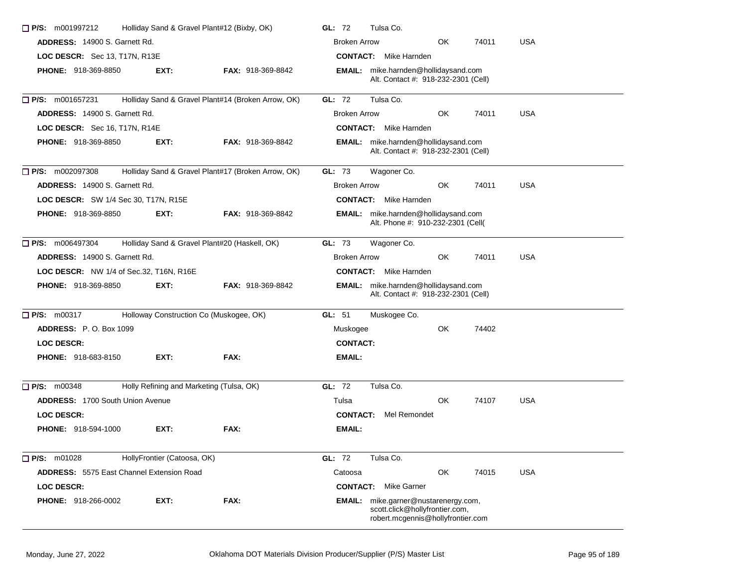**P/S:** m001997212 Holliday Sand & Gravel Plant#12 (Bixby, OK) **GL:** 72 Tulsa Co.
**ADDRESS:** 14900 S. Garnett Rd. Broken Arrow OK 74011 USA
**LOC DESCR:** Sec 13, T17N, R13E **CONTACT:** Mike Harnden
**PHONE:** 918-369-8850 **EXT:** **FAX:** 918-369-8842 **EMAIL:** mike.harnden@hollidaysand.com
Alt. Contact #: 918-232-2301 (Cell)

---

**P/S:** m001657231 Holliday Sand & Gravel Plant#14 (Broken Arrow, OK) **GL:** 72 Tulsa Co.
**ADDRESS:** 14900 S. Garnett Rd. Broken Arrow OK 74011 USA
**LOC DESCR:** Sec 16, T17N, R14E **CONTACT:** Mike Harnden
**PHONE:** 918-369-8850 **EXT:** **FAX:** 918-369-8842 **EMAIL:** mike.harnden@hollidaysand.com
Alt. Contact #: 918-232-2301 (Cell)

---

**P/S:** m002097308 Holliday Sand & Gravel Plant#17 (Broken Arrow, OK) **GL:** 73 Wagoner Co.
**ADDRESS:** 14900 S. Garnett Rd. Broken Arrow OK 74011 USA
**LOC DESCR:** SW 1/4 Sec 30, T17N, R15E **CONTACT:** Mike Harnden
**PHONE:** 918-369-8850 **EXT:** **FAX:** 918-369-8842 **EMAIL:** mike.harnden@hollidaysand.com
Alt. Phone #: 910-232-2301 (Cell(

---

**P/S:** m006497304 Holliday Sand & Gravel Plant#20 (Haskell, OK) **GL:** 73 Wagoner Co.
**ADDRESS:** 14900 S. Garnett Rd. Broken Arrow OK 74011 USA
**LOC DESCR:** NW 1/4 of Sec.32, T16N, R16E **CONTACT:** Mike Harnden
**PHONE:** 918-369-8850 **EXT:** **FAX:** 918-369-8842 **EMAIL:** mike.harnden@hollidaysand.com
Alt. Contact #: 918-232-2301 (Cell)

---

**P/S:** m00317 Holloway Construction Co (Muskogee, OK) **GL:** 51 Muskogee Co.
**ADDRESS:** P. O. Box 1099 Muskogee OK 74402
**LOC DESCR:** **CONTACT:**
**PHONE:** 918-683-8150 **EXT:** **FAX:** **EMAIL:**

---

**P/S:** m00348 Holly Refining and Marketing (Tulsa, OK) **GL:** 72 Tulsa Co.
**ADDRESS:** 1700 South Union Avenue Tulsa OK 74107 USA
**LOC DESCR:** **CONTACT:** Mel Remondet
**PHONE:** 918-594-1000 **EXT:** **FAX:** **EMAIL:**

---

**P/S:** m01028 HollyFrontier (Catoosa, OK) **GL:** 72 Tulsa Co.
**ADDRESS:** 5575 East Channel Extension Road Catoosa OK 74015 USA
**LOC DESCR:** **CONTACT:** Mike Garner
**PHONE:** 918-266-0002 **EXT:** **FAX:** **EMAIL:** mike.garner@nustarenergy.com, scott.click@hollyfrontier.com, robert.mcgennis@hollyfrontier.com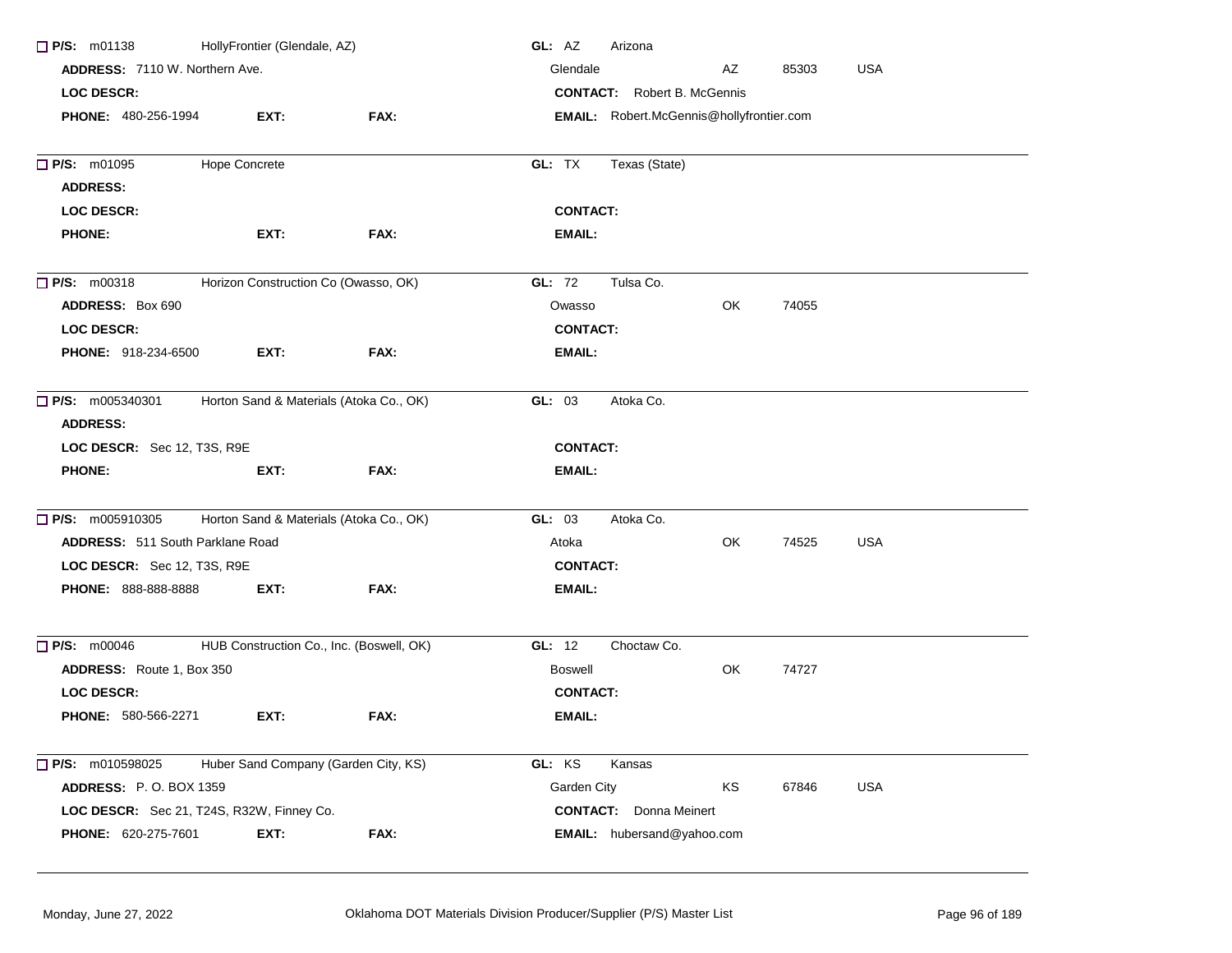☐ **P/S:** m01138 HollyFrontier (Glendale, AZ)
**GL:** AZ Arizona
**ADDRESS:** 7110 W. Northern Ave.
Glendale AZ 85303 USA
**LOC DESCR:**
**CONTACT:** Robert B. McGennis
**PHONE:** 480-256-1994 **EXT:** **FAX:**
**EMAIL:** Robert.McGennis@hollyfrontier.com

---

☐ **P/S:** m01095 Hope Concrete
**GL:** TX Texas (State)
**ADDRESS:**
**LOC DESCR:**
**CONTACT:**
**PHONE:** **EXT:** **FAX:**
**EMAIL:**

---

☐ **P/S:** m00318 Horizon Construction Co (Owasso, OK)
**GL:** 72 Tulsa Co.
**ADDRESS:** Box 690
Owasso OK 74055
**LOC DESCR:**
**CONTACT:**
**PHONE:** 918-234-6500 **EXT:** **FAX:**
**EMAIL:**

---

☐ **P/S:** m005340301 Horton Sand & Materials (Atoka Co., OK)
**GL:** 03 Atoka Co.
**ADDRESS:**
**LOC DESCR:** Sec 12, T3S, R9E
**CONTACT:**
**PHONE:** **EXT:** **FAX:**
**EMAIL:**

---

☐ **P/S:** m005910305 Horton Sand & Materials (Atoka Co., OK)
**GL:** 03 Atoka Co.
**ADDRESS:** 511 South Parklane Road
Atoka OK 74525 USA
**LOC DESCR:** Sec 12, T3S, R9E
**CONTACT:**
**PHONE:** 888-888-8888 **EXT:** **FAX:**
**EMAIL:**

---

☐ **P/S:** m00046 HUB Construction Co., Inc. (Boswell, OK)
**GL:** 12 Choctaw Co.
**ADDRESS:** Route 1, Box 350
Boswell OK 74727
**LOC DESCR:**
**CONTACT:**
**PHONE:** 580-566-2271 **EXT:** **FAX:**
**EMAIL:**

---

☐ **P/S:** m010598025 Huber Sand Company (Garden City, KS)
**GL:** KS Kansas
**ADDRESS:** P. O. BOX 1359
Garden City KS 67846 USA
**LOC DESCR:** Sec 21, T24S, R32W, Finney Co.
**CONTACT:** Donna Meinert
**PHONE:** 620-275-7601 **EXT:** **FAX:**
**EMAIL:** hubersand@yahoo.com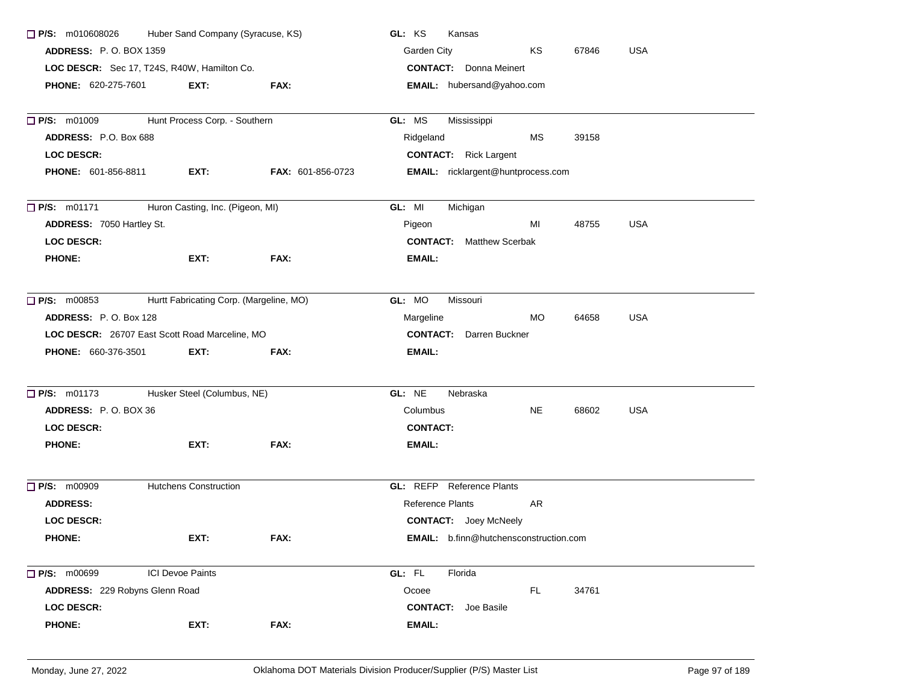☐ **P/S:** m010608026 Huber Sand Company (Syracuse, KS) **GL:** KS Kansas
**ADDRESS:** P. O. BOX 1359 Garden City KS 67846 USA
**LOC DESCR:** Sec 17, T24S, R40W, Hamilton Co. **CONTACT:** Donna Meinert
**PHONE:** 620-275-7601 **EXT:** **FAX:** **EMAIL:** hubersand@yahoo.com

---

☐ **P/S:** m01009 Hunt Process Corp. - Southern **GL:** MS Mississippi
**ADDRESS:** P.O. Box 688 Ridgeland MS 39158
**LOC DESCR:** **CONTACT:** Rick Largent
**PHONE:** 601-856-8811 **EXT:** **FAX:** 601-856-0723 **EMAIL:** ricklargent@huntprocess.com

---

☐ **P/S:** m01171 Huron Casting, Inc. (Pigeon, MI) **GL:** MI Michigan
**ADDRESS:** 7050 Hartley St. Pigeon MI 48755 USA
**LOC DESCR:** **CONTACT:** Matthew Scerbak
**PHONE:** **EXT:** **FAX:** **EMAIL:**

---

☐ **P/S:** m00853 Hurtt Fabricating Corp. (Margeline, MO) **GL:** MO Missouri
**ADDRESS:** P. O. Box 128 Margeline MO 64658 USA
**LOC DESCR:** 26707 East Scott Road Marceline, MO **CONTACT:** Darren Buckner
**PHONE:** 660-376-3501 **EXT:** **FAX:** **EMAIL:**

---

☐ **P/S:** m01173 Husker Steel (Columbus, NE) **GL:** NE Nebraska
**ADDRESS:** P. O. BOX 36 Columbus NE 68602 USA
**LOC DESCR:** **CONTACT:**
**PHONE:** **EXT:** **FAX:** **EMAIL:**

---

☐ **P/S:** m00909 Hutchens Construction **GL:** REFP Reference Plants
**ADDRESS:** Reference Plants AR
**LOC DESCR:** **CONTACT:** Joey McNeely
**PHONE:** **EXT:** **FAX:** **EMAIL:** b.finn@hutchensconstruction.com

---

☐ **P/S:** m00699 ICI Devoe Paints **GL:** FL Florida
**ADDRESS:** 229 Robyns Glenn Road Ocoee FL 34761
**LOC DESCR:** **CONTACT:** Joe Basile
**PHONE:** **EXT:** **FAX:** **EMAIL:**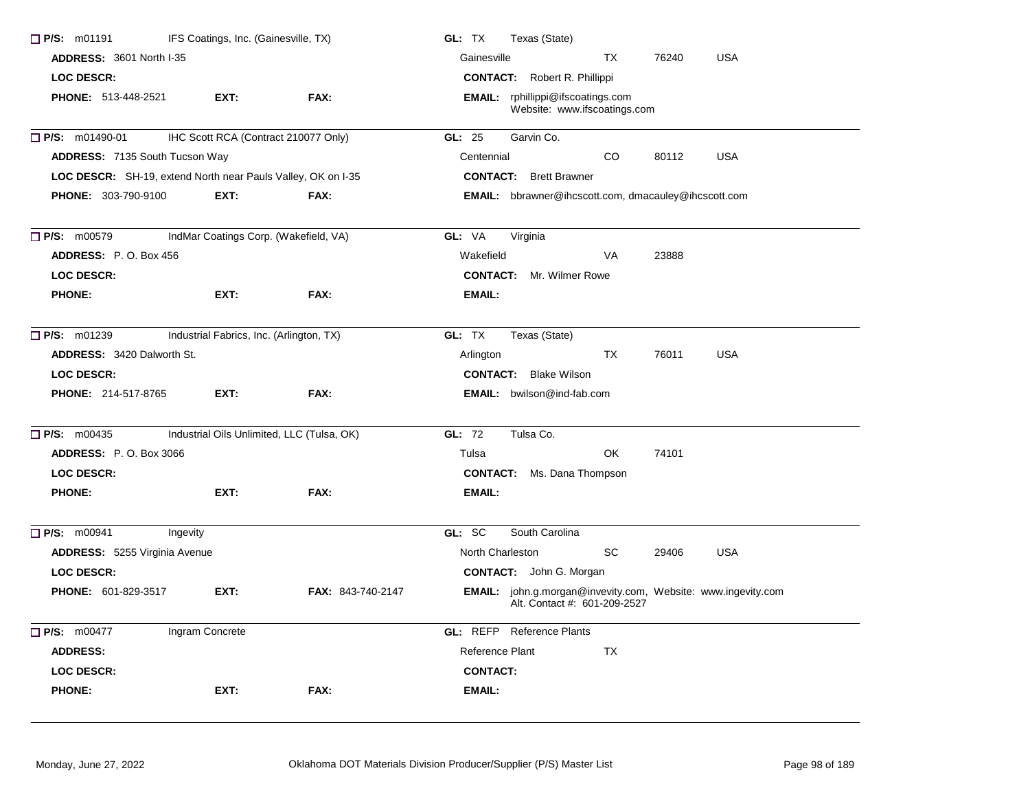☐ **P/S:** m01191 IFS Coatings, Inc. (Gainesville, TX)
**GL:** TX Texas (State)
**ADDRESS:** 3601 North I-35
Gainesville TX 76240 USA
**LOC DESCR:**
**CONTACT:** Robert R. Phillippi
**PHONE:** 513-448-2521 **EXT:** **FAX:**
**EMAIL:** rphillippi@ifscoatings.com
Website: www.ifscoatings.com

---

☐ **P/S:** m01490-01 IHC Scott RCA (Contract 210077 Only)
**GL:** 25 Garvin Co.
**ADDRESS:** 7135 South Tucson Way
Centennial CO 80112 USA
**LOC DESCR:** SH-19, extend North near Pauls Valley, OK on I-35
**CONTACT:** Brett Brawner
**PHONE:** 303-790-9100 **EXT:** **FAX:**
**EMAIL:** bbrawner@ihcscott.com, dmacauley@ihcscott.com

---

☐ **P/S:** m00579 IndMar Coatings Corp. (Wakefield, VA)
**GL:** VA Virginia
**ADDRESS:** P. O. Box 456
Wakefield VA 23888
**LOC DESCR:**
**CONTACT:** Mr. Wilmer Rowe
**PHONE:** **EXT:** **FAX:**
**EMAIL:**

---

☐ **P/S:** m01239 Industrial Fabrics, Inc. (Arlington, TX)
**GL:** TX Texas (State)
**ADDRESS:** 3420 Dalworth St.
Arlington TX 76011 USA
**LOC DESCR:**
**CONTACT:** Blake Wilson
**PHONE:** 214-517-8765 **EXT:** **FAX:**
**EMAIL:** bwilson@ind-fab.com

---

☐ **P/S:** m00435 Industrial Oils Unlimited, LLC (Tulsa, OK)
**GL:** 72 Tulsa Co.
**ADDRESS:** P. O. Box 3066
Tulsa OK 74101
**LOC DESCR:**
**CONTACT:** Ms. Dana Thompson
**PHONE:** **EXT:** **FAX:**
**EMAIL:**

---

☐ **P/S:** m00941 Ingevity
**GL:** SC South Carolina
**ADDRESS:** 5255 Virginia Avenue
North Charleston SC 29406 USA
**LOC DESCR:**
**CONTACT:** John G. Morgan
**PHONE:** 601-829-3517 **EXT:** **FAX:** 843-740-2147
**EMAIL:** john.g.morgan@invevity.com, Website: www.ingevity.com
Alt. Contact #: 601-209-2527

---

☐ **P/S:** m00477 Ingram Concrete
**GL:** REFP Reference Plants
**ADDRESS:**
Reference Plant TX
**LOC DESCR:**
**CONTACT:**
**PHONE:** **EXT:** **FAX:**
**EMAIL:**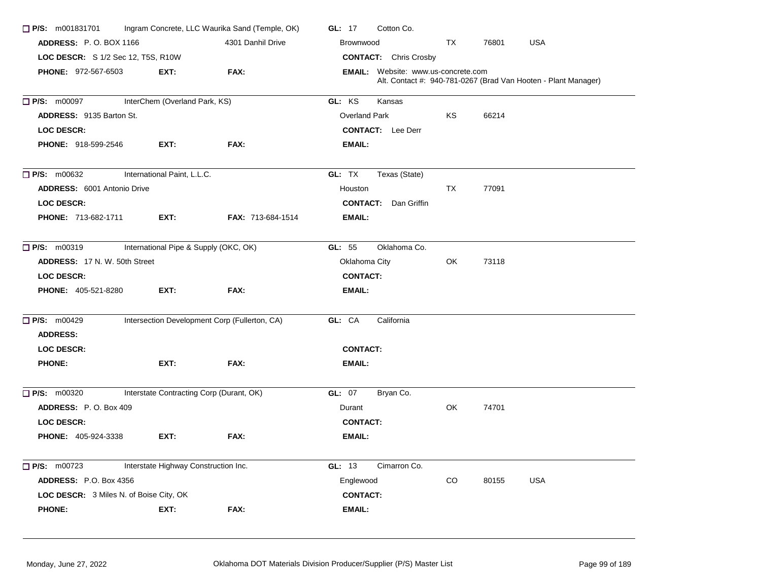☐ **P/S:** m001831701 Ingram Concrete, LLC Waurika Sand (Temple, OK) **GL:** 17 Cotton Co.
**ADDRESS:** P. O. BOX 1166 4301 Danhil Drive Brownwood TX 76801 USA
**LOC DESCR:** S 1/2 Sec 12, T5S, R10W **CONTACT:** Chris Crosby
**PHONE:** 972-567-6503 **EXT:** **FAX:** **EMAIL:** Website: www.us-concrete.com
Alt. Contact #: 940-781-0267 (Brad Van Hooten - Plant Manager)

---

☐ **P/S:** m00097 InterChem (Overland Park, KS) **GL:** KS Kansas
**ADDRESS:** 9135 Barton St. Overland Park KS 66214
**LOC DESCR:** **CONTACT:** Lee Derr
**PHONE:** 918-599-2546 **EXT:** **FAX:** **EMAIL:**

---

☐ **P/S:** m00632 International Paint, L.L.C. **GL:** TX Texas (State)
**ADDRESS:** 6001 Antonio Drive Houston TX 77091
**LOC DESCR:** **CONTACT:** Dan Griffin
**PHONE:** 713-682-1711 **EXT:** **FAX:** 713-684-1514 **EMAIL:**

---

☐ **P/S:** m00319 International Pipe & Supply (OKC, OK) **GL:** 55 Oklahoma Co.
**ADDRESS:** 17 N. W. 50th Street Oklahoma City OK 73118
**LOC DESCR:** **CONTACT:**
**PHONE:** 405-521-8280 **EXT:** **FAX:** **EMAIL:**

---

☐ **P/S:** m00429 Intersection Development Corp (Fullerton, CA) **GL:** CA California
**ADDRESS:**
**LOC DESCR:** **CONTACT:**
**PHONE:** **EXT:** **FAX:** **EMAIL:**

---

☐ **P/S:** m00320 Interstate Contracting Corp (Durant, OK) **GL:** 07 Bryan Co.
**ADDRESS:** P. O. Box 409 Durant OK 74701
**LOC DESCR:** **CONTACT:**
**PHONE:** 405-924-3338 **EXT:** **FAX:** **EMAIL:**

---

☐ **P/S:** m00723 Interstate Highway Construction Inc. **GL:** 13 Cimarron Co.
**ADDRESS:** P.O. Box 4356 Englewood CO 80155 USA
**LOC DESCR:** 3 Miles N. of Boise City, OK **CONTACT:**
**PHONE:** **EXT:** **FAX:** **EMAIL:**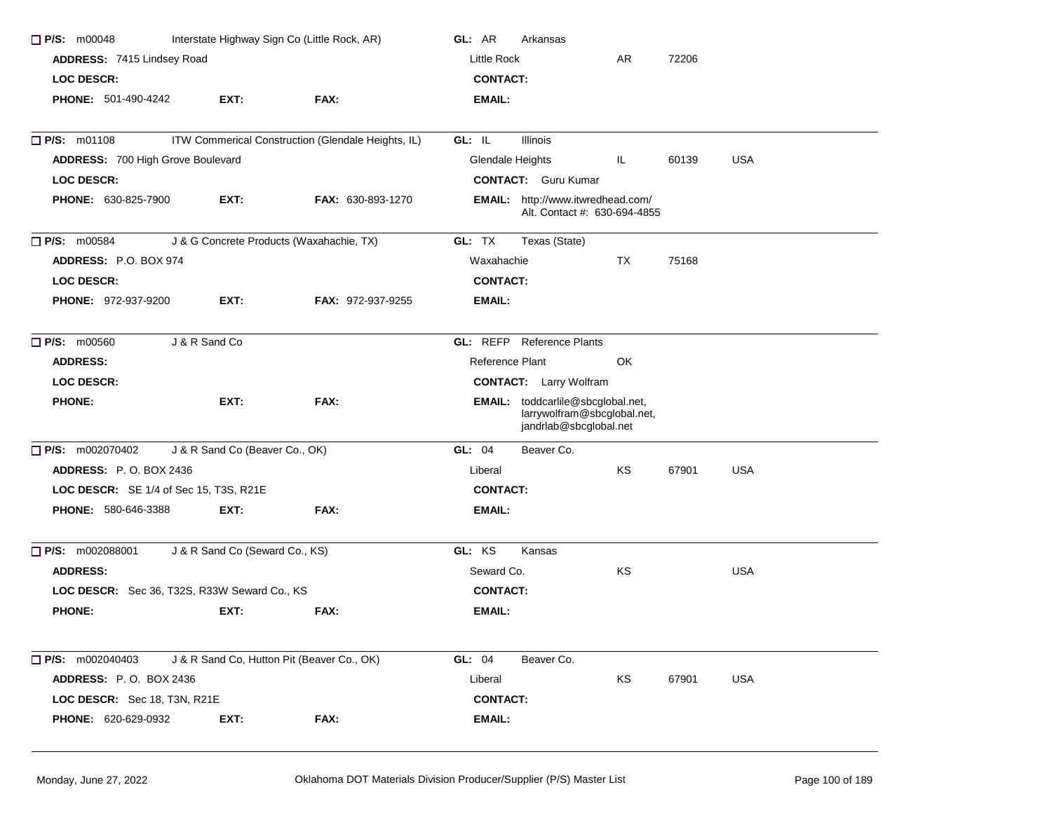☐ **P/S:** m00048 Interstate Highway Sign Co (Little Rock, AR) **GL:** AR Arkansas

**ADDRESS:** 7415 Lindsey Road Little Rock AR 72206

**LOC DESCR:** **CONTACT:**

**PHONE:** 501-490-4242 **EXT:** **FAX:** **EMAIL:**

---

☐ **P/S:** m01108 ITW Commerical Construction (Glendale Heights, IL) **GL:** IL Illinois

**ADDRESS:** 700 High Grove Boulevard Glendale Heights IL 60139 USA

**LOC DESCR:** **CONTACT:** Guru Kumar

**PHONE:** 630-825-7900 **EXT:** **FAX:** 630-893-1270 **EMAIL:** http://www.itwredhead.com/
Alt. Contact #: 630-694-4855

---

☐ **P/S:** m00584 J & G Concrete Products (Waxahachie, TX) **GL:** TX Texas (State)

**ADDRESS:** P.O. BOX 974 Waxahachie TX 75168

**LOC DESCR:** **CONTACT:**

**PHONE:** 972-937-9200 **EXT:** **FAX:** 972-937-9255 **EMAIL:**

---

☐ **P/S:** m00560 J & R Sand Co **GL:** REFP Reference Plants

**ADDRESS:** Reference Plant OK

**LOC DESCR:** **CONTACT:** Larry Wolfram

**PHONE:** **EXT:** **FAX:** **EMAIL:** toddcarlile@sbcglobal.net, larrywolfram@sbcglobal.net, jandrlab@sbcglobal.net

---

☐ **P/S:** m002070402 J & R Sand Co (Beaver Co., OK) **GL:** 04 Beaver Co.

**ADDRESS:** P. O. BOX 2436 Liberal KS 67901 USA

**LOC DESCR:** SE 1/4 of Sec 15, T3S, R21E **CONTACT:**

**PHONE:** 580-646-3388 **EXT:** **FAX:** **EMAIL:**

---

☐ **P/S:** m002088001 J & R Sand Co (Seward Co., KS) **GL:** KS Kansas

**ADDRESS:** Seward Co. KS USA

**LOC DESCR:** Sec 36, T32S, R33W Seward Co., KS **CONTACT:**

**PHONE:** **EXT:** **FAX:** **EMAIL:**

---

☐ **P/S:** m002040403 J & R Sand Co, Hutton Pit (Beaver Co., OK) **GL:** 04 Beaver Co.

**ADDRESS:** P. O. BOX 2436 Liberal KS 67901 USA

**LOC DESCR:** Sec 18, T3N, R21E **CONTACT:**

**PHONE:** 620-629-0932 **EXT:** **FAX:** **EMAIL:**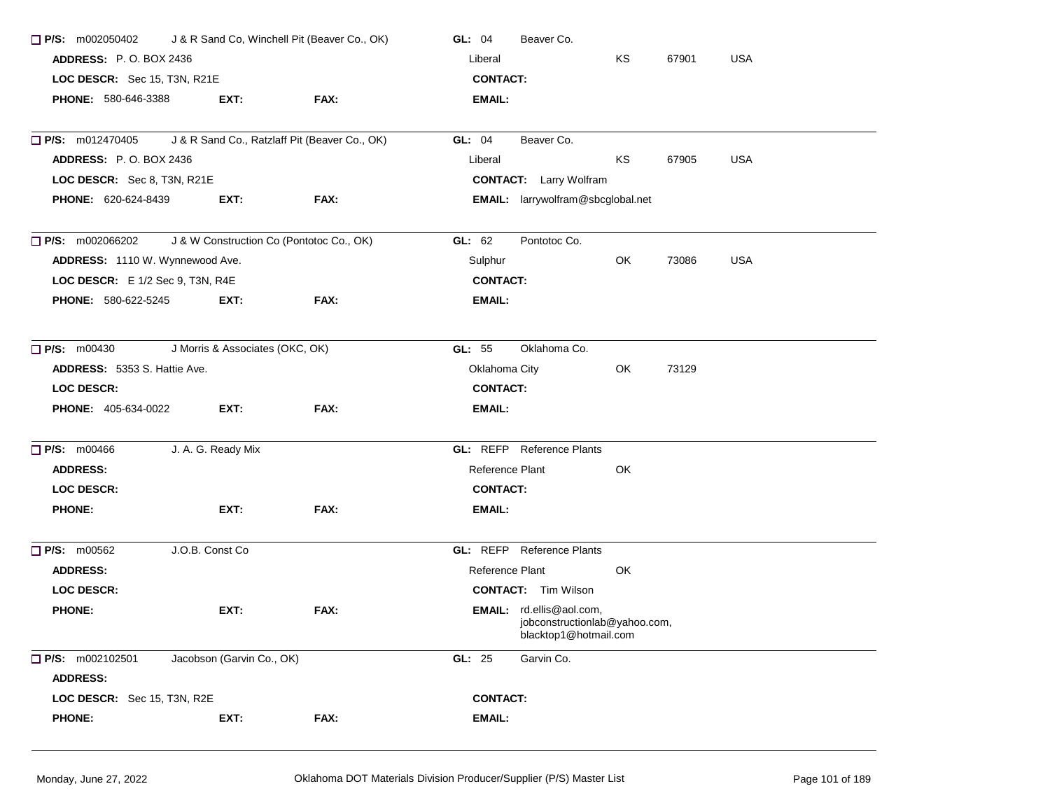☐ **P/S:** m002050402 J & R Sand Co, Winchell Pit (Beaver Co., OK) **GL:** 04 Beaver Co.
**ADDRESS:** P. O. BOX 2436 Liberal KS 67901 USA
**LOC DESCR:** Sec 15, T3N, R21E **CONTACT:**
**PHONE:** 580-646-3388 **EXT:** **FAX:** **EMAIL:**

---

☐ **P/S:** m012470405 J & R Sand Co., Ratzlaff Pit (Beaver Co., OK) **GL:** 04 Beaver Co.
**ADDRESS:** P. O. BOX 2436 Liberal KS 67905 USA
**LOC DESCR:** Sec 8, T3N, R21E **CONTACT:** Larry Wolfram
**PHONE:** 620-624-8439 **EXT:** **FAX:** **EMAIL:** larrywolfram@sbcglobal.net

---

☐ **P/S:** m002066202 J & W Construction Co (Pontotoc Co., OK) **GL:** 62 Pontotoc Co.
**ADDRESS:** 1110 W. Wynnewood Ave. Sulphur OK 73086 USA
**LOC DESCR:** E 1/2 Sec 9, T3N, R4E **CONTACT:**
**PHONE:** 580-622-5245 **EXT:** **FAX:** **EMAIL:**

---

☐ **P/S:** m00430 J Morris & Associates (OKC, OK) **GL:** 55 Oklahoma Co.
**ADDRESS:** 5353 S. Hattie Ave. Oklahoma City OK 73129
**LOC DESCR:** **CONTACT:**
**PHONE:** 405-634-0022 **EXT:** **FAX:** **EMAIL:**

---

☐ **P/S:** m00466 J. A. G. Ready Mix **GL:** REFP Reference Plants
**ADDRESS:** Reference Plant OK
**LOC DESCR:** **CONTACT:**
**PHONE:** **EXT:** **FAX:** **EMAIL:**

---

☐ **P/S:** m00562 J.O.B. Const Co **GL:** REFP Reference Plants
**ADDRESS:** Reference Plant OK
**LOC DESCR:** **CONTACT:** Tim Wilson
**PHONE:** **EXT:** **FAX:** **EMAIL:** rd.ellis@aol.com, jobconstructionlab@yahoo.com, blacktop1@hotmail.com

---

☐ **P/S:** m002102501 Jacobson (Garvin Co., OK) **GL:** 25 Garvin Co.
**ADDRESS:**
**LOC DESCR:** Sec 15, T3N, R2E **CONTACT:**
**PHONE:** **EXT:** **FAX:** **EMAIL:**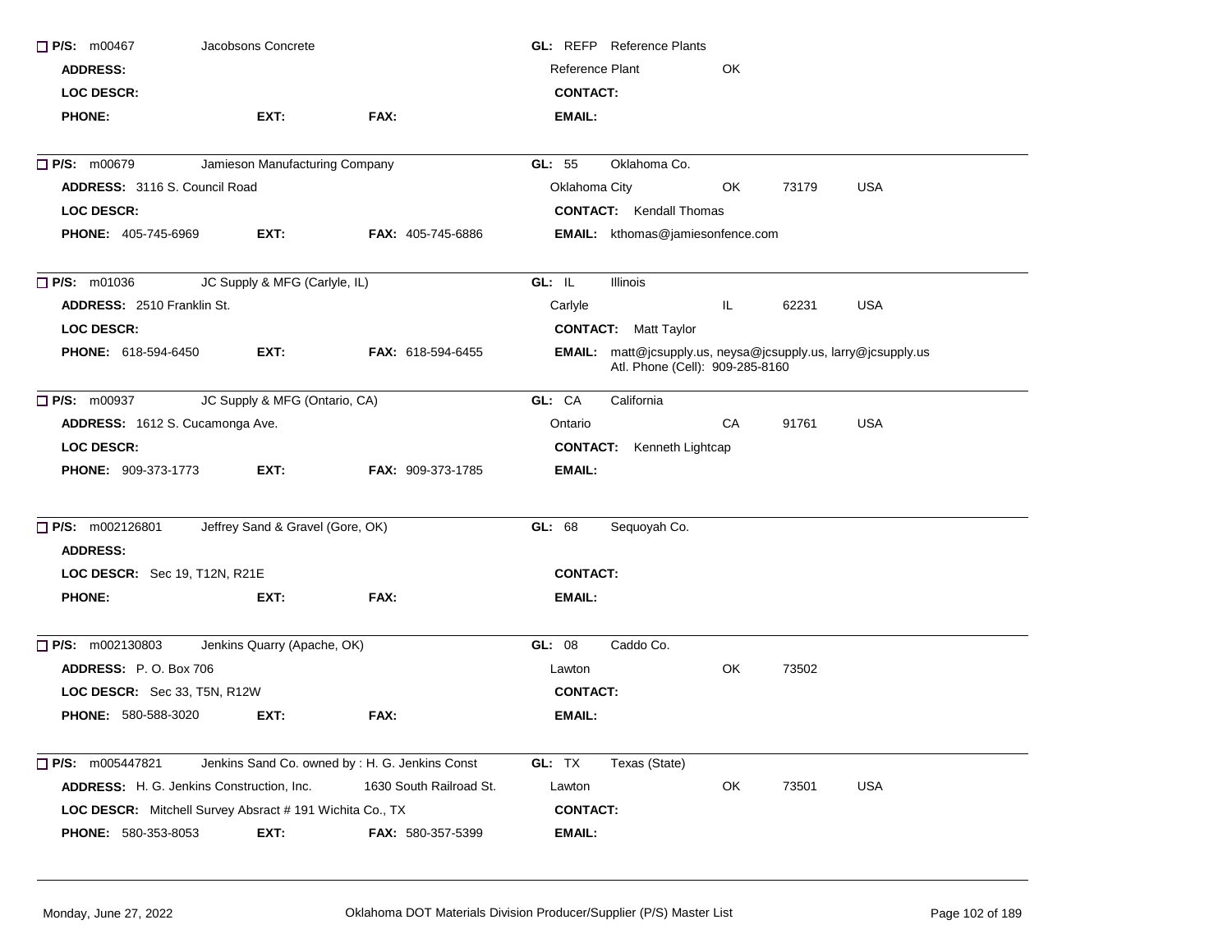☐ **P/S:** m00467 Jacobsons Concrete
**GL:** REFP Reference Plants
**ADDRESS:**
Reference Plant OK
**LOC DESCR:**
**CONTACT:**
**PHONE:** **EXT:** **FAX:**
**EMAIL:**

---

☐ **P/S:** m00679 Jamieson Manufacturing Company
**GL:** 55 Oklahoma Co.
**ADDRESS:** 3116 S. Council Road
Oklahoma City OK 73179 USA
**LOC DESCR:**
**CONTACT:** Kendall Thomas
**PHONE:** 405-745-6969 **EXT:** **FAX:** 405-745-6886
**EMAIL:** kthomas@jamiesonfence.com

---

☐ **P/S:** m01036 JC Supply & MFG (Carlyle, IL)
**GL:** IL Illinois
**ADDRESS:** 2510 Franklin St.
Carlyle IL 62231 USA
**LOC DESCR:**
**CONTACT:** Matt Taylor
**PHONE:** 618-594-6450 **EXT:** **FAX:** 618-594-6455
**EMAIL:** matt@jcsupply.us, neysa@jcsupply.us, larry@jcsupply.us
Atl. Phone (Cell): 909-285-8160

---

☐ **P/S:** m00937 JC Supply & MFG (Ontario, CA)
**GL:** CA California
**ADDRESS:** 1612 S. Cucamonga Ave.
Ontario CA 91761 USA
**LOC DESCR:**
**CONTACT:** Kenneth Lightcap
**PHONE:** 909-373-1773 **EXT:** **FAX:** 909-373-1785
**EMAIL:**

---

☐ **P/S:** m002126801 Jeffrey Sand & Gravel (Gore, OK)
**GL:** 68 Sequoyah Co.
**ADDRESS:**
**LOC DESCR:** Sec 19, T12N, R21E
**CONTACT:**
**PHONE:** **EXT:** **FAX:**
**EMAIL:**

---

☐ **P/S:** m002130803 Jenkins Quarry (Apache, OK)
**GL:** 08 Caddo Co.
**ADDRESS:** P. O. Box 706
Lawton OK 73502
**LOC DESCR:** Sec 33, T5N, R12W
**CONTACT:**
**PHONE:** 580-588-3020 **EXT:** **FAX:**
**EMAIL:**

---

☐ **P/S:** m005447821 Jenkins Sand Co. owned by : H. G. Jenkins Const
**GL:** TX Texas (State)
**ADDRESS:** H. G. Jenkins Construction, Inc. 1630 South Railroad St.
Lawton OK 73501 USA
**LOC DESCR:** Mitchell Survey Absract # 191 Wichita Co., TX
**CONTACT:**
**PHONE:** 580-353-8053 **EXT:** **FAX:** 580-357-5399
**EMAIL:**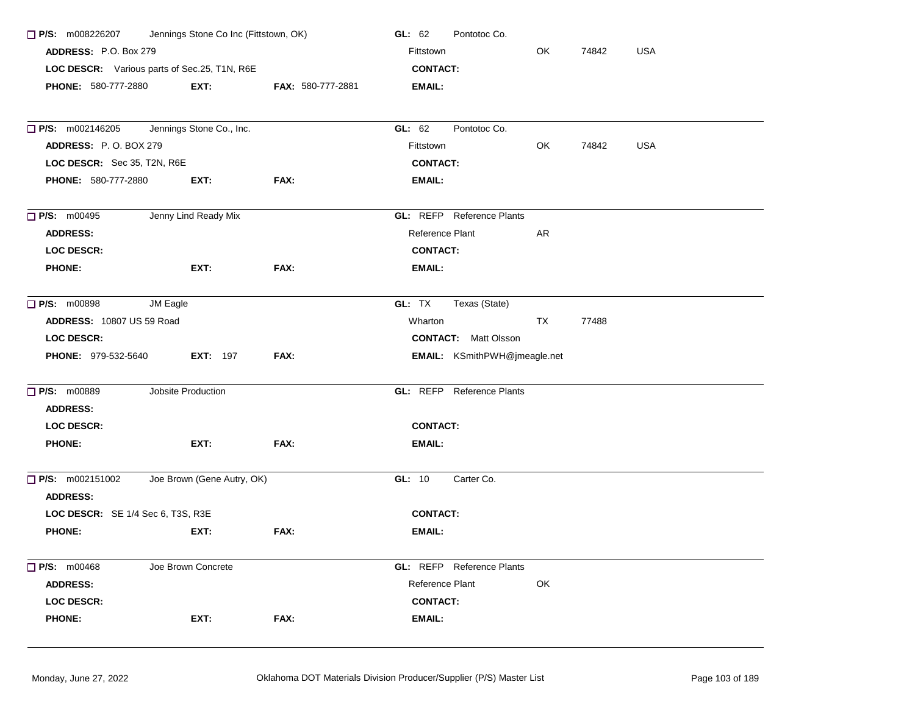**P/S:** m008226207 Jennings Stone Co Inc (Fittstown, OK)
**GL:** 62 Pontotoc Co.
**ADDRESS:** P.O. Box 279
Fittstown OK 74842 USA
**LOC DESCR:** Various parts of Sec.25, T1N, R6E
**CONTACT:**
**PHONE:** 580-777-2880 **EXT:** **FAX:** 580-777-2881
**EMAIL:**

---

**P/S:** m002146205 Jennings Stone Co., Inc.
**GL:** 62 Pontotoc Co.
**ADDRESS:** P. O. BOX 279
Fittstown OK 74842 USA
**LOC DESCR:** Sec 35, T2N, R6E
**CONTACT:**
**PHONE:** 580-777-2880 **EXT:** **FAX:**
**EMAIL:**

---

**P/S:** m00495 Jenny Lind Ready Mix
**GL:** REFP Reference Plants
**ADDRESS:**
Reference Plant AR
**LOC DESCR:**
**CONTACT:**
**PHONE:** **EXT:** **FAX:**
**EMAIL:**

---

**P/S:** m00898 JM Eagle
**GL:** TX Texas (State)
**ADDRESS:** 10807 US 59 Road
Wharton TX 77488
**LOC DESCR:**
**CONTACT:** Matt Olsson
**PHONE:** 979-532-5640 **EXT:** 197 **FAX:**
**EMAIL:** KSmithPWH@jmeagle.net

---

**P/S:** m00889 Jobsite Production
**GL:** REFP Reference Plants
**ADDRESS:**
**LOC DESCR:**
**CONTACT:**
**PHONE:** **EXT:** **FAX:**
**EMAIL:**

---

**P/S:** m002151002 Joe Brown (Gene Autry, OK)
**GL:** 10 Carter Co.
**ADDRESS:**
**LOC DESCR:** SE 1/4 Sec 6, T3S, R3E
**CONTACT:**
**PHONE:** **EXT:** **FAX:**
**EMAIL:**

---

**P/S:** m00468 Joe Brown Concrete
**GL:** REFP Reference Plants
**ADDRESS:**
Reference Plant OK
**LOC DESCR:**
**CONTACT:**
**PHONE:** **EXT:** **FAX:**
**EMAIL:**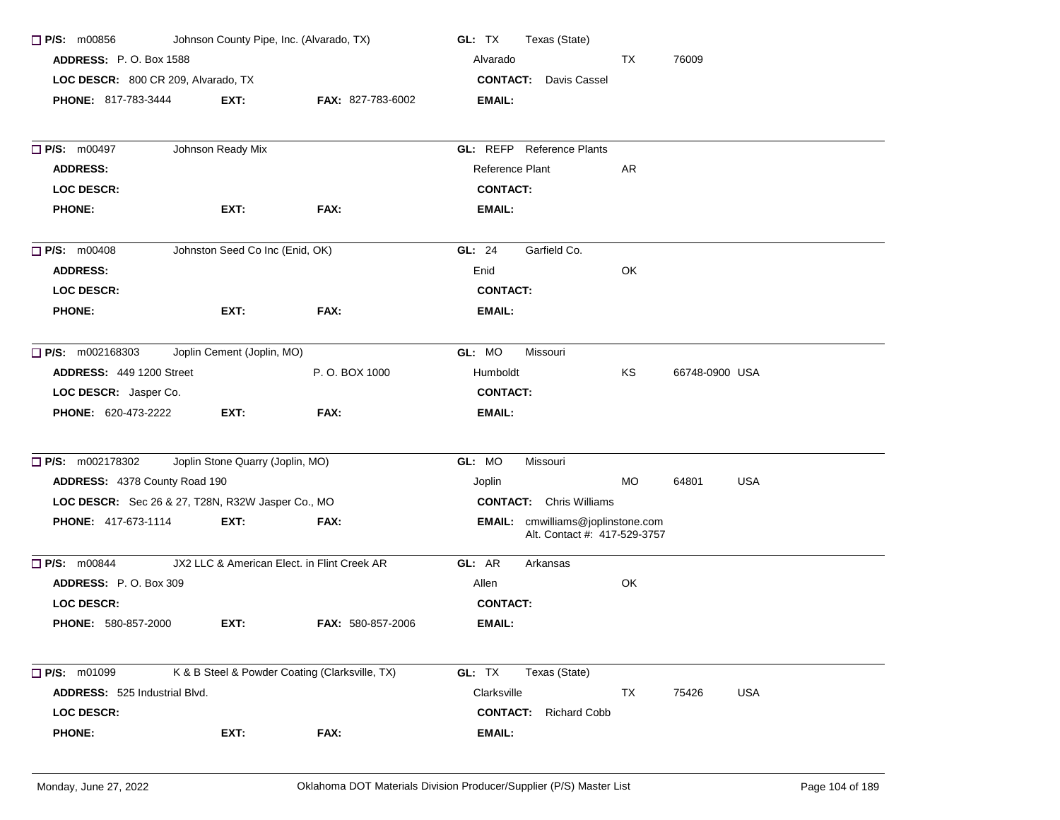☐ **P/S:** m00856 Johnson County Pipe, Inc. (Alvarado, TX) **GL:** TX Texas (State)
**ADDRESS:** P. O. Box 1588 Alvarado TX 76009
**LOC DESCR:** 800 CR 209, Alvarado, TX **CONTACT:** Davis Cassel
**PHONE:** 817-783-3444 **EXT:** **FAX:** 827-783-6002 **EMAIL:**

---

☐ **P/S:** m00497 Johnson Ready Mix **GL:** REFP Reference Plants
**ADDRESS:** Reference Plant AR
**LOC DESCR:** **CONTACT:**
**PHONE:** **EXT:** **FAX:** **EMAIL:**

---

☐ **P/S:** m00408 Johnston Seed Co Inc (Enid, OK) **GL:** 24 Garfield Co.
**ADDRESS:** Enid OK
**LOC DESCR:** **CONTACT:**
**PHONE:** **EXT:** **FAX:** **EMAIL:**

---

☐ **P/S:** m002168303 Joplin Cement (Joplin, MO) **GL:** MO Missouri
**ADDRESS:** 449 1200 Street P. O. BOX 1000 Humboldt KS 66748-0900 USA
**LOC DESCR:** Jasper Co. **CONTACT:**
**PHONE:** 620-473-2222 **EXT:** **FAX:** **EMAIL:**

---

☐ **P/S:** m002178302 Joplin Stone Quarry (Joplin, MO) **GL:** MO Missouri
**ADDRESS:** 4378 County Road 190 Joplin MO 64801 USA
**LOC DESCR:** Sec 26 & 27, T28N, R32W Jasper Co., MO **CONTACT:** Chris Williams
**PHONE:** 417-673-1114 **EXT:** **FAX:** **EMAIL:** cmwilliams@joplinstone.com
Alt. Contact #: 417-529-3757

---

☐ **P/S:** m00844 JX2 LLC & American Elect. in Flint Creek AR **GL:** AR Arkansas
**ADDRESS:** P. O. Box 309 Allen OK
**LOC DESCR:** **CONTACT:**
**PHONE:** 580-857-2000 **EXT:** **FAX:** 580-857-2006 **EMAIL:**

---

☐ **P/S:** m01099 K & B Steel & Powder Coating (Clarksville, TX) **GL:** TX Texas (State)
**ADDRESS:** 525 Industrial Blvd. Clarksville TX 75426 USA
**LOC DESCR:** **CONTACT:** Richard Cobb
**PHONE:** **EXT:** **FAX:** **EMAIL:**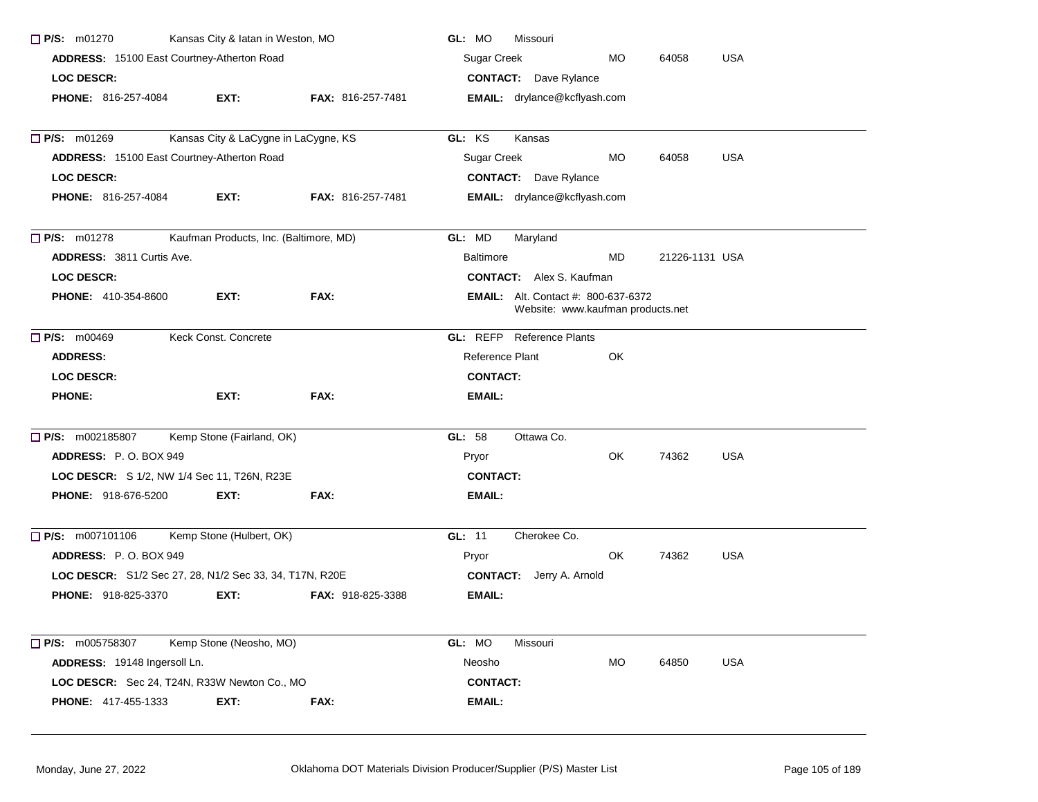☐ **P/S:** m01270 Kansas City & Iatan in Weston, MO **GL:** MO Missouri

**ADDRESS:** 15100 East Courtney-Atherton Road Sugar Creek MO 64058 USA

**LOC DESCR:** **CONTACT:** Dave Rylance

**PHONE:** 816-257-4084 **EXT:** **FAX:** 816-257-7481 **EMAIL:** drylance@kcflyash.com

---

☐ **P/S:** m01269 Kansas City & LaCygne in LaCygne, KS **GL:** KS Kansas

**ADDRESS:** 15100 East Courtney-Atherton Road Sugar Creek MO 64058 USA

**LOC DESCR:** **CONTACT:** Dave Rylance

**PHONE:** 816-257-4084 **EXT:** **FAX:** 816-257-7481 **EMAIL:** drylance@kcflyash.com

---

☐ **P/S:** m01278 Kaufman Products, Inc. (Baltimore, MD) **GL:** MD Maryland

**ADDRESS:** 3811 Curtis Ave. Baltimore MD 21226-1131 USA

**LOC DESCR:** **CONTACT:** Alex S. Kaufman

**PHONE:** 410-354-8600 **EXT:** **FAX:** **EMAIL:** Alt. Contact #: 800-637-6372 Website: www.kaufman products.net

---

☐ **P/S:** m00469 Keck Const. Concrete **GL:** REFP Reference Plants

**ADDRESS:** Reference Plant OK

**LOC DESCR:** **CONTACT:**

**PHONE:** **EXT:** **FAX:** **EMAIL:**

---

☐ **P/S:** m002185807 Kemp Stone (Fairland, OK) **GL:** 58 Ottawa Co.

**ADDRESS:** P. O. BOX 949 Pryor OK 74362 USA

**LOC DESCR:** S 1/2, NW 1/4 Sec 11, T26N, R23E **CONTACT:**

**PHONE:** 918-676-5200 **EXT:** **FAX:** **EMAIL:**

---

☐ **P/S:** m007101106 Kemp Stone (Hulbert, OK) **GL:** 11 Cherokee Co.

**ADDRESS:** P. O. BOX 949 Pryor OK 74362 USA

**LOC DESCR:** S1/2 Sec 27, 28, N1/2 Sec 33, 34, T17N, R20E **CONTACT:** Jerry A. Arnold

**PHONE:** 918-825-3370 **EXT:** **FAX:** 918-825-3388 **EMAIL:**

---

☐ **P/S:** m005758307 Kemp Stone (Neosho, MO) **GL:** MO Missouri

**ADDRESS:** 19148 Ingersoll Ln. Neosho MO 64850 USA

**LOC DESCR:** Sec 24, T24N, R33W Newton Co., MO **CONTACT:**

**PHONE:** 417-455-1333 **EXT:** **FAX:** **EMAIL:**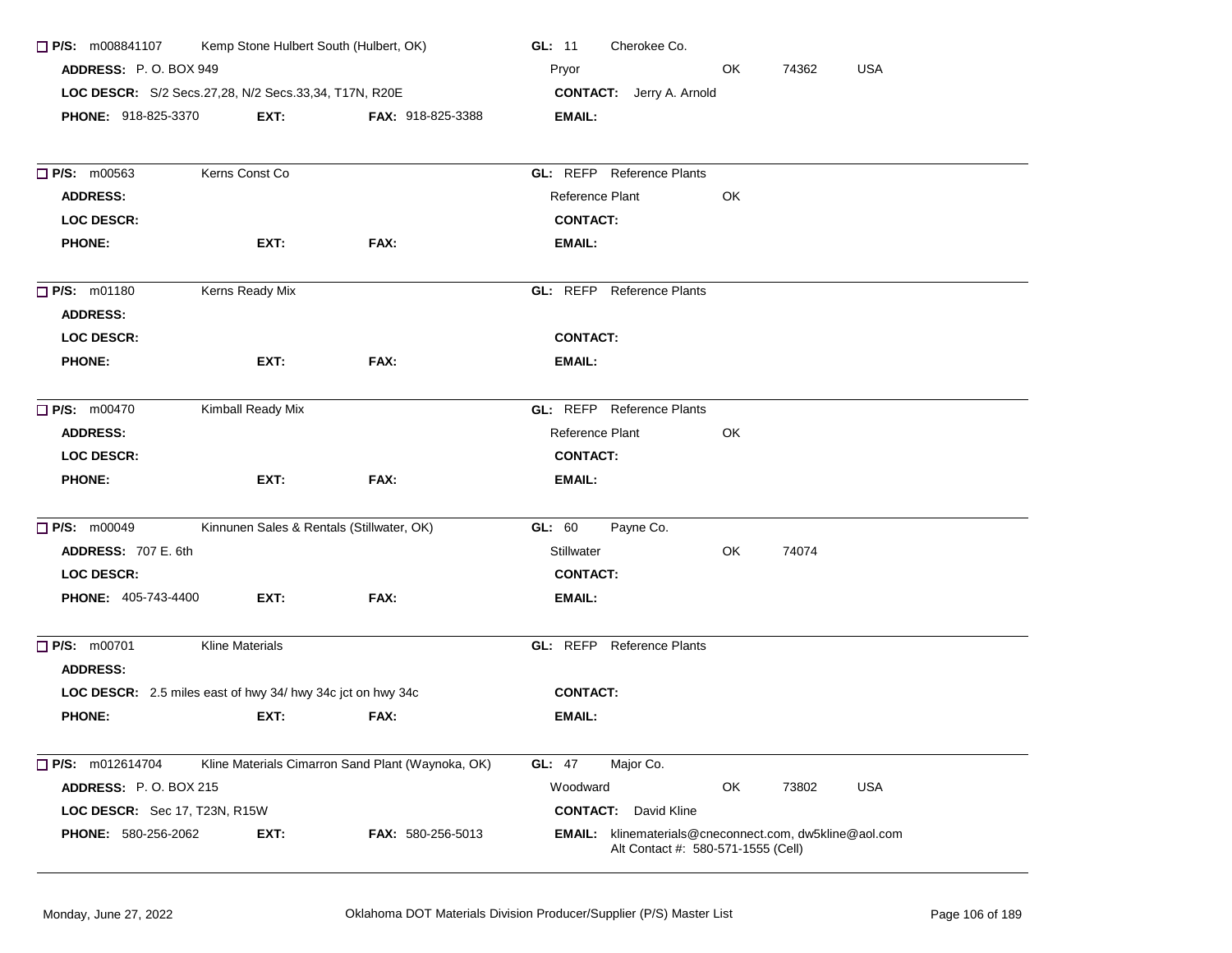**P/S:** m008841107 Kemp Stone Hulbert South (Hulbert, OK) **GL:** 11 Cherokee Co.

**ADDRESS:** P. O. BOX 949 Pryor OK 74362 USA

**LOC DESCR:** S/2 Secs.27,28, N/2 Secs.33,34, T17N, R20E **CONTACT:** Jerry A. Arnold

**PHONE:** 918-825-3370 **EXT:** **FAX:** 918-825-3388 **EMAIL:**

---

**P/S:** m00563 Kerns Const Co **GL:** REFP Reference Plants

**ADDRESS:** Reference Plant OK

**LOC DESCR:** **CONTACT:**

**PHONE:** **EXT:** **FAX:** **EMAIL:**

---

**P/S:** m01180 Kerns Ready Mix **GL:** REFP Reference Plants

**ADDRESS:**

**LOC DESCR:** **CONTACT:**

**PHONE:** **EXT:** **FAX:** **EMAIL:**

---

**P/S:** m00470 Kimball Ready Mix **GL:** REFP Reference Plants

**ADDRESS:** Reference Plant OK

**LOC DESCR:** **CONTACT:**

**PHONE:** **EXT:** **FAX:** **EMAIL:**

---

**P/S:** m00049 Kinnunen Sales & Rentals (Stillwater, OK) **GL:** 60 Payne Co.

**ADDRESS:** 707 E. 6th Stillwater OK 74074

**LOC DESCR:** **CONTACT:**

**PHONE:** 405-743-4400 **EXT:** **FAX:** **EMAIL:**

---

**P/S:** m00701 Kline Materials **GL:** REFP Reference Plants

**ADDRESS:**

**LOC DESCR:** 2.5 miles east of hwy 34/ hwy 34c jct on hwy 34c **CONTACT:**

**PHONE:** **EXT:** **FAX:** **EMAIL:**

---

**P/S:** m012614704 Kline Materials Cimarron Sand Plant (Waynoka, OK) **GL:** 47 Major Co.

**ADDRESS:** P. O. BOX 215 Woodward OK 73802 USA

**LOC DESCR:** Sec 17, T23N, R15W **CONTACT:** David Kline

**PHONE:** 580-256-2062 **EXT:** **FAX:** 580-256-5013 **EMAIL:** klinematerials@cneconnect.com, dw5kline@aol.com Alt Contact #: 580-571-1555 (Cell)

---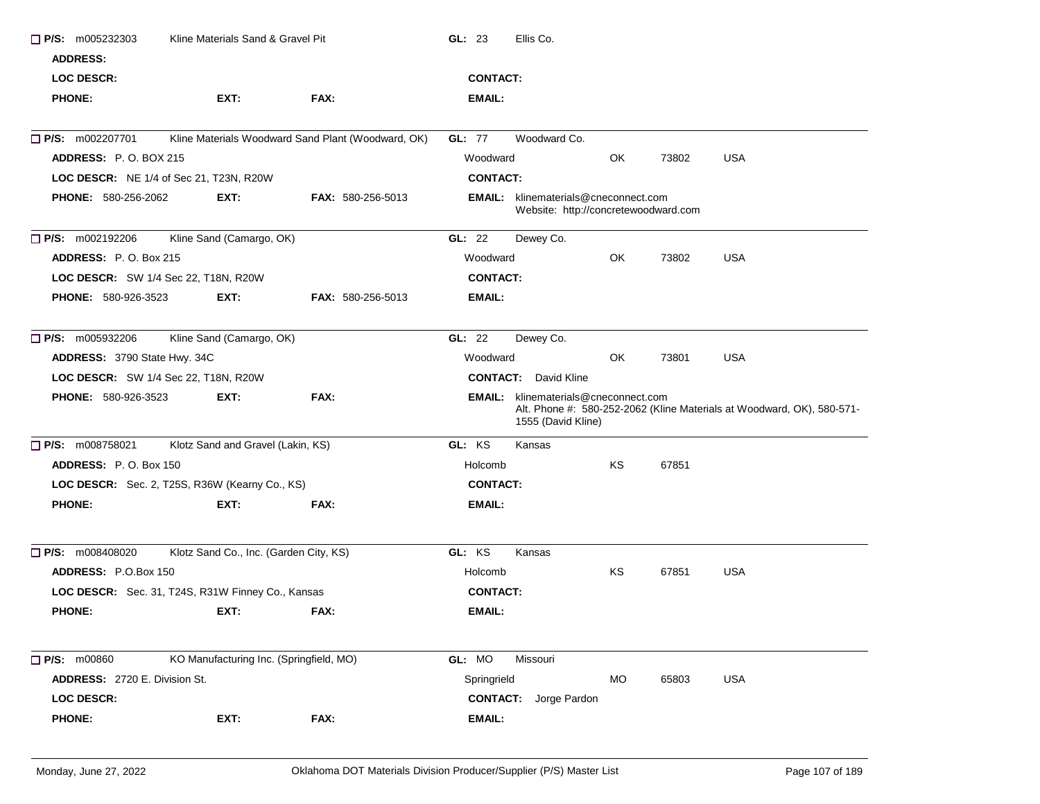☐ **P/S:** m005232303 Kline Materials Sand & Gravel Pit **GL:** 23 Ellis Co.

**ADDRESS:**

**LOC DESCR:** **CONTACT:**

**PHONE:** **EXT:** **FAX:** **EMAIL:**

---

☐ **P/S:** m002207701 Kline Materials Woodward Sand Plant (Woodward, OK) **GL:** 77 Woodward Co.

**ADDRESS:** P. O. BOX 215 Woodward OK 73802 USA

**LOC DESCR:** NE 1/4 of Sec 21, T23N, R20W **CONTACT:**

**PHONE:** 580-256-2062 **EXT:** **FAX:** 580-256-5013 **EMAIL:** klinematerials@cneconnect.com
Website: http://concretewoodward.com

---

☐ **P/S:** m002192206 Kline Sand (Camargo, OK) **GL:** 22 Dewey Co.

**ADDRESS:** P. O. Box 215 Woodward OK 73802 USA

**LOC DESCR:** SW 1/4 Sec 22, T18N, R20W **CONTACT:**

**PHONE:** 580-926-3523 **EXT:** **FAX:** 580-256-5013 **EMAIL:**

---

☐ **P/S:** m005932206 Kline Sand (Camargo, OK) **GL:** 22 Dewey Co.

**ADDRESS:** 3790 State Hwy. 34C Woodward OK 73801 USA

**LOC DESCR:** SW 1/4 Sec 22, T18N, R20W **CONTACT:** David Kline

**PHONE:** 580-926-3523 **EXT:** **FAX:** **EMAIL:** klinematerials@cneconnect.com
Alt. Phone #: 580-252-2062 (Kline Materials at Woodward, OK), 580-571-1555 (David Kline)

---

☐ **P/S:** m008758021 Klotz Sand and Gravel (Lakin, KS) **GL:** KS Kansas

**ADDRESS:** P. O. Box 150 Holcomb KS 67851

**LOC DESCR:** Sec. 2, T25S, R36W (Kearny Co., KS) **CONTACT:**

**PHONE:** **EXT:** **FAX:** **EMAIL:**

---

☐ **P/S:** m008408020 Klotz Sand Co., Inc. (Garden City, KS) **GL:** KS Kansas

**ADDRESS:** P.O.Box 150 Holcomb KS 67851 USA

**LOC DESCR:** Sec. 31, T24S, R31W Finney Co., Kansas **CONTACT:**

**PHONE:** **EXT:** **FAX:** **EMAIL:**

---

☐ **P/S:** m00860 KO Manufacturing Inc. (Springfield, MO) **GL:** MO Missouri

**ADDRESS:** 2720 E. Division St. Springrield MO 65803 USA

**LOC DESCR:** **CONTACT:** Jorge Pardon

**PHONE:** **EXT:** **FAX:** **EMAIL:**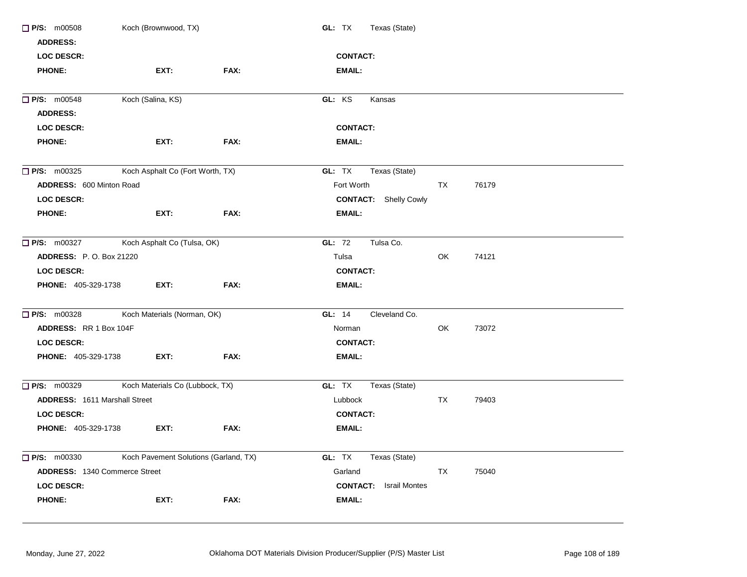☐ **P/S:** m00508 Koch (Brownwood, TX) **GL:** TX Texas (State)

**ADDRESS:**

**LOC DESCR:** **CONTACT:**

**PHONE:** **EXT:** **FAX:** **EMAIL:**

---

☐ **P/S:** m00548 Koch (Salina, KS) **GL:** KS Kansas

**ADDRESS:**

**LOC DESCR:** **CONTACT:**

**PHONE:** **EXT:** **FAX:** **EMAIL:**

---

☐ **P/S:** m00325 Koch Asphalt Co (Fort Worth, TX) **GL:** TX Texas (State)

**ADDRESS:** 600 Minton Road Fort Worth TX 76179

**LOC DESCR:** **CONTACT:** Shelly Cowly

**PHONE:** **EXT:** **FAX:** **EMAIL:**

---

☐ **P/S:** m00327 Koch Asphalt Co (Tulsa, OK) **GL:** 72 Tulsa Co.

**ADDRESS:** P. O. Box 21220 Tulsa OK 74121

**LOC DESCR:** **CONTACT:**

**PHONE:** 405-329-1738 **EXT:** **FAX:** **EMAIL:**

---

☐ **P/S:** m00328 Koch Materials (Norman, OK) **GL:** 14 Cleveland Co.

**ADDRESS:** RR 1 Box 104F Norman OK 73072

**LOC DESCR:** **CONTACT:**

**PHONE:** 405-329-1738 **EXT:** **FAX:** **EMAIL:**

---

☐ **P/S:** m00329 Koch Materials Co (Lubbock, TX) **GL:** TX Texas (State)

**ADDRESS:** 1611 Marshall Street Lubbock TX 79403

**LOC DESCR:** **CONTACT:**

**PHONE:** 405-329-1738 **EXT:** **FAX:** **EMAIL:**

---

☐ **P/S:** m00330 Koch Pavement Solutions (Garland, TX) **GL:** TX Texas (State)

**ADDRESS:** 1340 Commerce Street Garland TX 75040

**LOC DESCR:** **CONTACT:** Israil Montes

**PHONE:** **EXT:** **FAX:** **EMAIL:**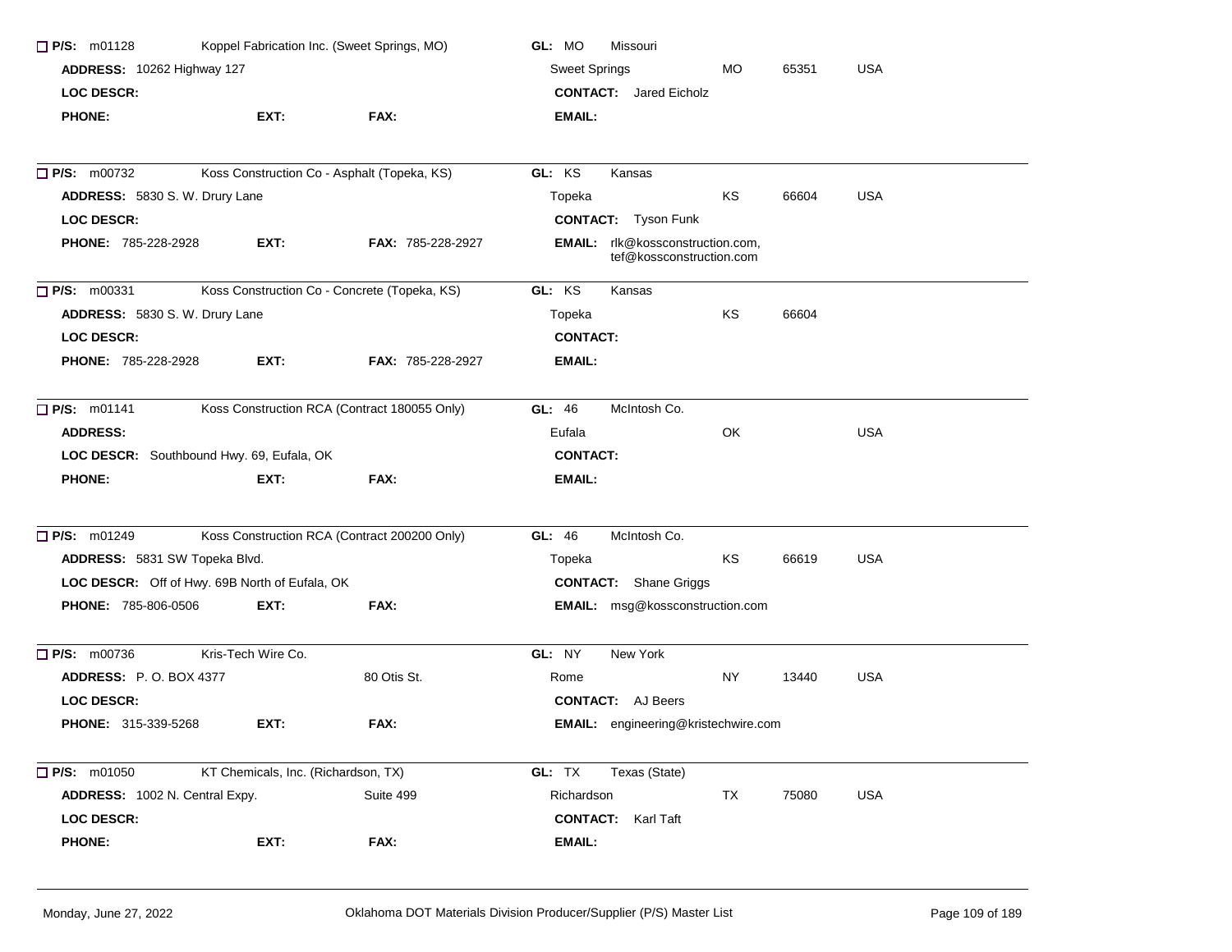**P/S:** m01128 Koppel Fabrication Inc. (Sweet Springs, MO) **GL:** MO Missouri

**ADDRESS:** 10262 Highway 127 Sweet Springs MO 65351 USA

**LOC DESCR:** **CONTACT:** Jared Eicholz

**PHONE:** **EXT:** **FAX:** **EMAIL:**

---

**P/S:** m00732 Koss Construction Co - Asphalt (Topeka, KS) **GL:** KS Kansas

**ADDRESS:** 5830 S. W. Drury Lane Topeka KS 66604 USA

**LOC DESCR:** **CONTACT:** Tyson Funk

**PHONE:** 785-228-2928 **EXT:** **FAX:** 785-228-2927 **EMAIL:** rlk@kossconstruction.com, tef@kossconstruction.com

---

**P/S:** m00331 Koss Construction Co - Concrete (Topeka, KS) **GL:** KS Kansas

**ADDRESS:** 5830 S. W. Drury Lane Topeka KS 66604

**LOC DESCR:** **CONTACT:**

**PHONE:** 785-228-2928 **EXT:** **FAX:** 785-228-2927 **EMAIL:**

---

**P/S:** m01141 Koss Construction RCA (Contract 180055 Only) **GL:** 46 McIntosh Co.

**ADDRESS:** Eufala OK USA

**LOC DESCR:** Southbound Hwy. 69, Eufala, OK **CONTACT:**

**PHONE:** **EXT:** **FAX:** **EMAIL:**

---

**P/S:** m01249 Koss Construction RCA (Contract 200200 Only) **GL:** 46 McIntosh Co.

**ADDRESS:** 5831 SW Topeka Blvd. Topeka KS 66619 USA

**LOC DESCR:** Off of Hwy. 69B North of Eufala, OK **CONTACT:** Shane Griggs

**PHONE:** 785-806-0506 **EXT:** **FAX:** **EMAIL:** msg@kossconstruction.com

---

**P/S:** m00736 Kris-Tech Wire Co. **GL:** NY New York

**ADDRESS:** P. O. BOX 4377 80 Otis St. Rome NY 13440 USA

**LOC DESCR:** **CONTACT:** AJ Beers

**PHONE:** 315-339-5268 **EXT:** **FAX:** **EMAIL:** engineering@kristechwire.com

---

**P/S:** m01050 KT Chemicals, Inc. (Richardson, TX) **GL:** TX Texas (State)

**ADDRESS:** 1002 N. Central Expy. Suite 499 Richardson TX 75080 USA

**LOC DESCR:** **CONTACT:** Karl Taft

**PHONE:** **EXT:** **FAX:** **EMAIL:**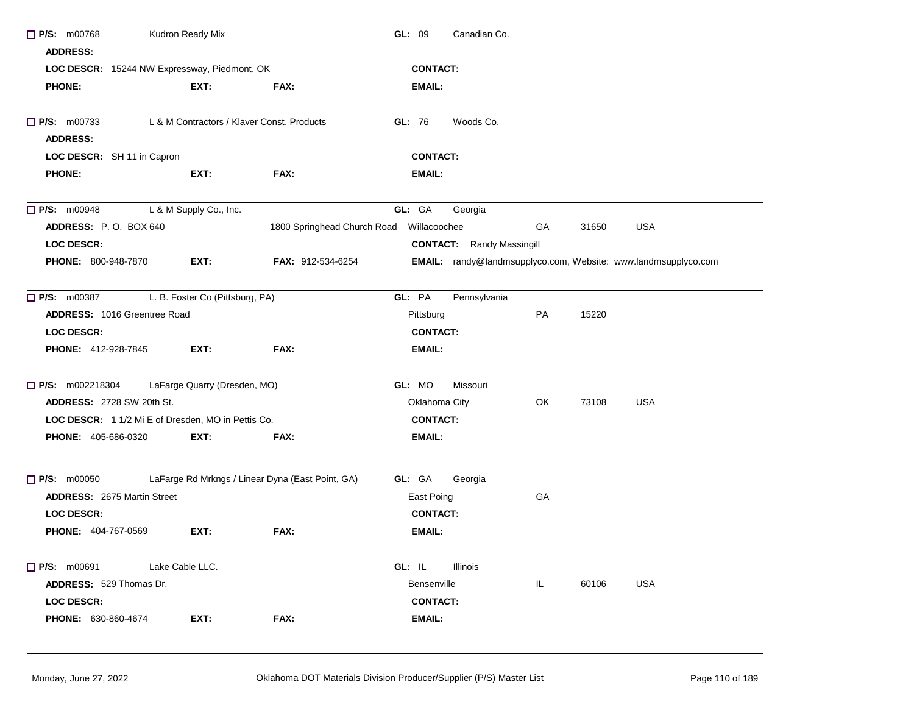☐ **P/S:** m00768 Kudron Ready Mix **GL:** 09 Canadian Co.

**ADDRESS:**

**LOC DESCR:** 15244 NW Expressway, Piedmont, OK **CONTACT:**

**PHONE:** **EXT:** **FAX:** **EMAIL:**

---

☐ **P/S:** m00733 L & M Contractors / Klaver Const. Products **GL:** 76 Woods Co.

**ADDRESS:**

**LOC DESCR:** SH 11 in Capron **CONTACT:**

**PHONE:** **EXT:** **FAX:** **EMAIL:**

---

☐ **P/S:** m00948 L & M Supply Co., Inc. **GL:** GA Georgia

**ADDRESS:** P. O. BOX 640 1800 Springhead Church Road Willacoochee GA 31650 USA

**LOC DESCR:** **CONTACT:** Randy Massingill

**PHONE:** 800-948-7870 **EXT:** **FAX:** 912-534-6254 **EMAIL:** randy@landmsupplyco.com, Website: www.landmsupplyco.com

---

☐ **P/S:** m00387 L. B. Foster Co (Pittsburg, PA) **GL:** PA Pennsylvania

**ADDRESS:** 1016 Greentree Road Pittsburg PA 15220

**LOC DESCR:** **CONTACT:**

**PHONE:** 412-928-7845 **EXT:** **FAX:** **EMAIL:**

---

☐ **P/S:** m002218304 LaFarge Quarry (Dresden, MO) **GL:** MO Missouri

**ADDRESS:** 2728 SW 20th St. Oklahoma City OK 73108 USA

**LOC DESCR:** 1 1/2 Mi E of Dresden, MO in Pettis Co. **CONTACT:**

**PHONE:** 405-686-0320 **EXT:** **FAX:** **EMAIL:**

---

☐ **P/S:** m00050 LaFarge Rd Mrkngs / Linear Dyna (East Point, GA) **GL:** GA Georgia

**ADDRESS:** 2675 Martin Street East Poing GA

**LOC DESCR:** **CONTACT:**

**PHONE:** 404-767-0569 **EXT:** **FAX:** **EMAIL:**

---

☐ **P/S:** m00691 Lake Cable LLC. **GL:** IL Illinois

**ADDRESS:** 529 Thomas Dr. Bensenville IL 60106 USA

**LOC DESCR:** **CONTACT:**

**PHONE:** 630-860-4674 **EXT:** **FAX:** **EMAIL:**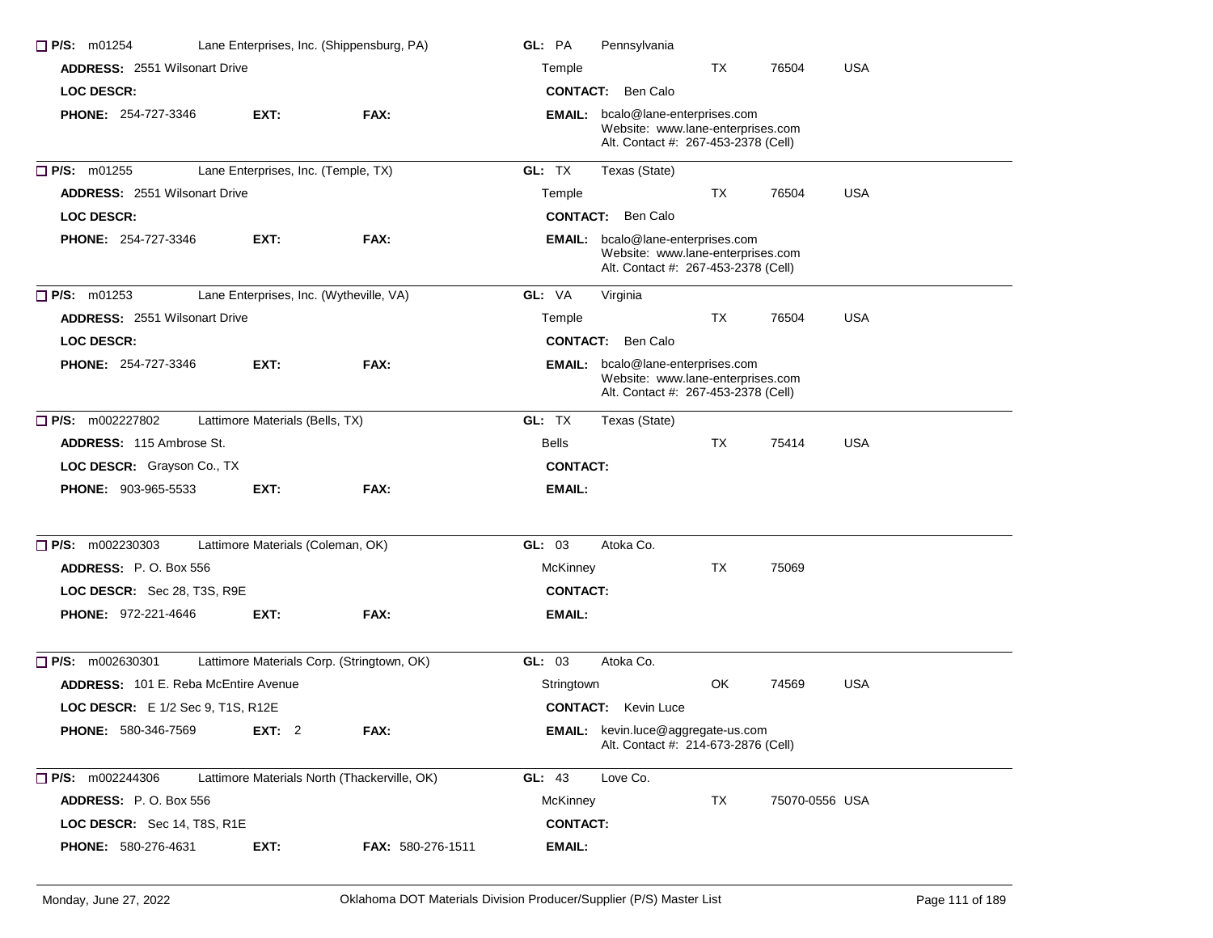☐ **P/S:** m01254 Lane Enterprises, Inc. (Shippensburg, PA) **GL:** PA Pennsylvania

**ADDRESS:** 2551 Wilsonart Drive Temple TX 76504 USA

**LOC DESCR:** **CONTACT:** Ben Calo

**PHONE:** 254-727-3346 **EXT:** **FAX:** **EMAIL:** bcalo@lane-enterprises.com
Website: www.lane-enterprises.com
Alt. Contact #: 267-453-2378 (Cell)

---

☐ **P/S:** m01255 Lane Enterprises, Inc. (Temple, TX) **GL:** TX Texas (State)

**ADDRESS:** 2551 Wilsonart Drive Temple TX 76504 USA

**LOC DESCR:** **CONTACT:** Ben Calo

**PHONE:** 254-727-3346 **EXT:** **FAX:** **EMAIL:** bcalo@lane-enterprises.com
Website: www.lane-enterprises.com
Alt. Contact #: 267-453-2378 (Cell)

---

☐ **P/S:** m01253 Lane Enterprises, Inc. (Wytheville, VA) **GL:** VA Virginia

**ADDRESS:** 2551 Wilsonart Drive Temple TX 76504 USA

**LOC DESCR:** **CONTACT:** Ben Calo

**PHONE:** 254-727-3346 **EXT:** **FAX:** **EMAIL:** bcalo@lane-enterprises.com
Website: www.lane-enterprises.com
Alt. Contact #: 267-453-2378 (Cell)

---

☐ **P/S:** m002227802 Lattimore Materials (Bells, TX) **GL:** TX Texas (State)

**ADDRESS:** 115 Ambrose St. Bells TX 75414 USA

**LOC DESCR:** Grayson Co., TX **CONTACT:**

**PHONE:** 903-965-5533 **EXT:** **FAX:** **EMAIL:**

---

☐ **P/S:** m002230303 Lattimore Materials (Coleman, OK) **GL:** 03 Atoka Co.

**ADDRESS:** P. O. Box 556 McKinney TX 75069

**LOC DESCR:** Sec 28, T3S, R9E **CONTACT:**

**PHONE:** 972-221-4646 **EXT:** **FAX:** **EMAIL:**

---

☐ **P/S:** m002630301 Lattimore Materials Corp. (Stringtown, OK) **GL:** 03 Atoka Co.

**ADDRESS:** 101 E. Reba McEntire Avenue Stringtown OK 74569 USA

**LOC DESCR:** E 1/2 Sec 9, T1S, R12E **CONTACT:** Kevin Luce

**PHONE:** 580-346-7569 **EXT:** 2 **FAX:** **EMAIL:** kevin.luce@aggregate-us.com
Alt. Contact #: 214-673-2876 (Cell)

---

☐ **P/S:** m002244306 Lattimore Materials North (Thackerville, OK) **GL:** 43 Love Co.

**ADDRESS:** P. O. Box 556 McKinney TX 75070-0556 USA

**LOC DESCR:** Sec 14, T8S, R1E **CONTACT:**

**PHONE:** 580-276-4631 **EXT:** **FAX:** 580-276-1511 **EMAIL:**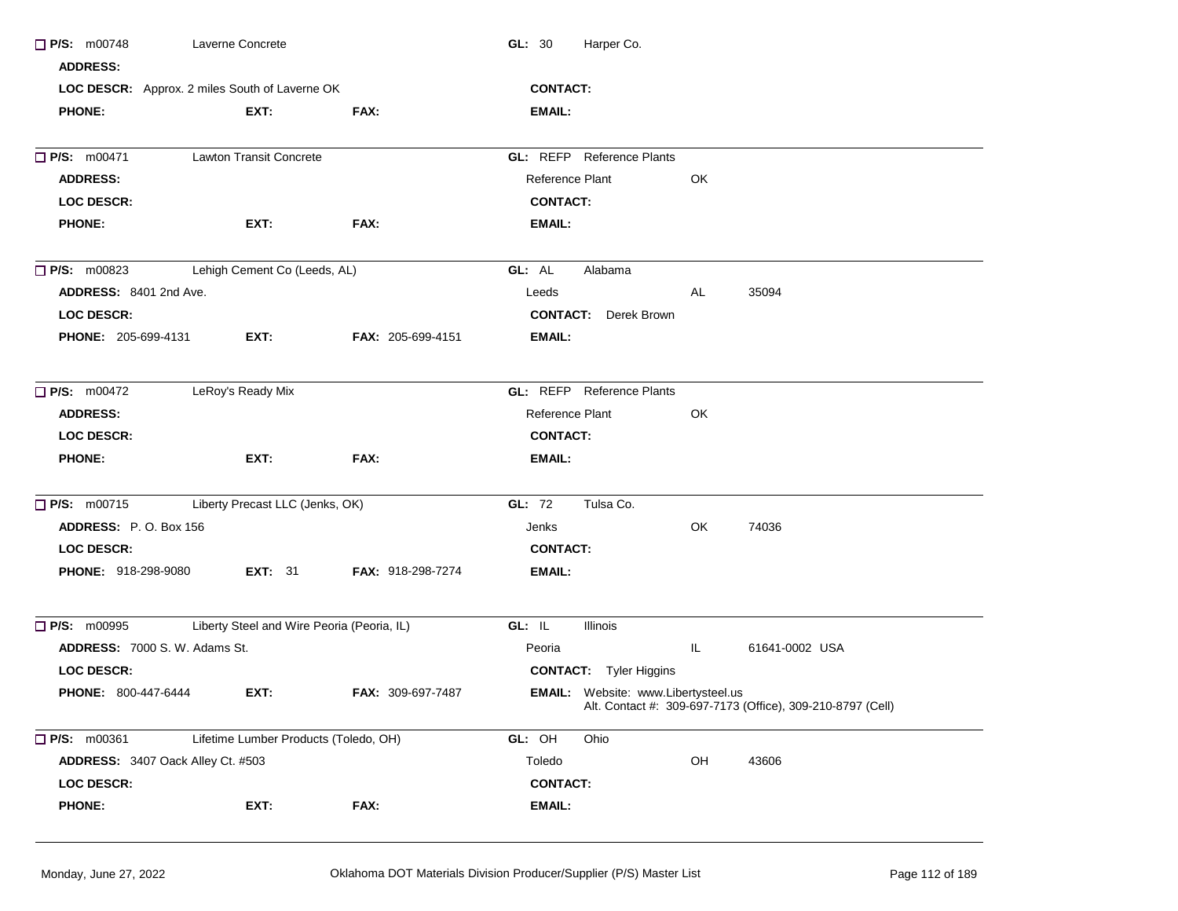☐ **P/S:** m00748 Laverne Concrete **GL:** 30 Harper Co.

**ADDRESS:**

**LOC DESCR:** Approx. 2 miles South of Laverne OK **CONTACT:**

**PHONE:** **EXT:** **FAX:** **EMAIL:**

---

☐ **P/S:** m00471 Lawton Transit Concrete **GL:** REFP Reference Plants

**ADDRESS:** Reference Plant OK

**LOC DESCR:** **CONTACT:**

**PHONE:** **EXT:** **FAX:** **EMAIL:**

---

☐ **P/S:** m00823 Lehigh Cement Co (Leeds, AL) **GL:** AL Alabama

**ADDRESS:** 8401 2nd Ave. Leeds AL 35094

**LOC DESCR:** **CONTACT:** Derek Brown

**PHONE:** 205-699-4131 **EXT:** **FAX:** 205-699-4151 **EMAIL:**

---

☐ **P/S:** m00472 LeRoy's Ready Mix **GL:** REFP Reference Plants

**ADDRESS:** Reference Plant OK

**LOC DESCR:** **CONTACT:**

**PHONE:** **EXT:** **FAX:** **EMAIL:**

---

☐ **P/S:** m00715 Liberty Precast LLC (Jenks, OK) **GL:** 72 Tulsa Co.

**ADDRESS:** P. O. Box 156 Jenks OK 74036

**LOC DESCR:** **CONTACT:**

**PHONE:** 918-298-9080 **EXT:** 31 **FAX:** 918-298-7274 **EMAIL:**

---

☐ **P/S:** m00995 Liberty Steel and Wire Peoria (Peoria, IL) **GL:** IL Illinois

**ADDRESS:** 7000 S. W. Adams St. Peoria IL 61641-0002 USA

**LOC DESCR:** **CONTACT:** Tyler Higgins

**PHONE:** 800-447-6444 **EXT:** **FAX:** 309-697-7487 **EMAIL:** Website: www.Libertysteel.us
Alt. Contact #: 309-697-7173 (Office), 309-210-8797 (Cell)

---

☐ **P/S:** m00361 Lifetime Lumber Products (Toledo, OH) **GL:** OH Ohio

**ADDRESS:** 3407 Oack Alley Ct. #503 Toledo OH 43606

**LOC DESCR:** **CONTACT:**

**PHONE:** **EXT:** **FAX:** **EMAIL:**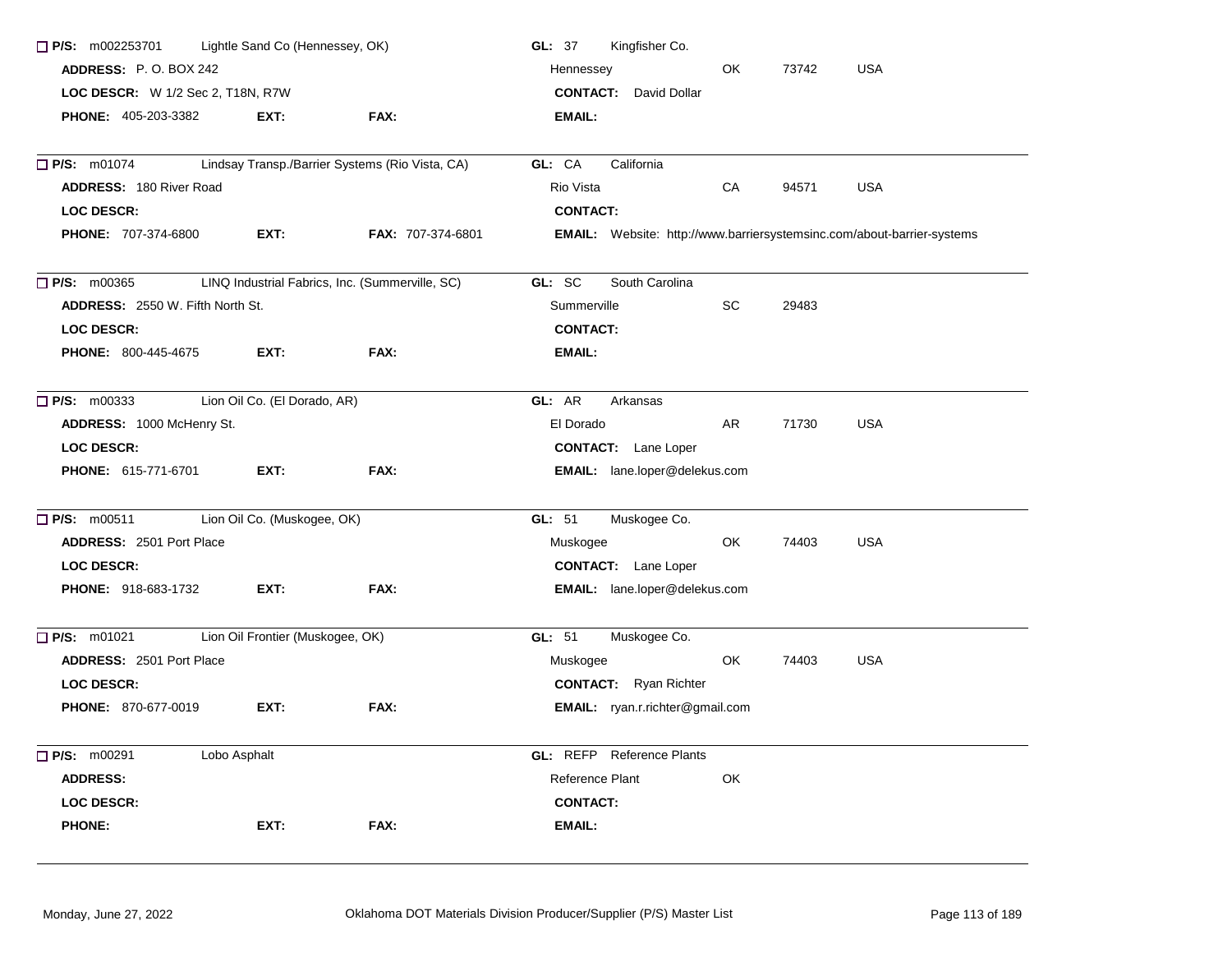☐ **P/S:** m002253701 Lightle Sand Co (Hennessey, OK) **GL:** 37 Kingfisher Co.
**ADDRESS:** P. O. BOX 242 Hennessey OK 73742 USA
**LOC DESCR:** W 1/2 Sec 2, T18N, R7W **CONTACT:** David Dollar
**PHONE:** 405-203-3382 **EXT:** **FAX:** **EMAIL:**

---

☐ **P/S:** m01074 Lindsay Transp./Barrier Systems (Rio Vista, CA) **GL:** CA California
**ADDRESS:** 180 River Road Rio Vista CA 94571 USA
**LOC DESCR:** **CONTACT:**
**PHONE:** 707-374-6800 **EXT:** **FAX:** 707-374-6801 **EMAIL:** Website: http://www.barriersystemsinc.com/about-barrier-systems

---

☐ **P/S:** m00365 LINQ Industrial Fabrics, Inc. (Summerville, SC) **GL:** SC South Carolina
**ADDRESS:** 2550 W. Fifth North St. Summerville SC 29483
**LOC DESCR:** **CONTACT:**
**PHONE:** 800-445-4675 **EXT:** **FAX:** **EMAIL:**

---

☐ **P/S:** m00333 Lion Oil Co. (El Dorado, AR) **GL:** AR Arkansas
**ADDRESS:** 1000 McHenry St. El Dorado AR 71730 USA
**LOC DESCR:** **CONTACT:** Lane Loper
**PHONE:** 615-771-6701 **EXT:** **FAX:** **EMAIL:** lane.loper@delekus.com

---

☐ **P/S:** m00511 Lion Oil Co. (Muskogee, OK) **GL:** 51 Muskogee Co.
**ADDRESS:** 2501 Port Place Muskogee OK 74403 USA
**LOC DESCR:** **CONTACT:** Lane Loper
**PHONE:** 918-683-1732 **EXT:** **FAX:** **EMAIL:** lane.loper@delekus.com

---

☐ **P/S:** m01021 Lion Oil Frontier (Muskogee, OK) **GL:** 51 Muskogee Co.
**ADDRESS:** 2501 Port Place Muskogee OK 74403 USA
**LOC DESCR:** **CONTACT:** Ryan Richter
**PHONE:** 870-677-0019 **EXT:** **FAX:** **EMAIL:** ryan.r.richter@gmail.com

---

☐ **P/S:** m00291 Lobo Asphalt **GL:** REFP Reference Plants
**ADDRESS:** Reference Plant OK
**LOC DESCR:** **CONTACT:**
**PHONE:** **EXT:** **FAX:** **EMAIL:**

---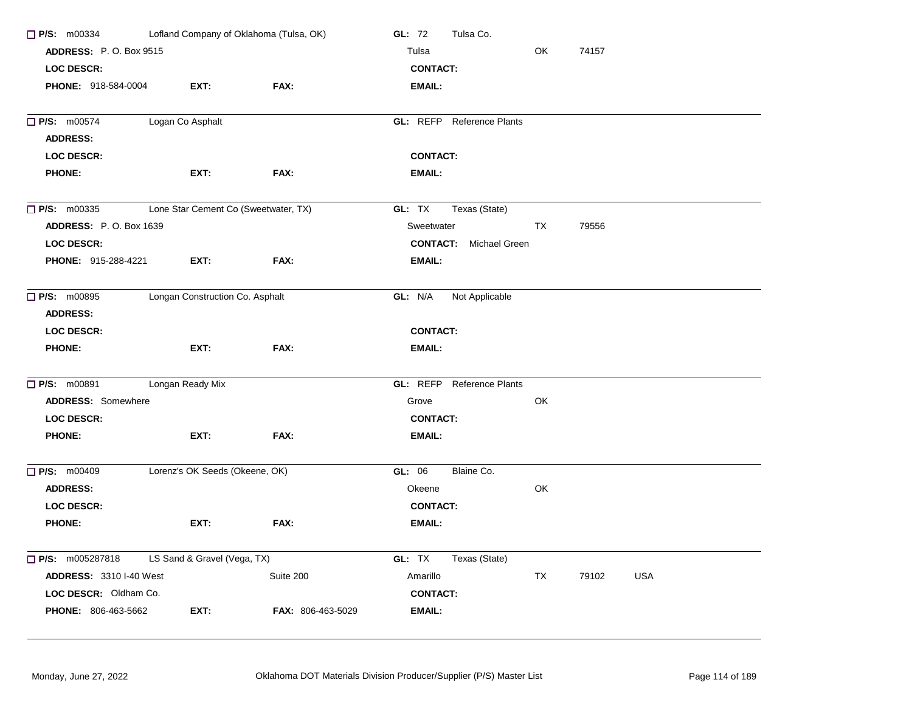☐ **P/S:** m00334 Lofland Company of Oklahoma (Tulsa, OK) **GL:** 72 Tulsa Co.
**ADDRESS:** P. O. Box 9515 Tulsa OK 74157
**LOC DESCR:** **CONTACT:**
**PHONE:** 918-584-0004 **EXT:** **FAX:** **EMAIL:**

---

☐ **P/S:** m00574 Logan Co Asphalt **GL:** REFP Reference Plants
**ADDRESS:**
**LOC DESCR:** **CONTACT:**
**PHONE:** **EXT:** **FAX:** **EMAIL:**

---

☐ **P/S:** m00335 Lone Star Cement Co (Sweetwater, TX) **GL:** TX Texas (State)
**ADDRESS:** P. O. Box 1639 Sweetwater TX 79556
**LOC DESCR:** **CONTACT:** Michael Green
**PHONE:** 915-288-4221 **EXT:** **FAX:** **EMAIL:**

---

☐ **P/S:** m00895 Longan Construction Co. Asphalt **GL:** N/A Not Applicable
**ADDRESS:**
**LOC DESCR:** **CONTACT:**
**PHONE:** **EXT:** **FAX:** **EMAIL:**

---

☐ **P/S:** m00891 Longan Ready Mix **GL:** REFP Reference Plants
**ADDRESS:** Somewhere Grove OK
**LOC DESCR:** **CONTACT:**
**PHONE:** **EXT:** **FAX:** **EMAIL:**

---

☐ **P/S:** m00409 Lorenz's OK Seeds (Okeene, OK) **GL:** 06 Blaine Co.
**ADDRESS:** Okeene OK
**LOC DESCR:** **CONTACT:**
**PHONE:** **EXT:** **FAX:** **EMAIL:**

---

☐ **P/S:** m005287818 LS Sand & Gravel (Vega, TX) **GL:** TX Texas (State)
**ADDRESS:** 3310 I-40 West Suite 200 Amarillo TX 79102 USA
**LOC DESCR:** Oldham Co. **CONTACT:**
**PHONE:** 806-463-5662 **EXT:** **FAX:** 806-463-5029 **EMAIL:**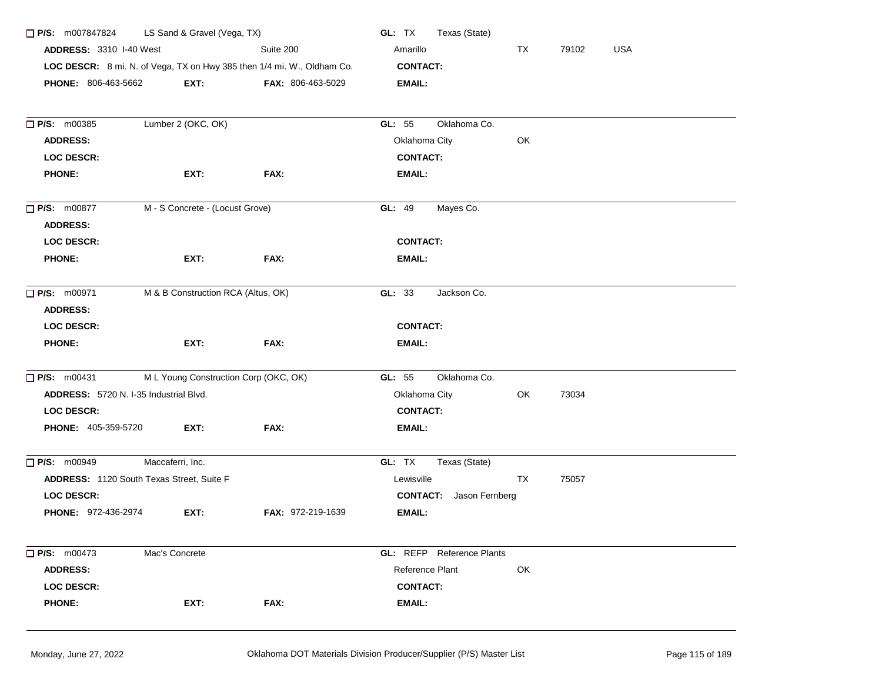☐ **P/S:** m007847824 LS Sand & Gravel (Vega, TX) **GL:** TX Texas (State)

**ADDRESS:** 3310 I-40 West Suite 200 Amarillo TX 79102 USA

**LOC DESCR:** 8 mi. N. of Vega, TX on Hwy 385 then 1/4 mi. W., Oldham Co. **CONTACT:**

**PHONE:** 806-463-5662 **EXT:** **FAX:** 806-463-5029 **EMAIL:**

---

☐ **P/S:** m00385 Lumber 2 (OKC, OK) **GL:** 55 Oklahoma Co.

**ADDRESS:** Oklahoma City OK

**LOC DESCR:** **CONTACT:**

**PHONE:** **EXT:** **FAX:** **EMAIL:**

---

☐ **P/S:** m00877 M - S Concrete - (Locust Grove) **GL:** 49 Mayes Co.

**ADDRESS:**

**LOC DESCR:** **CONTACT:**

**PHONE:** **EXT:** **FAX:** **EMAIL:**

---

☐ **P/S:** m00971 M & B Construction RCA (Altus, OK) **GL:** 33 Jackson Co.

**ADDRESS:**

**LOC DESCR:** **CONTACT:**

**PHONE:** **EXT:** **FAX:** **EMAIL:**

---

☐ **P/S:** m00431 M L Young Construction Corp (OKC, OK) **GL:** 55 Oklahoma Co.

**ADDRESS:** 5720 N. I-35 Industrial Blvd. Oklahoma City OK 73034

**LOC DESCR:** **CONTACT:**

**PHONE:** 405-359-5720 **EXT:** **FAX:** **EMAIL:**

---

☐ **P/S:** m00949 Maccaferri, Inc. **GL:** TX Texas (State)

**ADDRESS:** 1120 South Texas Street, Suite F Lewisville TX 75057

**LOC DESCR:** **CONTACT:** Jason Fernberg

**PHONE:** 972-436-2974 **EXT:** **FAX:** 972-219-1639 **EMAIL:**

---

☐ **P/S:** m00473 Mac's Concrete **GL:** REFP Reference Plants

**ADDRESS:** Reference Plant OK

**LOC DESCR:** **CONTACT:**

**PHONE:** **EXT:** **FAX:** **EMAIL:**

---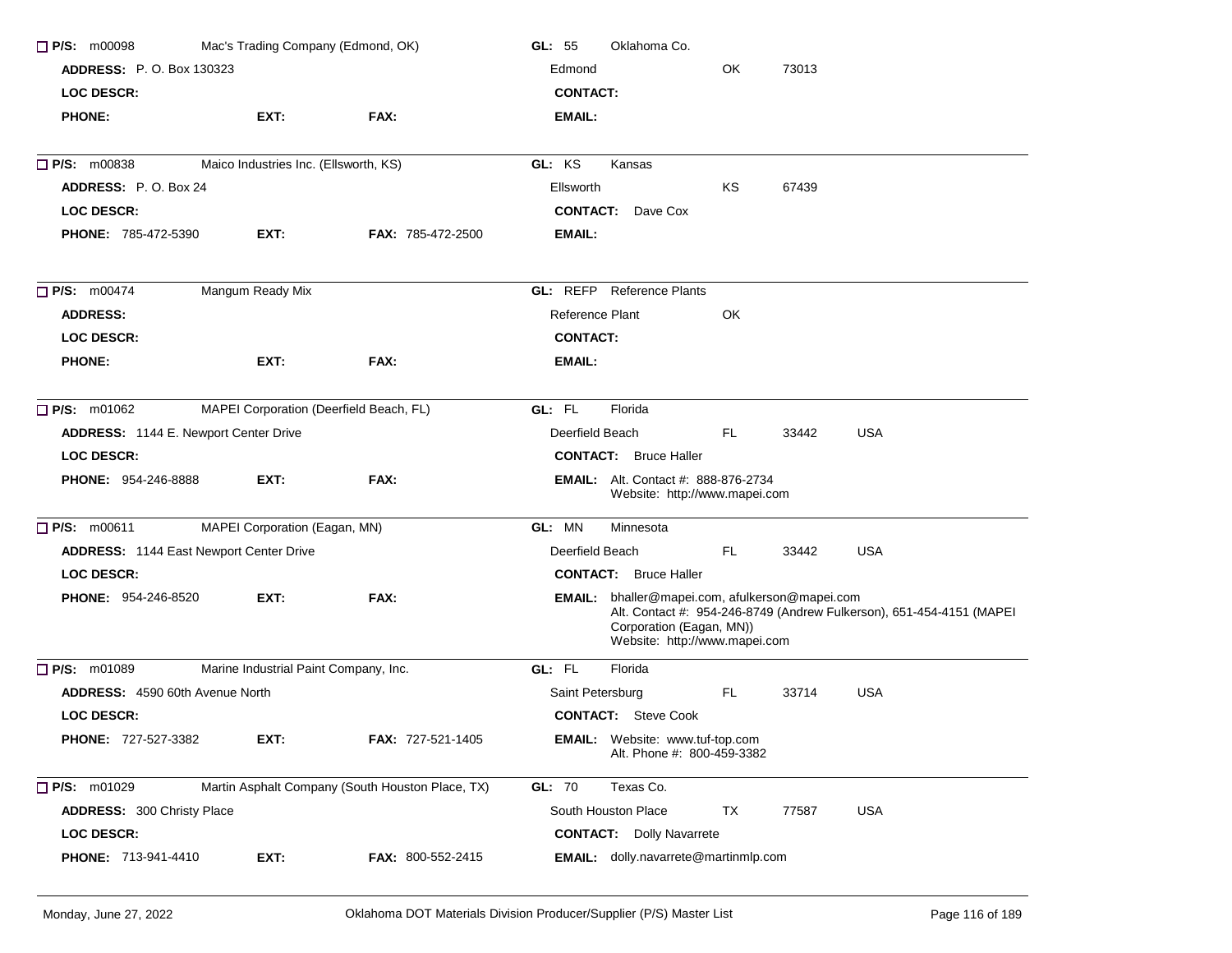☐ **P/S:** m00098 Mac's Trading Company (Edmond, OK) **GL:** 55 Oklahoma Co.

**ADDRESS:** P. O. Box 130323 Edmond OK 73013

**LOC DESCR:** **CONTACT:**

**PHONE:** **EXT:** **FAX:** **EMAIL:**

---

☐ **P/S:** m00838 Maico Industries Inc. (Ellsworth, KS) **GL:** KS Kansas

**ADDRESS:** P. O. Box 24 Ellsworth KS 67439

**LOC DESCR:** **CONTACT:** Dave Cox

**PHONE:** 785-472-5390 **EXT:** **FAX:** 785-472-2500 **EMAIL:**

---

☐ **P/S:** m00474 Mangum Ready Mix **GL:** REFP Reference Plants

**ADDRESS:** Reference Plant OK

**LOC DESCR:** **CONTACT:**

**PHONE:** **EXT:** **FAX:** **EMAIL:**

---

☐ **P/S:** m01062 MAPEI Corporation (Deerfield Beach, FL) **GL:** FL Florida

**ADDRESS:** 1144 E. Newport Center Drive Deerfield Beach FL 33442 USA

**LOC DESCR:** **CONTACT:** Bruce Haller

**PHONE:** 954-246-8888 **EXT:** **FAX:** **EMAIL:** Alt. Contact #: 888-876-2734
Website: http://www.mapei.com

---

☐ **P/S:** m00611 MAPEI Corporation (Eagan, MN) **GL:** MN Minnesota

**ADDRESS:** 1144 East Newport Center Drive Deerfield Beach FL 33442 USA

**LOC DESCR:** **CONTACT:** Bruce Haller

**PHONE:** 954-246-8520 **EXT:** **FAX:** **EMAIL:** bhaller@mapei.com, afulkerson@mapei.com
Alt. Contact #: 954-246-8749 (Andrew Fulkerson), 651-454-4151 (MAPEI Corporation (Eagan, MN))
Website: http://www.mapei.com

---

☐ **P/S:** m01089 Marine Industrial Paint Company, Inc. **GL:** FL Florida

**ADDRESS:** 4590 60th Avenue North Saint Petersburg FL 33714 USA

**LOC DESCR:** **CONTACT:** Steve Cook

**PHONE:** 727-527-3382 **EXT:** **FAX:** 727-521-1405 **EMAIL:** Website: www.tuf-top.com
Alt. Phone #: 800-459-3382

---

☐ **P/S:** m01029 Martin Asphalt Company (South Houston Place, TX) **GL:** 70 Texas Co.

**ADDRESS:** 300 Christy Place South Houston Place TX 77587 USA

**LOC DESCR:** **CONTACT:** Dolly Navarrete

**PHONE:** 713-941-4410 **EXT:** **FAX:** 800-552-2415 **EMAIL:** dolly.navarrete@martinmlp.com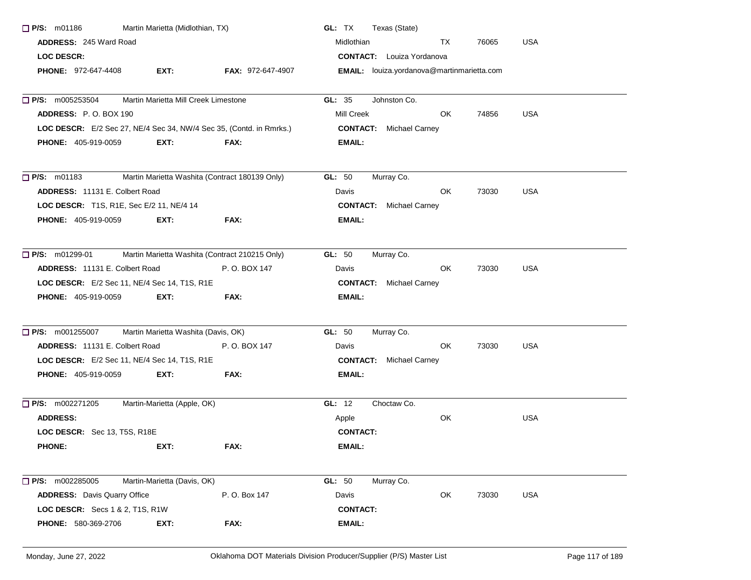☐ **P/S:** m01186 Martin Marietta (Midlothian, TX) **GL:** TX Texas (State)
**ADDRESS:** 245 Ward Road Midlothian TX 76065 USA
**LOC DESCR:** **CONTACT:** Louiza Yordanova
**PHONE:** 972-647-4408 **EXT:** **FAX:** 972-647-4907 **EMAIL:** louiza.yordanova@martinmarietta.com

---

☐ **P/S:** m005253504 Martin Marietta Mill Creek Limestone **GL:** 35 Johnston Co.
**ADDRESS:** P. O. BOX 190 Mill Creek OK 74856 USA
**LOC DESCR:** E/2 Sec 27, NE/4 Sec 34, NW/4 Sec 35, (Contd. in Rmrks.) **CONTACT:** Michael Carney
**PHONE:** 405-919-0059 **EXT:** **FAX:** **EMAIL:**

---

☐ **P/S:** m01183 Martin Marietta Washita (Contract 180139 Only) **GL:** 50 Murray Co.
**ADDRESS:** 11131 E. Colbert Road Davis OK 73030 USA
**LOC DESCR:** T1S, R1E, Sec E/2 11, NE/4 14 **CONTACT:** Michael Carney
**PHONE:** 405-919-0059 **EXT:** **FAX:** **EMAIL:**

---

☐ **P/S:** m01299-01 Martin Marietta Washita (Contract 210215 Only) **GL:** 50 Murray Co.
**ADDRESS:** 11131 E. Colbert Road P. O. BOX 147 Davis OK 73030 USA
**LOC DESCR:** E/2 Sec 11, NE/4 Sec 14, T1S, R1E **CONTACT:** Michael Carney
**PHONE:** 405-919-0059 **EXT:** **FAX:** **EMAIL:**

---

☐ **P/S:** m001255007 Martin Marietta Washita (Davis, OK) **GL:** 50 Murray Co.
**ADDRESS:** 11131 E. Colbert Road P. O. BOX 147 Davis OK 73030 USA
**LOC DESCR:** E/2 Sec 11, NE/4 Sec 14, T1S, R1E **CONTACT:** Michael Carney
**PHONE:** 405-919-0059 **EXT:** **FAX:** **EMAIL:**

---

☐ **P/S:** m002271205 Martin-Marietta (Apple, OK) **GL:** 12 Choctaw Co.
**ADDRESS:** Apple OK USA
**LOC DESCR:** Sec 13, T5S, R18E **CONTACT:**
**PHONE:** **EXT:** **FAX:** **EMAIL:**

---

☐ **P/S:** m002285005 Martin-Marietta (Davis, OK) **GL:** 50 Murray Co.
**ADDRESS:** Davis Quarry Office P. O. Box 147 Davis OK 73030 USA
**LOC DESCR:** Secs 1 & 2, T1S, R1W **CONTACT:**
**PHONE:** 580-369-2706 **EXT:** **FAX:** **EMAIL:**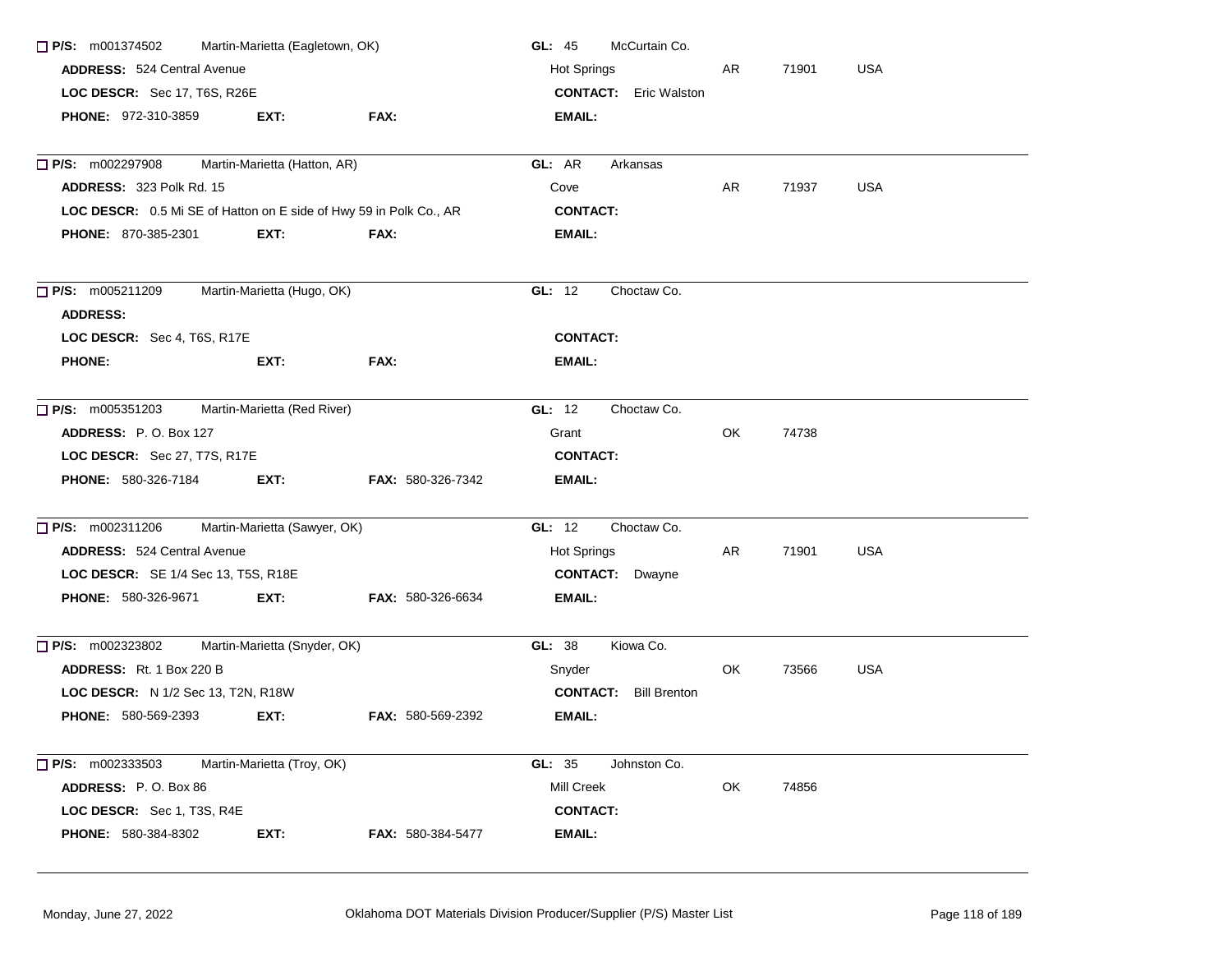☐ **P/S:** m001374502 Martin-Marietta (Eagletown, OK) | **GL:** 45 McCurtain Co.
**ADDRESS:** 524 Central Avenue | Hot Springs AR 71901 USA
**LOC DESCR:** Sec 17, T6S, R26E | **CONTACT:** Eric Walston
**PHONE:** 972-310-3859 **EXT:** **FAX:** | **EMAIL:**

---

☐ **P/S:** m002297908 Martin-Marietta (Hatton, AR) | **GL:** AR Arkansas
**ADDRESS:** 323 Polk Rd. 15 | Cove AR 71937 USA
**LOC DESCR:** 0.5 Mi SE of Hatton on E side of Hwy 59 in Polk Co., AR | **CONTACT:**
**PHONE:** 870-385-2301 **EXT:** **FAX:** | **EMAIL:**

---

☐ **P/S:** m005211209 Martin-Marietta (Hugo, OK) | **GL:** 12 Choctaw Co.
**ADDRESS:**
**LOC DESCR:** Sec 4, T6S, R17E | **CONTACT:**
**PHONE:** **EXT:** **FAX:** | **EMAIL:**

---

☐ **P/S:** m005351203 Martin-Marietta (Red River) | **GL:** 12 Choctaw Co.
**ADDRESS:** P. O. Box 127 | Grant OK 74738
**LOC DESCR:** Sec 27, T7S, R17E | **CONTACT:**
**PHONE:** 580-326-7184 **EXT:** **FAX:** 580-326-7342 | **EMAIL:**

---

☐ **P/S:** m002311206 Martin-Marietta (Sawyer, OK) | **GL:** 12 Choctaw Co.
**ADDRESS:** 524 Central Avenue | Hot Springs AR 71901 USA
**LOC DESCR:** SE 1/4 Sec 13, T5S, R18E | **CONTACT:** Dwayne
**PHONE:** 580-326-9671 **EXT:** **FAX:** 580-326-6634 | **EMAIL:**

---

☐ **P/S:** m002323802 Martin-Marietta (Snyder, OK) | **GL:** 38 Kiowa Co.
**ADDRESS:** Rt. 1 Box 220 B | Snyder OK 73566 USA
**LOC DESCR:** N 1/2 Sec 13, T2N, R18W | **CONTACT:** Bill Brenton
**PHONE:** 580-569-2393 **EXT:** **FAX:** 580-569-2392 | **EMAIL:**

---

☐ **P/S:** m002333503 Martin-Marietta (Troy, OK) | **GL:** 35 Johnston Co.
**ADDRESS:** P. O. Box 86 | Mill Creek OK 74856
**LOC DESCR:** Sec 1, T3S, R4E | **CONTACT:**
**PHONE:** 580-384-8302 **EXT:** **FAX:** 580-384-5477 | **EMAIL:**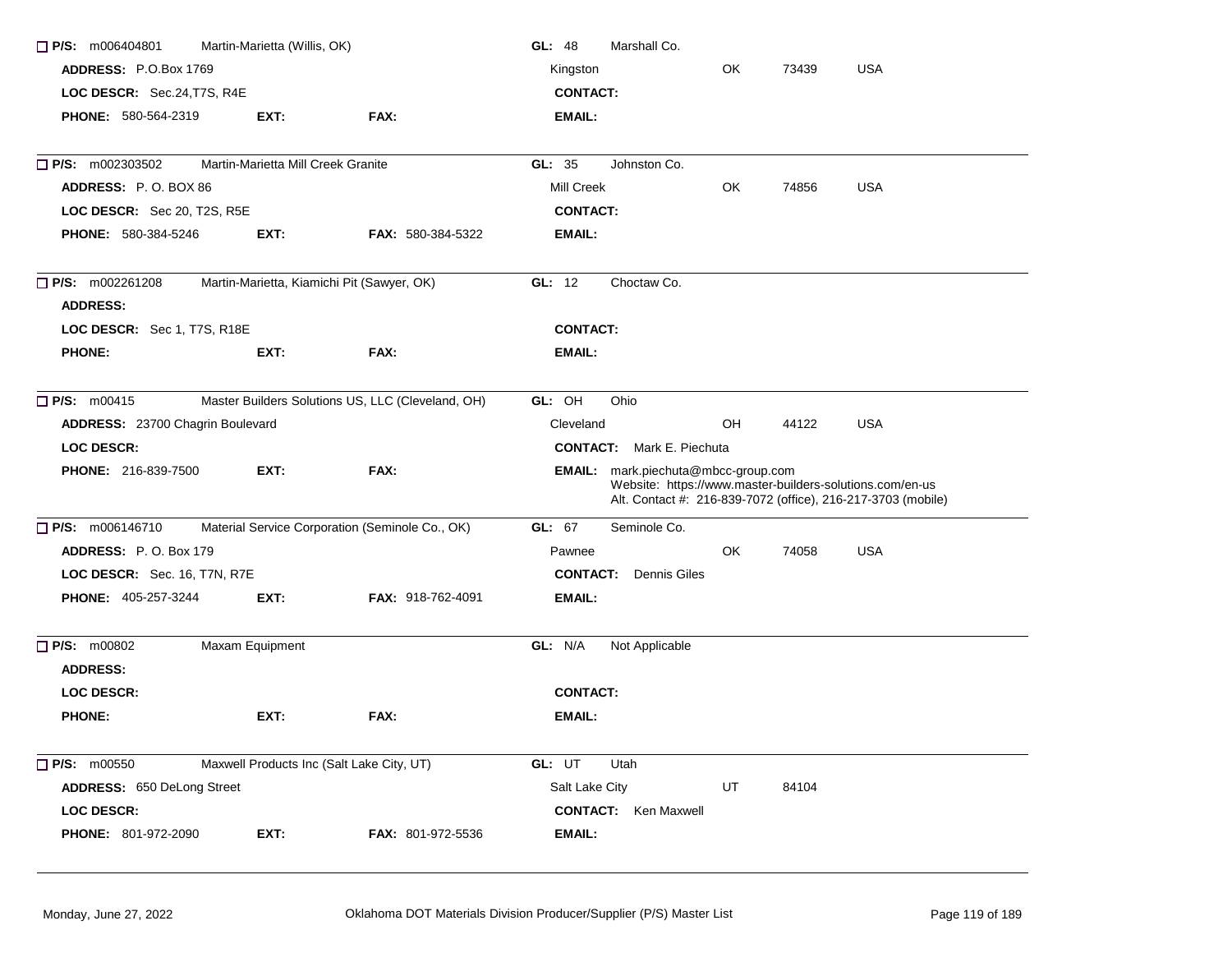☐ **P/S:** m006404801 Martin-Marietta (Willis, OK) **GL:** 48 Marshall Co.

**ADDRESS:** P.O.Box 1769 Kingston OK 73439 USA

**LOC DESCR:** Sec.24,T7S, R4E **CONTACT:**

**PHONE:** 580-564-2319 **EXT:** **FAX:** **EMAIL:**

---

☐ **P/S:** m002303502 Martin-Marietta Mill Creek Granite **GL:** 35 Johnston Co.

**ADDRESS:** P. O. BOX 86 Mill Creek OK 74856 USA

**LOC DESCR:** Sec 20, T2S, R5E **CONTACT:**

**PHONE:** 580-384-5246 **EXT:** **FAX:** 580-384-5322 **EMAIL:**

---

☐ **P/S:** m002261208 Martin-Marietta, Kiamichi Pit (Sawyer, OK) **GL:** 12 Choctaw Co.

**ADDRESS:**

**LOC DESCR:** Sec 1, T7S, R18E **CONTACT:**

**PHONE:** **EXT:** **FAX:** **EMAIL:**

---

☐ **P/S:** m00415 Master Builders Solutions US, LLC (Cleveland, OH) **GL:** OH Ohio

**ADDRESS:** 23700 Chagrin Boulevard Cleveland OH 44122 USA

**LOC DESCR:** **CONTACT:** Mark E. Piechuta

**PHONE:** 216-839-7500 **EXT:** **FAX:** **EMAIL:** mark.piechuta@mbcc-group.com
Website: https://www.master-builders-solutions.com/en-us
Alt. Contact #: 216-839-7072 (office), 216-217-3703 (mobile)

---

☐ **P/S:** m006146710 Material Service Corporation (Seminole Co., OK) **GL:** 67 Seminole Co.

**ADDRESS:** P. O. Box 179 Pawnee OK 74058 USA

**LOC DESCR:** Sec. 16, T7N, R7E **CONTACT:** Dennis Giles

**PHONE:** 405-257-3244 **EXT:** **FAX:** 918-762-4091 **EMAIL:**

---

☐ **P/S:** m00802 Maxam Equipment **GL:** N/A Not Applicable

**ADDRESS:**

**LOC DESCR:** **CONTACT:**

**PHONE:** **EXT:** **FAX:** **EMAIL:**

---

☐ **P/S:** m00550 Maxwell Products Inc (Salt Lake City, UT) **GL:** UT Utah

**ADDRESS:** 650 DeLong Street Salt Lake City UT 84104

**LOC DESCR:** **CONTACT:** Ken Maxwell

**PHONE:** 801-972-2090 **EXT:** **FAX:** 801-972-5536 **EMAIL:**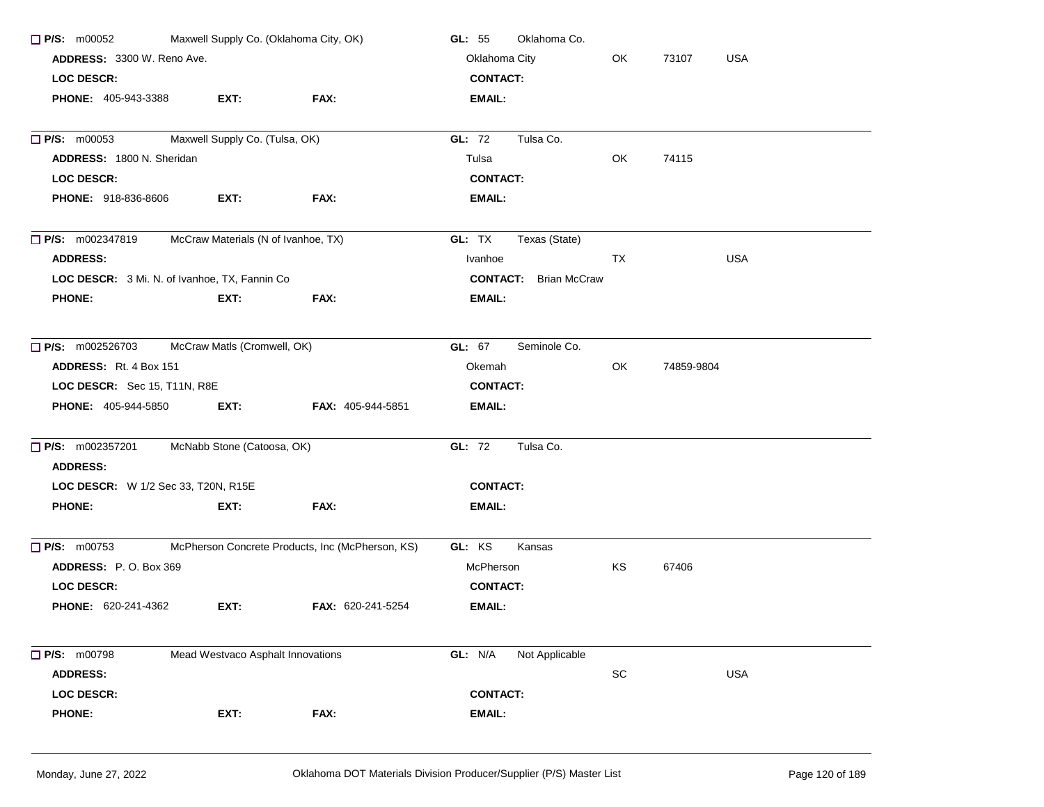☐ **P/S:** m00052 Maxwell Supply Co. (Oklahoma City, OK) **GL:** 55 Oklahoma Co.
**ADDRESS:** 3300 W. Reno Ave. Oklahoma City OK 73107 USA
**LOC DESCR:** **CONTACT:**
**PHONE:** 405-943-3388 **EXT:** **FAX:** **EMAIL:**

---

☐ **P/S:** m00053 Maxwell Supply Co. (Tulsa, OK) **GL:** 72 Tulsa Co.
**ADDRESS:** 1800 N. Sheridan Tulsa OK 74115
**LOC DESCR:** **CONTACT:**
**PHONE:** 918-836-8606 **EXT:** **FAX:** **EMAIL:**

---

☐ **P/S:** m002347819 McCraw Materials (N of Ivanhoe, TX) **GL:** TX Texas (State)
**ADDRESS:** Ivanhoe TX USA
**LOC DESCR:** 3 Mi. N. of Ivanhoe, TX, Fannin Co **CONTACT:** Brian McCraw
**PHONE:** **EXT:** **FAX:** **EMAIL:**

---

☐ **P/S:** m002526703 McCraw Matls (Cromwell, OK) **GL:** 67 Seminole Co.
**ADDRESS:** Rt. 4 Box 151 Okemah OK 74859-9804
**LOC DESCR:** Sec 15, T11N, R8E **CONTACT:**
**PHONE:** 405-944-5850 **EXT:** **FAX:** 405-944-5851 **EMAIL:**

---

☐ **P/S:** m002357201 McNabb Stone (Catoosa, OK) **GL:** 72 Tulsa Co.
**ADDRESS:**
**LOC DESCR:** W 1/2 Sec 33, T20N, R15E **CONTACT:**
**PHONE:** **EXT:** **FAX:** **EMAIL:**

---

☐ **P/S:** m00753 McPherson Concrete Products, Inc (McPherson, KS) **GL:** KS Kansas
**ADDRESS:** P. O. Box 369 McPherson KS 67406
**LOC DESCR:** **CONTACT:**
**PHONE:** 620-241-4362 **EXT:** **FAX:** 620-241-5254 **EMAIL:**

---

☐ **P/S:** m00798 Mead Westvaco Asphalt Innovations **GL:** N/A Not Applicable
**ADDRESS:** SC USA
**LOC DESCR:** **CONTACT:**
**PHONE:** **EXT:** **FAX:** **EMAIL:**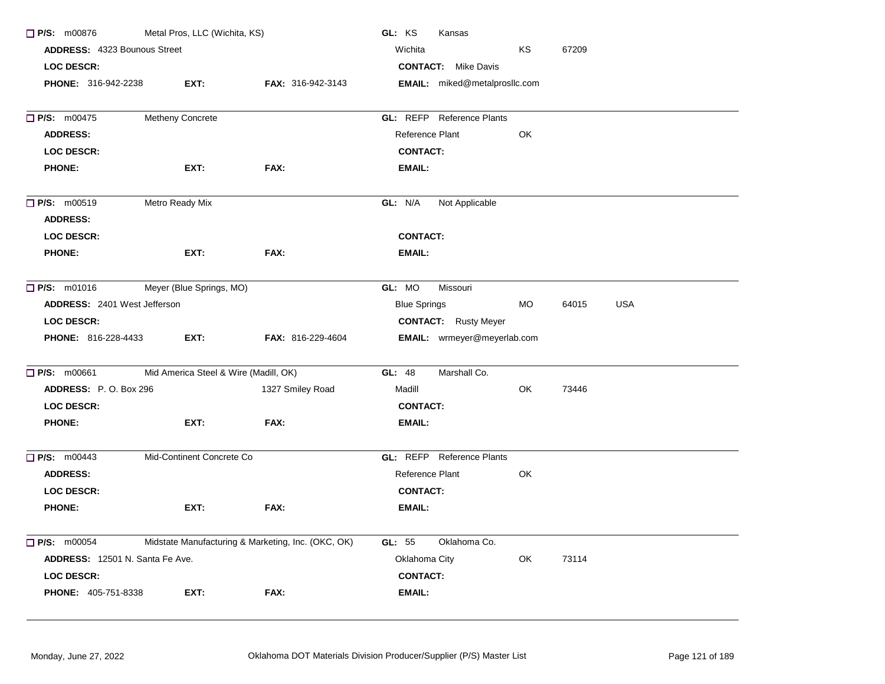☐ **P/S:** m00876 Metal Pros, LLC (Wichita, KS) **GL:** KS Kansas
**ADDRESS:** 4323 Bounous Street Wichita KS 67209
**LOC DESCR:** **CONTACT:** Mike Davis
**PHONE:** 316-942-2238 **EXT:** **FAX:** 316-942-3143 **EMAIL:** miked@metalprosllc.com

---

☐ **P/S:** m00475 Metheny Concrete **GL:** REFP Reference Plants
**ADDRESS:** Reference Plant OK
**LOC DESCR:** **CONTACT:**
**PHONE:** **EXT:** **FAX:** **EMAIL:**

---

☐ **P/S:** m00519 Metro Ready Mix **GL:** N/A Not Applicable
**ADDRESS:**
**LOC DESCR:** **CONTACT:**
**PHONE:** **EXT:** **FAX:** **EMAIL:**

---

☐ **P/S:** m01016 Meyer (Blue Springs, MO) **GL:** MO Missouri
**ADDRESS:** 2401 West Jefferson Blue Springs MO 64015 USA
**LOC DESCR:** **CONTACT:** Rusty Meyer
**PHONE:** 816-228-4433 **EXT:** **FAX:** 816-229-4604 **EMAIL:** wrmeyer@meyerlab.com

---

☐ **P/S:** m00661 Mid America Steel & Wire (Madill, OK) **GL:** 48 Marshall Co.
**ADDRESS:** P. O. Box 296 1327 Smiley Road Madill OK 73446
**LOC DESCR:** **CONTACT:**
**PHONE:** **EXT:** **FAX:** **EMAIL:**

---

☐ **P/S:** m00443 Mid-Continent Concrete Co **GL:** REFP Reference Plants
**ADDRESS:** Reference Plant OK
**LOC DESCR:** **CONTACT:**
**PHONE:** **EXT:** **FAX:** **EMAIL:**

---

☐ **P/S:** m00054 Midstate Manufacturing & Marketing, Inc. (OKC, OK) **GL:** 55 Oklahoma Co.
**ADDRESS:** 12501 N. Santa Fe Ave. Oklahoma City OK 73114
**LOC DESCR:** **CONTACT:**
**PHONE:** 405-751-8338 **EXT:** **FAX:** **EMAIL:**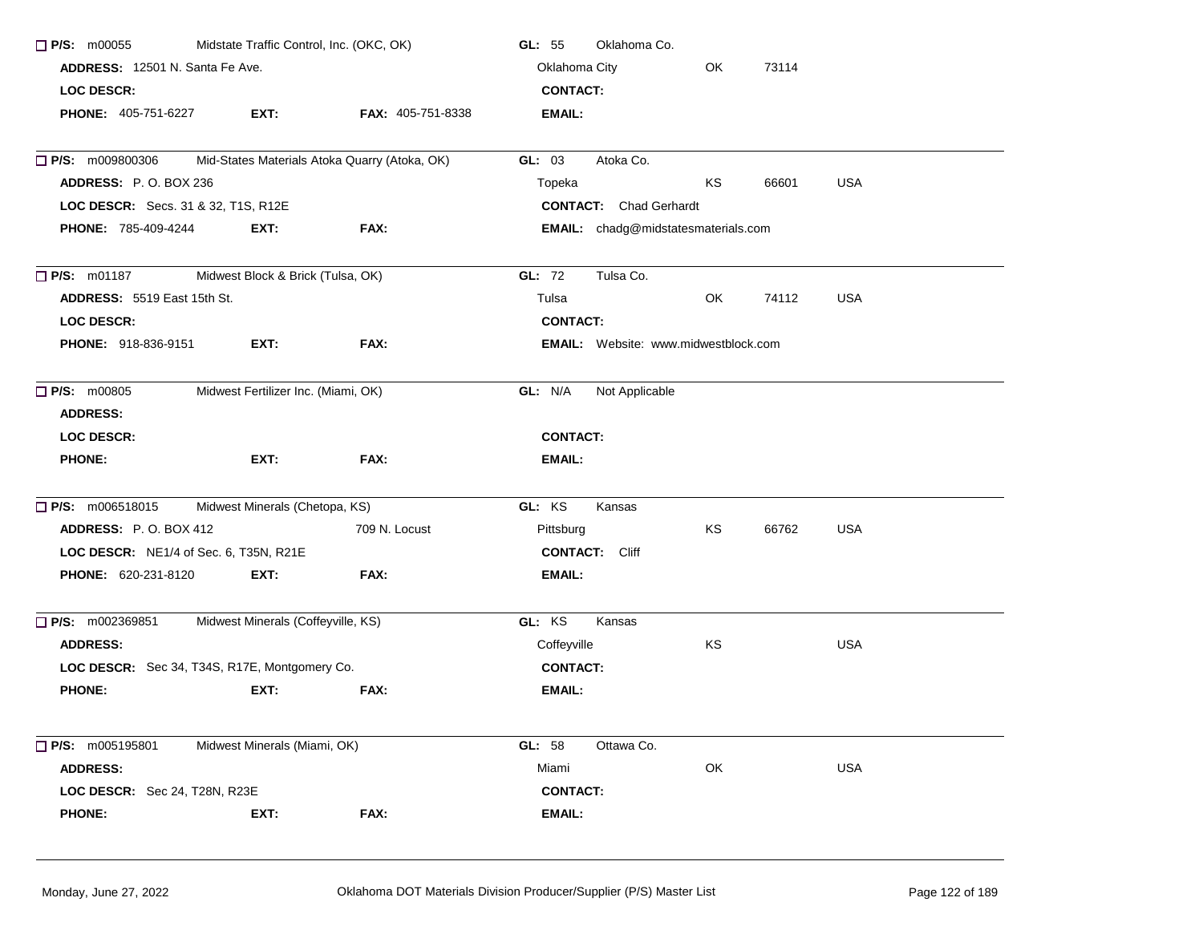☐ **P/S:** m00055 Midstate Traffic Control, Inc. (OKC, OK) **GL:** 55 Oklahoma Co.
**ADDRESS:** 12501 N. Santa Fe Ave. Oklahoma City OK 73114
**LOC DESCR:** **CONTACT:**
**PHONE:** 405-751-6227 **EXT:** **FAX:** 405-751-8338 **EMAIL:**

---

☐ **P/S:** m009800306 Mid-States Materials Atoka Quarry (Atoka, OK) **GL:** 03 Atoka Co.
**ADDRESS:** P. O. BOX 236 Topeka KS 66601 USA
**LOC DESCR:** Secs. 31 & 32, T1S, R12E **CONTACT:** Chad Gerhardt
**PHONE:** 785-409-4244 **EXT:** **FAX:** **EMAIL:** chadg@midstatesmaterials.com

---

☐ **P/S:** m01187 Midwest Block & Brick (Tulsa, OK) **GL:** 72 Tulsa Co.
**ADDRESS:** 5519 East 15th St. Tulsa OK 74112 USA
**LOC DESCR:** **CONTACT:**
**PHONE:** 918-836-9151 **EXT:** **FAX:** **EMAIL:** Website: www.midwestblock.com

---

☐ **P/S:** m00805 Midwest Fertilizer Inc. (Miami, OK) **GL:** N/A Not Applicable
**ADDRESS:**
**LOC DESCR:** **CONTACT:**
**PHONE:** **EXT:** **FAX:** **EMAIL:**

---

☐ **P/S:** m006518015 Midwest Minerals (Chetopa, KS) **GL:** KS Kansas
**ADDRESS:** P. O. BOX 412 709 N. Locust Pittsburg KS 66762 USA
**LOC DESCR:** NE1/4 of Sec. 6, T35N, R21E **CONTACT:** Cliff
**PHONE:** 620-231-8120 **EXT:** **FAX:** **EMAIL:**

---

☐ **P/S:** m002369851 Midwest Minerals (Coffeyville, KS) **GL:** KS Kansas
**ADDRESS:** Coffeyville KS USA
**LOC DESCR:** Sec 34, T34S, R17E, Montgomery Co. **CONTACT:**
**PHONE:** **EXT:** **FAX:** **EMAIL:**

---

☐ **P/S:** m005195801 Midwest Minerals (Miami, OK) **GL:** 58 Ottawa Co.
**ADDRESS:** Miami OK USA
**LOC DESCR:** Sec 24, T28N, R23E **CONTACT:**
**PHONE:** **EXT:** **FAX:** **EMAIL:**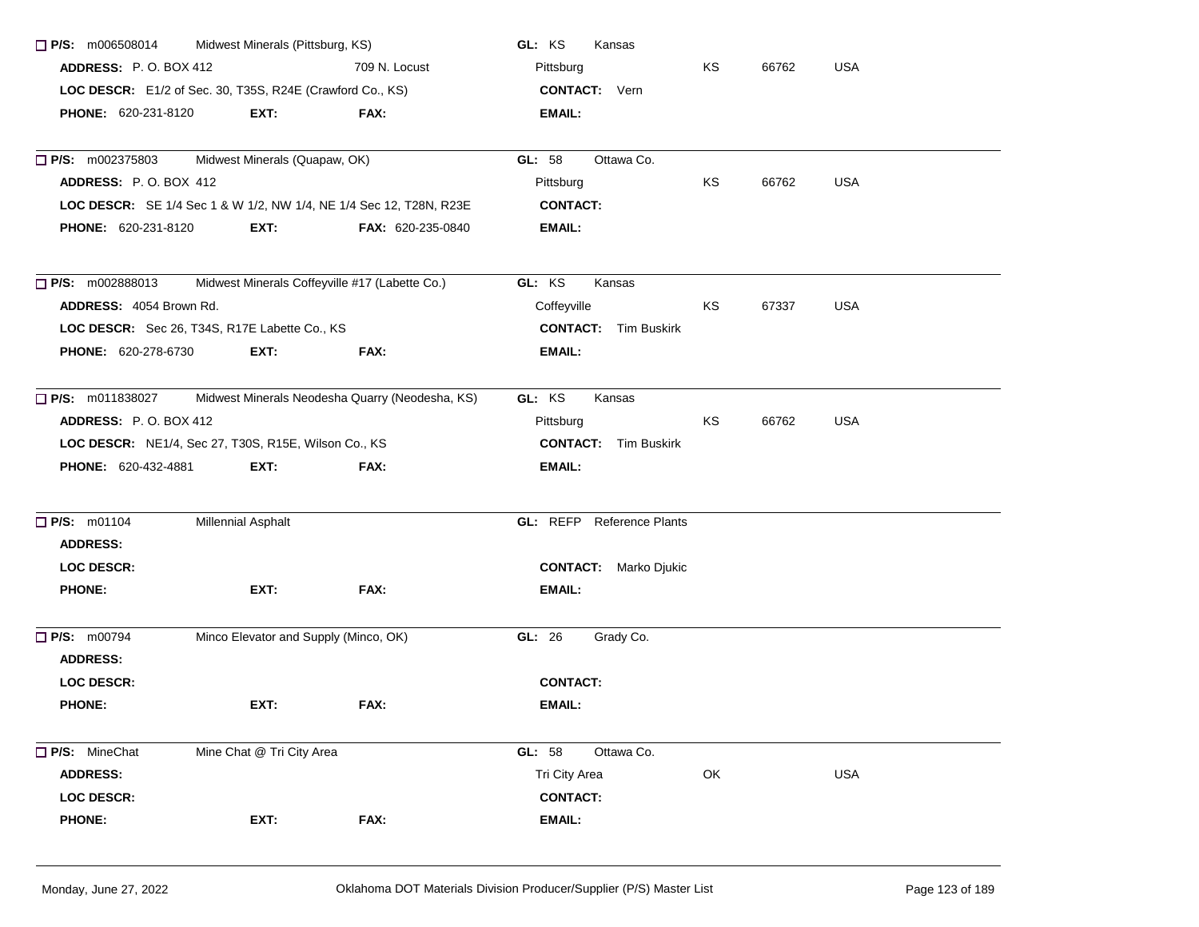☐ **P/S:** m006508014 Midwest Minerals (Pittsburg, KS) **GL:** KS Kansas
**ADDRESS:** P. O. BOX 412 709 N. Locust Pittsburg KS 66762 USA
**LOC DESCR:** E1/2 of Sec. 30, T35S, R24E (Crawford Co., KS) **CONTACT:** Vern
**PHONE:** 620-231-8120 **EXT:** **FAX:** **EMAIL:**

---

☐ **P/S:** m002375803 Midwest Minerals (Quapaw, OK) **GL:** 58 Ottawa Co.
**ADDRESS:** P. O. BOX 412 Pittsburg KS 66762 USA
**LOC DESCR:** SE 1/4 Sec 1 & W 1/2, NW 1/4, NE 1/4 Sec 12, T28N, R23E **CONTACT:**
**PHONE:** 620-231-8120 **EXT:** **FAX:** 620-235-0840 **EMAIL:**

---

☐ **P/S:** m002888013 Midwest Minerals Coffeyville #17 (Labette Co.) **GL:** KS Kansas
**ADDRESS:** 4054 Brown Rd. Coffeyville KS 67337 USA
**LOC DESCR:** Sec 26, T34S, R17E Labette Co., KS **CONTACT:** Tim Buskirk
**PHONE:** 620-278-6730 **EXT:** **FAX:** **EMAIL:**

---

☐ **P/S:** m011838027 Midwest Minerals Neodesha Quarry (Neodesha, KS) **GL:** KS Kansas
**ADDRESS:** P. O. BOX 412 Pittsburg KS 66762 USA
**LOC DESCR:** NE1/4, Sec 27, T30S, R15E, Wilson Co., KS **CONTACT:** Tim Buskirk
**PHONE:** 620-432-4881 **EXT:** **FAX:** **EMAIL:**

---

☐ **P/S:** m01104 Millennial Asphalt **GL:** REFP Reference Plants
**ADDRESS:**
**LOC DESCR:** **CONTACT:** Marko Djukic
**PHONE:** **EXT:** **FAX:** **EMAIL:**

---

☐ **P/S:** m00794 Minco Elevator and Supply (Minco, OK) **GL:** 26 Grady Co.
**ADDRESS:**
**LOC DESCR:** **CONTACT:**
**PHONE:** **EXT:** **FAX:** **EMAIL:**

---

☐ **P/S:** MineChat Mine Chat @ Tri City Area **GL:** 58 Ottawa Co.
**ADDRESS:** Tri City Area OK USA
**LOC DESCR:** **CONTACT:**
**PHONE:** **EXT:** **FAX:** **EMAIL:**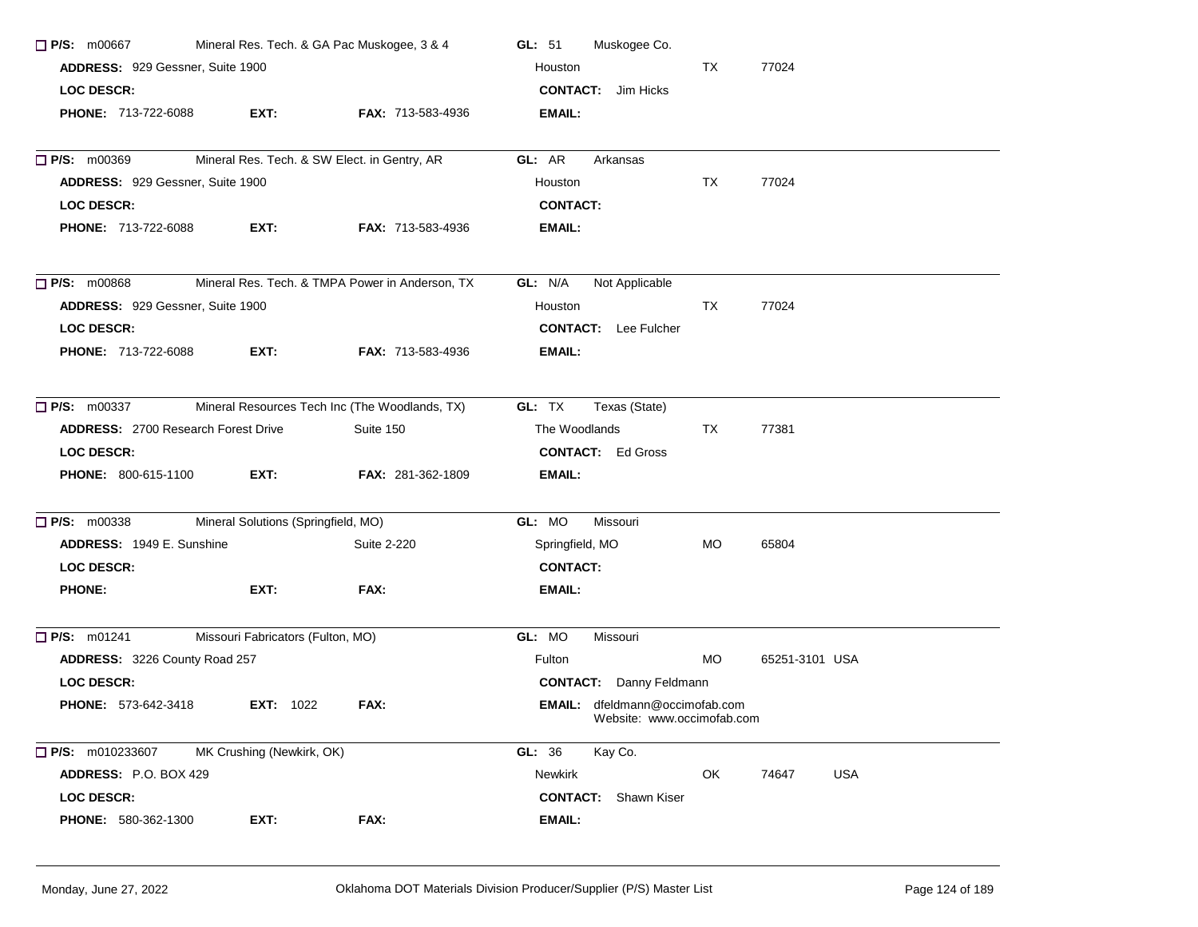☐ **P/S:** m00667 Mineral Res. Tech. & GA Pac Muskogee, 3 & 4 **GL:** 51 Muskogee Co.
**ADDRESS:** 929 Gessner, Suite 1900 Houston TX 77024
**LOC DESCR:** **CONTACT:** Jim Hicks
**PHONE:** 713-722-6088 **EXT:** **FAX:** 713-583-4936 **EMAIL:**

---

☐ **P/S:** m00369 Mineral Res. Tech. & SW Elect. in Gentry, AR **GL:** AR Arkansas
**ADDRESS:** 929 Gessner, Suite 1900 Houston TX 77024
**LOC DESCR:** **CONTACT:**
**PHONE:** 713-722-6088 **EXT:** **FAX:** 713-583-4936 **EMAIL:**

---

☐ **P/S:** m00868 Mineral Res. Tech. & TMPA Power in Anderson, TX **GL:** N/A Not Applicable
**ADDRESS:** 929 Gessner, Suite 1900 Houston TX 77024
**LOC DESCR:** **CONTACT:** Lee Fulcher
**PHONE:** 713-722-6088 **EXT:** **FAX:** 713-583-4936 **EMAIL:**

---

☐ **P/S:** m00337 Mineral Resources Tech Inc (The Woodlands, TX) **GL:** TX Texas (State)
**ADDRESS:** 2700 Research Forest Drive Suite 150 The Woodlands TX 77381
**LOC DESCR:** **CONTACT:** Ed Gross
**PHONE:** 800-615-1100 **EXT:** **FAX:** 281-362-1809 **EMAIL:**

---

☐ **P/S:** m00338 Mineral Solutions (Springfield, MO) **GL:** MO Missouri
**ADDRESS:** 1949 E. Sunshine Suite 2-220 Springfield, MO MO 65804
**LOC DESCR:** **CONTACT:**
**PHONE:** **EXT:** **FAX:** **EMAIL:**

---

☐ **P/S:** m01241 Missouri Fabricators (Fulton, MO) **GL:** MO Missouri
**ADDRESS:** 3226 County Road 257 Fulton MO 65251-3101 USA
**LOC DESCR:** **CONTACT:** Danny Feldmann
**PHONE:** 573-642-3418 **EXT:** 1022 **FAX:** **EMAIL:** dfeldmann@occimofab.com
Website: www.occimofab.com

---

☐ **P/S:** m010233607 MK Crushing (Newkirk, OK) **GL:** 36 Kay Co.
**ADDRESS:** P.O. BOX 429 Newkirk OK 74647 USA
**LOC DESCR:** **CONTACT:** Shawn Kiser
**PHONE:** 580-362-1300 **EXT:** **FAX:** **EMAIL:**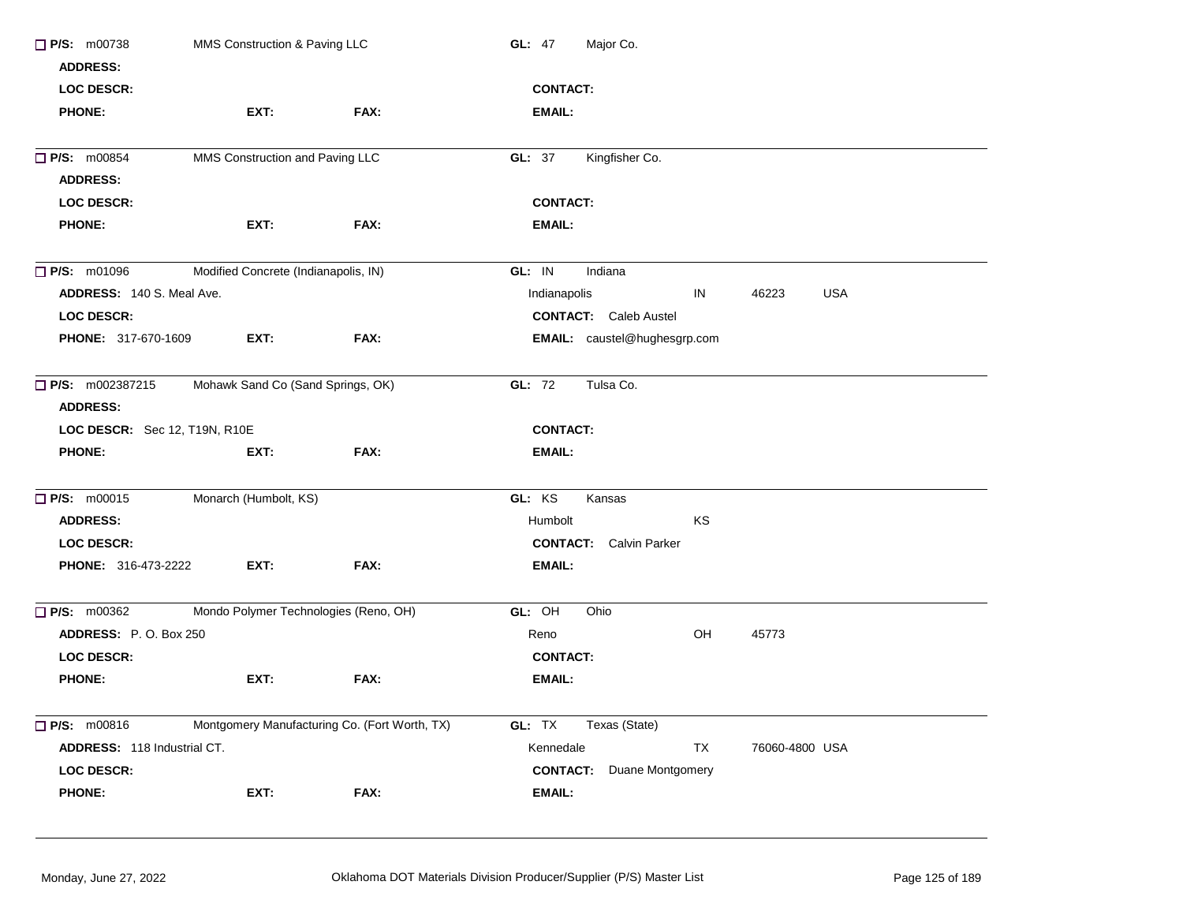☐ **P/S:** m00738 MMS Construction & Paving LLC **GL:** 47 Major Co.

**ADDRESS:**

**LOC DESCR:** **CONTACT:**

**PHONE:** **EXT:** **FAX:** **EMAIL:**

---

☐ **P/S:** m00854 MMS Construction and Paving LLC **GL:** 37 Kingfisher Co.

**ADDRESS:**

**LOC DESCR:** **CONTACT:**

**PHONE:** **EXT:** **FAX:** **EMAIL:**

---

☐ **P/S:** m01096 Modified Concrete (Indianapolis, IN) **GL:** IN Indiana

**ADDRESS:** 140 S. Meal Ave. Indianapolis IN 46223 USA

**LOC DESCR:** **CONTACT:** Caleb Austel

**PHONE:** 317-670-1609 **EXT:** **FAX:** **EMAIL:** caustel@hughesgrp.com

---

☐ **P/S:** m002387215 Mohawk Sand Co (Sand Springs, OK) **GL:** 72 Tulsa Co.

**ADDRESS:**

**LOC DESCR:** Sec 12, T19N, R10E **CONTACT:**

**PHONE:** **EXT:** **FAX:** **EMAIL:**

---

☐ **P/S:** m00015 Monarch (Humbolt, KS) **GL:** KS Kansas

**ADDRESS:** Humbolt KS

**LOC DESCR:** **CONTACT:** Calvin Parker

**PHONE:** 316-473-2222 **EXT:** **FAX:** **EMAIL:**

---

☐ **P/S:** m00362 Mondo Polymer Technologies (Reno, OH) **GL:** OH Ohio

**ADDRESS:** P. O. Box 250 Reno OH 45773

**LOC DESCR:** **CONTACT:**

**PHONE:** **EXT:** **FAX:** **EMAIL:**

---

☐ **P/S:** m00816 Montgomery Manufacturing Co. (Fort Worth, TX) **GL:** TX Texas (State)

**ADDRESS:** 118 Industrial CT. Kennedale TX 76060-4800 USA

**LOC DESCR:** **CONTACT:** Duane Montgomery

**PHONE:** **EXT:** **FAX:** **EMAIL:**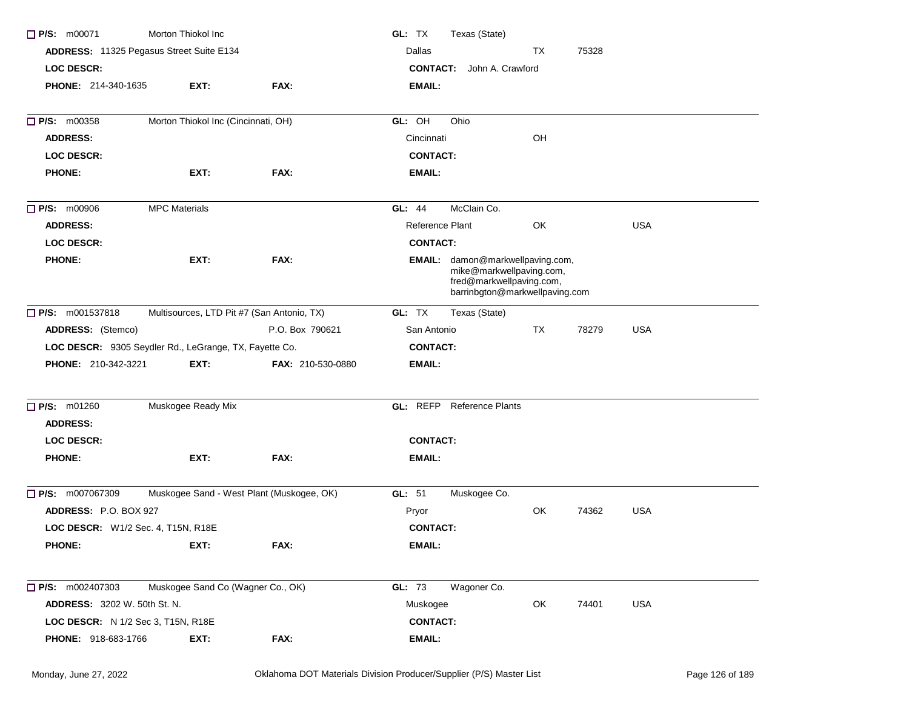**P/S:** m00071 Morton Thiokol Inc | **GL:** TX Texas (State)

**ADDRESS:** 11325 Pegasus Street Suite E134 | Dallas TX 75328

**LOC DESCR:** | **CONTACT:** John A. Crawford

**PHONE:** 214-340-1635 **EXT:** **FAX:** | **EMAIL:**

---

**P/S:** m00358 Morton Thiokol Inc (Cincinnati, OH) | **GL:** OH Ohio

**ADDRESS:** | Cincinnati OH

**LOC DESCR:** | **CONTACT:**

**PHONE:** **EXT:** **FAX:** | **EMAIL:**

---

**P/S:** m00906 MPC Materials | **GL:** 44 McClain Co.

**ADDRESS:** | Reference Plant OK USA

**LOC DESCR:** | **CONTACT:**

**PHONE:** **EXT:** **FAX:** | **EMAIL:** damon@markwellpaving.com, mike@markwellpaving.com, fred@markwellpaving.com, barrinbgton@markwellpaving.com

---

**P/S:** m001537818 Multisources, LTD Pit #7 (San Antonio, TX) | **GL:** TX Texas (State)

**ADDRESS:** (Stemco) P.O. Box 790621 | San Antonio TX 78279 USA

**LOC DESCR:** 9305 Seydler Rd., LeGrange, TX, Fayette Co. | **CONTACT:**

**PHONE:** 210-342-3221 **EXT:** **FAX:** 210-530-0880 | **EMAIL:**

---

**P/S:** m01260 Muskogee Ready Mix | **GL:** REFP Reference Plants

**ADDRESS:**

**LOC DESCR:** | **CONTACT:**

**PHONE:** **EXT:** **FAX:** | **EMAIL:**

---

**P/S:** m007067309 Muskogee Sand - West Plant (Muskogee, OK) | **GL:** 51 Muskogee Co.

**ADDRESS:** P.O. BOX 927 | Pryor OK 74362 USA

**LOC DESCR:** W1/2 Sec. 4, T15N, R18E | **CONTACT:**

**PHONE:** **EXT:** **FAX:** | **EMAIL:**

---

**P/S:** m002407303 Muskogee Sand Co (Wagner Co., OK) | **GL:** 73 Wagoner Co.

**ADDRESS:** 3202 W. 50th St. N. | Muskogee OK 74401 USA

**LOC DESCR:** N 1/2 Sec 3, T15N, R18E | **CONTACT:**

**PHONE:** 918-683-1766 **EXT:** **FAX:** | **EMAIL:**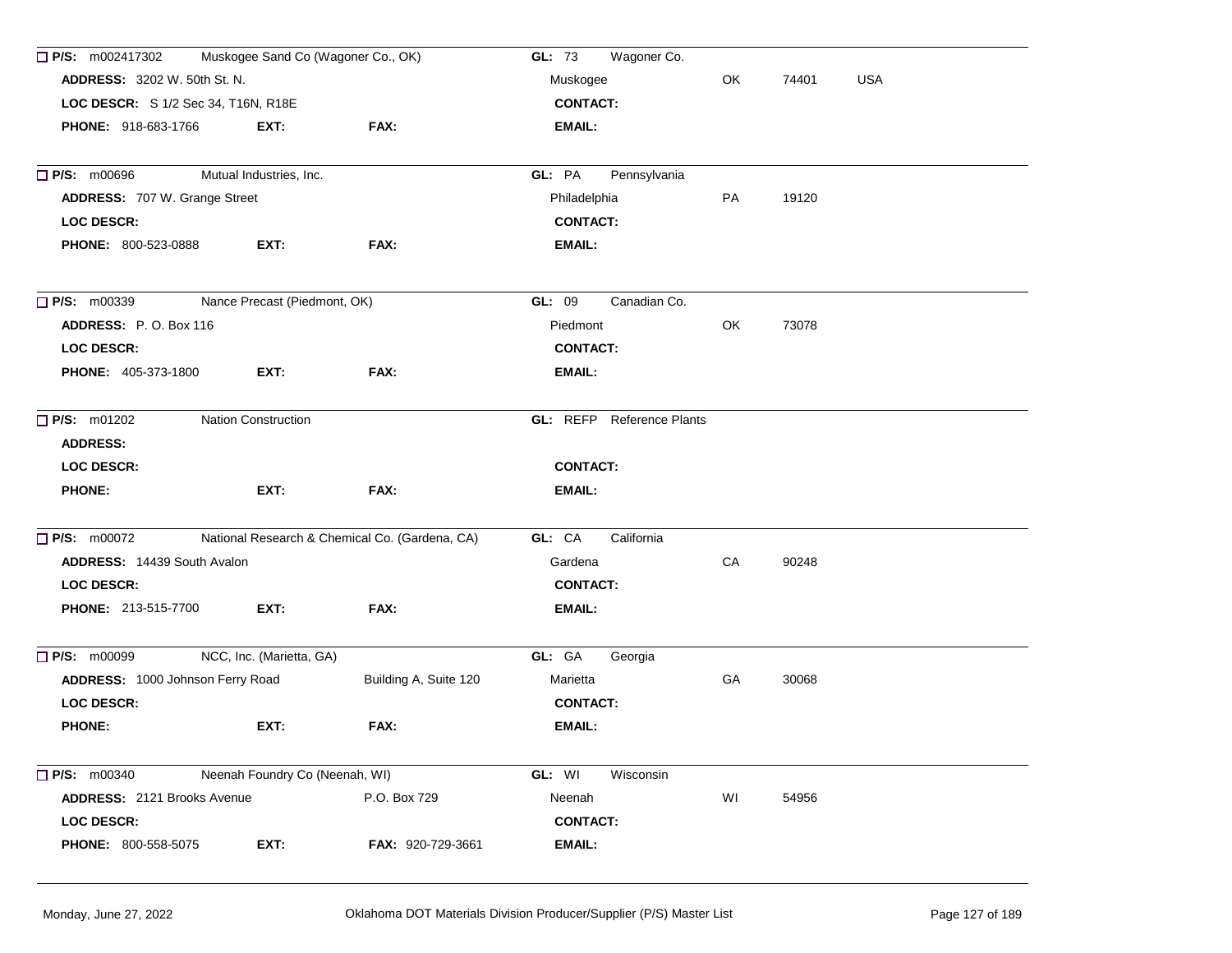☐ **P/S:** m002417302 Muskogee Sand Co (Wagoner Co., OK) **GL:** 73 Wagoner Co.
**ADDRESS:** 3202 W. 50th St. N. Muskogee OK 74401 USA
**LOC DESCR:** S 1/2 Sec 34, T16N, R18E **CONTACT:**
**PHONE:** 918-683-1766 **EXT:** **FAX:** **EMAIL:**

---

☐ **P/S:** m00696 Mutual Industries, Inc. **GL:** PA Pennsylvania
**ADDRESS:** 707 W. Grange Street Philadelphia PA 19120
**LOC DESCR:** **CONTACT:**
**PHONE:** 800-523-0888 **EXT:** **FAX:** **EMAIL:**

---

☐ **P/S:** m00339 Nance Precast (Piedmont, OK) **GL:** 09 Canadian Co.
**ADDRESS:** P. O. Box 116 Piedmont OK 73078
**LOC DESCR:** **CONTACT:**
**PHONE:** 405-373-1800 **EXT:** **FAX:** **EMAIL:**

---

☐ **P/S:** m01202 Nation Construction **GL:** REFP Reference Plants
**ADDRESS:**
**LOC DESCR:** **CONTACT:**
**PHONE:** **EXT:** **FAX:** **EMAIL:**

---

☐ **P/S:** m00072 National Research & Chemical Co. (Gardena, CA) **GL:** CA California
**ADDRESS:** 14439 South Avalon Gardena CA 90248
**LOC DESCR:** **CONTACT:**
**PHONE:** 213-515-7700 **EXT:** **FAX:** **EMAIL:**

---

☐ **P/S:** m00099 NCC, Inc. (Marietta, GA) **GL:** GA Georgia
**ADDRESS:** 1000 Johnson Ferry Road Building A, Suite 120 Marietta GA 30068
**LOC DESCR:** **CONTACT:**
**PHONE:** **EXT:** **FAX:** **EMAIL:**

---

☐ **P/S:** m00340 Neenah Foundry Co (Neenah, WI) **GL:** WI Wisconsin
**ADDRESS:** 2121 Brooks Avenue P.O. Box 729 Neenah WI 54956
**LOC DESCR:** **CONTACT:**
**PHONE:** 800-558-5075 **EXT:** **FAX:** 920-729-3661 **EMAIL:**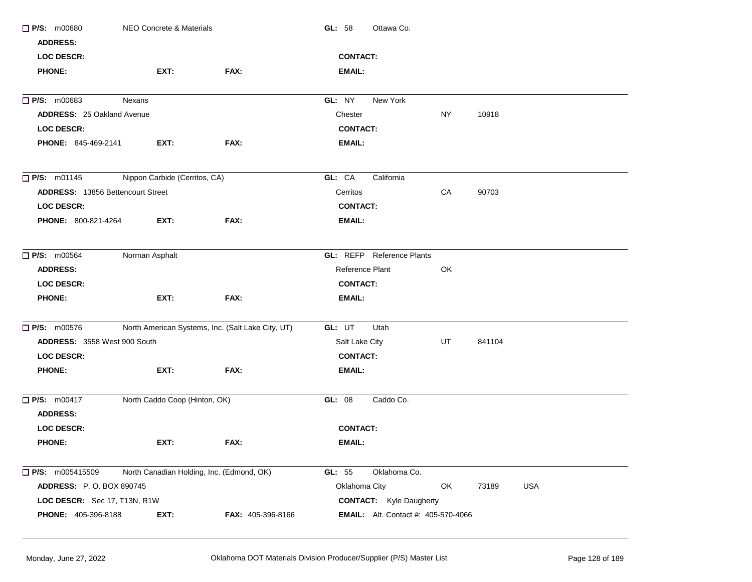☐ **P/S:** m00680 NEO Concrete & Materials **GL:** 58 Ottawa Co.

**ADDRESS:**

**LOC DESCR:** **CONTACT:**

**PHONE:** **EXT:** **FAX:** **EMAIL:**

---

☐ **P/S:** m00683 Nexans **GL:** NY New York

**ADDRESS:** 25 Oakland Avenue Chester NY 10918

**LOC DESCR:** **CONTACT:**

**PHONE:** 845-469-2141 **EXT:** **FAX:** **EMAIL:**

---

☐ **P/S:** m01145 Nippon Carbide (Cerritos, CA) **GL:** CA California

**ADDRESS:** 13856 Bettencourt Street Cerritos CA 90703

**LOC DESCR:** **CONTACT:**

**PHONE:** 800-821-4264 **EXT:** **FAX:** **EMAIL:**

---

☐ **P/S:** m00564 Norman Asphalt **GL:** REFP Reference Plants

**ADDRESS:** Reference Plant OK

**LOC DESCR:** **CONTACT:**

**PHONE:** **EXT:** **FAX:** **EMAIL:**

---

☐ **P/S:** m00576 North American Systems, Inc. (Salt Lake City, UT) **GL:** UT Utah

**ADDRESS:** 3558 West 900 South Salt Lake City UT 841104

**LOC DESCR:** **CONTACT:**

**PHONE:** **EXT:** **FAX:** **EMAIL:**

---

☐ **P/S:** m00417 North Caddo Coop (Hinton, OK) **GL:** 08 Caddo Co.

**ADDRESS:**

**LOC DESCR:** **CONTACT:**

**PHONE:** **EXT:** **FAX:** **EMAIL:**

---

☐ **P/S:** m005415509 North Canadian Holding, Inc. (Edmond, OK) **GL:** 55 Oklahoma Co.

**ADDRESS:** P. O. BOX 890745 Oklahoma City OK 73189 USA

**LOC DESCR:** Sec 17, T13N, R1W **CONTACT:** Kyle Daugherty

**PHONE:** 405-396-8188 **EXT:** **FAX:** 405-396-8166 **EMAIL:** Alt. Contact #: 405-570-4066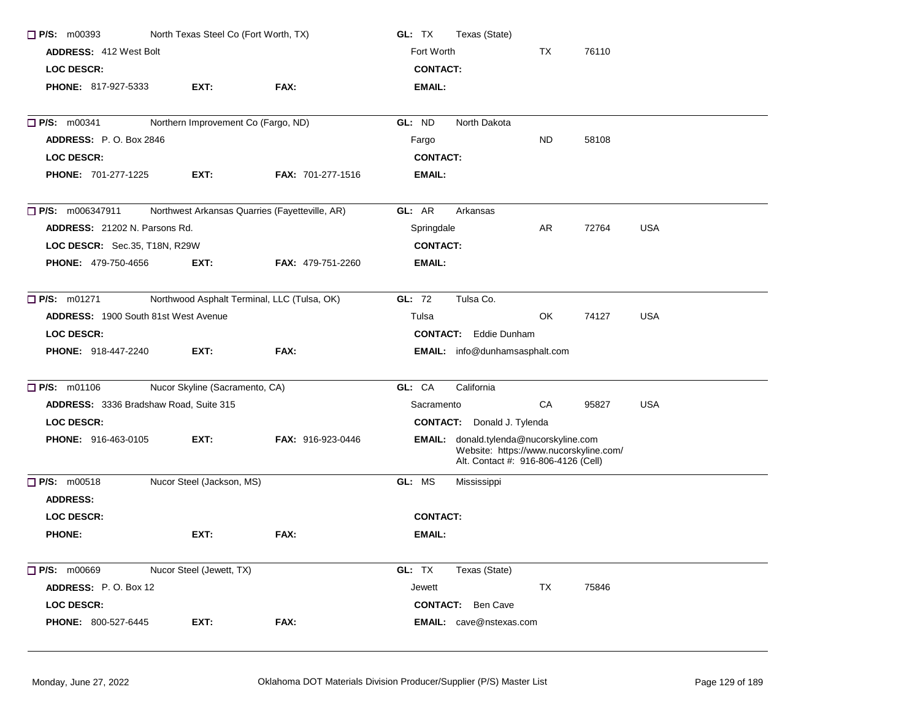**P/S:** m00393 North Texas Steel Co (Fort Worth, TX) **GL:** TX Texas (State)

**ADDRESS:** 412 West Bolt Fort Worth TX 76110

**LOC DESCR:** **CONTACT:**

**PHONE:** 817-927-5333 **EXT:** **FAX:** **EMAIL:**

---

**P/S:** m00341 Northern Improvement Co (Fargo, ND) **GL:** ND North Dakota

**ADDRESS:** P. O. Box 2846 Fargo ND 58108

**LOC DESCR:** **CONTACT:**

**PHONE:** 701-277-1225 **EXT:** **FAX:** 701-277-1516 **EMAIL:**

---

**P/S:** m006347911 Northwest Arkansas Quarries (Fayetteville, AR) **GL:** AR Arkansas

**ADDRESS:** 21202 N. Parsons Rd. Springdale AR 72764 USA

**LOC DESCR:** Sec.35, T18N, R29W **CONTACT:**

**PHONE:** 479-750-4656 **EXT:** **FAX:** 479-751-2260 **EMAIL:**

---

**P/S:** m01271 Northwood Asphalt Terminal, LLC (Tulsa, OK) **GL:** 72 Tulsa Co.

**ADDRESS:** 1900 South 81st West Avenue Tulsa OK 74127 USA

**LOC DESCR:** **CONTACT:** Eddie Dunham

**PHONE:** 918-447-2240 **EXT:** **FAX:** **EMAIL:** info@dunhamsasphalt.com

---

**P/S:** m01106 Nucor Skyline (Sacramento, CA) **GL:** CA California

**ADDRESS:** 3336 Bradshaw Road, Suite 315 Sacramento CA 95827 USA

**LOC DESCR:** **CONTACT:** Donald J. Tylenda

**PHONE:** 916-463-0105 **EXT:** **FAX:** 916-923-0446 **EMAIL:** donald.tylenda@nucorskyline.com
Website: https://www.nucorskyline.com/
Alt. Contact #: 916-806-4126 (Cell)

---

**P/S:** m00518 Nucor Steel (Jackson, MS) **GL:** MS Mississippi

**ADDRESS:**

**LOC DESCR:** **CONTACT:**

**PHONE:** **EXT:** **FAX:** **EMAIL:**

---

**P/S:** m00669 Nucor Steel (Jewett, TX) **GL:** TX Texas (State)

**ADDRESS:** P. O. Box 12 Jewett TX 75846

**LOC DESCR:** **CONTACT:** Ben Cave

**PHONE:** 800-527-6445 **EXT:** **FAX:** **EMAIL:** cave@nstexas.com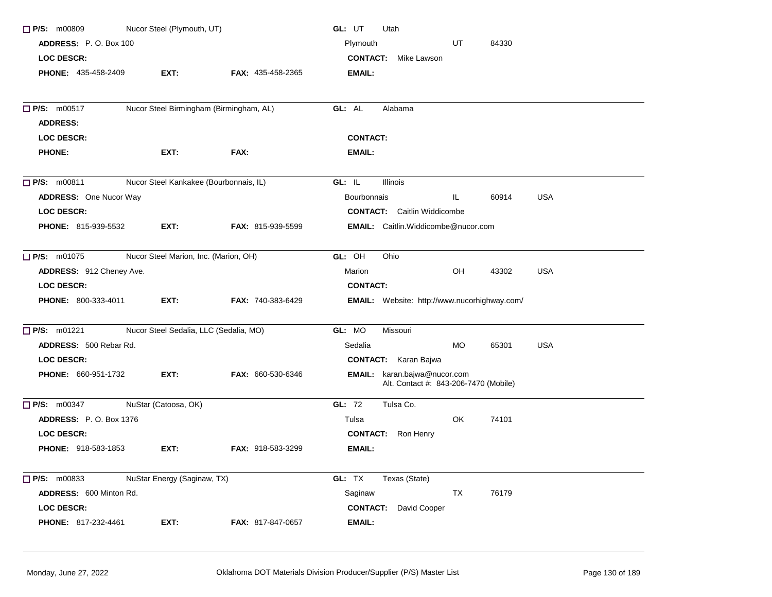☐ **P/S:** m00809 Nucor Steel (Plymouth, UT) **GL:** UT Utah

**ADDRESS:** P. O. Box 100 Plymouth UT 84330

**LOC DESCR:** **CONTACT:** Mike Lawson

**PHONE:** 435-458-2409 **EXT:** **FAX:** 435-458-2365 **EMAIL:**

---

☐ **P/S:** m00517 Nucor Steel Birmingham (Birmingham, AL) **GL:** AL Alabama

**ADDRESS:**

**LOC DESCR:** **CONTACT:**

**PHONE:** **EXT:** **FAX:** **EMAIL:**

---

☐ **P/S:** m00811 Nucor Steel Kankakee (Bourbonnais, IL) **GL:** IL Illinois

**ADDRESS:** One Nucor Way Bourbonnais IL 60914 USA

**LOC DESCR:** **CONTACT:** Caitlin Widdicombe

**PHONE:** 815-939-5532 **EXT:** **FAX:** 815-939-5599 **EMAIL:** Caitlin.Widdicombe@nucor.com

---

☐ **P/S:** m01075 Nucor Steel Marion, Inc. (Marion, OH) **GL:** OH Ohio

**ADDRESS:** 912 Cheney Ave. Marion OH 43302 USA

**LOC DESCR:** **CONTACT:**

**PHONE:** 800-333-4011 **EXT:** **FAX:** 740-383-6429 **EMAIL:** Website: http://www.nucorhighway.com/

---

☐ **P/S:** m01221 Nucor Steel Sedalia, LLC (Sedalia, MO) **GL:** MO Missouri

**ADDRESS:** 500 Rebar Rd. Sedalia MO 65301 USA

**LOC DESCR:** **CONTACT:** Karan Bajwa

**PHONE:** 660-951-1732 **EXT:** **FAX:** 660-530-6346 **EMAIL:** karan.bajwa@nucor.com
Alt. Contact #: 843-206-7470 (Mobile)

---

☐ **P/S:** m00347 NuStar (Catoosa, OK) **GL:** 72 Tulsa Co.

**ADDRESS:** P. O. Box 1376 Tulsa OK 74101

**LOC DESCR:** **CONTACT:** Ron Henry

**PHONE:** 918-583-1853 **EXT:** **FAX:** 918-583-3299 **EMAIL:**

---

☐ **P/S:** m00833 NuStar Energy (Saginaw, TX) **GL:** TX Texas (State)

**ADDRESS:** 600 Minton Rd. Saginaw TX 76179

**LOC DESCR:** **CONTACT:** David Cooper

**PHONE:** 817-232-4461 **EXT:** **FAX:** 817-847-0657 **EMAIL:**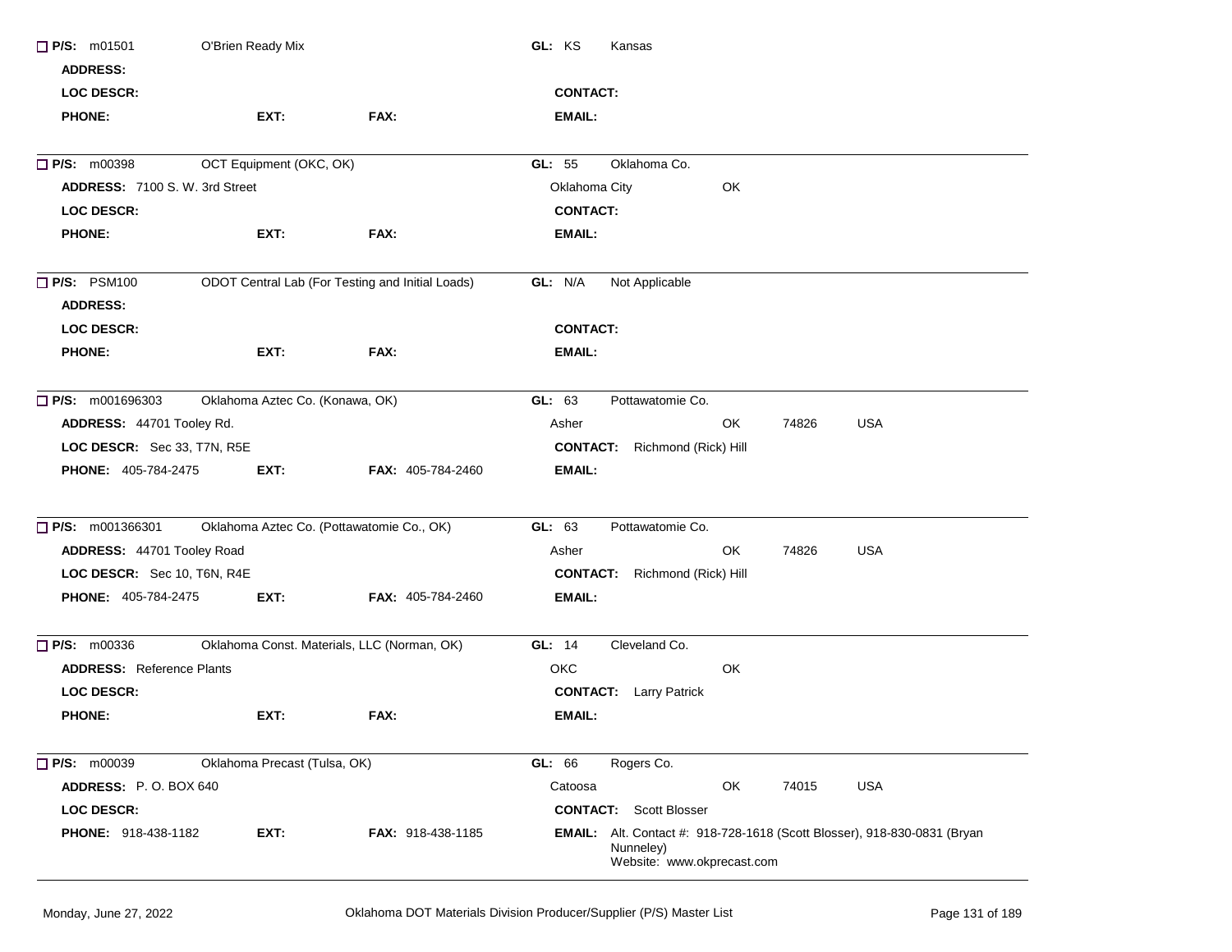**P/S:** m01501 O'Brien Ready Mix **GL:** KS Kansas

**ADDRESS:**

**LOC DESCR:** **CONTACT:**

**PHONE:** **EXT:** **FAX:** **EMAIL:**

---

**P/S:** m00398 OCT Equipment (OKC, OK) **GL:** 55 Oklahoma Co.

**ADDRESS:** 7100 S. W. 3rd Street Oklahoma City OK

**LOC DESCR:** **CONTACT:**

**PHONE:** **EXT:** **FAX:** **EMAIL:**

---

**P/S:** PSM100 ODOT Central Lab (For Testing and Initial Loads) **GL:** N/A Not Applicable

**ADDRESS:**

**LOC DESCR:** **CONTACT:**

**PHONE:** **EXT:** **FAX:** **EMAIL:**

---

**P/S:** m001696303 Oklahoma Aztec Co. (Konawa, OK) **GL:** 63 Pottawatomie Co.

**ADDRESS:** 44701 Tooley Rd. Asher OK 74826 USA

**LOC DESCR:** Sec 33, T7N, R5E **CONTACT:** Richmond (Rick) Hill

**PHONE:** 405-784-2475 **EXT:** **FAX:** 405-784-2460 **EMAIL:**

---

**P/S:** m001366301 Oklahoma Aztec Co. (Pottawatomie Co., OK) **GL:** 63 Pottawatomie Co.

**ADDRESS:** 44701 Tooley Road Asher OK 74826 USA

**LOC DESCR:** Sec 10, T6N, R4E **CONTACT:** Richmond (Rick) Hill

**PHONE:** 405-784-2475 **EXT:** **FAX:** 405-784-2460 **EMAIL:**

---

**P/S:** m00336 Oklahoma Const. Materials, LLC (Norman, OK) **GL:** 14 Cleveland Co.

**ADDRESS:** Reference Plants OKC OK

**LOC DESCR:** **CONTACT:** Larry Patrick

**PHONE:** **EXT:** **FAX:** **EMAIL:**

---

**P/S:** m00039 Oklahoma Precast (Tulsa, OK) **GL:** 66 Rogers Co.

**ADDRESS:** P. O. BOX 640 Catoosa OK 74015 USA

**LOC DESCR:** **CONTACT:** Scott Blosser

**PHONE:** 918-438-1182 **EXT:** **FAX:** 918-438-1185 **EMAIL:** Alt. Contact #: 918-728-1618 (Scott Blosser), 918-830-0831 (Bryan Nunneley) Website: www.okprecast.com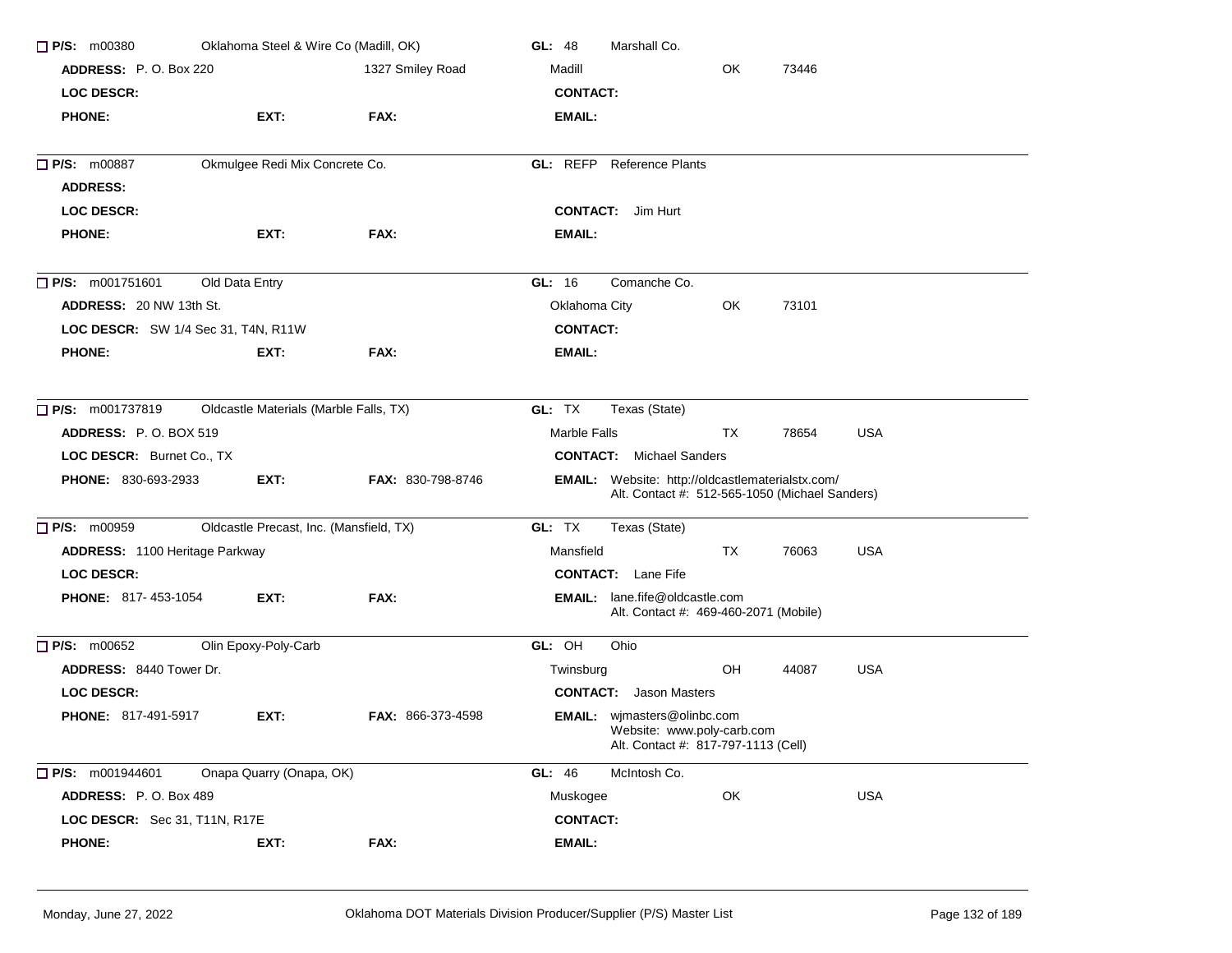☐ **P/S:** m00380 Oklahoma Steel & Wire Co (Madill, OK) **GL:** 48 Marshall Co.

**ADDRESS:** P. O. Box 220 1327 Smiley Road Madill OK 73446

**LOC DESCR:** **CONTACT:**

**PHONE:** **EXT:** **FAX:** **EMAIL:**

---

☐ **P/S:** m00887 Okmulgee Redi Mix Concrete Co. **GL:** REFP Reference Plants

**ADDRESS:**

**LOC DESCR:** **CONTACT:** Jim Hurt

**PHONE:** **EXT:** **FAX:** **EMAIL:**

---

☐ **P/S:** m001751601 Old Data Entry **GL:** 16 Comanche Co.

**ADDRESS:** 20 NW 13th St. Oklahoma City OK 73101

**LOC DESCR:** SW 1/4 Sec 31, T4N, R11W **CONTACT:**

**PHONE:** **EXT:** **FAX:** **EMAIL:**

---

☐ **P/S:** m001737819 Oldcastle Materials (Marble Falls, TX) **GL:** TX Texas (State)

**ADDRESS:** P. O. BOX 519 Marble Falls TX 78654 USA

**LOC DESCR:** Burnet Co., TX **CONTACT:** Michael Sanders

**PHONE:** 830-693-2933 **EXT:** **FAX:** 830-798-8746 **EMAIL:** Website: http://oldcastlematerialstx.com/
Alt. Contact #: 512-565-1050 (Michael Sanders)

---

☐ **P/S:** m00959 Oldcastle Precast, Inc. (Mansfield, TX) **GL:** TX Texas (State)

**ADDRESS:** 1100 Heritage Parkway Mansfield TX 76063 USA

**LOC DESCR:** **CONTACT:** Lane Fife

**PHONE:** 817- 453-1054 **EXT:** **FAX:** **EMAIL:** lane.fife@oldcastle.com
Alt. Contact #: 469-460-2071 (Mobile)

---

☐ **P/S:** m00652 Olin Epoxy-Poly-Carb **GL:** OH Ohio

**ADDRESS:** 8440 Tower Dr. Twinsburg OH 44087 USA

**LOC DESCR:** **CONTACT:** Jason Masters

**PHONE:** 817-491-5917 **EXT:** **FAX:** 866-373-4598 **EMAIL:** wjmasters@olinbc.com
Website: www.poly-carb.com
Alt. Contact #: 817-797-1113 (Cell)

---

☐ **P/S:** m001944601 Onapa Quarry (Onapa, OK) **GL:** 46 McIntosh Co.

**ADDRESS:** P. O. Box 489 Muskogee OK USA

**LOC DESCR:** Sec 31, T11N, R17E **CONTACT:**

**PHONE:** **EXT:** **FAX:** **EMAIL:**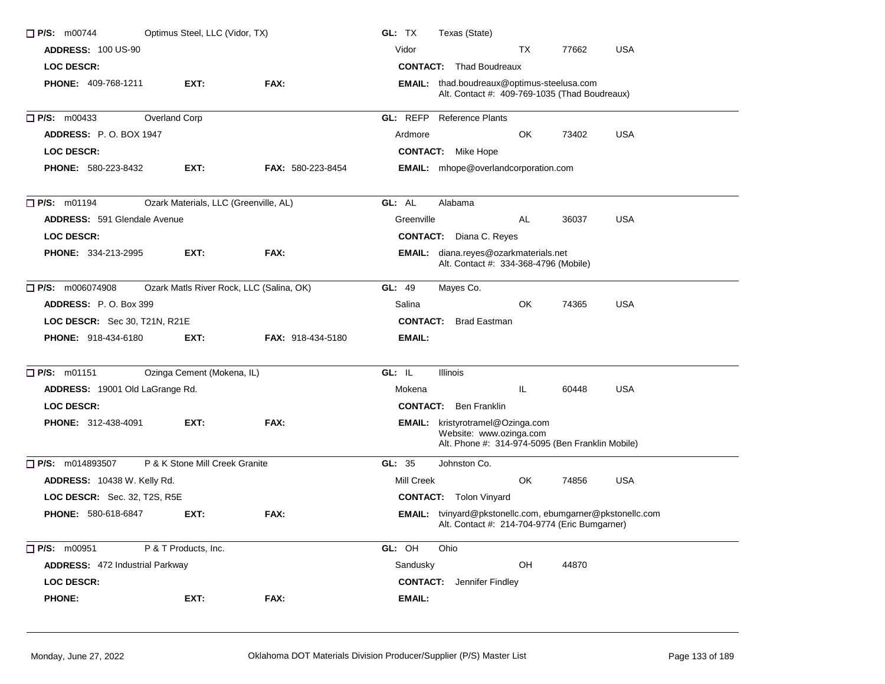☐ **P/S:** m00744 Optimus Steel, LLC (Vidor, TX) **GL:** TX Texas (State)

**ADDRESS:** 100 US-90 Vidor TX 77662 USA

**LOC DESCR:** **CONTACT:** Thad Boudreaux

**PHONE:** 409-768-1211 **EXT:** **FAX:** **EMAIL:** thad.boudreaux@optimus-steelusa.com
Alt. Contact #: 409-769-1035 (Thad Boudreaux)

---

☐ **P/S:** m00433 Overland Corp **GL:** REFP Reference Plants

**ADDRESS:** P. O. BOX 1947 Ardmore OK 73402 USA

**LOC DESCR:** **CONTACT:** Mike Hope

**PHONE:** 580-223-8432 **EXT:** **FAX:** 580-223-8454 **EMAIL:** mhope@overlandcorporation.com

---

☐ **P/S:** m01194 Ozark Materials, LLC (Greenville, AL) **GL:** AL Alabama

**ADDRESS:** 591 Glendale Avenue Greenville AL 36037 USA

**LOC DESCR:** **CONTACT:** Diana C. Reyes

**PHONE:** 334-213-2995 **EXT:** **FAX:** **EMAIL:** diana.reyes@ozarkmaterials.net
Alt. Contact #: 334-368-4796 (Mobile)

---

☐ **P/S:** m006074908 Ozark Matls River Rock, LLC (Salina, OK) **GL:** 49 Mayes Co.

**ADDRESS:** P. O. Box 399 Salina OK 74365 USA

**LOC DESCR:** Sec 30, T21N, R21E **CONTACT:** Brad Eastman

**PHONE:** 918-434-6180 **EXT:** **FAX:** 918-434-5180 **EMAIL:**

---

☐ **P/S:** m01151 Ozinga Cement (Mokena, IL) **GL:** IL Illinois

**ADDRESS:** 19001 Old LaGrange Rd. Mokena IL 60448 USA

**LOC DESCR:** **CONTACT:** Ben Franklin

**PHONE:** 312-438-4091 **EXT:** **FAX:** **EMAIL:** kristyrotramel@Ozinga.com
Website: www.ozinga.com
Alt. Phone #: 314-974-5095 (Ben Franklin Mobile)

---

☐ **P/S:** m014893507 P & K Stone Mill Creek Granite **GL:** 35 Johnston Co.

**ADDRESS:** 10438 W. Kelly Rd. Mill Creek OK 74856 USA

**LOC DESCR:** Sec. 32, T2S, R5E **CONTACT:** Tolon Vinyard

**PHONE:** 580-618-6847 **EXT:** **FAX:** **EMAIL:** tvinyard@pkstonellc.com, ebumgarner@pkstonellc.com
Alt. Contact #: 214-704-9774 (Eric Bumgarner)

---

☐ **P/S:** m00951 P & T Products, Inc. **GL:** OH Ohio

**ADDRESS:** 472 Industrial Parkway Sandusky OH 44870

**LOC DESCR:** **CONTACT:** Jennifer Findley

**PHONE:** **EXT:** **FAX:** **EMAIL:**

---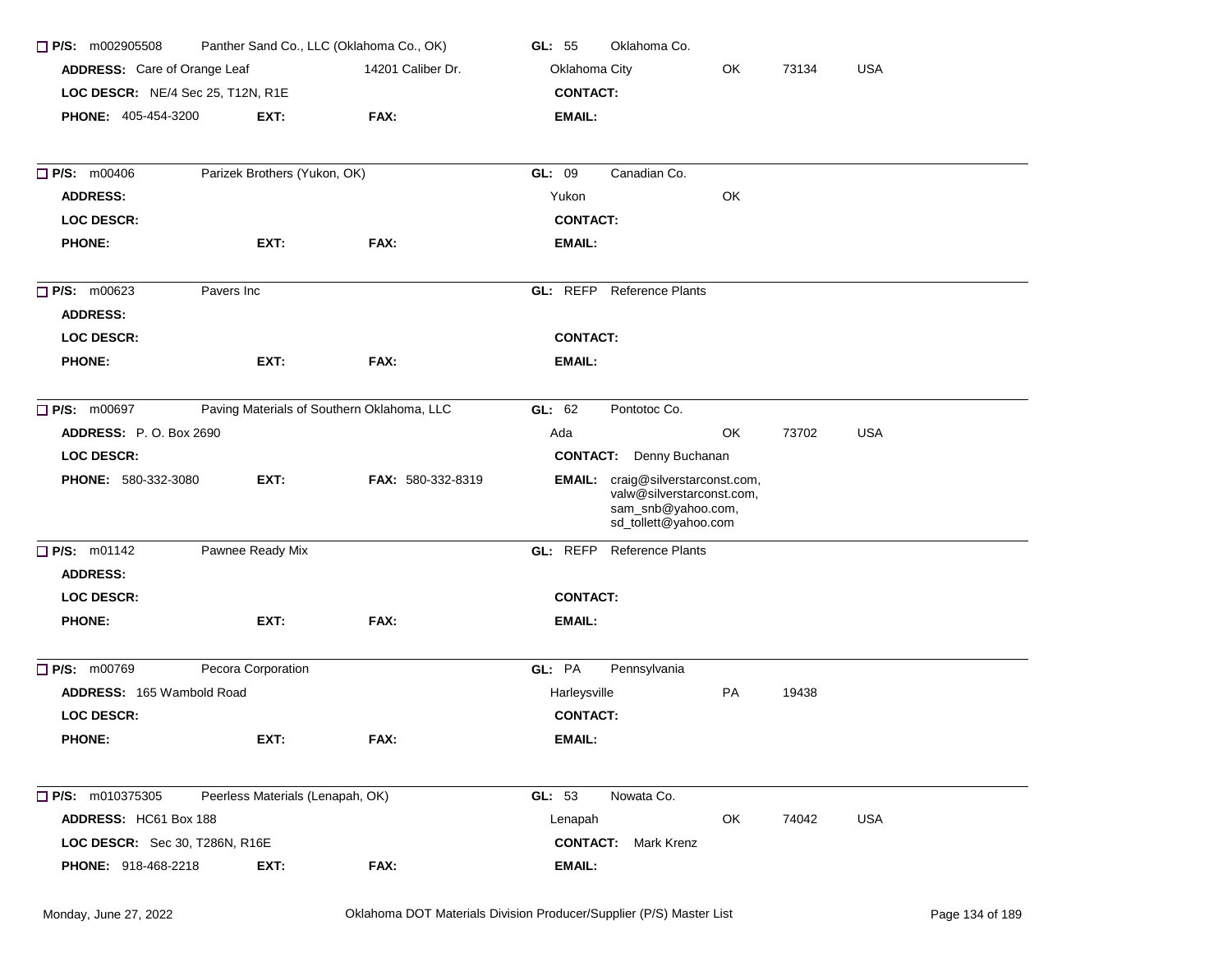☐ **P/S:** m002905508 Panther Sand Co., LLC (Oklahoma Co., OK) **GL:** 55 Oklahoma Co.

**ADDRESS:** Care of Orange Leaf 14201 Caliber Dr. Oklahoma City OK 73134 USA

**LOC DESCR:** NE/4 Sec 25, T12N, R1E **CONTACT:**

**PHONE:** 405-454-3200 **EXT:** **FAX:** **EMAIL:**

---

☐ **P/S:** m00406 Parizek Brothers (Yukon, OK) **GL:** 09 Canadian Co.

**ADDRESS:** Yukon OK

**LOC DESCR:** **CONTACT:**

**PHONE:** **EXT:** **FAX:** **EMAIL:**

---

☐ **P/S:** m00623 Pavers Inc **GL:** REFP Reference Plants

**ADDRESS:**

**LOC DESCR:** **CONTACT:**

**PHONE:** **EXT:** **FAX:** **EMAIL:**

---

☐ **P/S:** m00697 Paving Materials of Southern Oklahoma, LLC **GL:** 62 Pontotoc Co.

**ADDRESS:** P. O. Box 2690 Ada OK 73702 USA

**LOC DESCR:** **CONTACT:** Denny Buchanan

**PHONE:** 580-332-3080 **EXT:** **FAX:** 580-332-8319 **EMAIL:** craig@silverstarconst.com, valw@silverstarconst.com, sam_snb@yahoo.com, sd_tollett@yahoo.com

---

☐ **P/S:** m01142 Pawnee Ready Mix **GL:** REFP Reference Plants

**ADDRESS:**

**LOC DESCR:** **CONTACT:**

**PHONE:** **EXT:** **FAX:** **EMAIL:**

---

☐ **P/S:** m00769 Pecora Corporation **GL:** PA Pennsylvania

**ADDRESS:** 165 Wambold Road Harleysville PA 19438

**LOC DESCR:** **CONTACT:**

**PHONE:** **EXT:** **FAX:** **EMAIL:**

---

☐ **P/S:** m010375305 Peerless Materials (Lenapah, OK) **GL:** 53 Nowata Co.

**ADDRESS:** HC61 Box 188 Lenapah OK 74042 USA

**LOC DESCR:** Sec 30, T286N, R16E **CONTACT:** Mark Krenz

**PHONE:** 918-468-2218 **EXT:** **FAX:** **EMAIL:**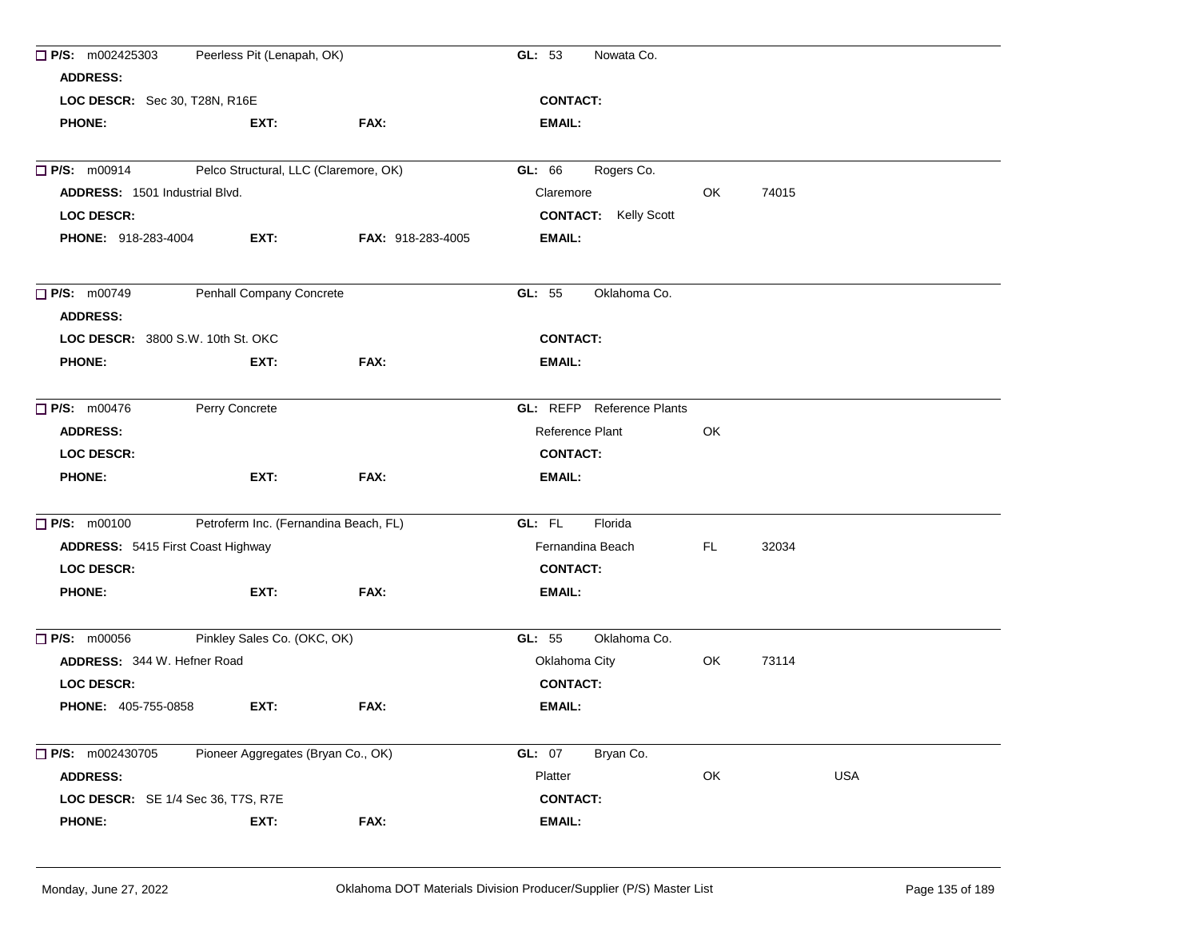☐ **P/S:** m002425303 Peerless Pit (Lenapah, OK) **GL:** 53 Nowata Co.

**ADDRESS:**

**LOC DESCR:** Sec 30, T28N, R16E **CONTACT:**

**PHONE:** **EXT:** **FAX:** **EMAIL:**

---

☐ **P/S:** m00914 Pelco Structural, LLC (Claremore, OK) **GL:** 66 Rogers Co.

**ADDRESS:** 1501 Industrial Blvd. Claremore OK 74015

**LOC DESCR:** **CONTACT:** Kelly Scott

**PHONE:** 918-283-4004 **EXT:** **FAX:** 918-283-4005 **EMAIL:**

---

☐ **P/S:** m00749 Penhall Company Concrete **GL:** 55 Oklahoma Co.

**ADDRESS:**

**LOC DESCR:** 3800 S.W. 10th St. OKC **CONTACT:**

**PHONE:** **EXT:** **FAX:** **EMAIL:**

---

☐ **P/S:** m00476 Perry Concrete **GL:** REFP Reference Plants

**ADDRESS:** Reference Plant OK

**LOC DESCR:** **CONTACT:**

**PHONE:** **EXT:** **FAX:** **EMAIL:**

---

☐ **P/S:** m00100 Petroferm Inc. (Fernandina Beach, FL) **GL:** FL Florida

**ADDRESS:** 5415 First Coast Highway Fernandina Beach FL 32034

**LOC DESCR:** **CONTACT:**

**PHONE:** **EXT:** **FAX:** **EMAIL:**

---

☐ **P/S:** m00056 Pinkley Sales Co. (OKC, OK) **GL:** 55 Oklahoma Co.

**ADDRESS:** 344 W. Hefner Road Oklahoma City OK 73114

**LOC DESCR:** **CONTACT:**

**PHONE:** 405-755-0858 **EXT:** **FAX:** **EMAIL:**

---

☐ **P/S:** m002430705 Pioneer Aggregates (Bryan Co., OK) **GL:** 07 Bryan Co.

**ADDRESS:** Platter OK USA

**LOC DESCR:** SE 1/4 Sec 36, T7S, R7E **CONTACT:**

**PHONE:** **EXT:** **FAX:** **EMAIL:**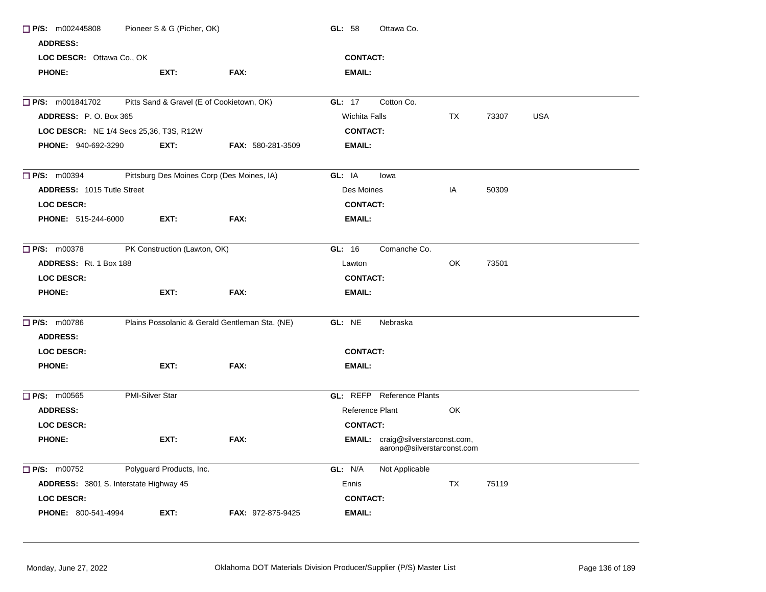☐ **P/S:** m002445808 Pioneer S & G (Picher, OK) **GL:** 58 Ottawa Co.

**ADDRESS:**

**LOC DESCR:** Ottawa Co., OK **CONTACT:**

**PHONE:** **EXT:** **FAX:** **EMAIL:**

---

☐ **P/S:** m001841702 Pitts Sand & Gravel (E of Cookietown, OK) **GL:** 17 Cotton Co.

**ADDRESS:** P. O. Box 365 Wichita Falls TX 73307 USA

**LOC DESCR:** NE 1/4 Secs 25,36, T3S, R12W **CONTACT:**

**PHONE:** 940-692-3290 **EXT:** **FAX:** 580-281-3509 **EMAIL:**

---

☐ **P/S:** m00394 Pittsburg Des Moines Corp (Des Moines, IA) **GL:** IA Iowa

**ADDRESS:** 1015 Tutle Street Des Moines IA 50309

**LOC DESCR:** **CONTACT:**

**PHONE:** 515-244-6000 **EXT:** **FAX:** **EMAIL:**

---

☐ **P/S:** m00378 PK Construction (Lawton, OK) **GL:** 16 Comanche Co.

**ADDRESS:** Rt. 1 Box 188 Lawton OK 73501

**LOC DESCR:** **CONTACT:**

**PHONE:** **EXT:** **FAX:** **EMAIL:**

---

☐ **P/S:** m00786 Plains Possolanic & Gerald Gentleman Sta. (NE) **GL:** NE Nebraska

**ADDRESS:**

**LOC DESCR:** **CONTACT:**

**PHONE:** **EXT:** **FAX:** **EMAIL:**

---

☐ **P/S:** m00565 PMI-Silver Star **GL:** REFP Reference Plants

**ADDRESS:** Reference Plant OK

**LOC DESCR:** **CONTACT:**

**PHONE:** **EXT:** **FAX:** **EMAIL:** craig@silverstarconst.com, aaronp@silverstarconst.com

---

☐ **P/S:** m00752 Polyguard Products, Inc. **GL:** N/A Not Applicable

**ADDRESS:** 3801 S. Interstate Highway 45 Ennis TX 75119

**LOC DESCR:** **CONTACT:**

**PHONE:** 800-541-4994 **EXT:** **FAX:** 972-875-9425 **EMAIL:**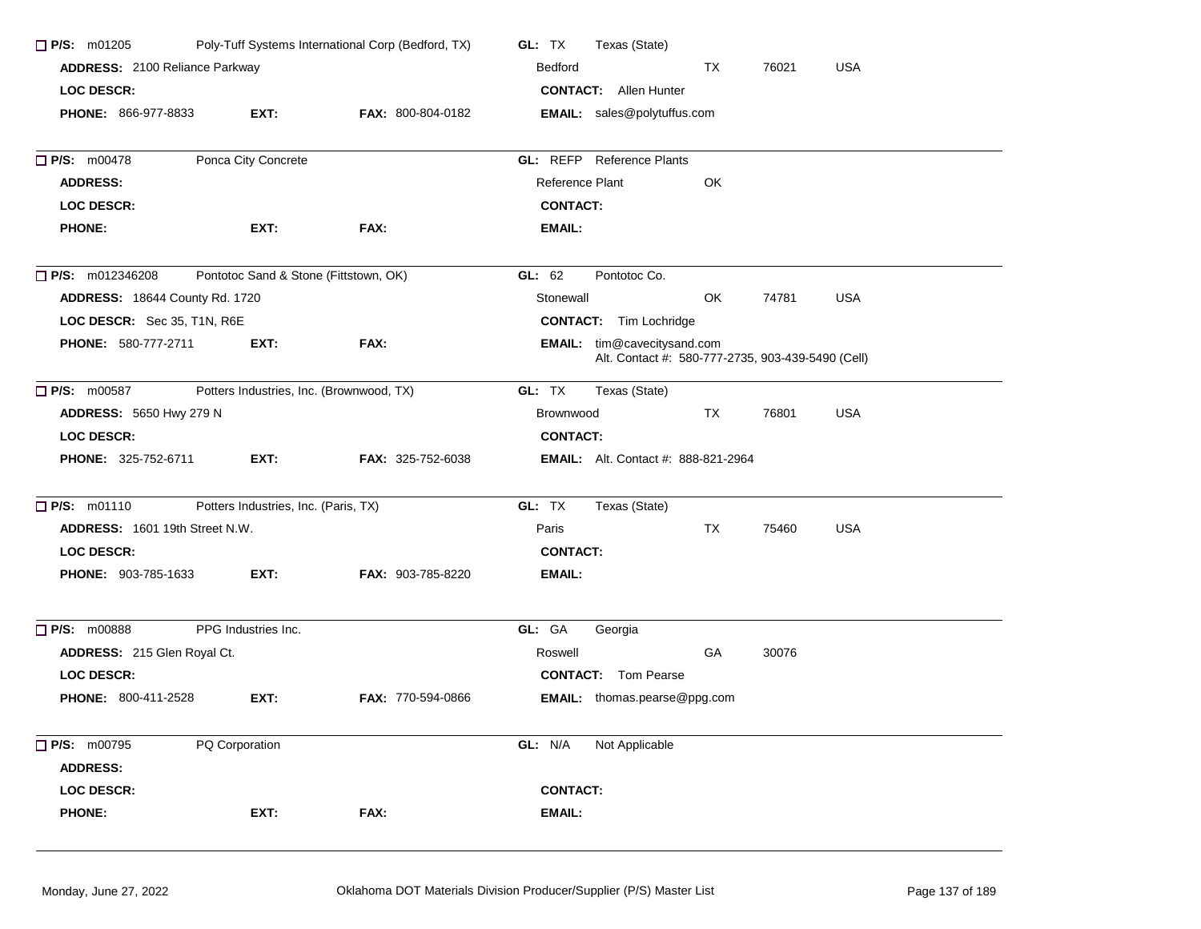☐ **P/S:** m01205 Poly-Tuff Systems International Corp (Bedford, TX) **GL:** TX Texas (State)
**ADDRESS:** 2100 Reliance Parkway Bedford TX 76021 USA
**LOC DESCR:** **CONTACT:** Allen Hunter
**PHONE:** 866-977-8833 **EXT:** **FAX:** 800-804-0182 **EMAIL:** sales@polytuffus.com

---

☐ **P/S:** m00478 Ponca City Concrete **GL:** REFP Reference Plants
**ADDRESS:** Reference Plant OK
**LOC DESCR:** **CONTACT:**
**PHONE:** **EXT:** **FAX:** **EMAIL:**

---

☐ **P/S:** m012346208 Pontotoc Sand & Stone (Fittstown, OK) **GL:** 62 Pontotoc Co.
**ADDRESS:** 18644 County Rd. 1720 Stonewall OK 74781 USA
**LOC DESCR:** Sec 35, T1N, R6E **CONTACT:** Tim Lochridge
**PHONE:** 580-777-2711 **EXT:** **FAX:** **EMAIL:** tim@cavecitysand.com
Alt. Contact #: 580-777-2735, 903-439-5490 (Cell)

---

☐ **P/S:** m00587 Potters Industries, Inc. (Brownwood, TX) **GL:** TX Texas (State)
**ADDRESS:** 5650 Hwy 279 N Brownwood TX 76801 USA
**LOC DESCR:** **CONTACT:**
**PHONE:** 325-752-6711 **EXT:** **FAX:** 325-752-6038 **EMAIL:** Alt. Contact #: 888-821-2964

---

☐ **P/S:** m01110 Potters Industries, Inc. (Paris, TX) **GL:** TX Texas (State)
**ADDRESS:** 1601 19th Street N.W. Paris TX 75460 USA
**LOC DESCR:** **CONTACT:**
**PHONE:** 903-785-1633 **EXT:** **FAX:** 903-785-8220 **EMAIL:**

---

☐ **P/S:** m00888 PPG Industries Inc. **GL:** GA Georgia
**ADDRESS:** 215 Glen Royal Ct. Roswell GA 30076
**LOC DESCR:** **CONTACT:** Tom Pearse
**PHONE:** 800-411-2528 **EXT:** **FAX:** 770-594-0866 **EMAIL:** thomas.pearse@ppg.com

---

☐ **P/S:** m00795 PQ Corporation **GL:** N/A Not Applicable
**ADDRESS:**
**LOC DESCR:** **CONTACT:**
**PHONE:** **EXT:** **FAX:** **EMAIL:**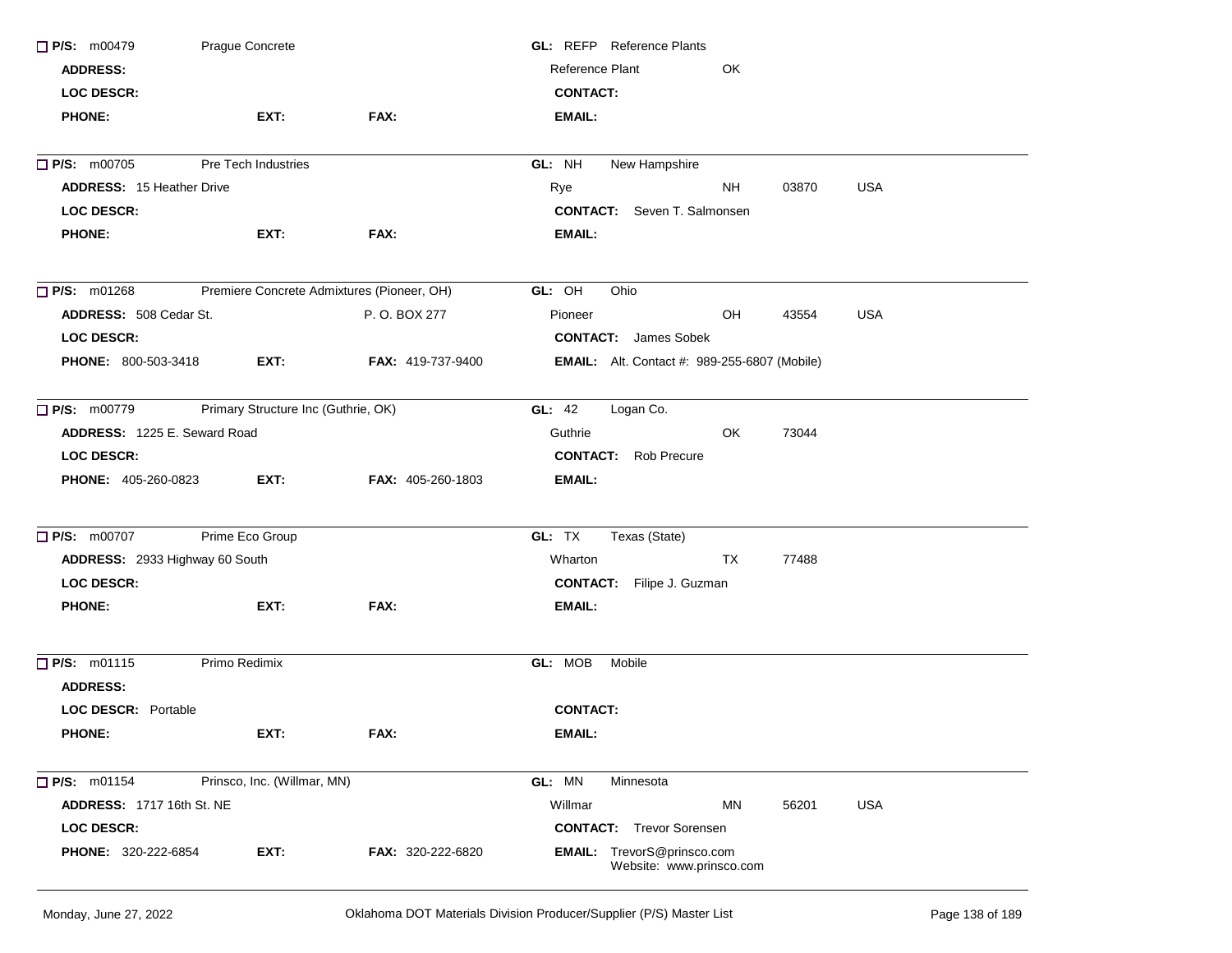☐ **P/S:** m00479 Prague Concrete
**GL:** REFP Reference Plants
**ADDRESS:**
Reference Plant OK
**LOC DESCR:**
**CONTACT:**
**PHONE:** **EXT:** **FAX:**
**EMAIL:**

---

☐ **P/S:** m00705 Pre Tech Industries
**GL:** NH New Hampshire
**ADDRESS:** 15 Heather Drive
Rye NH 03870 USA
**LOC DESCR:**
**CONTACT:** Seven T. Salmonsen
**PHONE:** **EXT:** **FAX:**
**EMAIL:**

---

☐ **P/S:** m01268 Premiere Concrete Admixtures (Pioneer, OH)
**GL:** OH Ohio
**ADDRESS:** 508 Cedar St. P. O. BOX 277
Pioneer OH 43554 USA
**LOC DESCR:**
**CONTACT:** James Sobek
**PHONE:** 800-503-3418 **EXT:** **FAX:** 419-737-9400
**EMAIL:** Alt. Contact #: 989-255-6807 (Mobile)

---

☐ **P/S:** m00779 Primary Structure Inc (Guthrie, OK)
**GL:** 42 Logan Co.
**ADDRESS:** 1225 E. Seward Road
Guthrie OK 73044
**LOC DESCR:**
**CONTACT:** Rob Precure
**PHONE:** 405-260-0823 **EXT:** **FAX:** 405-260-1803
**EMAIL:**

---

☐ **P/S:** m00707 Prime Eco Group
**GL:** TX Texas (State)
**ADDRESS:** 2933 Highway 60 South
Wharton TX 77488
**LOC DESCR:**
**CONTACT:** Filipe J. Guzman
**PHONE:** **EXT:** **FAX:**
**EMAIL:**

---

☐ **P/S:** m01115 Primo Redimix
**GL:** MOB Mobile
**ADDRESS:**
**LOC DESCR:** Portable
**CONTACT:**
**PHONE:** **EXT:** **FAX:**
**EMAIL:**

---

☐ **P/S:** m01154 Prinsco, Inc. (Willmar, MN)
**GL:** MN Minnesota
**ADDRESS:** 1717 16th St. NE
Willmar MN 56201 USA
**LOC DESCR:**
**CONTACT:** Trevor Sorensen
**PHONE:** 320-222-6854 **EXT:** **FAX:** 320-222-6820
**EMAIL:** TrevorS@prinsco.com
Website: www.prinsco.com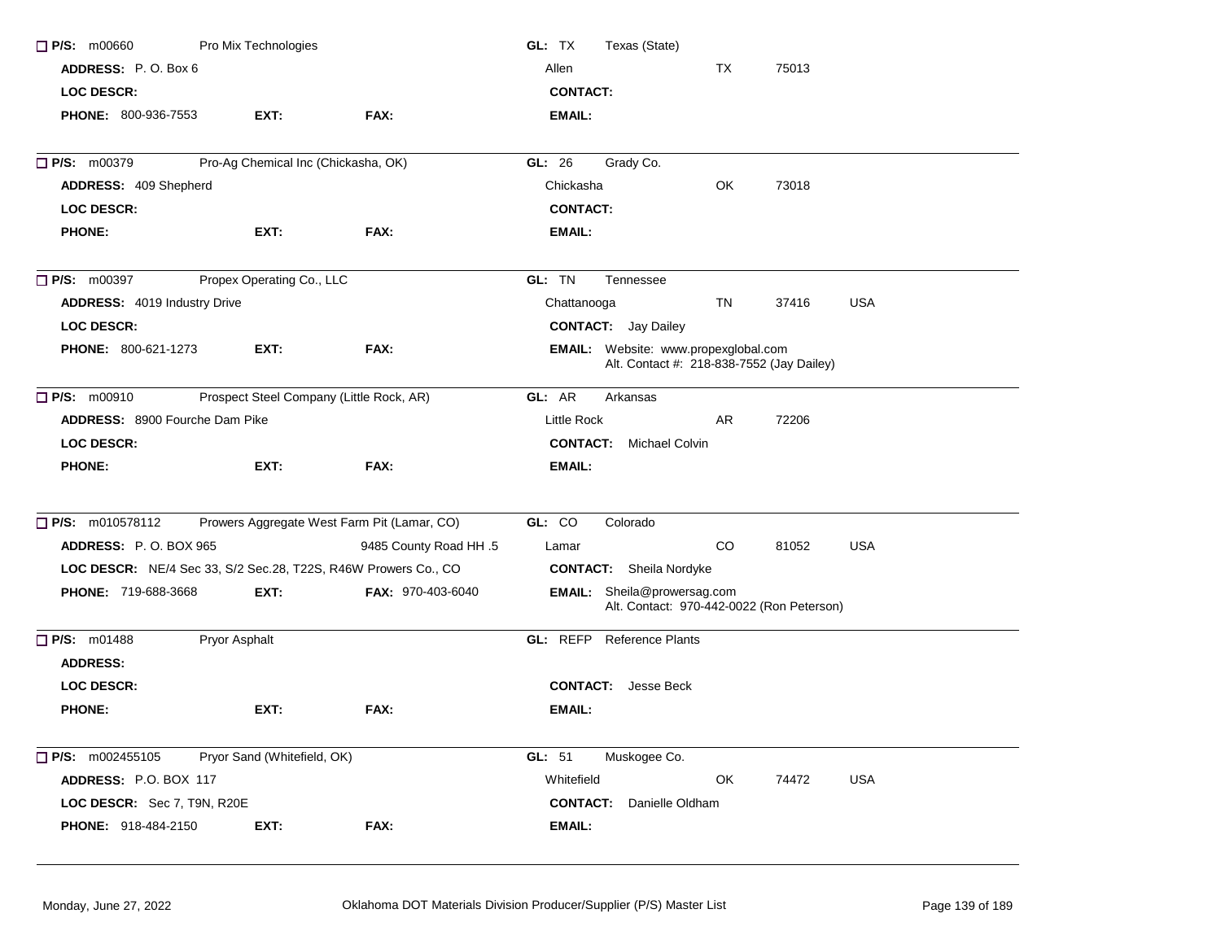☐ **P/S:** m00660 Pro Mix Technologies | **GL:** TX Texas (State)

**ADDRESS:** P. O. Box 6 | Allen TX 75013

**LOC DESCR:** | **CONTACT:**

**PHONE:** 800-936-7553 **EXT:** **FAX:** | **EMAIL:**

---

☐ **P/S:** m00379 Pro-Ag Chemical Inc (Chickasha, OK) | **GL:** 26 Grady Co.

**ADDRESS:** 409 Shepherd | Chickasha OK 73018

**LOC DESCR:** | **CONTACT:**

**PHONE:** **EXT:** **FAX:** | **EMAIL:**

---

☐ **P/S:** m00397 Propex Operating Co., LLC | **GL:** TN Tennessee

**ADDRESS:** 4019 Industry Drive | Chattanooga TN 37416 USA

**LOC DESCR:** | **CONTACT:** Jay Dailey

**PHONE:** 800-621-1273 **EXT:** **FAX:** | **EMAIL:** Website: www.propexglobal.com
Alt. Contact #: 218-838-7552 (Jay Dailey)

---

☐ **P/S:** m00910 Prospect Steel Company (Little Rock, AR) | **GL:** AR Arkansas

**ADDRESS:** 8900 Fourche Dam Pike | Little Rock AR 72206

**LOC DESCR:** | **CONTACT:** Michael Colvin

**PHONE:** **EXT:** **FAX:** | **EMAIL:**

---

☐ **P/S:** m010578112 Prowers Aggregate West Farm Pit (Lamar, CO) | **GL:** CO Colorado

**ADDRESS:** P. O. BOX 965 9485 County Road HH .5 | Lamar CO 81052 USA

**LOC DESCR:** NE/4 Sec 33, S/2 Sec.28, T22S, R46W Prowers Co., CO | **CONTACT:** Sheila Nordyke

**PHONE:** 719-688-3668 **EXT:** **FAX:** 970-403-6040 | **EMAIL:** Sheila@prowersag.com
Alt. Contact: 970-442-0022 (Ron Peterson)

---

☐ **P/S:** m01488 Pryor Asphalt | **GL:** REFP Reference Plants

**ADDRESS:**

**LOC DESCR:** | **CONTACT:** Jesse Beck

**PHONE:** **EXT:** **FAX:** | **EMAIL:**

---

☐ **P/S:** m002455105 Pryor Sand (Whitefield, OK) | **GL:** 51 Muskogee Co.

**ADDRESS:** P.O. BOX 117 | Whitefield OK 74472 USA

**LOC DESCR:** Sec 7, T9N, R20E | **CONTACT:** Danielle Oldham

**PHONE:** 918-484-2150 **EXT:** **FAX:** | **EMAIL:**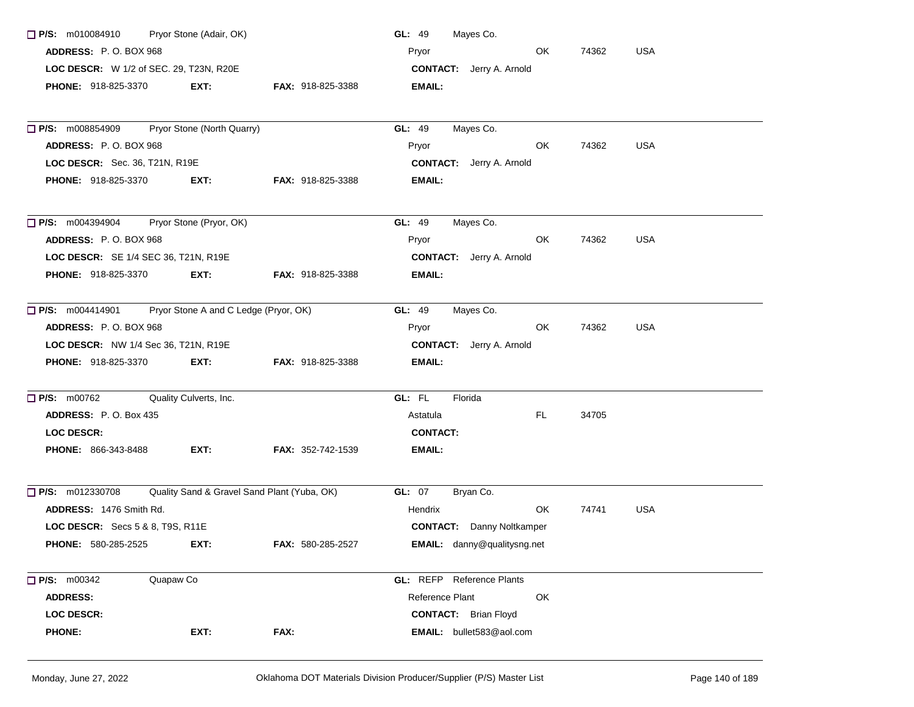☐ **P/S:** m010084910 Pryor Stone (Adair, OK) **GL:** 49 Mayes Co.
**ADDRESS:** P. O. BOX 968 Pryor OK 74362 USA
**LOC DESCR:** W 1/2 of SEC. 29, T23N, R20E **CONTACT:** Jerry A. Arnold
**PHONE:** 918-825-3370 **EXT:** **FAX:** 918-825-3388 **EMAIL:**

---

☐ **P/S:** m008854909 Pryor Stone (North Quarry) **GL:** 49 Mayes Co.
**ADDRESS:** P. O. BOX 968 Pryor OK 74362 USA
**LOC DESCR:** Sec. 36, T21N, R19E **CONTACT:** Jerry A. Arnold
**PHONE:** 918-825-3370 **EXT:** **FAX:** 918-825-3388 **EMAIL:**

---

☐ **P/S:** m004394904 Pryor Stone (Pryor, OK) **GL:** 49 Mayes Co.
**ADDRESS:** P. O. BOX 968 Pryor OK 74362 USA
**LOC DESCR:** SE 1/4 SEC 36, T21N, R19E **CONTACT:** Jerry A. Arnold
**PHONE:** 918-825-3370 **EXT:** **FAX:** 918-825-3388 **EMAIL:**

---

☐ **P/S:** m004414901 Pryor Stone A and C Ledge (Pryor, OK) **GL:** 49 Mayes Co.
**ADDRESS:** P. O. BOX 968 Pryor OK 74362 USA
**LOC DESCR:** NW 1/4 Sec 36, T21N, R19E **CONTACT:** Jerry A. Arnold
**PHONE:** 918-825-3370 **EXT:** **FAX:** 918-825-3388 **EMAIL:**

---

☐ **P/S:** m00762 Quality Culverts, Inc. **GL:** FL Florida
**ADDRESS:** P. O. Box 435 Astatula FL 34705
**LOC DESCR:** **CONTACT:**
**PHONE:** 866-343-8488 **EXT:** **FAX:** 352-742-1539 **EMAIL:**

---

☐ **P/S:** m012330708 Quality Sand & Gravel Sand Plant (Yuba, OK) **GL:** 07 Bryan Co.
**ADDRESS:** 1476 Smith Rd. Hendrix OK 74741 USA
**LOC DESCR:** Secs 5 & 8, T9S, R11E **CONTACT:** Danny Noltkamper
**PHONE:** 580-285-2525 **EXT:** **FAX:** 580-285-2527 **EMAIL:** danny@qualitysng.net

---

☐ **P/S:** m00342 Quapaw Co **GL:** REFP Reference Plants
**ADDRESS:** Reference Plant OK
**LOC DESCR:** **CONTACT:** Brian Floyd
**PHONE:** **EXT:** **FAX:** **EMAIL:** bullet583@aol.com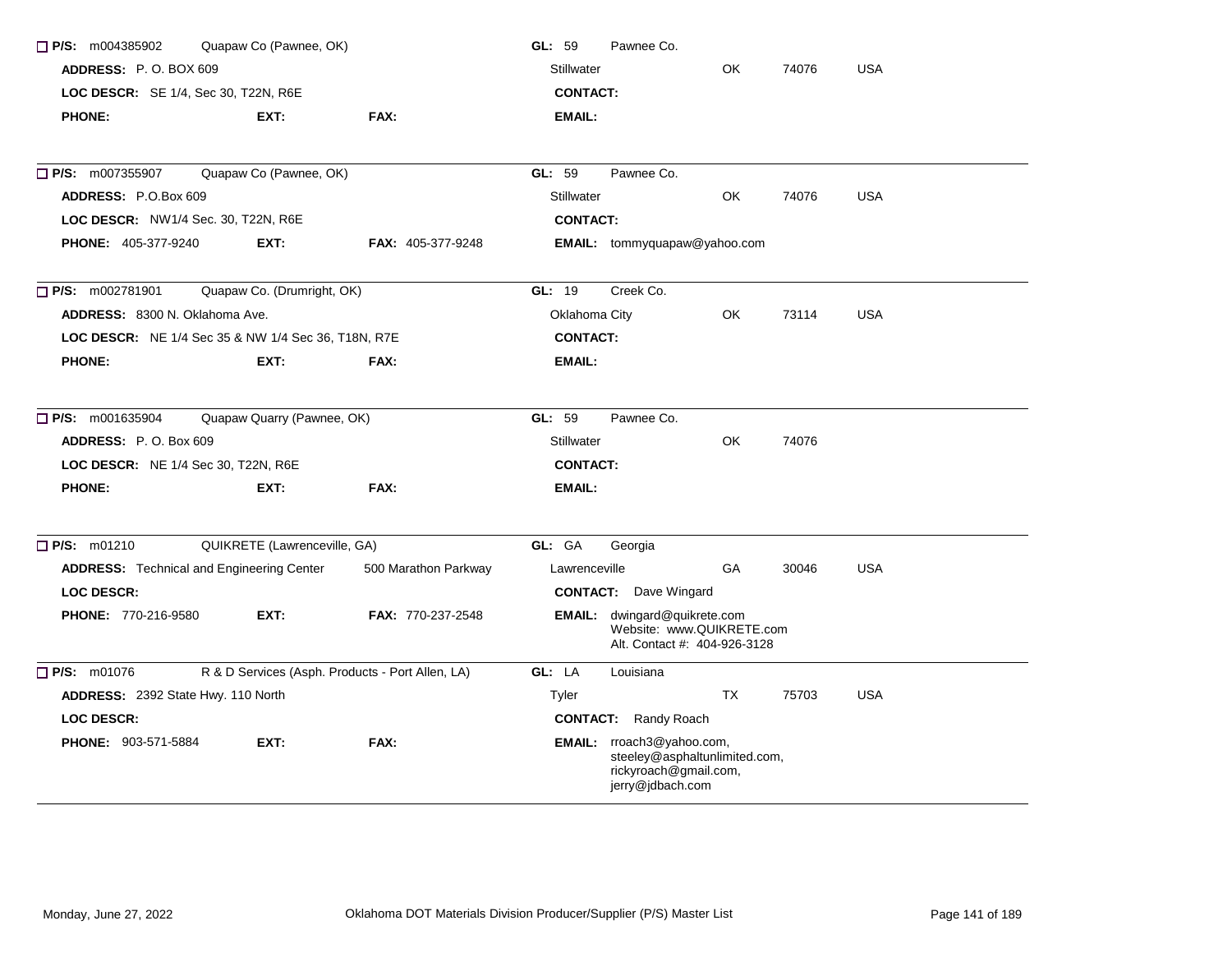☐ **P/S:** m004385902 Quapaw Co (Pawnee, OK) | **GL:** 59 Pawnee Co.

**ADDRESS:** P. O. BOX 609 | Stillwater OK 74076 USA

**LOC DESCR:** SE 1/4, Sec 30, T22N, R6E | **CONTACT:**

**PHONE:** **EXT:** **FAX:** | **EMAIL:**

---

☐ **P/S:** m007355907 Quapaw Co (Pawnee, OK) | **GL:** 59 Pawnee Co.

**ADDRESS:** P.O.Box 609 | Stillwater OK 74076 USA

**LOC DESCR:** NW1/4 Sec. 30, T22N, R6E | **CONTACT:**

**PHONE:** 405-377-9240 **EXT:** **FAX:** 405-377-9248 | **EMAIL:** tommyquapaw@yahoo.com

---

☐ **P/S:** m002781901 Quapaw Co. (Drumright, OK) | **GL:** 19 Creek Co.

**ADDRESS:** 8300 N. Oklahoma Ave. | Oklahoma City OK 73114 USA

**LOC DESCR:** NE 1/4 Sec 35 & NW 1/4 Sec 36, T18N, R7E | **CONTACT:**

**PHONE:** **EXT:** **FAX:** | **EMAIL:**

---

☐ **P/S:** m001635904 Quapaw Quarry (Pawnee, OK) | **GL:** 59 Pawnee Co.

**ADDRESS:** P. O. Box 609 | Stillwater OK 74076

**LOC DESCR:** NE 1/4 Sec 30, T22N, R6E | **CONTACT:**

**PHONE:** **EXT:** **FAX:** | **EMAIL:**

---

☐ **P/S:** m01210 QUIKRETE (Lawrenceville, GA) | **GL:** GA Georgia

**ADDRESS:** Technical and Engineering Center 500 Marathon Parkway | Lawrenceville GA 30046 USA

**LOC DESCR:** | **CONTACT:** Dave Wingard

**PHONE:** 770-216-9580 **EXT:** **FAX:** 770-237-2548 | **EMAIL:** dwingard@quikrete.com
Website: www.QUIKRETE.com
Alt. Contact #: 404-926-3128

---

☐ **P/S:** m01076 R & D Services (Asph. Products - Port Allen, LA) | **GL:** LA Louisiana

**ADDRESS:** 2392 State Hwy. 110 North | Tyler TX 75703 USA

**LOC DESCR:** | **CONTACT:** Randy Roach

**PHONE:** 903-571-5884 **EXT:** **FAX:** | **EMAIL:** rroach3@yahoo.com, steeley@asphaltunlimited.com, rickyroach@gmail.com, jerry@jdbach.com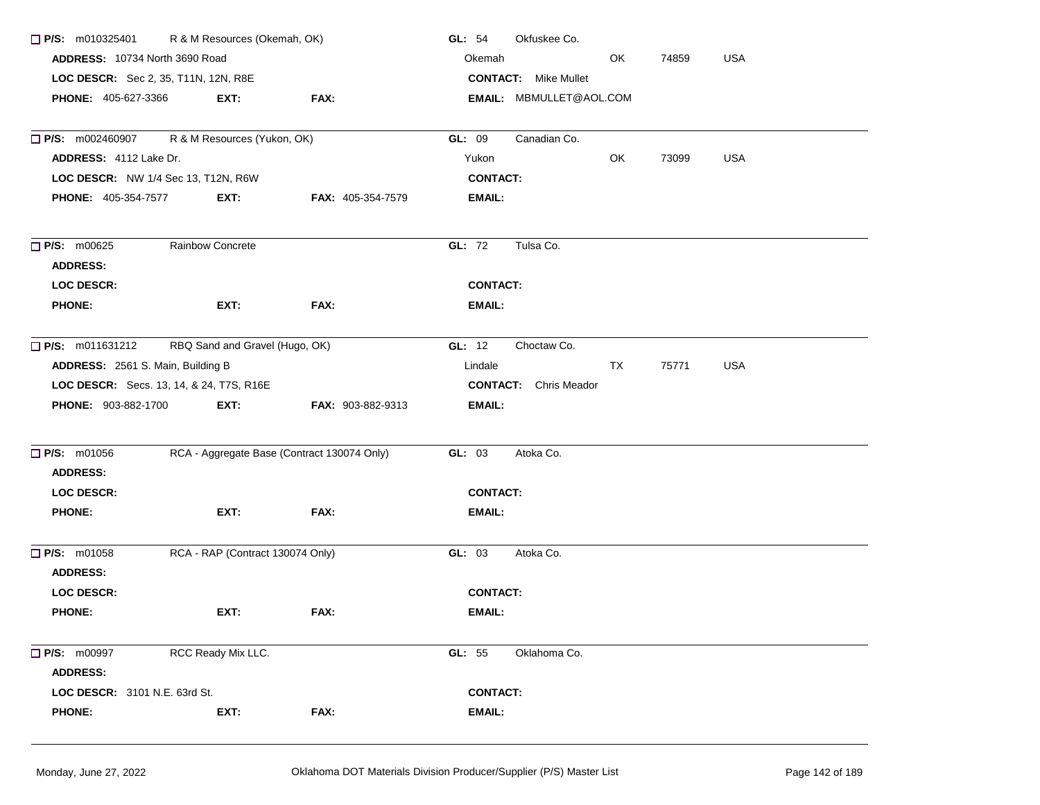☐ **P/S:** m010325401 R & M Resources (Okemah, OK) **GL:** 54 Okfuskee Co.

**ADDRESS:** 10734 North 3690 Road — Okemah OK 74859 USA

**LOC DESCR:** Sec 2, 35, T11N, 12N, R8E — **CONTACT:** Mike Mullet

**PHONE:** 405-627-3366 **EXT:** **FAX:** **EMAIL:** MBMULLET@AOL.COM

---

☐ **P/S:** m002460907 R & M Resources (Yukon, OK) **GL:** 09 Canadian Co.

**ADDRESS:** 4112 Lake Dr. — Yukon OK 73099 USA

**LOC DESCR:** NW 1/4 Sec 13, T12N, R6W — **CONTACT:**

**PHONE:** 405-354-7577 **EXT:** **FAX:** 405-354-7579 **EMAIL:**

---

☐ **P/S:** m00625 Rainbow Concrete **GL:** 72 Tulsa Co.

**ADDRESS:**

**LOC DESCR:** — **CONTACT:**

**PHONE:** **EXT:** **FAX:** **EMAIL:**

---

☐ **P/S:** m011631212 RBQ Sand and Gravel (Hugo, OK) **GL:** 12 Choctaw Co.

**ADDRESS:** 2561 S. Main, Building B — Lindale TX 75771 USA

**LOC DESCR:** Secs. 13, 14, & 24, T7S, R16E — **CONTACT:** Chris Meador

**PHONE:** 903-882-1700 **EXT:** **FAX:** 903-882-9313 **EMAIL:**

---

☐ **P/S:** m01056 RCA - Aggregate Base (Contract 130074 Only) **GL:** 03 Atoka Co.

**ADDRESS:**

**LOC DESCR:** — **CONTACT:**

**PHONE:** **EXT:** **FAX:** **EMAIL:**

---

☐ **P/S:** m01058 RCA - RAP (Contract 130074 Only) **GL:** 03 Atoka Co.

**ADDRESS:**

**LOC DESCR:** — **CONTACT:**

**PHONE:** **EXT:** **FAX:** **EMAIL:**

---

☐ **P/S:** m00997 RCC Ready Mix LLC. **GL:** 55 Oklahoma Co.

**ADDRESS:**

**LOC DESCR:** 3101 N.E. 63rd St. — **CONTACT:**

**PHONE:** **EXT:** **FAX:** **EMAIL:**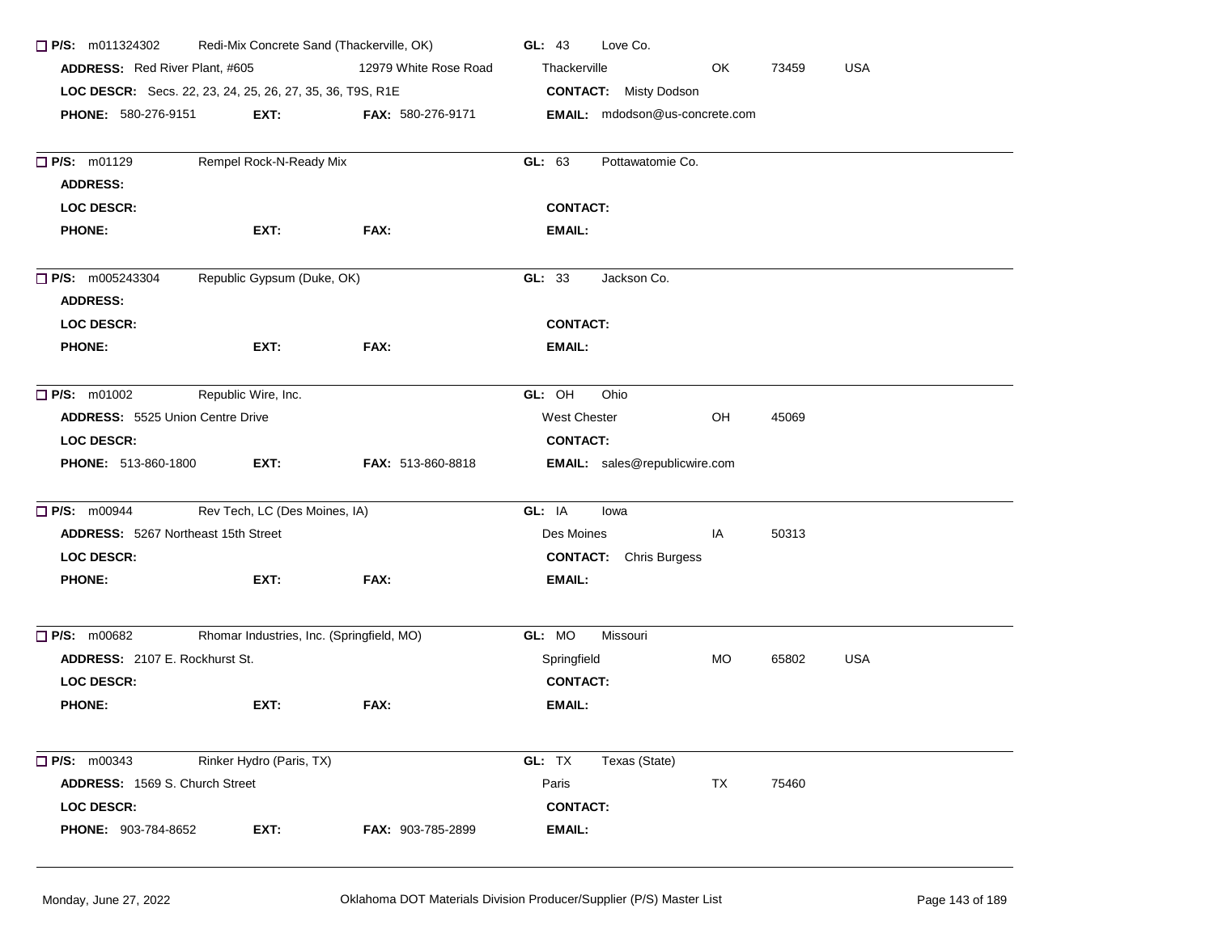☐ **P/S:** m011324302 Redi-Mix Concrete Sand (Thackerville, OK) **GL:** 43 Love Co.
**ADDRESS:** Red River Plant, #605 12979 White Rose Road Thackerville OK 73459 USA
**LOC DESCR:** Secs. 22, 23, 24, 25, 26, 27, 35, 36, T9S, R1E **CONTACT:** Misty Dodson
**PHONE:** 580-276-9151 **EXT:** **FAX:** 580-276-9171 **EMAIL:** mdodson@us-concrete.com

---

☐ **P/S:** m01129 Rempel Rock-N-Ready Mix **GL:** 63 Pottawatomie Co.
**ADDRESS:**
**LOC DESCR:** **CONTACT:**
**PHONE:** **EXT:** **FAX:** **EMAIL:**

---

☐ **P/S:** m005243304 Republic Gypsum (Duke, OK) **GL:** 33 Jackson Co.
**ADDRESS:**
**LOC DESCR:** **CONTACT:**
**PHONE:** **EXT:** **FAX:** **EMAIL:**

---

☐ **P/S:** m01002 Republic Wire, Inc. **GL:** OH Ohio
**ADDRESS:** 5525 Union Centre Drive West Chester OH 45069
**LOC DESCR:** **CONTACT:**
**PHONE:** 513-860-1800 **EXT:** **FAX:** 513-860-8818 **EMAIL:** sales@republicwire.com

---

☐ **P/S:** m00944 Rev Tech, LC (Des Moines, IA) **GL:** IA Iowa
**ADDRESS:** 5267 Northeast 15th Street Des Moines IA 50313
**LOC DESCR:** **CONTACT:** Chris Burgess
**PHONE:** **EXT:** **FAX:** **EMAIL:**

---

☐ **P/S:** m00682 Rhomar Industries, Inc. (Springfield, MO) **GL:** MO Missouri
**ADDRESS:** 2107 E. Rockhurst St. Springfield MO 65802 USA
**LOC DESCR:** **CONTACT:**
**PHONE:** **EXT:** **FAX:** **EMAIL:**

---

☐ **P/S:** m00343 Rinker Hydro (Paris, TX) **GL:** TX Texas (State)
**ADDRESS:** 1569 S. Church Street Paris TX 75460
**LOC DESCR:** **CONTACT:**
**PHONE:** 903-784-8652 **EXT:** **FAX:** 903-785-2899 **EMAIL:**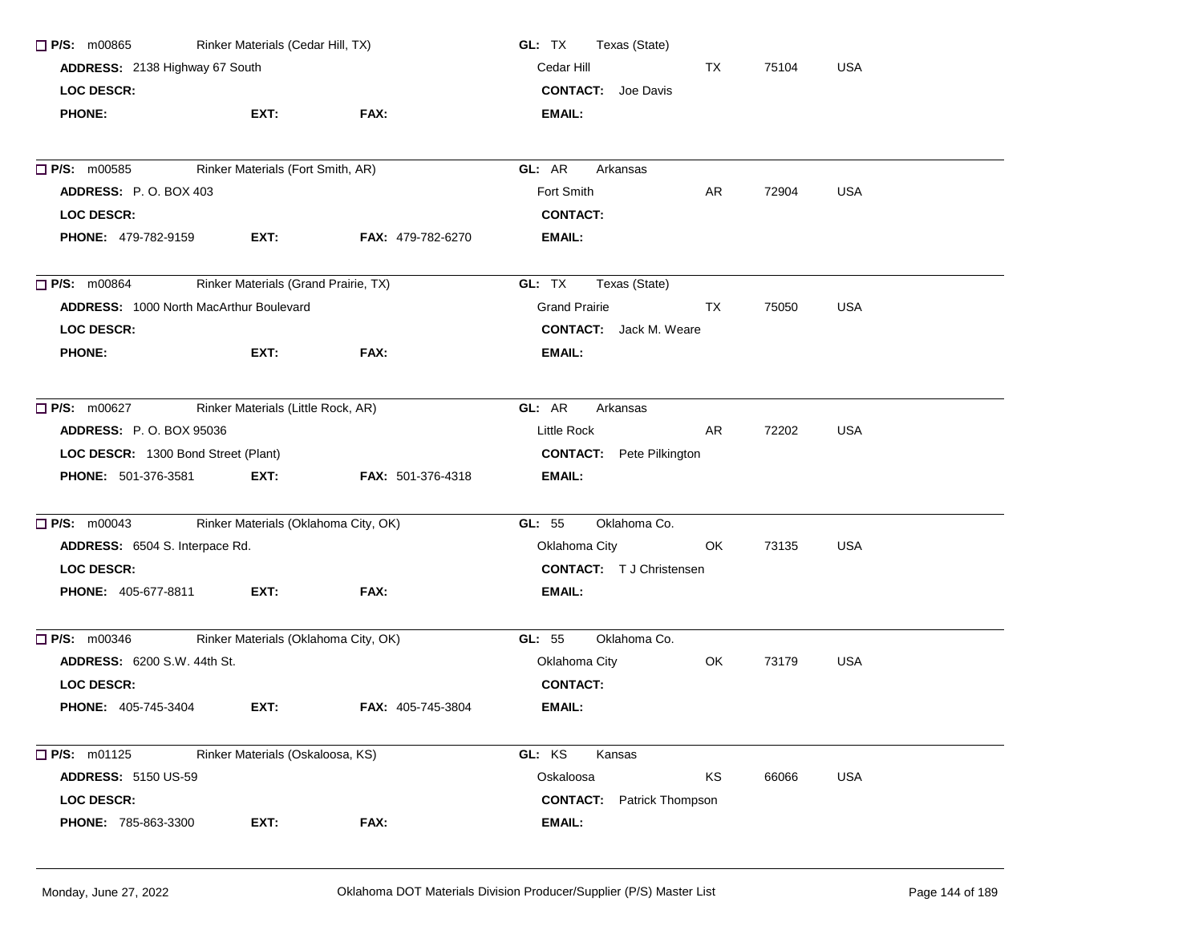☐ **P/S:** m00865 Rinker Materials (Cedar Hill, TX) **GL:** TX Texas (State)

**ADDRESS:** 2138 Highway 67 South Cedar Hill TX 75104 USA

**LOC DESCR:** **CONTACT:** Joe Davis

**PHONE:** **EXT:** **FAX:** **EMAIL:**

---

☐ **P/S:** m00585 Rinker Materials (Fort Smith, AR) **GL:** AR Arkansas

**ADDRESS:** P. O. BOX 403 Fort Smith AR 72904 USA

**LOC DESCR:** **CONTACT:**

**PHONE:** 479-782-9159 **EXT:** **FAX:** 479-782-6270 **EMAIL:**

---

☐ **P/S:** m00864 Rinker Materials (Grand Prairie, TX) **GL:** TX Texas (State)

**ADDRESS:** 1000 North MacArthur Boulevard Grand Prairie TX 75050 USA

**LOC DESCR:** **CONTACT:** Jack M. Weare

**PHONE:** **EXT:** **FAX:** **EMAIL:**

---

☐ **P/S:** m00627 Rinker Materials (Little Rock, AR) **GL:** AR Arkansas

**ADDRESS:** P. O. BOX 95036 Little Rock AR 72202 USA

**LOC DESCR:** 1300 Bond Street (Plant) **CONTACT:** Pete Pilkington

**PHONE:** 501-376-3581 **EXT:** **FAX:** 501-376-4318 **EMAIL:**

---

☐ **P/S:** m00043 Rinker Materials (Oklahoma City, OK) **GL:** 55 Oklahoma Co.

**ADDRESS:** 6504 S. Interpace Rd. Oklahoma City OK 73135 USA

**LOC DESCR:** **CONTACT:** T J Christensen

**PHONE:** 405-677-8811 **EXT:** **FAX:** **EMAIL:**

---

☐ **P/S:** m00346 Rinker Materials (Oklahoma City, OK) **GL:** 55 Oklahoma Co.

**ADDRESS:** 6200 S.W. 44th St. Oklahoma City OK 73179 USA

**LOC DESCR:** **CONTACT:**

**PHONE:** 405-745-3404 **EXT:** **FAX:** 405-745-3804 **EMAIL:**

---

☐ **P/S:** m01125 Rinker Materials (Oskaloosa, KS) **GL:** KS Kansas

**ADDRESS:** 5150 US-59 Oskaloosa KS 66066 USA

**LOC DESCR:** **CONTACT:** Patrick Thompson

**PHONE:** 785-863-3300 **EXT:** **FAX:** **EMAIL:**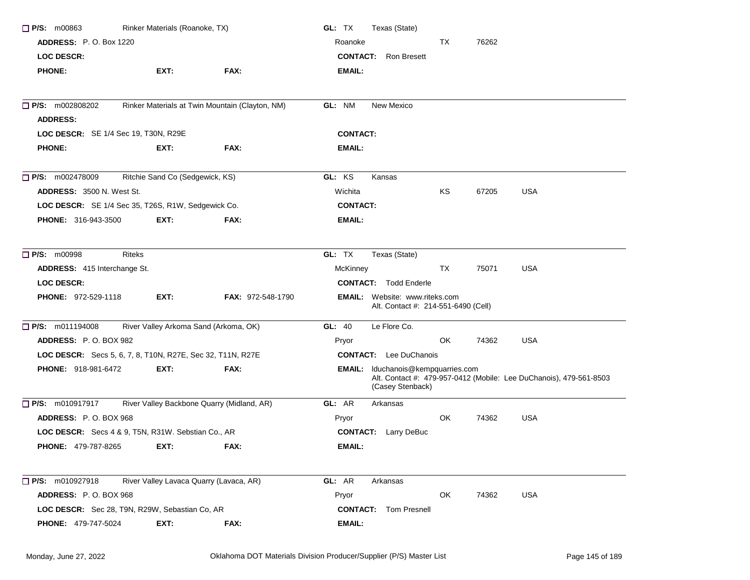**P/S:** m00863 Rinker Materials (Roanoke, TX) | **GL:** TX Texas (State)

**ADDRESS:** P. O. Box 1220 | Roanoke TX 76262

**LOC DESCR:** | **CONTACT:** Ron Bresett

**PHONE:** **EXT:** **FAX:** | **EMAIL:**

---

**P/S:** m002808202 Rinker Materials at Twin Mountain (Clayton, NM) | **GL:** NM New Mexico

**ADDRESS:**

**LOC DESCR:** SE 1/4 Sec 19, T30N, R29E | **CONTACT:**

**PHONE:** **EXT:** **FAX:** | **EMAIL:**

---

**P/S:** m002478009 Ritchie Sand Co (Sedgewick, KS) | **GL:** KS Kansas

**ADDRESS:** 3500 N. West St. | Wichita KS 67205 USA

**LOC DESCR:** SE 1/4 Sec 35, T26S, R1W, Sedgewick Co. | **CONTACT:**

**PHONE:** 316-943-3500 **EXT:** **FAX:** | **EMAIL:**

---

**P/S:** m00998 Riteks | **GL:** TX Texas (State)

**ADDRESS:** 415 Interchange St. | McKinney TX 75071 USA

**LOC DESCR:** | **CONTACT:** Todd Enderle

**PHONE:** 972-529-1118 **EXT:** **FAX:** 972-548-1790 | **EMAIL:** Website: www.riteks.com
Alt. Contact #: 214-551-6490 (Cell)

---

**P/S:** m011194008 River Valley Arkoma Sand (Arkoma, OK) | **GL:** 40 Le Flore Co.

**ADDRESS:** P. O. BOX 982 | Pryor OK 74362 USA

**LOC DESCR:** Secs 5, 6, 7, 8, T10N, R27E, Sec 32, T11N, R27E | **CONTACT:** Lee DuChanois

**PHONE:** 918-981-6472 **EXT:** **FAX:** | **EMAIL:** lduchanois@kempquarries.com
Alt. Contact #: 479-957-0412 (Mobile: Lee DuChanois), 479-561-8503 (Casey Stenback)

---

**P/S:** m010917917 River Valley Backbone Quarry (Midland, AR) | **GL:** AR Arkansas

**ADDRESS:** P. O. BOX 968 | Pryor OK 74362 USA

**LOC DESCR:** Secs 4 & 9, T5N, R31W. Sebstian Co., AR | **CONTACT:** Larry DeBuc

**PHONE:** 479-787-8265 **EXT:** **FAX:** | **EMAIL:**

---

**P/S:** m010927918 River Valley Lavaca Quarry (Lavaca, AR) | **GL:** AR Arkansas

**ADDRESS:** P. O. BOX 968 | Pryor OK 74362 USA

**LOC DESCR:** Sec 28, T9N, R29W, Sebastian Co, AR | **CONTACT:** Tom Presnell

**PHONE:** 479-747-5024 **EXT:** **FAX:** | **EMAIL:**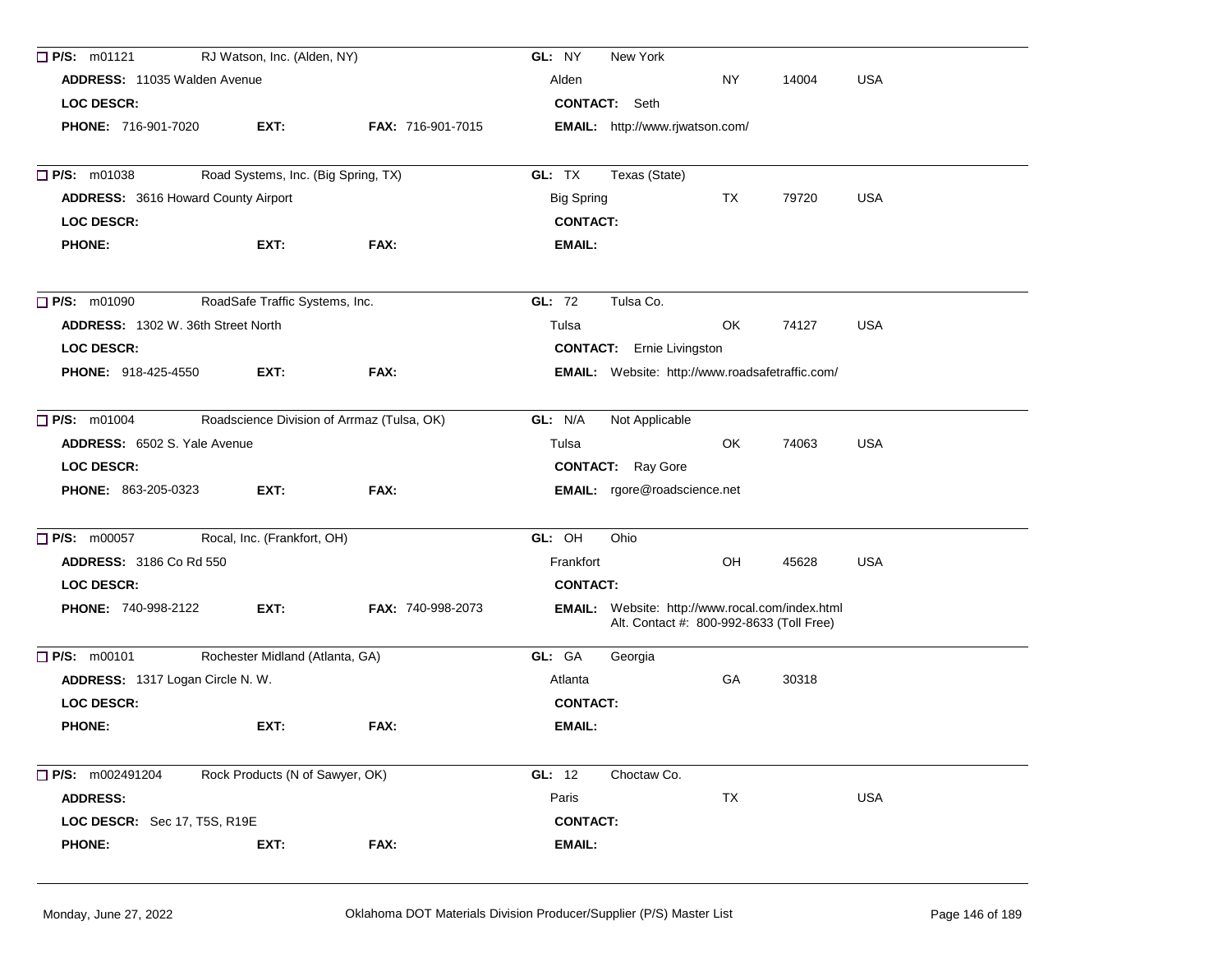**P/S:** m01121 RJ Watson, Inc. (Alden, NY) **GL:** NY New York

**ADDRESS:** 11035 Walden Avenue Alden NY 14004 USA

**LOC DESCR:** **CONTACT:** Seth

**PHONE:** 716-901-7020 **EXT:** **FAX:** 716-901-7015 **EMAIL:** http://www.rjwatson.com/

---

**P/S:** m01038 Road Systems, Inc. (Big Spring, TX) **GL:** TX Texas (State)

**ADDRESS:** 3616 Howard County Airport Big Spring TX 79720 USA

**LOC DESCR:** **CONTACT:**

**PHONE:** **EXT:** **FAX:** **EMAIL:**

---

**P/S:** m01090 RoadSafe Traffic Systems, Inc. **GL:** 72 Tulsa Co.

**ADDRESS:** 1302 W. 36th Street North Tulsa OK 74127 USA

**LOC DESCR:** **CONTACT:** Ernie Livingston

**PHONE:** 918-425-4550 **EXT:** **FAX:** **EMAIL:** Website: http://www.roadsafetraffic.com/

---

**P/S:** m01004 Roadscience Division of Arrmaz (Tulsa, OK) **GL:** N/A Not Applicable

**ADDRESS:** 6502 S. Yale Avenue Tulsa OK 74063 USA

**LOC DESCR:** **CONTACT:** Ray Gore

**PHONE:** 863-205-0323 **EXT:** **FAX:** **EMAIL:** rgore@roadscience.net

---

**P/S:** m00057 Rocal, Inc. (Frankfort, OH) **GL:** OH Ohio

**ADDRESS:** 3186 Co Rd 550 Frankfort OH 45628 USA

**LOC DESCR:** **CONTACT:**

**PHONE:** 740-998-2122 **EXT:** **FAX:** 740-998-2073 **EMAIL:** Website: http://www.rocal.com/index.html
Alt. Contact #: 800-992-8633 (Toll Free)

---

**P/S:** m00101 Rochester Midland (Atlanta, GA) **GL:** GA Georgia

**ADDRESS:** 1317 Logan Circle N. W. Atlanta GA 30318

**LOC DESCR:** **CONTACT:**

**PHONE:** **EXT:** **FAX:** **EMAIL:**

---

**P/S:** m002491204 Rock Products (N of Sawyer, OK) **GL:** 12 Choctaw Co.

**ADDRESS:** Paris TX USA

**LOC DESCR:** Sec 17, T5S, R19E **CONTACT:**

**PHONE:** **EXT:** **FAX:** **EMAIL:**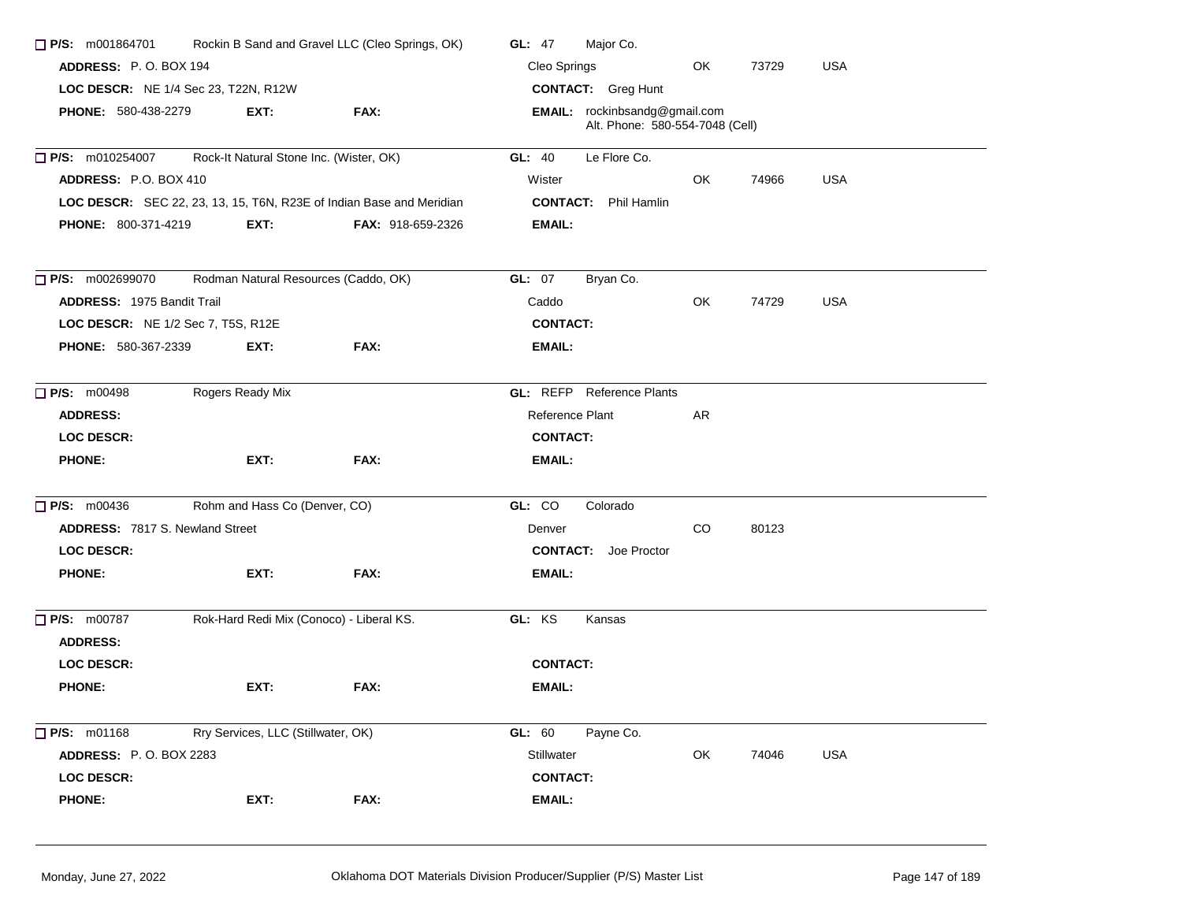☐ **P/S:** m001864701 Rockin B Sand and Gravel LLC (Cleo Springs, OK) **GL:** 47 Major Co.
**ADDRESS:** P. O. BOX 194 Cleo Springs OK 73729 USA
**LOC DESCR:** NE 1/4 Sec 23, T22N, R12W **CONTACT:** Greg Hunt
**PHONE:** 580-438-2279 **EXT:** **FAX:** **EMAIL:** rockinbsandg@gmail.com
Alt. Phone: 580-554-7048 (Cell)

---

☐ **P/S:** m010254007 Rock-It Natural Stone Inc. (Wister, OK) **GL:** 40 Le Flore Co.
**ADDRESS:** P.O. BOX 410 Wister OK 74966 USA
**LOC DESCR:** SEC 22, 23, 13, 15, T6N, R23E of Indian Base and Meridian **CONTACT:** Phil Hamlin
**PHONE:** 800-371-4219 **EXT:** **FAX:** 918-659-2326 **EMAIL:**

---

☐ **P/S:** m002699070 Rodman Natural Resources (Caddo, OK) **GL:** 07 Bryan Co.
**ADDRESS:** 1975 Bandit Trail Caddo OK 74729 USA
**LOC DESCR:** NE 1/2 Sec 7, T5S, R12E **CONTACT:**
**PHONE:** 580-367-2339 **EXT:** **FAX:** **EMAIL:**

---

☐ **P/S:** m00498 Rogers Ready Mix **GL:** REFP Reference Plants
**ADDRESS:** Reference Plant AR
**LOC DESCR:** **CONTACT:**
**PHONE:** **EXT:** **FAX:** **EMAIL:**

---

☐ **P/S:** m00436 Rohm and Hass Co (Denver, CO) **GL:** CO Colorado
**ADDRESS:** 7817 S. Newland Street Denver CO 80123
**LOC DESCR:** **CONTACT:** Joe Proctor
**PHONE:** **EXT:** **FAX:** **EMAIL:**

---

☐ **P/S:** m00787 Rok-Hard Redi Mix (Conoco) - Liberal KS. **GL:** KS Kansas
**ADDRESS:**
**LOC DESCR:** **CONTACT:**
**PHONE:** **EXT:** **FAX:** **EMAIL:**

---

☐ **P/S:** m01168 Rry Services, LLC (Stillwater, OK) **GL:** 60 Payne Co.
**ADDRESS:** P. O. BOX 2283 Stillwater OK 74046 USA
**LOC DESCR:** **CONTACT:**
**PHONE:** **EXT:** **FAX:** **EMAIL:**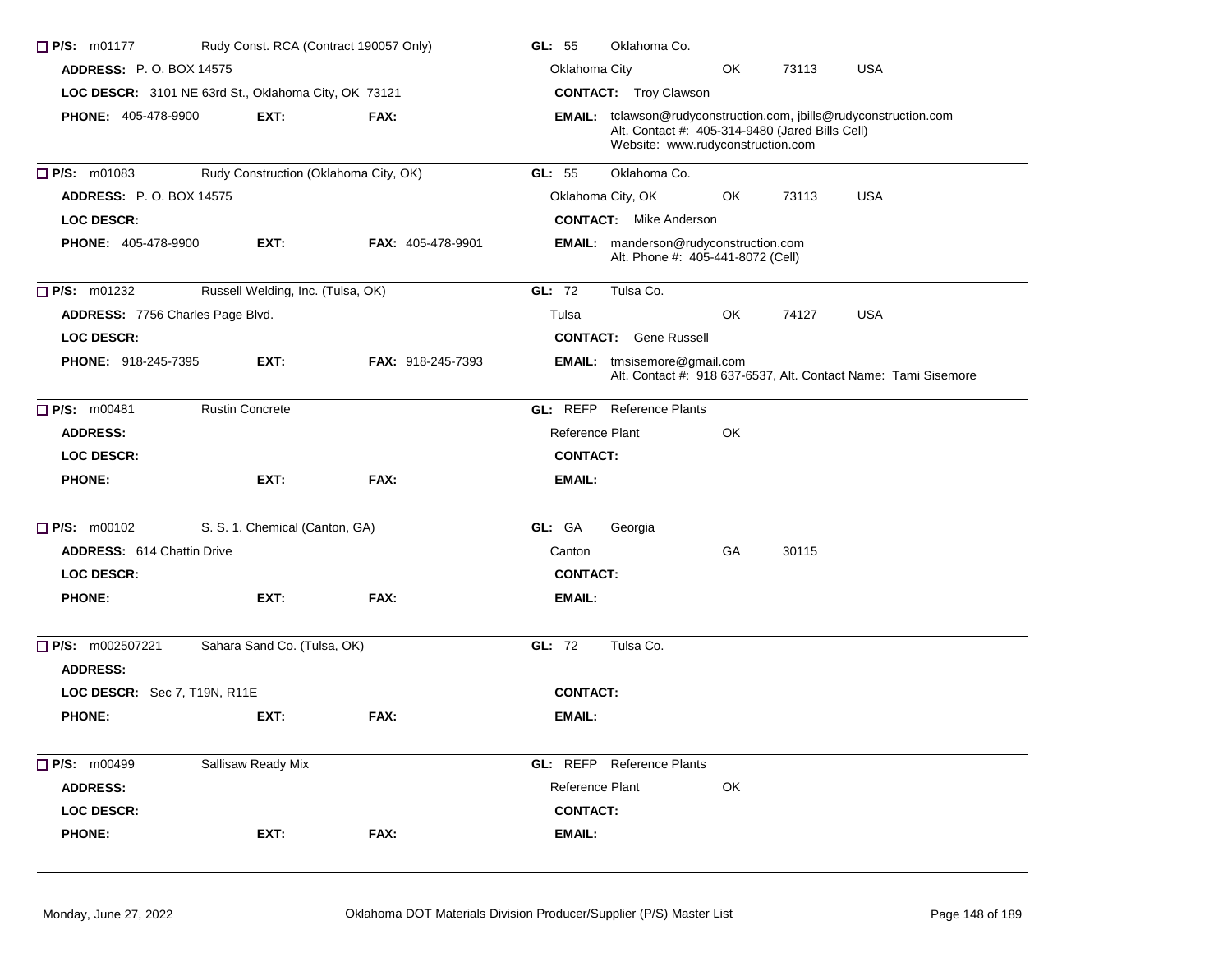☐ **P/S:** m01177 Rudy Const. RCA (Contract 190057 Only) **GL:** 55 Oklahoma Co.
**ADDRESS:** P. O. BOX 14575 Oklahoma City OK 73113 USA
**LOC DESCR:** 3101 NE 63rd St., Oklahoma City, OK 73121 **CONTACT:** Troy Clawson
**PHONE:** 405-478-9900 **EXT:** **FAX:** **EMAIL:** tclawson@rudyconstruction.com, jbills@rudyconstruction.com
Alt. Contact #: 405-314-9480 (Jared Bills Cell)
Website: www.rudyconstruction.com

---

☐ **P/S:** m01083 Rudy Construction (Oklahoma City, OK) **GL:** 55 Oklahoma Co.
**ADDRESS:** P. O. BOX 14575 Oklahoma City, OK OK 73113 USA
**LOC DESCR:** **CONTACT:** Mike Anderson
**PHONE:** 405-478-9900 **EXT:** **FAX:** 405-478-9901 **EMAIL:** manderson@rudyconstruction.com
Alt. Phone #: 405-441-8072 (Cell)

---

☐ **P/S:** m01232 Russell Welding, Inc. (Tulsa, OK) **GL:** 72 Tulsa Co.
**ADDRESS:** 7756 Charles Page Blvd. Tulsa OK 74127 USA
**LOC DESCR:** **CONTACT:** Gene Russell
**PHONE:** 918-245-7395 **EXT:** **FAX:** 918-245-7393 **EMAIL:** tmsisemore@gmail.com
Alt. Contact #: 918 637-6537, Alt. Contact Name: Tami Sisemore

---

☐ **P/S:** m00481 Rustin Concrete **GL:** REFP Reference Plants
**ADDRESS:** Reference Plant OK
**LOC DESCR:** **CONTACT:**
**PHONE:** **EXT:** **FAX:** **EMAIL:**

---

☐ **P/S:** m00102 S. S. 1. Chemical (Canton, GA) **GL:** GA Georgia
**ADDRESS:** 614 Chattin Drive Canton GA 30115
**LOC DESCR:** **CONTACT:**
**PHONE:** **EXT:** **FAX:** **EMAIL:**

---

☐ **P/S:** m002507221 Sahara Sand Co. (Tulsa, OK) **GL:** 72 Tulsa Co.
**ADDRESS:**
**LOC DESCR:** Sec 7, T19N, R11E **CONTACT:**
**PHONE:** **EXT:** **FAX:** **EMAIL:**

---

☐ **P/S:** m00499 Sallisaw Ready Mix **GL:** REFP Reference Plants
**ADDRESS:** Reference Plant OK
**LOC DESCR:** **CONTACT:**
**PHONE:** **EXT:** **FAX:** **EMAIL:**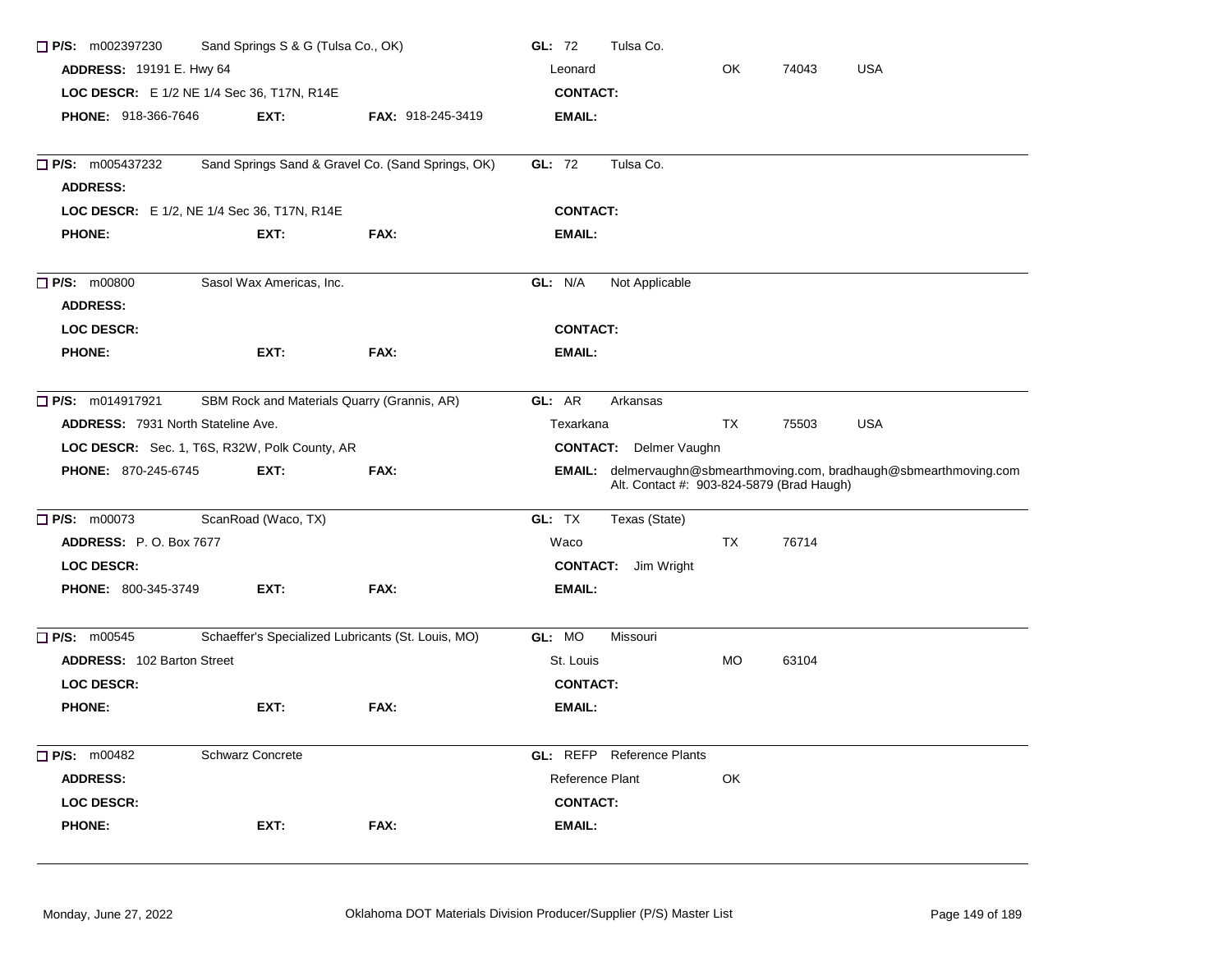☐ **P/S:** m002397230 Sand Springs S & G (Tulsa Co., OK) **GL:** 72 Tulsa Co.
**ADDRESS:** 19191 E. Hwy 64 Leonard OK 74043 USA
**LOC DESCR:** E 1/2 NE 1/4 Sec 36, T17N, R14E **CONTACT:**
**PHONE:** 918-366-7646 **EXT:** **FAX:** 918-245-3419 **EMAIL:**

---

☐ **P/S:** m005437232 Sand Springs Sand & Gravel Co. (Sand Springs, OK) **GL:** 72 Tulsa Co.
**ADDRESS:**
**LOC DESCR:** E 1/2, NE 1/4 Sec 36, T17N, R14E **CONTACT:**
**PHONE:** **EXT:** **FAX:** **EMAIL:**

---

☐ **P/S:** m00800 Sasol Wax Americas, Inc. **GL:** N/A Not Applicable
**ADDRESS:**
**LOC DESCR:** **CONTACT:**
**PHONE:** **EXT:** **FAX:** **EMAIL:**

---

☐ **P/S:** m014917921 SBM Rock and Materials Quarry (Grannis, AR) **GL:** AR Arkansas
**ADDRESS:** 7931 North Stateline Ave. Texarkana TX 75503 USA
**LOC DESCR:** Sec. 1, T6S, R32W, Polk County, AR **CONTACT:** Delmer Vaughn
**PHONE:** 870-245-6745 **EXT:** **FAX:** **EMAIL:** delmervaughn@sbmearthmoving.com, bradhaugh@sbmearthmoving.com
Alt. Contact #: 903-824-5879 (Brad Haugh)

---

☐ **P/S:** m00073 ScanRoad (Waco, TX) **GL:** TX Texas (State)
**ADDRESS:** P. O. Box 7677 Waco TX 76714
**LOC DESCR:** **CONTACT:** Jim Wright
**PHONE:** 800-345-3749 **EXT:** **FAX:** **EMAIL:**

---

☐ **P/S:** m00545 Schaeffer's Specialized Lubricants (St. Louis, MO) **GL:** MO Missouri
**ADDRESS:** 102 Barton Street St. Louis MO 63104
**LOC DESCR:** **CONTACT:**
**PHONE:** **EXT:** **FAX:** **EMAIL:**

---

☐ **P/S:** m00482 Schwarz Concrete **GL:** REFP Reference Plants
**ADDRESS:** Reference Plant OK
**LOC DESCR:** **CONTACT:**
**PHONE:** **EXT:** **FAX:** **EMAIL:**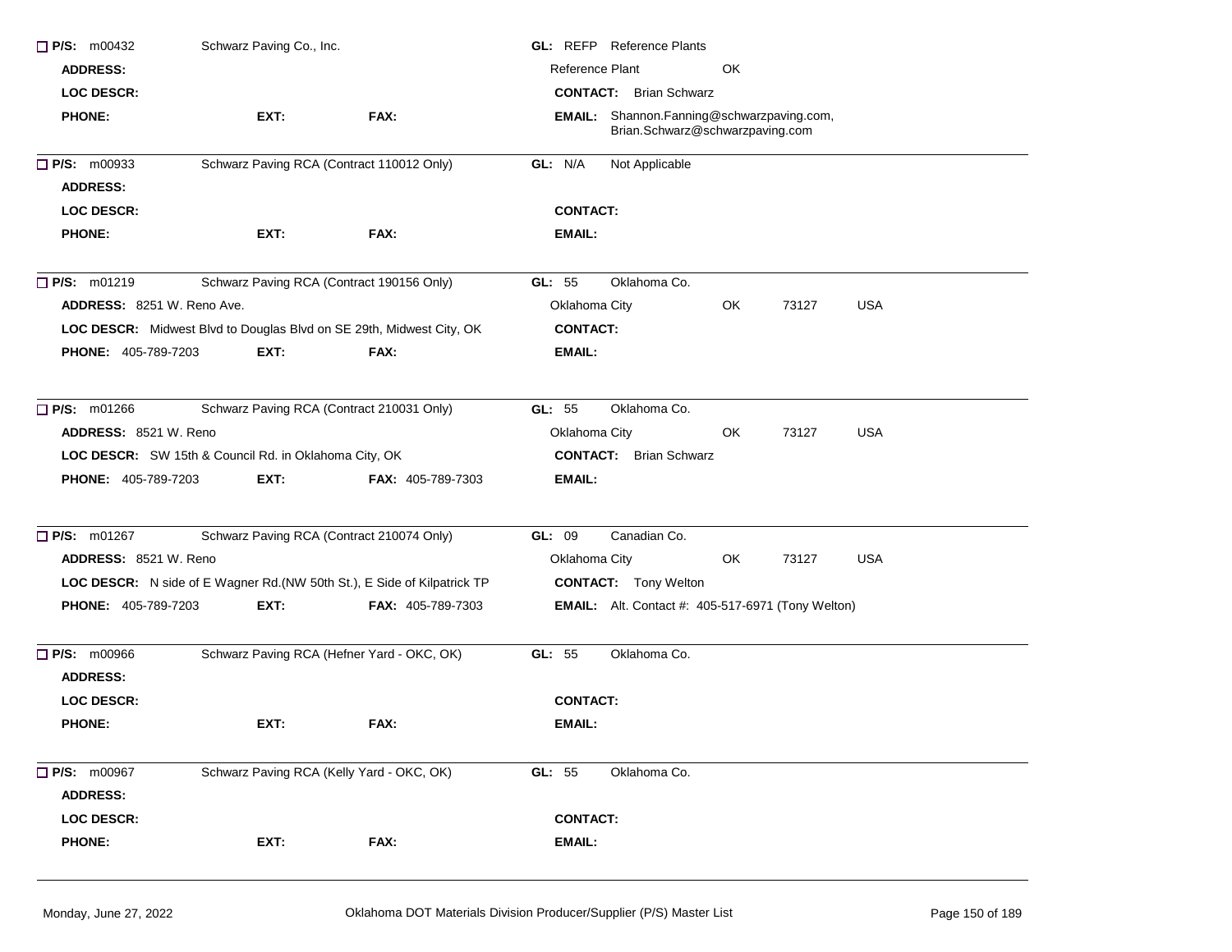☐ **P/S:** m00432 Schwarz Paving Co., Inc. **GL:** REFP Reference Plants

**ADDRESS:** Reference Plant OK

**LOC DESCR:** **CONTACT:** Brian Schwarz

**PHONE:** **EXT:** **FAX:** **EMAIL:** Shannon.Fanning@schwarzpaving.com, Brian.Schwarz@schwarzpaving.com

---

☐ **P/S:** m00933 Schwarz Paving RCA (Contract 110012 Only) **GL:** N/A Not Applicable

**ADDRESS:**

**LOC DESCR:** **CONTACT:**

**PHONE:** **EXT:** **FAX:** **EMAIL:**

---

☐ **P/S:** m01219 Schwarz Paving RCA (Contract 190156 Only) **GL:** 55 Oklahoma Co.

**ADDRESS:** 8251 W. Reno Ave. Oklahoma City OK 73127 USA

**LOC DESCR:** Midwest Blvd to Douglas Blvd on SE 29th, Midwest City, OK **CONTACT:**

**PHONE:** 405-789-7203 **EXT:** **FAX:** **EMAIL:**

---

☐ **P/S:** m01266 Schwarz Paving RCA (Contract 210031 Only) **GL:** 55 Oklahoma Co.

**ADDRESS:** 8521 W. Reno Oklahoma City OK 73127 USA

**LOC DESCR:** SW 15th & Council Rd. in Oklahoma City, OK **CONTACT:** Brian Schwarz

**PHONE:** 405-789-7203 **EXT:** **FAX:** 405-789-7303 **EMAIL:**

---

☐ **P/S:** m01267 Schwarz Paving RCA (Contract 210074 Only) **GL:** 09 Canadian Co.

**ADDRESS:** 8521 W. Reno Oklahoma City OK 73127 USA

**LOC DESCR:** N side of E Wagner Rd.(NW 50th St.), E Side of Kilpatrick TP **CONTACT:** Tony Welton

**PHONE:** 405-789-7203 **EXT:** **FAX:** 405-789-7303 **EMAIL:** Alt. Contact #: 405-517-6971 (Tony Welton)

---

☐ **P/S:** m00966 Schwarz Paving RCA (Hefner Yard - OKC, OK) **GL:** 55 Oklahoma Co.

**ADDRESS:**

**LOC DESCR:** **CONTACT:**

**PHONE:** **EXT:** **FAX:** **EMAIL:**

---

☐ **P/S:** m00967 Schwarz Paving RCA (Kelly Yard - OKC, OK) **GL:** 55 Oklahoma Co.

**ADDRESS:**

**LOC DESCR:** **CONTACT:**

**PHONE:** **EXT:** **FAX:** **EMAIL:**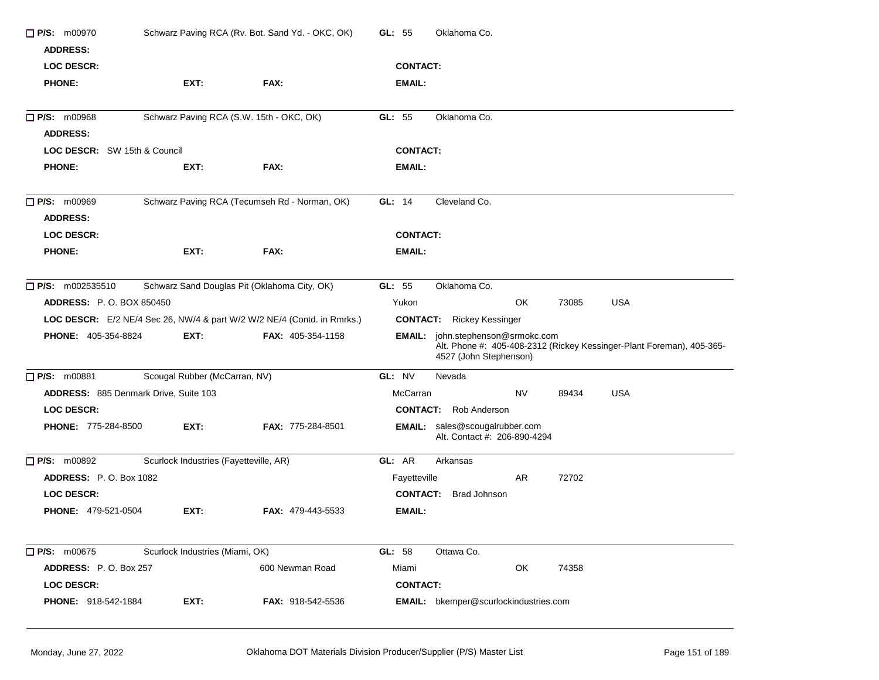☐ **P/S:** m00970 Schwarz Paving RCA (Rv. Bot. Sand Yd. - OKC, OK) **GL:** 55 Oklahoma Co.

**ADDRESS:**

**LOC DESCR:** **CONTACT:**

**PHONE:** **EXT:** **FAX:** **EMAIL:**

---

☐ **P/S:** m00968 Schwarz Paving RCA (S.W. 15th - OKC, OK) **GL:** 55 Oklahoma Co.

**ADDRESS:**

**LOC DESCR:** SW 15th & Council **CONTACT:**

**PHONE:** **EXT:** **FAX:** **EMAIL:**

---

☐ **P/S:** m00969 Schwarz Paving RCA (Tecumseh Rd - Norman, OK) **GL:** 14 Cleveland Co.

**ADDRESS:**

**LOC DESCR:** **CONTACT:**

**PHONE:** **EXT:** **FAX:** **EMAIL:**

---

☐ **P/S:** m002535510 Schwarz Sand Douglas Pit (Oklahoma City, OK) **GL:** 55 Oklahoma Co.

**ADDRESS:** P. O. BOX 850450 Yukon OK 73085 USA

**LOC DESCR:** E/2 NE/4 Sec 26, NW/4 & part W/2 W/2 NE/4 (Contd. in Rmrks.) **CONTACT:** Rickey Kessinger

**PHONE:** 405-354-8824 **EXT:** **FAX:** 405-354-1158 **EMAIL:** john.stephenson@srmokc.com
Alt. Phone #: 405-408-2312 (Rickey Kessinger-Plant Foreman), 405-365-4527 (John Stephenson)

---

☐ **P/S:** m00881 Scougal Rubber (McCarran, NV) **GL:** NV Nevada

**ADDRESS:** 885 Denmark Drive, Suite 103 McCarran NV 89434 USA

**LOC DESCR:** **CONTACT:** Rob Anderson

**PHONE:** 775-284-8500 **EXT:** **FAX:** 775-284-8501 **EMAIL:** sales@scougalrubber.com
Alt. Contact #: 206-890-4294

---

☐ **P/S:** m00892 Scurlock Industries (Fayetteville, AR) **GL:** AR Arkansas

**ADDRESS:** P. O. Box 1082 Fayetteville AR 72702

**LOC DESCR:** **CONTACT:** Brad Johnson

**PHONE:** 479-521-0504 **EXT:** **FAX:** 479-443-5533 **EMAIL:**

---

☐ **P/S:** m00675 Scurlock Industries (Miami, OK) **GL:** 58 Ottawa Co.

**ADDRESS:** P. O. Box 257 600 Newman Road Miami OK 74358

**LOC DESCR:** **CONTACT:**

**PHONE:** 918-542-1884 **EXT:** **FAX:** 918-542-5536 **EMAIL:** bkemper@scurlockindustries.com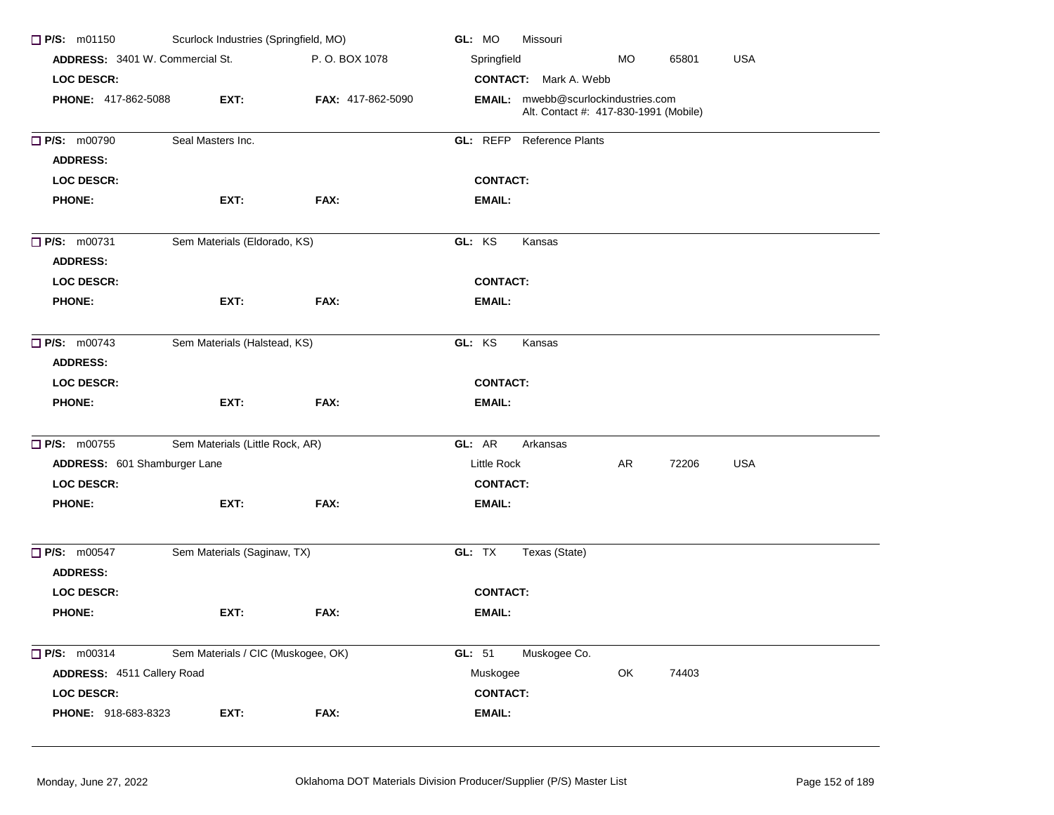☐ **P/S:** m01150 Scurlock Industries (Springfield, MO) **GL:** MO Missouri

**ADDRESS:** 3401 W. Commercial St. P. O. BOX 1078 Springfield MO 65801 USA

**LOC DESCR:** **CONTACT:** Mark A. Webb

**PHONE:** 417-862-5088 **EXT:** **FAX:** 417-862-5090 **EMAIL:** mwebb@scurlockindustries.com
Alt. Contact #: 417-830-1991 (Mobile)

---

☐ **P/S:** m00790 Seal Masters Inc. **GL:** REFP Reference Plants

**ADDRESS:**

**LOC DESCR:** **CONTACT:**

**PHONE:** **EXT:** **FAX:** **EMAIL:**

---

☐ **P/S:** m00731 Sem Materials (Eldorado, KS) **GL:** KS Kansas

**ADDRESS:**

**LOC DESCR:** **CONTACT:**

**PHONE:** **EXT:** **FAX:** **EMAIL:**

---

☐ **P/S:** m00743 Sem Materials (Halstead, KS) **GL:** KS Kansas

**ADDRESS:**

**LOC DESCR:** **CONTACT:**

**PHONE:** **EXT:** **FAX:** **EMAIL:**

---

☐ **P/S:** m00755 Sem Materials (Little Rock, AR) **GL:** AR Arkansas

**ADDRESS:** 601 Shamburger Lane Little Rock AR 72206 USA

**LOC DESCR:** **CONTACT:**

**PHONE:** **EXT:** **FAX:** **EMAIL:**

---

☐ **P/S:** m00547 Sem Materials (Saginaw, TX) **GL:** TX Texas (State)

**ADDRESS:**

**LOC DESCR:** **CONTACT:**

**PHONE:** **EXT:** **FAX:** **EMAIL:**

---

☐ **P/S:** m00314 Sem Materials / CIC (Muskogee, OK) **GL:** 51 Muskogee Co.

**ADDRESS:** 4511 Callery Road Muskogee OK 74403

**LOC DESCR:** **CONTACT:**

**PHONE:** 918-683-8323 **EXT:** **FAX:** **EMAIL:**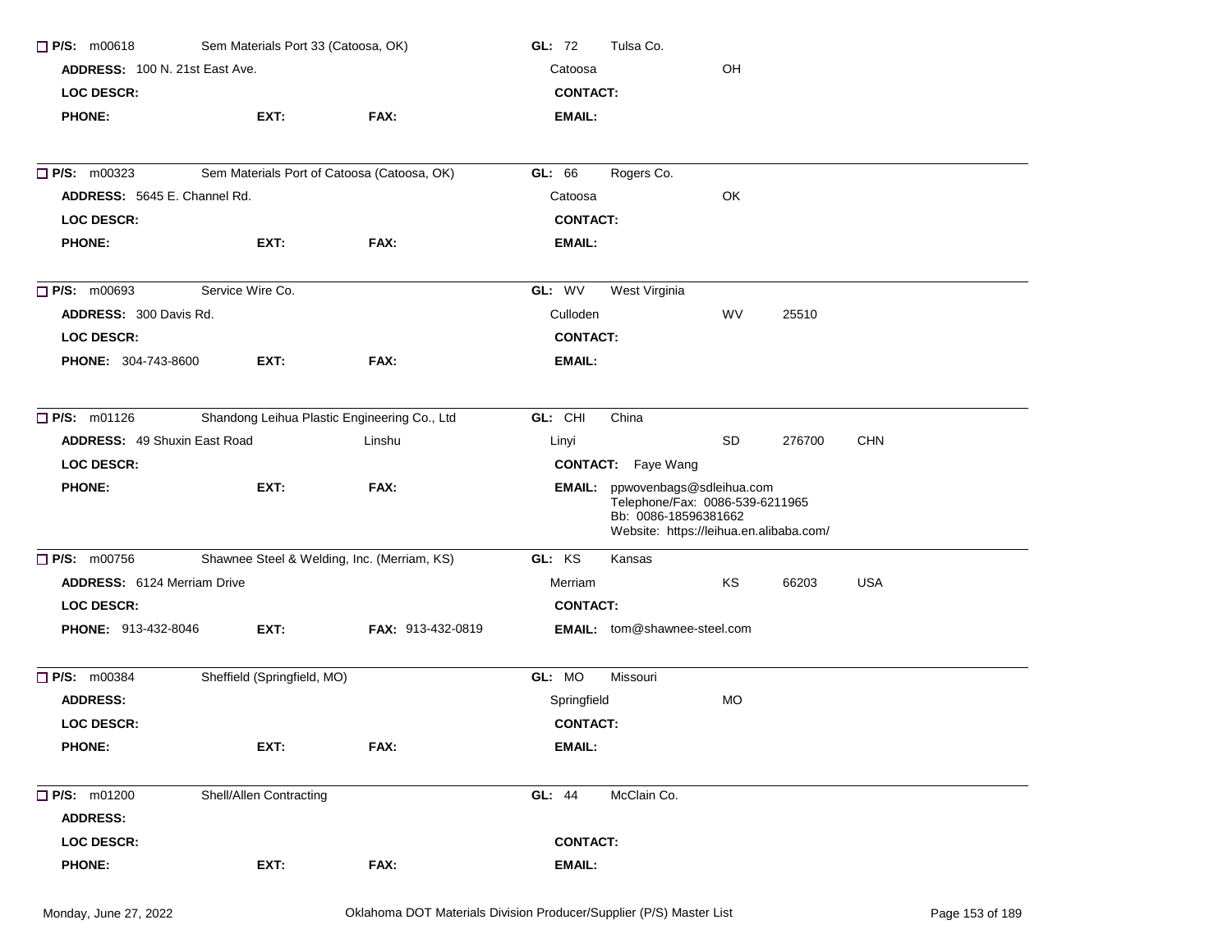☐ **P/S:** m00618 Sem Materials Port 33 (Catoosa, OK) **GL:** 72 Tulsa Co.
**ADDRESS:** 100 N. 21st East Ave. Catoosa OH
**LOC DESCR:** **CONTACT:**
**PHONE:** **EXT:** **FAX:** **EMAIL:**

---

☐ **P/S:** m00323 Sem Materials Port of Catoosa (Catoosa, OK) **GL:** 66 Rogers Co.
**ADDRESS:** 5645 E. Channel Rd. Catoosa OK
**LOC DESCR:** **CONTACT:**
**PHONE:** **EXT:** **FAX:** **EMAIL:**

---

☐ **P/S:** m00693 Service Wire Co. **GL:** WV West Virginia
**ADDRESS:** 300 Davis Rd. Culloden WV 25510
**LOC DESCR:** **CONTACT:**
**PHONE:** 304-743-8600 **EXT:** **FAX:** **EMAIL:**

---

☐ **P/S:** m01126 Shandong Leihua Plastic Engineering Co., Ltd **GL:** CHI China
**ADDRESS:** 49 Shuxin East Road Linshu Linyi SD 276700 CHN
**LOC DESCR:** **CONTACT:** Faye Wang
**PHONE:** **EXT:** **FAX:** **EMAIL:** ppwovenbags@sdleihua.com
Telephone/Fax: 0086-539-6211965
Bb: 0086-18596381662
Website: https://leihua.en.alibaba.com/

---

☐ **P/S:** m00756 Shawnee Steel & Welding, Inc. (Merriam, KS) **GL:** KS Kansas
**ADDRESS:** 6124 Merriam Drive Merriam KS 66203 USA
**LOC DESCR:** **CONTACT:**
**PHONE:** 913-432-8046 **EXT:** **FAX:** 913-432-0819 **EMAIL:** tom@shawnee-steel.com

---

☐ **P/S:** m00384 Sheffield (Springfield, MO) **GL:** MO Missouri
**ADDRESS:** Springfield MO
**LOC DESCR:** **CONTACT:**
**PHONE:** **EXT:** **FAX:** **EMAIL:**

---

☐ **P/S:** m01200 Shell/Allen Contracting **GL:** 44 McClain Co.
**ADDRESS:**
**LOC DESCR:** **CONTACT:**
**PHONE:** **EXT:** **FAX:** **EMAIL:**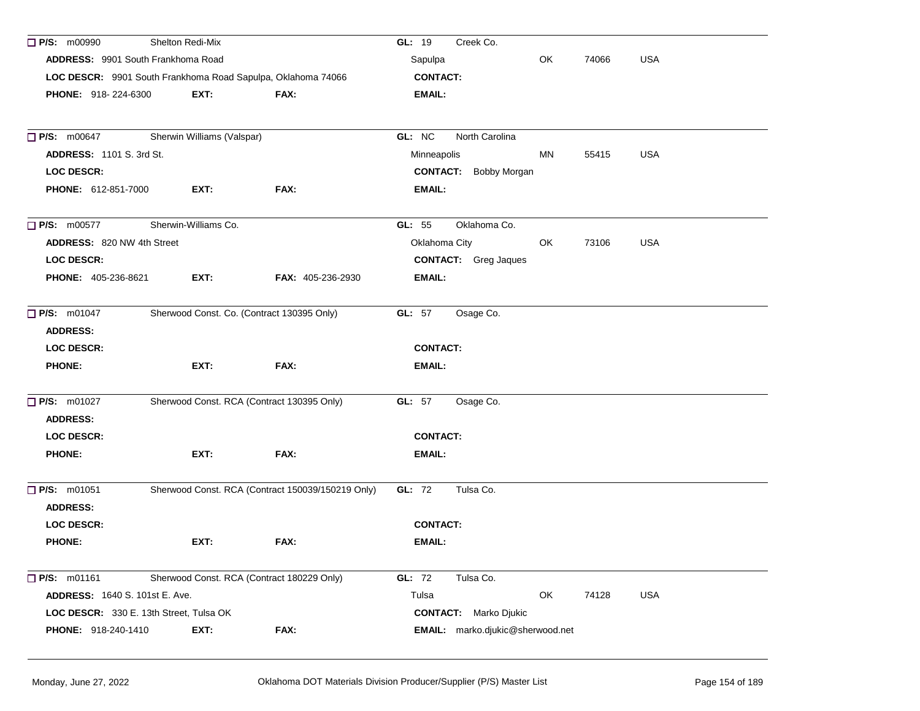☐ **P/S:** m00990 Shelton Redi-Mix **GL:** 19 Creek Co.
**ADDRESS:** 9901 South Frankhoma Road Sapulpa OK 74066 USA
**LOC DESCR:** 9901 South Frankhoma Road Sapulpa, Oklahoma 74066 **CONTACT:**
**PHONE:** 918- 224-6300 **EXT:** **FAX:** **EMAIL:**

---

☐ **P/S:** m00647 Sherwin Williams (Valspar) **GL:** NC North Carolina
**ADDRESS:** 1101 S. 3rd St. Minneapolis MN 55415 USA
**LOC DESCR:** **CONTACT:** Bobby Morgan
**PHONE:** 612-851-7000 **EXT:** **FAX:** **EMAIL:**

---

☐ **P/S:** m00577 Sherwin-Williams Co. **GL:** 55 Oklahoma Co.
**ADDRESS:** 820 NW 4th Street Oklahoma City OK 73106 USA
**LOC DESCR:** **CONTACT:** Greg Jaques
**PHONE:** 405-236-8621 **EXT:** **FAX:** 405-236-2930 **EMAIL:**

---

☐ **P/S:** m01047 Sherwood Const. Co. (Contract 130395 Only) **GL:** 57 Osage Co.
**ADDRESS:**
**LOC DESCR:** **CONTACT:**
**PHONE:** **EXT:** **FAX:** **EMAIL:**

---

☐ **P/S:** m01027 Sherwood Const. RCA (Contract 130395 Only) **GL:** 57 Osage Co.
**ADDRESS:**
**LOC DESCR:** **CONTACT:**
**PHONE:** **EXT:** **FAX:** **EMAIL:**

---

☐ **P/S:** m01051 Sherwood Const. RCA (Contract 150039/150219 Only) **GL:** 72 Tulsa Co.
**ADDRESS:**
**LOC DESCR:** **CONTACT:**
**PHONE:** **EXT:** **FAX:** **EMAIL:**

---

☐ **P/S:** m01161 Sherwood Const. RCA (Contract 180229 Only) **GL:** 72 Tulsa Co.
**ADDRESS:** 1640 S. 101st E. Ave. Tulsa OK 74128 USA
**LOC DESCR:** 330 E. 13th Street, Tulsa OK **CONTACT:** Marko Djukic
**PHONE:** 918-240-1410 **EXT:** **FAX:** **EMAIL:** marko.djukic@sherwood.net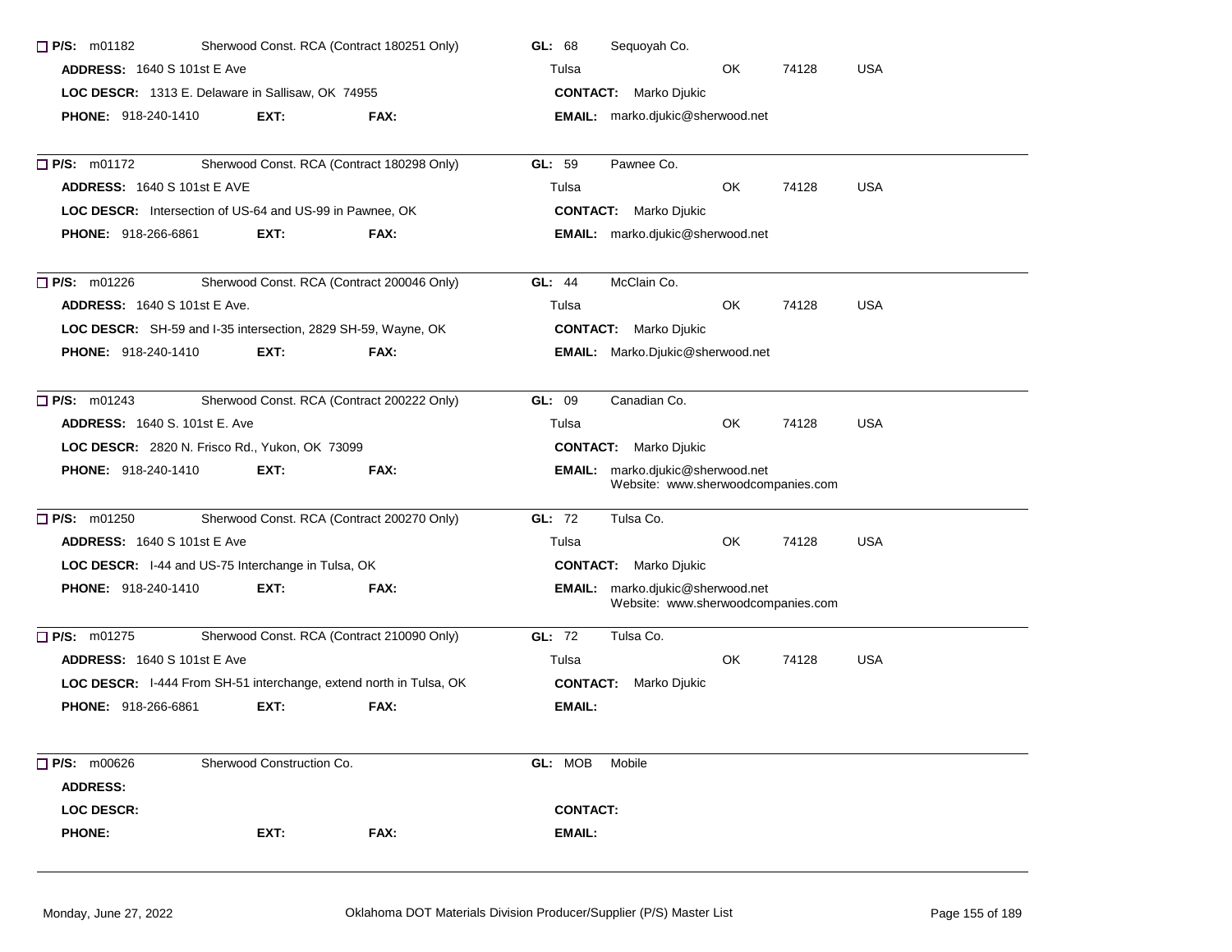☐ **P/S:** m01182 Sherwood Const. RCA (Contract 180251 Only) **GL:** 68 Sequoyah Co.

**ADDRESS:** 1640 S 101st E Ave Tulsa OK 74128 USA

**LOC DESCR:** 1313 E. Delaware in Sallisaw, OK 74955 **CONTACT:** Marko Djukic

**PHONE:** 918-240-1410 **EXT:** **FAX:** **EMAIL:** marko.djukic@sherwood.net

---

☐ **P/S:** m01172 Sherwood Const. RCA (Contract 180298 Only) **GL:** 59 Pawnee Co.

**ADDRESS:** 1640 S 101st E AVE Tulsa OK 74128 USA

**LOC DESCR:** Intersection of US-64 and US-99 in Pawnee, OK **CONTACT:** Marko Djukic

**PHONE:** 918-266-6861 **EXT:** **FAX:** **EMAIL:** marko.djukic@sherwood.net

---

☐ **P/S:** m01226 Sherwood Const. RCA (Contract 200046 Only) **GL:** 44 McClain Co.

**ADDRESS:** 1640 S 101st E Ave. Tulsa OK 74128 USA

**LOC DESCR:** SH-59 and I-35 intersection, 2829 SH-59, Wayne, OK **CONTACT:** Marko Djukic

**PHONE:** 918-240-1410 **EXT:** **FAX:** **EMAIL:** Marko.Djukic@sherwood.net

---

☐ **P/S:** m01243 Sherwood Const. RCA (Contract 200222 Only) **GL:** 09 Canadian Co.

**ADDRESS:** 1640 S. 101st E. Ave Tulsa OK 74128 USA

**LOC DESCR:** 2820 N. Frisco Rd., Yukon, OK 73099 **CONTACT:** Marko Djukic

**PHONE:** 918-240-1410 **EXT:** **FAX:** **EMAIL:** marko.djukic@sherwood.net
Website: www.sherwoodcompanies.com

---

☐ **P/S:** m01250 Sherwood Const. RCA (Contract 200270 Only) **GL:** 72 Tulsa Co.

**ADDRESS:** 1640 S 101st E Ave Tulsa OK 74128 USA

**LOC DESCR:** I-44 and US-75 Interchange in Tulsa, OK **CONTACT:** Marko Djukic

**PHONE:** 918-240-1410 **EXT:** **FAX:** **EMAIL:** marko.djukic@sherwood.net
Website: www.sherwoodcompanies.com

---

☐ **P/S:** m01275 Sherwood Const. RCA (Contract 210090 Only) **GL:** 72 Tulsa Co.

**ADDRESS:** 1640 S 101st E Ave Tulsa OK 74128 USA

**LOC DESCR:** I-444 From SH-51 interchange, extend north in Tulsa, OK **CONTACT:** Marko Djukic

**PHONE:** 918-266-6861 **EXT:** **FAX:** **EMAIL:**

---

☐ **P/S:** m00626 Sherwood Construction Co. **GL:** MOB Mobile

**ADDRESS:**

**LOC DESCR:** **CONTACT:**

**PHONE:** **EXT:** **FAX:** **EMAIL:**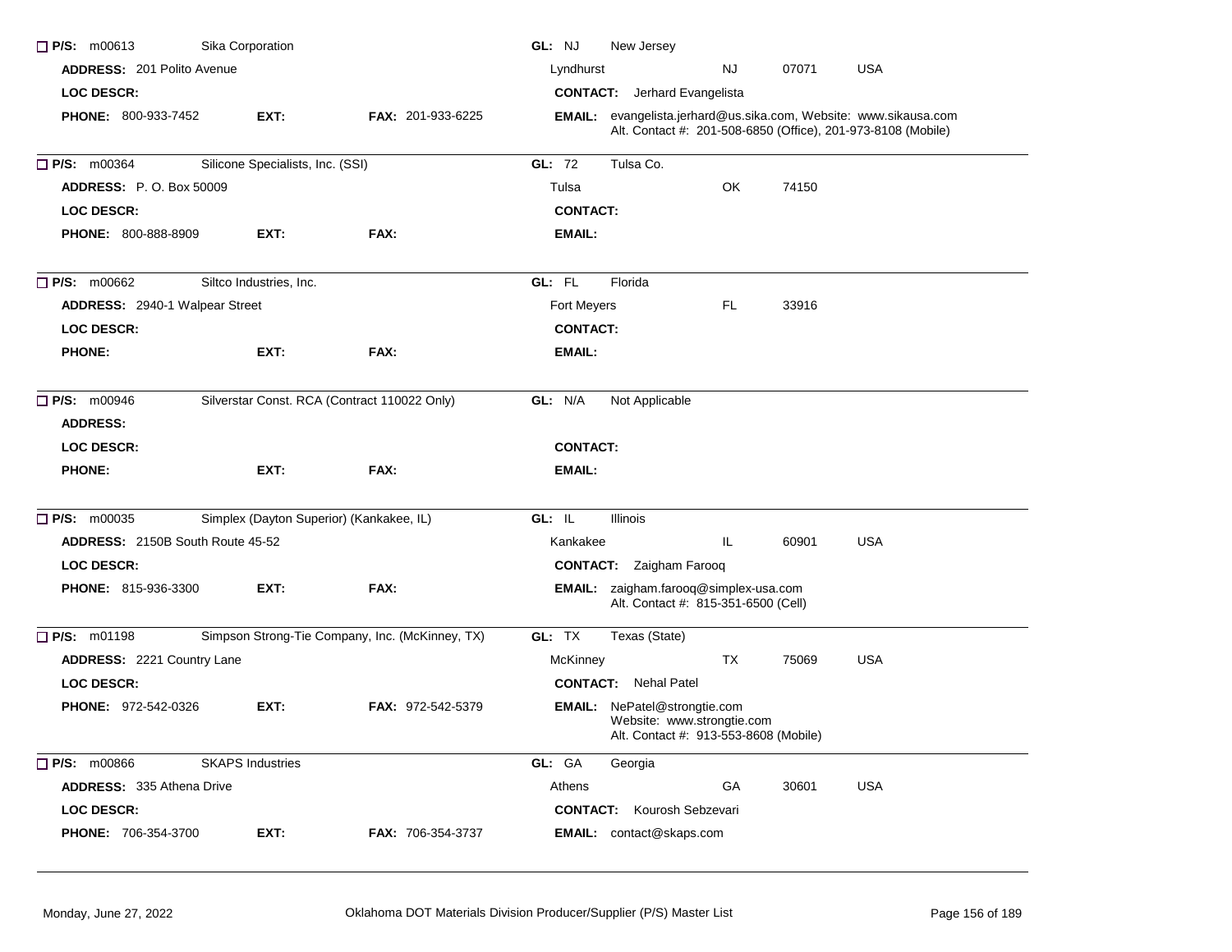**P/S:** m00613 Sika Corporation
**GL:** NJ New Jersey
**ADDRESS:** 201 Polito Avenue
Lyndhurst NJ 07071 USA
**LOC DESCR:**
**CONTACT:** Jerhard Evangelista
**PHONE:** 800-933-7452 **EXT:** **FAX:** 201-933-6225
**EMAIL:** evangelista.jerhard@us.sika.com, Website: www.sikausa.com
Alt. Contact #: 201-508-6850 (Office), 201-973-8108 (Mobile)

---

**P/S:** m00364 Silicone Specialists, Inc. (SSI)
**GL:** 72 Tulsa Co.
**ADDRESS:** P. O. Box 50009
Tulsa OK 74150
**LOC DESCR:**
**CONTACT:**
**PHONE:** 800-888-8909 **EXT:** **FAX:**
**EMAIL:**

---

**P/S:** m00662 Siltco Industries, Inc.
**GL:** FL Florida
**ADDRESS:** 2940-1 Walpear Street
Fort Meyers FL 33916
**LOC DESCR:**
**CONTACT:**
**PHONE:** **EXT:** **FAX:**
**EMAIL:**

---

**P/S:** m00946 Silverstar Const. RCA (Contract 110022 Only)
**GL:** N/A Not Applicable
**ADDRESS:**
**LOC DESCR:**
**CONTACT:**
**PHONE:** **EXT:** **FAX:**
**EMAIL:**

---

**P/S:** m00035 Simplex (Dayton Superior) (Kankakee, IL)
**GL:** IL Illinois
**ADDRESS:** 2150B South Route 45-52
Kankakee IL 60901 USA
**LOC DESCR:**
**CONTACT:** Zaigham Farooq
**PHONE:** 815-936-3300 **EXT:** **FAX:**
**EMAIL:** zaigham.farooq@simplex-usa.com
Alt. Contact #: 815-351-6500 (Cell)

---

**P/S:** m01198 Simpson Strong-Tie Company, Inc. (McKinney, TX)
**GL:** TX Texas (State)
**ADDRESS:** 2221 Country Lane
McKinney TX 75069 USA
**LOC DESCR:**
**CONTACT:** Nehal Patel
**PHONE:** 972-542-0326 **EXT:** **FAX:** 972-542-5379
**EMAIL:** NePatel@strongtie.com
Website: www.strongtie.com
Alt. Contact #: 913-553-8608 (Mobile)

---

**P/S:** m00866 SKAPS Industries
**GL:** GA Georgia
**ADDRESS:** 335 Athena Drive
Athens GA 30601 USA
**LOC DESCR:**
**CONTACT:** Kourosh Sebzevari
**PHONE:** 706-354-3700 **EXT:** **FAX:** 706-354-3737
**EMAIL:** contact@skaps.com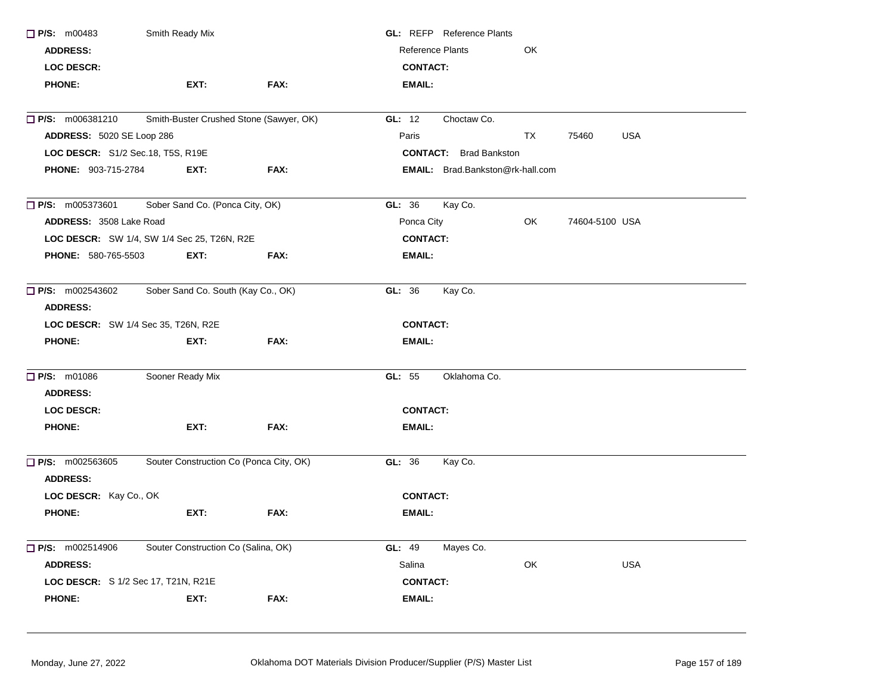☐ **P/S:** m00483 Smith Ready Mix
**ADDRESS:**
**LOC DESCR:**
**PHONE:** **EXT:** **FAX:**

**GL:** REFP Reference Plants
Reference Plants OK
**CONTACT:**
**EMAIL:**

---

☐ **P/S:** m006381210 Smith-Buster Crushed Stone (Sawyer, OK)
**ADDRESS:** 5020 SE Loop 286
**LOC DESCR:** S1/2 Sec.18, T5S, R19E
**PHONE:** 903-715-2784 **EXT:** **FAX:**

**GL:** 12 Choctaw Co.
Paris TX 75460 USA
**CONTACT:** Brad Bankston
**EMAIL:** Brad.Bankston@rk-hall.com

---

☐ **P/S:** m005373601 Sober Sand Co. (Ponca City, OK)
**ADDRESS:** 3508 Lake Road
**LOC DESCR:** SW 1/4, SW 1/4 Sec 25, T26N, R2E
**PHONE:** 580-765-5503 **EXT:** **FAX:**

**GL:** 36 Kay Co.
Ponca City OK 74604-5100 USA
**CONTACT:**
**EMAIL:**

---

☐ **P/S:** m002543602 Sober Sand Co. South (Kay Co., OK)
**ADDRESS:**
**LOC DESCR:** SW 1/4 Sec 35, T26N, R2E
**PHONE:** **EXT:** **FAX:**

**GL:** 36 Kay Co.
**CONTACT:**
**EMAIL:**

---

☐ **P/S:** m01086 Sooner Ready Mix
**ADDRESS:**
**LOC DESCR:**
**PHONE:** **EXT:** **FAX:**

**GL:** 55 Oklahoma Co.
**CONTACT:**
**EMAIL:**

---

☐ **P/S:** m002563605 Souter Construction Co (Ponca City, OK)
**ADDRESS:**
**LOC DESCR:** Kay Co., OK
**PHONE:** **EXT:** **FAX:**

**GL:** 36 Kay Co.
**CONTACT:**
**EMAIL:**

---

☐ **P/S:** m002514906 Souter Construction Co (Salina, OK)
**ADDRESS:**
**LOC DESCR:** S 1/2 Sec 17, T21N, R21E
**PHONE:** **EXT:** **FAX:**

**GL:** 49 Mayes Co.
Salina OK USA
**CONTACT:**
**EMAIL:**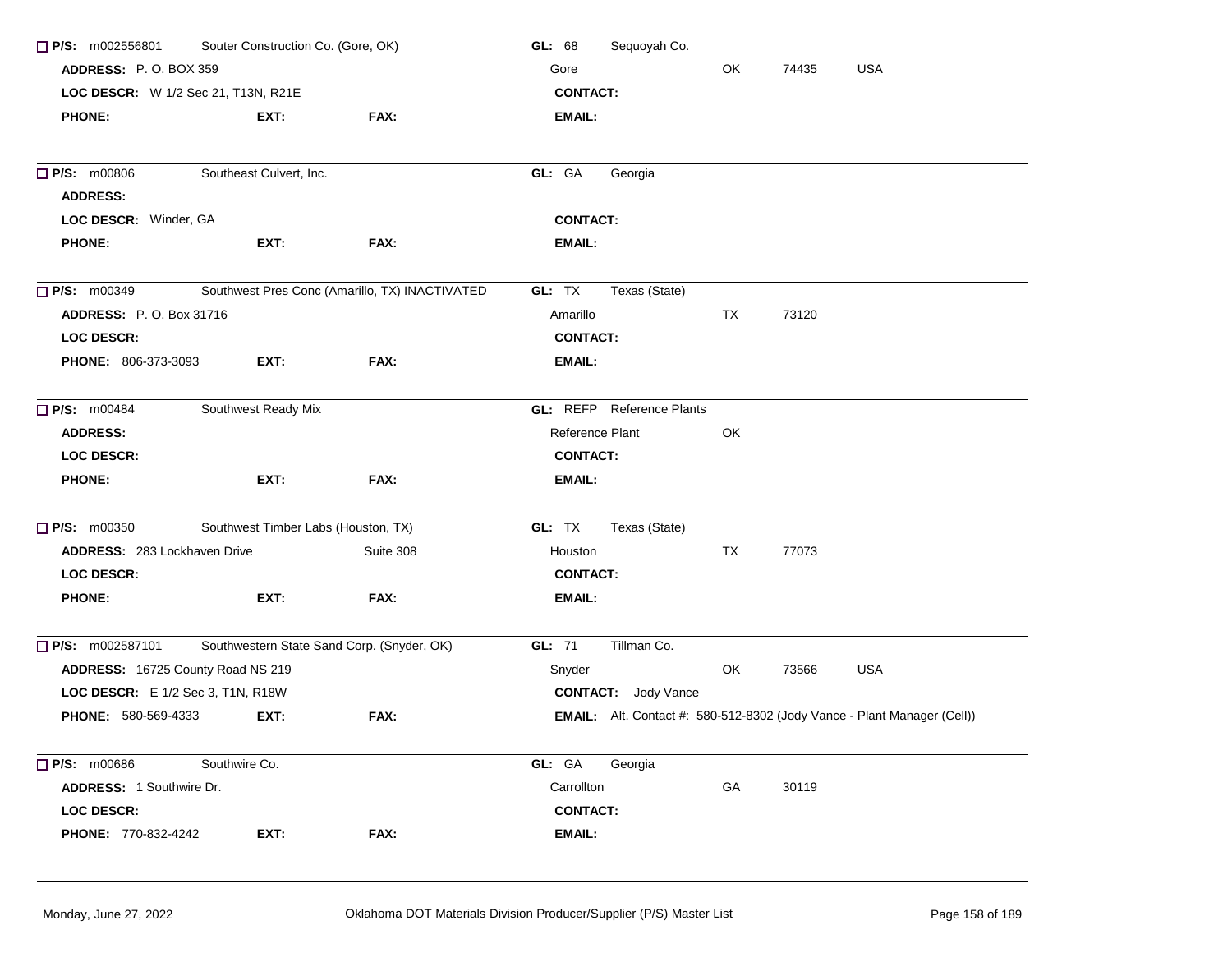**P/S:** m002556801 Souter Construction Co. (Gore, OK) **GL:** 68 Sequoyah Co.
**ADDRESS:** P. O. BOX 359 Gore OK 74435 USA
**LOC DESCR:** W 1/2 Sec 21, T13N, R21E **CONTACT:**
**PHONE:** **EXT:** **FAX:** **EMAIL:**

---

**P/S:** m00806 Southeast Culvert, Inc. **GL:** GA Georgia
**ADDRESS:**
**LOC DESCR:** Winder, GA **CONTACT:**
**PHONE:** **EXT:** **FAX:** **EMAIL:**

---

**P/S:** m00349 Southwest Pres Conc (Amarillo, TX) INACTIVATED **GL:** TX Texas (State)
**ADDRESS:** P. O. Box 31716 Amarillo TX 73120
**LOC DESCR:** **CONTACT:**
**PHONE:** 806-373-3093 **EXT:** **FAX:** **EMAIL:**

---

**P/S:** m00484 Southwest Ready Mix **GL:** REFP Reference Plants
**ADDRESS:** Reference Plant OK
**LOC DESCR:** **CONTACT:**
**PHONE:** **EXT:** **FAX:** **EMAIL:**

---

**P/S:** m00350 Southwest Timber Labs (Houston, TX) **GL:** TX Texas (State)
**ADDRESS:** 283 Lockhaven Drive Suite 308 Houston TX 77073
**LOC DESCR:** **CONTACT:**
**PHONE:** **EXT:** **FAX:** **EMAIL:**

---

**P/S:** m002587101 Southwestern State Sand Corp. (Snyder, OK) **GL:** 71 Tillman Co.
**ADDRESS:** 16725 County Road NS 219 Snyder OK 73566 USA
**LOC DESCR:** E 1/2 Sec 3, T1N, R18W **CONTACT:** Jody Vance
**PHONE:** 580-569-4333 **EXT:** **FAX:** **EMAIL:** Alt. Contact #: 580-512-8302 (Jody Vance - Plant Manager (Cell))

---

**P/S:** m00686 Southwire Co. **GL:** GA Georgia
**ADDRESS:** 1 Southwire Dr. Carrollton GA 30119
**LOC DESCR:** **CONTACT:**
**PHONE:** 770-832-4242 **EXT:** **FAX:** **EMAIL:**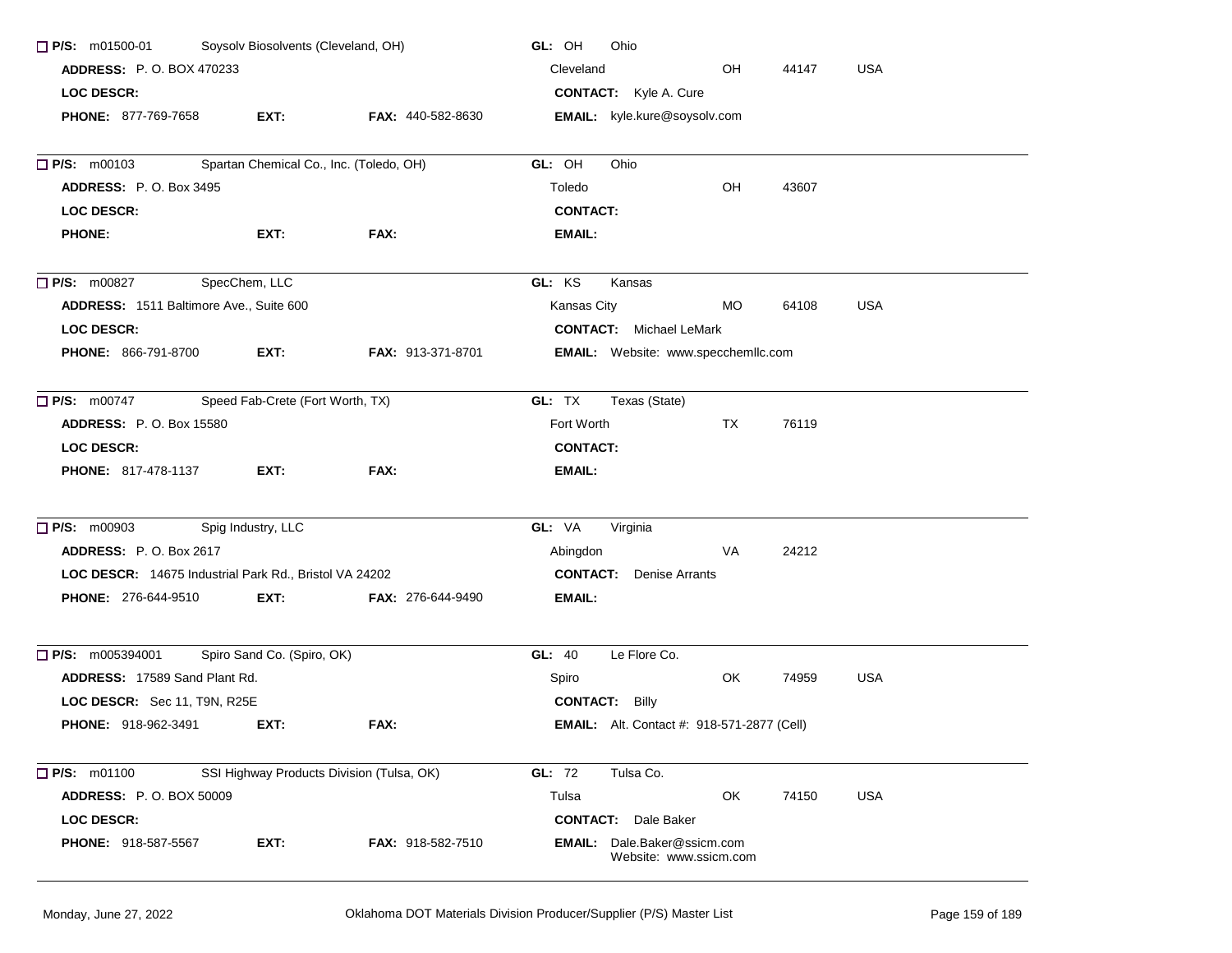☐ **P/S:** m01500-01 Soysolv Biosolvents (Cleveland, OH) **GL:** OH Ohio
**ADDRESS:** P. O. BOX 470233 Cleveland OH 44147 USA
**LOC DESCR:** **CONTACT:** Kyle A. Cure
**PHONE:** 877-769-7658 **EXT:** **FAX:** 440-582-8630 **EMAIL:** kyle.kure@soysolv.com

---

☐ **P/S:** m00103 Spartan Chemical Co., Inc. (Toledo, OH) **GL:** OH Ohio
**ADDRESS:** P. O. Box 3495 Toledo OH 43607
**LOC DESCR:** **CONTACT:**
**PHONE:** **EXT:** **FAX:** **EMAIL:**

---

☐ **P/S:** m00827 SpecChem, LLC **GL:** KS Kansas
**ADDRESS:** 1511 Baltimore Ave., Suite 600 Kansas City MO 64108 USA
**LOC DESCR:** **CONTACT:** Michael LeMark
**PHONE:** 866-791-8700 **EXT:** **FAX:** 913-371-8701 **EMAIL:** Website: www.specchemllc.com

---

☐ **P/S:** m00747 Speed Fab-Crete (Fort Worth, TX) **GL:** TX Texas (State)
**ADDRESS:** P. O. Box 15580 Fort Worth TX 76119
**LOC DESCR:** **CONTACT:**
**PHONE:** 817-478-1137 **EXT:** **FAX:** **EMAIL:**

---

☐ **P/S:** m00903 Spig Industry, LLC **GL:** VA Virginia
**ADDRESS:** P. O. Box 2617 Abingdon VA 24212
**LOC DESCR:** 14675 Industrial Park Rd., Bristol VA 24202 **CONTACT:** Denise Arrants
**PHONE:** 276-644-9510 **EXT:** **FAX:** 276-644-9490 **EMAIL:**

---

☐ **P/S:** m005394001 Spiro Sand Co. (Spiro, OK) **GL:** 40 Le Flore Co.
**ADDRESS:** 17589 Sand Plant Rd. Spiro OK 74959 USA
**LOC DESCR:** Sec 11, T9N, R25E **CONTACT:** Billy
**PHONE:** 918-962-3491 **EXT:** **FAX:** **EMAIL:** Alt. Contact #: 918-571-2877 (Cell)

---

☐ **P/S:** m01100 SSI Highway Products Division (Tulsa, OK) **GL:** 72 Tulsa Co.
**ADDRESS:** P. O. BOX 50009 Tulsa OK 74150 USA
**LOC DESCR:** **CONTACT:** Dale Baker
**PHONE:** 918-587-5567 **EXT:** **FAX:** 918-582-7510 **EMAIL:** Dale.Baker@ssicm.com
Website: www.ssicm.com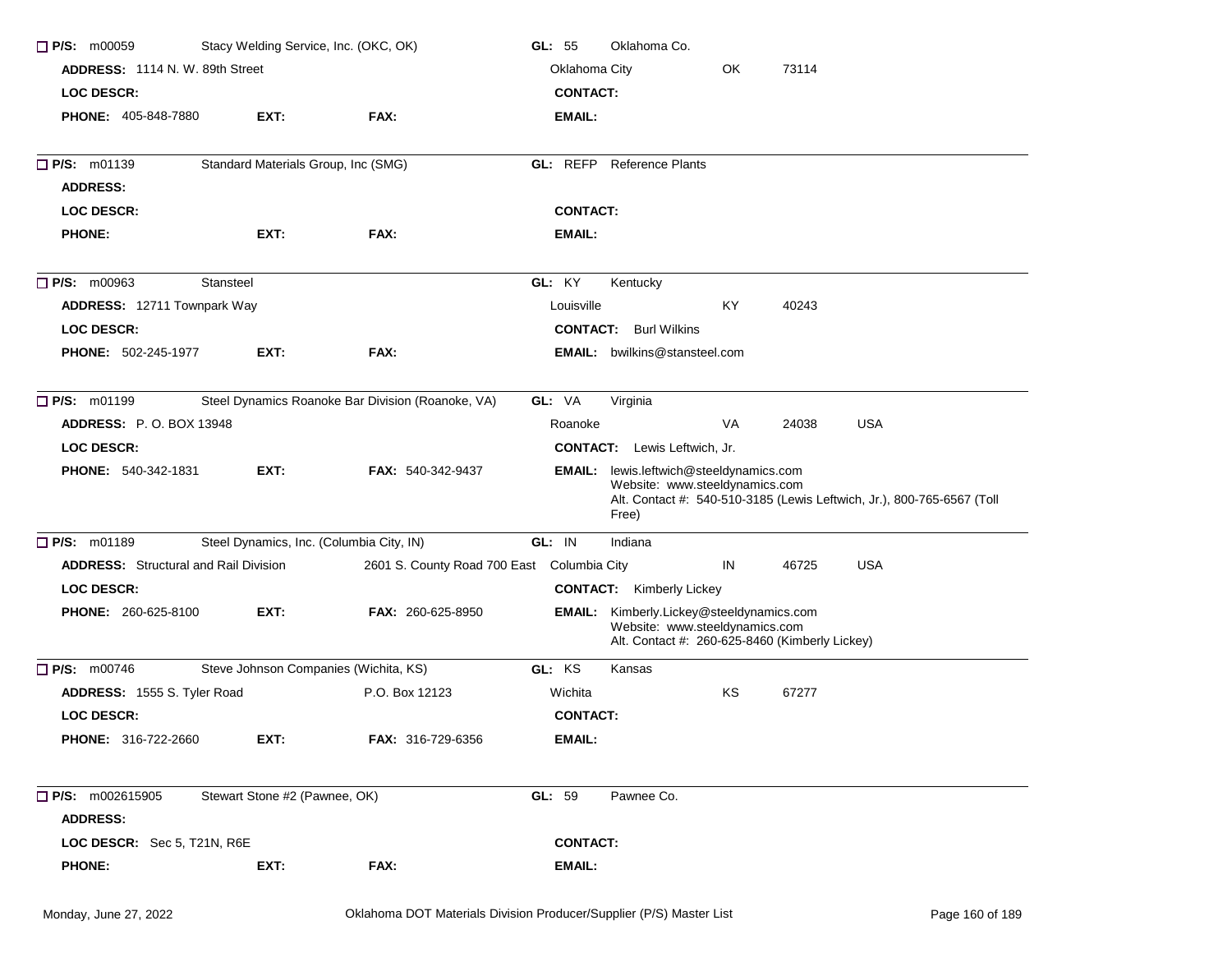☐ **P/S:** m00059 Stacy Welding Service, Inc. (OKC, OK) **GL:** 55 Oklahoma Co.

**ADDRESS:** 1114 N. W. 89th Street Oklahoma City OK 73114

**LOC DESCR:** **CONTACT:**

**PHONE:** 405-848-7880 **EXT:** **FAX:** **EMAIL:**

---

☐ **P/S:** m01139 Standard Materials Group, Inc (SMG) **GL:** REFP Reference Plants

**ADDRESS:**

**LOC DESCR:** **CONTACT:**

**PHONE:** **EXT:** **FAX:** **EMAIL:**

---

☐ **P/S:** m00963 Stansteel **GL:** KY Kentucky

**ADDRESS:** 12711 Townpark Way Louisville KY 40243

**LOC DESCR:** **CONTACT:** Burl Wilkins

**PHONE:** 502-245-1977 **EXT:** **FAX:** **EMAIL:** bwilkins@stansteel.com

---

☐ **P/S:** m01199 Steel Dynamics Roanoke Bar Division (Roanoke, VA) **GL:** VA Virginia

**ADDRESS:** P. O. BOX 13948 Roanoke VA 24038 USA

**LOC DESCR:** **CONTACT:** Lewis Leftwich, Jr.

**PHONE:** 540-342-1831 **EXT:** **FAX:** 540-342-9437 **EMAIL:** lewis.leftwich@steeldynamics.com
Website: www.steeldynamics.com
Alt. Contact #: 540-510-3185 (Lewis Leftwich, Jr.), 800-765-6567 (Toll Free)

---

☐ **P/S:** m01189 Steel Dynamics, Inc. (Columbia City, IN) **GL:** IN Indiana

**ADDRESS:** Structural and Rail Division 2601 S. County Road 700 East Columbia City IN 46725 USA

**LOC DESCR:** **CONTACT:** Kimberly Lickey

**PHONE:** 260-625-8100 **EXT:** **FAX:** 260-625-8950 **EMAIL:** Kimberly.Lickey@steeldynamics.com
Website: www.steeldynamics.com
Alt. Contact #: 260-625-8460 (Kimberly Lickey)

---

☐ **P/S:** m00746 Steve Johnson Companies (Wichita, KS) **GL:** KS Kansas

**ADDRESS:** 1555 S. Tyler Road P.O. Box 12123 Wichita KS 67277

**LOC DESCR:** **CONTACT:**

**PHONE:** 316-722-2660 **EXT:** **FAX:** 316-729-6356 **EMAIL:**

---

☐ **P/S:** m002615905 Stewart Stone #2 (Pawnee, OK) **GL:** 59 Pawnee Co.

**ADDRESS:**

**LOC DESCR:** Sec 5, T21N, R6E **CONTACT:**

**PHONE:** **EXT:** **FAX:** **EMAIL:**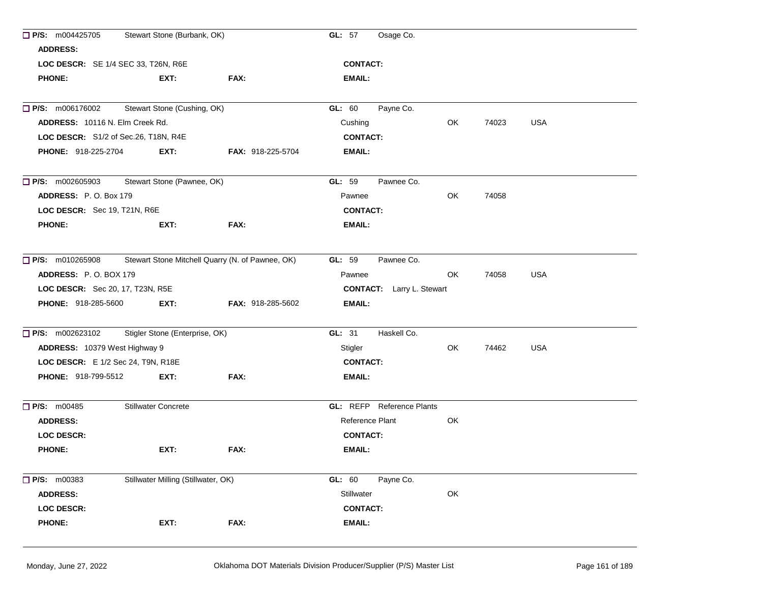- [ ] **P/S:** m004425705 Stewart Stone (Burbank, OK) **GL:** 57 Osage Co.

**ADDRESS:**

**LOC DESCR:** SE 1/4 SEC 33, T26N, R6E **CONTACT:**

**PHONE:** **EXT:** **FAX:** **EMAIL:**

---

- [ ] **P/S:** m006176002 Stewart Stone (Cushing, OK) **GL:** 60 Payne Co.

**ADDRESS:** 10116 N. Elm Creek Rd. Cushing OK 74023 USA

**LOC DESCR:** S1/2 of Sec.26, T18N, R4E **CONTACT:**

**PHONE:** 918-225-2704 **EXT:** **FAX:** 918-225-5704 **EMAIL:**

---

- [ ] **P/S:** m002605903 Stewart Stone (Pawnee, OK) **GL:** 59 Pawnee Co.

**ADDRESS:** P. O. Box 179 Pawnee OK 74058

**LOC DESCR:** Sec 19, T21N, R6E **CONTACT:**

**PHONE:** **EXT:** **FAX:** **EMAIL:**

---

- [ ] **P/S:** m010265908 Stewart Stone Mitchell Quarry (N. of Pawnee, OK) **GL:** 59 Pawnee Co.

**ADDRESS:** P. O. BOX 179 Pawnee OK 74058 USA

**LOC DESCR:** Sec 20, 17, T23N, R5E **CONTACT:** Larry L. Stewart

**PHONE:** 918-285-5600 **EXT:** **FAX:** 918-285-5602 **EMAIL:**

---

- [ ] **P/S:** m002623102 Stigler Stone (Enterprise, OK) **GL:** 31 Haskell Co.

**ADDRESS:** 10379 West Highway 9 Stigler OK 74462 USA

**LOC DESCR:** E 1/2 Sec 24, T9N, R18E **CONTACT:**

**PHONE:** 918-799-5512 **EXT:** **FAX:** **EMAIL:**

---

- [ ] **P/S:** m00485 Stillwater Concrete **GL:** REFP Reference Plants

**ADDRESS:** Reference Plant OK

**LOC DESCR:** **CONTACT:**

**PHONE:** **EXT:** **FAX:** **EMAIL:**

---

- [ ] **P/S:** m00383 Stillwater Milling (Stillwater, OK) **GL:** 60 Payne Co.

**ADDRESS:** Stillwater OK

**LOC DESCR:** **CONTACT:**

**PHONE:** **EXT:** **FAX:** **EMAIL:**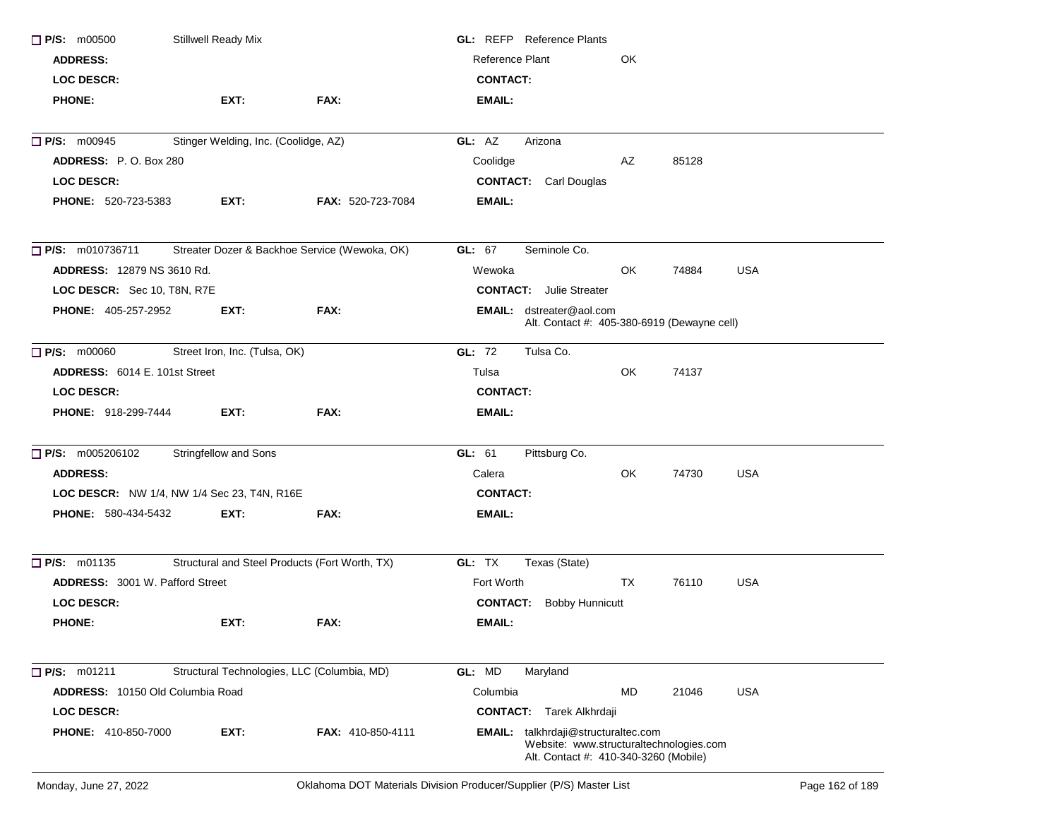**P/S:** m00500 Stillwell Ready Mix | **GL:** REFP Reference Plants

**ADDRESS:** | Reference Plant OK

**LOC DESCR:** | **CONTACT:**

**PHONE:** **EXT:** **FAX:** | **EMAIL:**

---

**P/S:** m00945 Stinger Welding, Inc. (Coolidge, AZ) | **GL:** AZ Arizona

**ADDRESS:** P. O. Box 280 | Coolidge AZ 85128

**LOC DESCR:** | **CONTACT:** Carl Douglas

**PHONE:** 520-723-5383 **EXT:** **FAX:** 520-723-7084 | **EMAIL:**

---

**P/S:** m010736711 Streater Dozer & Backhoe Service (Wewoka, OK) | **GL:** 67 Seminole Co.

**ADDRESS:** 12879 NS 3610 Rd. | Wewoka OK 74884 USA

**LOC DESCR:** Sec 10, T8N, R7E | **CONTACT:** Julie Streater

**PHONE:** 405-257-2952 **EXT:** **FAX:** | **EMAIL:** dstreater@aol.com
Alt. Contact #: 405-380-6919 (Dewayne cell)

---

**P/S:** m00060 Street Iron, Inc. (Tulsa, OK) | **GL:** 72 Tulsa Co.

**ADDRESS:** 6014 E. 101st Street | Tulsa OK 74137

**LOC DESCR:** | **CONTACT:**

**PHONE:** 918-299-7444 **EXT:** **FAX:** | **EMAIL:**

---

**P/S:** m005206102 Stringfellow and Sons | **GL:** 61 Pittsburg Co.

**ADDRESS:** | Calera OK 74730 USA

**LOC DESCR:** NW 1/4, NW 1/4 Sec 23, T4N, R16E | **CONTACT:**

**PHONE:** 580-434-5432 **EXT:** **FAX:** | **EMAIL:**

---

**P/S:** m01135 Structural and Steel Products (Fort Worth, TX) | **GL:** TX Texas (State)

**ADDRESS:** 3001 W. Pafford Street | Fort Worth TX 76110 USA

**LOC DESCR:** | **CONTACT:** Bobby Hunnicutt

**PHONE:** **EXT:** **FAX:** | **EMAIL:**

---

**P/S:** m01211 Structural Technologies, LLC (Columbia, MD) | **GL:** MD Maryland

**ADDRESS:** 10150 Old Columbia Road | Columbia MD 21046 USA

**LOC DESCR:** | **CONTACT:** Tarek Alkhrdaji

**PHONE:** 410-850-7000 **EXT:** **FAX:** 410-850-4111 | **EMAIL:** talkhrdaji@structuraltec.com
Website: www.structuraltechnologies.com
Alt. Contact #: 410-340-3260 (Mobile)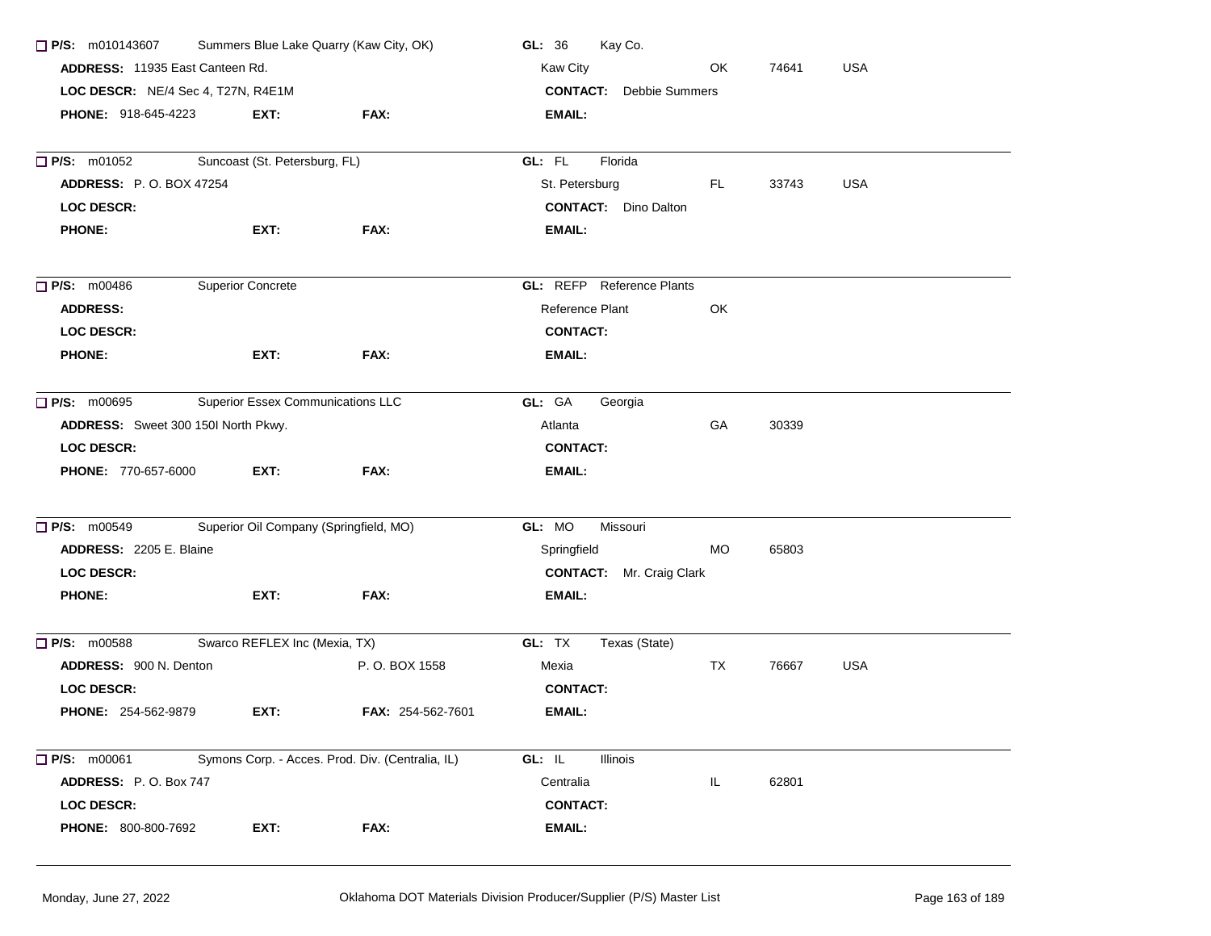☐ **P/S:** m010143607 Summers Blue Lake Quarry (Kaw City, OK) **GL:** 36 Kay Co.
**ADDRESS:** 11935 East Canteen Rd. Kaw City OK 74641 USA
**LOC DESCR:** NE/4 Sec 4, T27N, R4E1M **CONTACT:** Debbie Summers
**PHONE:** 918-645-4223 **EXT:** **FAX:** **EMAIL:**

---

☐ **P/S:** m01052 Suncoast (St. Petersburg, FL) **GL:** FL Florida
**ADDRESS:** P. O. BOX 47254 St. Petersburg FL 33743 USA
**LOC DESCR:** **CONTACT:** Dino Dalton
**PHONE:** **EXT:** **FAX:** **EMAIL:**

---

☐ **P/S:** m00486 Superior Concrete **GL:** REFP Reference Plants
**ADDRESS:** Reference Plant OK
**LOC DESCR:** **CONTACT:**
**PHONE:** **EXT:** **FAX:** **EMAIL:**

---

☐ **P/S:** m00695 Superior Essex Communications LLC **GL:** GA Georgia
**ADDRESS:** Sweet 300 150I North Pkwy. Atlanta GA 30339
**LOC DESCR:** **CONTACT:**
**PHONE:** 770-657-6000 **EXT:** **FAX:** **EMAIL:**

---

☐ **P/S:** m00549 Superior Oil Company (Springfield, MO) **GL:** MO Missouri
**ADDRESS:** 2205 E. Blaine Springfield MO 65803
**LOC DESCR:** **CONTACT:** Mr. Craig Clark
**PHONE:** **EXT:** **FAX:** **EMAIL:**

---

☐ **P/S:** m00588 Swarco REFLEX Inc (Mexia, TX) **GL:** TX Texas (State)
**ADDRESS:** 900 N. Denton P. O. BOX 1558 Mexia TX 76667 USA
**LOC DESCR:** **CONTACT:**
**PHONE:** 254-562-9879 **EXT:** **FAX:** 254-562-7601 **EMAIL:**

---

☐ **P/S:** m00061 Symons Corp. - Acces. Prod. Div. (Centralia, IL) **GL:** IL Illinois
**ADDRESS:** P. O. Box 747 Centralia IL 62801
**LOC DESCR:** **CONTACT:**
**PHONE:** 800-800-7692 **EXT:** **FAX:** **EMAIL:**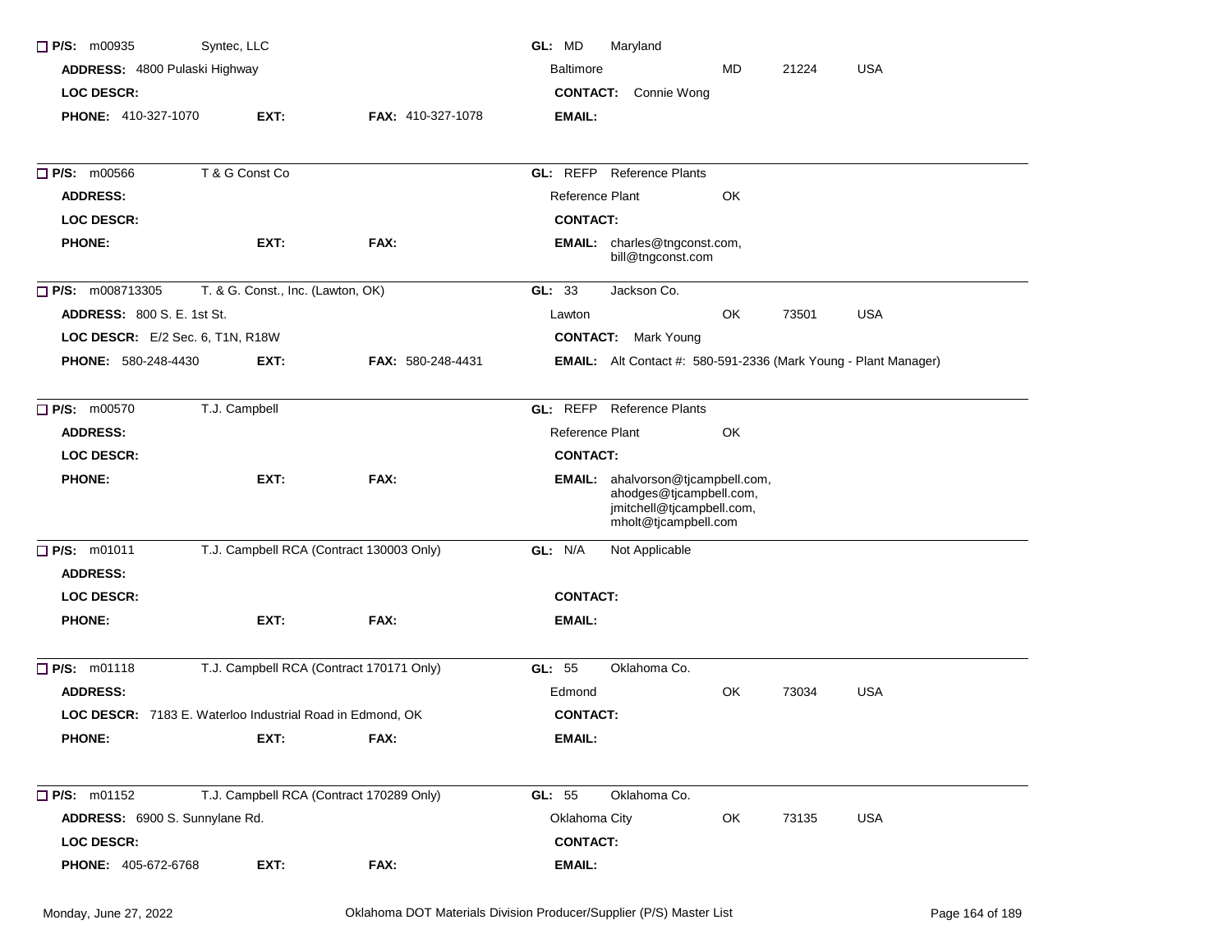**P/S:** m00935 Syntec, LLC
**GL:** MD Maryland
**ADDRESS:** 4800 Pulaski Highway
Baltimore MD 21224 USA
**LOC DESCR:**
**CONTACT:** Connie Wong
**PHONE:** 410-327-1070 **EXT:** **FAX:** 410-327-1078
**EMAIL:**

---

**P/S:** m00566 T & G Const Co
**GL:** REFP Reference Plants
**ADDRESS:**
Reference Plant OK
**LOC DESCR:**
**CONTACT:**
**PHONE:** **EXT:** **FAX:**
**EMAIL:** charles@tngconst.com, bill@tngconst.com

---

**P/S:** m008713305 T. & G. Const., Inc. (Lawton, OK)
**GL:** 33 Jackson Co.
**ADDRESS:** 800 S. E. 1st St.
Lawton OK 73501 USA
**LOC DESCR:** E/2 Sec. 6, T1N, R18W
**CONTACT:** Mark Young
**PHONE:** 580-248-4430 **EXT:** **FAX:** 580-248-4431
**EMAIL:** Alt Contact #: 580-591-2336 (Mark Young - Plant Manager)

---

**P/S:** m00570 T.J. Campbell
**GL:** REFP Reference Plants
**ADDRESS:**
Reference Plant OK
**LOC DESCR:**
**CONTACT:**
**PHONE:** **EXT:** **FAX:**
**EMAIL:** ahalvorson@tjcampbell.com, ahodges@tjcampbell.com, jmitchell@tjcampbell.com, mholt@tjcampbell.com

---

**P/S:** m01011 T.J. Campbell RCA (Contract 130003 Only)
**GL:** N/A Not Applicable
**ADDRESS:**
**LOC DESCR:**
**CONTACT:**
**PHONE:** **EXT:** **FAX:**
**EMAIL:**

---

**P/S:** m01118 T.J. Campbell RCA (Contract 170171 Only)
**GL:** 55 Oklahoma Co.
**ADDRESS:**
Edmond OK 73034 USA
**LOC DESCR:** 7183 E. Waterloo Industrial Road in Edmond, OK
**CONTACT:**
**PHONE:** **EXT:** **FAX:**
**EMAIL:**

---

**P/S:** m01152 T.J. Campbell RCA (Contract 170289 Only)
**GL:** 55 Oklahoma Co.
**ADDRESS:** 6900 S. Sunnylane Rd.
Oklahoma City OK 73135 USA
**LOC DESCR:**
**CONTACT:**
**PHONE:** 405-672-6768 **EXT:** **FAX:**
**EMAIL:**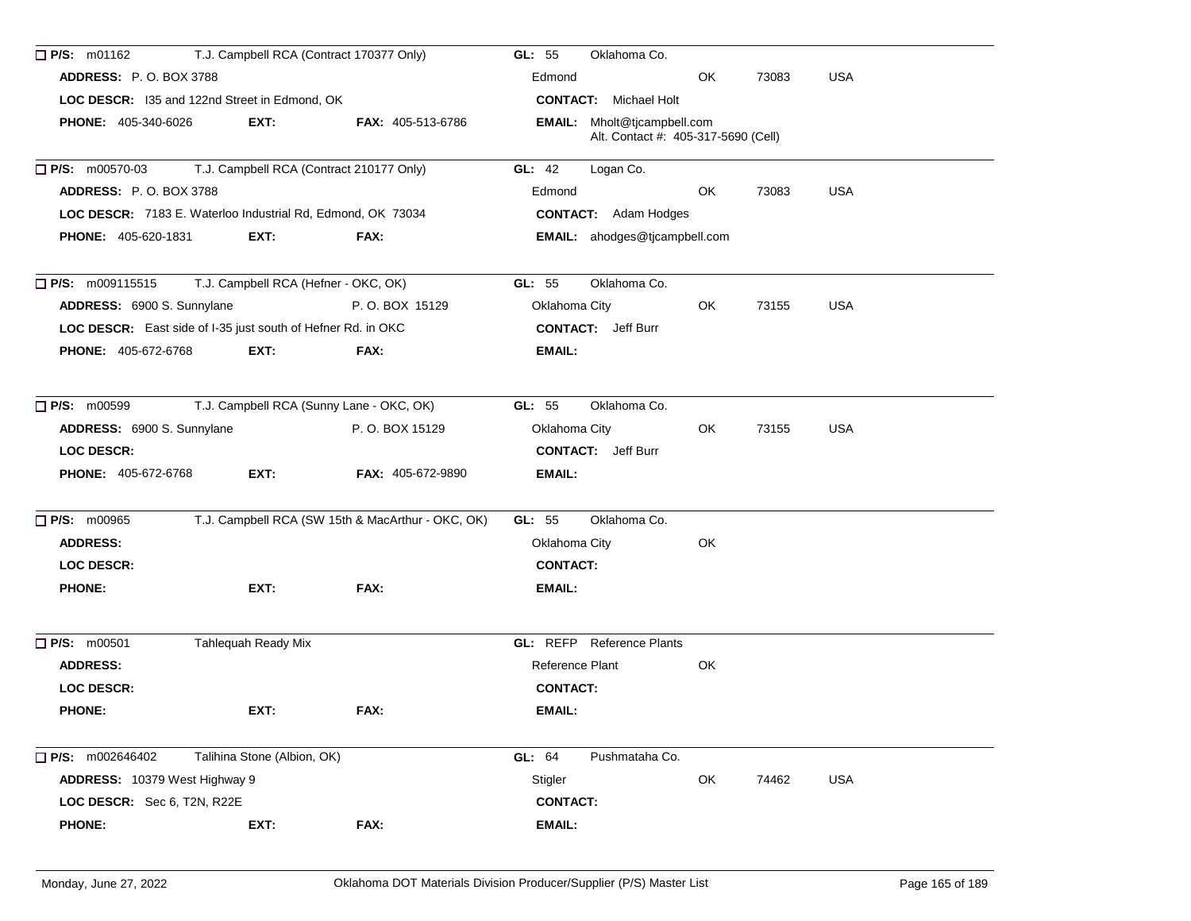**P/S:** m01162 T.J. Campbell RCA (Contract 170377 Only) **GL:** 55 Oklahoma Co.

**ADDRESS:** P. O. BOX 3788 Edmond OK 73083 USA

**LOC DESCR:** I35 and 122nd Street in Edmond, OK **CONTACT:** Michael Holt

**PHONE:** 405-340-6026 **EXT:** **FAX:** 405-513-6786 **EMAIL:** Mholt@tjcampbell.com

Alt. Contact #: 405-317-5690 (Cell)

---

**P/S:** m00570-03 T.J. Campbell RCA (Contract 210177 Only) **GL:** 42 Logan Co.

**ADDRESS:** P. O. BOX 3788 Edmond OK 73083 USA

**LOC DESCR:** 7183 E. Waterloo Industrial Rd, Edmond, OK 73034 **CONTACT:** Adam Hodges

**PHONE:** 405-620-1831 **EXT:** **FAX:** **EMAIL:** ahodges@tjcampbell.com

---

**P/S:** m009115515 T.J. Campbell RCA (Hefner - OKC, OK) **GL:** 55 Oklahoma Co.

**ADDRESS:** 6900 S. Sunnylane P. O. BOX 15129 Oklahoma City OK 73155 USA

**LOC DESCR:** East side of I-35 just south of Hefner Rd. in OKC **CONTACT:** Jeff Burr

**PHONE:** 405-672-6768 **EXT:** **FAX:** **EMAIL:**

---

**P/S:** m00599 T.J. Campbell RCA (Sunny Lane - OKC, OK) **GL:** 55 Oklahoma Co.

**ADDRESS:** 6900 S. Sunnylane P. O. BOX 15129 Oklahoma City OK 73155 USA

**LOC DESCR:** **CONTACT:** Jeff Burr

**PHONE:** 405-672-6768 **EXT:** **FAX:** 405-672-9890 **EMAIL:**

---

**P/S:** m00965 T.J. Campbell RCA (SW 15th & MacArthur - OKC, OK) **GL:** 55 Oklahoma Co.

**ADDRESS:** Oklahoma City OK

**LOC DESCR:** **CONTACT:**

**PHONE:** **EXT:** **FAX:** **EMAIL:**

---

**P/S:** m00501 Tahlequah Ready Mix **GL:** REFP Reference Plants

**ADDRESS:** Reference Plant OK

**LOC DESCR:** **CONTACT:**

**PHONE:** **EXT:** **FAX:** **EMAIL:**

---

**P/S:** m002646402 Talihina Stone (Albion, OK) **GL:** 64 Pushmataha Co.

**ADDRESS:** 10379 West Highway 9 Stigler OK 74462 USA

**LOC DESCR:** Sec 6, T2N, R22E **CONTACT:**

**PHONE:** **EXT:** **FAX:** **EMAIL:**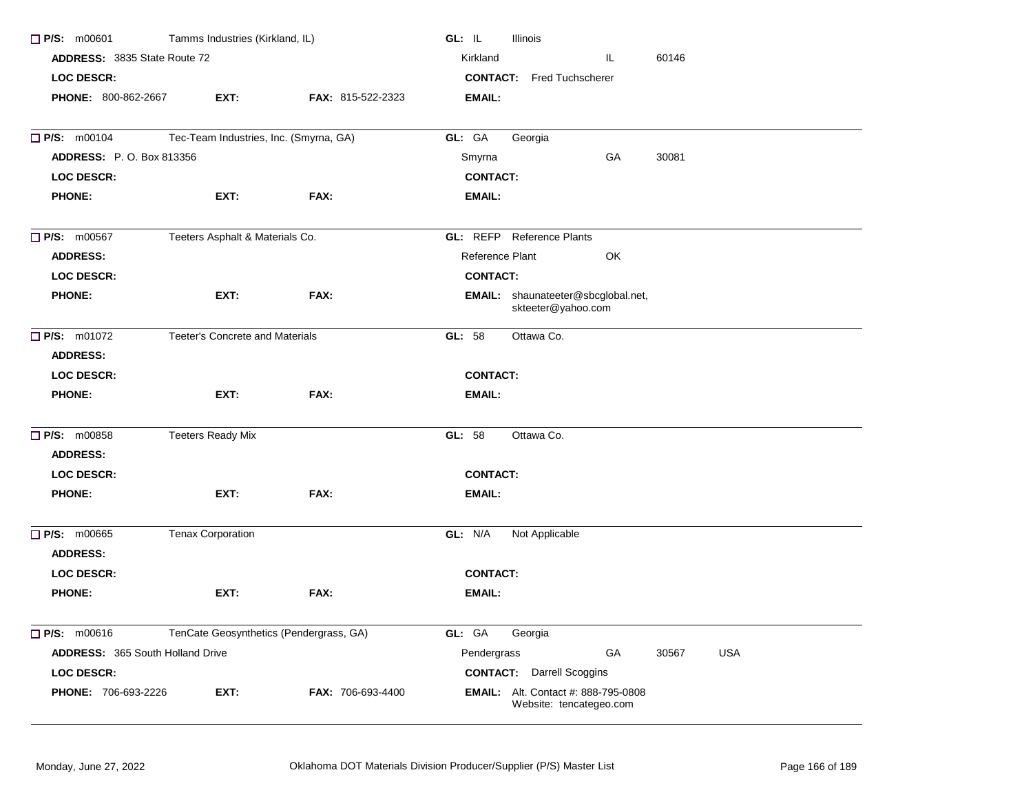☐ **P/S:** m00601 Tamms Industries (Kirkland, IL) **GL:** IL Illinois
**ADDRESS:** 3835 State Route 72 Kirkland IL 60146
**LOC DESCR:** **CONTACT:** Fred Tuchscherer
**PHONE:** 800-862-2667 **EXT:** **FAX:** 815-522-2323 **EMAIL:**

---

☐ **P/S:** m00104 Tec-Team Industries, Inc. (Smyrna, GA) **GL:** GA Georgia
**ADDRESS:** P. O. Box 813356 Smyrna GA 30081
**LOC DESCR:** **CONTACT:**
**PHONE:** **EXT:** **FAX:** **EMAIL:**

---

☐ **P/S:** m00567 Teeters Asphalt & Materials Co. **GL:** REFP Reference Plants
**ADDRESS:** Reference Plant OK
**LOC DESCR:** **CONTACT:**
**PHONE:** **EXT:** **FAX:** **EMAIL:** shaunateeter@sbcglobal.net, skteeter@yahoo.com

---

☐ **P/S:** m01072 Teeter's Concrete and Materials **GL:** 58 Ottawa Co.
**ADDRESS:**
**LOC DESCR:** **CONTACT:**
**PHONE:** **EXT:** **FAX:** **EMAIL:**

---

☐ **P/S:** m00858 Teeters Ready Mix **GL:** 58 Ottawa Co.
**ADDRESS:**
**LOC DESCR:** **CONTACT:**
**PHONE:** **EXT:** **FAX:** **EMAIL:**

---

☐ **P/S:** m00665 Tenax Corporation **GL:** N/A Not Applicable
**ADDRESS:**
**LOC DESCR:** **CONTACT:**
**PHONE:** **EXT:** **FAX:** **EMAIL:**

---

☐ **P/S:** m00616 TenCate Geosynthetics (Pendergrass, GA) **GL:** GA Georgia
**ADDRESS:** 365 South Holland Drive Pendergrass GA 30567 USA
**LOC DESCR:** **CONTACT:** Darrell Scoggins
**PHONE:** 706-693-2226 **EXT:** **FAX:** 706-693-4400 **EMAIL:** Alt. Contact #: 888-795-0808 Website: tencategeo.com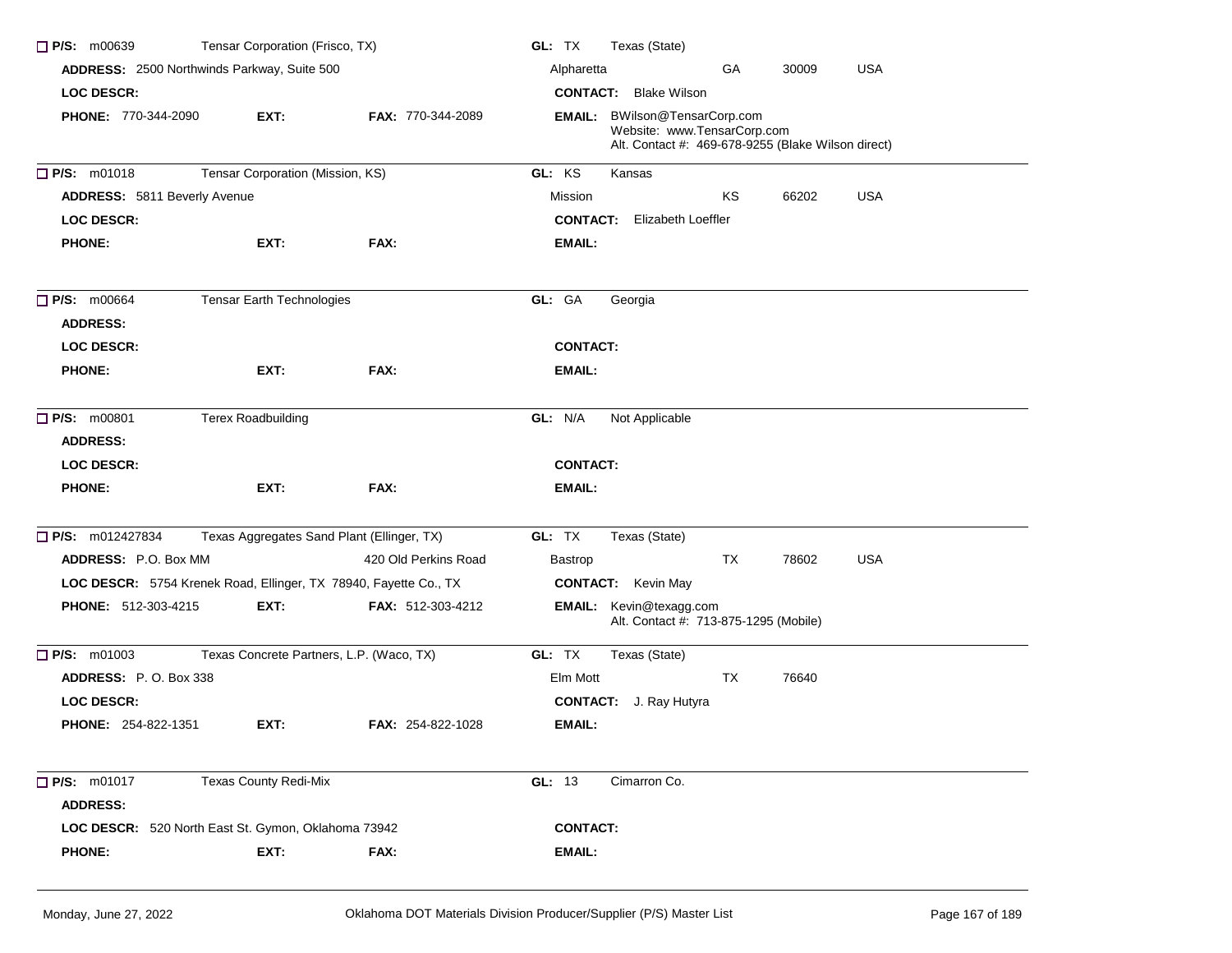☐ **P/S:** m00639 Tensar Corporation (Frisco, TX) **GL:** TX Texas (State)

**ADDRESS:** 2500 Northwinds Parkway, Suite 500 Alpharetta GA 30009 USA

**LOC DESCR:** **CONTACT:** Blake Wilson

**PHONE:** 770-344-2090 **EXT:** **FAX:** 770-344-2089 **EMAIL:** BWilson@TensarCorp.com
Website: www.TensarCorp.com
Alt. Contact #: 469-678-9255 (Blake Wilson direct)

---

☐ **P/S:** m01018 Tensar Corporation (Mission, KS) **GL:** KS Kansas

**ADDRESS:** 5811 Beverly Avenue Mission KS 66202 USA

**LOC DESCR:** **CONTACT:** Elizabeth Loeffler

**PHONE:** **EXT:** **FAX:** **EMAIL:**

---

☐ **P/S:** m00664 Tensar Earth Technologies **GL:** GA Georgia

**ADDRESS:**

**LOC DESCR:** **CONTACT:**

**PHONE:** **EXT:** **FAX:** **EMAIL:**

---

☐ **P/S:** m00801 Terex Roadbuilding **GL:** N/A Not Applicable

**ADDRESS:**

**LOC DESCR:** **CONTACT:**

**PHONE:** **EXT:** **FAX:** **EMAIL:**

---

☐ **P/S:** m012427834 Texas Aggregates Sand Plant (Ellinger, TX) **GL:** TX Texas (State)

**ADDRESS:** P.O. Box MM 420 Old Perkins Road Bastrop TX 78602 USA

**LOC DESCR:** 5754 Krenek Road, Ellinger, TX 78940, Fayette Co., TX **CONTACT:** Kevin May

**PHONE:** 512-303-4215 **EXT:** **FAX:** 512-303-4212 **EMAIL:** Kevin@texagg.com
Alt. Contact #: 713-875-1295 (Mobile)

---

☐ **P/S:** m01003 Texas Concrete Partners, L.P. (Waco, TX) **GL:** TX Texas (State)

**ADDRESS:** P. O. Box 338 Elm Mott TX 76640

**LOC DESCR:** **CONTACT:** J. Ray Hutyra

**PHONE:** 254-822-1351 **EXT:** **FAX:** 254-822-1028 **EMAIL:**

---

☐ **P/S:** m01017 Texas County Redi-Mix **GL:** 13 Cimarron Co.

**ADDRESS:**

**LOC DESCR:** 520 North East St. Gymon, Oklahoma 73942 **CONTACT:**

**PHONE:** **EXT:** **FAX:** **EMAIL:**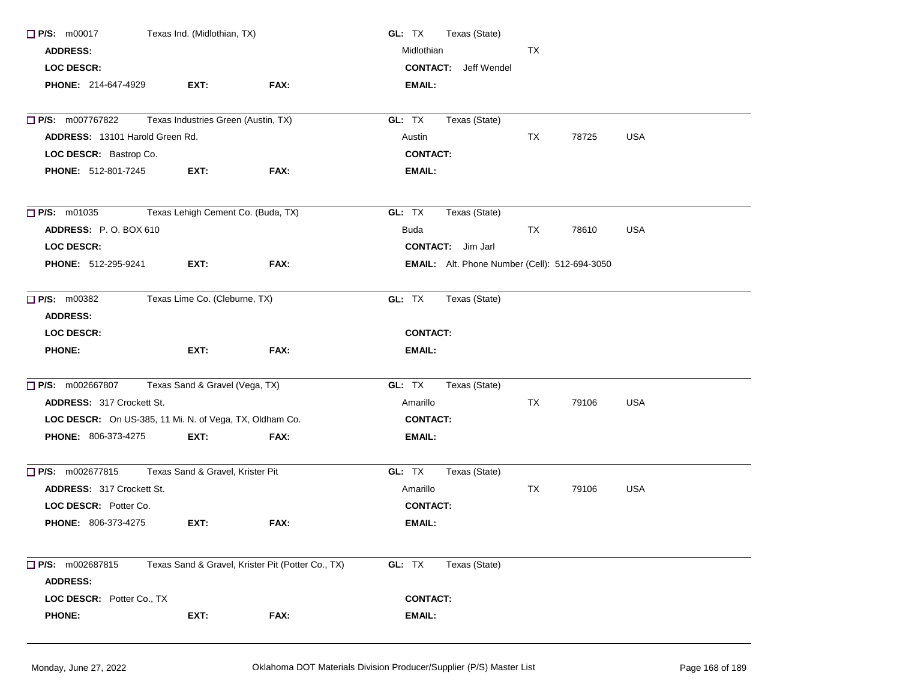☐ **P/S:** m00017 Texas Ind. (Midlothian, TX) **GL:** TX Texas (State)
**ADDRESS:** Midlothian TX
**LOC DESCR:** **CONTACT:** Jeff Wendel
**PHONE:** 214-647-4929 **EXT:** **FAX:** **EMAIL:**

---

☐ **P/S:** m007767822 Texas Industries Green (Austin, TX) **GL:** TX Texas (State)
**ADDRESS:** 13101 Harold Green Rd. Austin TX 78725 USA
**LOC DESCR:** Bastrop Co. **CONTACT:**
**PHONE:** 512-801-7245 **EXT:** **FAX:** **EMAIL:**

---

☐ **P/S:** m01035 Texas Lehigh Cement Co. (Buda, TX) **GL:** TX Texas (State)
**ADDRESS:** P. O. BOX 610 Buda TX 78610 USA
**LOC DESCR:** **CONTACT:** Jim Jarl
**PHONE:** 512-295-9241 **EXT:** **FAX:** **EMAIL:** Alt. Phone Number (Cell): 512-694-3050

---

☐ **P/S:** m00382 Texas Lime Co. (Cleburne, TX) **GL:** TX Texas (State)
**ADDRESS:**
**LOC DESCR:** **CONTACT:**
**PHONE:** **EXT:** **FAX:** **EMAIL:**

---

☐ **P/S:** m002667807 Texas Sand & Gravel (Vega, TX) **GL:** TX Texas (State)
**ADDRESS:** 317 Crockett St. Amarillo TX 79106 USA
**LOC DESCR:** On US-385, 11 Mi. N. of Vega, TX, Oldham Co. **CONTACT:**
**PHONE:** 806-373-4275 **EXT:** **FAX:** **EMAIL:**

---

☐ **P/S:** m002677815 Texas Sand & Gravel, Krister Pit **GL:** TX Texas (State)
**ADDRESS:** 317 Crockett St. Amarillo TX 79106 USA
**LOC DESCR:** Potter Co. **CONTACT:**
**PHONE:** 806-373-4275 **EXT:** **FAX:** **EMAIL:**

---

☐ **P/S:** m002687815 Texas Sand & Gravel, Krister Pit (Potter Co., TX) **GL:** TX Texas (State)
**ADDRESS:**
**LOC DESCR:** Potter Co., TX **CONTACT:**
**PHONE:** **EXT:** **FAX:** **EMAIL:**

---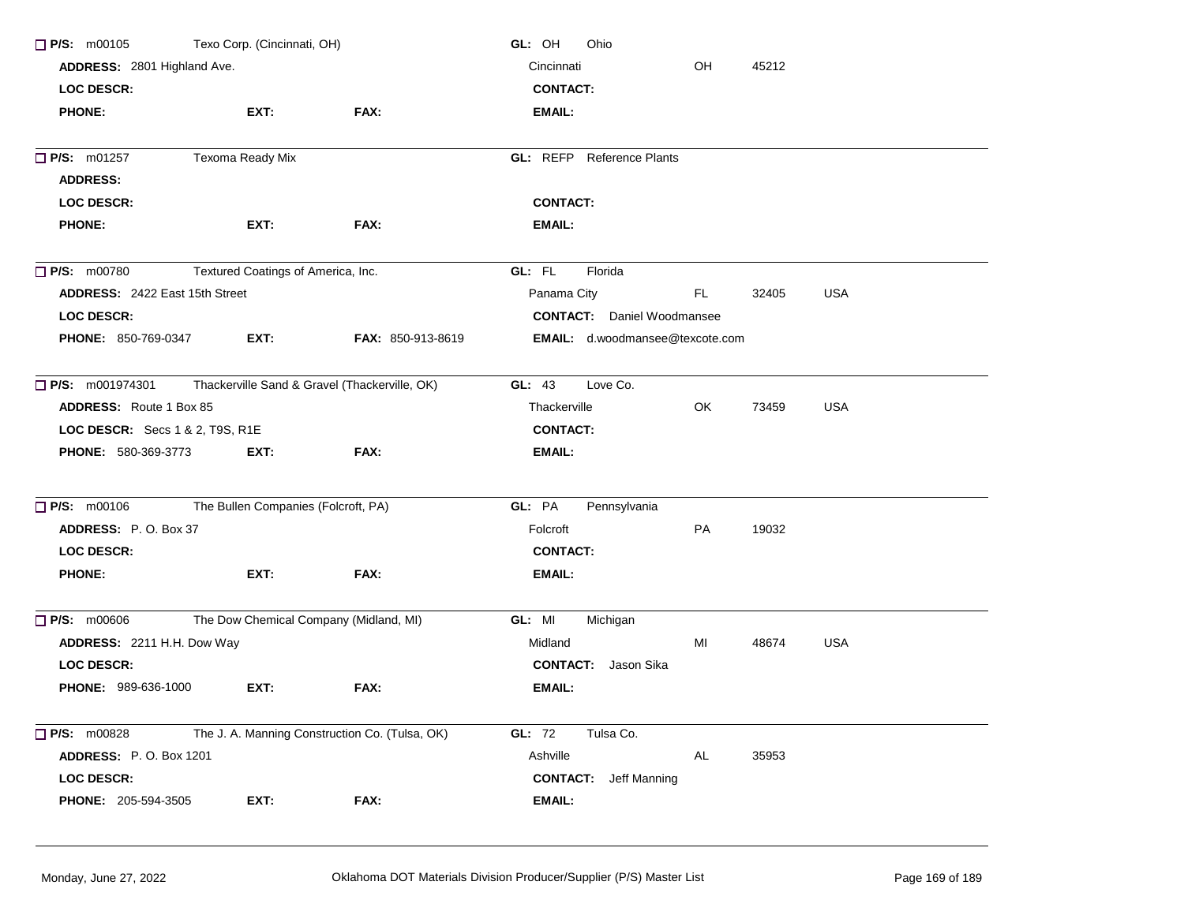**P/S:** m00105 Texo Corp. (Cincinnati, OH) **GL:** OH Ohio
**ADDRESS:** 2801 Highland Ave. Cincinnati OH 45212
**LOC DESCR:** **CONTACT:**
**PHONE:** **EXT:** **FAX:** **EMAIL:**

---

**P/S:** m01257 Texoma Ready Mix **GL:** REFP Reference Plants
**ADDRESS:**
**LOC DESCR:** **CONTACT:**
**PHONE:** **EXT:** **FAX:** **EMAIL:**

---

**P/S:** m00780 Textured Coatings of America, Inc. **GL:** FL Florida
**ADDRESS:** 2422 East 15th Street Panama City FL 32405 USA
**LOC DESCR:** **CONTACT:** Daniel Woodmansee
**PHONE:** 850-769-0347 **EXT:** **FAX:** 850-913-8619 **EMAIL:** d.woodmansee@texcote.com

---

**P/S:** m001974301 Thackerville Sand & Gravel (Thackerville, OK) **GL:** 43 Love Co.
**ADDRESS:** Route 1 Box 85 Thackerville OK 73459 USA
**LOC DESCR:** Secs 1 & 2, T9S, R1E **CONTACT:**
**PHONE:** 580-369-3773 **EXT:** **FAX:** **EMAIL:**

---

**P/S:** m00106 The Bullen Companies (Folcroft, PA) **GL:** PA Pennsylvania
**ADDRESS:** P. O. Box 37 Folcroft PA 19032
**LOC DESCR:** **CONTACT:**
**PHONE:** **EXT:** **FAX:** **EMAIL:**

---

**P/S:** m00606 The Dow Chemical Company (Midland, MI) **GL:** MI Michigan
**ADDRESS:** 2211 H.H. Dow Way Midland MI 48674 USA
**LOC DESCR:** **CONTACT:** Jason Sika
**PHONE:** 989-636-1000 **EXT:** **FAX:** **EMAIL:**

---

**P/S:** m00828 The J. A. Manning Construction Co. (Tulsa, OK) **GL:** 72 Tulsa Co.
**ADDRESS:** P. O. Box 1201 Ashville AL 35953
**LOC DESCR:** **CONTACT:** Jeff Manning
**PHONE:** 205-594-3505 **EXT:** **FAX:** **EMAIL:**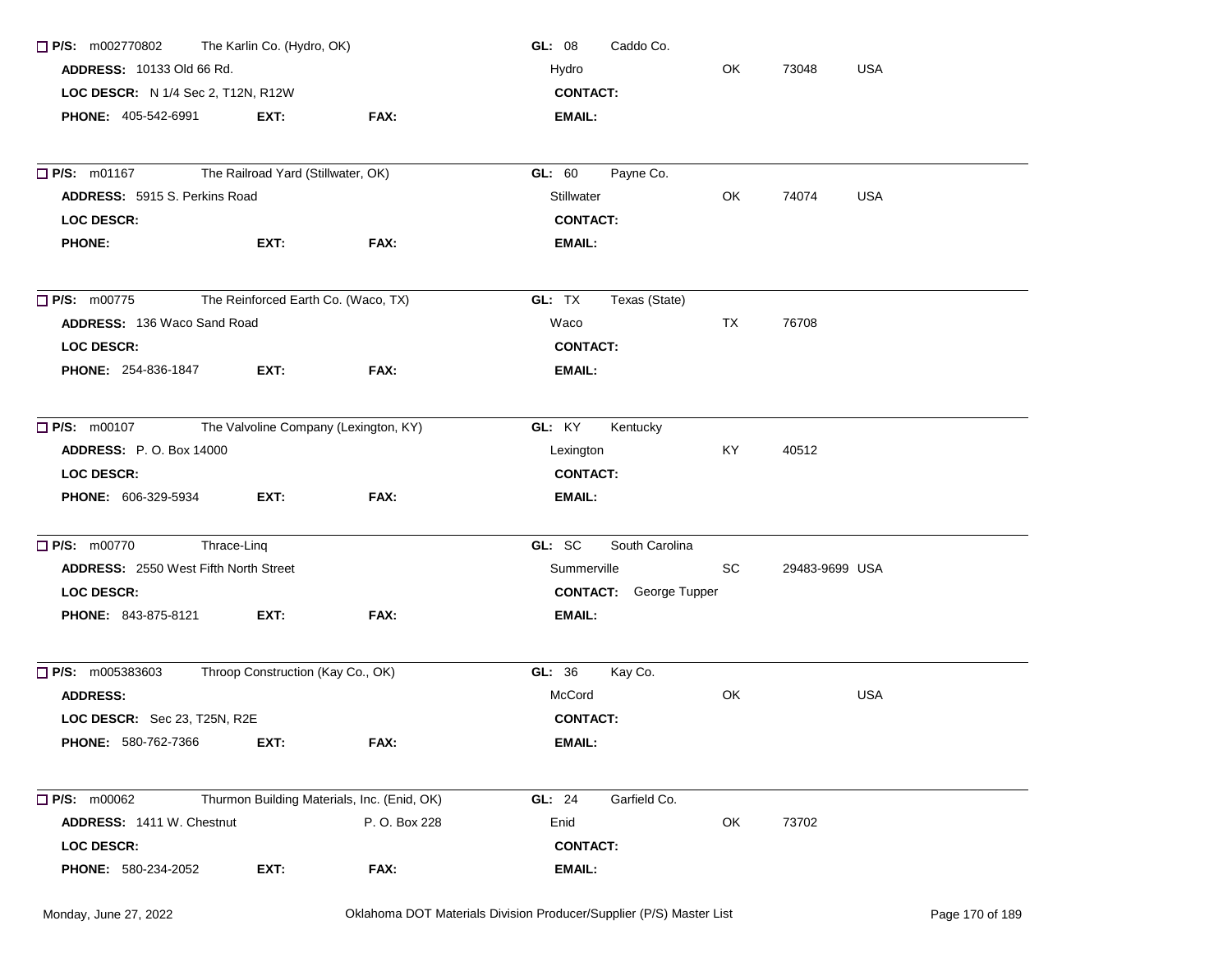☐ **P/S:** m002770802 The Karlin Co. (Hydro, OK) **GL:** 08 Caddo Co.
**ADDRESS:** 10133 Old 66 Rd. Hydro OK 73048 USA
**LOC DESCR:** N 1/4 Sec 2, T12N, R12W **CONTACT:**
**PHONE:** 405-542-6991 **EXT:** **FAX:** **EMAIL:**

---

☐ **P/S:** m01167 The Railroad Yard (Stillwater, OK) **GL:** 60 Payne Co.
**ADDRESS:** 5915 S. Perkins Road Stillwater OK 74074 USA
**LOC DESCR:** **CONTACT:**
**PHONE:** **EXT:** **FAX:** **EMAIL:**

---

☐ **P/S:** m00775 The Reinforced Earth Co. (Waco, TX) **GL:** TX Texas (State)
**ADDRESS:** 136 Waco Sand Road Waco TX 76708
**LOC DESCR:** **CONTACT:**
**PHONE:** 254-836-1847 **EXT:** **FAX:** **EMAIL:**

---

☐ **P/S:** m00107 The Valvoline Company (Lexington, KY) **GL:** KY Kentucky
**ADDRESS:** P. O. Box 14000 Lexington KY 40512
**LOC DESCR:** **CONTACT:**
**PHONE:** 606-329-5934 **EXT:** **FAX:** **EMAIL:**

---

☐ **P/S:** m00770 Thrace-Linq **GL:** SC South Carolina
**ADDRESS:** 2550 West Fifth North Street Summerville SC 29483-9699 USA
**LOC DESCR:** **CONTACT:** George Tupper
**PHONE:** 843-875-8121 **EXT:** **FAX:** **EMAIL:**

---

☐ **P/S:** m005383603 Throop Construction (Kay Co., OK) **GL:** 36 Kay Co.
**ADDRESS:** McCord OK USA
**LOC DESCR:** Sec 23, T25N, R2E **CONTACT:**
**PHONE:** 580-762-7366 **EXT:** **FAX:** **EMAIL:**

---

☐ **P/S:** m00062 Thurmon Building Materials, Inc. (Enid, OK) **GL:** 24 Garfield Co.
**ADDRESS:** 1411 W. Chestnut P. O. Box 228 Enid OK 73702
**LOC DESCR:** **CONTACT:**
**PHONE:** 580-234-2052 **EXT:** **FAX:** **EMAIL:**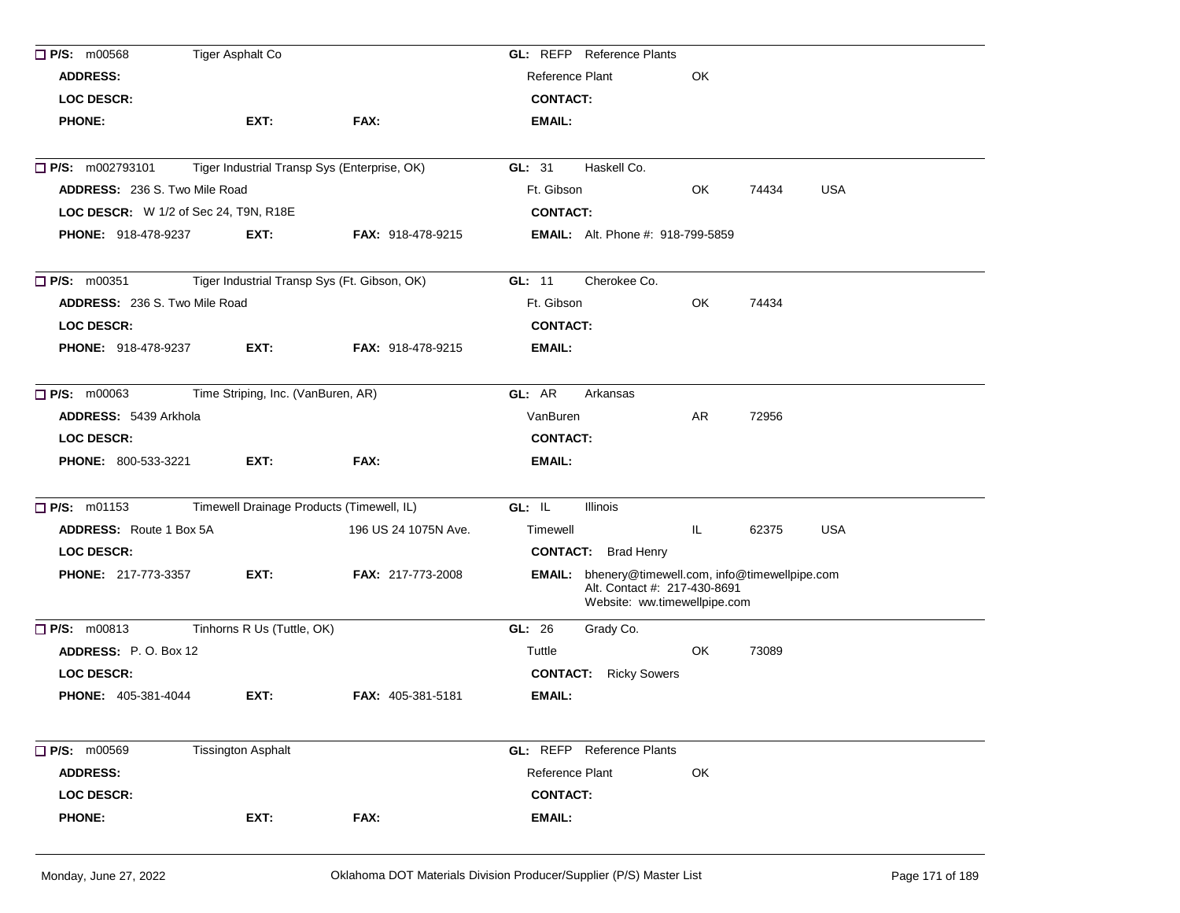**P/S:** m00568 Tiger Asphalt Co | **GL:** REFP Reference Plants

**ADDRESS:** | Reference Plant OK

**LOC DESCR:** | **CONTACT:**

**PHONE:** **EXT:** **FAX:** | **EMAIL:**

---

**P/S:** m002793101 Tiger Industrial Transp Sys (Enterprise, OK) | **GL:** 31 Haskell Co.

**ADDRESS:** 236 S. Two Mile Road | Ft. Gibson OK 74434 USA

**LOC DESCR:** W 1/2 of Sec 24, T9N, R18E | **CONTACT:**

**PHONE:** 918-478-9237 **EXT:** **FAX:** 918-478-9215 | **EMAIL:** Alt. Phone #: 918-799-5859

---

**P/S:** m00351 Tiger Industrial Transp Sys (Ft. Gibson, OK) | **GL:** 11 Cherokee Co.

**ADDRESS:** 236 S. Two Mile Road | Ft. Gibson OK 74434

**LOC DESCR:** | **CONTACT:**

**PHONE:** 918-478-9237 **EXT:** **FAX:** 918-478-9215 | **EMAIL:**

---

**P/S:** m00063 Time Striping, Inc. (VanBuren, AR) | **GL:** AR Arkansas

**ADDRESS:** 5439 Arkhola | VanBuren AR 72956

**LOC DESCR:** | **CONTACT:**

**PHONE:** 800-533-3221 **EXT:** **FAX:** | **EMAIL:**

---

**P/S:** m01153 Timewell Drainage Products (Timewell, IL) | **GL:** IL Illinois

**ADDRESS:** Route 1 Box 5A 196 US 24 1075N Ave. | Timewell IL 62375 USA

**LOC DESCR:** | **CONTACT:** Brad Henry

**PHONE:** 217-773-3357 **EXT:** **FAX:** 217-773-2008 | **EMAIL:** bhenery@timewell.com, info@timewellpipe.com
Alt. Contact #: 217-430-8691
Website: ww.timewellpipe.com

---

**P/S:** m00813 Tinhorns R Us (Tuttle, OK) | **GL:** 26 Grady Co.

**ADDRESS:** P. O. Box 12 | Tuttle OK 73089

**LOC DESCR:** | **CONTACT:** Ricky Sowers

**PHONE:** 405-381-4044 **EXT:** **FAX:** 405-381-5181 | **EMAIL:**

---

**P/S:** m00569 Tissington Asphalt | **GL:** REFP Reference Plants

**ADDRESS:** | Reference Plant OK

**LOC DESCR:** | **CONTACT:**

**PHONE:** **EXT:** **FAX:** | **EMAIL:**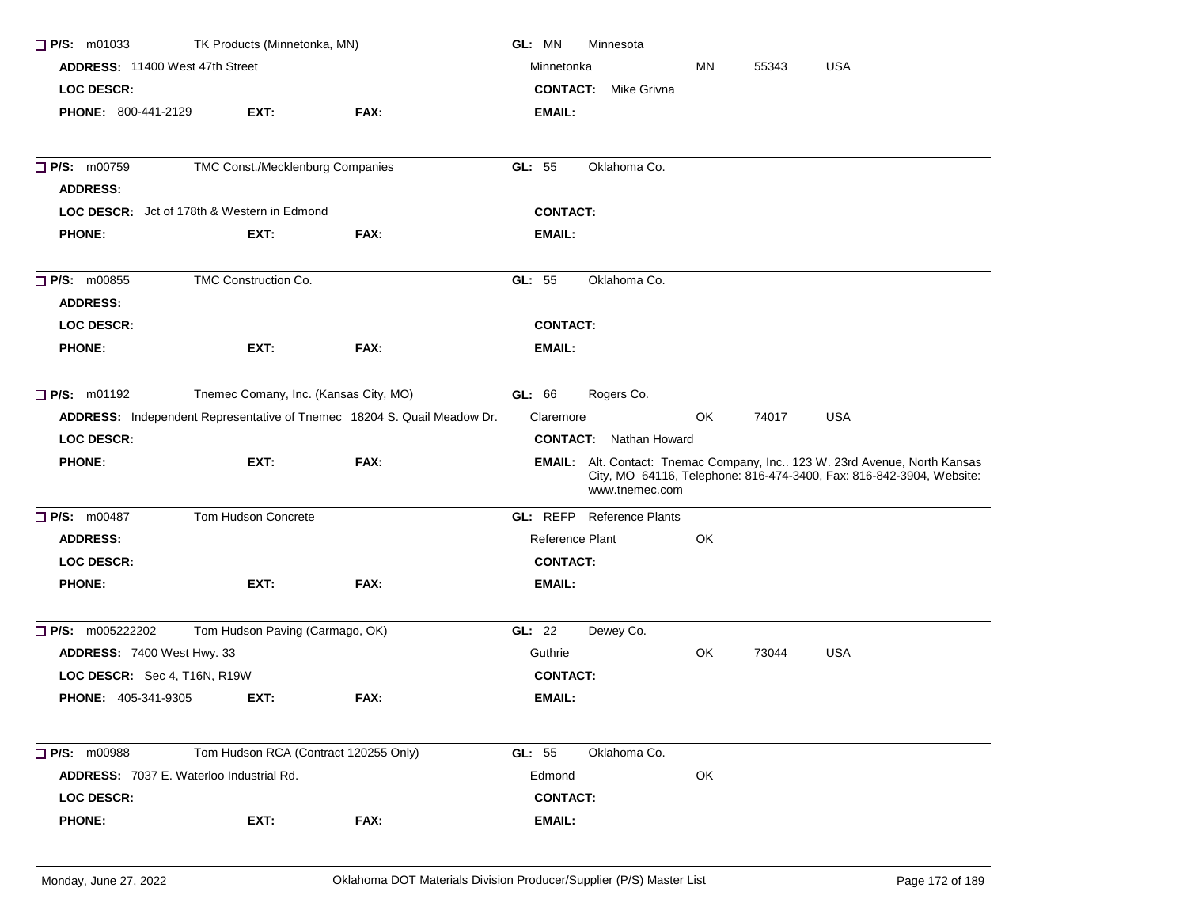☐ **P/S:** m01033 TK Products (Minnetonka, MN) **GL:** MN Minnesota

**ADDRESS:** 11400 West 47th Street Minnetonka MN 55343 USA

**LOC DESCR:** **CONTACT:** Mike Grivna

**PHONE:** 800-441-2129 **EXT:** **FAX:** **EMAIL:**

---

☐ **P/S:** m00759 TMC Const./Mecklenburg Companies **GL:** 55 Oklahoma Co.

**ADDRESS:**

**LOC DESCR:** Jct of 178th & Western in Edmond **CONTACT:**

**PHONE:** **EXT:** **FAX:** **EMAIL:**

---

☐ **P/S:** m00855 TMC Construction Co. **GL:** 55 Oklahoma Co.

**ADDRESS:**

**LOC DESCR:** **CONTACT:**

**PHONE:** **EXT:** **FAX:** **EMAIL:**

---

☐ **P/S:** m01192 Tnemec Comany, Inc. (Kansas City, MO) **GL:** 66 Rogers Co.

**ADDRESS:** Independent Representative of Tnemec 18204 S. Quail Meadow Dr. Claremore OK 74017 USA

**LOC DESCR:** **CONTACT:** Nathan Howard

**PHONE:** **EXT:** **FAX:** **EMAIL:** Alt. Contact: Tnemac Company, Inc.. 123 W. 23rd Avenue, North Kansas City, MO 64116, Telephone: 816-474-3400, Fax: 816-842-3904, Website: www.tnemec.com

---

☐ **P/S:** m00487 Tom Hudson Concrete **GL:** REFP Reference Plants

**ADDRESS:** Reference Plant OK

**LOC DESCR:** **CONTACT:**

**PHONE:** **EXT:** **FAX:** **EMAIL:**

---

☐ **P/S:** m005222202 Tom Hudson Paving (Carmago, OK) **GL:** 22 Dewey Co.

**ADDRESS:** 7400 West Hwy. 33 Guthrie OK 73044 USA

**LOC DESCR:** Sec 4, T16N, R19W **CONTACT:**

**PHONE:** 405-341-9305 **EXT:** **FAX:** **EMAIL:**

---

☐ **P/S:** m00988 Tom Hudson RCA (Contract 120255 Only) **GL:** 55 Oklahoma Co.

**ADDRESS:** 7037 E. Waterloo Industrial Rd. Edmond OK

**LOC DESCR:** **CONTACT:**

**PHONE:** **EXT:** **FAX:** **EMAIL:**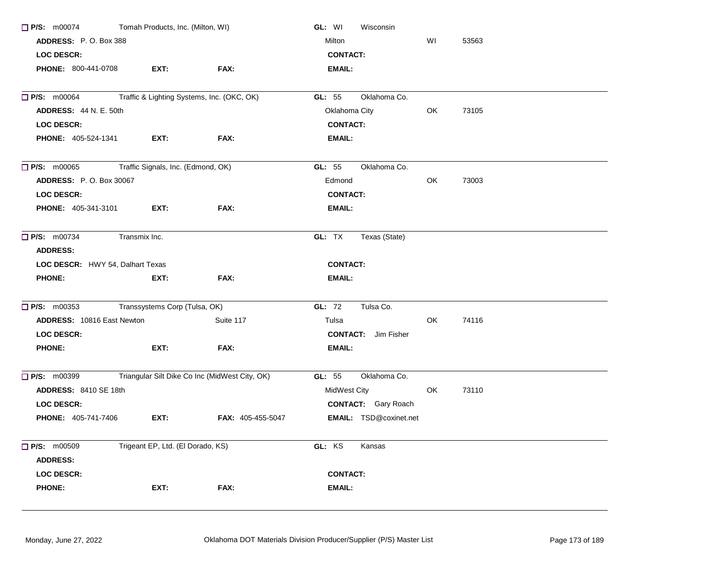☐ **P/S:** m00074 Tomah Products, Inc. (Milton, WI) **GL:** WI Wisconsin
**ADDRESS:** P. O. Box 388 Milton WI 53563
**LOC DESCR:** **CONTACT:**
**PHONE:** 800-441-0708 **EXT:** **FAX:** **EMAIL:**

---

☐ **P/S:** m00064 Traffic & Lighting Systems, Inc. (OKC, OK) **GL:** 55 Oklahoma Co.
**ADDRESS:** 44 N. E. 50th Oklahoma City OK 73105
**LOC DESCR:** **CONTACT:**
**PHONE:** 405-524-1341 **EXT:** **FAX:** **EMAIL:**

---

☐ **P/S:** m00065 Traffic Signals, Inc. (Edmond, OK) **GL:** 55 Oklahoma Co.
**ADDRESS:** P. O. Box 30067 Edmond OK 73003
**LOC DESCR:** **CONTACT:**
**PHONE:** 405-341-3101 **EXT:** **FAX:** **EMAIL:**

---

☐ **P/S:** m00734 Transmix Inc. **GL:** TX Texas (State)
**ADDRESS:**
**LOC DESCR:** HWY 54, Dalhart Texas **CONTACT:**
**PHONE:** **EXT:** **FAX:** **EMAIL:**

---

☐ **P/S:** m00353 Transsystems Corp (Tulsa, OK) **GL:** 72 Tulsa Co.
**ADDRESS:** 10816 East Newton Suite 117 Tulsa OK 74116
**LOC DESCR:** **CONTACT:** Jim Fisher
**PHONE:** **EXT:** **FAX:** **EMAIL:**

---

☐ **P/S:** m00399 Triangular Silt Dike Co Inc (MidWest City, OK) **GL:** 55 Oklahoma Co.
**ADDRESS:** 8410 SE 18th MidWest City OK 73110
**LOC DESCR:** **CONTACT:** Gary Roach
**PHONE:** 405-741-7406 **EXT:** **FAX:** 405-455-5047 **EMAIL:** TSD@coxinet.net

---

☐ **P/S:** m00509 Trigeant EP, Ltd. (El Dorado, KS) **GL:** KS Kansas
**ADDRESS:**
**LOC DESCR:** **CONTACT:**
**PHONE:** **EXT:** **FAX:** **EMAIL:**

---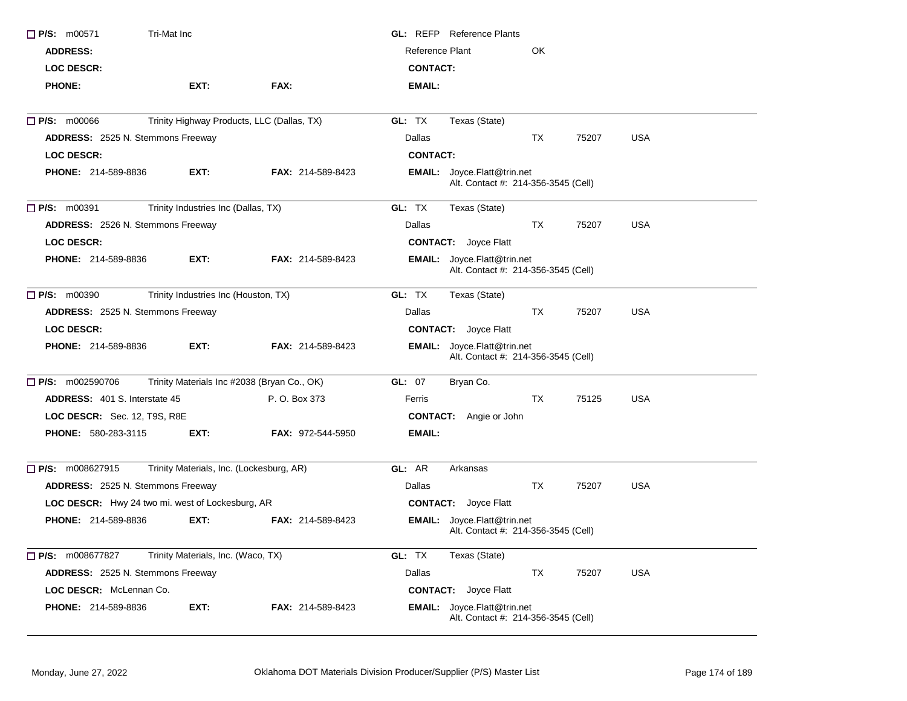**P/S:** m00571 Tri-Mat Inc

**GL:** REFP Reference Plants

**ADDRESS:**

Reference Plant OK

**LOC DESCR:**

**CONTACT:**

**PHONE:** **EXT:** **FAX:**

**EMAIL:**

---

**P/S:** m00066 Trinity Highway Products, LLC (Dallas, TX)

**GL:** TX Texas (State)

**ADDRESS:** 2525 N. Stemmons Freeway

Dallas TX 75207 USA

**LOC DESCR:**

**CONTACT:**

**PHONE:** 214-589-8836 **EXT:** **FAX:** 214-589-8423

**EMAIL:** Joyce.Flatt@trin.net
Alt. Contact #: 214-356-3545 (Cell)

---

**P/S:** m00391 Trinity Industries Inc (Dallas, TX)

**GL:** TX Texas (State)

**ADDRESS:** 2526 N. Stemmons Freeway

Dallas TX 75207 USA

**LOC DESCR:**

**CONTACT:** Joyce Flatt

**PHONE:** 214-589-8836 **EXT:** **FAX:** 214-589-8423

**EMAIL:** Joyce.Flatt@trin.net
Alt. Contact #: 214-356-3545 (Cell)

---

**P/S:** m00390 Trinity Industries Inc (Houston, TX)

**GL:** TX Texas (State)

**ADDRESS:** 2525 N. Stemmons Freeway

Dallas TX 75207 USA

**LOC DESCR:**

**CONTACT:** Joyce Flatt

**PHONE:** 214-589-8836 **EXT:** **FAX:** 214-589-8423

**EMAIL:** Joyce.Flatt@trin.net
Alt. Contact #: 214-356-3545 (Cell)

---

**P/S:** m002590706 Trinity Materials Inc #2038 (Bryan Co., OK)

**GL:** 07 Bryan Co.

**ADDRESS:** 401 S. Interstate 45 P. O. Box 373

Ferris TX 75125 USA

**LOC DESCR:** Sec. 12, T9S, R8E

**CONTACT:** Angie or John

**PHONE:** 580-283-3115 **EXT:** **FAX:** 972-544-5950

**EMAIL:**

---

**P/S:** m008627915 Trinity Materials, Inc. (Lockesburg, AR)

**GL:** AR Arkansas

**ADDRESS:** 2525 N. Stemmons Freeway

Dallas TX 75207 USA

**LOC DESCR:** Hwy 24 two mi. west of Lockesburg, AR

**CONTACT:** Joyce Flatt

**PHONE:** 214-589-8836 **EXT:** **FAX:** 214-589-8423

**EMAIL:** Joyce.Flatt@trin.net
Alt. Contact #: 214-356-3545 (Cell)

---

**P/S:** m008677827 Trinity Materials, Inc. (Waco, TX)

**GL:** TX Texas (State)

**ADDRESS:** 2525 N. Stemmons Freeway

Dallas TX 75207 USA

**LOC DESCR:** McLennan Co.

**CONTACT:** Joyce Flatt

**PHONE:** 214-589-8836 **EXT:** **FAX:** 214-589-8423

**EMAIL:** Joyce.Flatt@trin.net
Alt. Contact #: 214-356-3545 (Cell)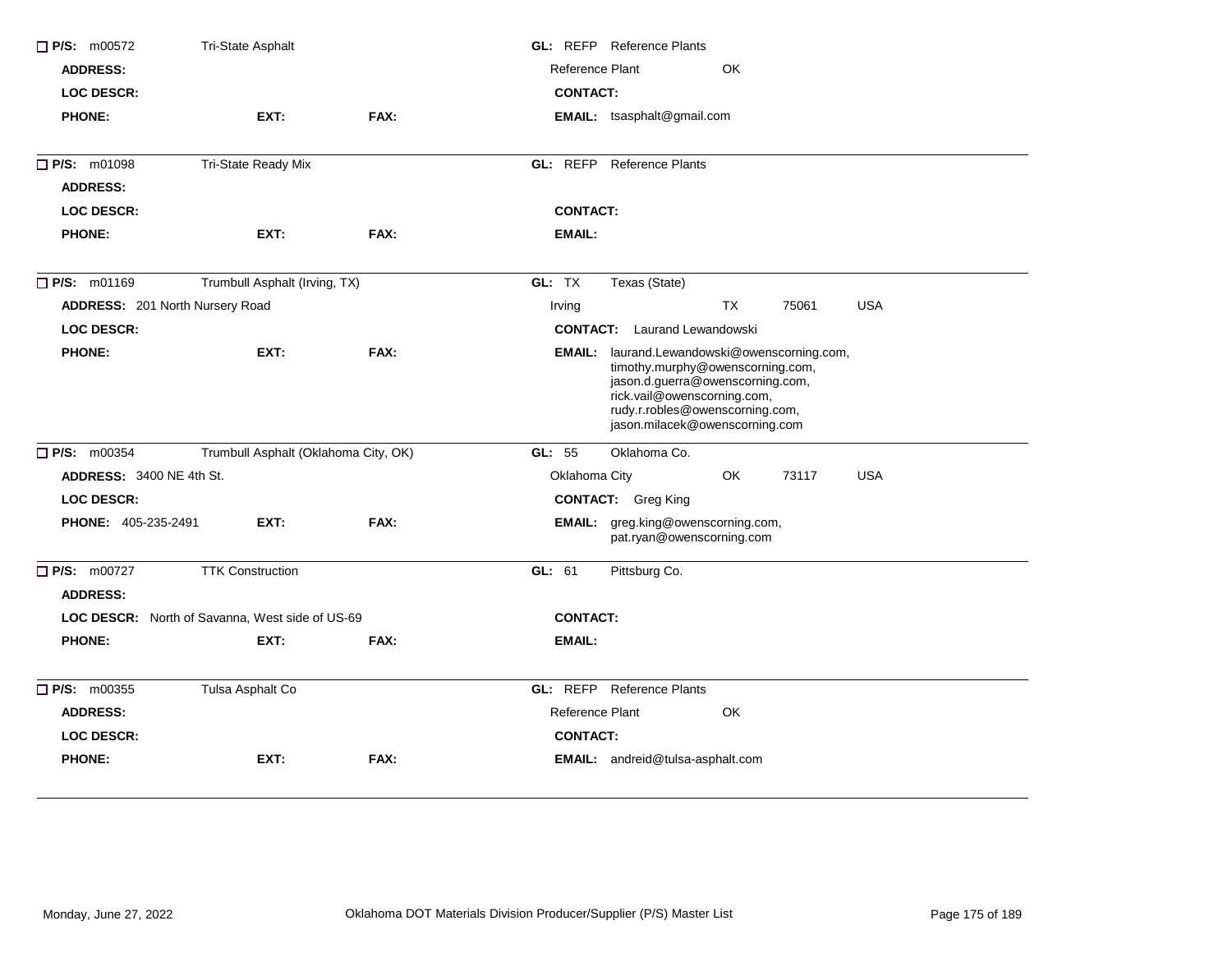☐ **P/S:** m00572 Tri-State Asphalt

**GL:** REFP Reference Plants

**ADDRESS:**

Reference Plant OK

**LOC DESCR:**

**CONTACT:**

**PHONE:** **EXT:** **FAX:**

**EMAIL:** tsasphalt@gmail.com

---

☐ **P/S:** m01098 Tri-State Ready Mix

**GL:** REFP Reference Plants

**ADDRESS:**

**LOC DESCR:**

**CONTACT:**

**PHONE:** **EXT:** **FAX:**

**EMAIL:**

---

☐ **P/S:** m01169 Trumbull Asphalt (Irving, TX)

**GL:** TX Texas (State)

**ADDRESS:** 201 North Nursery Road

Irving TX 75061 USA

**LOC DESCR:**

**CONTACT:** Laurand Lewandowski

**PHONE:** **EXT:** **FAX:**

**EMAIL:** laurand.Lewandowski@owenscorning.com, timothy.murphy@owenscorning.com, jason.d.guerra@owenscorning.com, rick.vail@owenscorning.com, rudy.r.robles@owenscorning.com, jason.milacek@owenscorning.com

---

☐ **P/S:** m00354 Trumbull Asphalt (Oklahoma City, OK)

**GL:** 55 Oklahoma Co.

**ADDRESS:** 3400 NE 4th St.

Oklahoma City OK 73117 USA

**LOC DESCR:**

**CONTACT:** Greg King

**PHONE:** 405-235-2491 **EXT:** **FAX:**

**EMAIL:** greg.king@owenscorning.com, pat.ryan@owenscorning.com

---

☐ **P/S:** m00727 TTK Construction

**GL:** 61 Pittsburg Co.

**ADDRESS:**

**LOC DESCR:** North of Savanna, West side of US-69

**CONTACT:**

**PHONE:** **EXT:** **FAX:**

**EMAIL:**

---

☐ **P/S:** m00355 Tulsa Asphalt Co

**GL:** REFP Reference Plants

**ADDRESS:**

Reference Plant OK

**LOC DESCR:**

**CONTACT:**

**PHONE:** **EXT:** **FAX:**

**EMAIL:** andreid@tulsa-asphalt.com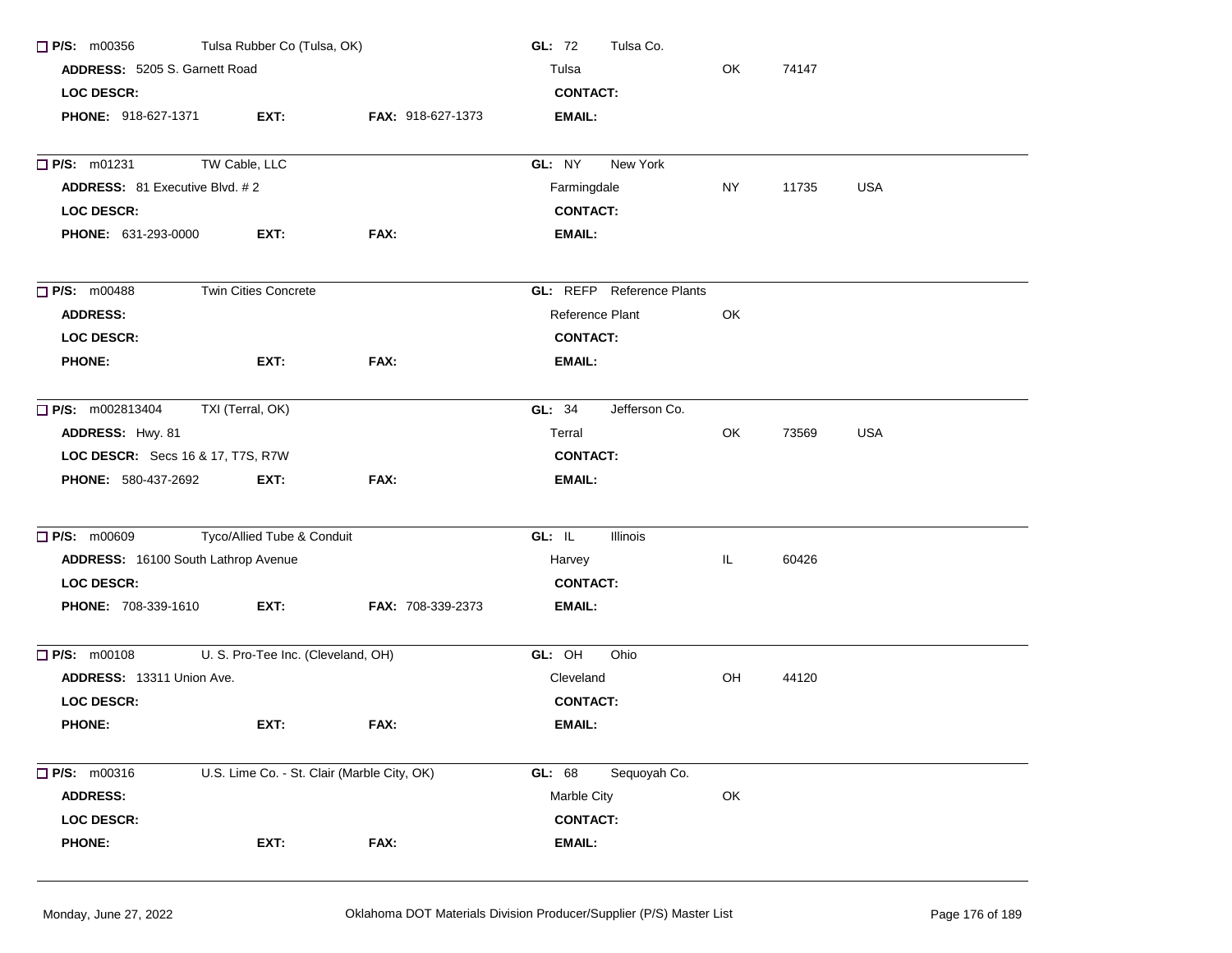☐ **P/S:** m00356 Tulsa Rubber Co (Tulsa, OK) **GL:** 72 Tulsa Co.

**ADDRESS:** 5205 S. Garnett Road Tulsa OK 74147

**LOC DESCR:** **CONTACT:**

**PHONE:** 918-627-1371 **EXT:** **FAX:** 918-627-1373 **EMAIL:**

---

☐ **P/S:** m01231 TW Cable, LLC **GL:** NY New York

**ADDRESS:** 81 Executive Blvd. # 2 Farmingdale NY 11735 USA

**LOC DESCR:** **CONTACT:**

**PHONE:** 631-293-0000 **EXT:** **FAX:** **EMAIL:**

---

☐ **P/S:** m00488 Twin Cities Concrete **GL:** REFP Reference Plants

**ADDRESS:** Reference Plant OK

**LOC DESCR:** **CONTACT:**

**PHONE:** **EXT:** **FAX:** **EMAIL:**

---

☐ **P/S:** m002813404 TXI (Terral, OK) **GL:** 34 Jefferson Co.

**ADDRESS:** Hwy. 81 Terral OK 73569 USA

**LOC DESCR:** Secs 16 & 17, T7S, R7W **CONTACT:**

**PHONE:** 580-437-2692 **EXT:** **FAX:** **EMAIL:**

---

☐ **P/S:** m00609 Tyco/Allied Tube & Conduit **GL:** IL Illinois

**ADDRESS:** 16100 South Lathrop Avenue Harvey IL 60426

**LOC DESCR:** **CONTACT:**

**PHONE:** 708-339-1610 **EXT:** **FAX:** 708-339-2373 **EMAIL:**

---

☐ **P/S:** m00108 U. S. Pro-Tee Inc. (Cleveland, OH) **GL:** OH Ohio

**ADDRESS:** 13311 Union Ave. Cleveland OH 44120

**LOC DESCR:** **CONTACT:**

**PHONE:** **EXT:** **FAX:** **EMAIL:**

---

☐ **P/S:** m00316 U.S. Lime Co. - St. Clair (Marble City, OK) **GL:** 68 Sequoyah Co.

**ADDRESS:** Marble City OK

**LOC DESCR:** **CONTACT:**

**PHONE:** **EXT:** **FAX:** **EMAIL:**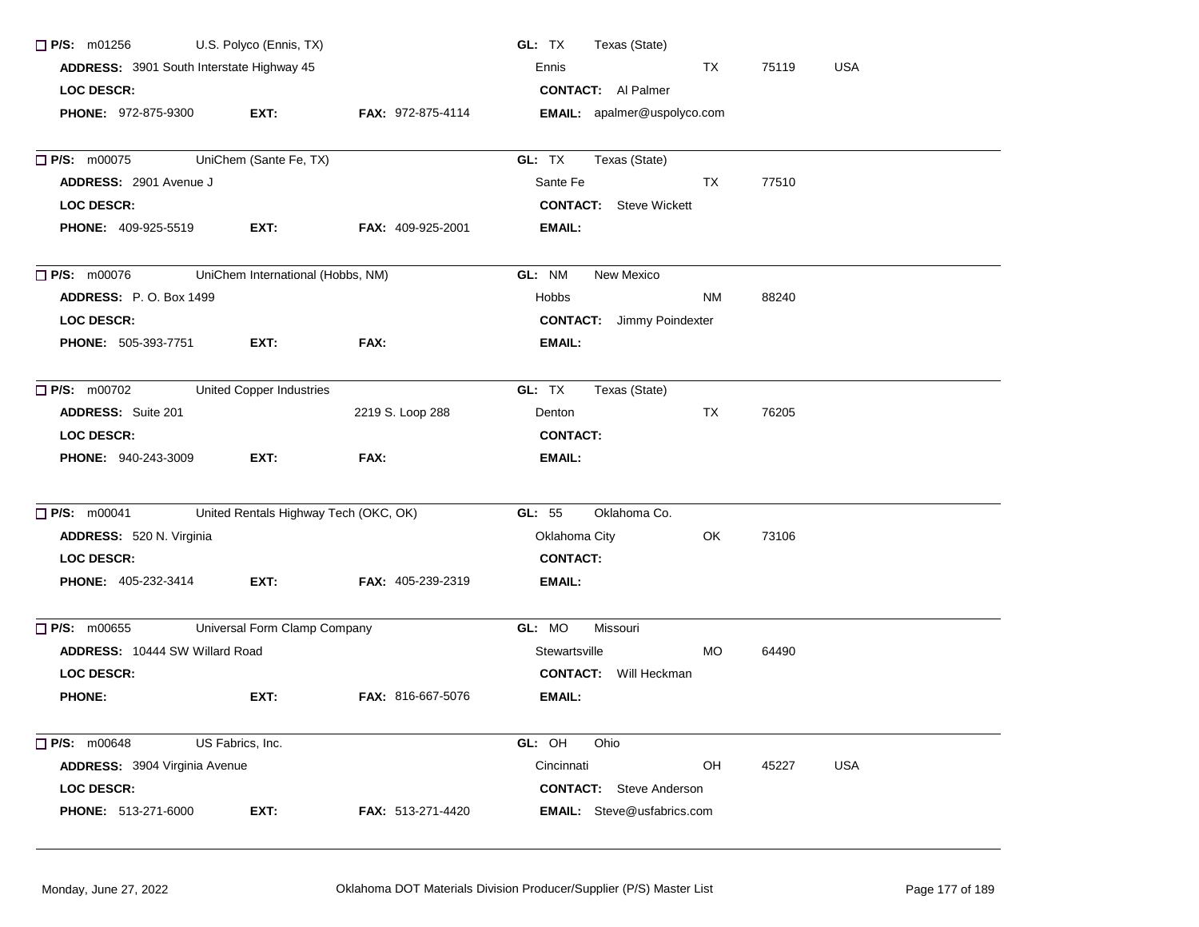**P/S:** m01256 U.S. Polyco (Ennis, TX) **GL:** TX Texas (State)
**ADDRESS:** 3901 South Interstate Highway 45 Ennis TX 75119 USA
**LOC DESCR:** **CONTACT:** Al Palmer
**PHONE:** 972-875-9300 **EXT:** **FAX:** 972-875-4114 **EMAIL:** apalmer@uspolyco.com

---

**P/S:** m00075 UniChem (Sante Fe, TX) **GL:** TX Texas (State)
**ADDRESS:** 2901 Avenue J Sante Fe TX 77510
**LOC DESCR:** **CONTACT:** Steve Wickett
**PHONE:** 409-925-5519 **EXT:** **FAX:** 409-925-2001 **EMAIL:**

---

**P/S:** m00076 UniChem International (Hobbs, NM) **GL:** NM New Mexico
**ADDRESS:** P. O. Box 1499 Hobbs NM 88240
**LOC DESCR:** **CONTACT:** Jimmy Poindexter
**PHONE:** 505-393-7751 **EXT:** **FAX:** **EMAIL:**

---

**P/S:** m00702 United Copper Industries **GL:** TX Texas (State)
**ADDRESS:** Suite 201 2219 S. Loop 288 Denton TX 76205
**LOC DESCR:** **CONTACT:**
**PHONE:** 940-243-3009 **EXT:** **FAX:** **EMAIL:**

---

**P/S:** m00041 United Rentals Highway Tech (OKC, OK) **GL:** 55 Oklahoma Co.
**ADDRESS:** 520 N. Virginia Oklahoma City OK 73106
**LOC DESCR:** **CONTACT:**
**PHONE:** 405-232-3414 **EXT:** **FAX:** 405-239-2319 **EMAIL:**

---

**P/S:** m00655 Universal Form Clamp Company **GL:** MO Missouri
**ADDRESS:** 10444 SW Willard Road Stewartsville MO 64490
**LOC DESCR:** **CONTACT:** Will Heckman
**PHONE:** **EXT:** **FAX:** 816-667-5076 **EMAIL:**

---

**P/S:** m00648 US Fabrics, Inc. **GL:** OH Ohio
**ADDRESS:** 3904 Virginia Avenue Cincinnati OH 45227 USA
**LOC DESCR:** **CONTACT:** Steve Anderson
**PHONE:** 513-271-6000 **EXT:** **FAX:** 513-271-4420 **EMAIL:** Steve@usfabrics.com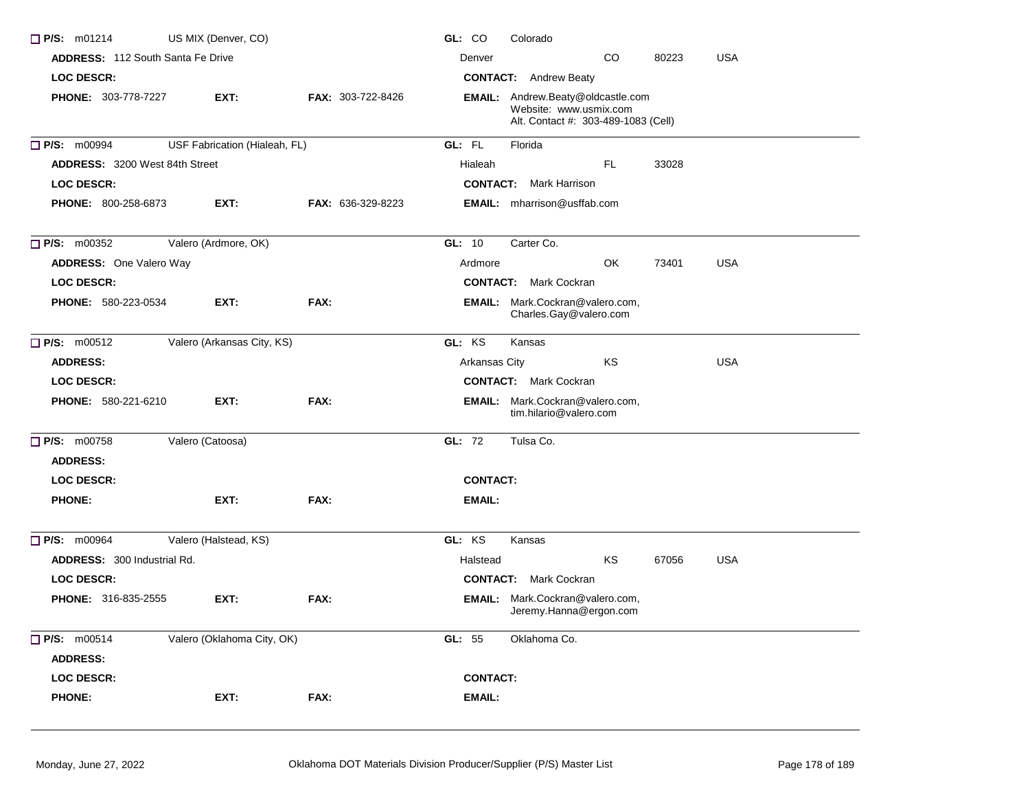☐ **P/S:** m01214 US MIX (Denver, CO) **GL:** CO Colorado

**ADDRESS:** 112 South Santa Fe Drive Denver CO 80223 USA

**LOC DESCR:** **CONTACT:** Andrew Beaty

**PHONE:** 303-778-7227 **EXT:** **FAX:** 303-722-8426 **EMAIL:** Andrew.Beaty@oldcastle.com
Website: www.usmix.com
Alt. Contact #: 303-489-1083 (Cell)

---

☐ **P/S:** m00994 USF Fabrication (Hialeah, FL) **GL:** FL Florida

**ADDRESS:** 3200 West 84th Street Hialeah FL 33028

**LOC DESCR:** **CONTACT:** Mark Harrison

**PHONE:** 800-258-6873 **EXT:** **FAX:** 636-329-8223 **EMAIL:** mharrison@usffab.com

---

☐ **P/S:** m00352 Valero (Ardmore, OK) **GL:** 10 Carter Co.

**ADDRESS:** One Valero Way Ardmore OK 73401 USA

**LOC DESCR:** **CONTACT:** Mark Cockran

**PHONE:** 580-223-0534 **EXT:** **FAX:** **EMAIL:** Mark.Cockran@valero.com, Charles.Gay@valero.com

---

☐ **P/S:** m00512 Valero (Arkansas City, KS) **GL:** KS Kansas

**ADDRESS:** Arkansas City KS USA

**LOC DESCR:** **CONTACT:** Mark Cockran

**PHONE:** 580-221-6210 **EXT:** **FAX:** **EMAIL:** Mark.Cockran@valero.com, tim.hilario@valero.com

---

☐ **P/S:** m00758 Valero (Catoosa) **GL:** 72 Tulsa Co.

**ADDRESS:**

**LOC DESCR:** **CONTACT:**

**PHONE:** **EXT:** **FAX:** **EMAIL:**

---

☐ **P/S:** m00964 Valero (Halstead, KS) **GL:** KS Kansas

**ADDRESS:** 300 Industrial Rd. Halstead KS 67056 USA

**LOC DESCR:** **CONTACT:** Mark Cockran

**PHONE:** 316-835-2555 **EXT:** **FAX:** **EMAIL:** Mark.Cockran@valero.com, Jeremy.Hanna@ergon.com

---

☐ **P/S:** m00514 Valero (Oklahoma City, OK) **GL:** 55 Oklahoma Co.

**ADDRESS:**

**LOC DESCR:** **CONTACT:**

**PHONE:** **EXT:** **FAX:** **EMAIL:**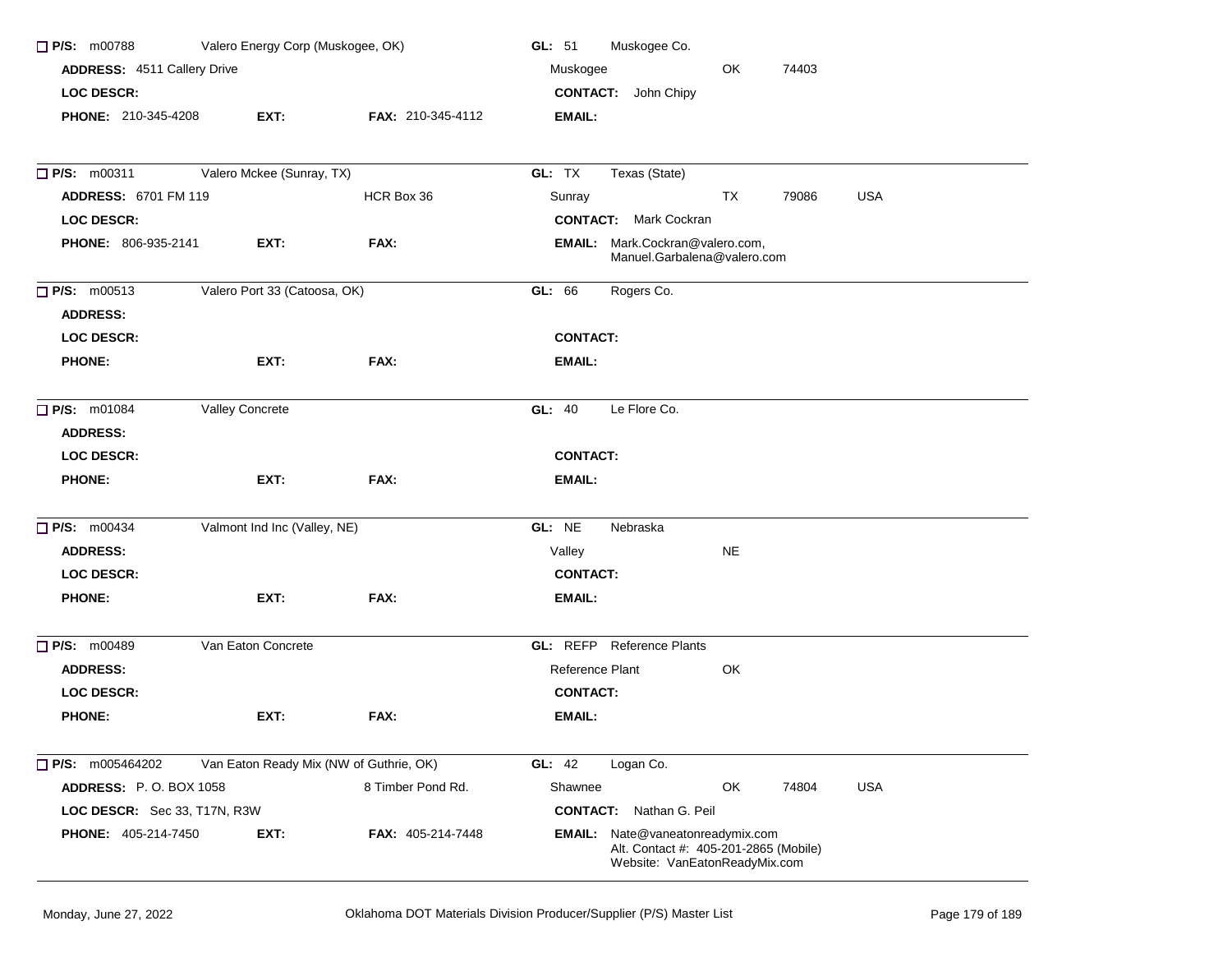☐ **P/S:** m00788 Valero Energy Corp (Muskogee, OK) **GL:** 51 Muskogee Co.

**ADDRESS:** 4511 Callery Drive Muskogee OK 74403

**LOC DESCR:** **CONTACT:** John Chipy

**PHONE:** 210-345-4208 **EXT:** **FAX:** 210-345-4112 **EMAIL:**

---

☐ **P/S:** m00311 Valero Mckee (Sunray, TX) **GL:** TX Texas (State)

**ADDRESS:** 6701 FM 119 HCR Box 36 Sunray TX 79086 USA

**LOC DESCR:** **CONTACT:** Mark Cockran

**PHONE:** 806-935-2141 **EXT:** **FAX:** **EMAIL:** Mark.Cockran@valero.com, Manuel.Garbalena@valero.com

---

☐ **P/S:** m00513 Valero Port 33 (Catoosa, OK) **GL:** 66 Rogers Co.

**ADDRESS:**

**LOC DESCR:** **CONTACT:**

**PHONE:** **EXT:** **FAX:** **EMAIL:**

---

☐ **P/S:** m01084 Valley Concrete **GL:** 40 Le Flore Co.

**ADDRESS:**

**LOC DESCR:** **CONTACT:**

**PHONE:** **EXT:** **FAX:** **EMAIL:**

---

☐ **P/S:** m00434 Valmont Ind Inc (Valley, NE) **GL:** NE Nebraska

**ADDRESS:** Valley NE

**LOC DESCR:** **CONTACT:**

**PHONE:** **EXT:** **FAX:** **EMAIL:**

---

☐ **P/S:** m00489 Van Eaton Concrete **GL:** REFP Reference Plants

**ADDRESS:** Reference Plant OK

**LOC DESCR:** **CONTACT:**

**PHONE:** **EXT:** **FAX:** **EMAIL:**

---

☐ **P/S:** m005464202 Van Eaton Ready Mix (NW of Guthrie, OK) **GL:** 42 Logan Co.

**ADDRESS:** P. O. BOX 1058 8 Timber Pond Rd. Shawnee OK 74804 USA

**LOC DESCR:** Sec 33, T17N, R3W **CONTACT:** Nathan G. Peil

**PHONE:** 405-214-7450 **EXT:** **FAX:** 405-214-7448 **EMAIL:** Nate@vaneatonreadymix.com
Alt. Contact #: 405-201-2865 (Mobile)
Website: VanEatonReadyMix.com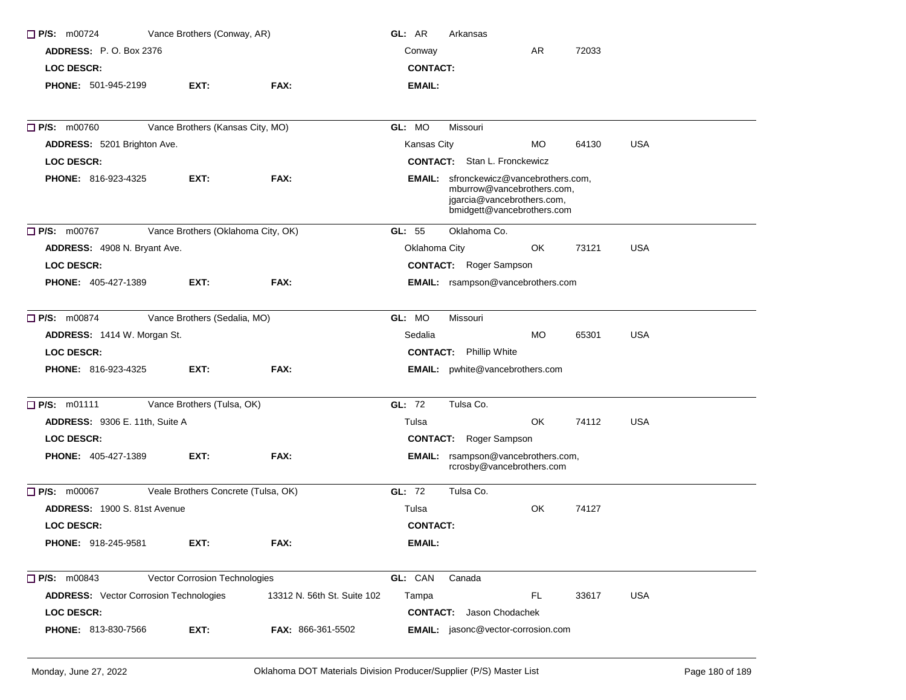**P/S:** m00724 Vance Brothers (Conway, AR) **GL:** AR Arkansas

**ADDRESS:** P. O. Box 2376 Conway AR 72033

**LOC DESCR:** **CONTACT:**

**PHONE:** 501-945-2199 **EXT:** **FAX:** **EMAIL:**

---

**P/S:** m00760 Vance Brothers (Kansas City, MO) **GL:** MO Missouri

**ADDRESS:** 5201 Brighton Ave. Kansas City MO 64130 USA

**LOC DESCR:** **CONTACT:** Stan L. Fronckewicz

**PHONE:** 816-923-4325 **EXT:** **FAX:** **EMAIL:** sfronckewicz@vancebrothers.com, mburrow@vancebrothers.com, jgarcia@vancebrothers.com, bmidgett@vancebrothers.com

---

**P/S:** m00767 Vance Brothers (Oklahoma City, OK) **GL:** 55 Oklahoma Co.

**ADDRESS:** 4908 N. Bryant Ave. Oklahoma City OK 73121 USA

**LOC DESCR:** **CONTACT:** Roger Sampson

**PHONE:** 405-427-1389 **EXT:** **FAX:** **EMAIL:** rsampson@vancebrothers.com

---

**P/S:** m00874 Vance Brothers (Sedalia, MO) **GL:** MO Missouri

**ADDRESS:** 1414 W. Morgan St. Sedalia MO 65301 USA

**LOC DESCR:** **CONTACT:** Phillip White

**PHONE:** 816-923-4325 **EXT:** **FAX:** **EMAIL:** pwhite@vancebrothers.com

---

**P/S:** m01111 Vance Brothers (Tulsa, OK) **GL:** 72 Tulsa Co.

**ADDRESS:** 9306 E. 11th, Suite A Tulsa OK 74112 USA

**LOC DESCR:** **CONTACT:** Roger Sampson

**PHONE:** 405-427-1389 **EXT:** **FAX:** **EMAIL:** rsampson@vancebrothers.com, rcrosby@vancebrothers.com

---

**P/S:** m00067 Veale Brothers Concrete (Tulsa, OK) **GL:** 72 Tulsa Co.

**ADDRESS:** 1900 S. 81st Avenue Tulsa OK 74127

**LOC DESCR:** **CONTACT:**

**PHONE:** 918-245-9581 **EXT:** **FAX:** **EMAIL:**

---

**P/S:** m00843 Vector Corrosion Technologies **GL:** CAN Canada

**ADDRESS:** Vector Corrosion Technologies 13312 N. 56th St. Suite 102 Tampa FL 33617 USA

**LOC DESCR:** **CONTACT:** Jason Chodachek

**PHONE:** 813-830-7566 **EXT:** **FAX:** 866-361-5502 **EMAIL:** jasonc@vector-corrosion.com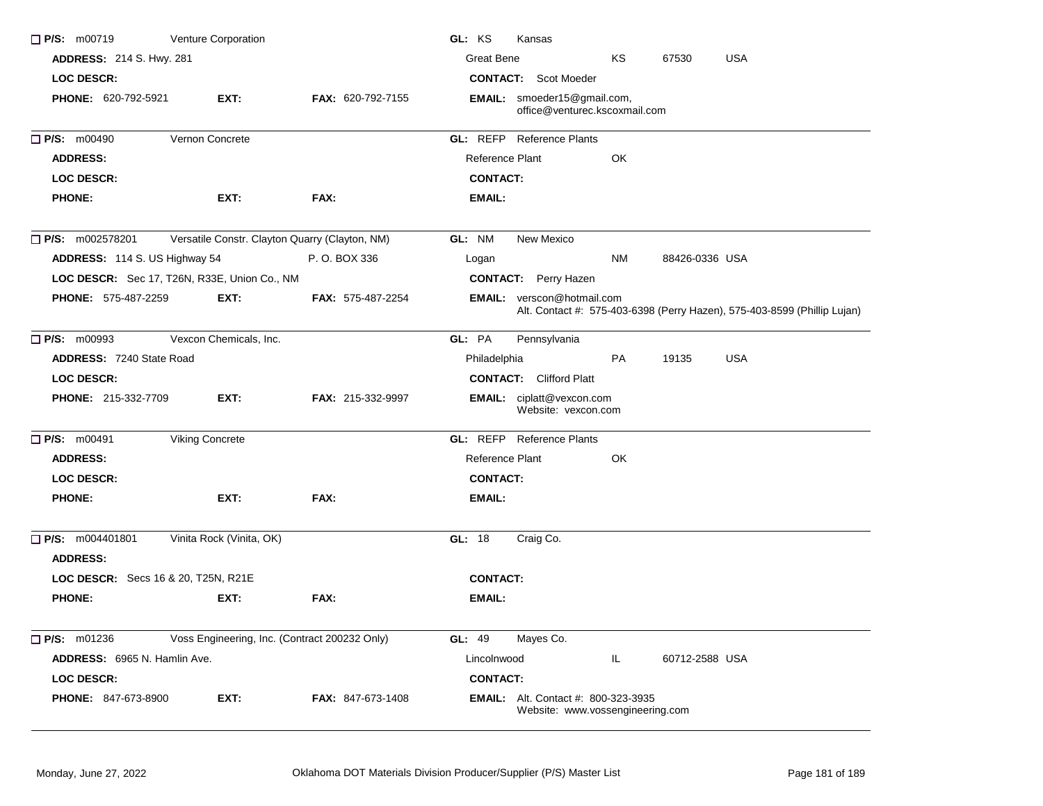☐ **P/S:** m00719 Venture Corporation
**GL:** KS Kansas
**ADDRESS:** 214 S. Hwy. 281
Great Bene KS 67530 USA
**LOC DESCR:**
**CONTACT:** Scot Moeder
**PHONE:** 620-792-5921 **EXT:** **FAX:** 620-792-7155
**EMAIL:** smoeder15@gmail.com, office@venturec.kscoxmail.com

---

☐ **P/S:** m00490 Vernon Concrete
**GL:** REFP Reference Plants
**ADDRESS:**
Reference Plant OK
**LOC DESCR:**
**CONTACT:**
**PHONE:** **EXT:** **FAX:**
**EMAIL:**

---

☐ **P/S:** m002578201 Versatile Constr. Clayton Quarry (Clayton, NM)
**GL:** NM New Mexico
**ADDRESS:** 114 S. US Highway 54 P. O. BOX 336
Logan NM 88426-0336 USA
**LOC DESCR:** Sec 17, T26N, R33E, Union Co., NM
**CONTACT:** Perry Hazen
**PHONE:** 575-487-2259 **EXT:** **FAX:** 575-487-2254
**EMAIL:** verscon@hotmail.com
Alt. Contact #: 575-403-6398 (Perry Hazen), 575-403-8599 (Phillip Lujan)

---

☐ **P/S:** m00993 Vexcon Chemicals, Inc.
**GL:** PA Pennsylvania
**ADDRESS:** 7240 State Road
Philadelphia PA 19135 USA
**LOC DESCR:**
**CONTACT:** Clifford Platt
**PHONE:** 215-332-7709 **EXT:** **FAX:** 215-332-9997
**EMAIL:** ciplatt@vexcon.com
Website: vexcon.com

---

☐ **P/S:** m00491 Viking Concrete
**GL:** REFP Reference Plants
**ADDRESS:**
Reference Plant OK
**LOC DESCR:**
**CONTACT:**
**PHONE:** **EXT:** **FAX:**
**EMAIL:**

---

☐ **P/S:** m004401801 Vinita Rock (Vinita, OK)
**GL:** 18 Craig Co.
**ADDRESS:**
**LOC DESCR:** Secs 16 & 20, T25N, R21E
**CONTACT:**
**PHONE:** **EXT:** **FAX:**
**EMAIL:**

---

☐ **P/S:** m01236 Voss Engineering, Inc. (Contract 200232 Only)
**GL:** 49 Mayes Co.
**ADDRESS:** 6965 N. Hamlin Ave.
Lincolnwood IL 60712-2588 USA
**LOC DESCR:**
**CONTACT:**
**PHONE:** 847-673-8900 **EXT:** **FAX:** 847-673-1408
**EMAIL:** Alt. Contact #: 800-323-3935
Website: www.vossengineering.com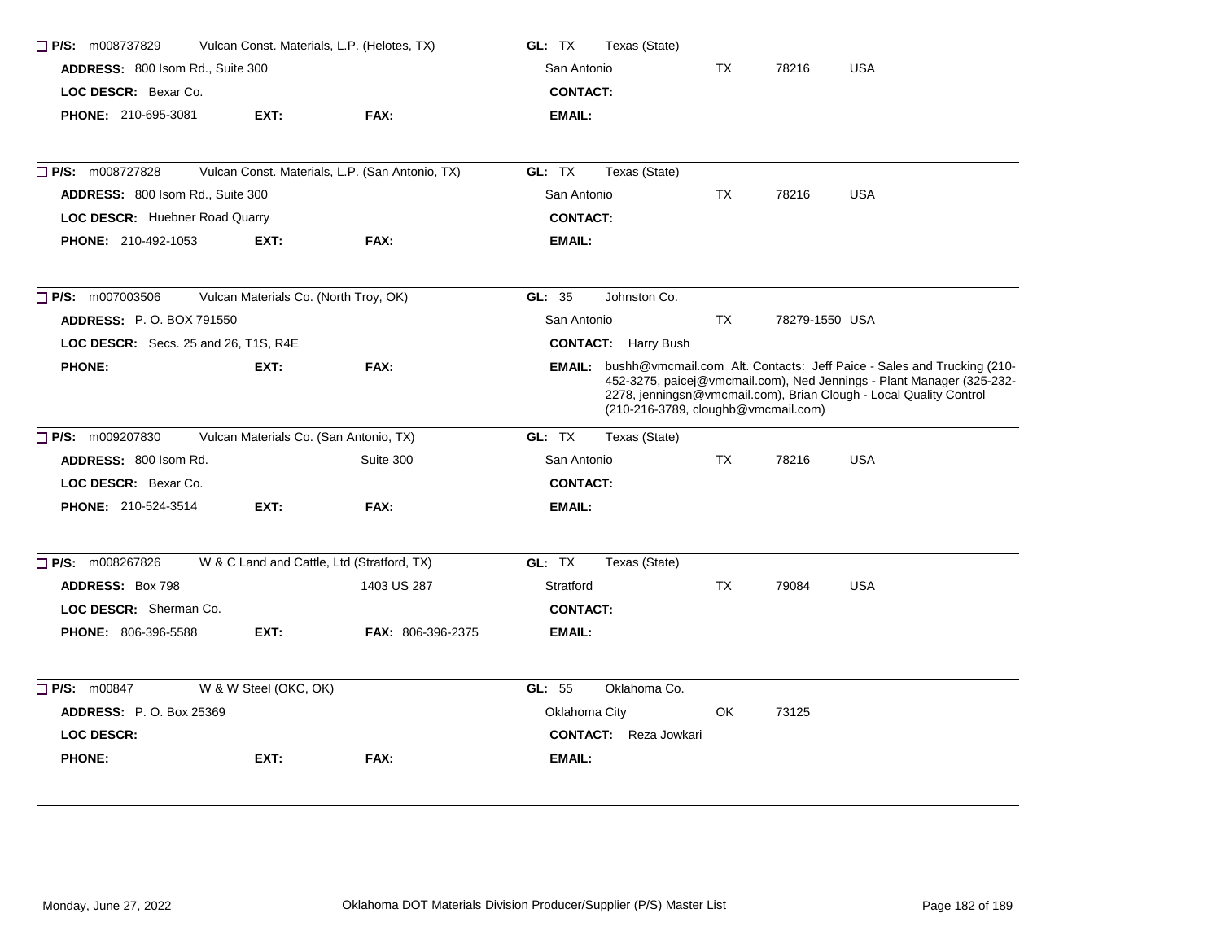**P/S:** m008737829 Vulcan Const. Materials, L.P. (Helotes, TX) **GL:** TX Texas (State)

**ADDRESS:** 800 Isom Rd., Suite 300 San Antonio TX 78216 USA

**LOC DESCR:** Bexar Co. **CONTACT:**

**PHONE:** 210-695-3081 **EXT:** **FAX:** **EMAIL:**

---

**P/S:** m008727828 Vulcan Const. Materials, L.P. (San Antonio, TX) **GL:** TX Texas (State)

**ADDRESS:** 800 Isom Rd., Suite 300 San Antonio TX 78216 USA

**LOC DESCR:** Huebner Road Quarry **CONTACT:**

**PHONE:** 210-492-1053 **EXT:** **FAX:** **EMAIL:**

---

**P/S:** m007003506 Vulcan Materials Co. (North Troy, OK) **GL:** 35 Johnston Co.

**ADDRESS:** P. O. BOX 791550 San Antonio TX 78279-1550 USA

**LOC DESCR:** Secs. 25 and 26, T1S, R4E **CONTACT:** Harry Bush

**PHONE:** **EXT:** **FAX:** **EMAIL:** bushh@vmcmail.com Alt. Contacts: Jeff Paice - Sales and Trucking (210-452-3275, paicej@vmcmail.com), Ned Jennings - Plant Manager (325-232-2278, jenningsn@vmcmail.com), Brian Clough - Local Quality Control (210-216-3789, cloughb@vmcmail.com)

---

**P/S:** m009207830 Vulcan Materials Co. (San Antonio, TX) **GL:** TX Texas (State)

**ADDRESS:** 800 Isom Rd. Suite 300 San Antonio TX 78216 USA

**LOC DESCR:** Bexar Co. **CONTACT:**

**PHONE:** 210-524-3514 **EXT:** **FAX:** **EMAIL:**

---

**P/S:** m008267826 W & C Land and Cattle, Ltd (Stratford, TX) **GL:** TX Texas (State)

**ADDRESS:** Box 798 1403 US 287 Stratford TX 79084 USA

**LOC DESCR:** Sherman Co. **CONTACT:**

**PHONE:** 806-396-5588 **EXT:** **FAX:** 806-396-2375 **EMAIL:**

---

**P/S:** m00847 W & W Steel (OKC, OK) **GL:** 55 Oklahoma Co.

**ADDRESS:** P. O. Box 25369 Oklahoma City OK 73125

**LOC DESCR:** **CONTACT:** Reza Jowkari

**PHONE:** **EXT:** **FAX:** **EMAIL:**

---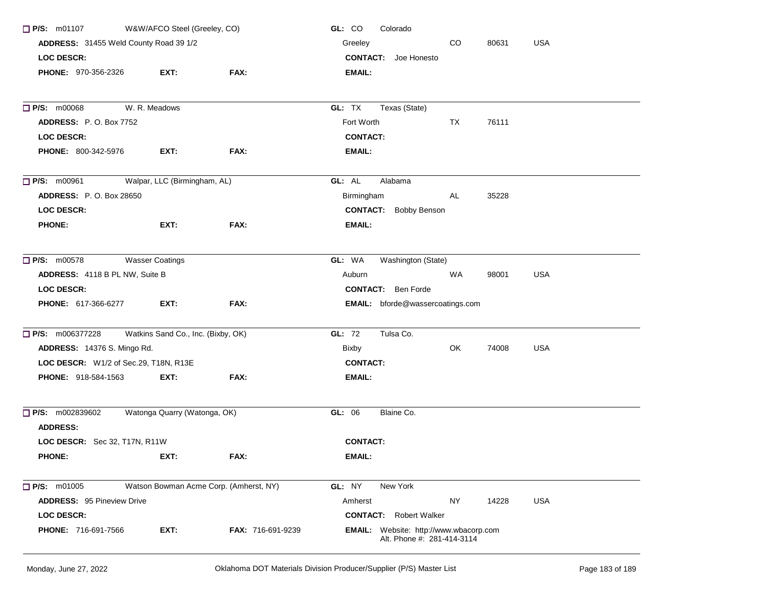☐ **P/S:** m01107 W&W/AFCO Steel (Greeley, CO) **GL:** CO Colorado
**ADDRESS:** 31455 Weld County Road 39 1/2 Greeley CO 80631 USA
**LOC DESCR:** **CONTACT:** Joe Honesto
**PHONE:** 970-356-2326 **EXT:** **FAX:** **EMAIL:**

---

☐ **P/S:** m00068 W. R. Meadows **GL:** TX Texas (State)
**ADDRESS:** P. O. Box 7752 Fort Worth TX 76111
**LOC DESCR:** **CONTACT:**
**PHONE:** 800-342-5976 **EXT:** **FAX:** **EMAIL:**

---

☐ **P/S:** m00961 Walpar, LLC (Birmingham, AL) **GL:** AL Alabama
**ADDRESS:** P. O. Box 28650 Birmingham AL 35228
**LOC DESCR:** **CONTACT:** Bobby Benson
**PHONE:** **EXT:** **FAX:** **EMAIL:**

---

☐ **P/S:** m00578 Wasser Coatings **GL:** WA Washington (State)
**ADDRESS:** 4118 B PL NW, Suite B Auburn WA 98001 USA
**LOC DESCR:** **CONTACT:** Ben Forde
**PHONE:** 617-366-6277 **EXT:** **FAX:** **EMAIL:** bforde@wassercoatings.com

---

☐ **P/S:** m006377228 Watkins Sand Co., Inc. (Bixby, OK) **GL:** 72 Tulsa Co.
**ADDRESS:** 14376 S. Mingo Rd. Bixby OK 74008 USA
**LOC DESCR:** W1/2 of Sec.29, T18N, R13E **CONTACT:**
**PHONE:** 918-584-1563 **EXT:** **FAX:** **EMAIL:**

---

☐ **P/S:** m002839602 Watonga Quarry (Watonga, OK) **GL:** 06 Blaine Co.
**ADDRESS:**
**LOC DESCR:** Sec 32, T17N, R11W **CONTACT:**
**PHONE:** **EXT:** **FAX:** **EMAIL:**

---

☐ **P/S:** m01005 Watson Bowman Acme Corp. (Amherst, NY) **GL:** NY New York
**ADDRESS:** 95 Pineview Drive Amherst NY 14228 USA
**LOC DESCR:** **CONTACT:** Robert Walker
**PHONE:** 716-691-7566 **EXT:** **FAX:** 716-691-9239 **EMAIL:** Website: http://www.wbacorp.com Alt. Phone #: 281-414-3114

---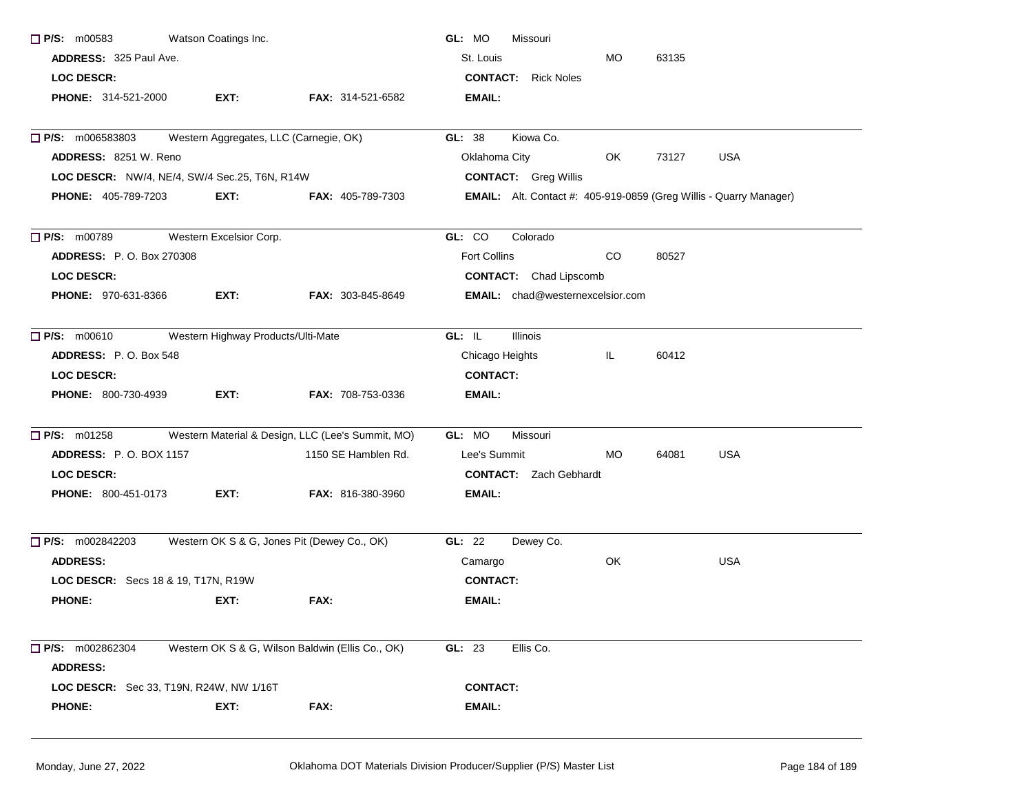☐ **P/S:** m00583 Watson Coatings Inc. **GL:** MO Missouri
**ADDRESS:** 325 Paul Ave. St. Louis MO 63135
**LOC DESCR:** **CONTACT:** Rick Noles
**PHONE:** 314-521-2000 **EXT:** **FAX:** 314-521-6582 **EMAIL:**

---

☐ **P/S:** m006583803 Western Aggregates, LLC (Carnegie, OK) **GL:** 38 Kiowa Co.
**ADDRESS:** 8251 W. Reno Oklahoma City OK 73127 USA
**LOC DESCR:** NW/4, NE/4, SW/4 Sec.25, T6N, R14W **CONTACT:** Greg Willis
**PHONE:** 405-789-7203 **EXT:** **FAX:** 405-789-7303 **EMAIL:** Alt. Contact #: 405-919-0859 (Greg Willis - Quarry Manager)

---

☐ **P/S:** m00789 Western Excelsior Corp. **GL:** CO Colorado
**ADDRESS:** P. O. Box 270308 Fort Collins CO 80527
**LOC DESCR:** **CONTACT:** Chad Lipscomb
**PHONE:** 970-631-8366 **EXT:** **FAX:** 303-845-8649 **EMAIL:** chad@westernexcelsior.com

---

☐ **P/S:** m00610 Western Highway Products/Ulti-Mate **GL:** IL Illinois
**ADDRESS:** P. O. Box 548 Chicago Heights IL 60412
**LOC DESCR:** **CONTACT:**
**PHONE:** 800-730-4939 **EXT:** **FAX:** 708-753-0336 **EMAIL:**

---

☐ **P/S:** m01258 Western Material & Design, LLC (Lee's Summit, MO) **GL:** MO Missouri
**ADDRESS:** P. O. BOX 1157 1150 SE Hamblen Rd. Lee's Summit MO 64081 USA
**LOC DESCR:** **CONTACT:** Zach Gebhardt
**PHONE:** 800-451-0173 **EXT:** **FAX:** 816-380-3960 **EMAIL:**

---

☐ **P/S:** m002842203 Western OK S & G, Jones Pit (Dewey Co., OK) **GL:** 22 Dewey Co.
**ADDRESS:** Camargo OK USA
**LOC DESCR:** Secs 18 & 19, T17N, R19W **CONTACT:**
**PHONE:** **EXT:** **FAX:** **EMAIL:**

---

☐ **P/S:** m002862304 Western OK S & G, Wilson Baldwin (Ellis Co., OK) **GL:** 23 Ellis Co.
**ADDRESS:**
**LOC DESCR:** Sec 33, T19N, R24W, NW 1/16T **CONTACT:**
**PHONE:** **EXT:** **FAX:** **EMAIL:**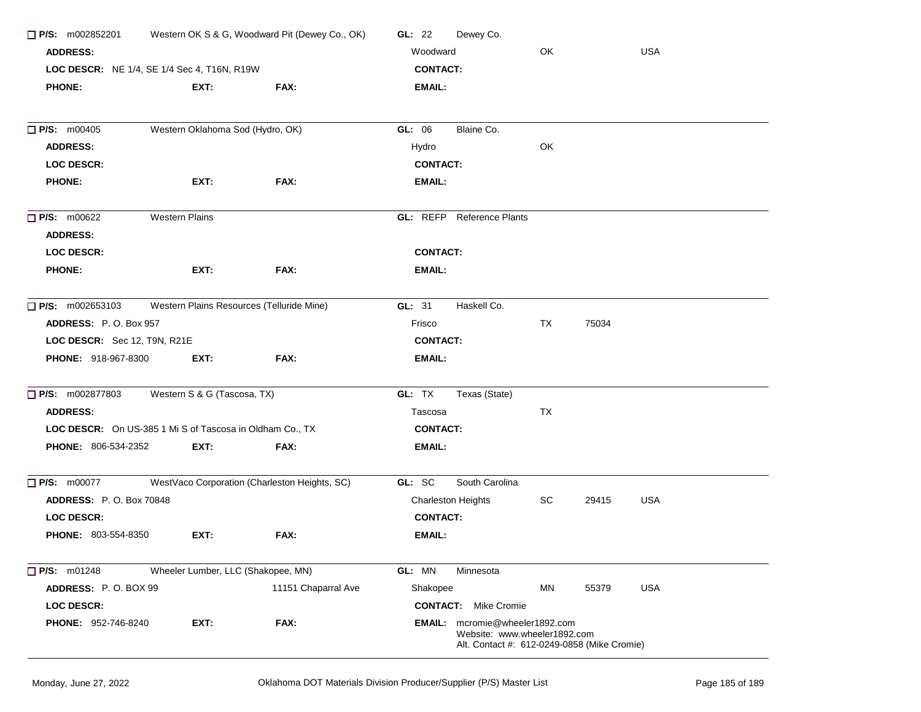☐ **P/S:** m002852201 Western OK S & G, Woodward Pit (Dewey Co., OK) **GL:** 22 Dewey Co.

**ADDRESS:** Woodward OK USA

**LOC DESCR:** NE 1/4, SE 1/4 Sec 4, T16N, R19W **CONTACT:**

**PHONE:** **EXT:** **FAX:** **EMAIL:**

---

☐ **P/S:** m00405 Western Oklahoma Sod (Hydro, OK) **GL:** 06 Blaine Co.

**ADDRESS:** Hydro OK

**LOC DESCR:** **CONTACT:**

**PHONE:** **EXT:** **FAX:** **EMAIL:**

---

☐ **P/S:** m00622 Western Plains **GL:** REFP Reference Plants

**ADDRESS:**

**LOC DESCR:** **CONTACT:**

**PHONE:** **EXT:** **FAX:** **EMAIL:**

---

☐ **P/S:** m002653103 Western Plains Resources (Telluride Mine) **GL:** 31 Haskell Co.

**ADDRESS:** P. O. Box 957 Frisco TX 75034

**LOC DESCR:** Sec 12, T9N, R21E **CONTACT:**

**PHONE:** 918-967-8300 **EXT:** **FAX:** **EMAIL:**

---

☐ **P/S:** m002877803 Western S & G (Tascosa, TX) **GL:** TX Texas (State)

**ADDRESS:** Tascosa TX

**LOC DESCR:** On US-385 1 Mi S of Tascosa in Oldham Co., TX **CONTACT:**

**PHONE:** 806-534-2352 **EXT:** **FAX:** **EMAIL:**

---

☐ **P/S:** m00077 WestVaco Corporation (Charleston Heights, SC) **GL:** SC South Carolina

**ADDRESS:** P. O. Box 70848 Charleston Heights SC 29415 USA

**LOC DESCR:** **CONTACT:**

**PHONE:** 803-554-8350 **EXT:** **FAX:** **EMAIL:**

---

☐ **P/S:** m01248 Wheeler Lumber, LLC (Shakopee, MN) **GL:** MN Minnesota

**ADDRESS:** P. O. BOX 99 11151 Chaparral Ave Shakopee MN 55379 USA

**LOC DESCR:** **CONTACT:** Mike Cromie

**PHONE:** 952-746-8240 **EXT:** **FAX:** **EMAIL:** mcromie@wheeler1892.com
Website: www.wheeler1892.com
Alt. Contact #: 612-0249-0858 (Mike Cromie)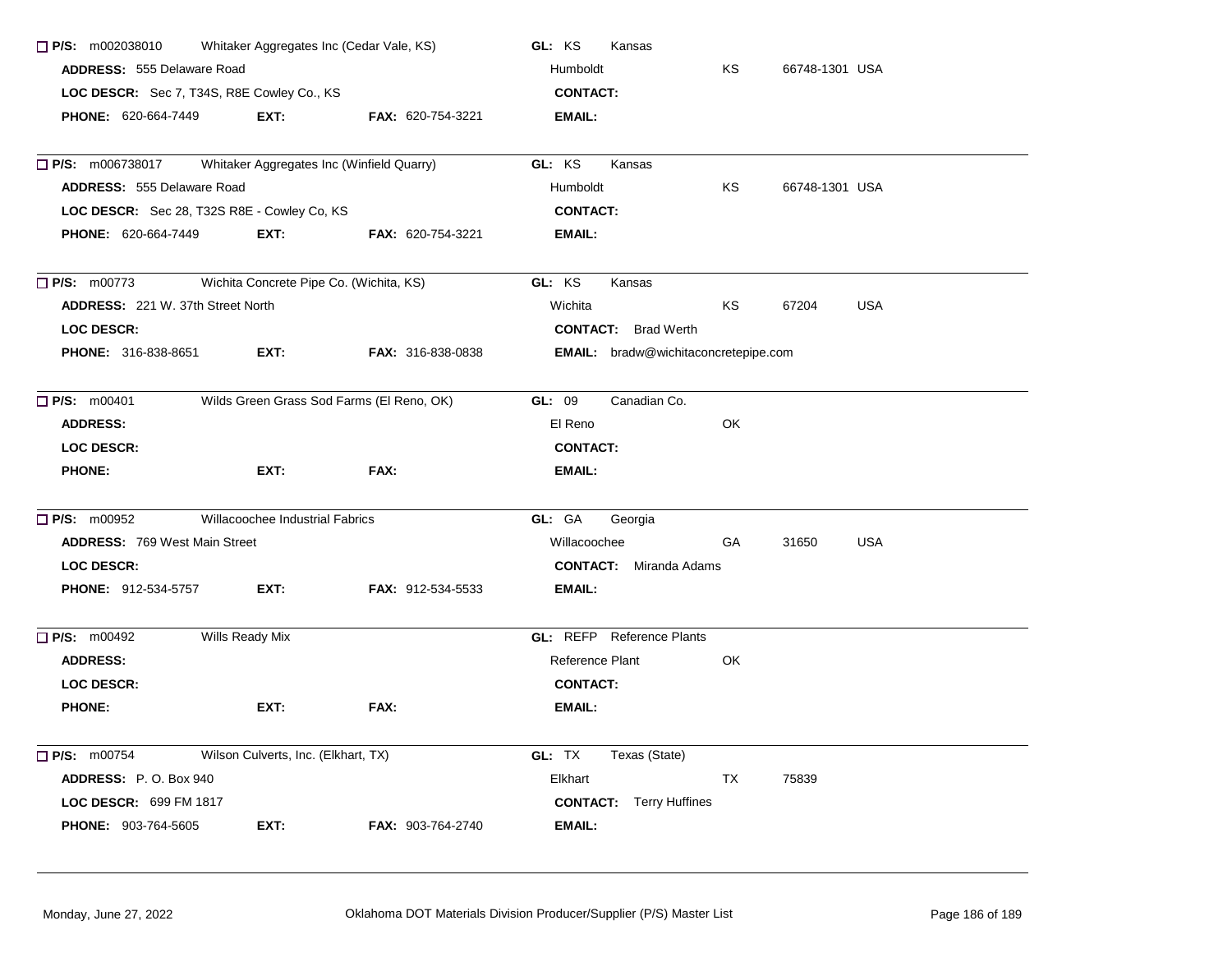☐ **P/S:** m002038010 Whitaker Aggregates Inc (Cedar Vale, KS) **GL:** KS Kansas
**ADDRESS:** 555 Delaware Road Humboldt KS 66748-1301 USA
**LOC DESCR:** Sec 7, T34S, R8E Cowley Co., KS **CONTACT:**
**PHONE:** 620-664-7449 **EXT:** **FAX:** 620-754-3221 **EMAIL:**

---

☐ **P/S:** m006738017 Whitaker Aggregates Inc (Winfield Quarry) **GL:** KS Kansas
**ADDRESS:** 555 Delaware Road Humboldt KS 66748-1301 USA
**LOC DESCR:** Sec 28, T32S R8E - Cowley Co, KS **CONTACT:**
**PHONE:** 620-664-7449 **EXT:** **FAX:** 620-754-3221 **EMAIL:**

---

☐ **P/S:** m00773 Wichita Concrete Pipe Co. (Wichita, KS) **GL:** KS Kansas
**ADDRESS:** 221 W. 37th Street North Wichita KS 67204 USA
**LOC DESCR:** **CONTACT:** Brad Werth
**PHONE:** 316-838-8651 **EXT:** **FAX:** 316-838-0838 **EMAIL:** bradw@wichitaconcretepipe.com

---

☐ **P/S:** m00401 Wilds Green Grass Sod Farms (El Reno, OK) **GL:** 09 Canadian Co.
**ADDRESS:** El Reno OK
**LOC DESCR:** **CONTACT:**
**PHONE:** **EXT:** **FAX:** **EMAIL:**

---

☐ **P/S:** m00952 Willacoochee Industrial Fabrics **GL:** GA Georgia
**ADDRESS:** 769 West Main Street Willacoochee GA 31650 USA
**LOC DESCR:** **CONTACT:** Miranda Adams
**PHONE:** 912-534-5757 **EXT:** **FAX:** 912-534-5533 **EMAIL:**

---

☐ **P/S:** m00492 Wills Ready Mix **GL:** REFP Reference Plants
**ADDRESS:** Reference Plant OK
**LOC DESCR:** **CONTACT:**
**PHONE:** **EXT:** **FAX:** **EMAIL:**

---

☐ **P/S:** m00754 Wilson Culverts, Inc. (Elkhart, TX) **GL:** TX Texas (State)
**ADDRESS:** P. O. Box 940 Elkhart TX 75839
**LOC DESCR:** 699 FM 1817 **CONTACT:** Terry Huffines
**PHONE:** 903-764-5605 **EXT:** **FAX:** 903-764-2740 **EMAIL:**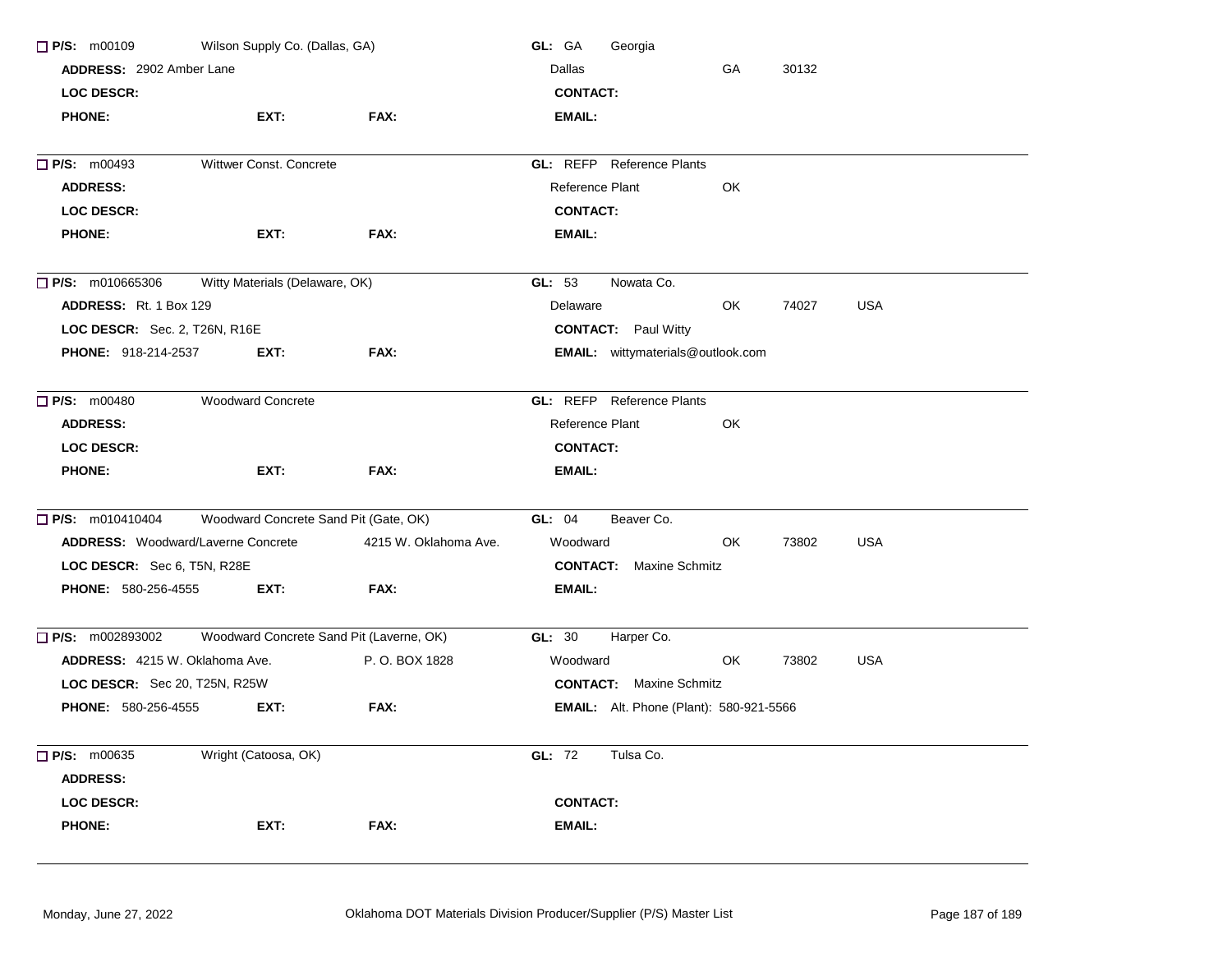☐ **P/S:** m00109 Wilson Supply Co. (Dallas, GA) **GL:** GA Georgia

**ADDRESS:** 2902 Amber Lane Dallas GA 30132

**LOC DESCR:** **CONTACT:**

**PHONE:** **EXT:** **FAX:** **EMAIL:**

---

☐ **P/S:** m00493 Wittwer Const. Concrete **GL:** REFP Reference Plants

**ADDRESS:** Reference Plant OK

**LOC DESCR:** **CONTACT:**

**PHONE:** **EXT:** **FAX:** **EMAIL:**

---

☐ **P/S:** m010665306 Witty Materials (Delaware, OK) **GL:** 53 Nowata Co.

**ADDRESS:** Rt. 1 Box 129 Delaware OK 74027 USA

**LOC DESCR:** Sec. 2, T26N, R16E **CONTACT:** Paul Witty

**PHONE:** 918-214-2537 **EXT:** **FAX:** **EMAIL:** wittymaterials@outlook.com

---

☐ **P/S:** m00480 Woodward Concrete **GL:** REFP Reference Plants

**ADDRESS:** Reference Plant OK

**LOC DESCR:** **CONTACT:**

**PHONE:** **EXT:** **FAX:** **EMAIL:**

---

☐ **P/S:** m010410404 Woodward Concrete Sand Pit (Gate, OK) **GL:** 04 Beaver Co.

**ADDRESS:** Woodward/Laverne Concrete 4215 W. Oklahoma Ave. Woodward OK 73802 USA

**LOC DESCR:** Sec 6, T5N, R28E **CONTACT:** Maxine Schmitz

**PHONE:** 580-256-4555 **EXT:** **FAX:** **EMAIL:**

---

☐ **P/S:** m002893002 Woodward Concrete Sand Pit (Laverne, OK) **GL:** 30 Harper Co.

**ADDRESS:** 4215 W. Oklahoma Ave. P. O. BOX 1828 Woodward OK 73802 USA

**LOC DESCR:** Sec 20, T25N, R25W **CONTACT:** Maxine Schmitz

**PHONE:** 580-256-4555 **EXT:** **FAX:** **EMAIL:** Alt. Phone (Plant): 580-921-5566

---

☐ **P/S:** m00635 Wright (Catoosa, OK) **GL:** 72 Tulsa Co.

**ADDRESS:**

**LOC DESCR:** **CONTACT:**

**PHONE:** **EXT:** **FAX:** **EMAIL:**

---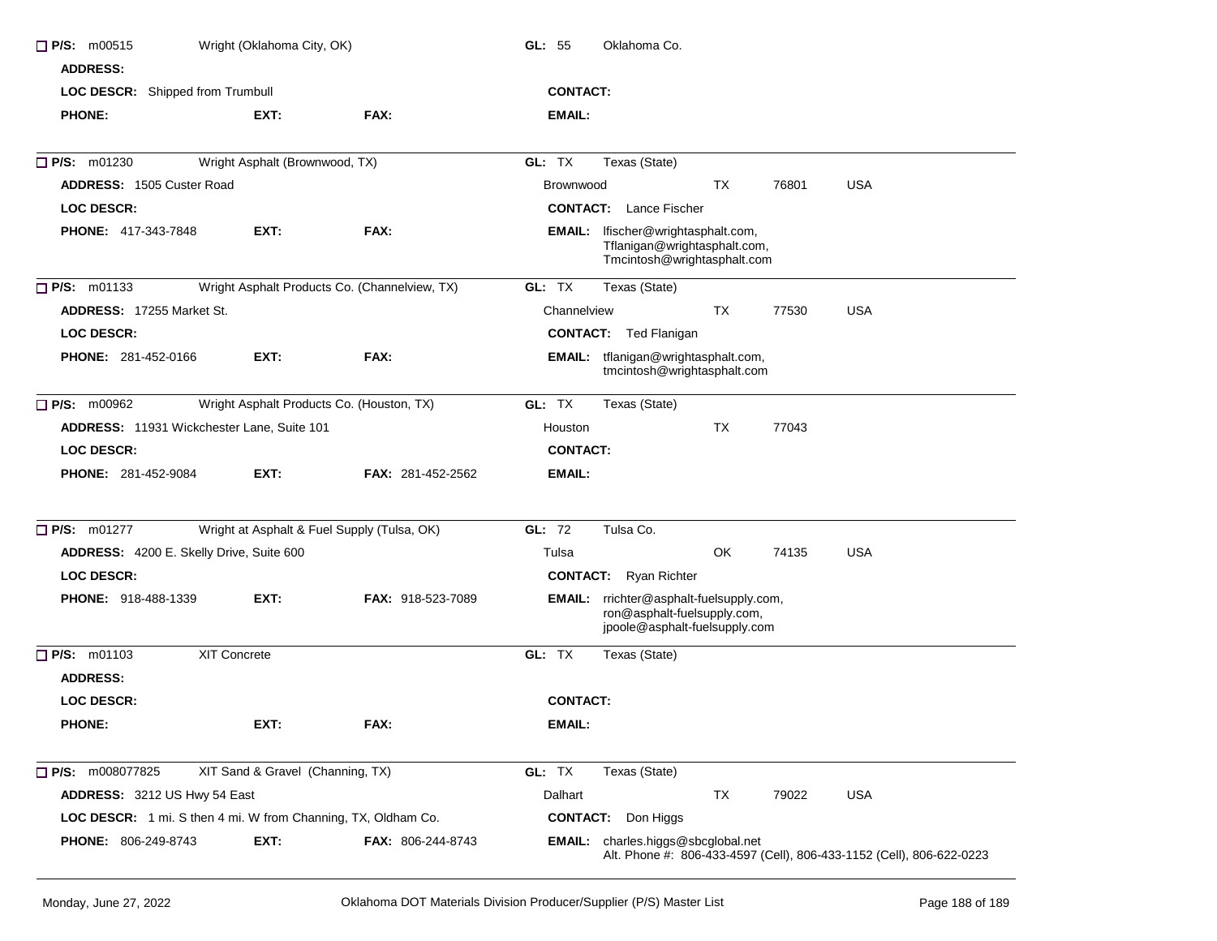☐ **P/S:** m00515 Wright (Oklahoma City, OK) **GL:** 55 Oklahoma Co.

**ADDRESS:**

**LOC DESCR:** Shipped from Trumbull **CONTACT:**

**PHONE:** **EXT:** **FAX:** **EMAIL:**

---

☐ **P/S:** m01230 Wright Asphalt (Brownwood, TX) **GL:** TX Texas (State)

**ADDRESS:** 1505 Custer Road Brownwood TX 76801 USA

**LOC DESCR:** **CONTACT:** Lance Fischer

**PHONE:** 417-343-7848 **EXT:** **FAX:** **EMAIL:** lfischer@wrightasphalt.com, Tflanigan@wrightasphalt.com, Tmcintosh@wrightasphalt.com

---

☐ **P/S:** m01133 Wright Asphalt Products Co. (Channelview, TX) **GL:** TX Texas (State)

**ADDRESS:** 17255 Market St. Channelview TX 77530 USA

**LOC DESCR:** **CONTACT:** Ted Flanigan

**PHONE:** 281-452-0166 **EXT:** **FAX:** **EMAIL:** tflanigan@wrightasphalt.com, tmcintosh@wrightasphalt.com

---

☐ **P/S:** m00962 Wright Asphalt Products Co. (Houston, TX) **GL:** TX Texas (State)

**ADDRESS:** 11931 Wickchester Lane, Suite 101 Houston TX 77043

**LOC DESCR:** **CONTACT:**

**PHONE:** 281-452-9084 **EXT:** **FAX:** 281-452-2562 **EMAIL:**

---

☐ **P/S:** m01277 Wright at Asphalt & Fuel Supply (Tulsa, OK) **GL:** 72 Tulsa Co.

**ADDRESS:** 4200 E. Skelly Drive, Suite 600 Tulsa OK 74135 USA

**LOC DESCR:** **CONTACT:** Ryan Richter

**PHONE:** 918-488-1339 **EXT:** **FAX:** 918-523-7089 **EMAIL:** rrichter@asphalt-fuelsupply.com, ron@asphalt-fuelsupply.com, jpoole@asphalt-fuelsupply.com

---

☐ **P/S:** m01103 XIT Concrete **GL:** TX Texas (State)

**ADDRESS:**

**LOC DESCR:** **CONTACT:**

**PHONE:** **EXT:** **FAX:** **EMAIL:**

---

☐ **P/S:** m008077825 XIT Sand & Gravel (Channing, TX) **GL:** TX Texas (State)

**ADDRESS:** 3212 US Hwy 54 East Dalhart TX 79022 USA

**LOC DESCR:** 1 mi. S then 4 mi. W from Channing, TX, Oldham Co. **CONTACT:** Don Higgs

**PHONE:** 806-249-8743 **EXT:** **FAX:** 806-244-8743 **EMAIL:** charles.higgs@sbcglobal.net
Alt. Phone #: 806-433-4597 (Cell), 806-433-1152 (Cell), 806-622-0223

---

Monday, June 27, 2022 Oklahoma DOT Materials Division Producer/Supplier (P/S) Master List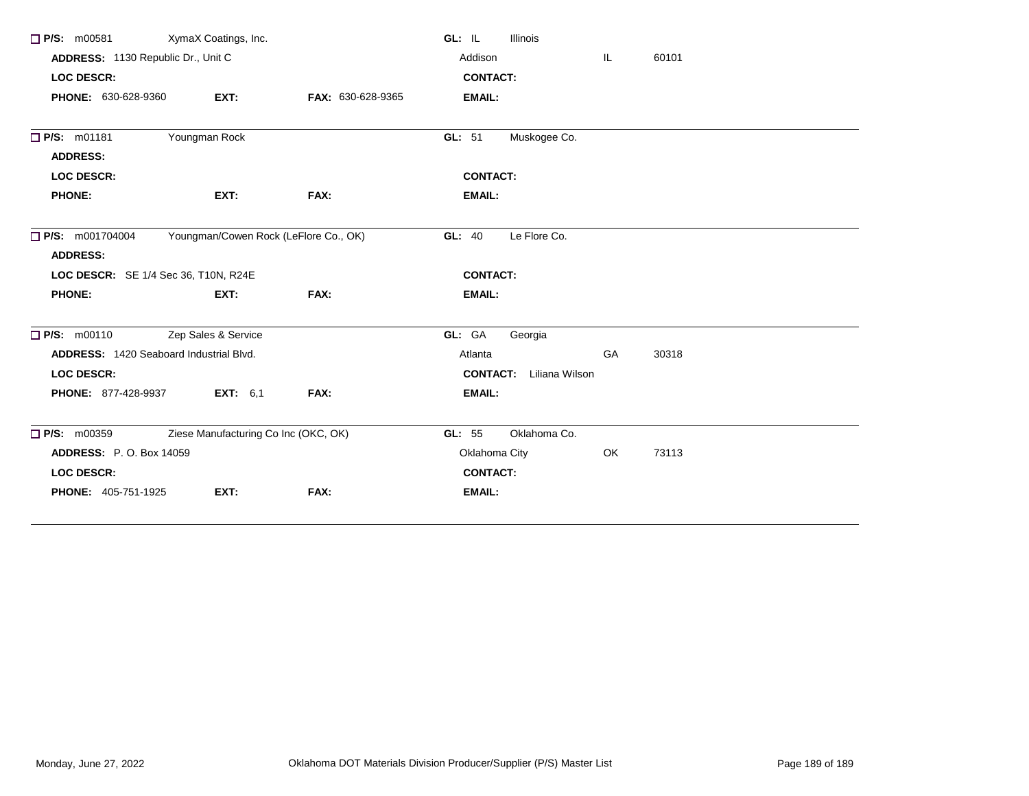☐ **P/S:** m00581 XymaX Coatings, Inc. **GL:** IL Illinois

**ADDRESS:** 1130 Republic Dr., Unit C Addison IL 60101

**LOC DESCR:** **CONTACT:**

**PHONE:** 630-628-9360 **EXT:** **FAX:** 630-628-9365 **EMAIL:**

---

☐ **P/S:** m01181 Youngman Rock **GL:** 51 Muskogee Co.

**ADDRESS:**

**LOC DESCR:** **CONTACT:**

**PHONE:** **EXT:** **FAX:** **EMAIL:**

---

☐ **P/S:** m001704004 Youngman/Cowen Rock (LeFlore Co., OK) **GL:** 40 Le Flore Co.

**ADDRESS:**

**LOC DESCR:** SE 1/4 Sec 36, T10N, R24E **CONTACT:**

**PHONE:** **EXT:** **FAX:** **EMAIL:**

---

☐ **P/S:** m00110 Zep Sales & Service **GL:** GA Georgia

**ADDRESS:** 1420 Seaboard Industrial Blvd. Atlanta GA 30318

**LOC DESCR:** **CONTACT:** Liliana Wilson

**PHONE:** 877-428-9937 **EXT:** 6,1 **FAX:** **EMAIL:**

---

☐ **P/S:** m00359 Ziese Manufacturing Co Inc (OKC, OK) **GL:** 55 Oklahoma Co.

**ADDRESS:** P. O. Box 14059 Oklahoma City OK 73113

**LOC DESCR:** **CONTACT:**

**PHONE:** 405-751-1925 **EXT:** **FAX:** **EMAIL:**

---